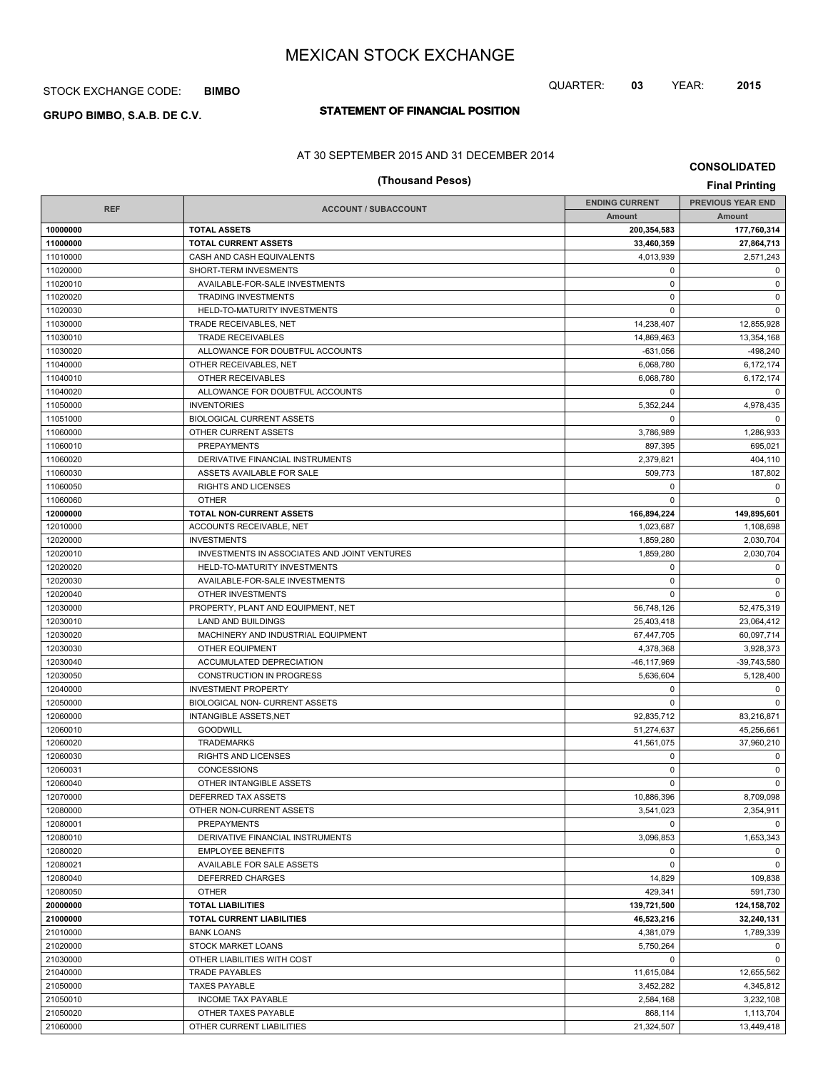# MEXICAN STOCK EXCHANGE

STOCK EXCHANGE CODE: **BIMBO**

QUARTER: **03** YEAR: **2015**

**GRUPO BIMBO, S.A.B. DE C.V.**

## STATEMENT OF FINANCIAL POSITION

AT 30 SEPTEMBER 2015 AND 31 DECEMBER 2014

**CONSOLIDATED**

**(Thousand Pesos)**

**Final Printing**

| REF | ACCOUNT / SUBACCOUNT | ENDING CURRENT | PREVIOUS YEAR END |
|---|---|---|---|
| | | Amount | Amount |
| **10000000** | **TOTAL ASSETS** | **200,354,583** | **177,760,314** |
| **11000000** | **TOTAL CURRENT ASSETS** | **33,460,359** | **27,864,713** |
| 11010000 | CASH AND CASH EQUIVALENTS | 4,013,939 | 2,571,243 |
| 11020000 | SHORT-TERM INVESMENTS | 0 | 0 |
| 11020010 | AVAILABLE-FOR-SALE INVESTMENTS | 0 | 0 |
| 11020020 | TRADING INVESTMENTS | 0 | 0 |
| 11020030 | HELD-TO-MATURITY INVESTMENTS | 0 | 0 |
| 11030000 | TRADE RECEIVABLES, NET | 14,238,407 | 12,855,928 |
| 11030010 | TRADE RECEIVABLES | 14,869,463 | 13,354,168 |
| 11030020 | ALLOWANCE FOR DOUBTFUL ACCOUNTS | -631,056 | -498,240 |
| 11040000 | OTHER RECEIVABLES, NET | 6,068,780 | 6,172,174 |
| 11040010 | OTHER RECEIVABLES | 6,068,780 | 6,172,174 |
| 11040020 | ALLOWANCE FOR DOUBTFUL ACCOUNTS | 0 | 0 |
| 11050000 | INVENTORIES | 5,352,244 | 4,978,435 |
| 11051000 | BIOLOGICAL CURRENT ASSETS | 0 | 0 |
| 11060000 | OTHER CURRENT ASSETS | 3,786,989 | 1,286,933 |
| 11060010 | PREPAYMENTS | 897,395 | 695,021 |
| 11060020 | DERIVATIVE FINANCIAL INSTRUMENTS | 2,379,821 | 404,110 |
| 11060030 | ASSETS AVAILABLE FOR SALE | 509,773 | 187,802 |
| 11060050 | RIGHTS AND LICENSES | 0 | 0 |
| 11060060 | OTHER | 0 | 0 |
| **12000000** | **TOTAL NON-CURRENT ASSETS** | **166,894,224** | **149,895,601** |
| 12010000 | ACCOUNTS RECEIVABLE, NET | 1,023,687 | 1,108,698 |
| 12020000 | INVESTMENTS | 1,859,280 | 2,030,704 |
| 12020010 | INVESTMENTS IN ASSOCIATES AND JOINT VENTURES | 1,859,280 | 2,030,704 |
| 12020020 | HELD-TO-MATURITY INVESTMENTS | 0 | 0 |
| 12020030 | AVAILABLE-FOR-SALE INVESTMENTS | 0 | 0 |
| 12020040 | OTHER INVESTMENTS | 0 | 0 |
| 12030000 | PROPERTY, PLANT AND EQUIPMENT, NET | 56,748,126 | 52,475,319 |
| 12030010 | LAND AND BUILDINGS | 25,403,418 | 23,064,412 |
| 12030020 | MACHINERY AND INDUSTRIAL EQUIPMENT | 67,447,705 | 60,097,714 |
| 12030030 | OTHER EQUIPMENT | 4,378,368 | 3,928,373 |
| 12030040 | ACCUMULATED DEPRECIATION | -46,117,969 | -39,743,580 |
| 12030050 | CONSTRUCTION IN PROGRESS | 5,636,604 | 5,128,400 |
| 12040000 | INVESTMENT PROPERTY | 0 | 0 |
| 12050000 | BIOLOGICAL NON- CURRENT ASSETS | 0 | 0 |
| 12060000 | INTANGIBLE ASSETS,NET | 92,835,712 | 83,216,871 |
| 12060010 | GOODWILL | 51,274,637 | 45,256,661 |
| 12060020 | TRADEMARKS | 41,561,075 | 37,960,210 |
| 12060030 | RIGHTS AND LICENSES | 0 | 0 |
| 12060031 | CONCESSIONS | 0 | 0 |
| 12060040 | OTHER INTANGIBLE ASSETS | 0 | 0 |
| 12070000 | DEFERRED TAX ASSETS | 10,886,396 | 8,709,098 |
| 12080000 | OTHER NON-CURRENT ASSETS | 3,541,023 | 2,354,911 |
| 12080001 | PREPAYMENTS | 0 | 0 |
| 12080010 | DERIVATIVE FINANCIAL INSTRUMENTS | 3,096,853 | 1,653,343 |
| 12080020 | EMPLOYEE BENEFITS | 0 | 0 |
| 12080021 | AVAILABLE FOR SALE ASSETS | 0 | 0 |
| 12080040 | DEFERRED CHARGES | 14,829 | 109,838 |
| 12080050 | OTHER | 429,341 | 591,730 |
| **20000000** | **TOTAL LIABILITIES** | **139,721,500** | **124,158,702** |
| **21000000** | **TOTAL CURRENT LIABILITIES** | **46,523,216** | **32,240,131** |
| 21010000 | BANK LOANS | 4,381,079 | 1,789,339 |
| 21020000 | STOCK MARKET LOANS | 5,750,264 | 0 |
| 21030000 | OTHER LIABILITIES WITH COST | 0 | 0 |
| 21040000 | TRADE PAYABLES | 11,615,084 | 12,655,562 |
| 21050000 | TAXES PAYABLE | 3,452,282 | 4,345,812 |
| 21050010 | INCOME TAX PAYABLE | 2,584,168 | 3,232,108 |
| 21050020 | OTHER TAXES PAYABLE | 868,114 | 1,113,704 |
| 21060000 | OTHER CURRENT LIABILITIES | 21,324,507 | 13,449,418 |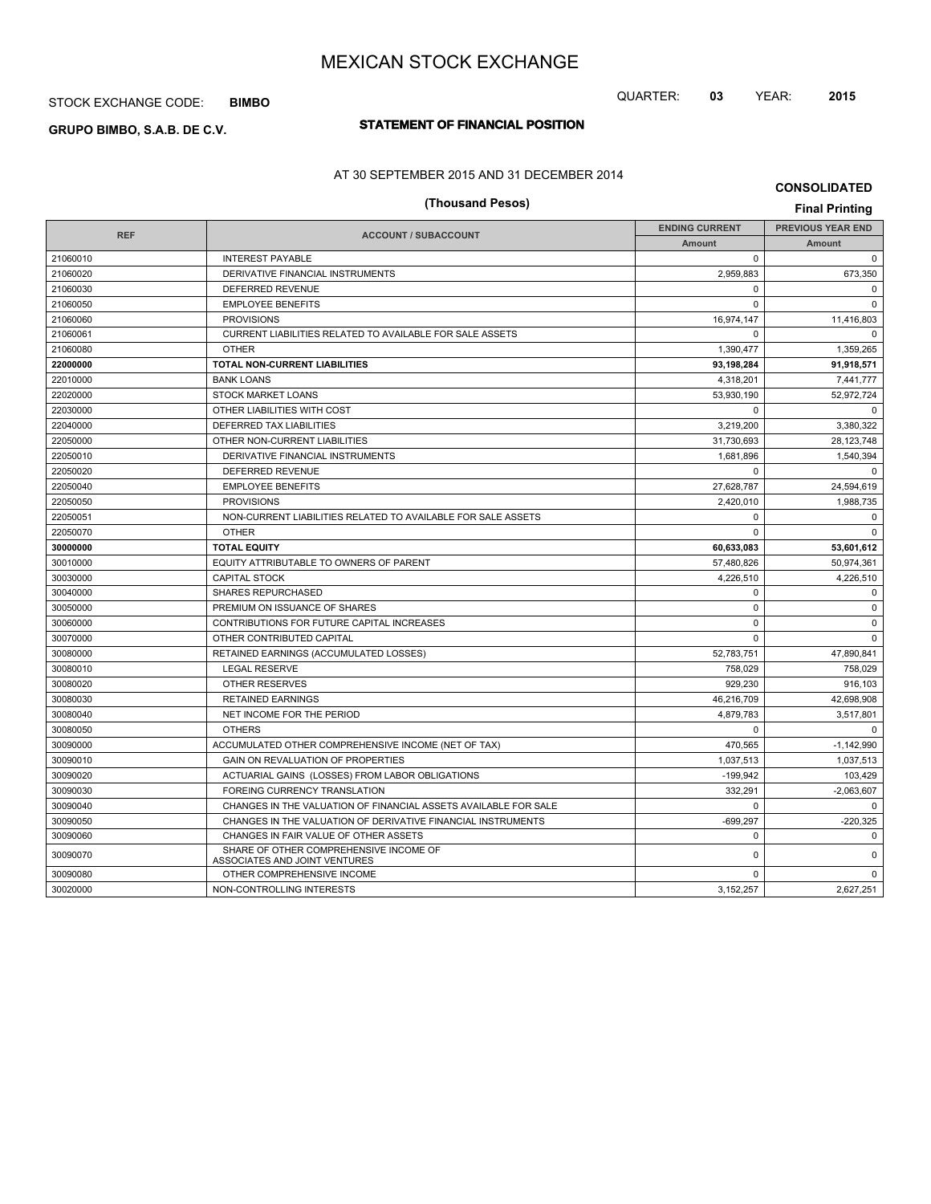# MEXICAN STOCK EXCHANGE

STOCK EXCHANGE CODE: **BIMBO**

QUARTER: **03** YEAR: **2015**

**GRUPO BIMBO, S.A.B. DE C.V.**

## STATEMENT OF FINANCIAL POSITION

AT 30 SEPTEMBER 2015 AND 31 DECEMBER 2014

**CONSOLIDATED**

**(Thousand Pesos)**

**Final Printing**

| REF | ACCOUNT / SUBACCOUNT | ENDING CURRENT Amount | PREVIOUS YEAR END Amount |
|---|---|---|---|
| 21060010 | INTEREST PAYABLE | 0 | 0 |
| 21060020 | DERIVATIVE FINANCIAL INSTRUMENTS | 2,959,883 | 673,350 |
| 21060030 | DEFERRED REVENUE | 0 | 0 |
| 21060050 | EMPLOYEE BENEFITS | 0 | 0 |
| 21060060 | PROVISIONS | 16,974,147 | 11,416,803 |
| 21060061 | CURRENT LIABILITIES RELATED TO AVAILABLE FOR SALE ASSETS | 0 | 0 |
| 21060080 | OTHER | 1,390,477 | 1,359,265 |
| **22000000** | **TOTAL NON-CURRENT LIABILITIES** | **93,198,284** | **91,918,571** |
| 22010000 | BANK LOANS | 4,318,201 | 7,441,777 |
| 22020000 | STOCK MARKET LOANS | 53,930,190 | 52,972,724 |
| 22030000 | OTHER LIABILITIES WITH COST | 0 | 0 |
| 22040000 | DEFERRED TAX LIABILITIES | 3,219,200 | 3,380,322 |
| 22050000 | OTHER NON-CURRENT LIABILITIES | 31,730,693 | 28,123,748 |
| 22050010 | DERIVATIVE FINANCIAL INSTRUMENTS | 1,681,896 | 1,540,394 |
| 22050020 | DEFERRED REVENUE | 0 | 0 |
| 22050040 | EMPLOYEE BENEFITS | 27,628,787 | 24,594,619 |
| 22050050 | PROVISIONS | 2,420,010 | 1,988,735 |
| 22050051 | NON-CURRENT LIABILITIES RELATED TO AVAILABLE FOR SALE ASSETS | 0 | 0 |
| 22050070 | OTHER | 0 | 0 |
| **30000000** | **TOTAL EQUITY** | **60,633,083** | **53,601,612** |
| 30010000 | EQUITY ATTRIBUTABLE TO OWNERS OF PARENT | 57,480,826 | 50,974,361 |
| 30030000 | CAPITAL STOCK | 4,226,510 | 4,226,510 |
| 30040000 | SHARES REPURCHASED | 0 | 0 |
| 30050000 | PREMIUM ON ISSUANCE OF SHARES | 0 | 0 |
| 30060000 | CONTRIBUTIONS FOR FUTURE CAPITAL INCREASES | 0 | 0 |
| 30070000 | OTHER CONTRIBUTED CAPITAL | 0 | 0 |
| 30080000 | RETAINED EARNINGS (ACCUMULATED LOSSES) | 52,783,751 | 47,890,841 |
| 30080010 | LEGAL RESERVE | 758,029 | 758,029 |
| 30080020 | OTHER RESERVES | 929,230 | 916,103 |
| 30080030 | RETAINED EARNINGS | 46,216,709 | 42,698,908 |
| 30080040 | NET INCOME FOR THE PERIOD | 4,879,783 | 3,517,801 |
| 30080050 | OTHERS | 0 | 0 |
| 30090000 | ACCUMULATED OTHER COMPREHENSIVE INCOME (NET OF TAX) | 470,565 | -1,142,990 |
| 30090010 | GAIN ON REVALUATION OF PROPERTIES | 1,037,513 | 1,037,513 |
| 30090020 | ACTUARIAL GAINS (LOSSES) FROM LABOR OBLIGATIONS | -199,942 | 103,429 |
| 30090030 | FOREING CURRENCY TRANSLATION | 332,291 | -2,063,607 |
| 30090040 | CHANGES IN THE VALUATION OF FINANCIAL ASSETS AVAILABLE FOR SALE | 0 | 0 |
| 30090050 | CHANGES IN THE VALUATION OF DERIVATIVE FINANCIAL INSTRUMENTS | -699,297 | -220,325 |
| 30090060 | CHANGES IN FAIR VALUE OF OTHER ASSETS | 0 | 0 |
| 30090070 | SHARE OF OTHER COMPREHENSIVE INCOME OF ASSOCIATES AND JOINT VENTURES | 0 | 0 |
| 30090080 | OTHER COMPREHENSIVE INCOME | 0 | 0 |
| 30020000 | NON-CONTROLLING INTERESTS | 3,152,257 | 2,627,251 |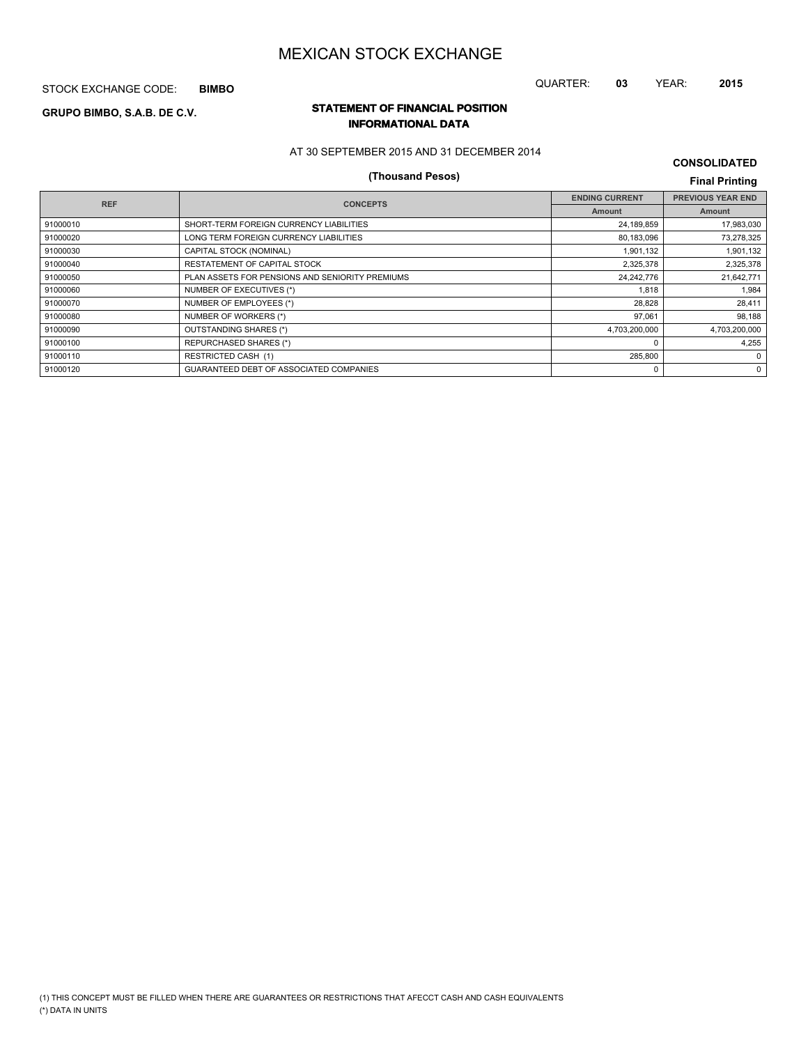# MEXICAN STOCK EXCHANGE

STOCK EXCHANGE CODE: **BIMBO**

QUARTER: **03** YEAR: **2015**

**GRUPO BIMBO, S.A.B. DE C.V.**

## STATEMENT OF FINANCIAL POSITION
## INFORMATIONAL DATA

AT 30 SEPTEMBER 2015 AND 31 DECEMBER 2014

**(Thousand Pesos)**

**CONSOLIDATED**

**Final Printing**

| REF | CONCEPTS | ENDING CURRENT | PREVIOUS YEAR END |
|---|---|---|---|
| | | Amount | Amount |
| 91000010 | SHORT-TERM FOREIGN CURRENCY LIABILITIES | 24,189,859 | 17,983,030 |
| 91000020 | LONG TERM FOREIGN CURRENCY LIABILITIES | 80,183,096 | 73,278,325 |
| 91000030 | CAPITAL STOCK (NOMINAL) | 1,901,132 | 1,901,132 |
| 91000040 | RESTATEMENT OF CAPITAL STOCK | 2,325,378 | 2,325,378 |
| 91000050 | PLAN ASSETS FOR PENSIONS AND SENIORITY PREMIUMS | 24,242,776 | 21,642,771 |
| 91000060 | NUMBER OF EXECUTIVES (*) | 1,818 | 1,984 |
| 91000070 | NUMBER OF EMPLOYEES (*) | 28,828 | 28,411 |
| 91000080 | NUMBER OF WORKERS (*) | 97,061 | 98,188 |
| 91000090 | OUTSTANDING SHARES (*) | 4,703,200,000 | 4,703,200,000 |
| 91000100 | REPURCHASED SHARES (*) | 0 | 4,255 |
| 91000110 | RESTRICTED CASH (1) | 285,800 | 0 |
| 91000120 | GUARANTEED DEBT OF ASSOCIATED COMPANIES | 0 | 0 |

(1) THIS CONCEPT MUST BE FILLED WHEN THERE ARE GUARANTEES OR RESTRICTIONS THAT AFECCT CASH AND CASH EQUIVALENTS

(*) DATA IN UNITS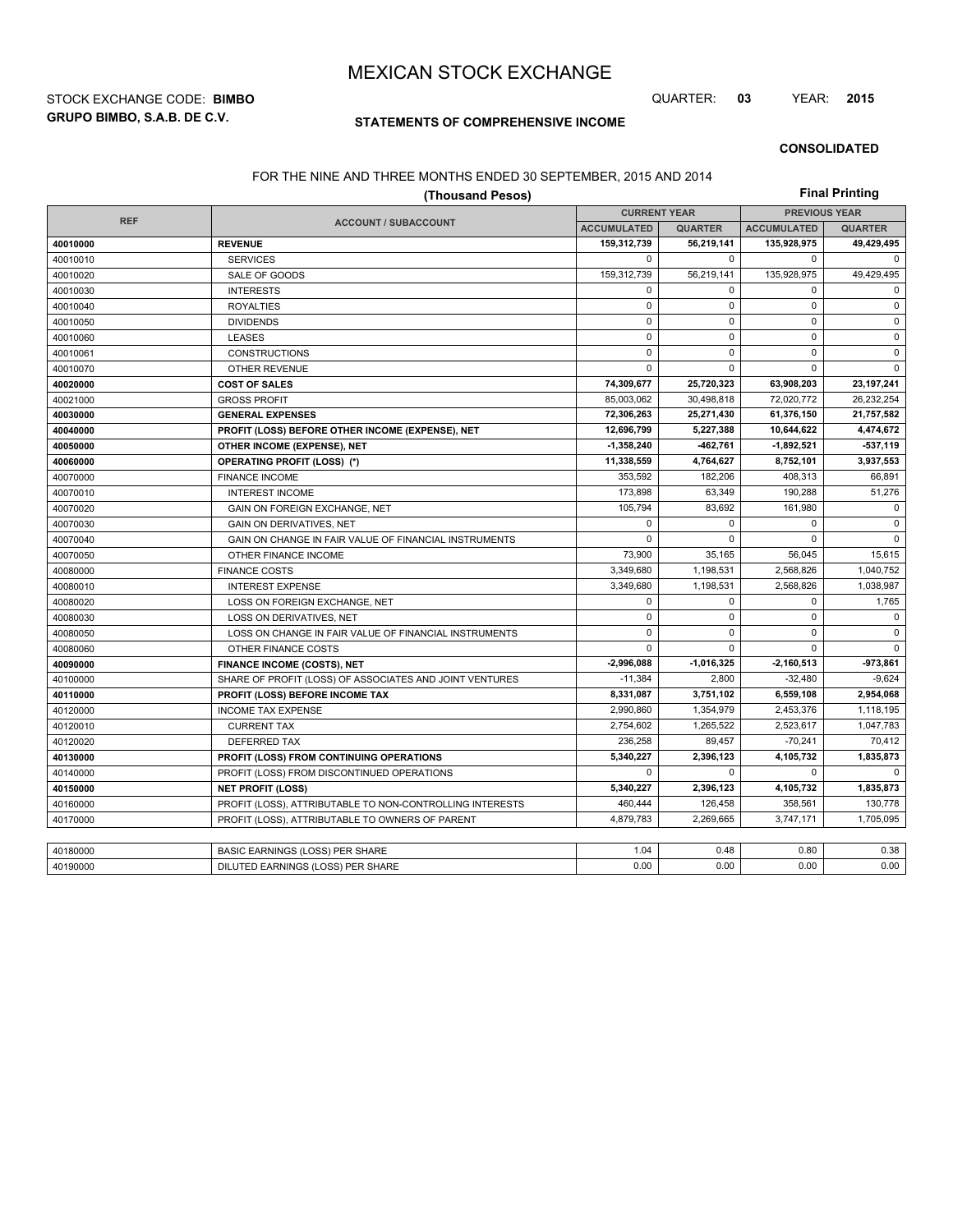# MEXICAN STOCK EXCHANGE

STOCK EXCHANGE CODE: **BIMBO**

QUARTER: **03** YEAR: **2015**

**GRUPO BIMBO, S.A.B. DE C.V.**

## STATEMENTS OF COMPREHENSIVE INCOME

**CONSOLIDATED**

FOR THE NINE AND THREE MONTHS ENDED 30 SEPTEMBER, 2015 AND 2014

**(Thousand Pesos)**

**Final Printing**

| REF | ACCOUNT / SUBACCOUNT | CURRENT YEAR | | PREVIOUS YEAR | |
|---|---|---|---|---|---|
| | | ACCUMULATED | QUARTER | ACCUMULATED | QUARTER |
| **40010000** | **REVENUE** | **159,312,739** | **56,219,141** | **135,928,975** | **49,429,495** |
| 40010010 | SERVICES | 0 | 0 | 0 | 0 |
| 40010020 | SALE OF GOODS | 159,312,739 | 56,219,141 | 135,928,975 | 49,429,495 |
| 40010030 | INTERESTS | 0 | 0 | 0 | 0 |
| 40010040 | ROYALTIES | 0 | 0 | 0 | 0 |
| 40010050 | DIVIDENDS | 0 | 0 | 0 | 0 |
| 40010060 | LEASES | 0 | 0 | 0 | 0 |
| 40010061 | CONSTRUCTIONS | 0 | 0 | 0 | 0 |
| 40010070 | OTHER REVENUE | 0 | 0 | 0 | 0 |
| **40020000** | **COST OF SALES** | **74,309,677** | **25,720,323** | **63,908,203** | **23,197,241** |
| 40021000 | GROSS PROFIT | 85,003,062 | 30,498,818 | 72,020,772 | 26,232,254 |
| **40030000** | **GENERAL EXPENSES** | **72,306,263** | **25,271,430** | **61,376,150** | **21,757,582** |
| **40040000** | **PROFIT (LOSS) BEFORE OTHER INCOME (EXPENSE), NET** | **12,696,799** | **5,227,388** | **10,644,622** | **4,474,672** |
| **40050000** | **OTHER INCOME (EXPENSE), NET** | **-1,358,240** | **-462,761** | **-1,892,521** | **-537,119** |
| **40060000** | **OPERATING PROFIT (LOSS) (\*)** | **11,338,559** | **4,764,627** | **8,752,101** | **3,937,553** |
| 40070000 | FINANCE INCOME | 353,592 | 182,206 | 408,313 | 66,891 |
| 40070010 | INTEREST INCOME | 173,898 | 63,349 | 190,288 | 51,276 |
| 40070020 | GAIN ON FOREIGN EXCHANGE, NET | 105,794 | 83,692 | 161,980 | 0 |
| 40070030 | GAIN ON DERIVATIVES, NET | 0 | 0 | 0 | 0 |
| 40070040 | GAIN ON CHANGE IN FAIR VALUE OF FINANCIAL INSTRUMENTS | 0 | 0 | 0 | 0 |
| 40070050 | OTHER FINANCE INCOME | 73,900 | 35,165 | 56,045 | 15,615 |
| 40080000 | FINANCE COSTS | 3,349,680 | 1,198,531 | 2,568,826 | 1,040,752 |
| 40080010 | INTEREST EXPENSE | 3,349,680 | 1,198,531 | 2,568,826 | 1,038,987 |
| 40080020 | LOSS ON FOREIGN EXCHANGE, NET | 0 | 0 | 0 | 1,765 |
| 40080030 | LOSS ON DERIVATIVES, NET | 0 | 0 | 0 | 0 |
| 40080050 | LOSS ON CHANGE IN FAIR VALUE OF FINANCIAL INSTRUMENTS | 0 | 0 | 0 | 0 |
| 40080060 | OTHER FINANCE COSTS | 0 | 0 | 0 | 0 |
| **40090000** | **FINANCE INCOME (COSTS), NET** | **-2,996,088** | **-1,016,325** | **-2,160,513** | **-973,861** |
| 40100000 | SHARE OF PROFIT (LOSS) OF ASSOCIATES AND JOINT VENTURES | -11,384 | 2,800 | -32,480 | -9,624 |
| **40110000** | **PROFIT (LOSS) BEFORE INCOME TAX** | **8,331,087** | **3,751,102** | **6,559,108** | **2,954,068** |
| 40120000 | INCOME TAX EXPENSE | 2,990,860 | 1,354,979 | 2,453,376 | 1,118,195 |
| 40120010 | CURRENT TAX | 2,754,602 | 1,265,522 | 2,523,617 | 1,047,783 |
| 40120020 | DEFERRED TAX | 236,258 | 89,457 | -70,241 | 70,412 |
| **40130000** | **PROFIT (LOSS) FROM CONTINUING OPERATIONS** | **5,340,227** | **2,396,123** | **4,105,732** | **1,835,873** |
| 40140000 | PROFIT (LOSS) FROM DISCONTINUED OPERATIONS | 0 | 0 | 0 | 0 |
| **40150000** | **NET PROFIT (LOSS)** | **5,340,227** | **2,396,123** | **4,105,732** | **1,835,873** |
| 40160000 | PROFIT (LOSS), ATTRIBUTABLE TO NON-CONTROLLING INTERESTS | 460,444 | 126,458 | 358,561 | 130,778 |
| 40170000 | PROFIT (LOSS), ATTRIBUTABLE TO OWNERS OF PARENT | 4,879,783 | 2,269,665 | 3,747,171 | 1,705,095 |

| | | | | | |
|---|---|---|---|---|---|
| 40180000 | BASIC EARNINGS (LOSS) PER SHARE | 1.04 | 0.48 | 0.80 | 0.38 |
| 40190000 | DILUTED EARNINGS (LOSS) PER SHARE | 0.00 | 0.00 | 0.00 | 0.00 |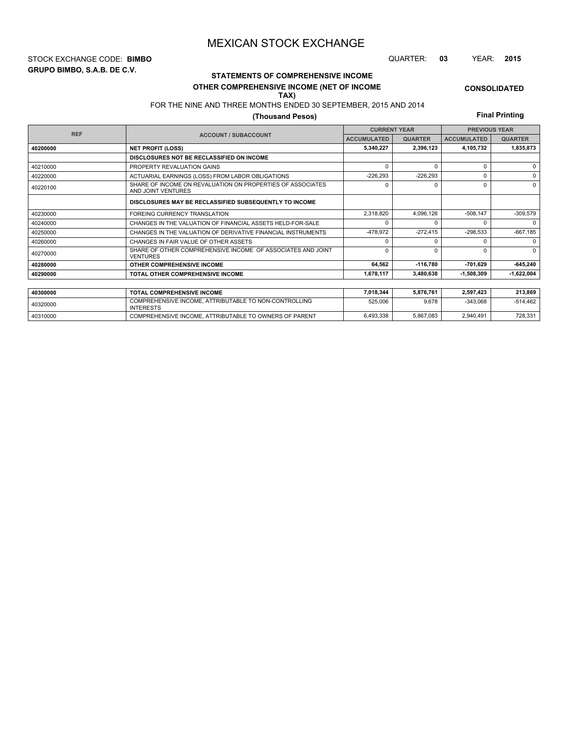# MEXICAN STOCK EXCHANGE

STOCK EXCHANGE CODE: **BIMBO**

QUARTER: **03** YEAR: **2015**

**GRUPO BIMBO, S.A.B. DE C.V.**

**STATEMENTS OF COMPREHENSIVE INCOME**

**OTHER COMPREHENSIVE INCOME (NET OF INCOME TAX)**

**CONSOLIDATED**

FOR THE NINE AND THREE MONTHS ENDED 30 SEPTEMBER, 2015 AND 2014

**(Thousand Pesos)**

**Final Printing**

| REF | ACCOUNT / SUBACCOUNT | CURRENT YEAR | | PREVIOUS YEAR | |
|---|---|---|---|---|---|
| | | ACCUMULATED | QUARTER | ACCUMULATED | QUARTER |
| **40200000** | **NET PROFIT (LOSS)** | **5,340,227** | **2,396,123** | **4,105,732** | **1,835,873** |
| | **DISCLOSURES NOT BE RECLASSIFIED ON INCOME** | | | | |
| 40210000 | PROPERTY REVALUATION GAINS | 0 | 0 | 0 | 0 |
| 40220000 | ACTUARIAL EARNINGS (LOSS) FROM LABOR OBLIGATIONS | -226,293 | -226,293 | 0 | 0 |
| 40220100 | SHARE OF INCOME ON REVALUATION ON PROPERTIES OF ASSOCIATES AND JOINT VENTURES | 0 | 0 | 0 | 0 |
| | **DISCLOSURES MAY BE RECLASSIFIED SUBSEQUENTLY TO INCOME** | | | | |
| 40230000 | FOREING CURRENCY TRANSLATION | 2,318,820 | 4,096,126 | -508,147 | -309,579 |
| 40240000 | CHANGES IN THE VALUATION OF FINANCIAL ASSETS HELD-FOR-SALE | 0 | 0 | 0 | 0 |
| 40250000 | CHANGES IN THE VALUATION OF DERIVATIVE FINANCIAL INSTRUMENTS | -478,972 | -272,415 | -298,533 | -667,185 |
| 40260000 | CHANGES IN FAIR VALUE OF OTHER ASSETS | 0 | 0 | 0 | 0 |
| 40270000 | SHARE OF OTHER COMPREHENSIVE INCOME OF ASSOCIATES AND JOINT VENTURES | 0 | 0 | 0 | 0 |
| **40280000** | **OTHER COMPREHENSIVE INCOME** | **64,562** | **-116,780** | **-701,629** | **-645,240** |
| **40290000** | **TOTAL OTHER COMPREHENSIVE INCOME** | **1,678,117** | **3,480,638** | **-1,508,309** | **-1,622,004** |

| REF | ACCOUNT / SUBACCOUNT | CURRENT YEAR ACCUMULATED | CURRENT YEAR QUARTER | PREVIOUS YEAR ACCUMULATED | PREVIOUS YEAR QUARTER |
|---|---|---|---|---|---|
| **40300000** | **TOTAL COMPREHENSIVE INCOME** | **7,018,344** | **5,876,761** | **2,597,423** | **213,869** |
| 40320000 | COMPREHENSIVE INCOME, ATTRIBUTABLE TO NON-CONTROLLING INTERESTS | 525,006 | 9,678 | -343,068 | -514,462 |
| 40310000 | COMPREHENSIVE INCOME, ATTRIBUTABLE TO OWNERS OF PARENT | 6,493,338 | 5,867,083 | 2,940,491 | 728,331 |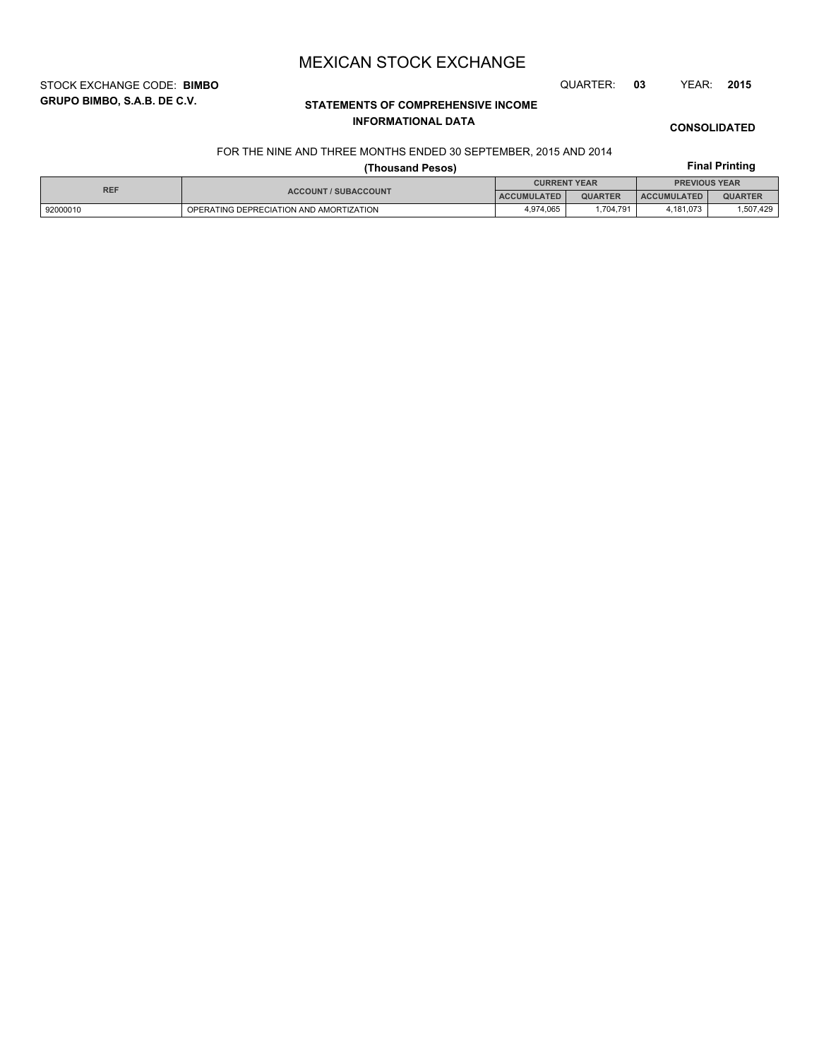# MEXICAN STOCK EXCHANGE

STOCK EXCHANGE CODE: **BIMBO**

QUARTER: **03** YEAR: **2015**

**GRUPO BIMBO, S.A.B. DE C.V.**

## STATEMENTS OF COMPREHENSIVE INCOME
## INFORMATIONAL DATA

**CONSOLIDATED**

FOR THE NINE AND THREE MONTHS ENDED 30 SEPTEMBER, 2015 AND 2014

**(Thousand Pesos)**

**Final Printing**

| REF | ACCOUNT / SUBACCOUNT | CURRENT YEAR | | PREVIOUS YEAR | |
|---|---|---|---|---|---|
| | | ACCUMULATED | QUARTER | ACCUMULATED | QUARTER |
| 92000010 | OPERATING DEPRECIATION AND AMORTIZATION | 4,974,065 | 1,704,791 | 4,181,073 | 1,507,429 |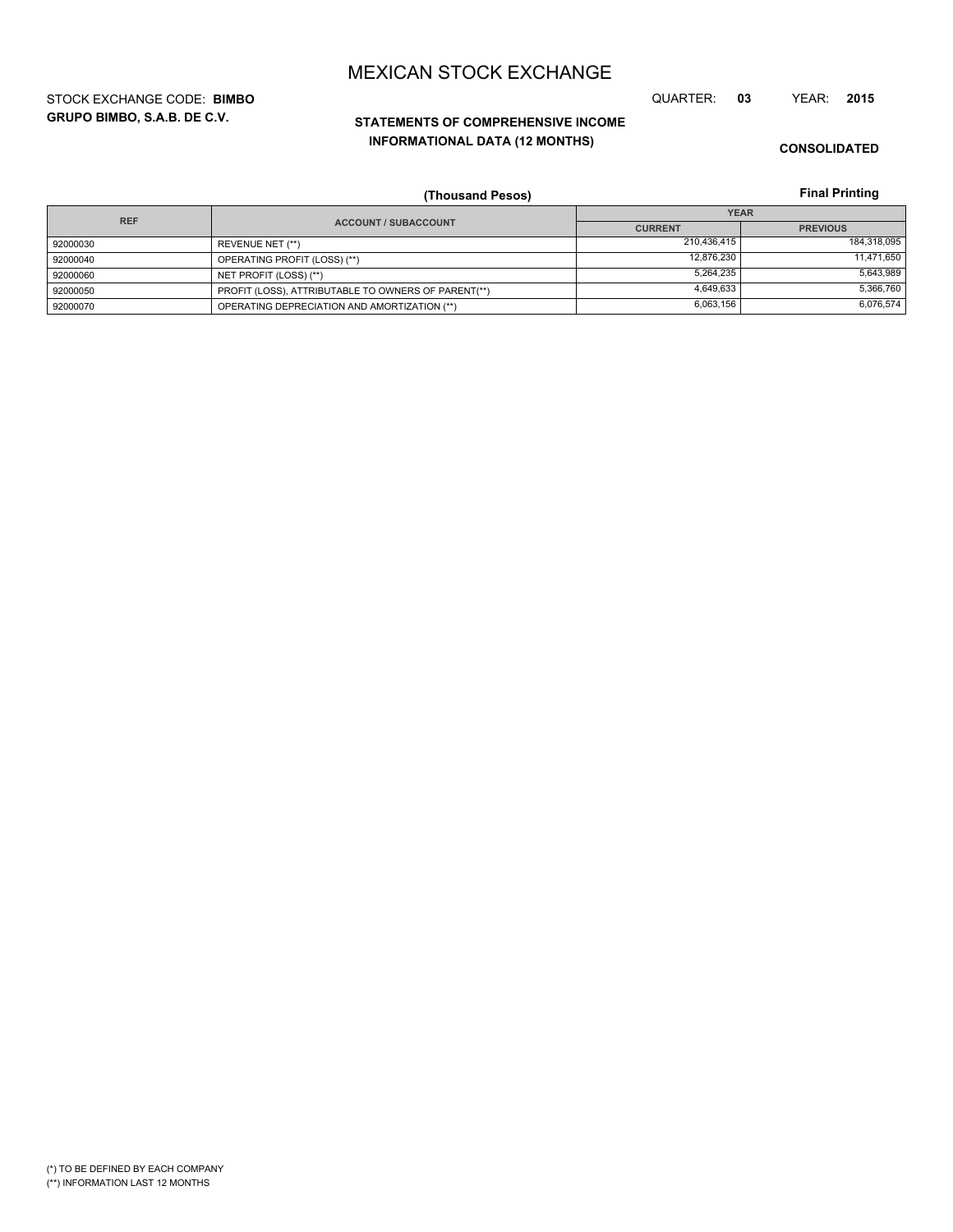# MEXICAN STOCK EXCHANGE

STOCK EXCHANGE CODE: **BIMBO**

**GRUPO BIMBO, S.A.B. DE C.V.**

QUARTER: **03** YEAR: **2015**

**STATEMENTS OF COMPREHENSIVE INCOME**
**INFORMATIONAL DATA (12 MONTHS)**

**CONSOLIDATED**

**(Thousand Pesos)**

**Final Printing**

| REF | ACCOUNT / SUBACCOUNT | YEAR | |
|---|---|---|---|
| | | CURRENT | PREVIOUS |
| 92000030 | REVENUE NET (**) | 210,436,415 | 184,318,095 |
| 92000040 | OPERATING PROFIT (LOSS) (**) | 12,876,230 | 11,471,650 |
| 92000060 | NET PROFIT (LOSS) (**) | 5,264,235 | 5,643,989 |
| 92000050 | PROFIT (LOSS), ATTRIBUTABLE TO OWNERS OF PARENT(**) | 4,649,633 | 5,366,760 |
| 92000070 | OPERATING DEPRECIATION AND AMORTIZATION (**) | 6,063,156 | 6,076,574 |

(*) TO BE DEFINED BY EACH COMPANY
(**) INFORMATION LAST 12 MONTHS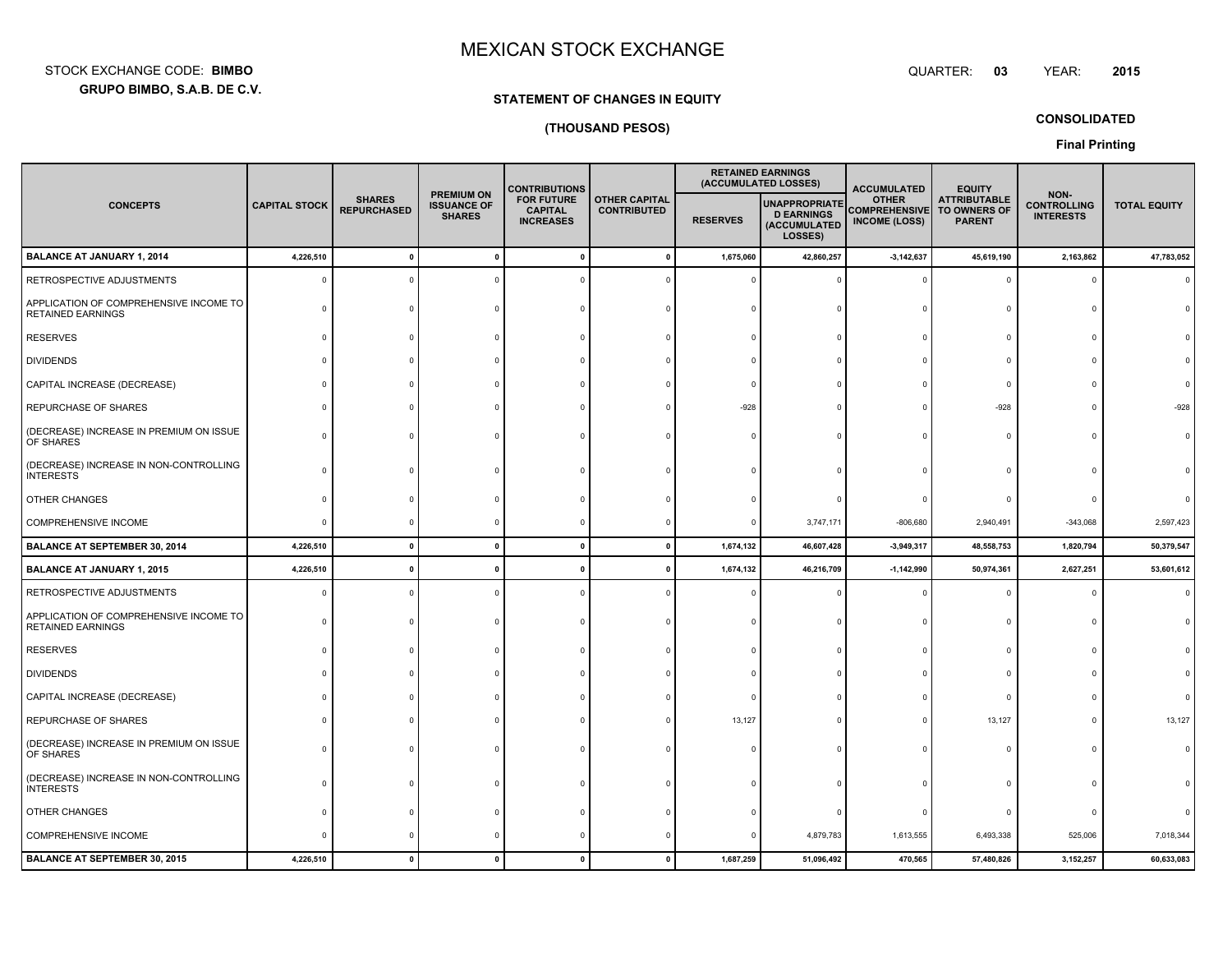# MEXICAN STOCK EXCHANGE

STOCK EXCHANGE CODE: **BIMBO**

**GRUPO BIMBO, S.A.B. DE C.V.**

QUARTER: **03** YEAR: **2015**

**STATEMENT OF CHANGES IN EQUITY**

**(THOUSAND PESOS)**

**CONSOLIDATED**

**Final Printing**

| CONCEPTS | CAPITAL STOCK | SHARES REPURCHASED | PREMIUM ON ISSUANCE OF SHARES | CONTRIBUTIONS FOR FUTURE CAPITAL INCREASES | OTHER CAPITAL CONTRIBUTED | RETAINED EARNINGS (ACCUMULATED LOSSES) | | ACCUMULATED OTHER COMPREHENSIVE INCOME (LOSS) | EQUITY ATTRIBUTABLE TO OWNERS OF PARENT | NON-CONTROLLING INTERESTS | TOTAL EQUITY |
|---|---|---|---|---|---|---|---|---|---|---|---|
| | | | | | | RESERVES | UNAPPROPRIATED EARNINGS (ACCUMULATED LOSSES) | | | | |
| **BALANCE AT JANUARY 1, 2014** | **4,226,510** | **0** | **0** | **0** | **0** | **1,675,060** | **42,860,257** | **-3,142,637** | **45,619,190** | **2,163,862** | **47,783,052** |
| RETROSPECTIVE ADJUSTMENTS | 0 | 0 | 0 | 0 | 0 | 0 | 0 | 0 | 0 | 0 | 0 |
| APPLICATION OF COMPREHENSIVE INCOME TO RETAINED EARNINGS | 0 | 0 | 0 | 0 | 0 | 0 | 0 | 0 | 0 | 0 | 0 |
| RESERVES | 0 | 0 | 0 | 0 | 0 | 0 | 0 | 0 | 0 | 0 | 0 |
| DIVIDENDS | 0 | 0 | 0 | 0 | 0 | 0 | 0 | 0 | 0 | 0 | 0 |
| CAPITAL INCREASE (DECREASE) | 0 | 0 | 0 | 0 | 0 | 0 | 0 | 0 | 0 | 0 | 0 |
| REPURCHASE OF SHARES | 0 | 0 | 0 | 0 | 0 | -928 | 0 | 0 | -928 | 0 | -928 |
| (DECREASE) INCREASE IN PREMIUM ON ISSUE OF SHARES | 0 | 0 | 0 | 0 | 0 | 0 | 0 | 0 | 0 | 0 | 0 |
| (DECREASE) INCREASE IN NON-CONTROLLING INTERESTS | 0 | 0 | 0 | 0 | 0 | 0 | 0 | 0 | 0 | 0 | 0 |
| OTHER CHANGES | 0 | 0 | 0 | 0 | 0 | 0 | 0 | 0 | 0 | 0 | 0 |
| COMPREHENSIVE INCOME | 0 | 0 | 0 | 0 | 0 | 0 | 3,747,171 | -806,680 | 2,940,491 | -343,068 | 2,597,423 |
| **BALANCE AT SEPTEMBER 30, 2014** | **4,226,510** | **0** | **0** | **0** | **0** | **1,674,132** | **46,607,428** | **-3,949,317** | **48,558,753** | **1,820,794** | **50,379,547** |
| **BALANCE AT JANUARY 1, 2015** | **4,226,510** | **0** | **0** | **0** | **0** | **1,674,132** | **46,216,709** | **-1,142,990** | **50,974,361** | **2,627,251** | **53,601,612** |
| RETROSPECTIVE ADJUSTMENTS | 0 | 0 | 0 | 0 | 0 | 0 | 0 | 0 | 0 | 0 | 0 |
| APPLICATION OF COMPREHENSIVE INCOME TO RETAINED EARNINGS | 0 | 0 | 0 | 0 | 0 | 0 | 0 | 0 | 0 | 0 | 0 |
| RESERVES | 0 | 0 | 0 | 0 | 0 | 0 | 0 | 0 | 0 | 0 | 0 |
| DIVIDENDS | 0 | 0 | 0 | 0 | 0 | 0 | 0 | 0 | 0 | 0 | 0 |
| CAPITAL INCREASE (DECREASE) | 0 | 0 | 0 | 0 | 0 | 0 | 0 | 0 | 0 | 0 | 0 |
| REPURCHASE OF SHARES | 0 | 0 | 0 | 0 | 0 | 13,127 | 0 | 0 | 13,127 | 0 | 13,127 |
| (DECREASE) INCREASE IN PREMIUM ON ISSUE OF SHARES | 0 | 0 | 0 | 0 | 0 | 0 | 0 | 0 | 0 | 0 | 0 |
| (DECREASE) INCREASE IN NON-CONTROLLING INTERESTS | 0 | 0 | 0 | 0 | 0 | 0 | 0 | 0 | 0 | 0 | 0 |
| OTHER CHANGES | 0 | 0 | 0 | 0 | 0 | 0 | 0 | 0 | 0 | 0 | 0 |
| COMPREHENSIVE INCOME | 0 | 0 | 0 | 0 | 0 | 0 | 4,879,783 | 1,613,555 | 6,493,338 | 525,006 | 7,018,344 |
| **BALANCE AT SEPTEMBER 30, 2015** | **4,226,510** | **0** | **0** | **0** | **0** | **1,687,259** | **51,096,492** | **470,565** | **57,480,826** | **3,152,257** | **60,633,083** |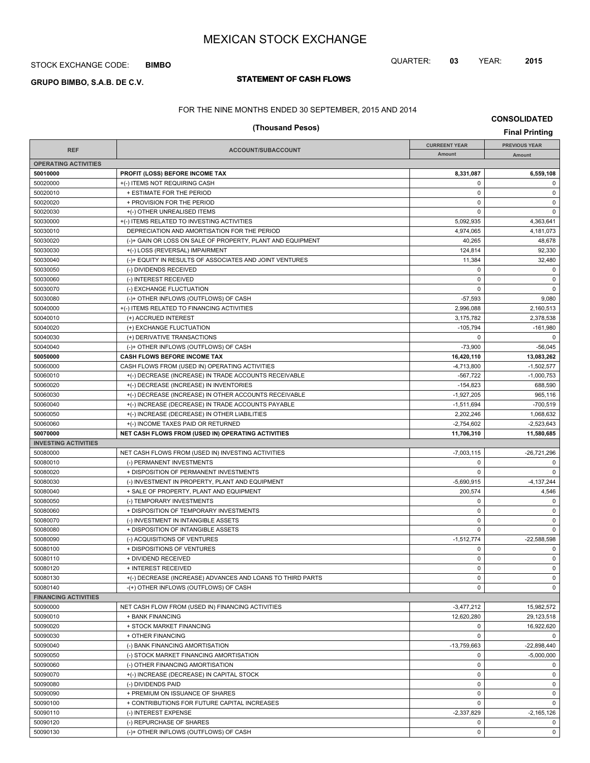# MEXICAN STOCK EXCHANGE

STOCK EXCHANGE CODE: **BIMBO**

QUARTER: **03** YEAR: **2015**

**GRUPO BIMBO, S.A.B. DE C.V.**

## STATEMENT OF CASH FLOWS

FOR THE NINE MONTHS ENDED 30 SEPTEMBER, 2015 AND 2014

**CONSOLIDATED**

**(Thousand Pesos)**

**Final Printing**

| REF | ACCOUNT/SUBACCOUNT | CURREENT YEAR Amount | PREVIOUS YEAR Amount |
|---|---|---|---|
| **OPERATING ACTIVITIES** | | | |
| **50010000** | **PROFIT (LOSS) BEFORE INCOME TAX** | **8,331,087** | **6,559,108** |
| 50020000 | +(-) ITEMS NOT REQUIRING CASH | 0 | 0 |
| 50020010 | + ESTIMATE FOR THE PERIOD | 0 | 0 |
| 50020020 | + PROVISION FOR THE PERIOD | 0 | 0 |
| 50020030 | +(-) OTHER UNREALISED ITEMS | 0 | 0 |
| 50030000 | +(-) ITEMS RELATED TO INVESTING ACTIVITIES | 5,092,935 | 4,363,641 |
| 50030010 | DEPRECIATION AND AMORTISATION FOR THE PERIOD | 4,974,065 | 4,181,073 |
| 50030020 | (-)+ GAIN OR LOSS ON SALE OF PROPERTY, PLANT AND EQUIPMENT | 40,265 | 48,678 |
| 50030030 | +(-) LOSS (REVERSAL) IMPAIRMENT | 124,814 | 92,330 |
| 50030040 | (-)+ EQUITY IN RESULTS OF ASSOCIATES AND JOINT VENTURES | 11,384 | 32,480 |
| 50030050 | (-) DIVIDENDS RECEIVED | 0 | 0 |
| 50030060 | (-) INTEREST RECEIVED | 0 | 0 |
| 50030070 | (-) EXCHANGE FLUCTUATION | 0 | 0 |
| 50030080 | (-)+ OTHER INFLOWS (OUTFLOWS) OF CASH | -57,593 | 9,080 |
| 50040000 | +(-) ITEMS RELATED TO FINANCING ACTIVITIES | 2,996,088 | 2,160,513 |
| 50040010 | (+) ACCRUED INTEREST | 3,175,782 | 2,378,538 |
| 50040020 | (+) EXCHANGE FLUCTUATION | -105,794 | -161,980 |
| 50040030 | (+) DERIVATIVE TRANSACTIONS | 0 | 0 |
| 50040040 | (-)+ OTHER INFLOWS (OUTFLOWS) OF CASH | -73,900 | -56,045 |
| **50050000** | **CASH FLOWS BEFORE INCOME TAX** | **16,420,110** | **13,083,262** |
| 50060000 | CASH FLOWS FROM (USED IN) OPERATING ACTIVITIES | -4,713,800 | -1,502,577 |
| 50060010 | +(-) DECREASE (INCREASE) IN TRADE ACCOUNTS RECEIVABLE | -567,722 | -1,000,753 |
| 50060020 | +(-) DECREASE (INCREASE) IN INVENTORIES | -154,823 | 688,590 |
| 50060030 | +(-) DECREASE (INCREASE) IN OTHER ACCOUNTS RECEIVABLE | -1,927,205 | 965,116 |
| 50060040 | +(-) INCREASE (DECREASE) IN TRADE ACCOUNTS PAYABLE | -1,511,694 | -700,519 |
| 50060050 | +(-) INCREASE (DECREASE) IN OTHER LIABILITIES | 2,202,246 | 1,068,632 |
| 50060060 | +(-) INCOME TAXES PAID OR RETURNED | -2,754,602 | -2,523,643 |
| **50070000** | **NET CASH FLOWS FROM (USED IN) OPERATING ACTIVITIES** | **11,706,310** | **11,580,685** |
| **INVESTING ACTIVITIES** | | | |
| 50080000 | NET CASH FLOWS FROM (USED IN) INVESTING ACTIVITIES | -7,003,115 | -26,721,296 |
| 50080010 | (-) PERMANENT INVESTMENTS | 0 | 0 |
| 50080020 | + DISPOSITION OF PERMANENT INVESTMENTS | 0 | 0 |
| 50080030 | (-) INVESTMENT IN PROPERTY, PLANT AND EQUIPMENT | -5,690,915 | -4,137,244 |
| 50080040 | + SALE OF PROPERTY, PLANT AND EQUIPMENT | 200,574 | 4,546 |
| 50080050 | (-) TEMPORARY INVESTMENTS | 0 | 0 |
| 50080060 | + DISPOSITION OF TEMPORARY INVESTMENTS | 0 | 0 |
| 50080070 | (-) INVESTMENT IN INTANGIBLE ASSETS | 0 | 0 |
| 50080080 | + DISPOSITION OF INTANGIBLE ASSETS | 0 | 0 |
| 50080090 | (-) ACQUISITIONS OF VENTURES | -1,512,774 | -22,588,598 |
| 50080100 | + DISPOSITIONS OF VENTURES | 0 | 0 |
| 50080110 | + DIVIDEND RECEIVED | 0 | 0 |
| 50080120 | + INTEREST RECEIVED | 0 | 0 |
| 50080130 | +(-) DECREASE (INCREASE) ADVANCES AND LOANS TO THIRD PARTS | 0 | 0 |
| 50080140 | -(+) OTHER INFLOWS (OUTFLOWS) OF CASH | 0 | 0 |
| **FINANCING ACTIVITIES** | | | |
| 50090000 | NET CASH FLOW FROM (USED IN) FINANCING ACTIVITIES | -3,477,212 | 15,982,572 |
| 50090010 | + BANK FINANCING | 12,620,280 | 29,123,518 |
| 50090020 | + STOCK MARKET FINANCING | 0 | 16,922,620 |
| 50090030 | + OTHER FINANCING | 0 | 0 |
| 50090040 | (-) BANK FINANCING AMORTISATION | -13,759,663 | -22,898,440 |
| 50090050 | (-) STOCK MARKET FINANCING AMORTISATION | 0 | -5,000,000 |
| 50090060 | (-) OTHER FINANCING AMORTISATION | 0 | 0 |
| 50090070 | +(-) INCREASE (DECREASE) IN CAPITAL STOCK | 0 | 0 |
| 50090080 | (-) DIVIDENDS PAID | 0 | 0 |
| 50090090 | + PREMIUM ON ISSUANCE OF SHARES | 0 | 0 |
| 50090100 | + CONTRIBUTIONS FOR FUTURE CAPITAL INCREASES | 0 | 0 |
| 50090110 | (-) INTEREST EXPENSE | -2,337,829 | -2,165,126 |
| 50090120 | (-) REPURCHASE OF SHARES | 0 | 0 |
| 50090130 | (-)+ OTHER INFLOWS (OUTFLOWS) OF CASH | 0 | 0 |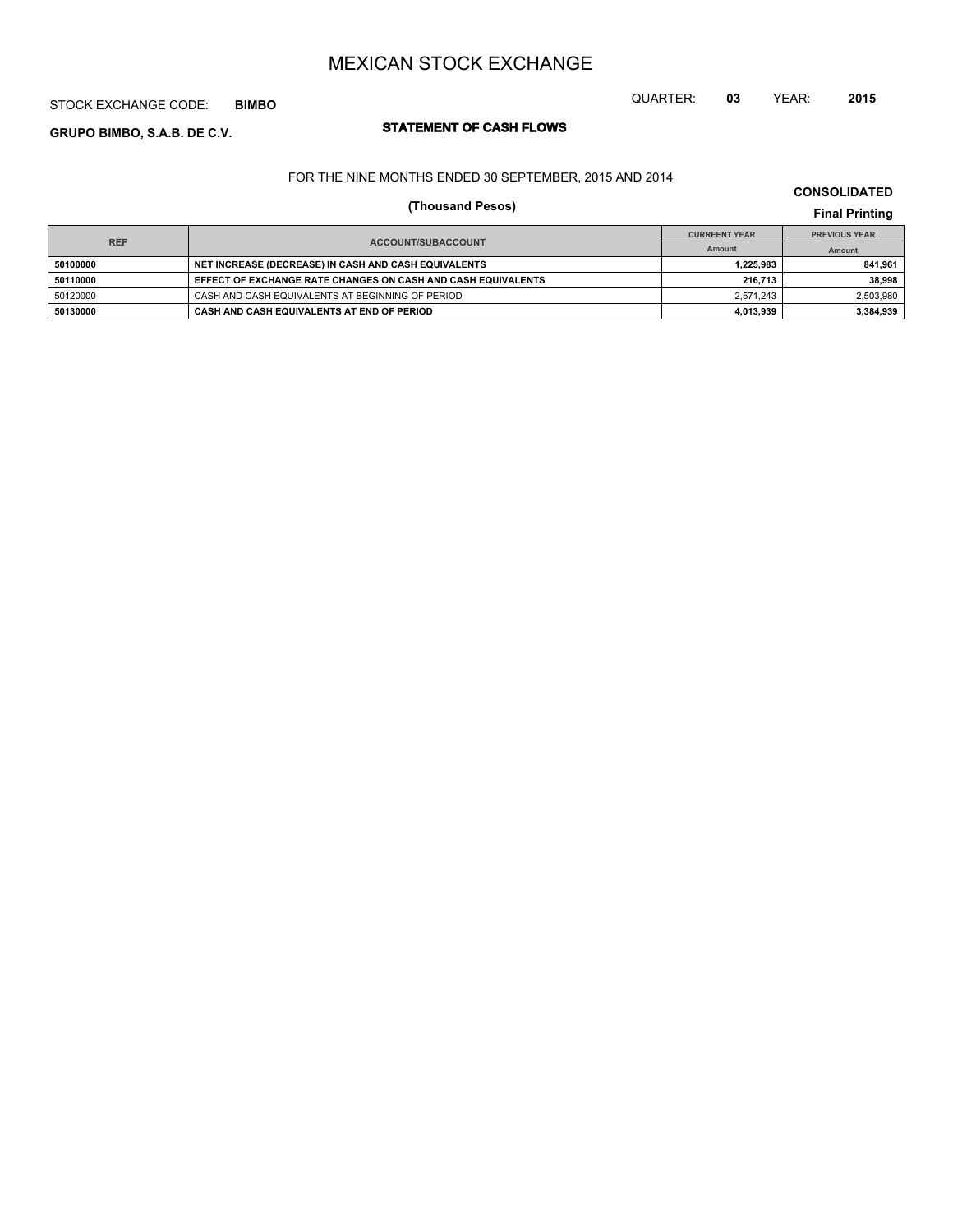# MEXICAN STOCK EXCHANGE

STOCK EXCHANGE CODE: **BIMBO**

QUARTER: **03** YEAR: **2015**

**GRUPO BIMBO, S.A.B. DE C.V.**

## STATEMENT OF CASH FLOWS

FOR THE NINE MONTHS ENDED 30 SEPTEMBER, 2015 AND 2014

**(Thousand Pesos)**

**CONSOLIDATED**

**Final Printing**

| REF | ACCOUNT/SUBACCOUNT | CURREENT YEAR | PREVIOUS YEAR |
|---|---|---|---|
| | | Amount | Amount |
| **50100000** | **NET INCREASE (DECREASE) IN CASH AND CASH EQUIVALENTS** | **1,225,983** | **841,961** |
| **50110000** | **EFFECT OF EXCHANGE RATE CHANGES ON CASH AND CASH EQUIVALENTS** | **216,713** | **38,998** |
| 50120000 | CASH AND CASH EQUIVALENTS AT BEGINNING OF PERIOD | 2,571,243 | 2,503,980 |
| **50130000** | **CASH AND CASH EQUIVALENTS AT END OF PERIOD** | **4,013,939** | **3,384,939** |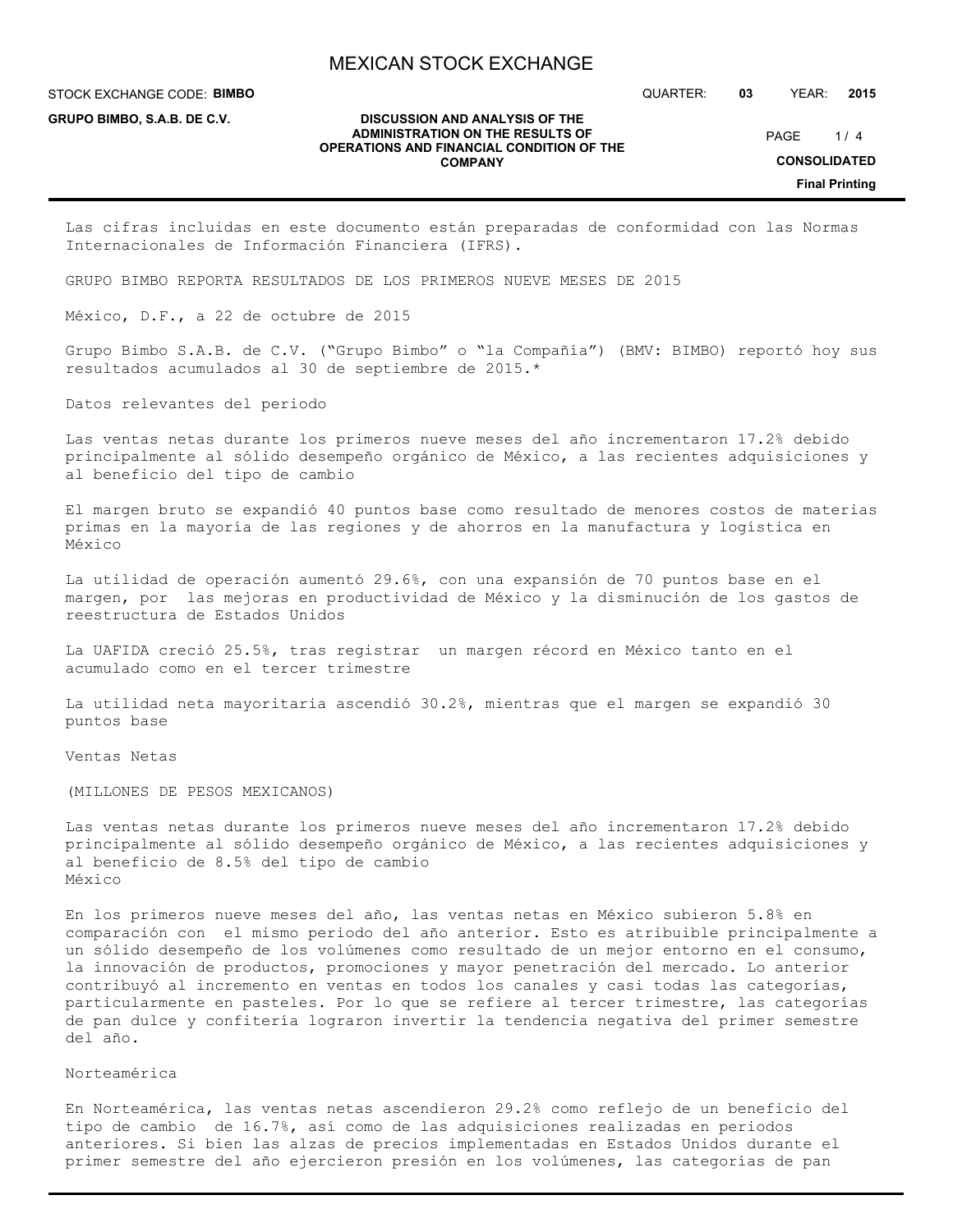Las cifras incluidas en este documento están preparadas de conformidad con las Normas Internacionales de Información Financiera (IFRS).

GRUPO BIMBO REPORTA RESULTADOS DE LOS PRIMEROS NUEVE MESES DE 2015

México, D.F., a 22 de octubre de 2015

Grupo Bimbo S.A.B. de C.V. ("Grupo Bimbo" o "la Compañía") (BMV: BIMBO) reportó hoy sus resultados acumulados al 30 de septiembre de 2015.*

Datos relevantes del periodo

Las ventas netas durante los primeros nueve meses del año incrementaron 17.2% debido principalmente al sólido desempeño orgánico de México, a las recientes adquisiciones y al beneficio del tipo de cambio

El margen bruto se expandió 40 puntos base como resultado de menores costos de materias primas en la mayoría de las regiones y de ahorros en la manufactura y logística en México

La utilidad de operación aumentó 29.6%, con una expansión de 70 puntos base en el margen, por las mejoras en productividad de México y la disminución de los gastos de reestructura de Estados Unidos

La UAFIDA creció 25.5%, tras registrar un margen récord en México tanto en el acumulado como en el tercer trimestre

La utilidad neta mayoritaria ascendió 30.2%, mientras que el margen se expandió 30 puntos base

Ventas Netas

(MILLONES DE PESOS MEXICANOS)

Las ventas netas durante los primeros nueve meses del año incrementaron 17.2% debido principalmente al sólido desempeño orgánico de México, a las recientes adquisiciones y al beneficio de 8.5% del tipo de cambio

México

En los primeros nueve meses del año, las ventas netas en México subieron 5.8% en comparación con el mismo periodo del año anterior. Esto es atribuible principalmente a un sólido desempeño de los volúmenes como resultado de un mejor entorno en el consumo, la innovación de productos, promociones y mayor penetración del mercado. Lo anterior contribuyó al incremento en ventas en todos los canales y casi todas las categorías, particularmente en pasteles. Por lo que se refiere al tercer trimestre, las categorías de pan dulce y confitería lograron invertir la tendencia negativa del primer semestre del año.

Norteamérica

En Norteamérica, las ventas netas ascendieron 29.2% como reflejo de un beneficio del tipo de cambio de 16.7%, así como de las adquisiciones realizadas en periodos anteriores. Si bien las alzas de precios implementadas en Estados Unidos durante el primer semestre del año ejercieron presión en los volúmenes, las categorías de pan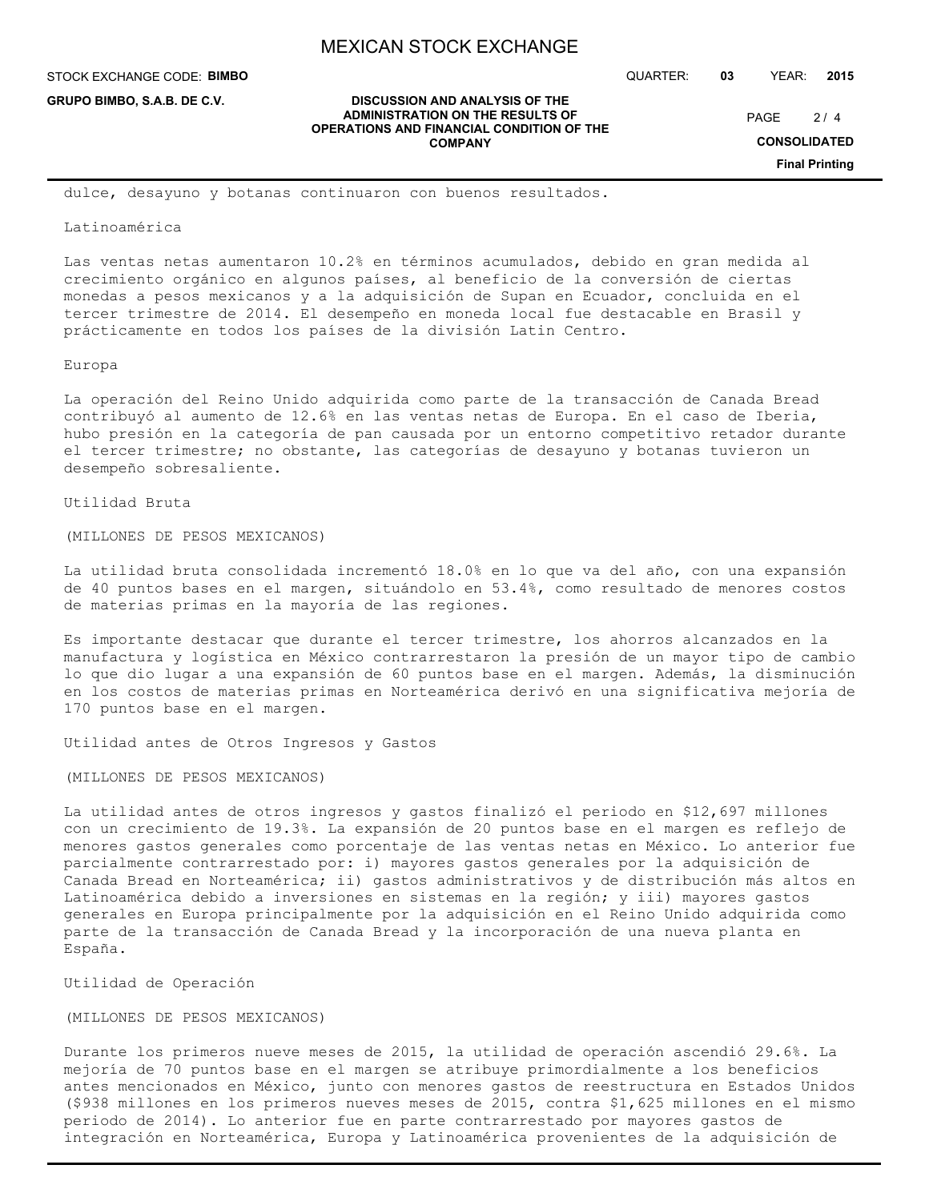dulce, desayuno y botanas continuaron con buenos resultados.

## Latinoamérica

Las ventas netas aumentaron 10.2% en términos acumulados, debido en gran medida al crecimiento orgánico en algunos países, al beneficio de la conversión de ciertas monedas a pesos mexicanos y a la adquisición de Supan en Ecuador, concluida en el tercer trimestre de 2014. El desempeño en moneda local fue destacable en Brasil y prácticamente en todos los países de la división Latin Centro.

## Europa

La operación del Reino Unido adquirida como parte de la transacción de Canada Bread contribuyó al aumento de 12.6% en las ventas netas de Europa. En el caso de Iberia, hubo presión en la categoría de pan causada por un entorno competitivo retador durante el tercer trimestre; no obstante, las categorías de desayuno y botanas tuvieron un desempeño sobresaliente.

## Utilidad Bruta

(MILLONES DE PESOS MEXICANOS)

La utilidad bruta consolidada incrementó 18.0% en lo que va del año, con una expansión de 40 puntos bases en el margen, situándolo en 53.4%, como resultado de menores costos de materias primas en la mayoría de las regiones.

Es importante destacar que durante el tercer trimestre, los ahorros alcanzados en la manufactura y logística en México contrarrestaron la presión de un mayor tipo de cambio lo que dio lugar a una expansión de 60 puntos base en el margen. Además, la disminución en los costos de materias primas en Norteamérica derivó en una significativa mejoría de 170 puntos base en el margen.

## Utilidad antes de Otros Ingresos y Gastos

(MILLONES DE PESOS MEXICANOS)

La utilidad antes de otros ingresos y gastos finalizó el periodo en $12,697 millones con un crecimiento de 19.3%. La expansión de 20 puntos base en el margen es reflejo de menores gastos generales como porcentaje de las ventas netas en México. Lo anterior fue parcialmente contrarrestado por: i) mayores gastos generales por la adquisición de Canada Bread en Norteamérica; ii) gastos administrativos y de distribución más altos en Latinoamérica debido a inversiones en sistemas en la región; y iii) mayores gastos generales en Europa principalmente por la adquisición en el Reino Unido adquirida como parte de la transacción de Canada Bread y la incorporación de una nueva planta en España.

## Utilidad de Operación

(MILLONES DE PESOS MEXICANOS)

Durante los primeros nueve meses de 2015, la utilidad de operación ascendió 29.6%. La mejoría de 70 puntos base en el margen se atribuye primordialmente a los beneficios antes mencionados en México, junto con menores gastos de reestructura en Estados Unidos ($938 millones en los primeros nueve meses de 2015, contra $1,625 millones en el mismo periodo de 2014). Lo anterior fue en parte contrarrestado por mayores gastos de integración en Norteamérica, Europa y Latinoamérica provenientes de la adquisición de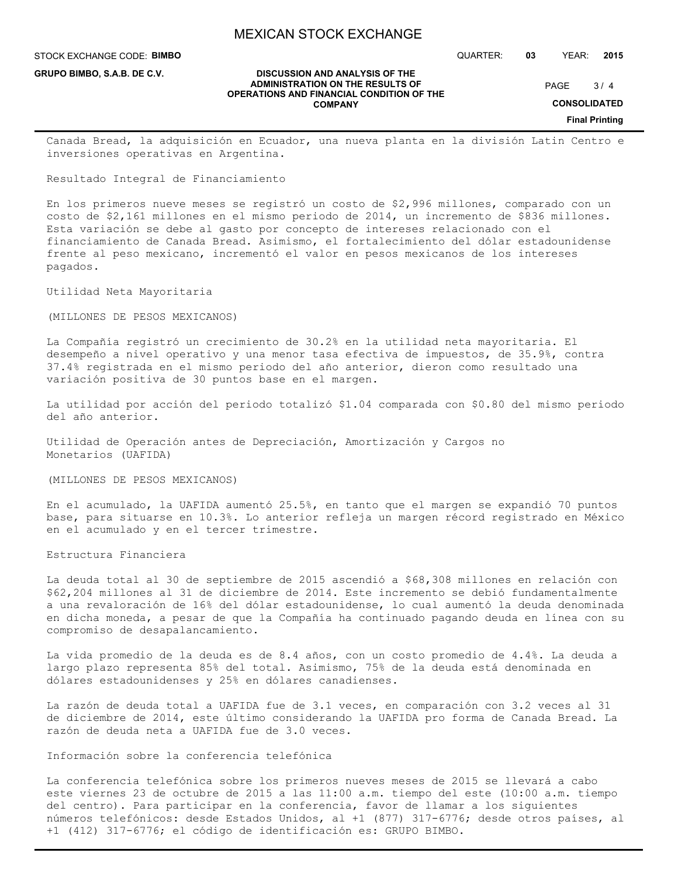Canada Bread, la adquisición en Ecuador, una nueva planta en la división Latin Centro e inversiones operativas en Argentina.

## Resultado Integral de Financiamiento

En los primeros nueve meses se registró un costo de $2,996 millones, comparado con un costo de $2,161 millones en el mismo periodo de 2014, un incremento de $836 millones. Esta variación se debe al gasto por concepto de intereses relacionado con el financiamiento de Canada Bread. Asimismo, el fortalecimiento del dólar estadounidense frente al peso mexicano, incrementó el valor en pesos mexicanos de los intereses pagados.

## Utilidad Neta Mayoritaria

(MILLONES DE PESOS MEXICANOS)

La Compañía registró un crecimiento de 30.2% en la utilidad neta mayoritaria. El desempeño a nivel operativo y una menor tasa efectiva de impuestos, de 35.9%, contra 37.4% registrada en el mismo periodo del año anterior, dieron como resultado una variación positiva de 30 puntos base en el margen.

La utilidad por acción del periodo totalizó $1.04 comparada con $0.80 del mismo periodo del año anterior.

## Utilidad de Operación antes de Depreciación, Amortización y Cargos no Monetarios (UAFIDA)

(MILLONES DE PESOS MEXICANOS)

En el acumulado, la UAFIDA aumentó 25.5%, en tanto que el margen se expandió 70 puntos base, para situarse en 10.3%. Lo anterior refleja un margen récord registrado en México en el acumulado y en el tercer trimestre.

## Estructura Financiera

La deuda total al 30 de septiembre de 2015 ascendió a $68,308 millones en relación con $62,204 millones al 31 de diciembre de 2014. Este incremento se debió fundamentalmente a una revaloración de 16% del dólar estadounidense, lo cual aumentó la deuda denominada en dicha moneda, a pesar de que la Compañía ha continuado pagando deuda en línea con su compromiso de desapalancamiento.

La vida promedio de la deuda es de 8.4 años, con un costo promedio de 4.4%. La deuda a largo plazo representa 85% del total. Asimismo, 75% de la deuda está denominada en dólares estadounidenses y 25% en dólares canadienses.

La razón de deuda total a UAFIDA fue de 3.1 veces, en comparación con 3.2 veces al 31 de diciembre de 2014, este último considerando la UAFIDA pro forma de Canada Bread. La razón de deuda neta a UAFIDA fue de 3.0 veces.

## Información sobre la conferencia telefónica

La conferencia telefónica sobre los primeros nueves meses de 2015 se llevará a cabo este viernes 23 de octubre de 2015 a las 11:00 a.m. tiempo del este (10:00 a.m. tiempo del centro). Para participar en la conferencia, favor de llamar a los siguientes números telefónicos: desde Estados Unidos, al +1 (877) 317-6776; desde otros países, al +1 (412) 317-6776; el código de identificación es: GRUPO BIMBO.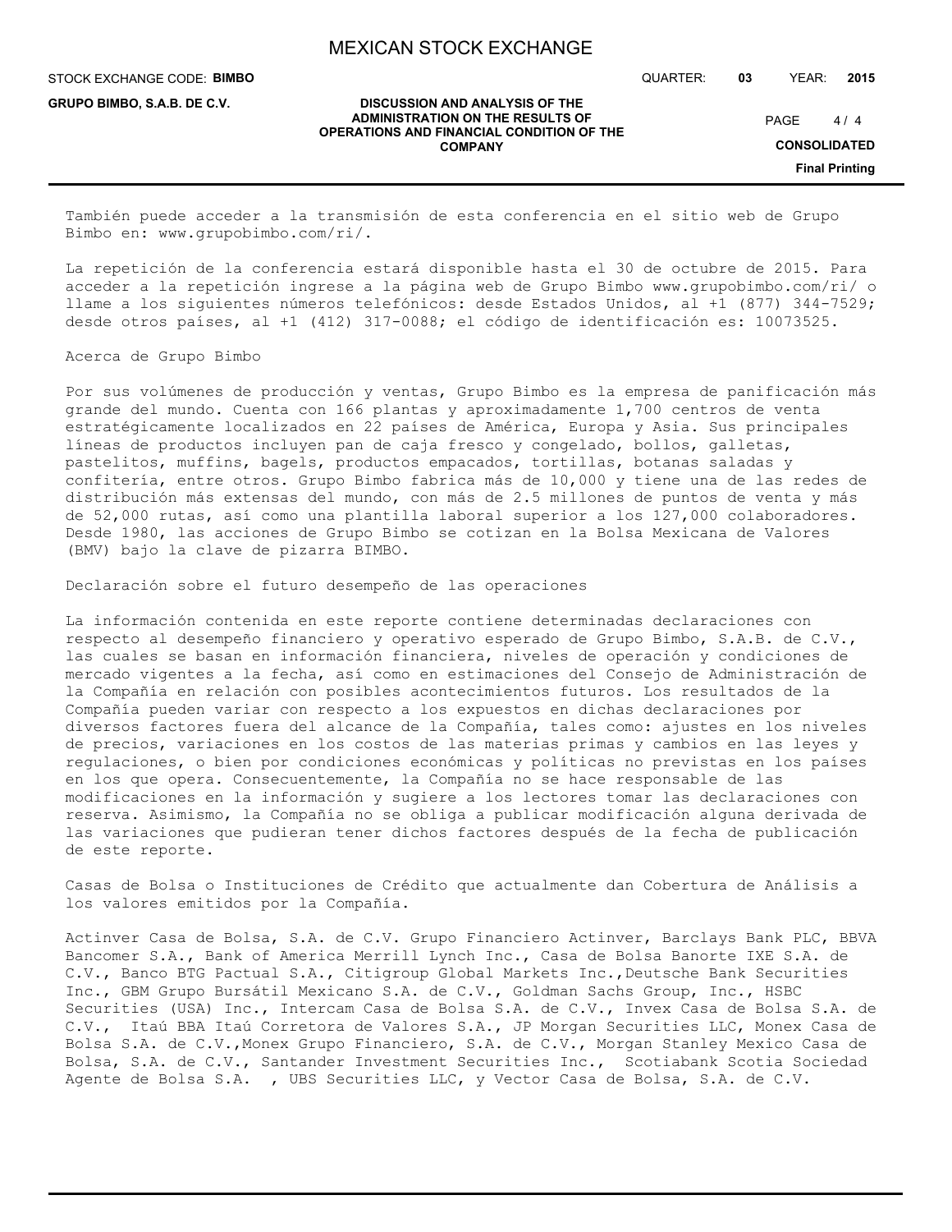También puede acceder a la transmisión de esta conferencia en el sitio web de Grupo Bimbo en: www.grupobimbo.com/ri/.

La repetición de la conferencia estará disponible hasta el 30 de octubre de 2015. Para acceder a la repetición ingrese a la página web de Grupo Bimbo www.grupobimbo.com/ri/ o llame a los siguientes números telefónicos: desde Estados Unidos, al +1 (877) 344-7529; desde otros países, al +1 (412) 317-0088; el código de identificación es: 10073525.

Acerca de Grupo Bimbo

Por sus volúmenes de producción y ventas, Grupo Bimbo es la empresa de panificación más grande del mundo. Cuenta con 166 plantas y aproximadamente 1,700 centros de venta estratégicamente localizados en 22 países de América, Europa y Asia. Sus principales líneas de productos incluyen pan de caja fresco y congelado, bollos, galletas, pastelitos, muffins, bagels, productos empacados, tortillas, botanas saladas y confitería, entre otros. Grupo Bimbo fabrica más de 10,000 y tiene una de las redes de distribución más extensas del mundo, con más de 2.5 millones de puntos de venta y más de 52,000 rutas, así como una plantilla laboral superior a los 127,000 colaboradores. Desde 1980, las acciones de Grupo Bimbo se cotizan en la Bolsa Mexicana de Valores (BMV) bajo la clave de pizarra BIMBO.

Declaración sobre el futuro desempeño de las operaciones

La información contenida en este reporte contiene determinadas declaraciones con respecto al desempeño financiero y operativo esperado de Grupo Bimbo, S.A.B. de C.V., las cuales se basan en información financiera, niveles de operación y condiciones de mercado vigentes a la fecha, así como en estimaciones del Consejo de Administración de la Compañía en relación con posibles acontecimientos futuros. Los resultados de la Compañía pueden variar con respecto a los expuestos en dichas declaraciones por diversos factores fuera del alcance de la Compañía, tales como: ajustes en los niveles de precios, variaciones en los costos de las materias primas y cambios en las leyes y regulaciones, o bien por condiciones económicas y políticas no previstas en los países en los que opera. Consecuentemente, la Compañía no se hace responsable de las modificaciones en la información y sugiere a los lectores tomar las declaraciones con reserva. Asimismo, la Compañía no se obliga a publicar modificación alguna derivada de las variaciones que pudieran tener dichos factores después de la fecha de publicación de este reporte.

Casas de Bolsa o Instituciones de Crédito que actualmente dan Cobertura de Análisis a los valores emitidos por la Compañía.

Actinver Casa de Bolsa, S.A. de C.V. Grupo Financiero Actinver, Barclays Bank PLC, BBVA Bancomer S.A., Bank of America Merrill Lynch Inc., Casa de Bolsa Banorte IXE S.A. de C.V., Banco BTG Pactual S.A., Citigroup Global Markets Inc.,Deutsche Bank Securities Inc., GBM Grupo Bursátil Mexicano S.A. de C.V., Goldman Sachs Group, Inc., HSBC Securities (USA) Inc., Intercam Casa de Bolsa S.A. de C.V., Invex Casa de Bolsa S.A. de C.V., Itaú BBA Itaú Corretora de Valores S.A., JP Morgan Securities LLC, Monex Casa de Bolsa S.A. de C.V.,Monex Grupo Financiero, S.A. de C.V., Morgan Stanley Mexico Casa de Bolsa, S.A. de C.V., Santander Investment Securities Inc., Scotiabank Scotia Sociedad Agente de Bolsa S.A. , UBS Securities LLC, y Vector Casa de Bolsa, S.A. de C.V.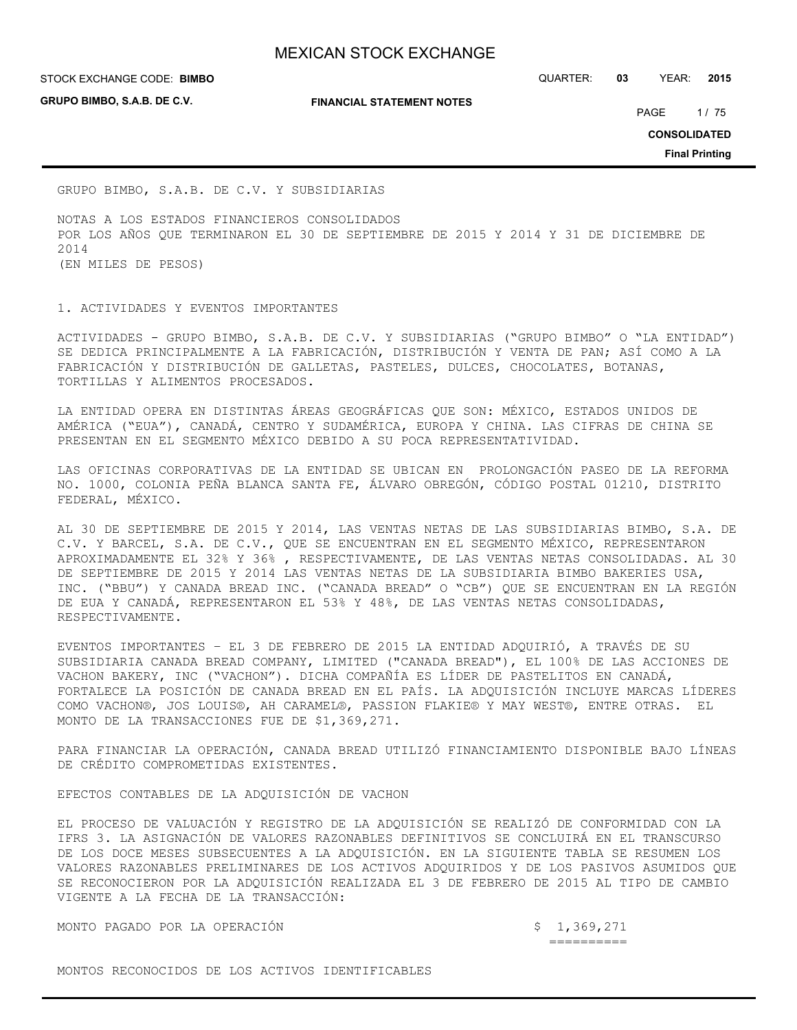GRUPO BIMBO, S.A.B. DE C.V. Y SUBSIDIARIAS

NOTAS A LOS ESTADOS FINANCIEROS CONSOLIDADOS
POR LOS AÑOS QUE TERMINARON EL 30 DE SEPTIEMBRE DE 2015 Y 2014 Y 31 DE DICIEMBRE DE 2014
(EN MILES DE PESOS)

1. ACTIVIDADES Y EVENTOS IMPORTANTES

ACTIVIDADES - GRUPO BIMBO, S.A.B. DE C.V. Y SUBSIDIARIAS ("GRUPO BIMBO" O "LA ENTIDAD") SE DEDICA PRINCIPALMENTE A LA FABRICACIÓN, DISTRIBUCIÓN Y VENTA DE PAN; ASÍ COMO A LA FABRICACIÓN Y DISTRIBUCIÓN DE GALLETAS, PASTELES, DULCES, CHOCOLATES, BOTANAS, TORTILLAS Y ALIMENTOS PROCESADOS.

LA ENTIDAD OPERA EN DISTINTAS ÁREAS GEOGRÁFICAS QUE SON: MÉXICO, ESTADOS UNIDOS DE AMÉRICA ("EUA"), CANADÁ, CENTRO Y SUDAMÉRICA, EUROPA Y CHINA. LAS CIFRAS DE CHINA SE PRESENTAN EN EL SEGMENTO MÉXICO DEBIDO A SU POCA REPRESENTATIVIDAD.

LAS OFICINAS CORPORATIVAS DE LA ENTIDAD SE UBICAN EN PROLONGACIÓN PASEO DE LA REFORMA NO. 1000, COLONIA PEÑA BLANCA SANTA FE, ÁLVARO OBREGÓN, CÓDIGO POSTAL 01210, DISTRITO FEDERAL, MÉXICO.

AL 30 DE SEPTIEMBRE DE 2015 Y 2014, LAS VENTAS NETAS DE LAS SUBSIDIARIAS BIMBO, S.A. DE C.V. Y BARCEL, S.A. DE C.V., QUE SE ENCUENTRAN EN EL SEGMENTO MÉXICO, REPRESENTARON APROXIMADAMENTE EL 32% Y 36% , RESPECTIVAMENTE, DE LAS VENTAS NETAS CONSOLIDADAS. AL 30 DE SEPTIEMBRE DE 2015 Y 2014 LAS VENTAS NETAS DE LA SUBSIDIARIA BIMBO BAKERIES USA, INC. ("BBU") Y CANADA BREAD INC. ("CANADA BREAD" O "CB") QUE SE ENCUENTRAN EN LA REGIÓN DE EUA Y CANADÁ, REPRESENTARON EL 53% Y 48%, DE LAS VENTAS NETAS CONSOLIDADAS, RESPECTIVAMENTE.

EVENTOS IMPORTANTES – EL 3 DE FEBRERO DE 2015 LA ENTIDAD ADQUIRIÓ, A TRAVÉS DE SU SUBSIDIARIA CANADA BREAD COMPANY, LIMITED ("CANADA BREAD"), EL 100% DE LAS ACCIONES DE VACHON BAKERY, INC ("VACHON"). DICHA COMPAÑÍA ES LÍDER DE PASTELITOS EN CANADÁ, FORTALECE LA POSICIÓN DE CANADA BREAD EN EL PAÍS. LA ADQUISICIÓN INCLUYE MARCAS LÍDERES COMO VACHON®, JOS LOUIS®, AH CARAMEL®, PASSION FLAKIE® Y MAY WEST®, ENTRE OTRAS. EL MONTO DE LA TRANSACCIONES FUE DE $1,369,271.

PARA FINANCIAR LA OPERACIÓN, CANADA BREAD UTILIZÓ FINANCIAMIENTO DISPONIBLE BAJO LÍNEAS DE CRÉDITO COMPROMETIDAS EXISTENTES.

EFECTOS CONTABLES DE LA ADQUISICIÓN DE VACHON

EL PROCESO DE VALUACIÓN Y REGISTRO DE LA ADQUISICIÓN SE REALIZÓ DE CONFORMIDAD CON LA IFRS 3. LA ASIGNACIÓN DE VALORES RAZONABLES DEFINITIVOS SE CONCLUIRÁ EN EL TRANSCURSO DE LOS DOCE MESES SUBSECUENTES A LA ADQUISICIÓN. EN LA SIGUIENTE TABLA SE RESUMEN LOS VALORES RAZONABLES PRELIMINARES DE LOS ACTIVOS ADQUIRIDOS Y DE LOS PASIVOS ASUMIDOS QUE SE RECONOCIERON POR LA ADQUISICIÓN REALIZADA EL 3 DE FEBRERO DE 2015 AL TIPO DE CAMBIO VIGENTE A LA FECHA DE LA TRANSACCIÓN:

| | |
|---|---|
| MONTO PAGADO POR LA OPERACIÓN | $ 1,369,271 |
| | ========== |

MONTOS RECONOCIDOS DE LOS ACTIVOS IDENTIFICABLES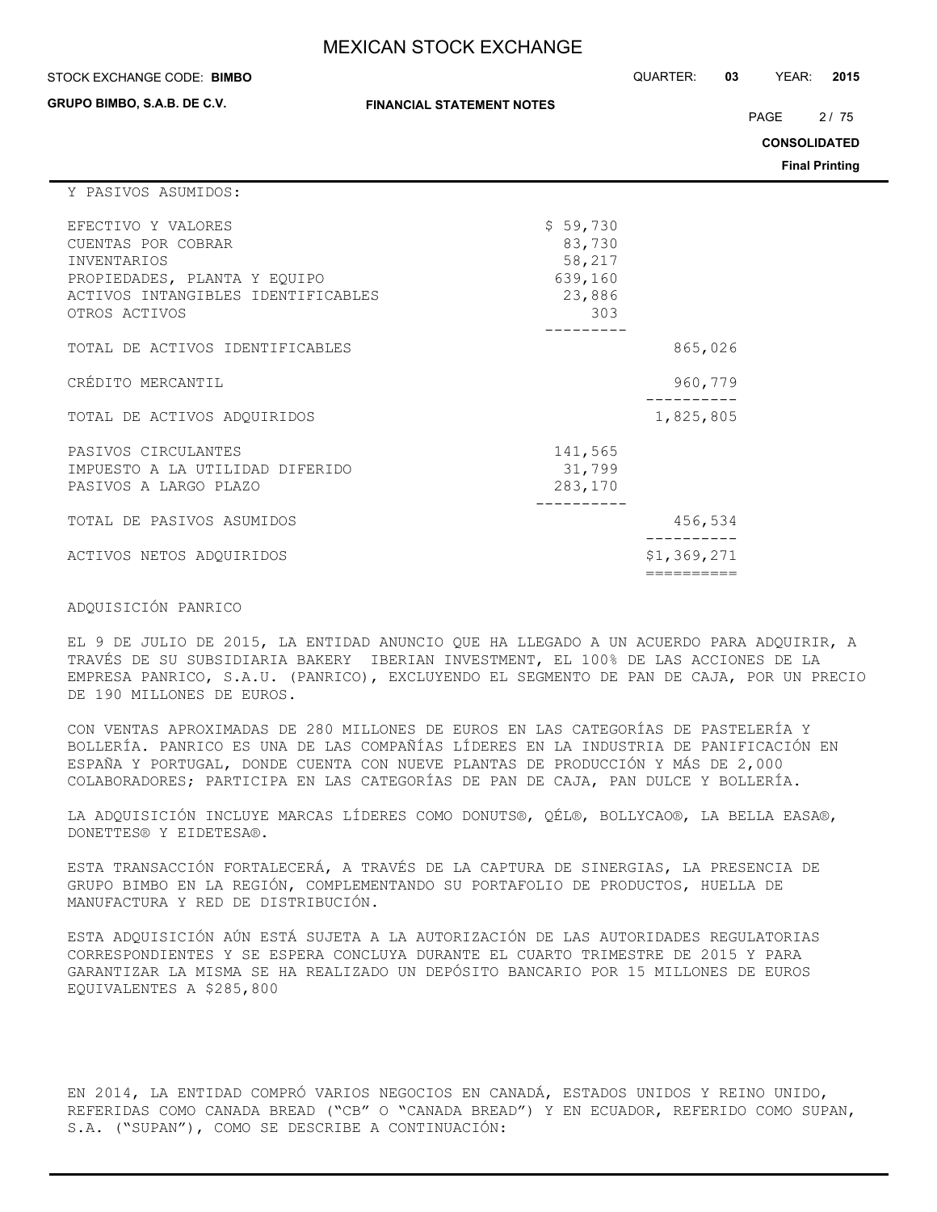Y PASIVOS ASUMIDOS:

| | | |
|---|---|---|
| EFECTIVO Y VALORES | $ 59,730 | |
| CUENTAS POR COBRAR | 83,730 | |
| INVENTARIOS | 58,217 | |
| PROPIEDADES, PLANTA Y EQUIPO | 639,160 | |
| ACTIVOS INTANGIBLES IDENTIFICABLES | 23,886 | |
| OTROS ACTIVOS | 303 | |
| TOTAL DE ACTIVOS IDENTIFICABLES | | 865,026 |
| CRÉDITO MERCANTIL | | 960,779 |
| TOTAL DE ACTIVOS ADQUIRIDOS | | 1,825,805 |
| PASIVOS CIRCULANTES | 141,565 | |
| IMPUESTO A LA UTILIDAD DIFERIDO | 31,799 | |
| PASIVOS A LARGO PLAZO | 283,170 | |
| TOTAL DE PASIVOS ASUMIDOS | | 456,534 |
| ACTIVOS NETOS ADQUIRIDOS | | $1,369,271 |

ADQUISICIÓN PANRICO

EL 9 DE JULIO DE 2015, LA ENTIDAD ANUNCIO QUE HA LLEGADO A UN ACUERDO PARA ADQUIRIR, A TRAVÉS DE SU SUBSIDIARIA BAKERY IBERIAN INVESTMENT, EL 100% DE LAS ACCIONES DE LA EMPRESA PANRICO, S.A.U. (PANRICO), EXCLUYENDO EL SEGMENTO DE PAN DE CAJA, POR UN PRECIO DE 190 MILLONES DE EUROS.

CON VENTAS APROXIMADAS DE 280 MILLONES DE EUROS EN LAS CATEGORÍAS DE PASTELERÍA Y BOLLERÍA. PANRICO ES UNA DE LAS COMPAÑÍAS LÍDERES EN LA INDUSTRIA DE PANIFICACIÓN EN ESPAÑA Y PORTUGAL, DONDE CUENTA CON NUEVE PLANTAS DE PRODUCCIÓN Y MÁS DE 2,000 COLABORADORES; PARTICIPA EN LAS CATEGORÍAS DE PAN DE CAJA, PAN DULCE Y BOLLERÍA.

LA ADQUISICIÓN INCLUYE MARCAS LÍDERES COMO DONUTS®, QÉL®, BOLLYCAO®, LA BELLA EASA®, DONETTES® Y EIDETESA®.

ESTA TRANSACCIÓN FORTALECERÁ, A TRAVÉS DE LA CAPTURA DE SINERGIAS, LA PRESENCIA DE GRUPO BIMBO EN LA REGIÓN, COMPLEMENTANDO SU PORTAFOLIO DE PRODUCTOS, HUELLA DE MANUFACTURA Y RED DE DISTRIBUCIÓN.

ESTA ADQUISICIÓN AÚN ESTÁ SUJETA A LA AUTORIZACIÓN DE LAS AUTORIDADES REGULATORIAS CORRESPONDIENTES Y SE ESPERA CONCLUYA DURANTE EL CUARTO TRIMESTRE DE 2015 Y PARA GARANTIZAR LA MISMA SE HA REALIZADO UN DEPÓSITO BANCARIO POR 15 MILLONES DE EUROS EQUIVALENTES A $285,800

EN 2014, LA ENTIDAD COMPRÓ VARIOS NEGOCIOS EN CANADÁ, ESTADOS UNIDOS Y REINO UNIDO, REFERIDAS COMO CANADA BREAD ("CB" O "CANADA BREAD") Y EN ECUADOR, REFERIDO COMO SUPAN, S.A. ("SUPAN"), COMO SE DESCRIBE A CONTINUACIÓN: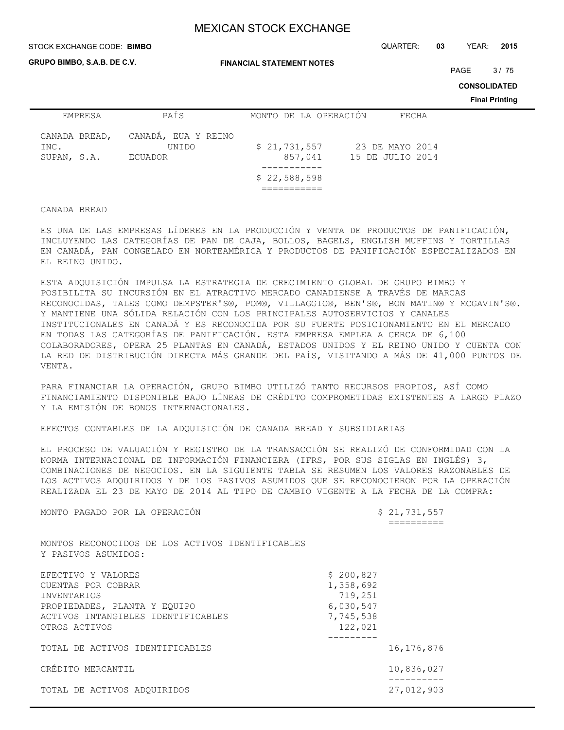| EMPRESA | PAÍS | MONTO DE LA OPERACIÓN | FECHA |
|---|---|---|---|
| CANADA BREAD, INC. | CANADÁ, EUA Y REINO UNIDO | $ 21,731,557 | 23 DE MAYO 2014 |
| SUPAN, S.A. | ECUADOR | 857,041 | 15 DE JULIO 2014 |
| | | $ 22,588,598 | |

CANADA BREAD

ES UNA DE LAS EMPRESAS LÍDERES EN LA PRODUCCIÓN Y VENTA DE PRODUCTOS DE PANIFICACIÓN, INCLUYENDO LAS CATEGORÍAS DE PAN DE CAJA, BOLLOS, BAGELS, ENGLISH MUFFINS Y TORTILLAS EN CANADÁ, PAN CONGELADO EN NORTEAMÉRICA Y PRODUCTOS DE PANIFICACIÓN ESPECIALIZADOS EN EL REINO UNIDO.

ESTA ADQUISICIÓN IMPULSA LA ESTRATEGIA DE CRECIMIENTO GLOBAL DE GRUPO BIMBO Y POSIBILITA SU INCURSIÓN EN EL ATRACTIVO MERCADO CANADIENSE A TRAVÉS DE MARCAS RECONOCIDAS, TALES COMO DEMPSTER'S®, POM®, VILLAGGIO®, BEN'S®, BON MATIN® Y MCGAVIN'S®. Y MANTIENE UNA SÓLIDA RELACIÓN CON LOS PRINCIPALES AUTOSERVICIOS Y CANALES INSTITUCIONALES EN CANADÁ Y ES RECONOCIDA POR SU FUERTE POSICIONAMIENTO EN EL MERCADO EN TODAS LAS CATEGORÍAS DE PANIFICACIÓN. ESTA EMPRESA EMPLEA A CERCA DE 6,100 COLABORADORES, OPERA 25 PLANTAS EN CANADÁ, ESTADOS UNIDOS Y EL REINO UNIDO Y CUENTA CON LA RED DE DISTRIBUCIÓN DIRECTA MÁS GRANDE DEL PAÍS, VISITANDO A MÁS DE 41,000 PUNTOS DE VENTA.

PARA FINANCIAR LA OPERACIÓN, GRUPO BIMBO UTILIZÓ TANTO RECURSOS PROPIOS, ASÍ COMO FINANCIAMIENTO DISPONIBLE BAJO LÍNEAS DE CRÉDITO COMPROMETIDAS EXISTENTES A LARGO PLAZO Y LA EMISIÓN DE BONOS INTERNACIONALES.

EFECTOS CONTABLES DE LA ADQUISICIÓN DE CANADA BREAD Y SUBSIDIARIAS

EL PROCESO DE VALUACIÓN Y REGISTRO DE LA TRANSACCIÓN SE REALIZÓ DE CONFORMIDAD CON LA NORMA INTERNACIONAL DE INFORMACIÓN FINANCIERA (IFRS, POR SUS SIGLAS EN INGLÉS) 3, COMBINACIONES DE NEGOCIOS. EN LA SIGUIENTE TABLA SE RESUMEN LOS VALORES RAZONABLES DE LOS ACTIVOS ADQUIRIDOS Y DE LOS PASIVOS ASUMIDOS QUE SE RECONOCIERON POR LA OPERACIÓN REALIZADA EL 23 DE MAYO DE 2014 AL TIPO DE CAMBIO VIGENTE A LA FECHA DE LA COMPRA:

| | | |
|---|---|---|
| MONTO PAGADO POR LA OPERACIÓN | | $ 21,731,557 |
| MONTOS RECONOCIDOS DE LOS ACTIVOS IDENTIFICABLES Y PASIVOS ASUMIDOS: | | |
| EFECTIVO Y VALORES | $ 200,827 | |
| CUENTAS POR COBRAR | 1,358,692 | |
| INVENTARIOS | 719,251 | |
| PROPIEDADES, PLANTA Y EQUIPO | 6,030,547 | |
| ACTIVOS INTANGIBLES IDENTIFICABLES | 7,745,538 | |
| OTROS ACTIVOS | 122,021 | |
| TOTAL DE ACTIVOS IDENTIFICABLES | | 16,176,876 |
| CRÉDITO MERCANTIL | | 10,836,027 |
| TOTAL DE ACTIVOS ADQUIRIDOS | | 27,012,903 |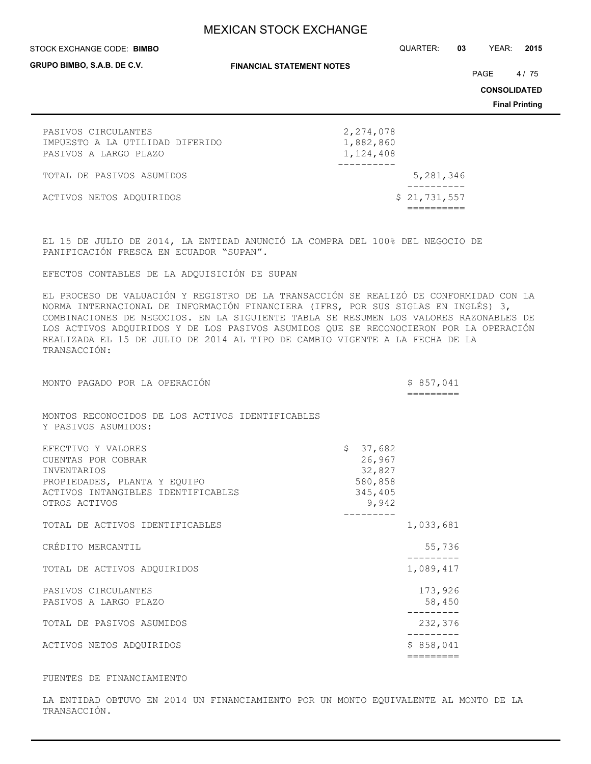| | | |
|---|---|---|
| PASIVOS CIRCULANTES | 2,274,078 | |
| IMPUESTO A LA UTILIDAD DIFERIDO | 1,882,860 | |
| PASIVOS A LARGO PLAZO | 1,124,408 | |
| TOTAL DE PASIVOS ASUMIDOS | | 5,281,346 |
| ACTIVOS NETOS ADQUIRIDOS | | $ 21,731,557 |

EL 15 DE JULIO DE 2014, LA ENTIDAD ANUNCIÓ LA COMPRA DEL 100% DEL NEGOCIO DE PANIFICACIÓN FRESCA EN ECUADOR "SUPAN".

EFECTOS CONTABLES DE LA ADQUISICIÓN DE SUPAN

EL PROCESO DE VALUACIÓN Y REGISTRO DE LA TRANSACCIÓN SE REALIZÓ DE CONFORMIDAD CON LA NORMA INTERNACIONAL DE INFORMACIÓN FINANCIERA (IFRS, POR SUS SIGLAS EN INGLÉS) 3, COMBINACIONES DE NEGOCIOS. EN LA SIGUIENTE TABLA SE RESUMEN LOS VALORES RAZONABLES DE LOS ACTIVOS ADQUIRIDOS Y DE LOS PASIVOS ASUMIDOS QUE SE RECONOCIERON POR LA OPERACIÓN REALIZADA EL 15 DE JULIO DE 2014 AL TIPO DE CAMBIO VIGENTE A LA FECHA DE LA TRANSACCIÓN:

| | | |
|---|---|---|
| MONTO PAGADO POR LA OPERACIÓN | | $ 857,041 |
| MONTOS RECONOCIDOS DE LOS ACTIVOS IDENTIFICABLES Y PASIVOS ASUMIDOS: | | |
| EFECTIVO Y VALORES | $ 37,682 | |
| CUENTAS POR COBRAR | 26,967 | |
| INVENTARIOS | 32,827 | |
| PROPIEDADES, PLANTA Y EQUIPO | 580,858 | |
| ACTIVOS INTANGIBLES IDENTIFICABLES | 345,405 | |
| OTROS ACTIVOS | 9,942 | |
| TOTAL DE ACTIVOS IDENTIFICABLES | | 1,033,681 |
| CRÉDITO MERCANTIL | | 55,736 |
| TOTAL DE ACTIVOS ADQUIRIDOS | | 1,089,417 |
| PASIVOS CIRCULANTES | | 173,926 |
| PASIVOS A LARGO PLAZO | | 58,450 |
| TOTAL DE PASIVOS ASUMIDOS | | 232,376 |
| ACTIVOS NETOS ADQUIRIDOS | | $ 858,041 |

FUENTES DE FINANCIAMIENTO

LA ENTIDAD OBTUVO EN 2014 UN FINANCIAMIENTO POR UN MONTO EQUIVALENTE AL MONTO DE LA TRANSACCIÓN.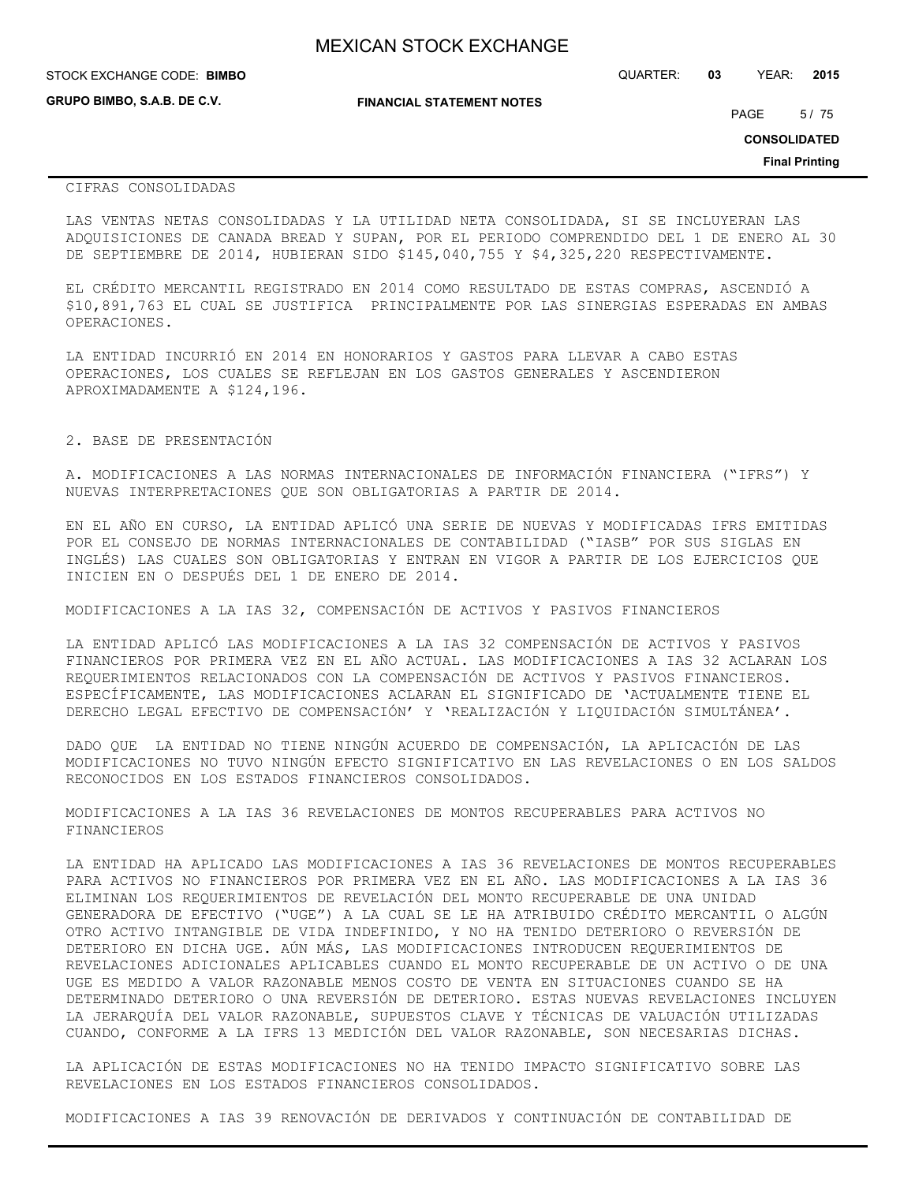CIFRAS CONSOLIDADAS

LAS VENTAS NETAS CONSOLIDADAS Y LA UTILIDAD NETA CONSOLIDADA, SI SE INCLUYERAN LAS ADQUISICIONES DE CANADA BREAD Y SUPAN, POR EL PERIODO COMPRENDIDO DEL 1 DE ENERO AL 30 DE SEPTIEMBRE DE 2014, HUBIERAN SIDO $145,040,755 Y $4,325,220 RESPECTIVAMENTE.

EL CRÉDITO MERCANTIL REGISTRADO EN 2014 COMO RESULTADO DE ESTAS COMPRAS, ASCENDIÓ A $10,891,763 EL CUAL SE JUSTIFICA PRINCIPALMENTE POR LAS SINERGIAS ESPERADAS EN AMBAS OPERACIONES.

LA ENTIDAD INCURRIÓ EN 2014 EN HONORARIOS Y GASTOS PARA LLEVAR A CABO ESTAS OPERACIONES, LOS CUALES SE REFLEJAN EN LOS GASTOS GENERALES Y ASCENDIERON APROXIMADAMENTE A $124,196.

## 2. BASE DE PRESENTACIÓN

A. MODIFICACIONES A LAS NORMAS INTERNACIONALES DE INFORMACIÓN FINANCIERA ("IFRS") Y NUEVAS INTERPRETACIONES QUE SON OBLIGATORIAS A PARTIR DE 2014.

EN EL AÑO EN CURSO, LA ENTIDAD APLICÓ UNA SERIE DE NUEVAS Y MODIFICADAS IFRS EMITIDAS POR EL CONSEJO DE NORMAS INTERNACIONALES DE CONTABILIDAD ("IASB" POR SUS SIGLAS EN INGLÉS) LAS CUALES SON OBLIGATORIAS Y ENTRAN EN VIGOR A PARTIR DE LOS EJERCICIOS QUE INICIEN EN O DESPUÉS DEL 1 DE ENERO DE 2014.

MODIFICACIONES A LA IAS 32, COMPENSACIÓN DE ACTIVOS Y PASIVOS FINANCIEROS

LA ENTIDAD APLICÓ LAS MODIFICACIONES A LA IAS 32 COMPENSACIÓN DE ACTIVOS Y PASIVOS FINANCIEROS POR PRIMERA VEZ EN EL AÑO ACTUAL. LAS MODIFICACIONES A IAS 32 ACLARAN LOS REQUERIMIENTOS RELACIONADOS CON LA COMPENSACIÓN DE ACTIVOS Y PASIVOS FINANCIEROS. ESPECÍFICAMENTE, LAS MODIFICACIONES ACLARAN EL SIGNIFICADO DE 'ACTUALMENTE TIENE EL DERECHO LEGAL EFECTIVO DE COMPENSACIÓN' Y 'REALIZACIÓN Y LIQUIDACIÓN SIMULTÁNEA'.

DADO QUE LA ENTIDAD NO TIENE NINGÚN ACUERDO DE COMPENSACIÓN, LA APLICACIÓN DE LAS MODIFICACIONES NO TUVO NINGÚN EFECTO SIGNIFICATIVO EN LAS REVELACIONES O EN LOS SALDOS RECONOCIDOS EN LOS ESTADOS FINANCIEROS CONSOLIDADOS.

MODIFICACIONES A LA IAS 36 REVELACIONES DE MONTOS RECUPERABLES PARA ACTIVOS NO FINANCIEROS

LA ENTIDAD HA APLICADO LAS MODIFICACIONES A IAS 36 REVELACIONES DE MONTOS RECUPERABLES PARA ACTIVOS NO FINANCIEROS POR PRIMERA VEZ EN EL AÑO. LAS MODIFICACIONES A LA IAS 36 ELIMINAN LOS REQUERIMIENTOS DE REVELACIÓN DEL MONTO RECUPERABLE DE UNA UNIDAD GENERADORA DE EFECTIVO ("UGE") A LA CUAL SE LE HA ATRIBUIDO CRÉDITO MERCANTIL O ALGÚN OTRO ACTIVO INTANGIBLE DE VIDA INDEFINIDO, Y NO HA TENIDO DETERIORO O REVERSIÓN DE DETERIORO EN DICHA UGE. AÚN MÁS, LAS MODIFICACIONES INTRODUCEN REQUERIMIENTOS DE REVELACIONES ADICIONALES APLICABLES CUANDO EL MONTO RECUPERABLE DE UN ACTIVO O DE UNA UGE ES MEDIDO A VALOR RAZONABLE MENOS COSTO DE VENTA EN SITUACIONES CUANDO SE HA DETERMINADO DETERIORO O UNA REVERSIÓN DE DETERIORO. ESTAS NUEVAS REVELACIONES INCLUYEN LA JERARQUÍA DEL VALOR RAZONABLE, SUPUESTOS CLAVE Y TÉCNICAS DE VALUACIÓN UTILIZADAS CUANDO, CONFORME A LA IFRS 13 MEDICIÓN DEL VALOR RAZONABLE, SON NECESARIAS DICHAS.

LA APLICACIÓN DE ESTAS MODIFICACIONES NO HA TENIDO IMPACTO SIGNIFICATIVO SOBRE LAS REVELACIONES EN LOS ESTADOS FINANCIEROS CONSOLIDADOS.

MODIFICACIONES A IAS 39 RENOVACIÓN DE DERIVADOS Y CONTINUACIÓN DE CONTABILIDAD DE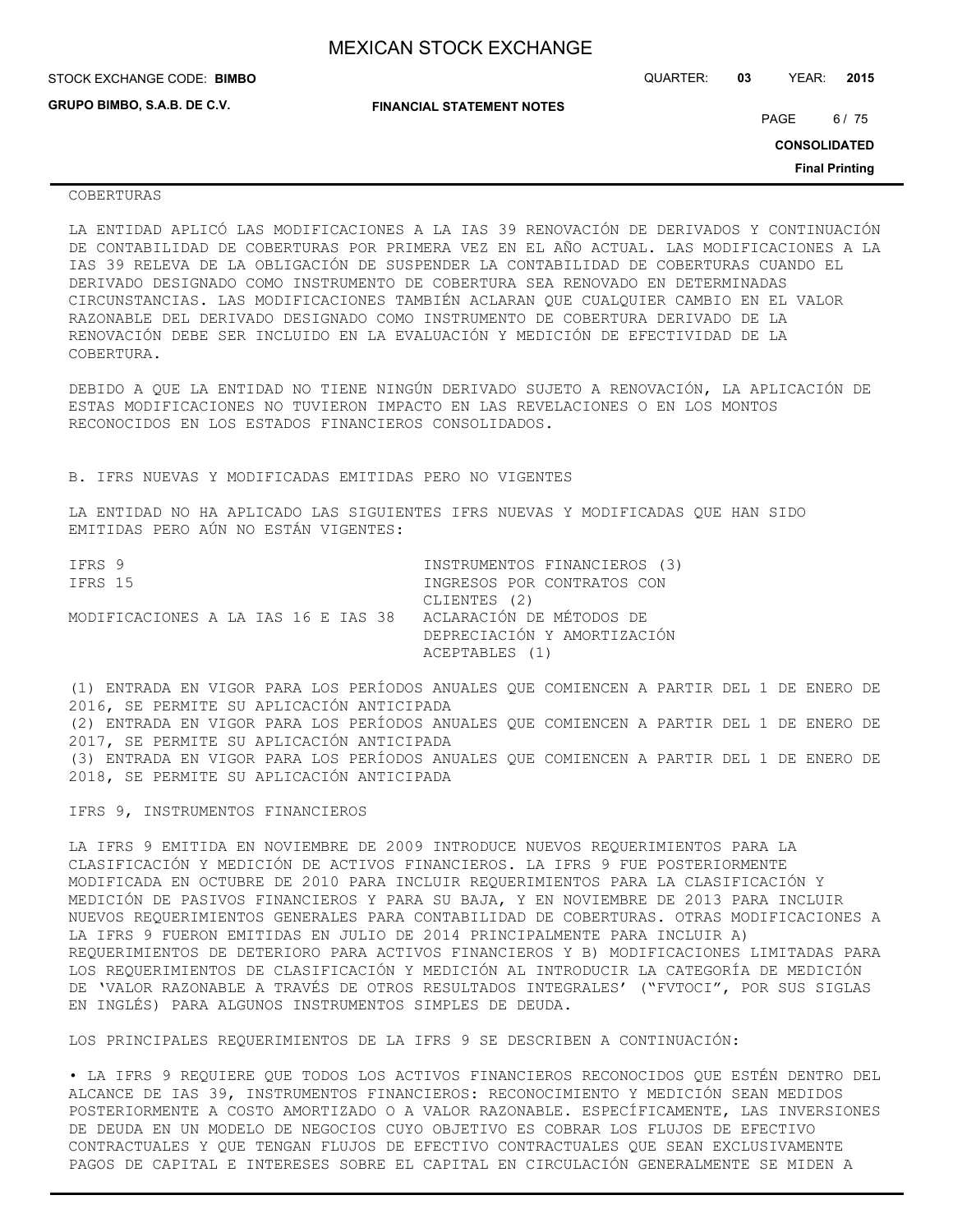COBERTURAS

LA ENTIDAD APLICÓ LAS MODIFICACIONES A LA IAS 39 RENOVACIÓN DE DERIVADOS Y CONTINUACIÓN DE CONTABILIDAD DE COBERTURAS POR PRIMERA VEZ EN EL AÑO ACTUAL. LAS MODIFICACIONES A LA IAS 39 RELEVA DE LA OBLIGACIÓN DE SUSPENDER LA CONTABILIDAD DE COBERTURAS CUANDO EL DERIVADO DESIGNADO COMO INSTRUMENTO DE COBERTURA SEA RENOVADO EN DETERMINADAS CIRCUNSTANCIAS. LAS MODIFICACIONES TAMBIÉN ACLARAN QUE CUALQUIER CAMBIO EN EL VALOR RAZONABLE DEL DERIVADO DESIGNADO COMO INSTRUMENTO DE COBERTURA DERIVADO DE LA RENOVACIÓN DEBE SER INCLUIDO EN LA EVALUACIÓN Y MEDICIÓN DE EFECTIVIDAD DE LA COBERTURA.

DEBIDO A QUE LA ENTIDAD NO TIENE NINGÚN DERIVADO SUJETO A RENOVACIÓN, LA APLICACIÓN DE ESTAS MODIFICACIONES NO TUVIERON IMPACTO EN LAS REVELACIONES O EN LOS MONTOS RECONOCIDOS EN LOS ESTADOS FINANCIEROS CONSOLIDADOS.

B. IFRS NUEVAS Y MODIFICADAS EMITIDAS PERO NO VIGENTES

LA ENTIDAD NO HA APLICADO LAS SIGUIENTES IFRS NUEVAS Y MODIFICADAS QUE HAN SIDO EMITIDAS PERO AÚN NO ESTÁN VIGENTES:

| | |
|---|---|
| IFRS 9 | INSTRUMENTOS FINANCIEROS (3) |
| IFRS 15 | INGRESOS POR CONTRATOS CON CLIENTES (2) |
| MODIFICACIONES A LA IAS 16 E IAS 38 | ACLARACIÓN DE MÉTODOS DE DEPRECIACIÓN Y AMORTIZACIÓN ACEPTABLES (1) |

(1) ENTRADA EN VIGOR PARA LOS PERÍODOS ANUALES QUE COMIENCEN A PARTIR DEL 1 DE ENERO DE 2016, SE PERMITE SU APLICACIÓN ANTICIPADA
(2) ENTRADA EN VIGOR PARA LOS PERÍODOS ANUALES QUE COMIENCEN A PARTIR DEL 1 DE ENERO DE 2017, SE PERMITE SU APLICACIÓN ANTICIPADA
(3) ENTRADA EN VIGOR PARA LOS PERÍODOS ANUALES QUE COMIENCEN A PARTIR DEL 1 DE ENERO DE 2018, SE PERMITE SU APLICACIÓN ANTICIPADA

IFRS 9, INSTRUMENTOS FINANCIEROS

LA IFRS 9 EMITIDA EN NOVIEMBRE DE 2009 INTRODUCE NUEVOS REQUERIMIENTOS PARA LA CLASIFICACIÓN Y MEDICIÓN DE ACTIVOS FINANCIEROS. LA IFRS 9 FUE POSTERIORMENTE MODIFICADA EN OCTUBRE DE 2010 PARA INCLUIR REQUERIMIENTOS PARA LA CLASIFICACIÓN Y MEDICIÓN DE PASIVOS FINANCIEROS Y PARA SU BAJA, Y EN NOVIEMBRE DE 2013 PARA INCLUIR NUEVOS REQUERIMIENTOS GENERALES PARA CONTABILIDAD DE COBERTURAS. OTRAS MODIFICACIONES A LA IFRS 9 FUERON EMITIDAS EN JULIO DE 2014 PRINCIPALMENTE PARA INCLUIR A) REQUERIMIENTOS DE DETERIORO PARA ACTIVOS FINANCIEROS Y B) MODIFICACIONES LIMITADAS PARA LOS REQUERIMIENTOS DE CLASIFICACIÓN Y MEDICIÓN AL INTRODUCIR LA CATEGORÍA DE MEDICIÓN DE 'VALOR RAZONABLE A TRAVÉS DE OTROS RESULTADOS INTEGRALES' ("FVTOCI", POR SUS SIGLAS EN INGLÉS) PARA ALGUNOS INSTRUMENTOS SIMPLES DE DEUDA.

LOS PRINCIPALES REQUERIMIENTOS DE LA IFRS 9 SE DESCRIBEN A CONTINUACIÓN:

• LA IFRS 9 REQUIERE QUE TODOS LOS ACTIVOS FINANCIEROS RECONOCIDOS QUE ESTÉN DENTRO DEL ALCANCE DE IAS 39, INSTRUMENTOS FINANCIEROS: RECONOCIMIENTO Y MEDICIÓN SEAN MEDIDOS POSTERIORMENTE A COSTO AMORTIZADO O A VALOR RAZONABLE. ESPECÍFICAMENTE, LAS INVERSIONES DE DEUDA EN UN MODELO DE NEGOCIOS CUYO OBJETIVO ES COBRAR LOS FLUJOS DE EFECTIVO CONTRACTUALES Y QUE TENGAN FLUJOS DE EFECTIVO CONTRACTUALES QUE SEAN EXCLUSIVAMENTE PAGOS DE CAPITAL E INTERESES SOBRE EL CAPITAL EN CIRCULACIÓN GENERALMENTE SE MIDEN A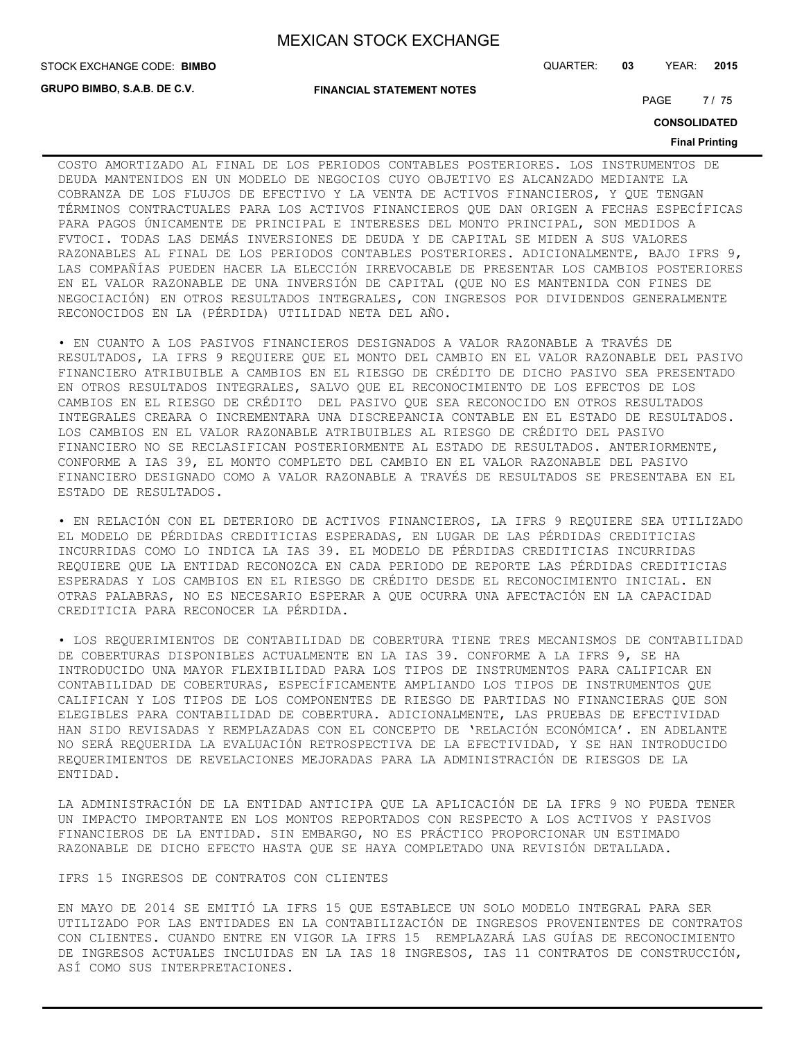COSTO AMORTIZADO AL FINAL DE LOS PERIODOS CONTABLES POSTERIORES. LOS INSTRUMENTOS DE DEUDA MANTENIDOS EN UN MODELO DE NEGOCIOS CUYO OBJETIVO ES ALCANZADO MEDIANTE LA COBRANZA DE LOS FLUJOS DE EFECTIVO Y LA VENTA DE ACTIVOS FINANCIEROS, Y QUE TENGAN TÉRMINOS CONTRACTUALES PARA LOS ACTIVOS FINANCIEROS QUE DAN ORIGEN A FECHAS ESPECÍFICAS PARA PAGOS ÚNICAMENTE DE PRINCIPAL E INTERESES DEL MONTO PRINCIPAL, SON MEDIDOS A FVTOCI. TODAS LAS DEMÁS INVERSIONES DE DEUDA Y DE CAPITAL SE MIDEN A SUS VALORES RAZONABLES AL FINAL DE LOS PERIODOS CONTABLES POSTERIORES. ADICIONALMENTE, BAJO IFRS 9, LAS COMPAÑÍAS PUEDEN HACER LA ELECCIÓN IRREVOCABLE DE PRESENTAR LOS CAMBIOS POSTERIORES EN EL VALOR RAZONABLE DE UNA INVERSIÓN DE CAPITAL (QUE NO ES MANTENIDA CON FINES DE NEGOCIACIÓN) EN OTROS RESULTADOS INTEGRALES, CON INGRESOS POR DIVIDENDOS GENERALMENTE RECONOCIDOS EN LA (PÉRDIDA) UTILIDAD NETA DEL AÑO.

• EN CUANTO A LOS PASIVOS FINANCIEROS DESIGNADOS A VALOR RAZONABLE A TRAVÉS DE RESULTADOS, LA IFRS 9 REQUIERE QUE EL MONTO DEL CAMBIO EN EL VALOR RAZONABLE DEL PASIVO FINANCIERO ATRIBUIBLE A CAMBIOS EN EL RIESGO DE CRÉDITO DE DICHO PASIVO SEA PRESENTADO EN OTROS RESULTADOS INTEGRALES, SALVO QUE EL RECONOCIMIENTO DE LOS EFECTOS DE LOS CAMBIOS EN EL RIESGO DE CRÉDITO DEL PASIVO QUE SEA RECONOCIDO EN OTROS RESULTADOS INTEGRALES CREARA O INCREMENTARA UNA DISCREPANCIA CONTABLE EN EL ESTADO DE RESULTADOS. LOS CAMBIOS EN EL VALOR RAZONABLE ATRIBUIBLES AL RIESGO DE CRÉDITO DEL PASIVO FINANCIERO NO SE RECLASIFICAN POSTERIORMENTE AL ESTADO DE RESULTADOS. ANTERIORMENTE, CONFORME A IAS 39, EL MONTO COMPLETO DEL CAMBIO EN EL VALOR RAZONABLE DEL PASIVO FINANCIERO DESIGNADO COMO A VALOR RAZONABLE A TRAVÉS DE RESULTADOS SE PRESENTABA EN EL ESTADO DE RESULTADOS.

• EN RELACIÓN CON EL DETERIORO DE ACTIVOS FINANCIEROS, LA IFRS 9 REQUIERE SEA UTILIZADO EL MODELO DE PÉRDIDAS CREDITICIAS ESPERADAS, EN LUGAR DE LAS PÉRDIDAS CREDITICIAS INCURRIDAS COMO LO INDICA LA IAS 39. EL MODELO DE PÉRDIDAS CREDITICIAS INCURRIDAS REQUIERE QUE LA ENTIDAD RECONOZCA EN CADA PERIODO DE REPORTE LAS PÉRDIDAS CREDITICIAS ESPERADAS Y LOS CAMBIOS EN EL RIESGO DE CRÉDITO DESDE EL RECONOCIMIENTO INICIAL. EN OTRAS PALABRAS, NO ES NECESARIO ESPERAR A QUE OCURRA UNA AFECTACIÓN EN LA CAPACIDAD CREDITICIA PARA RECONOCER LA PÉRDIDA.

• LOS REQUERIMIENTOS DE CONTABILIDAD DE COBERTURA TIENE TRES MECANISMOS DE CONTABILIDAD DE COBERTURAS DISPONIBLES ACTUALMENTE EN LA IAS 39. CONFORME A LA IFRS 9, SE HA INTRODUCIDO UNA MAYOR FLEXIBILIDAD PARA LOS TIPOS DE INSTRUMENTOS PARA CALIFICAR EN CONTABILIDAD DE COBERTURAS, ESPECÍFICAMENTE AMPLIANDO LOS TIPOS DE INSTRUMENTOS QUE CALIFICAN Y LOS TIPOS DE LOS COMPONENTES DE RIESGO DE PARTIDAS NO FINANCIERAS QUE SON ELEGIBLES PARA CONTABILIDAD DE COBERTURA. ADICIONALMENTE, LAS PRUEBAS DE EFECTIVIDAD HAN SIDO REVISADAS Y REMPLAZADAS CON EL CONCEPTO DE 'RELACIÓN ECONÓMICA'. EN ADELANTE NO SERÁ REQUERIDA LA EVALUACIÓN RETROSPECTIVA DE LA EFECTIVIDAD, Y SE HAN INTRODUCIDO REQUERIMIENTOS DE REVELACIONES MEJORADAS PARA LA ADMINISTRACIÓN DE RIESGOS DE LA ENTIDAD.

LA ADMINISTRACIÓN DE LA ENTIDAD ANTICIPA QUE LA APLICACIÓN DE LA IFRS 9 NO PUEDA TENER UN IMPACTO IMPORTANTE EN LOS MONTOS REPORTADOS CON RESPECTO A LOS ACTIVOS Y PASIVOS FINANCIEROS DE LA ENTIDAD. SIN EMBARGO, NO ES PRÁCTICO PROPORCIONAR UN ESTIMADO RAZONABLE DE DICHO EFECTO HASTA QUE SE HAYA COMPLETADO UNA REVISIÓN DETALLADA.

IFRS 15 INGRESOS DE CONTRATOS CON CLIENTES

EN MAYO DE 2014 SE EMITIÓ LA IFRS 15 QUE ESTABLECE UN SOLO MODELO INTEGRAL PARA SER UTILIZADO POR LAS ENTIDADES EN LA CONTABILIZACIÓN DE INGRESOS PROVENIENTES DE CONTRATOS CON CLIENTES. CUANDO ENTRE EN VIGOR LA IFRS 15 REMPLAZARÁ LAS GUÍAS DE RECONOCIMIENTO DE INGRESOS ACTUALES INCLUIDAS EN LA IAS 18 INGRESOS, IAS 11 CONTRATOS DE CONSTRUCCIÓN, ASÍ COMO SUS INTERPRETACIONES.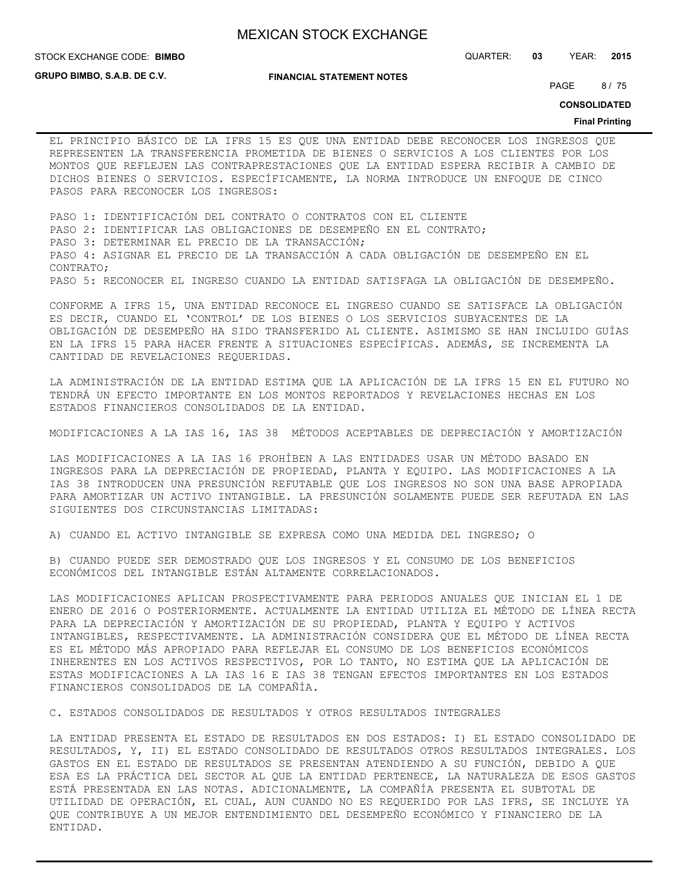EL PRINCIPIO BÁSICO DE LA IFRS 15 ES QUE UNA ENTIDAD DEBE RECONOCER LOS INGRESOS QUE REPRESENTEN LA TRANSFERENCIA PROMETIDA DE BIENES O SERVICIOS A LOS CLIENTES POR LOS MONTOS QUE REFLEJEN LAS CONTRAPRESTACIONES QUE LA ENTIDAD ESPERA RECIBIR A CAMBIO DE DICHOS BIENES O SERVICIOS. ESPECÍFICAMENTE, LA NORMA INTRODUCE UN ENFOQUE DE CINCO PASOS PARA RECONOCER LOS INGRESOS:

PASO 1: IDENTIFICACIÓN DEL CONTRATO O CONTRATOS CON EL CLIENTE
PASO 2: IDENTIFICAR LAS OBLIGACIONES DE DESEMPEÑO EN EL CONTRATO;
PASO 3: DETERMINAR EL PRECIO DE LA TRANSACCIÓN;
PASO 4: ASIGNAR EL PRECIO DE LA TRANSACCIÓN A CADA OBLIGACIÓN DE DESEMPEÑO EN EL CONTRATO;
PASO 5: RECONOCER EL INGRESO CUANDO LA ENTIDAD SATISFAGA LA OBLIGACIÓN DE DESEMPEÑO.

CONFORME A IFRS 15, UNA ENTIDAD RECONOCE EL INGRESO CUANDO SE SATISFACE LA OBLIGACIÓN ES DECIR, CUANDO EL 'CONTROL' DE LOS BIENES O LOS SERVICIOS SUBYACENTES DE LA OBLIGACIÓN DE DESEMPEÑO HA SIDO TRANSFERIDO AL CLIENTE. ASIMISMO SE HAN INCLUIDO GUÍAS EN LA IFRS 15 PARA HACER FRENTE A SITUACIONES ESPECÍFICAS. ADEMÁS, SE INCREMENTA LA CANTIDAD DE REVELACIONES REQUERIDAS.

LA ADMINISTRACIÓN DE LA ENTIDAD ESTIMA QUE LA APLICACIÓN DE LA IFRS 15 EN EL FUTURO NO TENDRÁ UN EFECTO IMPORTANTE EN LOS MONTOS REPORTADOS Y REVELACIONES HECHAS EN LOS ESTADOS FINANCIEROS CONSOLIDADOS DE LA ENTIDAD.

MODIFICACIONES A LA IAS 16, IAS 38 MÉTODOS ACEPTABLES DE DEPRECIACIÓN Y AMORTIZACIÓN

LAS MODIFICACIONES A LA IAS 16 PROHÍBEN A LAS ENTIDADES USAR UN MÉTODO BASADO EN INGRESOS PARA LA DEPRECIACIÓN DE PROPIEDAD, PLANTA Y EQUIPO. LAS MODIFICACIONES A LA IAS 38 INTRODUCEN UNA PRESUNCIÓN REFUTABLE QUE LOS INGRESOS NO SON UNA BASE APROPIADA PARA AMORTIZAR UN ACTIVO INTANGIBLE. LA PRESUNCIÓN SOLAMENTE PUEDE SER REFUTADA EN LAS SIGUIENTES DOS CIRCUNSTANCIAS LIMITADAS:

A) CUANDO EL ACTIVO INTANGIBLE SE EXPRESA COMO UNA MEDIDA DEL INGRESO; O

B) CUANDO PUEDE SER DEMOSTRADO QUE LOS INGRESOS Y EL CONSUMO DE LOS BENEFICIOS ECONÓMICOS DEL INTANGIBLE ESTÁN ALTAMENTE CORRELACIONADOS.

LAS MODIFICACIONES APLICAN PROSPECTIVAMENTE PARA PERIODOS ANUALES QUE INICIAN EL 1 DE ENERO DE 2016 O POSTERIORMENTE. ACTUALMENTE LA ENTIDAD UTILIZA EL MÉTODO DE LÍNEA RECTA PARA LA DEPRECIACIÓN Y AMORTIZACIÓN DE SU PROPIEDAD, PLANTA Y EQUIPO Y ACTIVOS INTANGIBLES, RESPECTIVAMENTE. LA ADMINISTRACIÓN CONSIDERA QUE EL MÉTODO DE LÍNEA RECTA ES EL MÉTODO MÁS APROPIADO PARA REFLEJAR EL CONSUMO DE LOS BENEFICIOS ECONÓMICOS INHERENTES EN LOS ACTIVOS RESPECTIVOS, POR LO TANTO, NO ESTIMA QUE LA APLICACIÓN DE ESTAS MODIFICACIONES A LA IAS 16 E IAS 38 TENGAN EFECTOS IMPORTANTES EN LOS ESTADOS FINANCIEROS CONSOLIDADOS DE LA COMPAÑÍA.

C. ESTADOS CONSOLIDADOS DE RESULTADOS Y OTROS RESULTADOS INTEGRALES

LA ENTIDAD PRESENTA EL ESTADO DE RESULTADOS EN DOS ESTADOS: I) EL ESTADO CONSOLIDADO DE RESULTADOS, Y, II) EL ESTADO CONSOLIDADO DE RESULTADOS OTROS RESULTADOS INTEGRALES. LOS GASTOS EN EL ESTADO DE RESULTADOS SE PRESENTAN ATENDIENDO A SU FUNCIÓN, DEBIDO A QUE ESA ES LA PRÁCTICA DEL SECTOR AL QUE LA ENTIDAD PERTENECE, LA NATURALEZA DE ESOS GASTOS ESTÁ PRESENTADA EN LAS NOTAS. ADICIONALMENTE, LA COMPAÑÍA PRESENTA EL SUBTOTAL DE UTILIDAD DE OPERACIÓN, EL CUAL, AUN CUANDO NO ES REQUERIDO POR LAS IFRS, SE INCLUYE YA QUE CONTRIBUYE A UN MEJOR ENTENDIMIENTO DEL DESEMPEÑO ECONÓMICO Y FINANCIERO DE LA ENTIDAD.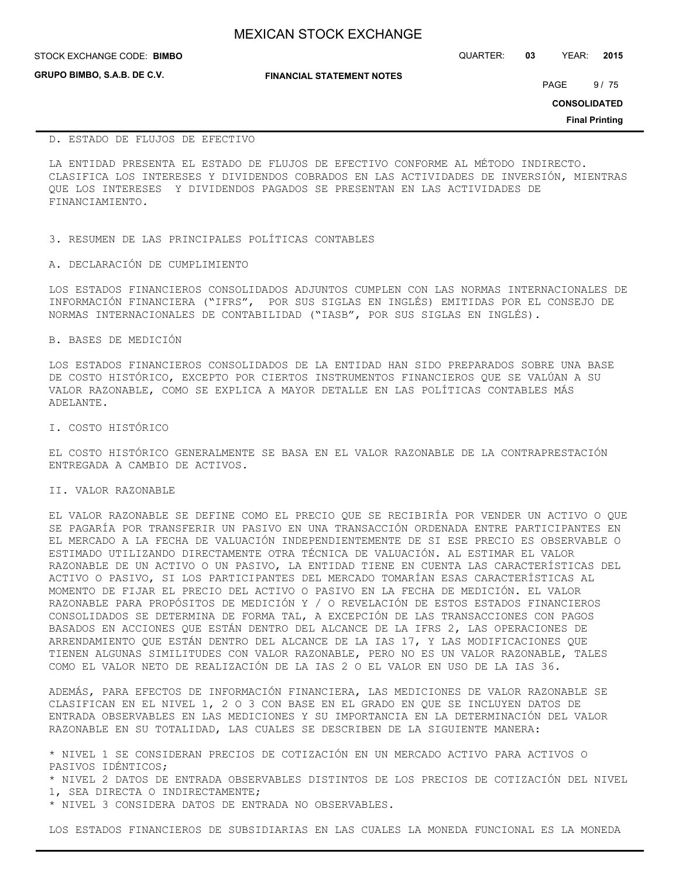D. ESTADO DE FLUJOS DE EFECTIVO

LA ENTIDAD PRESENTA EL ESTADO DE FLUJOS DE EFECTIVO CONFORME AL MÉTODO INDIRECTO. CLASIFICA LOS INTERESES Y DIVIDENDOS COBRADOS EN LAS ACTIVIDADES DE INVERSIÓN, MIENTRAS QUE LOS INTERESES Y DIVIDENDOS PAGADOS SE PRESENTAN EN LAS ACTIVIDADES DE FINANCIAMIENTO.

3. RESUMEN DE LAS PRINCIPALES POLÍTICAS CONTABLES

A. DECLARACIÓN DE CUMPLIMIENTO

LOS ESTADOS FINANCIEROS CONSOLIDADOS ADJUNTOS CUMPLEN CON LAS NORMAS INTERNACIONALES DE INFORMACIÓN FINANCIERA ("IFRS", POR SUS SIGLAS EN INGLÉS) EMITIDAS POR EL CONSEJO DE NORMAS INTERNACIONALES DE CONTABILIDAD ("IASB", POR SUS SIGLAS EN INGLÉS).

B. BASES DE MEDICIÓN

LOS ESTADOS FINANCIEROS CONSOLIDADOS DE LA ENTIDAD HAN SIDO PREPARADOS SOBRE UNA BASE DE COSTO HISTÓRICO, EXCEPTO POR CIERTOS INSTRUMENTOS FINANCIEROS QUE SE VALÚAN A SU VALOR RAZONABLE, COMO SE EXPLICA A MAYOR DETALLE EN LAS POLÍTICAS CONTABLES MÁS ADELANTE.

I. COSTO HISTÓRICO

EL COSTO HISTÓRICO GENERALMENTE SE BASA EN EL VALOR RAZONABLE DE LA CONTRAPRESTACIÓN ENTREGADA A CAMBIO DE ACTIVOS.

II. VALOR RAZONABLE

EL VALOR RAZONABLE SE DEFINE COMO EL PRECIO QUE SE RECIBIRÍA POR VENDER UN ACTIVO O QUE SE PAGARÍA POR TRANSFERIR UN PASIVO EN UNA TRANSACCIÓN ORDENADA ENTRE PARTICIPANTES EN EL MERCADO A LA FECHA DE VALUACIÓN INDEPENDIENTEMENTE DE SI ESE PRECIO ES OBSERVABLE O ESTIMADO UTILIZANDO DIRECTAMENTE OTRA TÉCNICA DE VALUACIÓN. AL ESTIMAR EL VALOR RAZONABLE DE UN ACTIVO O UN PASIVO, LA ENTIDAD TIENE EN CUENTA LAS CARACTERÍSTICAS DEL ACTIVO O PASIVO, SI LOS PARTICIPANTES DEL MERCADO TOMARÍAN ESAS CARACTERÍSTICAS AL MOMENTO DE FIJAR EL PRECIO DEL ACTIVO O PASIVO EN LA FECHA DE MEDICIÓN. EL VALOR RAZONABLE PARA PROPÓSITOS DE MEDICIÓN Y / O REVELACIÓN DE ESTOS ESTADOS FINANCIEROS CONSOLIDADOS SE DETERMINA DE FORMA TAL, A EXCEPCIÓN DE LAS TRANSACCIONES CON PAGOS BASADOS EN ACCIONES QUE ESTÁN DENTRO DEL ALCANCE DE LA IFRS 2, LAS OPERACIONES DE ARRENDAMIENTO QUE ESTÁN DENTRO DEL ALCANCE DE LA IAS 17, Y LAS MODIFICACIONES QUE TIENEN ALGUNAS SIMILITUDES CON VALOR RAZONABLE, PERO NO ES UN VALOR RAZONABLE, TALES COMO EL VALOR NETO DE REALIZACIÓN DE LA IAS 2 O EL VALOR EN USO DE LA IAS 36.

ADEMÁS, PARA EFECTOS DE INFORMACIÓN FINANCIERA, LAS MEDICIONES DE VALOR RAZONABLE SE CLASIFICAN EN EL NIVEL 1, 2 O 3 CON BASE EN EL GRADO EN QUE SE INCLUYEN DATOS DE ENTRADA OBSERVABLES EN LAS MEDICIONES Y SU IMPORTANCIA EN LA DETERMINACIÓN DEL VALOR RAZONABLE EN SU TOTALIDAD, LAS CUALES SE DESCRIBEN DE LA SIGUIENTE MANERA:

* NIVEL 1 SE CONSIDERAN PRECIOS DE COTIZACIÓN EN UN MERCADO ACTIVO PARA ACTIVOS O PASIVOS IDÉNTICOS;
* NIVEL 2 DATOS DE ENTRADA OBSERVABLES DISTINTOS DE LOS PRECIOS DE COTIZACIÓN DEL NIVEL 1, SEA DIRECTA O INDIRECTAMENTE;
* NIVEL 3 CONSIDERA DATOS DE ENTRADA NO OBSERVABLES.

LOS ESTADOS FINANCIEROS DE SUBSIDIARIAS EN LAS CUALES LA MONEDA FUNCIONAL ES LA MONEDA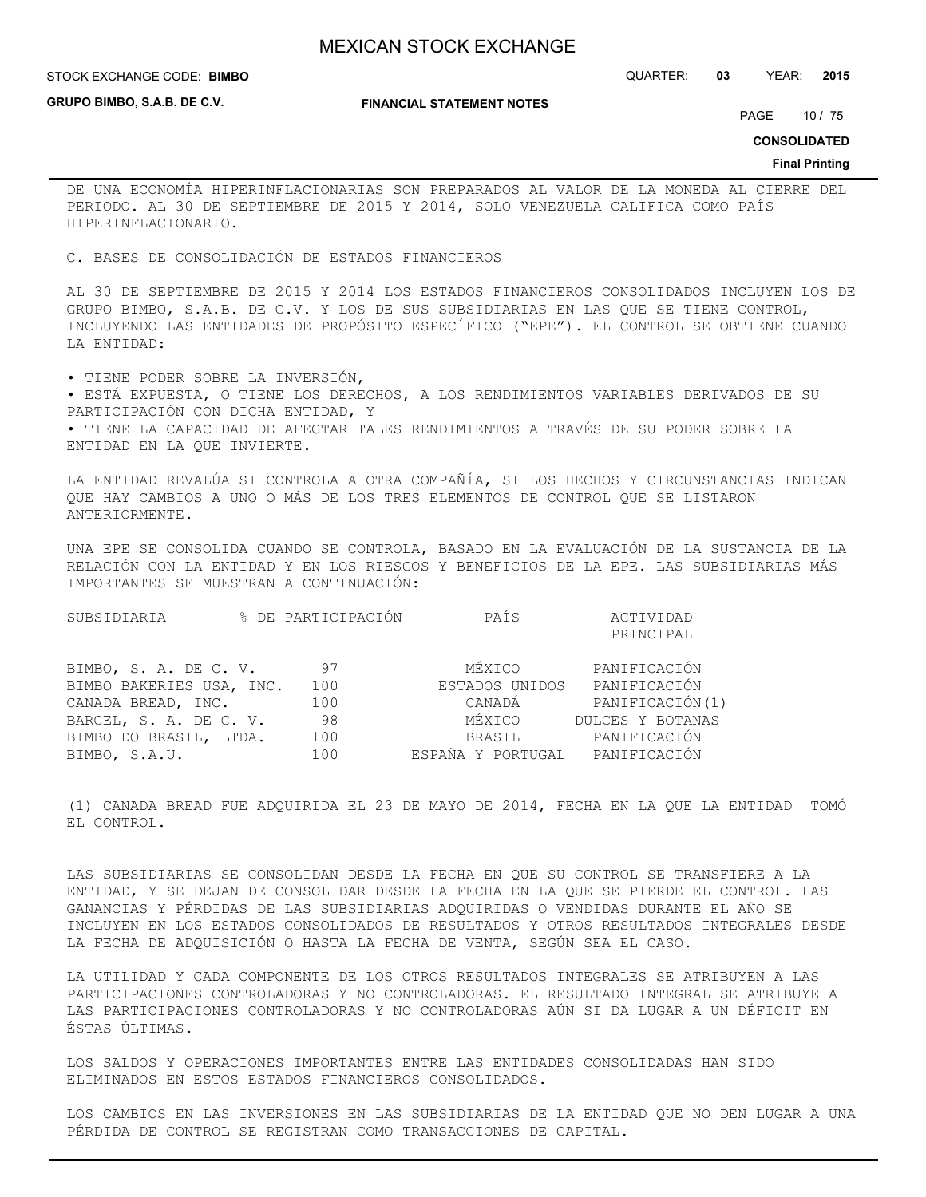DE UNA ECONOMÍA HIPERINFLACIONARIAS SON PREPARADOS AL VALOR DE LA MONEDA AL CIERRE DEL PERIODO. AL 30 DE SEPTIEMBRE DE 2015 Y 2014, SOLO VENEZUELA CALIFICA COMO PAÍS HIPERINFLACIONARIO.

C. BASES DE CONSOLIDACIÓN DE ESTADOS FINANCIEROS

AL 30 DE SEPTIEMBRE DE 2015 Y 2014 LOS ESTADOS FINANCIEROS CONSOLIDADOS INCLUYEN LOS DE GRUPO BIMBO, S.A.B. DE C.V. Y LOS DE SUS SUBSIDIARIAS EN LAS QUE SE TIENE CONTROL, INCLUYENDO LAS ENTIDADES DE PROPÓSITO ESPECÍFICO ("EPE"). EL CONTROL SE OBTIENE CUANDO LA ENTIDAD:

• TIENE PODER SOBRE LA INVERSIÓN,
• ESTÁ EXPUESTA, O TIENE LOS DERECHOS, A LOS RENDIMIENTOS VARIABLES DERIVADOS DE SU PARTICIPACIÓN CON DICHA ENTIDAD, Y
• TIENE LA CAPACIDAD DE AFECTAR TALES RENDIMIENTOS A TRAVÉS DE SU PODER SOBRE LA ENTIDAD EN LA QUE INVIERTE.

LA ENTIDAD REVALÚA SI CONTROLA A OTRA COMPAÑÍA, SI LOS HECHOS Y CIRCUNSTANCIAS INDICAN QUE HAY CAMBIOS A UNO O MÁS DE LOS TRES ELEMENTOS DE CONTROL QUE SE LISTARON ANTERIORMENTE.

UNA EPE SE CONSOLIDA CUANDO SE CONTROLA, BASADO EN LA EVALUACIÓN DE LA SUSTANCIA DE LA RELACIÓN CON LA ENTIDAD Y EN LOS RIESGOS Y BENEFICIOS DE LA EPE. LAS SUBSIDIARIAS MÁS IMPORTANTES SE MUESTRAN A CONTINUACIÓN:

| SUBSIDIARIA | % DE PARTICIPACIÓN | PAÍS | ACTIVIDAD PRINCIPAL |
|---|---|---|---|
| BIMBO, S. A. DE C. V. | 97 | MÉXICO | PANIFICACIÓN |
| BIMBO BAKERIES USA, INC. | 100 | ESTADOS UNIDOS | PANIFICACIÓN |
| CANADA BREAD, INC. | 100 | CANADÁ | PANIFICACIÓN(1) |
| BARCEL, S. A. DE C. V. | 98 | MÉXICO | DULCES Y BOTANAS |
| BIMBO DO BRASIL, LTDA. | 100 | BRASIL | PANIFICACIÓN |
| BIMBO, S.A.U. | 100 | ESPAÑA Y PORTUGAL | PANIFICACIÓN |

(1) CANADA BREAD FUE ADQUIRIDA EL 23 DE MAYO DE 2014, FECHA EN LA QUE LA ENTIDAD TOMÓ EL CONTROL.

LAS SUBSIDIARIAS SE CONSOLIDAN DESDE LA FECHA EN QUE SU CONTROL SE TRANSFIERE A LA ENTIDAD, Y SE DEJAN DE CONSOLIDAR DESDE LA FECHA EN LA QUE SE PIERDE EL CONTROL. LAS GANANCIAS Y PÉRDIDAS DE LAS SUBSIDIARIAS ADQUIRIDAS O VENDIDAS DURANTE EL AÑO SE INCLUYEN EN LOS ESTADOS CONSOLIDADOS DE RESULTADOS Y OTROS RESULTADOS INTEGRALES DESDE LA FECHA DE ADQUISICIÓN O HASTA LA FECHA DE VENTA, SEGÚN SEA EL CASO.

LA UTILIDAD Y CADA COMPONENTE DE LOS OTROS RESULTADOS INTEGRALES SE ATRIBUYEN A LAS PARTICIPACIONES CONTROLADORAS Y NO CONTROLADORAS. EL RESULTADO INTEGRAL SE ATRIBUYE A LAS PARTICIPACIONES CONTROLADORAS Y NO CONTROLADORAS AÚN SI DA LUGAR A UN DÉFICIT EN ÉSTAS ÚLTIMAS.

LOS SALDOS Y OPERACIONES IMPORTANTES ENTRE LAS ENTIDADES CONSOLIDADAS HAN SIDO ELIMINADOS EN ESTOS ESTADOS FINANCIEROS CONSOLIDADOS.

LOS CAMBIOS EN LAS INVERSIONES EN LAS SUBSIDIARIAS DE LA ENTIDAD QUE NO DEN LUGAR A UNA PÉRDIDA DE CONTROL SE REGISTRAN COMO TRANSACCIONES DE CAPITAL.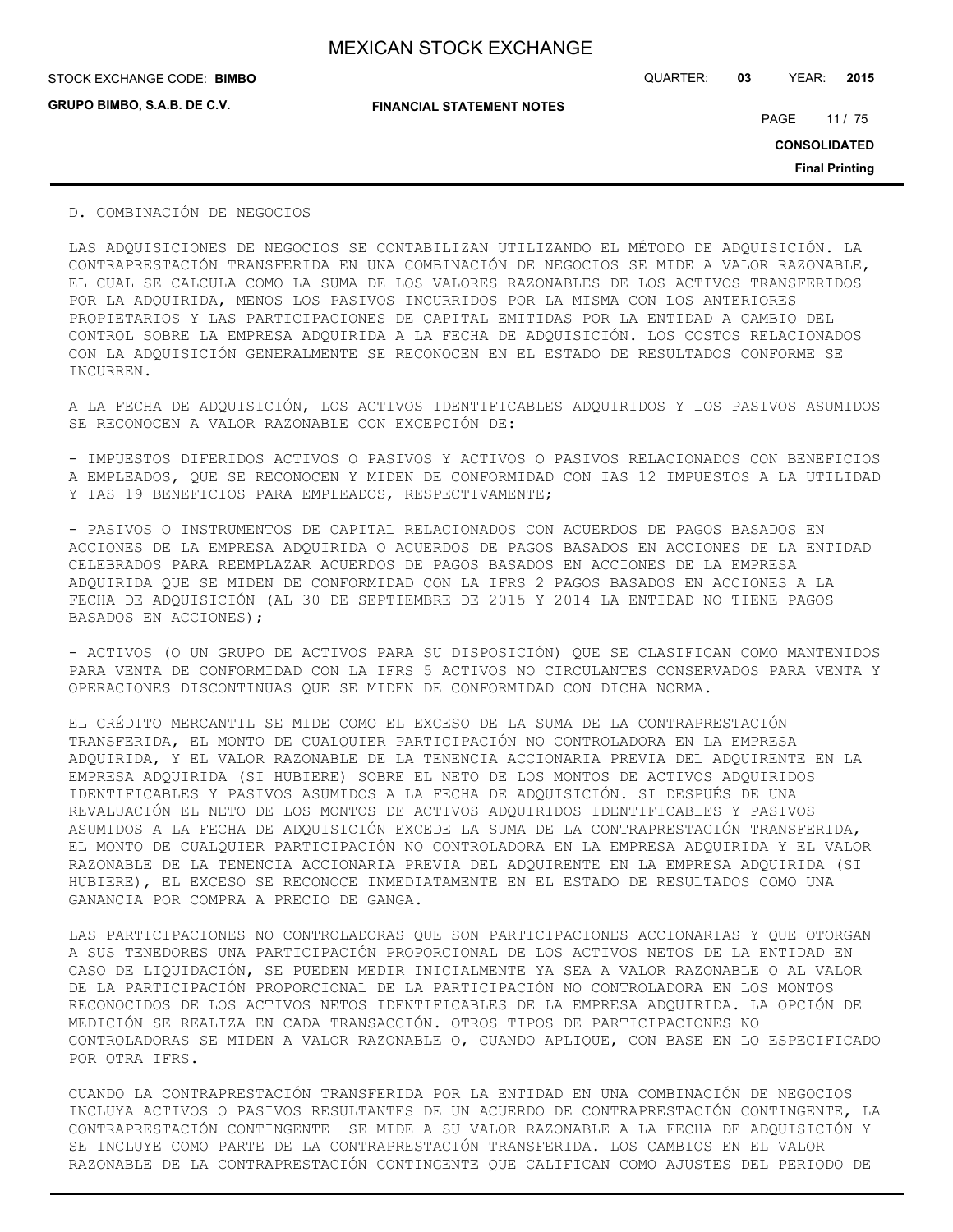D. COMBINACIÓN DE NEGOCIOS

LAS ADQUISICIONES DE NEGOCIOS SE CONTABILIZAN UTILIZANDO EL MÉTODO DE ADQUISICIÓN. LA CONTRAPRESTACIÓN TRANSFERIDA EN UNA COMBINACIÓN DE NEGOCIOS SE MIDE A VALOR RAZONABLE, EL CUAL SE CALCULA COMO LA SUMA DE LOS VALORES RAZONABLES DE LOS ACTIVOS TRANSFERIDOS POR LA ADQUIRIDA, MENOS LOS PASIVOS INCURRIDOS POR LA MISMA CON LOS ANTERIORES PROPIETARIOS Y LAS PARTICIPACIONES DE CAPITAL EMITIDAS POR LA ENTIDAD A CAMBIO DEL CONTROL SOBRE LA EMPRESA ADQUIRIDA A LA FECHA DE ADQUISICIÓN. LOS COSTOS RELACIONADOS CON LA ADQUISICIÓN GENERALMENTE SE RECONOCEN EN EL ESTADO DE RESULTADOS CONFORME SE INCURREN.

A LA FECHA DE ADQUISICIÓN, LOS ACTIVOS IDENTIFICABLES ADQUIRIDOS Y LOS PASIVOS ASUMIDOS SE RECONOCEN A VALOR RAZONABLE CON EXCEPCIÓN DE:

- IMPUESTOS DIFERIDOS ACTIVOS O PASIVOS Y ACTIVOS O PASIVOS RELACIONADOS CON BENEFICIOS A EMPLEADOS, QUE SE RECONOCEN Y MIDEN DE CONFORMIDAD CON IAS 12 IMPUESTOS A LA UTILIDAD Y IAS 19 BENEFICIOS PARA EMPLEADOS, RESPECTIVAMENTE;

- PASIVOS O INSTRUMENTOS DE CAPITAL RELACIONADOS CON ACUERDOS DE PAGOS BASADOS EN ACCIONES DE LA EMPRESA ADQUIRIDA O ACUERDOS DE PAGOS BASADOS EN ACCIONES DE LA ENTIDAD CELEBRADOS PARA REEMPLAZAR ACUERDOS DE PAGOS BASADOS EN ACCIONES DE LA EMPRESA ADQUIRIDA QUE SE MIDEN DE CONFORMIDAD CON LA IFRS 2 PAGOS BASADOS EN ACCIONES A LA FECHA DE ADQUISICIÓN (AL 30 DE SEPTIEMBRE DE 2015 Y 2014 LA ENTIDAD NO TIENE PAGOS BASADOS EN ACCIONES);

- ACTIVOS (O UN GRUPO DE ACTIVOS PARA SU DISPOSICIÓN) QUE SE CLASIFICAN COMO MANTENIDOS PARA VENTA DE CONFORMIDAD CON LA IFRS 5 ACTIVOS NO CIRCULANTES CONSERVADOS PARA VENTA Y OPERACIONES DISCONTINUAS QUE SE MIDEN DE CONFORMIDAD CON DICHA NORMA.

EL CRÉDITO MERCANTIL SE MIDE COMO EL EXCESO DE LA SUMA DE LA CONTRAPRESTACIÓN TRANSFERIDA, EL MONTO DE CUALQUIER PARTICIPACIÓN NO CONTROLADORA EN LA EMPRESA ADQUIRIDA, Y EL VALOR RAZONABLE DE LA TENENCIA ACCIONARIA PREVIA DEL ADQUIRENTE EN LA EMPRESA ADQUIRIDA (SI HUBIERE) SOBRE EL NETO DE LOS MONTOS DE ACTIVOS ADQUIRIDOS IDENTIFICABLES Y PASIVOS ASUMIDOS A LA FECHA DE ADQUISICIÓN. SI DESPUÉS DE UNA REVALUACIÓN EL NETO DE LOS MONTOS DE ACTIVOS ADQUIRIDOS IDENTIFICABLES Y PASIVOS ASUMIDOS A LA FECHA DE ADQUISICIÓN EXCEDE LA SUMA DE LA CONTRAPRESTACIÓN TRANSFERIDA, EL MONTO DE CUALQUIER PARTICIPACIÓN NO CONTROLADORA EN LA EMPRESA ADQUIRIDA Y EL VALOR RAZONABLE DE LA TENENCIA ACCIONARIA PREVIA DEL ADQUIRENTE EN LA EMPRESA ADQUIRIDA (SI HUBIERE), EL EXCESO SE RECONOCE INMEDIATAMENTE EN EL ESTADO DE RESULTADOS COMO UNA GANANCIA POR COMPRA A PRECIO DE GANGA.

LAS PARTICIPACIONES NO CONTROLADORAS QUE SON PARTICIPACIONES ACCIONARIAS Y QUE OTORGAN A SUS TENEDORES UNA PARTICIPACIÓN PROPORCIONAL DE LOS ACTIVOS NETOS DE LA ENTIDAD EN CASO DE LIQUIDACIÓN, SE PUEDEN MEDIR INICIALMENTE YA SEA A VALOR RAZONABLE O AL VALOR DE LA PARTICIPACIÓN PROPORCIONAL DE LA PARTICIPACIÓN NO CONTROLADORA EN LOS MONTOS RECONOCIDOS DE LOS ACTIVOS NETOS IDENTIFICABLES DE LA EMPRESA ADQUIRIDA. LA OPCIÓN DE MEDICIÓN SE REALIZA EN CADA TRANSACCIÓN. OTROS TIPOS DE PARTICIPACIONES NO CONTROLADORAS SE MIDEN A VALOR RAZONABLE O, CUANDO APLIQUE, CON BASE EN LO ESPECIFICADO POR OTRA IFRS.

CUANDO LA CONTRAPRESTACIÓN TRANSFERIDA POR LA ENTIDAD EN UNA COMBINACIÓN DE NEGOCIOS INCLUYA ACTIVOS O PASIVOS RESULTANTES DE UN ACUERDO DE CONTRAPRESTACIÓN CONTINGENTE, LA CONTRAPRESTACIÓN CONTINGENTE SE MIDE A SU VALOR RAZONABLE A LA FECHA DE ADQUISICIÓN Y SE INCLUYE COMO PARTE DE LA CONTRAPRESTACIÓN TRANSFERIDA. LOS CAMBIOS EN EL VALOR RAZONABLE DE LA CONTRAPRESTACIÓN CONTINGENTE QUE CALIFICAN COMO AJUSTES DEL PERIODO DE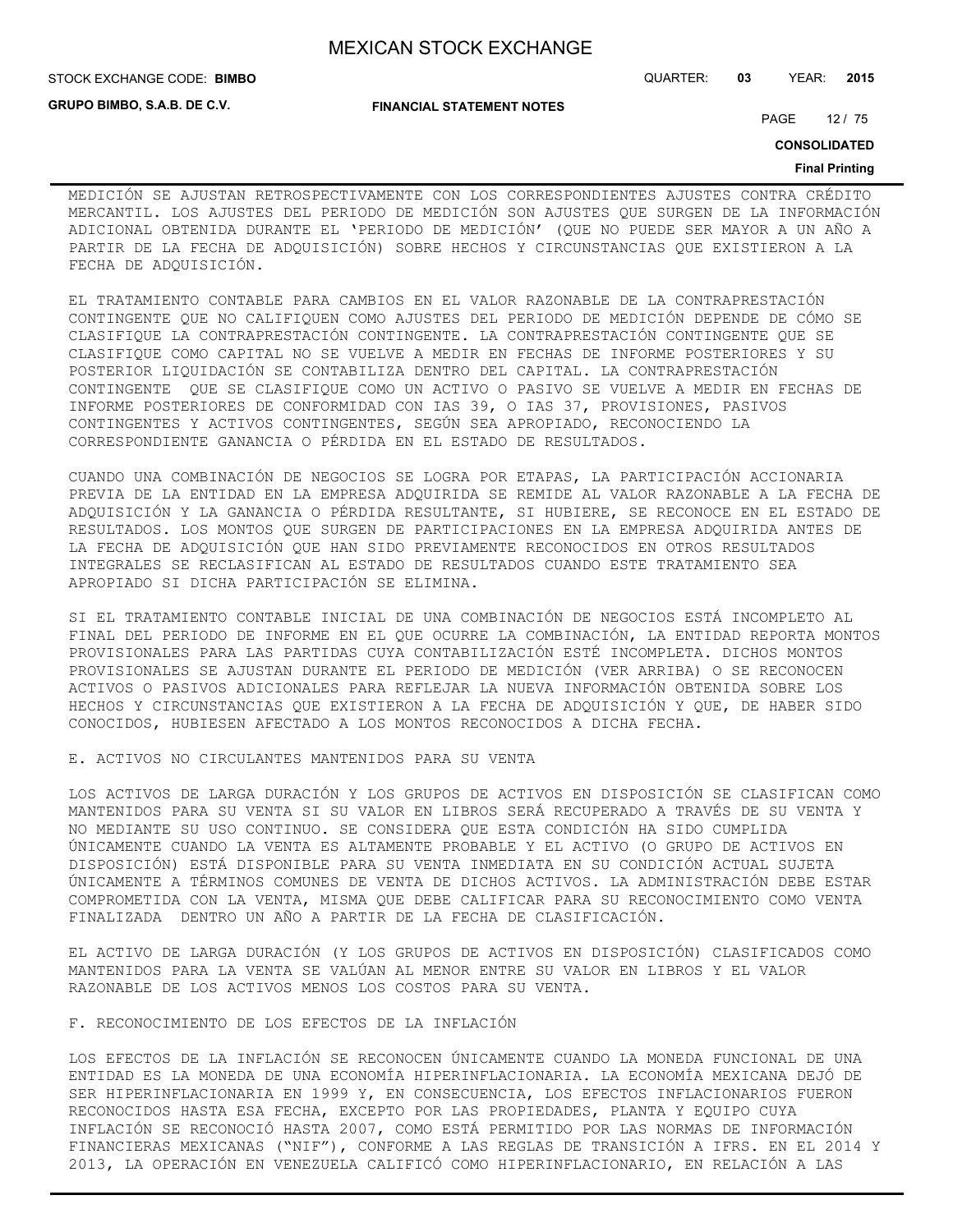MEDICIÓN SE AJUSTAN RETROSPECTIVAMENTE CON LOS CORRESPONDIENTES AJUSTES CONTRA CRÉDITO MERCANTIL. LOS AJUSTES DEL PERIODO DE MEDICIÓN SON AJUSTES QUE SURGEN DE LA INFORMACIÓN ADICIONAL OBTENIDA DURANTE EL 'PERIODO DE MEDICIÓN' (QUE NO PUEDE SER MAYOR A UN AÑO A PARTIR DE LA FECHA DE ADQUISICIÓN) SOBRE HECHOS Y CIRCUNSTANCIAS QUE EXISTIERON A LA FECHA DE ADQUISICIÓN.

EL TRATAMIENTO CONTABLE PARA CAMBIOS EN EL VALOR RAZONABLE DE LA CONTRAPRESTACIÓN CONTINGENTE QUE NO CALIFIQUEN COMO AJUSTES DEL PERIODO DE MEDICIÓN DEPENDE DE CÓMO SE CLASIFIQUE LA CONTRAPRESTACIÓN CONTINGENTE. LA CONTRAPRESTACIÓN CONTINGENTE QUE SE CLASIFIQUE COMO CAPITAL NO SE VUELVE A MEDIR EN FECHAS DE INFORME POSTERIORES Y SU POSTERIOR LIQUIDACIÓN SE CONTABILIZA DENTRO DEL CAPITAL. LA CONTRAPRESTACIÓN CONTINGENTE QUE SE CLASIFIQUE COMO UN ACTIVO O PASIVO SE VUELVE A MEDIR EN FECHAS DE INFORME POSTERIORES DE CONFORMIDAD CON IAS 39, O IAS 37, PROVISIONES, PASIVOS CONTINGENTES Y ACTIVOS CONTINGENTES, SEGÚN SEA APROPIADO, RECONOCIENDO LA CORRESPONDIENTE GANANCIA O PÉRDIDA EN EL ESTADO DE RESULTADOS.

CUANDO UNA COMBINACIÓN DE NEGOCIOS SE LOGRA POR ETAPAS, LA PARTICIPACIÓN ACCIONARIA PREVIA DE LA ENTIDAD EN LA EMPRESA ADQUIRIDA SE REMIDE AL VALOR RAZONABLE A LA FECHA DE ADQUISICIÓN Y LA GANANCIA O PÉRDIDA RESULTANTE, SI HUBIERE, SE RECONOCE EN EL ESTADO DE RESULTADOS. LOS MONTOS QUE SURGEN DE PARTICIPACIONES EN LA EMPRESA ADQUIRIDA ANTES DE LA FECHA DE ADQUISICIÓN QUE HAN SIDO PREVIAMENTE RECONOCIDOS EN OTROS RESULTADOS INTEGRALES SE RECLASIFICAN AL ESTADO DE RESULTADOS CUANDO ESTE TRATAMIENTO SEA APROPIADO SI DICHA PARTICIPACIÓN SE ELIMINA.

SI EL TRATAMIENTO CONTABLE INICIAL DE UNA COMBINACIÓN DE NEGOCIOS ESTÁ INCOMPLETO AL FINAL DEL PERIODO DE INFORME EN EL QUE OCURRE LA COMBINACIÓN, LA ENTIDAD REPORTA MONTOS PROVISIONALES PARA LAS PARTIDAS CUYA CONTABILIZACIÓN ESTÉ INCOMPLETA. DICHOS MONTOS PROVISIONALES SE AJUSTAN DURANTE EL PERIODO DE MEDICIÓN (VER ARRIBA) O SE RECONOCEN ACTIVOS O PASIVOS ADICIONALES PARA REFLEJAR LA NUEVA INFORMACIÓN OBTENIDA SOBRE LOS HECHOS Y CIRCUNSTANCIAS QUE EXISTIERON A LA FECHA DE ADQUISICIÓN Y QUE, DE HABER SIDO CONOCIDOS, HUBIESEN AFECTADO A LOS MONTOS RECONOCIDOS A DICHA FECHA.

E. ACTIVOS NO CIRCULANTES MANTENIDOS PARA SU VENTA

LOS ACTIVOS DE LARGA DURACIÓN Y LOS GRUPOS DE ACTIVOS EN DISPOSICIÓN SE CLASIFICAN COMO MANTENIDOS PARA SU VENTA SI SU VALOR EN LIBROS SERÁ RECUPERADO A TRAVÉS DE SU VENTA Y NO MEDIANTE SU USO CONTINUO. SE CONSIDERA QUE ESTA CONDICIÓN HA SIDO CUMPLIDA ÚNICAMENTE CUANDO LA VENTA ES ALTAMENTE PROBABLE Y EL ACTIVO (O GRUPO DE ACTIVOS EN DISPOSICIÓN) ESTÁ DISPONIBLE PARA SU VENTA INMEDIATA EN SU CONDICIÓN ACTUAL SUJETA ÚNICAMENTE A TÉRMINOS COMUNES DE VENTA DE DICHOS ACTIVOS. LA ADMINISTRACIÓN DEBE ESTAR COMPROMETIDA CON LA VENTA, MISMA QUE DEBE CALIFICAR PARA SU RECONOCIMIENTO COMO VENTA FINALIZADA DENTRO UN AÑO A PARTIR DE LA FECHA DE CLASIFICACIÓN.

EL ACTIVO DE LARGA DURACIÓN (Y LOS GRUPOS DE ACTIVOS EN DISPOSICIÓN) CLASIFICADOS COMO MANTENIDOS PARA LA VENTA SE VALÚAN AL MENOR ENTRE SU VALOR EN LIBROS Y EL VALOR RAZONABLE DE LOS ACTIVOS MENOS LOS COSTOS PARA SU VENTA.

F. RECONOCIMIENTO DE LOS EFECTOS DE LA INFLACIÓN

LOS EFECTOS DE LA INFLACIÓN SE RECONOCEN ÚNICAMENTE CUANDO LA MONEDA FUNCIONAL DE UNA ENTIDAD ES LA MONEDA DE UNA ECONOMÍA HIPERINFLACIONARIA. LA ECONOMÍA MEXICANA DEJÓ DE SER HIPERINFLACIONARIA EN 1999 Y, EN CONSECUENCIA, LOS EFECTOS INFLACIONARIOS FUERON RECONOCIDOS HASTA ESA FECHA, EXCEPTO POR LAS PROPIEDADES, PLANTA Y EQUIPO CUYA INFLACIÓN SE RECONOCIÓ HASTA 2007, COMO ESTÁ PERMITIDO POR LAS NORMAS DE INFORMACIÓN FINANCIERAS MEXICANAS ("NIF"), CONFORME A LAS REGLAS DE TRANSICIÓN A IFRS. EN EL 2014 Y 2013, LA OPERACIÓN EN VENEZUELA CALIFICÓ COMO HIPERINFLACIONARIO, EN RELACIÓN A LAS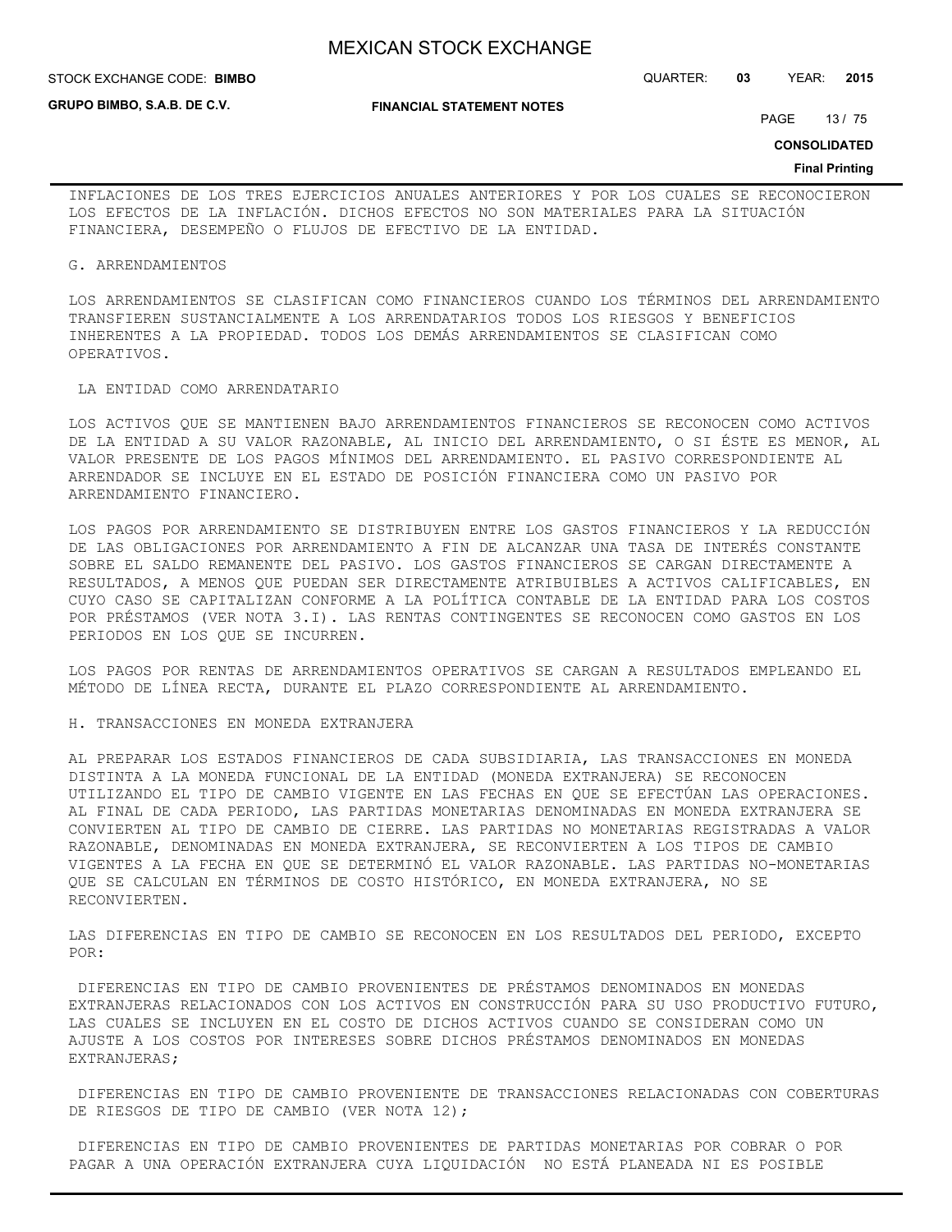INFLACIONES DE LOS TRES EJERCICIOS ANUALES ANTERIORES Y POR LOS CUALES SE RECONOCIERON LOS EFECTOS DE LA INFLACIÓN. DICHOS EFECTOS NO SON MATERIALES PARA LA SITUACIÓN FINANCIERA, DESEMPEÑO O FLUJOS DE EFECTIVO DE LA ENTIDAD.

G. ARRENDAMIENTOS

LOS ARRENDAMIENTOS SE CLASIFICAN COMO FINANCIEROS CUANDO LOS TÉRMINOS DEL ARRENDAMIENTO TRANSFIEREN SUSTANCIALMENTE A LOS ARRENDATARIOS TODOS LOS RIESGOS Y BENEFICIOS INHERENTES A LA PROPIEDAD. TODOS LOS DEMÁS ARRENDAMIENTOS SE CLASIFICAN COMO OPERATIVOS.

LA ENTIDAD COMO ARRENDATARIO

LOS ACTIVOS QUE SE MANTIENEN BAJO ARRENDAMIENTOS FINANCIEROS SE RECONOCEN COMO ACTIVOS DE LA ENTIDAD A SU VALOR RAZONABLE, AL INICIO DEL ARRENDAMIENTO, O SI ÉSTE ES MENOR, AL VALOR PRESENTE DE LOS PAGOS MÍNIMOS DEL ARRENDAMIENTO. EL PASIVO CORRESPONDIENTE AL ARRENDADOR SE INCLUYE EN EL ESTADO DE POSICIÓN FINANCIERA COMO UN PASIVO POR ARRENDAMIENTO FINANCIERO.

LOS PAGOS POR ARRENDAMIENTO SE DISTRIBUYEN ENTRE LOS GASTOS FINANCIEROS Y LA REDUCCIÓN DE LAS OBLIGACIONES POR ARRENDAMIENTO A FIN DE ALCANZAR UNA TASA DE INTERÉS CONSTANTE SOBRE EL SALDO REMANENTE DEL PASIVO. LOS GASTOS FINANCIEROS SE CARGAN DIRECTAMENTE A RESULTADOS, A MENOS QUE PUEDAN SER DIRECTAMENTE ATRIBUIBLES A ACTIVOS CALIFICABLES, EN CUYO CASO SE CAPITALIZAN CONFORME A LA POLÍTICA CONTABLE DE LA ENTIDAD PARA LOS COSTOS POR PRÉSTAMOS (VER NOTA 3.I). LAS RENTAS CONTINGENTES SE RECONOCEN COMO GASTOS EN LOS PERIODOS EN LOS QUE SE INCURREN.

LOS PAGOS POR RENTAS DE ARRENDAMIENTOS OPERATIVOS SE CARGAN A RESULTADOS EMPLEANDO EL MÉTODO DE LÍNEA RECTA, DURANTE EL PLAZO CORRESPONDIENTE AL ARRENDAMIENTO.

H. TRANSACCIONES EN MONEDA EXTRANJERA

AL PREPARAR LOS ESTADOS FINANCIEROS DE CADA SUBSIDIARIA, LAS TRANSACCIONES EN MONEDA DISTINTA A LA MONEDA FUNCIONAL DE LA ENTIDAD (MONEDA EXTRANJERA) SE RECONOCEN UTILIZANDO EL TIPO DE CAMBIO VIGENTE EN LAS FECHAS EN QUE SE EFECTÚAN LAS OPERACIONES. AL FINAL DE CADA PERIODO, LAS PARTIDAS MONETARIAS DENOMINADAS EN MONEDA EXTRANJERA SE CONVIERTEN AL TIPO DE CAMBIO DE CIERRE. LAS PARTIDAS NO MONETARIAS REGISTRADAS A VALOR RAZONABLE, DENOMINADAS EN MONEDA EXTRANJERA, SE RECONVIERTEN A LOS TIPOS DE CAMBIO VIGENTES A LA FECHA EN QUE SE DETERMINÓ EL VALOR RAZONABLE. LAS PARTIDAS NO-MONETARIAS QUE SE CALCULAN EN TÉRMINOS DE COSTO HISTÓRICO, EN MONEDA EXTRANJERA, NO SE RECONVIERTEN.

LAS DIFERENCIAS EN TIPO DE CAMBIO SE RECONOCEN EN LOS RESULTADOS DEL PERIODO, EXCEPTO POR:

DIFERENCIAS EN TIPO DE CAMBIO PROVENIENTES DE PRÉSTAMOS DENOMINADOS EN MONEDAS EXTRANJERAS RELACIONADOS CON LOS ACTIVOS EN CONSTRUCCIÓN PARA SU USO PRODUCTIVO FUTURO, LAS CUALES SE INCLUYEN EN EL COSTO DE DICHOS ACTIVOS CUANDO SE CONSIDERAN COMO UN AJUSTE A LOS COSTOS POR INTERESES SOBRE DICHOS PRÉSTAMOS DENOMINADOS EN MONEDAS EXTRANJERAS;

DIFERENCIAS EN TIPO DE CAMBIO PROVENIENTE DE TRANSACCIONES RELACIONADAS CON COBERTURAS DE RIESGOS DE TIPO DE CAMBIO (VER NOTA 12);

DIFERENCIAS EN TIPO DE CAMBIO PROVENIENTES DE PARTIDAS MONETARIAS POR COBRAR O POR PAGAR A UNA OPERACIÓN EXTRANJERA CUYA LIQUIDACIÓN NO ESTÁ PLANEADA NI ES POSIBLE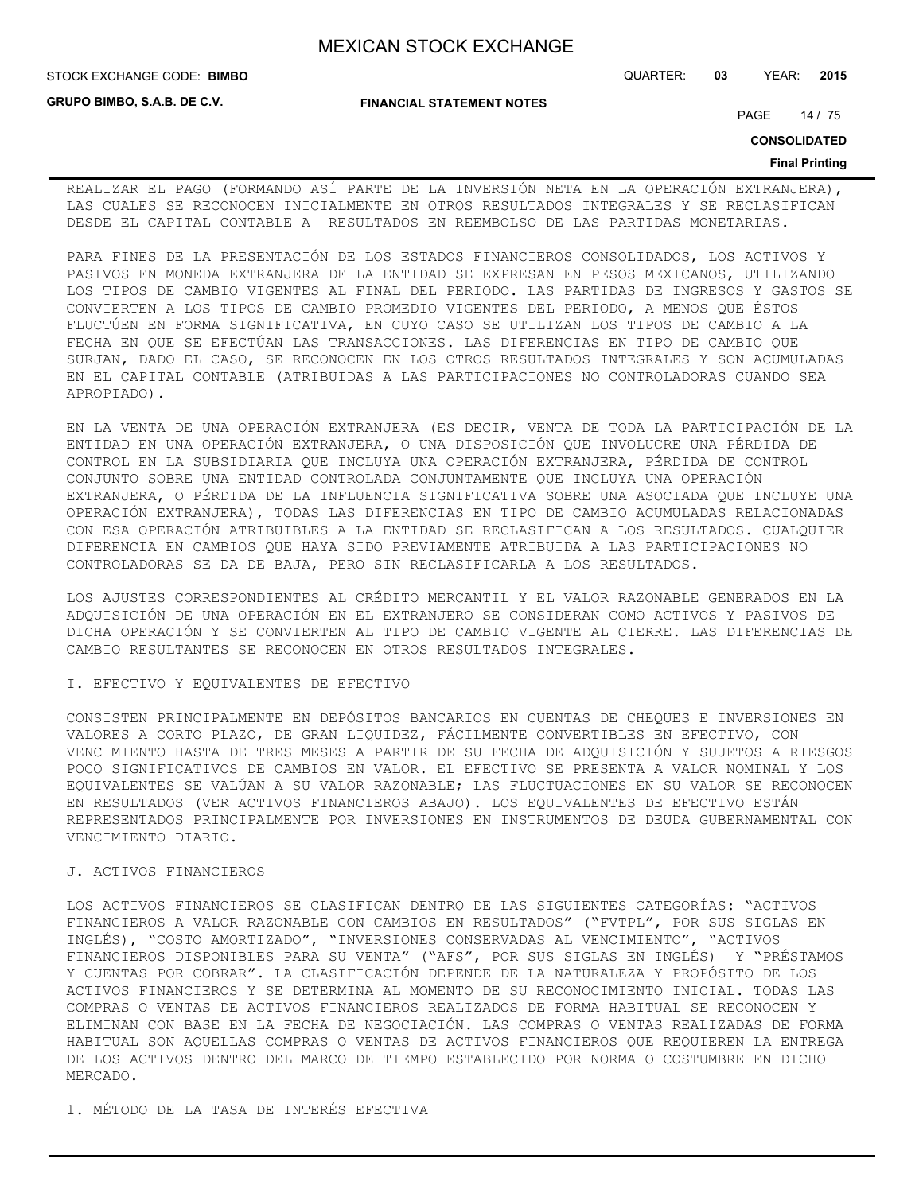REALIZAR EL PAGO (FORMANDO ASÍ PARTE DE LA INVERSIÓN NETA EN LA OPERACIÓN EXTRANJERA), LAS CUALES SE RECONOCEN INICIALMENTE EN OTROS RESULTADOS INTEGRALES Y SE RECLASIFICAN DESDE EL CAPITAL CONTABLE A RESULTADOS EN REEMBOLSO DE LAS PARTIDAS MONETARIAS.

PARA FINES DE LA PRESENTACIÓN DE LOS ESTADOS FINANCIEROS CONSOLIDADOS, LOS ACTIVOS Y PASIVOS EN MONEDA EXTRANJERA DE LA ENTIDAD SE EXPRESAN EN PESOS MEXICANOS, UTILIZANDO LOS TIPOS DE CAMBIO VIGENTES AL FINAL DEL PERIODO. LAS PARTIDAS DE INGRESOS Y GASTOS SE CONVIERTEN A LOS TIPOS DE CAMBIO PROMEDIO VIGENTES DEL PERIODO, A MENOS QUE ÉSTOS FLUCTÚEN EN FORMA SIGNIFICATIVA, EN CUYO CASO SE UTILIZAN LOS TIPOS DE CAMBIO A LA FECHA EN QUE SE EFECTÚAN LAS TRANSACCIONES. LAS DIFERENCIAS EN TIPO DE CAMBIO QUE SURJAN, DADO EL CASO, SE RECONOCEN EN LOS OTROS RESULTADOS INTEGRALES Y SON ACUMULADAS EN EL CAPITAL CONTABLE (ATRIBUIDAS A LAS PARTICIPACIONES NO CONTROLADORAS CUANDO SEA APROPIADO).

EN LA VENTA DE UNA OPERACIÓN EXTRANJERA (ES DECIR, VENTA DE TODA LA PARTICIPACIÓN DE LA ENTIDAD EN UNA OPERACIÓN EXTRANJERA, O UNA DISPOSICIÓN QUE INVOLUCRE UNA PÉRDIDA DE CONTROL EN LA SUBSIDIARIA QUE INCLUYA UNA OPERACIÓN EXTRANJERA, PÉRDIDA DE CONTROL CONJUNTO SOBRE UNA ENTIDAD CONTROLADA CONJUNTAMENTE QUE INCLUYA UNA OPERACIÓN EXTRANJERA, O PÉRDIDA DE LA INFLUENCIA SIGNIFICATIVA SOBRE UNA ASOCIADA QUE INCLUYE UNA OPERACIÓN EXTRANJERA), TODAS LAS DIFERENCIAS EN TIPO DE CAMBIO ACUMULADAS RELACIONADAS CON ESA OPERACIÓN ATRIBUIBLES A LA ENTIDAD SE RECLASIFICAN A LOS RESULTADOS. CUALQUIER DIFERENCIA EN CAMBIOS QUE HAYA SIDO PREVIAMENTE ATRIBUIDA A LAS PARTICIPACIONES NO CONTROLADORAS SE DA DE BAJA, PERO SIN RECLASIFICARLA A LOS RESULTADOS.

LOS AJUSTES CORRESPONDIENTES AL CRÉDITO MERCANTIL Y EL VALOR RAZONABLE GENERADOS EN LA ADQUISICIÓN DE UNA OPERACIÓN EN EL EXTRANJERO SE CONSIDERAN COMO ACTIVOS Y PASIVOS DE DICHA OPERACIÓN Y SE CONVIERTEN AL TIPO DE CAMBIO VIGENTE AL CIERRE. LAS DIFERENCIAS DE CAMBIO RESULTANTES SE RECONOCEN EN OTROS RESULTADOS INTEGRALES.

I. EFECTIVO Y EQUIVALENTES DE EFECTIVO

CONSISTEN PRINCIPALMENTE EN DEPÓSITOS BANCARIOS EN CUENTAS DE CHEQUES E INVERSIONES EN VALORES A CORTO PLAZO, DE GRAN LIQUIDEZ, FÁCILMENTE CONVERTIBLES EN EFECTIVO, CON VENCIMIENTO HASTA DE TRES MESES A PARTIR DE SU FECHA DE ADQUISICIÓN Y SUJETOS A RIESGOS POCO SIGNIFICATIVOS DE CAMBIOS EN VALOR. EL EFECTIVO SE PRESENTA A VALOR NOMINAL Y LOS EQUIVALENTES SE VALÚAN A SU VALOR RAZONABLE; LAS FLUCTUACIONES EN SU VALOR SE RECONOCEN EN RESULTADOS (VER ACTIVOS FINANCIEROS ABAJO). LOS EQUIVALENTES DE EFECTIVO ESTÁN REPRESENTADOS PRINCIPALMENTE POR INVERSIONES EN INSTRUMENTOS DE DEUDA GUBERNAMENTAL CON VENCIMIENTO DIARIO.

J. ACTIVOS FINANCIEROS

LOS ACTIVOS FINANCIEROS SE CLASIFICAN DENTRO DE LAS SIGUIENTES CATEGORÍAS: "ACTIVOS FINANCIEROS A VALOR RAZONABLE CON CAMBIOS EN RESULTADOS" ("FVTPL", POR SUS SIGLAS EN INGLÉS), "COSTO AMORTIZADO", "INVERSIONES CONSERVADAS AL VENCIMIENTO", "ACTIVOS FINANCIEROS DISPONIBLES PARA SU VENTA" ("AFS", POR SUS SIGLAS EN INGLÉS) Y "PRÉSTAMOS Y CUENTAS POR COBRAR". LA CLASIFICACIÓN DEPENDE DE LA NATURALEZA Y PROPÓSITO DE LOS ACTIVOS FINANCIEROS Y SE DETERMINA AL MOMENTO DE SU RECONOCIMIENTO INICIAL. TODAS LAS COMPRAS O VENTAS DE ACTIVOS FINANCIEROS REALIZADOS DE FORMA HABITUAL SE RECONOCEN Y ELIMINAN CON BASE EN LA FECHA DE NEGOCIACIÓN. LAS COMPRAS O VENTAS REALIZADAS DE FORMA HABITUAL SON AQUELLAS COMPRAS O VENTAS DE ACTIVOS FINANCIEROS QUE REQUIEREN LA ENTREGA DE LOS ACTIVOS DENTRO DEL MARCO DE TIEMPO ESTABLECIDO POR NORMA O COSTUMBRE EN DICHO MERCADO.

1. MÉTODO DE LA TASA DE INTERÉS EFECTIVA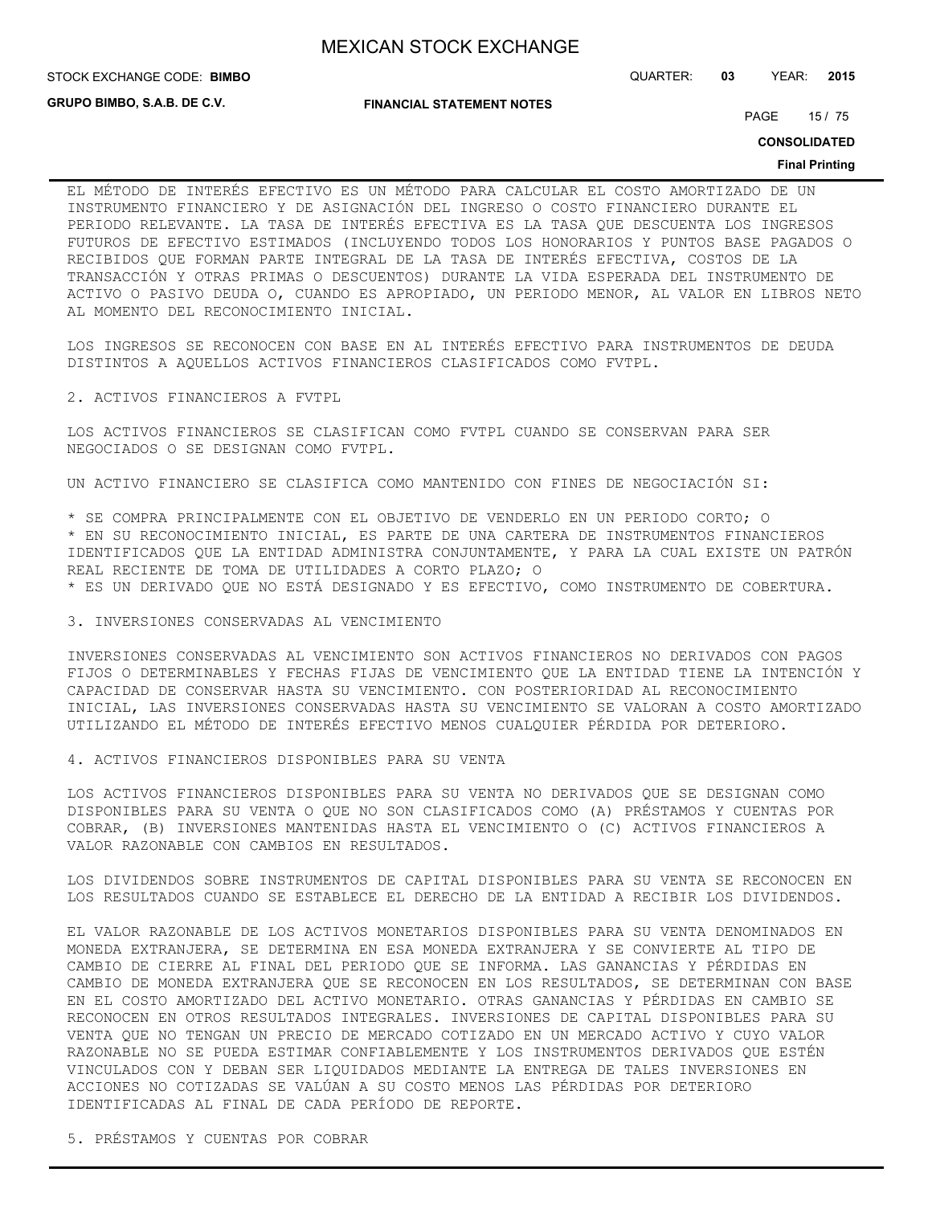EL MÉTODO DE INTERÉS EFECTIVO ES UN MÉTODO PARA CALCULAR EL COSTO AMORTIZADO DE UN INSTRUMENTO FINANCIERO Y DE ASIGNACIÓN DEL INGRESO O COSTO FINANCIERO DURANTE EL PERIODO RELEVANTE. LA TASA DE INTERÉS EFECTIVA ES LA TASA QUE DESCUENTA LOS INGRESOS FUTUROS DE EFECTIVO ESTIMADOS (INCLUYENDO TODOS LOS HONORARIOS Y PUNTOS BASE PAGADOS O RECIBIDOS QUE FORMAN PARTE INTEGRAL DE LA TASA DE INTERÉS EFECTIVA, COSTOS DE LA TRANSACCIÓN Y OTRAS PRIMAS O DESCUENTOS) DURANTE LA VIDA ESPERADA DEL INSTRUMENTO DE ACTIVO O PASIVO DEUDA O, CUANDO ES APROPIADO, UN PERIODO MENOR, AL VALOR EN LIBROS NETO AL MOMENTO DEL RECONOCIMIENTO INICIAL.

LOS INGRESOS SE RECONOCEN CON BASE EN AL INTERÉS EFECTIVO PARA INSTRUMENTOS DE DEUDA DISTINTOS A AQUELLOS ACTIVOS FINANCIEROS CLASIFICADOS COMO FVTPL.

2. ACTIVOS FINANCIEROS A FVTPL

LOS ACTIVOS FINANCIEROS SE CLASIFICAN COMO FVTPL CUANDO SE CONSERVAN PARA SER NEGOCIADOS O SE DESIGNAN COMO FVTPL.

UN ACTIVO FINANCIERO SE CLASIFICA COMO MANTENIDO CON FINES DE NEGOCIACIÓN SI:

* SE COMPRA PRINCIPALMENTE CON EL OBJETIVO DE VENDERLO EN UN PERIODO CORTO; O
* EN SU RECONOCIMIENTO INICIAL, ES PARTE DE UNA CARTERA DE INSTRUMENTOS FINANCIEROS IDENTIFICADOS QUE LA ENTIDAD ADMINISTRA CONJUNTAMENTE, Y PARA LA CUAL EXISTE UN PATRÓN REAL RECIENTE DE TOMA DE UTILIDADES A CORTO PLAZO; O
* ES UN DERIVADO QUE NO ESTÁ DESIGNADO Y ES EFECTIVO, COMO INSTRUMENTO DE COBERTURA.

3. INVERSIONES CONSERVADAS AL VENCIMIENTO

INVERSIONES CONSERVADAS AL VENCIMIENTO SON ACTIVOS FINANCIEROS NO DERIVADOS CON PAGOS FIJOS O DETERMINABLES Y FECHAS FIJAS DE VENCIMIENTO QUE LA ENTIDAD TIENE LA INTENCIÓN Y CAPACIDAD DE CONSERVAR HASTA SU VENCIMIENTO. CON POSTERIORIDAD AL RECONOCIMIENTO INICIAL, LAS INVERSIONES CONSERVADAS HASTA SU VENCIMIENTO SE VALORAN A COSTO AMORTIZADO UTILIZANDO EL MÉTODO DE INTERÉS EFECTIVO MENOS CUALQUIER PÉRDIDA POR DETERIORO.

4. ACTIVOS FINANCIEROS DISPONIBLES PARA SU VENTA

LOS ACTIVOS FINANCIEROS DISPONIBLES PARA SU VENTA NO DERIVADOS QUE SE DESIGNAN COMO DISPONIBLES PARA SU VENTA O QUE NO SON CLASIFICADOS COMO (A) PRÉSTAMOS Y CUENTAS POR COBRAR, (B) INVERSIONES MANTENIDAS HASTA EL VENCIMIENTO O (C) ACTIVOS FINANCIEROS A VALOR RAZONABLE CON CAMBIOS EN RESULTADOS.

LOS DIVIDENDOS SOBRE INSTRUMENTOS DE CAPITAL DISPONIBLES PARA SU VENTA SE RECONOCEN EN LOS RESULTADOS CUANDO SE ESTABLECE EL DERECHO DE LA ENTIDAD A RECIBIR LOS DIVIDENDOS.

EL VALOR RAZONABLE DE LOS ACTIVOS MONETARIOS DISPONIBLES PARA SU VENTA DENOMINADOS EN MONEDA EXTRANJERA, SE DETERMINA EN ESA MONEDA EXTRANJERA Y SE CONVIERTE AL TIPO DE CAMBIO DE CIERRE AL FINAL DEL PERIODO QUE SE INFORMA. LAS GANANCIAS Y PÉRDIDAS EN CAMBIO DE MONEDA EXTRANJERA QUE SE RECONOCEN EN LOS RESULTADOS, SE DETERMINAN CON BASE EN EL COSTO AMORTIZADO DEL ACTIVO MONETARIO. OTRAS GANANCIAS Y PÉRDIDAS EN CAMBIO SE RECONOCEN EN OTROS RESULTADOS INTEGRALES. INVERSIONES DE CAPITAL DISPONIBLES PARA SU VENTA QUE NO TENGAN UN PRECIO DE MERCADO COTIZADO EN UN MERCADO ACTIVO Y CUYO VALOR RAZONABLE NO SE PUEDA ESTIMAR CONFIABLEMENTE Y LOS INSTRUMENTOS DERIVADOS QUE ESTÉN VINCULADOS CON Y DEBAN SER LIQUIDADOS MEDIANTE LA ENTREGA DE TALES INVERSIONES EN ACCIONES NO COTIZADAS SE VALÚAN A SU COSTO MENOS LAS PÉRDIDAS POR DETERIORO IDENTIFICADAS AL FINAL DE CADA PERÍODO DE REPORTE.

5. PRÉSTAMOS Y CUENTAS POR COBRAR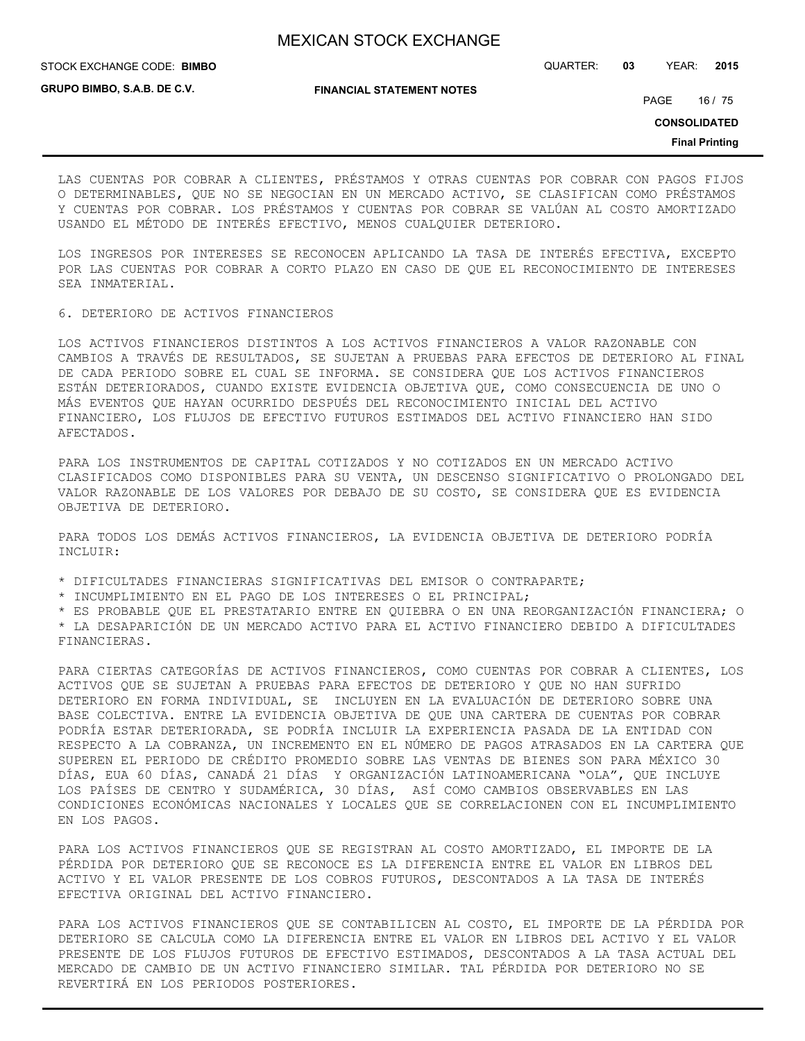LAS CUENTAS POR COBRAR A CLIENTES, PRÉSTAMOS Y OTRAS CUENTAS POR COBRAR CON PAGOS FIJOS O DETERMINABLES, QUE NO SE NEGOCIAN EN UN MERCADO ACTIVO, SE CLASIFICAN COMO PRÉSTAMOS Y CUENTAS POR COBRAR. LOS PRÉSTAMOS Y CUENTAS POR COBRAR SE VALÚAN AL COSTO AMORTIZADO USANDO EL MÉTODO DE INTERÉS EFECTIVO, MENOS CUALQUIER DETERIORO.

LOS INGRESOS POR INTERESES SE RECONOCEN APLICANDO LA TASA DE INTERÉS EFECTIVA, EXCEPTO POR LAS CUENTAS POR COBRAR A CORTO PLAZO EN CASO DE QUE EL RECONOCIMIENTO DE INTERESES SEA INMATERIAL.

6. DETERIORO DE ACTIVOS FINANCIEROS

LOS ACTIVOS FINANCIEROS DISTINTOS A LOS ACTIVOS FINANCIEROS A VALOR RAZONABLE CON CAMBIOS A TRAVÉS DE RESULTADOS, SE SUJETAN A PRUEBAS PARA EFECTOS DE DETERIORO AL FINAL DE CADA PERIODO SOBRE EL CUAL SE INFORMA. SE CONSIDERA QUE LOS ACTIVOS FINANCIEROS ESTÁN DETERIORADOS, CUANDO EXISTE EVIDENCIA OBJETIVA QUE, COMO CONSECUENCIA DE UNO O MÁS EVENTOS QUE HAYAN OCURRIDO DESPUÉS DEL RECONOCIMIENTO INICIAL DEL ACTIVO FINANCIERO, LOS FLUJOS DE EFECTIVO FUTUROS ESTIMADOS DEL ACTIVO FINANCIERO HAN SIDO AFECTADOS.

PARA LOS INSTRUMENTOS DE CAPITAL COTIZADOS Y NO COTIZADOS EN UN MERCADO ACTIVO CLASIFICADOS COMO DISPONIBLES PARA SU VENTA, UN DESCENSO SIGNIFICATIVO O PROLONGADO DEL VALOR RAZONABLE DE LOS VALORES POR DEBAJO DE SU COSTO, SE CONSIDERA QUE ES EVIDENCIA OBJETIVA DE DETERIORO.

PARA TODOS LOS DEMÁS ACTIVOS FINANCIEROS, LA EVIDENCIA OBJETIVA DE DETERIORO PODRÍA INCLUIR:

* DIFICULTADES FINANCIERAS SIGNIFICATIVAS DEL EMISOR O CONTRAPARTE;
* INCUMPLIMIENTO EN EL PAGO DE LOS INTERESES O EL PRINCIPAL;
* ES PROBABLE QUE EL PRESTATARIO ENTRE EN QUIEBRA O EN UNA REORGANIZACIÓN FINANCIERA; O
* LA DESAPARICIÓN DE UN MERCADO ACTIVO PARA EL ACTIVO FINANCIERO DEBIDO A DIFICULTADES FINANCIERAS.

PARA CIERTAS CATEGORÍAS DE ACTIVOS FINANCIEROS, COMO CUENTAS POR COBRAR A CLIENTES, LOS ACTIVOS QUE SE SUJETAN A PRUEBAS PARA EFECTOS DE DETERIORO Y QUE NO HAN SUFRIDO DETERIORO EN FORMA INDIVIDUAL, SE INCLUYEN EN LA EVALUACIÓN DE DETERIORO SOBRE UNA BASE COLECTIVA. ENTRE LA EVIDENCIA OBJETIVA DE QUE UNA CARTERA DE CUENTAS POR COBRAR PODRÍA ESTAR DETERIORADA, SE PODRÍA INCLUIR LA EXPERIENCIA PASADA DE LA ENTIDAD CON RESPECTO A LA COBRANZA, UN INCREMENTO EN EL NÚMERO DE PAGOS ATRASADOS EN LA CARTERA QUE SUPEREN EL PERIODO DE CRÉDITO PROMEDIO SOBRE LAS VENTAS DE BIENES SON PARA MÉXICO 30 DÍAS, EUA 60 DÍAS, CANADÁ 21 DÍAS Y ORGANIZACIÓN LATINOAMERICANA "OLA", QUE INCLUYE LOS PAÍSES DE CENTRO Y SUDAMÉRICA, 30 DÍAS, ASÍ COMO CAMBIOS OBSERVABLES EN LAS CONDICIONES ECONÓMICAS NACIONALES Y LOCALES QUE SE CORRELACIONEN CON EL INCUMPLIMIENTO EN LOS PAGOS.

PARA LOS ACTIVOS FINANCIEROS QUE SE REGISTRAN AL COSTO AMORTIZADO, EL IMPORTE DE LA PÉRDIDA POR DETERIORO QUE SE RECONOCE ES LA DIFERENCIA ENTRE EL VALOR EN LIBROS DEL ACTIVO Y EL VALOR PRESENTE DE LOS COBROS FUTUROS, DESCONTADOS A LA TASA DE INTERÉS EFECTIVA ORIGINAL DEL ACTIVO FINANCIERO.

PARA LOS ACTIVOS FINANCIEROS QUE SE CONTABILICEN AL COSTO, EL IMPORTE DE LA PÉRDIDA POR DETERIORO SE CALCULA COMO LA DIFERENCIA ENTRE EL VALOR EN LIBROS DEL ACTIVO Y EL VALOR PRESENTE DE LOS FLUJOS FUTUROS DE EFECTIVO ESTIMADOS, DESCONTADOS A LA TASA ACTUAL DEL MERCADO DE CAMBIO DE UN ACTIVO FINANCIERO SIMILAR. TAL PÉRDIDA POR DETERIORO NO SE REVERTIRÁ EN LOS PERIODOS POSTERIORES.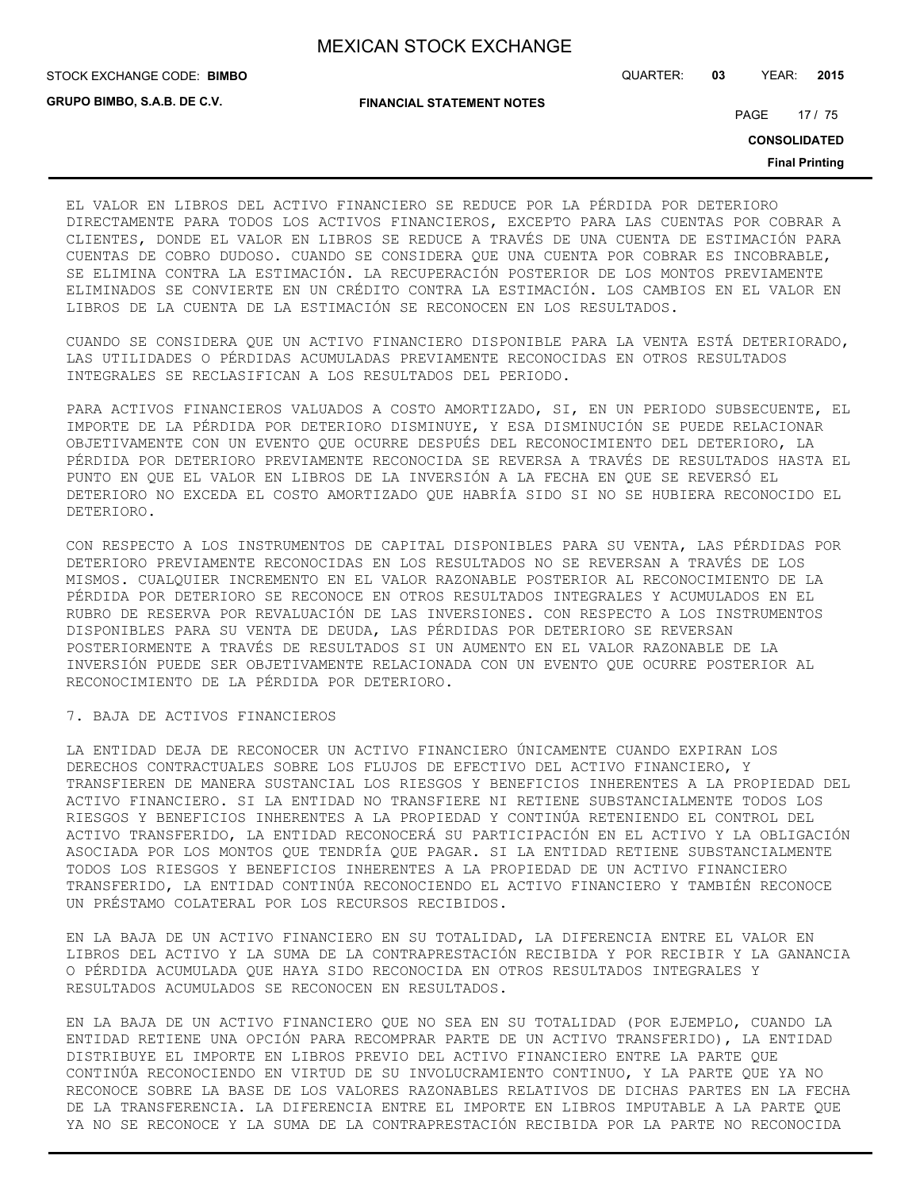EL VALOR EN LIBROS DEL ACTIVO FINANCIERO SE REDUCE POR LA PÉRDIDA POR DETERIORO DIRECTAMENTE PARA TODOS LOS ACTIVOS FINANCIEROS, EXCEPTO PARA LAS CUENTAS POR COBRAR A CLIENTES, DONDE EL VALOR EN LIBROS SE REDUCE A TRAVÉS DE UNA CUENTA DE ESTIMACIÓN PARA CUENTAS DE COBRO DUDOSO. CUANDO SE CONSIDERA QUE UNA CUENTA POR COBRAR ES INCOBRABLE, SE ELIMINA CONTRA LA ESTIMACIÓN. LA RECUPERACIÓN POSTERIOR DE LOS MONTOS PREVIAMENTE ELIMINADOS SE CONVIERTE EN UN CRÉDITO CONTRA LA ESTIMACIÓN. LOS CAMBIOS EN EL VALOR EN LIBROS DE LA CUENTA DE LA ESTIMACIÓN SE RECONOCEN EN LOS RESULTADOS.

CUANDO SE CONSIDERA QUE UN ACTIVO FINANCIERO DISPONIBLE PARA LA VENTA ESTÁ DETERIORADO, LAS UTILIDADES O PÉRDIDAS ACUMULADAS PREVIAMENTE RECONOCIDAS EN OTROS RESULTADOS INTEGRALES SE RECLASIFICAN A LOS RESULTADOS DEL PERIODO.

PARA ACTIVOS FINANCIEROS VALUADOS A COSTO AMORTIZADO, SI, EN UN PERIODO SUBSECUENTE, EL IMPORTE DE LA PÉRDIDA POR DETERIORO DISMINUYE, Y ESA DISMINUCIÓN SE PUEDE RELACIONAR OBJETIVAMENTE CON UN EVENTO QUE OCURRE DESPUÉS DEL RECONOCIMIENTO DEL DETERIORO, LA PÉRDIDA POR DETERIORO PREVIAMENTE RECONOCIDA SE REVERSA A TRAVÉS DE RESULTADOS HASTA EL PUNTO EN QUE EL VALOR EN LIBROS DE LA INVERSIÓN A LA FECHA EN QUE SE REVERSÓ EL DETERIORO NO EXCEDA EL COSTO AMORTIZADO QUE HABRÍA SIDO SI NO SE HUBIERA RECONOCIDO EL DETERIORO.

CON RESPECTO A LOS INSTRUMENTOS DE CAPITAL DISPONIBLES PARA SU VENTA, LAS PÉRDIDAS POR DETERIORO PREVIAMENTE RECONOCIDAS EN LOS RESULTADOS NO SE REVERSAN A TRAVÉS DE LOS MISMOS. CUALQUIER INCREMENTO EN EL VALOR RAZONABLE POSTERIOR AL RECONOCIMIENTO DE LA PÉRDIDA POR DETERIORO SE RECONOCE EN OTROS RESULTADOS INTEGRALES Y ACUMULADOS EN EL RUBRO DE RESERVA POR REVALUACIÓN DE LAS INVERSIONES. CON RESPECTO A LOS INSTRUMENTOS DISPONIBLES PARA SU VENTA DE DEUDA, LAS PÉRDIDAS POR DETERIORO SE REVERSAN POSTERIORMENTE A TRAVÉS DE RESULTADOS SI UN AUMENTO EN EL VALOR RAZONABLE DE LA INVERSIÓN PUEDE SER OBJETIVAMENTE RELACIONADA CON UN EVENTO QUE OCURRE POSTERIOR AL RECONOCIMIENTO DE LA PÉRDIDA POR DETERIORO.

7. BAJA DE ACTIVOS FINANCIEROS

LA ENTIDAD DEJA DE RECONOCER UN ACTIVO FINANCIERO ÚNICAMENTE CUANDO EXPIRAN LOS DERECHOS CONTRACTUALES SOBRE LOS FLUJOS DE EFECTIVO DEL ACTIVO FINANCIERO, Y TRANSFIEREN DE MANERA SUSTANCIAL LOS RIESGOS Y BENEFICIOS INHERENTES A LA PROPIEDAD DEL ACTIVO FINANCIERO. SI LA ENTIDAD NO TRANSFIERE NI RETIENE SUBSTANCIALMENTE TODOS LOS RIESGOS Y BENEFICIOS INHERENTES A LA PROPIEDAD Y CONTINÚA RETENIENDO EL CONTROL DEL ACTIVO TRANSFERIDO, LA ENTIDAD RECONOCERÁ SU PARTICIPACIÓN EN EL ACTIVO Y LA OBLIGACIÓN ASOCIADA POR LOS MONTOS QUE TENDRÍA QUE PAGAR. SI LA ENTIDAD RETIENE SUBSTANCIALMENTE TODOS LOS RIESGOS Y BENEFICIOS INHERENTES A LA PROPIEDAD DE UN ACTIVO FINANCIERO TRANSFERIDO, LA ENTIDAD CONTINÚA RECONOCIENDO EL ACTIVO FINANCIERO Y TAMBIÉN RECONOCE UN PRÉSTAMO COLATERAL POR LOS RECURSOS RECIBIDOS.

EN LA BAJA DE UN ACTIVO FINANCIERO EN SU TOTALIDAD, LA DIFERENCIA ENTRE EL VALOR EN LIBROS DEL ACTIVO Y LA SUMA DE LA CONTRAPRESTACIÓN RECIBIDA Y POR RECIBIR Y LA GANANCIA O PÉRDIDA ACUMULADA QUE HAYA SIDO RECONOCIDA EN OTROS RESULTADOS INTEGRALES Y RESULTADOS ACUMULADOS SE RECONOCEN EN RESULTADOS.

EN LA BAJA DE UN ACTIVO FINANCIERO QUE NO SEA EN SU TOTALIDAD (POR EJEMPLO, CUANDO LA ENTIDAD RETIENE UNA OPCIÓN PARA RECOMPRAR PARTE DE UN ACTIVO TRANSFERIDO), LA ENTIDAD DISTRIBUYE EL IMPORTE EN LIBROS PREVIO DEL ACTIVO FINANCIERO ENTRE LA PARTE QUE CONTINÚA RECONOCIENDO EN VIRTUD DE SU INVOLUCRAMIENTO CONTINUO, Y LA PARTE QUE YA NO RECONOCE SOBRE LA BASE DE LOS VALORES RAZONABLES RELATIVOS DE DICHAS PARTES EN LA FECHA DE LA TRANSFERENCIA. LA DIFERENCIA ENTRE EL IMPORTE EN LIBROS IMPUTABLE A LA PARTE QUE YA NO SE RECONOCE Y LA SUMA DE LA CONTRAPRESTACIÓN RECIBIDA POR LA PARTE NO RECONOCIDA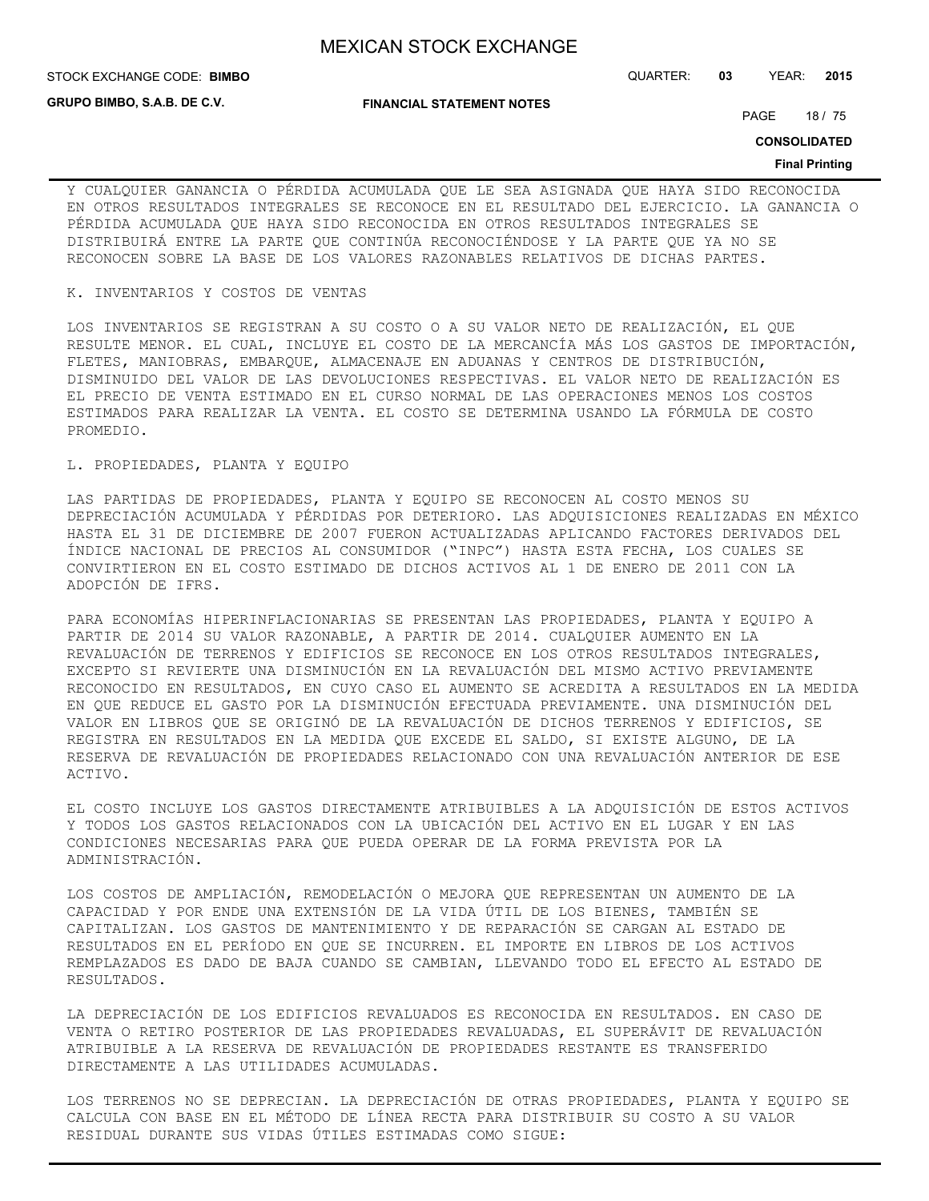Y CUALQUIER GANANCIA O PÉRDIDA ACUMULADA QUE LE SEA ASIGNADA QUE HAYA SIDO RECONOCIDA EN OTROS RESULTADOS INTEGRALES SE RECONOCE EN EL RESULTADO DEL EJERCICIO. LA GANANCIA O PÉRDIDA ACUMULADA QUE HAYA SIDO RECONOCIDA EN OTROS RESULTADOS INTEGRALES SE DISTRIBUIRÁ ENTRE LA PARTE QUE CONTINÚA RECONOCIÉNDOSE Y LA PARTE QUE YA NO SE RECONOCEN SOBRE LA BASE DE LOS VALORES RAZONABLES RELATIVOS DE DICHAS PARTES.

K. INVENTARIOS Y COSTOS DE VENTAS

LOS INVENTARIOS SE REGISTRAN A SU COSTO O A SU VALOR NETO DE REALIZACIÓN, EL QUE RESULTE MENOR. EL CUAL, INCLUYE EL COSTO DE LA MERCANCÍA MÁS LOS GASTOS DE IMPORTACIÓN, FLETES, MANIOBRAS, EMBARQUE, ALMACENAJE EN ADUANAS Y CENTROS DE DISTRIBUCIÓN, DISMINUIDO DEL VALOR DE LAS DEVOLUCIONES RESPECTIVAS. EL VALOR NETO DE REALIZACIÓN ES EL PRECIO DE VENTA ESTIMADO EN EL CURSO NORMAL DE LAS OPERACIONES MENOS LOS COSTOS ESTIMADOS PARA REALIZAR LA VENTA. EL COSTO SE DETERMINA USANDO LA FÓRMULA DE COSTO PROMEDIO.

L. PROPIEDADES, PLANTA Y EQUIPO

LAS PARTIDAS DE PROPIEDADES, PLANTA Y EQUIPO SE RECONOCEN AL COSTO MENOS SU DEPRECIACIÓN ACUMULADA Y PÉRDIDAS POR DETERIORO. LAS ADQUISICIONES REALIZADAS EN MÉXICO HASTA EL 31 DE DICIEMBRE DE 2007 FUERON ACTUALIZADAS APLICANDO FACTORES DERIVADOS DEL ÍNDICE NACIONAL DE PRECIOS AL CONSUMIDOR ("INPC") HASTA ESTA FECHA, LOS CUALES SE CONVIRTIERON EN EL COSTO ESTIMADO DE DICHOS ACTIVOS AL 1 DE ENERO DE 2011 CON LA ADOPCIÓN DE IFRS.

PARA ECONOMÍAS HIPERINFLACIONARIAS SE PRESENTAN LAS PROPIEDADES, PLANTA Y EQUIPO A PARTIR DE 2014 SU VALOR RAZONABLE, A PARTIR DE 2014. CUALQUIER AUMENTO EN LA REVALUACIÓN DE TERRENOS Y EDIFICIOS SE RECONOCE EN LOS OTROS RESULTADOS INTEGRALES, EXCEPTO SI REVIERTE UNA DISMINUCIÓN EN LA REVALUACIÓN DEL MISMO ACTIVO PREVIAMENTE RECONOCIDO EN RESULTADOS, EN CUYO CASO EL AUMENTO SE ACREDITA A RESULTADOS EN LA MEDIDA EN QUE REDUCE EL GASTO POR LA DISMINUCIÓN EFECTUADA PREVIAMENTE. UNA DISMINUCIÓN DEL VALOR EN LIBROS QUE SE ORIGINÓ DE LA REVALUACIÓN DE DICHOS TERRENOS Y EDIFICIOS, SE REGISTRA EN RESULTADOS EN LA MEDIDA QUE EXCEDE EL SALDO, SI EXISTE ALGUNO, DE LA RESERVA DE REVALUACIÓN DE PROPIEDADES RELACIONADO CON UNA REVALUACIÓN ANTERIOR DE ESE ACTIVO.

EL COSTO INCLUYE LOS GASTOS DIRECTAMENTE ATRIBUIBLES A LA ADQUISICIÓN DE ESTOS ACTIVOS Y TODOS LOS GASTOS RELACIONADOS CON LA UBICACIÓN DEL ACTIVO EN EL LUGAR Y EN LAS CONDICIONES NECESARIAS PARA QUE PUEDA OPERAR DE LA FORMA PREVISTA POR LA ADMINISTRACIÓN.

LOS COSTOS DE AMPLIACIÓN, REMODELACIÓN O MEJORA QUE REPRESENTAN UN AUMENTO DE LA CAPACIDAD Y POR ENDE UNA EXTENSIÓN DE LA VIDA ÚTIL DE LOS BIENES, TAMBIÉN SE CAPITALIZAN. LOS GASTOS DE MANTENIMIENTO Y DE REPARACIÓN SE CARGAN AL ESTADO DE RESULTADOS EN EL PERÍODO EN QUE SE INCURREN. EL IMPORTE EN LIBROS DE LOS ACTIVOS REMPLAZADOS ES DADO DE BAJA CUANDO SE CAMBIAN, LLEVANDO TODO EL EFECTO AL ESTADO DE RESULTADOS.

LA DEPRECIACIÓN DE LOS EDIFICIOS REVALUADOS ES RECONOCIDA EN RESULTADOS. EN CASO DE VENTA O RETIRO POSTERIOR DE LAS PROPIEDADES REVALUADAS, EL SUPERÁVIT DE REVALUACIÓN ATRIBUIBLE A LA RESERVA DE REVALUACIÓN DE PROPIEDADES RESTANTE ES TRANSFERIDO DIRECTAMENTE A LAS UTILIDADES ACUMULADAS.

LOS TERRENOS NO SE DEPRECIAN. LA DEPRECIACIÓN DE OTRAS PROPIEDADES, PLANTA Y EQUIPO SE CALCULA CON BASE EN EL MÉTODO DE LÍNEA RECTA PARA DISTRIBUIR SU COSTO A SU VALOR RESIDUAL DURANTE SUS VIDAS ÚTILES ESTIMADAS COMO SIGUE: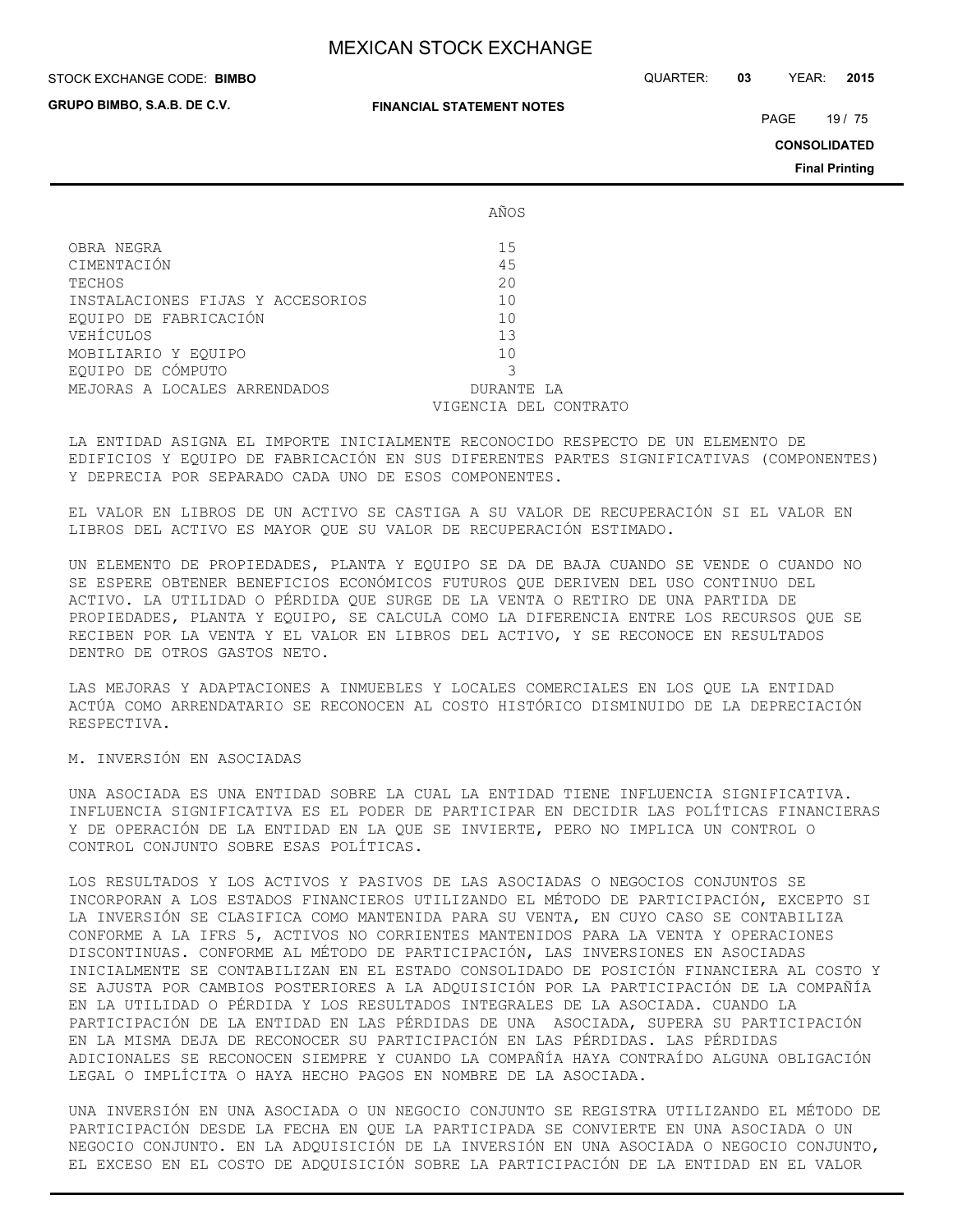| | AÑOS |
|---|---|
| OBRA NEGRA | 15 |
| CIMENTACIÓN | 45 |
| TECHOS | 20 |
| INSTALACIONES FIJAS Y ACCESORIOS | 10 |
| EQUIPO DE FABRICACIÓN | 10 |
| VEHÍCULOS | 13 |
| MOBILIARIO Y EQUIPO | 10 |
| EQUIPO DE CÓMPUTO | 3 |
| MEJORAS A LOCALES ARRENDADOS | DURANTE LA VIGENCIA DEL CONTRATO |

LA ENTIDAD ASIGNA EL IMPORTE INICIALMENTE RECONOCIDO RESPECTO DE UN ELEMENTO DE EDIFICIOS Y EQUIPO DE FABRICACIÓN EN SUS DIFERENTES PARTES SIGNIFICATIVAS (COMPONENTES) Y DEPRECIA POR SEPARADO CADA UNO DE ESOS COMPONENTES.

EL VALOR EN LIBROS DE UN ACTIVO SE CASTIGA A SU VALOR DE RECUPERACIÓN SI EL VALOR EN LIBROS DEL ACTIVO ES MAYOR QUE SU VALOR DE RECUPERACIÓN ESTIMADO.

UN ELEMENTO DE PROPIEDADES, PLANTA Y EQUIPO SE DA DE BAJA CUANDO SE VENDE O CUANDO NO SE ESPERE OBTENER BENEFICIOS ECONÓMICOS FUTUROS QUE DERIVEN DEL USO CONTINUO DEL ACTIVO. LA UTILIDAD O PÉRDIDA QUE SURGE DE LA VENTA O RETIRO DE UNA PARTIDA DE PROPIEDADES, PLANTA Y EQUIPO, SE CALCULA COMO LA DIFERENCIA ENTRE LOS RECURSOS QUE SE RECIBEN POR LA VENTA Y EL VALOR EN LIBROS DEL ACTIVO, Y SE RECONOCE EN RESULTADOS DENTRO DE OTROS GASTOS NETO.

LAS MEJORAS Y ADAPTACIONES A INMUEBLES Y LOCALES COMERCIALES EN LOS QUE LA ENTIDAD ACTÚA COMO ARRENDATARIO SE RECONOCEN AL COSTO HISTÓRICO DISMINUIDO DE LA DEPRECIACIÓN RESPECTIVA.

M. INVERSIÓN EN ASOCIADAS

UNA ASOCIADA ES UNA ENTIDAD SOBRE LA CUAL LA ENTIDAD TIENE INFLUENCIA SIGNIFICATIVA. INFLUENCIA SIGNIFICATIVA ES EL PODER DE PARTICIPAR EN DECIDIR LAS POLÍTICAS FINANCIERAS Y DE OPERACIÓN DE LA ENTIDAD EN LA QUE SE INVIERTE, PERO NO IMPLICA UN CONTROL O CONTROL CONJUNTO SOBRE ESAS POLÍTICAS.

LOS RESULTADOS Y LOS ACTIVOS Y PASIVOS DE LAS ASOCIADAS O NEGOCIOS CONJUNTOS SE INCORPORAN A LOS ESTADOS FINANCIEROS UTILIZANDO EL MÉTODO DE PARTICIPACIÓN, EXCEPTO SI LA INVERSIÓN SE CLASIFICA COMO MANTENIDA PARA SU VENTA, EN CUYO CASO SE CONTABILIZA CONFORME A LA IFRS 5, ACTIVOS NO CORRIENTES MANTENIDOS PARA LA VENTA Y OPERACIONES DISCONTINUAS. CONFORME AL MÉTODO DE PARTICIPACIÓN, LAS INVERSIONES EN ASOCIADAS INICIALMENTE SE CONTABILIZAN EN EL ESTADO CONSOLIDADO DE POSICIÓN FINANCIERA AL COSTO Y SE AJUSTA POR CAMBIOS POSTERIORES A LA ADQUISICIÓN POR LA PARTICIPACIÓN DE LA COMPAÑÍA EN LA UTILIDAD O PÉRDIDA Y LOS RESULTADOS INTEGRALES DE LA ASOCIADA. CUANDO LA PARTICIPACIÓN DE LA ENTIDAD EN LAS PÉRDIDAS DE UNA ASOCIADA, SUPERA SU PARTICIPACIÓN EN LA MISMA DEJA DE RECONOCER SU PARTICIPACIÓN EN LAS PÉRDIDAS. LAS PÉRDIDAS ADICIONALES SE RECONOCEN SIEMPRE Y CUANDO LA COMPAÑÍA HAYA CONTRAÍDO ALGUNA OBLIGACIÓN LEGAL O IMPLÍCITA O HAYA HECHO PAGOS EN NOMBRE DE LA ASOCIADA.

UNA INVERSIÓN EN UNA ASOCIADA O UN NEGOCIO CONJUNTO SE REGISTRA UTILIZANDO EL MÉTODO DE PARTICIPACIÓN DESDE LA FECHA EN QUE LA PARTICIPADA SE CONVIERTE EN UNA ASOCIADA O UN NEGOCIO CONJUNTO. EN LA ADQUISICIÓN DE LA INVERSIÓN EN UNA ASOCIADA O NEGOCIO CONJUNTO, EL EXCESO EN EL COSTO DE ADQUISICIÓN SOBRE LA PARTICIPACIÓN DE LA ENTIDAD EN EL VALOR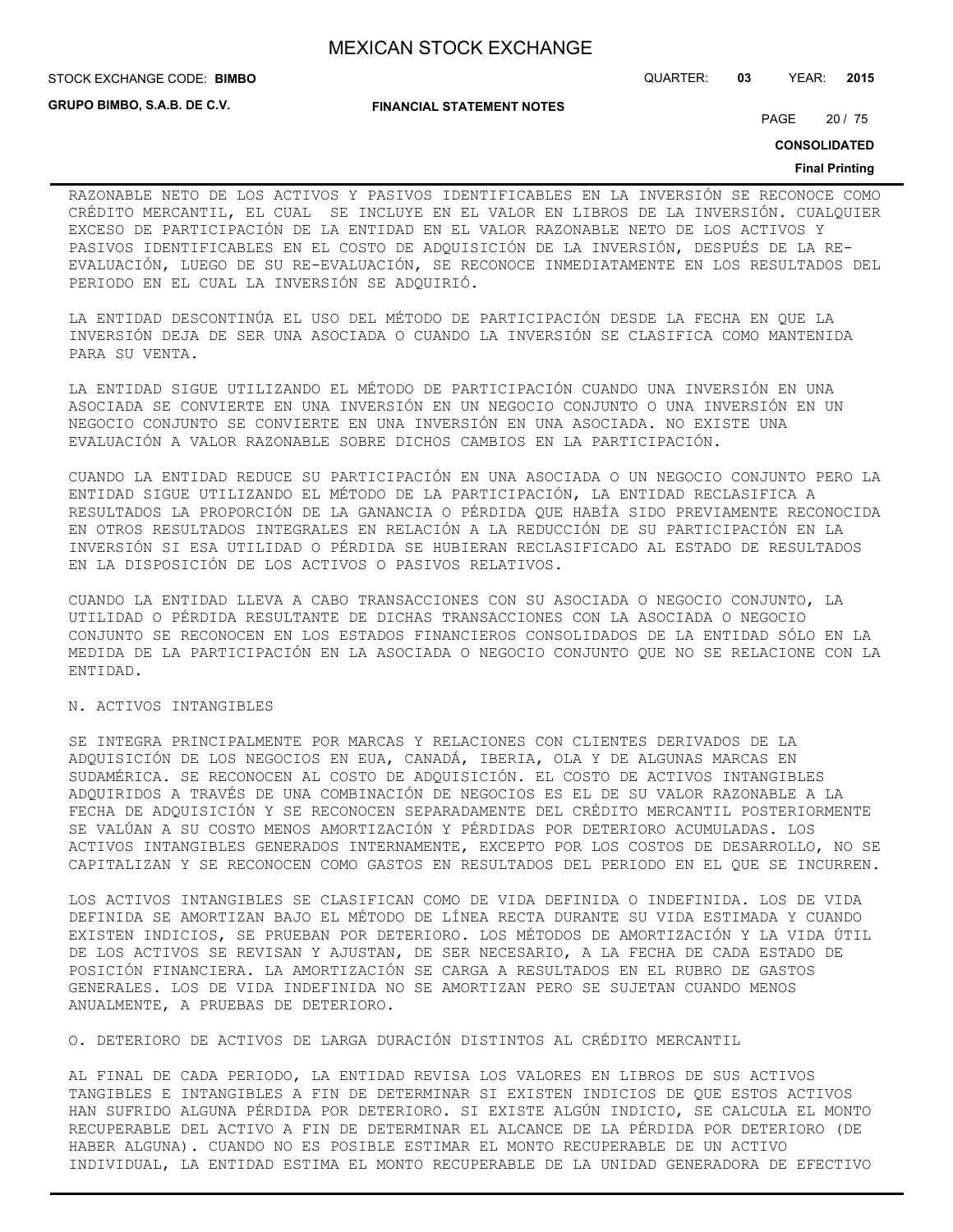RAZONABLE NETO DE LOS ACTIVOS Y PASIVOS IDENTIFICABLES EN LA INVERSIÓN SE RECONOCE COMO CRÉDITO MERCANTIL, EL CUAL SE INCLUYE EN EL VALOR EN LIBROS DE LA INVERSIÓN. CUALQUIER EXCESO DE PARTICIPACIÓN DE LA ENTIDAD EN EL VALOR RAZONABLE NETO DE LOS ACTIVOS Y PASIVOS IDENTIFICABLES EN EL COSTO DE ADQUISICIÓN DE LA INVERSIÓN, DESPUÉS DE LA RE-EVALUACIÓN, LUEGO DE SU RE-EVALUACIÓN, SE RECONOCE INMEDIATAMENTE EN LOS RESULTADOS DEL PERIODO EN EL CUAL LA INVERSIÓN SE ADQUIRIÓ.

LA ENTIDAD DESCONTINÚA EL USO DEL MÉTODO DE PARTICIPACIÓN DESDE LA FECHA EN QUE LA INVERSIÓN DEJA DE SER UNA ASOCIADA O CUANDO LA INVERSIÓN SE CLASIFICA COMO MANTENIDA PARA SU VENTA.

LA ENTIDAD SIGUE UTILIZANDO EL MÉTODO DE PARTICIPACIÓN CUANDO UNA INVERSIÓN EN UNA ASOCIADA SE CONVIERTE EN UNA INVERSIÓN EN UN NEGOCIO CONJUNTO O UNA INVERSIÓN EN UN NEGOCIO CONJUNTO SE CONVIERTE EN UNA INVERSIÓN EN UNA ASOCIADA. NO EXISTE UNA EVALUACIÓN A VALOR RAZONABLE SOBRE DICHOS CAMBIOS EN LA PARTICIPACIÓN.

CUANDO LA ENTIDAD REDUCE SU PARTICIPACIÓN EN UNA ASOCIADA O UN NEGOCIO CONJUNTO PERO LA ENTIDAD SIGUE UTILIZANDO EL MÉTODO DE LA PARTICIPACIÓN, LA ENTIDAD RECLASIFICA A RESULTADOS LA PROPORCIÓN DE LA GANANCIA O PÉRDIDA QUE HABÍA SIDO PREVIAMENTE RECONOCIDA EN OTROS RESULTADOS INTEGRALES EN RELACIÓN A LA REDUCCIÓN DE SU PARTICIPACIÓN EN LA INVERSIÓN SI ESA UTILIDAD O PÉRDIDA SE HUBIERAN RECLASIFICADO AL ESTADO DE RESULTADOS EN LA DISPOSICIÓN DE LOS ACTIVOS O PASIVOS RELATIVOS.

CUANDO LA ENTIDAD LLEVA A CABO TRANSACCIONES CON SU ASOCIADA O NEGOCIO CONJUNTO, LA UTILIDAD O PÉRDIDA RESULTANTE DE DICHAS TRANSACCIONES CON LA ASOCIADA O NEGOCIO CONJUNTO SE RECONOCEN EN LOS ESTADOS FINANCIEROS CONSOLIDADOS DE LA ENTIDAD SÓLO EN LA MEDIDA DE LA PARTICIPACIÓN EN LA ASOCIADA O NEGOCIO CONJUNTO QUE NO SE RELACIONE CON LA ENTIDAD.

N. ACTIVOS INTANGIBLES

SE INTEGRA PRINCIPALMENTE POR MARCAS Y RELACIONES CON CLIENTES DERIVADOS DE LA ADQUISICIÓN DE LOS NEGOCIOS EN EUA, CANADÁ, IBERIA, OLA Y DE ALGUNAS MARCAS EN SUDAMÉRICA. SE RECONOCEN AL COSTO DE ADQUISICIÓN. EL COSTO DE ACTIVOS INTANGIBLES ADQUIRIDOS A TRAVÉS DE UNA COMBINACIÓN DE NEGOCIOS ES EL DE SU VALOR RAZONABLE A LA FECHA DE ADQUISICIÓN Y SE RECONOCEN SEPARADAMENTE DEL CRÉDITO MERCANTIL POSTERIORMENTE SE VALÚAN A SU COSTO MENOS AMORTIZACIÓN Y PÉRDIDAS POR DETERIORO ACUMULADAS. LOS ACTIVOS INTANGIBLES GENERADOS INTERNAMENTE, EXCEPTO POR LOS COSTOS DE DESARROLLO, NO SE CAPITALIZAN Y SE RECONOCEN COMO GASTOS EN RESULTADOS DEL PERIODO EN EL QUE SE INCURREN.

LOS ACTIVOS INTANGIBLES SE CLASIFICAN COMO DE VIDA DEFINIDA O INDEFINIDA. LOS DE VIDA DEFINIDA SE AMORTIZAN BAJO EL MÉTODO DE LÍNEA RECTA DURANTE SU VIDA ESTIMADA Y CUANDO EXISTEN INDICIOS, SE PRUEBAN POR DETERIORO. LOS MÉTODOS DE AMORTIZACIÓN Y LA VIDA ÚTIL DE LOS ACTIVOS SE REVISAN Y AJUSTAN, DE SER NECESARIO, A LA FECHA DE CADA ESTADO DE POSICIÓN FINANCIERA. LA AMORTIZACIÓN SE CARGA A RESULTADOS EN EL RUBRO DE GASTOS GENERALES. LOS DE VIDA INDEFINIDA NO SE AMORTIZAN PERO SE SUJETAN CUANDO MENOS ANUALMENTE, A PRUEBAS DE DETERIORO.

O. DETERIORO DE ACTIVOS DE LARGA DURACIÓN DISTINTOS AL CRÉDITO MERCANTIL

AL FINAL DE CADA PERIODO, LA ENTIDAD REVISA LOS VALORES EN LIBROS DE SUS ACTIVOS TANGIBLES E INTANGIBLES A FIN DE DETERMINAR SI EXISTEN INDICIOS DE QUE ESTOS ACTIVOS HAN SUFRIDO ALGUNA PÉRDIDA POR DETERIORO. SI EXISTE ALGÚN INDICIO, SE CALCULA EL MONTO RECUPERABLE DEL ACTIVO A FIN DE DETERMINAR EL ALCANCE DE LA PÉRDIDA POR DETERIORO (DE HABER ALGUNA). CUANDO NO ES POSIBLE ESTIMAR EL MONTO RECUPERABLE DE UN ACTIVO INDIVIDUAL, LA ENTIDAD ESTIMA EL MONTO RECUPERABLE DE LA UNIDAD GENERADORA DE EFECTIVO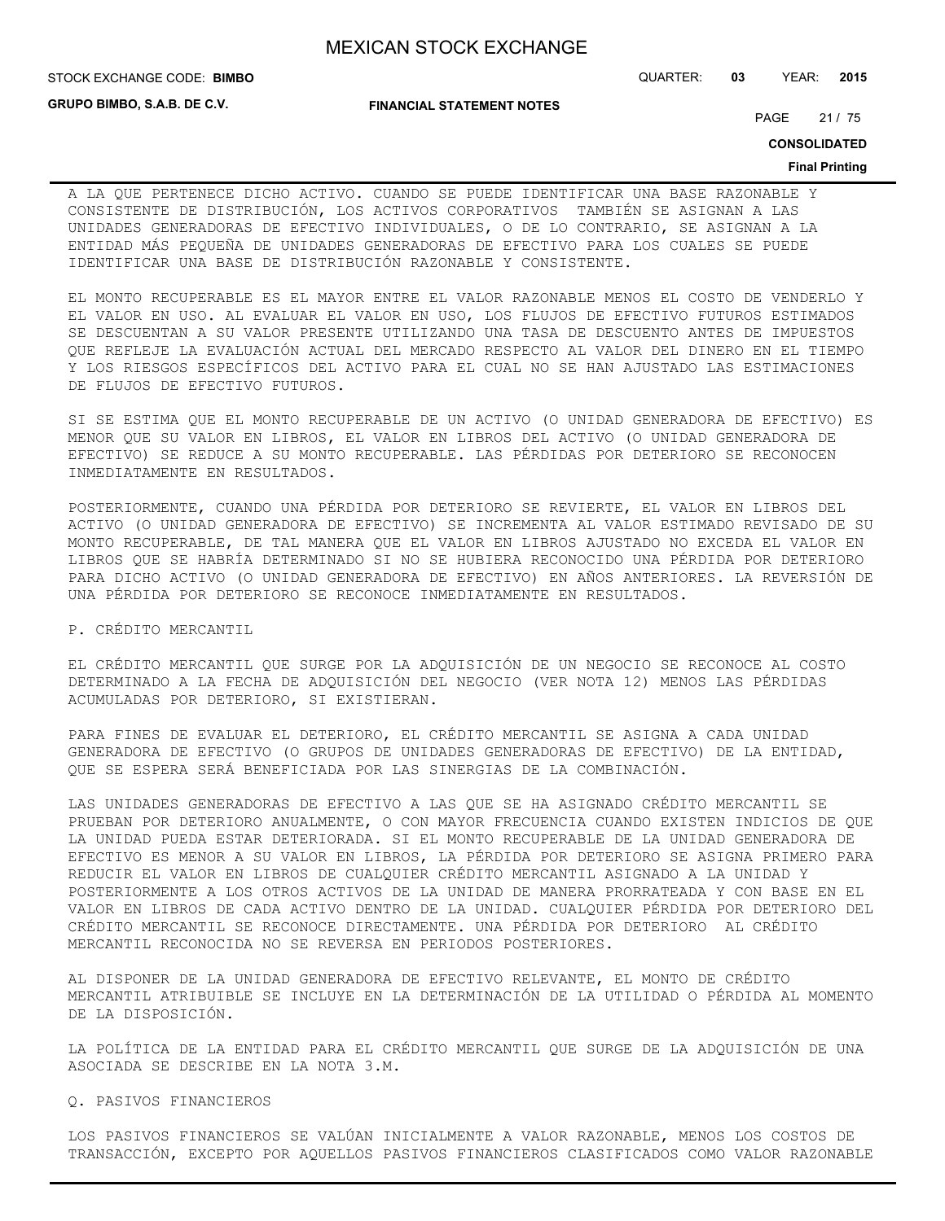A LA QUE PERTENECE DICHO ACTIVO. CUANDO SE PUEDE IDENTIFICAR UNA BASE RAZONABLE Y CONSISTENTE DE DISTRIBUCIÓN, LOS ACTIVOS CORPORATIVOS TAMBIÉN SE ASIGNAN A LAS UNIDADES GENERADORAS DE EFECTIVO INDIVIDUALES, O DE LO CONTRARIO, SE ASIGNAN A LA ENTIDAD MÁS PEQUEÑA DE UNIDADES GENERADORAS DE EFECTIVO PARA LOS CUALES SE PUEDE IDENTIFICAR UNA BASE DE DISTRIBUCIÓN RAZONABLE Y CONSISTENTE.

EL MONTO RECUPERABLE ES EL MAYOR ENTRE EL VALOR RAZONABLE MENOS EL COSTO DE VENDERLO Y EL VALOR EN USO. AL EVALUAR EL VALOR EN USO, LOS FLUJOS DE EFECTIVO FUTUROS ESTIMADOS SE DESCUENTAN A SU VALOR PRESENTE UTILIZANDO UNA TASA DE DESCUENTO ANTES DE IMPUESTOS QUE REFLEJE LA EVALUACIÓN ACTUAL DEL MERCADO RESPECTO AL VALOR DEL DINERO EN EL TIEMPO Y LOS RIESGOS ESPECÍFICOS DEL ACTIVO PARA EL CUAL NO SE HAN AJUSTADO LAS ESTIMACIONES DE FLUJOS DE EFECTIVO FUTUROS.

SI SE ESTIMA QUE EL MONTO RECUPERABLE DE UN ACTIVO (O UNIDAD GENERADORA DE EFECTIVO) ES MENOR QUE SU VALOR EN LIBROS, EL VALOR EN LIBROS DEL ACTIVO (O UNIDAD GENERADORA DE EFECTIVO) SE REDUCE A SU MONTO RECUPERABLE. LAS PÉRDIDAS POR DETERIORO SE RECONOCEN INMEDIATAMENTE EN RESULTADOS.

POSTERIORMENTE, CUANDO UNA PÉRDIDA POR DETERIORO SE REVIERTE, EL VALOR EN LIBROS DEL ACTIVO (O UNIDAD GENERADORA DE EFECTIVO) SE INCREMENTA AL VALOR ESTIMADO REVISADO DE SU MONTO RECUPERABLE, DE TAL MANERA QUE EL VALOR EN LIBROS AJUSTADO NO EXCEDA EL VALOR EN LIBROS QUE SE HABRÍA DETERMINADO SI NO SE HUBIERA RECONOCIDO UNA PÉRDIDA POR DETERIORO PARA DICHO ACTIVO (O UNIDAD GENERADORA DE EFECTIVO) EN AÑOS ANTERIORES. LA REVERSIÓN DE UNA PÉRDIDA POR DETERIORO SE RECONOCE INMEDIATAMENTE EN RESULTADOS.

P. CRÉDITO MERCANTIL

EL CRÉDITO MERCANTIL QUE SURGE POR LA ADQUISICIÓN DE UN NEGOCIO SE RECONOCE AL COSTO DETERMINADO A LA FECHA DE ADQUISICIÓN DEL NEGOCIO (VER NOTA 12) MENOS LAS PÉRDIDAS ACUMULADAS POR DETERIORO, SI EXISTIERAN.

PARA FINES DE EVALUAR EL DETERIORO, EL CRÉDITO MERCANTIL SE ASIGNA A CADA UNIDAD GENERADORA DE EFECTIVO (O GRUPOS DE UNIDADES GENERADORAS DE EFECTIVO) DE LA ENTIDAD, QUE SE ESPERA SERÁ BENEFICIADA POR LAS SINERGIAS DE LA COMBINACIÓN.

LAS UNIDADES GENERADORAS DE EFECTIVO A LAS QUE SE HA ASIGNADO CRÉDITO MERCANTIL SE PRUEBAN POR DETERIORO ANUALMENTE, O CON MAYOR FRECUENCIA CUANDO EXISTEN INDICIOS DE QUE LA UNIDAD PUEDA ESTAR DETERIORADA. SI EL MONTO RECUPERABLE DE LA UNIDAD GENERADORA DE EFECTIVO ES MENOR A SU VALOR EN LIBROS, LA PÉRDIDA POR DETERIORO SE ASIGNA PRIMERO PARA REDUCIR EL VALOR EN LIBROS DE CUALQUIER CRÉDITO MERCANTIL ASIGNADO A LA UNIDAD Y POSTERIORMENTE A LOS OTROS ACTIVOS DE LA UNIDAD DE MANERA PRORRATEADA Y CON BASE EN EL VALOR EN LIBROS DE CADA ACTIVO DENTRO DE LA UNIDAD. CUALQUIER PÉRDIDA POR DETERIORO DEL CRÉDITO MERCANTIL SE RECONOCE DIRECTAMENTE. UNA PÉRDIDA POR DETERIORO AL CRÉDITO MERCANTIL RECONOCIDA NO SE REVERSA EN PERIODOS POSTERIORES.

AL DISPONER DE LA UNIDAD GENERADORA DE EFECTIVO RELEVANTE, EL MONTO DE CRÉDITO MERCANTIL ATRIBUIBLE SE INCLUYE EN LA DETERMINACIÓN DE LA UTILIDAD O PÉRDIDA AL MOMENTO DE LA DISPOSICIÓN.

LA POLÍTICA DE LA ENTIDAD PARA EL CRÉDITO MERCANTIL QUE SURGE DE LA ADQUISICIÓN DE UNA ASOCIADA SE DESCRIBE EN LA NOTA 3.M.

Q. PASIVOS FINANCIEROS

LOS PASIVOS FINANCIEROS SE VALÚAN INICIALMENTE A VALOR RAZONABLE, MENOS LOS COSTOS DE TRANSACCIÓN, EXCEPTO POR AQUELLOS PASIVOS FINANCIEROS CLASIFICADOS COMO VALOR RAZONABLE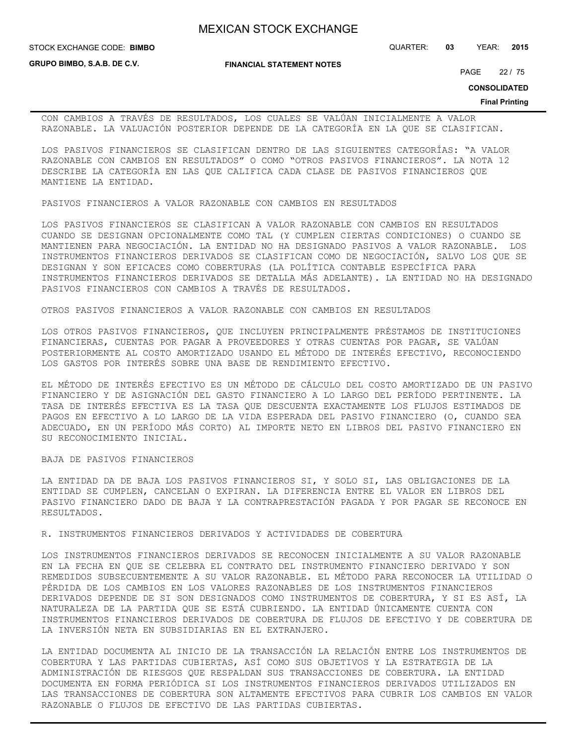CON CAMBIOS A TRAVÉS DE RESULTADOS, LOS CUALES SE VALÚAN INICIALMENTE A VALOR RAZONABLE. LA VALUACIÓN POSTERIOR DEPENDE DE LA CATEGORÍA EN LA QUE SE CLASIFICAN.

LOS PASIVOS FINANCIEROS SE CLASIFICAN DENTRO DE LAS SIGUIENTES CATEGORÍAS: "A VALOR RAZONABLE CON CAMBIOS EN RESULTADOS" O COMO "OTROS PASIVOS FINANCIEROS". LA NOTA 12 DESCRIBE LA CATEGORÍA EN LAS QUE CALIFICA CADA CLASE DE PASIVOS FINANCIEROS QUE MANTIENE LA ENTIDAD.

PASIVOS FINANCIEROS A VALOR RAZONABLE CON CAMBIOS EN RESULTADOS

LOS PASIVOS FINANCIEROS SE CLASIFICAN A VALOR RAZONABLE CON CAMBIOS EN RESULTADOS CUANDO SE DESIGNAN OPCIONALMENTE COMO TAL (Y CUMPLEN CIERTAS CONDICIONES) O CUANDO SE MANTIENEN PARA NEGOCIACIÓN. LA ENTIDAD NO HA DESIGNADO PASIVOS A VALOR RAZONABLE. LOS INSTRUMENTOS FINANCIEROS DERIVADOS SE CLASIFICAN COMO DE NEGOCIACIÓN, SALVO LOS QUE SE DESIGNAN Y SON EFICACES COMO COBERTURAS (LA POLÍTICA CONTABLE ESPECÍFICA PARA INSTRUMENTOS FINANCIEROS DERIVADOS SE DETALLA MÁS ADELANTE). LA ENTIDAD NO HA DESIGNADO PASIVOS FINANCIEROS CON CAMBIOS A TRAVÉS DE RESULTADOS.

OTROS PASIVOS FINANCIEROS A VALOR RAZONABLE CON CAMBIOS EN RESULTADOS

LOS OTROS PASIVOS FINANCIEROS, QUE INCLUYEN PRINCIPALMENTE PRÉSTAMOS DE INSTITUCIONES FINANCIERAS, CUENTAS POR PAGAR A PROVEEDORES Y OTRAS CUENTAS POR PAGAR, SE VALÚAN POSTERIORMENTE AL COSTO AMORTIZADO USANDO EL MÉTODO DE INTERÉS EFECTIVO, RECONOCIENDO LOS GASTOS POR INTERÉS SOBRE UNA BASE DE RENDIMIENTO EFECTIVO.

EL MÉTODO DE INTERÉS EFECTIVO ES UN MÉTODO DE CÁLCULO DEL COSTO AMORTIZADO DE UN PASIVO FINANCIERO Y DE ASIGNACIÓN DEL GASTO FINANCIERO A LO LARGO DEL PERÍODO PERTINENTE. LA TASA DE INTERÉS EFECTIVA ES LA TASA QUE DESCUENTA EXACTAMENTE LOS FLUJOS ESTIMADOS DE PAGOS EN EFECTIVO A LO LARGO DE LA VIDA ESPERADA DEL PASIVO FINANCIERO (O, CUANDO SEA ADECUADO, EN UN PERÍODO MÁS CORTO) AL IMPORTE NETO EN LIBROS DEL PASIVO FINANCIERO EN SU RECONOCIMIENTO INICIAL.

BAJA DE PASIVOS FINANCIEROS

LA ENTIDAD DA DE BAJA LOS PASIVOS FINANCIEROS SI, Y SOLO SI, LAS OBLIGACIONES DE LA ENTIDAD SE CUMPLEN, CANCELAN O EXPIRAN. LA DIFERENCIA ENTRE EL VALOR EN LIBROS DEL PASIVO FINANCIERO DADO DE BAJA Y LA CONTRAPRESTACIÓN PAGADA Y POR PAGAR SE RECONOCE EN RESULTADOS.

R. INSTRUMENTOS FINANCIEROS DERIVADOS Y ACTIVIDADES DE COBERTURA

LOS INSTRUMENTOS FINANCIEROS DERIVADOS SE RECONOCEN INICIALMENTE A SU VALOR RAZONABLE EN LA FECHA EN QUE SE CELEBRA EL CONTRATO DEL INSTRUMENTO FINANCIERO DERIVADO Y SON REMEDIDOS SUBSECUENTEMENTE A SU VALOR RAZONABLE. EL MÉTODO PARA RECONOCER LA UTILIDAD O PÉRDIDA DE LOS CAMBIOS EN LOS VALORES RAZONABLES DE LOS INSTRUMENTOS FINANCIEROS DERIVADOS DEPENDE DE SI SON DESIGNADOS COMO INSTRUMENTOS DE COBERTURA, Y SI ES ASÍ, LA NATURALEZA DE LA PARTIDA QUE SE ESTÁ CUBRIENDO. LA ENTIDAD ÚNICAMENTE CUENTA CON INSTRUMENTOS FINANCIEROS DERIVADOS DE COBERTURA DE FLUJOS DE EFECTIVO Y DE COBERTURA DE LA INVERSIÓN NETA EN SUBSIDIARIAS EN EL EXTRANJERO.

LA ENTIDAD DOCUMENTA AL INICIO DE LA TRANSACCIÓN LA RELACIÓN ENTRE LOS INSTRUMENTOS DE COBERTURA Y LAS PARTIDAS CUBIERTAS, ASÍ COMO SUS OBJETIVOS Y LA ESTRATEGIA DE LA ADMINISTRACIÓN DE RIESGOS QUE RESPALDAN SUS TRANSACCIONES DE COBERTURA. LA ENTIDAD DOCUMENTA EN FORMA PERIÓDICA SI LOS INSTRUMENTOS FINANCIEROS DERIVADOS UTILIZADOS EN LAS TRANSACCIONES DE COBERTURA SON ALTAMENTE EFECTIVOS PARA CUBRIR LOS CAMBIOS EN VALOR RAZONABLE O FLUJOS DE EFECTIVO DE LAS PARTIDAS CUBIERTAS.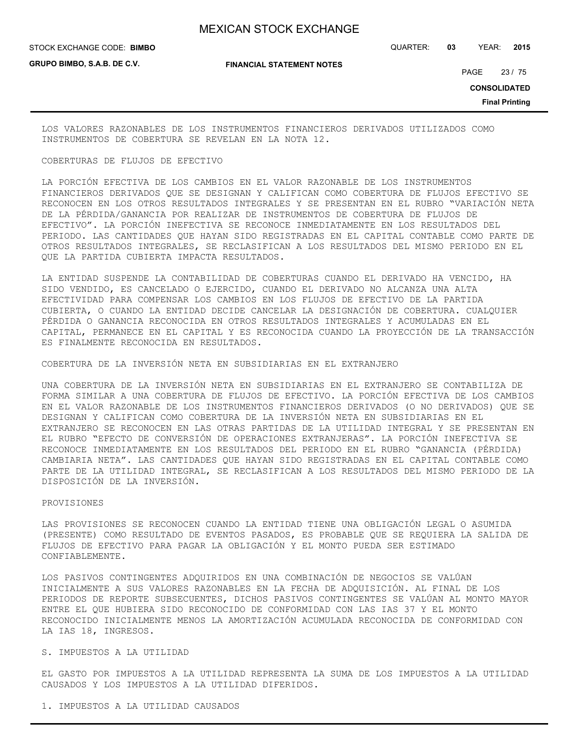LOS VALORES RAZONABLES DE LOS INSTRUMENTOS FINANCIEROS DERIVADOS UTILIZADOS COMO INSTRUMENTOS DE COBERTURA SE REVELAN EN LA NOTA 12.

COBERTURAS DE FLUJOS DE EFECTIVO

LA PORCIÓN EFECTIVA DE LOS CAMBIOS EN EL VALOR RAZONABLE DE LOS INSTRUMENTOS FINANCIEROS DERIVADOS QUE SE DESIGNAN Y CALIFICAN COMO COBERTURA DE FLUJOS EFECTIVO SE RECONOCEN EN LOS OTROS RESULTADOS INTEGRALES Y SE PRESENTAN EN EL RUBRO "VARIACIÓN NETA DE LA PÉRDIDA/GANANCIA POR REALIZAR DE INSTRUMENTOS DE COBERTURA DE FLUJOS DE EFECTIVO". LA PORCIÓN INEFECTIVA SE RECONOCE INMEDIATAMENTE EN LOS RESULTADOS DEL PERIODO. LAS CANTIDADES QUE HAYAN SIDO REGISTRADAS EN EL CAPITAL CONTABLE COMO PARTE DE OTROS RESULTADOS INTEGRALES, SE RECLASIFICAN A LOS RESULTADOS DEL MISMO PERIODO EN EL QUE LA PARTIDA CUBIERTA IMPACTA RESULTADOS.

LA ENTIDAD SUSPENDE LA CONTABILIDAD DE COBERTURAS CUANDO EL DERIVADO HA VENCIDO, HA SIDO VENDIDO, ES CANCELADO O EJERCIDO, CUANDO EL DERIVADO NO ALCANZA UNA ALTA EFECTIVIDAD PARA COMPENSAR LOS CAMBIOS EN LOS FLUJOS DE EFECTIVO DE LA PARTIDA CUBIERTA, O CUANDO LA ENTIDAD DECIDE CANCELAR LA DESIGNACIÓN DE COBERTURA. CUALQUIER PÉRDIDA O GANANCIA RECONOCIDA EN OTROS RESULTADOS INTEGRALES Y ACUMULADAS EN EL CAPITAL, PERMANECE EN EL CAPITAL Y ES RECONOCIDA CUANDO LA PROYECCIÓN DE LA TRANSACCIÓN ES FINALMENTE RECONOCIDA EN RESULTADOS.

COBERTURA DE LA INVERSIÓN NETA EN SUBSIDIARIAS EN EL EXTRANJERO

UNA COBERTURA DE LA INVERSIÓN NETA EN SUBSIDIARIAS EN EL EXTRANJERO SE CONTABILIZA DE FORMA SIMILAR A UNA COBERTURA DE FLUJOS DE EFECTIVO. LA PORCIÓN EFECTIVA DE LOS CAMBIOS EN EL VALOR RAZONABLE DE LOS INSTRUMENTOS FINANCIEROS DERIVADOS (O NO DERIVADOS) QUE SE DESIGNAN Y CALIFICAN COMO COBERTURA DE LA INVERSIÓN NETA EN SUBSIDIARIAS EN EL EXTRANJERO SE RECONOCEN EN LAS OTRAS PARTIDAS DE LA UTILIDAD INTEGRAL Y SE PRESENTAN EN EL RUBRO "EFECTO DE CONVERSIÓN DE OPERACIONES EXTRANJERAS". LA PORCIÓN INEFECTIVA SE RECONOCE INMEDIATAMENTE EN LOS RESULTADOS DEL PERIODO EN EL RUBRO "GANANCIA (PÉRDIDA) CAMBIARIA NETA". LAS CANTIDADES QUE HAYAN SIDO REGISTRADAS EN EL CAPITAL CONTABLE COMO PARTE DE LA UTILIDAD INTEGRAL, SE RECLASIFICAN A LOS RESULTADOS DEL MISMO PERIODO DE LA DISPOSICIÓN DE LA INVERSIÓN.

PROVISIONES

LAS PROVISIONES SE RECONOCEN CUANDO LA ENTIDAD TIENE UNA OBLIGACIÓN LEGAL O ASUMIDA (PRESENTE) COMO RESULTADO DE EVENTOS PASADOS, ES PROBABLE QUE SE REQUIERA LA SALIDA DE FLUJOS DE EFECTIVO PARA PAGAR LA OBLIGACIÓN Y EL MONTO PUEDA SER ESTIMADO CONFIABLEMENTE.

LOS PASIVOS CONTINGENTES ADQUIRIDOS EN UNA COMBINACIÓN DE NEGOCIOS SE VALÚAN INICIALMENTE A SUS VALORES RAZONABLES EN LA FECHA DE ADQUISICIÓN. AL FINAL DE LOS PERIODOS DE REPORTE SUBSECUENTES, DICHOS PASIVOS CONTINGENTES SE VALÚAN AL MONTO MAYOR ENTRE EL QUE HUBIERA SIDO RECONOCIDO DE CONFORMIDAD CON LAS IAS 37 Y EL MONTO RECONOCIDO INICIALMENTE MENOS LA AMORTIZACIÓN ACUMULADA RECONOCIDA DE CONFORMIDAD CON LA IAS 18, INGRESOS.

S. IMPUESTOS A LA UTILIDAD

EL GASTO POR IMPUESTOS A LA UTILIDAD REPRESENTA LA SUMA DE LOS IMPUESTOS A LA UTILIDAD CAUSADOS Y LOS IMPUESTOS A LA UTILIDAD DIFERIDOS.

1. IMPUESTOS A LA UTILIDAD CAUSADOS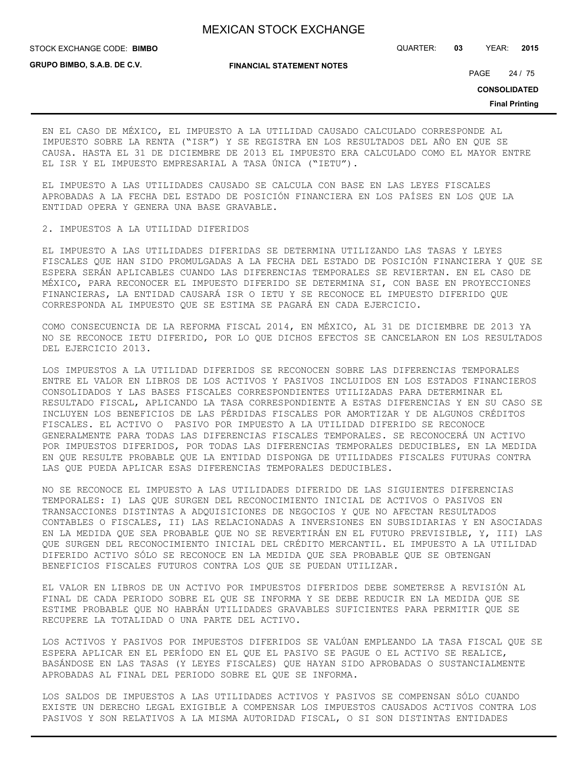EN EL CASO DE MÉXICO, EL IMPUESTO A LA UTILIDAD CAUSADO CALCULADO CORRESPONDE AL IMPUESTO SOBRE LA RENTA ("ISR") Y SE REGISTRA EN LOS RESULTADOS DEL AÑO EN QUE SE CAUSA. HASTA EL 31 DE DICIEMBRE DE 2013 EL IMPUESTO ERA CALCULADO COMO EL MAYOR ENTRE EL ISR Y EL IMPUESTO EMPRESARIAL A TASA ÚNICA ("IETU").

EL IMPUESTO A LAS UTILIDADES CAUSADO SE CALCULA CON BASE EN LAS LEYES FISCALES APROBADAS A LA FECHA DEL ESTADO DE POSICIÓN FINANCIERA EN LOS PAÍSES EN LOS QUE LA ENTIDAD OPERA Y GENERA UNA BASE GRAVABLE.

2. IMPUESTOS A LA UTILIDAD DIFERIDOS

EL IMPUESTO A LAS UTILIDADES DIFERIDAS SE DETERMINA UTILIZANDO LAS TASAS Y LEYES FISCALES QUE HAN SIDO PROMULGADAS A LA FECHA DEL ESTADO DE POSICIÓN FINANCIERA Y QUE SE ESPERA SERÁN APLICABLES CUANDO LAS DIFERENCIAS TEMPORALES SE REVIERTAN. EN EL CASO DE MÉXICO, PARA RECONOCER EL IMPUESTO DIFERIDO SE DETERMINA SI, CON BASE EN PROYECCIONES FINANCIERAS, LA ENTIDAD CAUSARÁ ISR O IETU Y SE RECONOCE EL IMPUESTO DIFERIDO QUE CORRESPONDA AL IMPUESTO QUE SE ESTIMA SE PAGARÁ EN CADA EJERCICIO.

COMO CONSECUENCIA DE LA REFORMA FISCAL 2014, EN MÉXICO, AL 31 DE DICIEMBRE DE 2013 YA NO SE RECONOCE IETU DIFERIDO, POR LO QUE DICHOS EFECTOS SE CANCELARON EN LOS RESULTADOS DEL EJERCICIO 2013.

LOS IMPUESTOS A LA UTILIDAD DIFERIDOS SE RECONOCEN SOBRE LAS DIFERENCIAS TEMPORALES ENTRE EL VALOR EN LIBROS DE LOS ACTIVOS Y PASIVOS INCLUIDOS EN LOS ESTADOS FINANCIEROS CONSOLIDADOS Y LAS BASES FISCALES CORRESPONDIENTES UTILIZADAS PARA DETERMINAR EL RESULTADO FISCAL, APLICANDO LA TASA CORRESPONDIENTE A ESTAS DIFERENCIAS Y EN SU CASO SE INCLUYEN LOS BENEFICIOS DE LAS PÉRDIDAS FISCALES POR AMORTIZAR Y DE ALGUNOS CRÉDITOS FISCALES. EL ACTIVO O PASIVO POR IMPUESTO A LA UTILIDAD DIFERIDO SE RECONOCE GENERALMENTE PARA TODAS LAS DIFERENCIAS FISCALES TEMPORALES. SE RECONOCERÁ UN ACTIVO POR IMPUESTOS DIFERIDOS, POR TODAS LAS DIFERENCIAS TEMPORALES DEDUCIBLES, EN LA MEDIDA EN QUE RESULTE PROBABLE QUE LA ENTIDAD DISPONGA DE UTILIDADES FISCALES FUTURAS CONTRA LAS QUE PUEDA APLICAR ESAS DIFERENCIAS TEMPORALES DEDUCIBLES.

NO SE RECONOCE EL IMPUESTO A LAS UTILIDADES DIFERIDO DE LAS SIGUIENTES DIFERENCIAS TEMPORALES: I) LAS QUE SURGEN DEL RECONOCIMIENTO INICIAL DE ACTIVOS O PASIVOS EN TRANSACCIONES DISTINTAS A ADQUISICIONES DE NEGOCIOS Y QUE NO AFECTAN RESULTADOS CONTABLES O FISCALES, II) LAS RELACIONADAS A INVERSIONES EN SUBSIDIARIAS Y EN ASOCIADAS EN LA MEDIDA QUE SEA PROBABLE QUE NO SE REVERTIRÁN EN EL FUTURO PREVISIBLE, Y, III) LAS QUE SURGEN DEL RECONOCIMIENTO INICIAL DEL CRÉDITO MERCANTIL. EL IMPUESTO A LA UTILIDAD DIFERIDO ACTIVO SÓLO SE RECONOCE EN LA MEDIDA QUE SEA PROBABLE QUE SE OBTENGAN BENEFICIOS FISCALES FUTUROS CONTRA LOS QUE SE PUEDAN UTILIZAR.

EL VALOR EN LIBROS DE UN ACTIVO POR IMPUESTOS DIFERIDOS DEBE SOMETERSE A REVISIÓN AL FINAL DE CADA PERIODO SOBRE EL QUE SE INFORMA Y SE DEBE REDUCIR EN LA MEDIDA QUE SE ESTIME PROBABLE QUE NO HABRÁN UTILIDADES GRAVABLES SUFICIENTES PARA PERMITIR QUE SE RECUPERE LA TOTALIDAD O UNA PARTE DEL ACTIVO.

LOS ACTIVOS Y PASIVOS POR IMPUESTOS DIFERIDOS SE VALÚAN EMPLEANDO LA TASA FISCAL QUE SE ESPERA APLICAR EN EL PERÍODO EN EL QUE EL PASIVO SE PAGUE O EL ACTIVO SE REALICE, BASÁNDOSE EN LAS TASAS (Y LEYES FISCALES) QUE HAYAN SIDO APROBADAS O SUSTANCIALMENTE APROBADAS AL FINAL DEL PERIODO SOBRE EL QUE SE INFORMA.

LOS SALDOS DE IMPUESTOS A LAS UTILIDADES ACTIVOS Y PASIVOS SE COMPENSAN SÓLO CUANDO EXISTE UN DERECHO LEGAL EXIGIBLE A COMPENSAR LOS IMPUESTOS CAUSADOS ACTIVOS CONTRA LOS PASIVOS Y SON RELATIVOS A LA MISMA AUTORIDAD FISCAL, O SI SON DISTINTAS ENTIDADES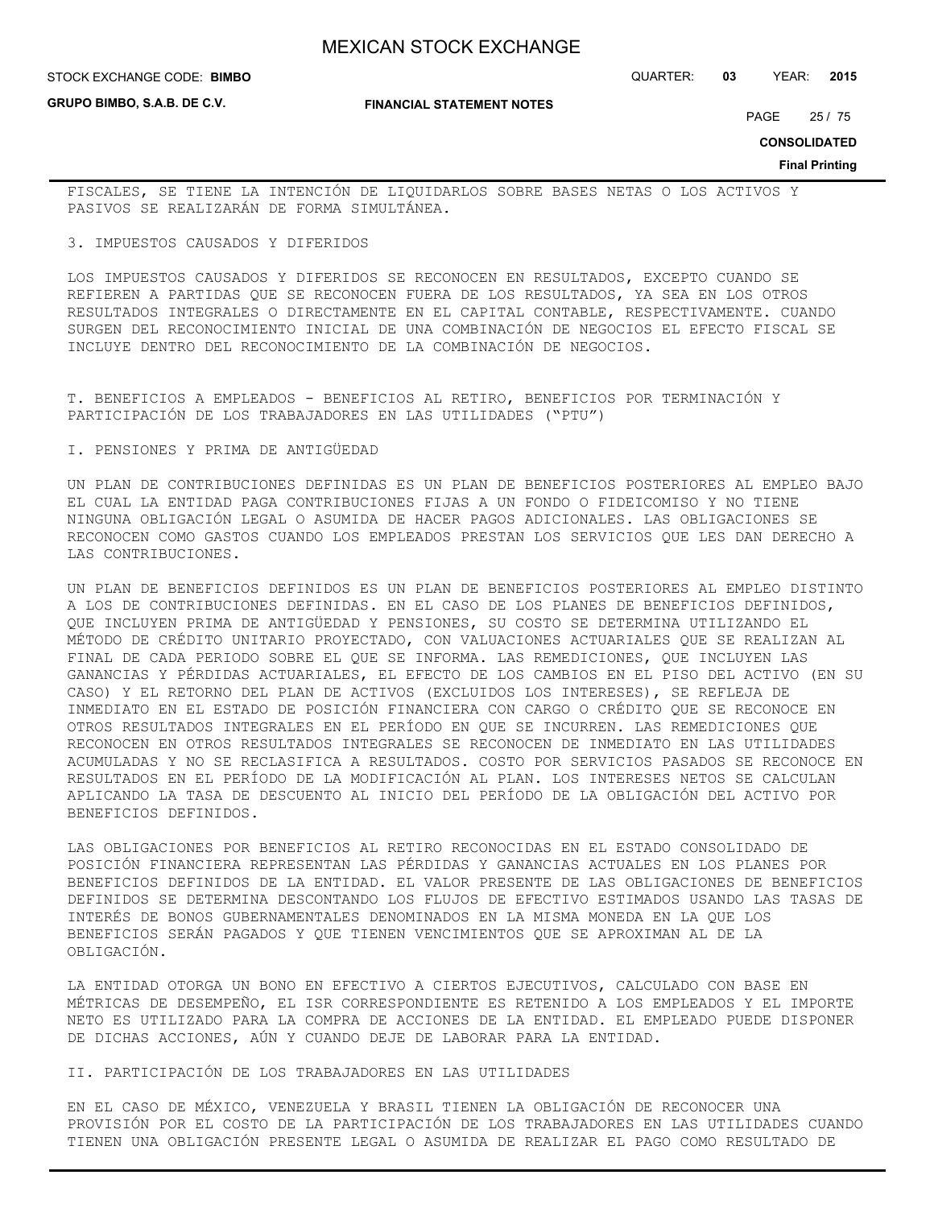FISCALES, SE TIENE LA INTENCIÓN DE LIQUIDARLOS SOBRE BASES NETAS O LOS ACTIVOS Y PASIVOS SE REALIZARÁN DE FORMA SIMULTÁNEA.

3. IMPUESTOS CAUSADOS Y DIFERIDOS

LOS IMPUESTOS CAUSADOS Y DIFERIDOS SE RECONOCEN EN RESULTADOS, EXCEPTO CUANDO SE REFIEREN A PARTIDAS QUE SE RECONOCEN FUERA DE LOS RESULTADOS, YA SEA EN LOS OTROS RESULTADOS INTEGRALES O DIRECTAMENTE EN EL CAPITAL CONTABLE, RESPECTIVAMENTE. CUANDO SURGEN DEL RECONOCIMIENTO INICIAL DE UNA COMBINACIÓN DE NEGOCIOS EL EFECTO FISCAL SE INCLUYE DENTRO DEL RECONOCIMIENTO DE LA COMBINACIÓN DE NEGOCIOS.

T. BENEFICIOS A EMPLEADOS - BENEFICIOS AL RETIRO, BENEFICIOS POR TERMINACIÓN Y PARTICIPACIÓN DE LOS TRABAJADORES EN LAS UTILIDADES ("PTU")

I. PENSIONES Y PRIMA DE ANTIGÜEDAD

UN PLAN DE CONTRIBUCIONES DEFINIDAS ES UN PLAN DE BENEFICIOS POSTERIORES AL EMPLEO BAJO EL CUAL LA ENTIDAD PAGA CONTRIBUCIONES FIJAS A UN FONDO O FIDEICOMISO Y NO TIENE NINGUNA OBLIGACIÓN LEGAL O ASUMIDA DE HACER PAGOS ADICIONALES. LAS OBLIGACIONES SE RECONOCEN COMO GASTOS CUANDO LOS EMPLEADOS PRESTAN LOS SERVICIOS QUE LES DAN DERECHO A LAS CONTRIBUCIONES.

UN PLAN DE BENEFICIOS DEFINIDOS ES UN PLAN DE BENEFICIOS POSTERIORES AL EMPLEO DISTINTO A LOS DE CONTRIBUCIONES DEFINIDAS. EN EL CASO DE LOS PLANES DE BENEFICIOS DEFINIDOS, QUE INCLUYEN PRIMA DE ANTIGÜEDAD Y PENSIONES, SU COSTO SE DETERMINA UTILIZANDO EL MÉTODO DE CRÉDITO UNITARIO PROYECTADO, CON VALUACIONES ACTUARIALES QUE SE REALIZAN AL FINAL DE CADA PERIODO SOBRE EL QUE SE INFORMA. LAS REMEDICIONES, QUE INCLUYEN LAS GANANCIAS Y PÉRDIDAS ACTUARIALES, EL EFECTO DE LOS CAMBIOS EN EL PISO DEL ACTIVO (EN SU CASO) Y EL RETORNO DEL PLAN DE ACTIVOS (EXCLUIDOS LOS INTERESES), SE REFLEJA DE INMEDIATO EN EL ESTADO DE POSICIÓN FINANCIERA CON CARGO O CRÉDITO QUE SE RECONOCE EN OTROS RESULTADOS INTEGRALES EN EL PERÍODO EN QUE SE INCURREN. LAS REMEDICIONES QUE RECONOCEN EN OTROS RESULTADOS INTEGRALES SE RECONOCEN DE INMEDIATO EN LAS UTILIDADES ACUMULADAS Y NO SE RECLASIFICA A RESULTADOS. COSTO POR SERVICIOS PASADOS SE RECONOCE EN RESULTADOS EN EL PERÍODO DE LA MODIFICACIÓN AL PLAN. LOS INTERESES NETOS SE CALCULAN APLICANDO LA TASA DE DESCUENTO AL INICIO DEL PERÍODO DE LA OBLIGACIÓN DEL ACTIVO POR BENEFICIOS DEFINIDOS.

LAS OBLIGACIONES POR BENEFICIOS AL RETIRO RECONOCIDAS EN EL ESTADO CONSOLIDADO DE POSICIÓN FINANCIERA REPRESENTAN LAS PÉRDIDAS Y GANANCIAS ACTUALES EN LOS PLANES POR BENEFICIOS DEFINIDOS DE LA ENTIDAD. EL VALOR PRESENTE DE LAS OBLIGACIONES DE BENEFICIOS DEFINIDOS SE DETERMINA DESCONTANDO LOS FLUJOS DE EFECTIVO ESTIMADOS USANDO LAS TASAS DE INTERÉS DE BONOS GUBERNAMENTALES DENOMINADOS EN LA MISMA MONEDA EN LA QUE LOS BENEFICIOS SERÁN PAGADOS Y QUE TIENEN VENCIMIENTOS QUE SE APROXIMAN AL DE LA OBLIGACIÓN.

LA ENTIDAD OTORGA UN BONO EN EFECTIVO A CIERTOS EJECUTIVOS, CALCULADO CON BASE EN MÉTRICAS DE DESEMPEÑO, EL ISR CORRESPONDIENTE ES RETENIDO A LOS EMPLEADOS Y EL IMPORTE NETO ES UTILIZADO PARA LA COMPRA DE ACCIONES DE LA ENTIDAD. EL EMPLEADO PUEDE DISPONER DE DICHAS ACCIONES, AÚN Y CUANDO DEJE DE LABORAR PARA LA ENTIDAD.

II. PARTICIPACIÓN DE LOS TRABAJADORES EN LAS UTILIDADES

EN EL CASO DE MÉXICO, VENEZUELA Y BRASIL TIENEN LA OBLIGACIÓN DE RECONOCER UNA PROVISIÓN POR EL COSTO DE LA PARTICIPACIÓN DE LOS TRABAJADORES EN LAS UTILIDADES CUANDO TIENEN UNA OBLIGACIÓN PRESENTE LEGAL O ASUMIDA DE REALIZAR EL PAGO COMO RESULTADO DE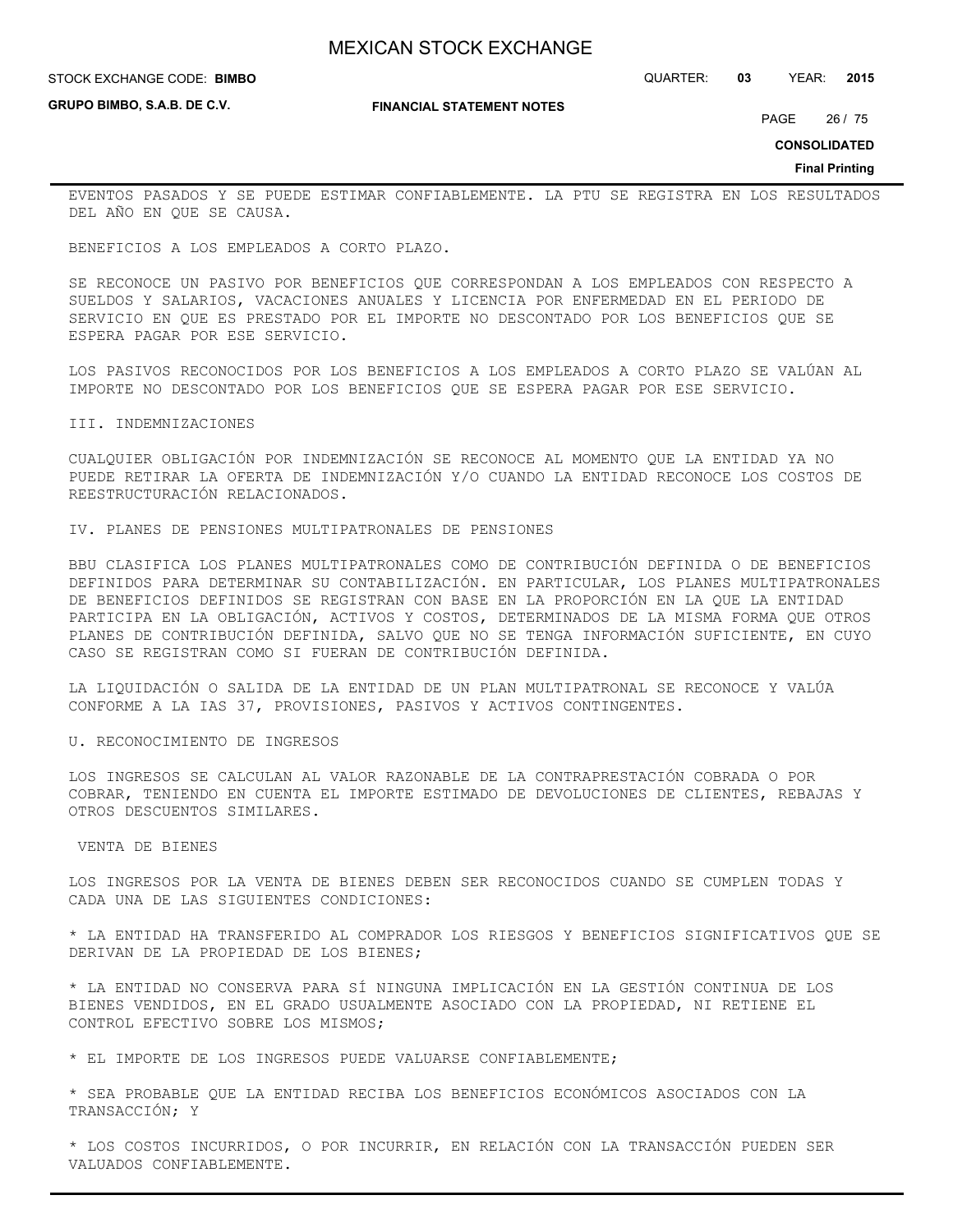EVENTOS PASADOS Y SE PUEDE ESTIMAR CONFIABLEMENTE. LA PTU SE REGISTRA EN LOS RESULTADOS DEL AÑO EN QUE SE CAUSA.

BENEFICIOS A LOS EMPLEADOS A CORTO PLAZO.

SE RECONOCE UN PASIVO POR BENEFICIOS QUE CORRESPONDAN A LOS EMPLEADOS CON RESPECTO A SUELDOS Y SALARIOS, VACACIONES ANUALES Y LICENCIA POR ENFERMEDAD EN EL PERIODO DE SERVICIO EN QUE ES PRESTADO POR EL IMPORTE NO DESCONTADO POR LOS BENEFICIOS QUE SE ESPERA PAGAR POR ESE SERVICIO.

LOS PASIVOS RECONOCIDOS POR LOS BENEFICIOS A LOS EMPLEADOS A CORTO PLAZO SE VALÚAN AL IMPORTE NO DESCONTADO POR LOS BENEFICIOS QUE SE ESPERA PAGAR POR ESE SERVICIO.

III. INDEMNIZACIONES

CUALQUIER OBLIGACIÓN POR INDEMNIZACIÓN SE RECONOCE AL MOMENTO QUE LA ENTIDAD YA NO PUEDE RETIRAR LA OFERTA DE INDEMNIZACIÓN Y/O CUANDO LA ENTIDAD RECONOCE LOS COSTOS DE REESTRUCTURACIÓN RELACIONADOS.

IV. PLANES DE PENSIONES MULTIPATRONALES DE PENSIONES

BBU CLASIFICA LOS PLANES MULTIPATRONALES COMO DE CONTRIBUCIÓN DEFINIDA O DE BENEFICIOS DEFINIDOS PARA DETERMINAR SU CONTABILIZACIÓN. EN PARTICULAR, LOS PLANES MULTIPATRONALES DE BENEFICIOS DEFINIDOS SE REGISTRAN CON BASE EN LA PROPORCIÓN EN LA QUE LA ENTIDAD PARTICIPA EN LA OBLIGACIÓN, ACTIVOS Y COSTOS, DETERMINADOS DE LA MISMA FORMA QUE OTROS PLANES DE CONTRIBUCIÓN DEFINIDA, SALVO QUE NO SE TENGA INFORMACIÓN SUFICIENTE, EN CUYO CASO SE REGISTRAN COMO SI FUERAN DE CONTRIBUCIÓN DEFINIDA.

LA LIQUIDACIÓN O SALIDA DE LA ENTIDAD DE UN PLAN MULTIPATRONAL SE RECONOCE Y VALÚA CONFORME A LA IAS 37, PROVISIONES, PASIVOS Y ACTIVOS CONTINGENTES.

U. RECONOCIMIENTO DE INGRESOS

LOS INGRESOS SE CALCULAN AL VALOR RAZONABLE DE LA CONTRAPRESTACIÓN COBRADA O POR COBRAR, TENIENDO EN CUENTA EL IMPORTE ESTIMADO DE DEVOLUCIONES DE CLIENTES, REBAJAS Y OTROS DESCUENTOS SIMILARES.

VENTA DE BIENES

LOS INGRESOS POR LA VENTA DE BIENES DEBEN SER RECONOCIDOS CUANDO SE CUMPLEN TODAS Y CADA UNA DE LAS SIGUIENTES CONDICIONES:

* LA ENTIDAD HA TRANSFERIDO AL COMPRADOR LOS RIESGOS Y BENEFICIOS SIGNIFICATIVOS QUE SE DERIVAN DE LA PROPIEDAD DE LOS BIENES;

* LA ENTIDAD NO CONSERVA PARA SÍ NINGUNA IMPLICACIÓN EN LA GESTIÓN CONTINUA DE LOS BIENES VENDIDOS, EN EL GRADO USUALMENTE ASOCIADO CON LA PROPIEDAD, NI RETIENE EL CONTROL EFECTIVO SOBRE LOS MISMOS;

* EL IMPORTE DE LOS INGRESOS PUEDE VALUARSE CONFIABLEMENTE;

* SEA PROBABLE QUE LA ENTIDAD RECIBA LOS BENEFICIOS ECONÓMICOS ASOCIADOS CON LA TRANSACCIÓN; Y

* LOS COSTOS INCURRIDOS, O POR INCURRIR, EN RELACIÓN CON LA TRANSACCIÓN PUEDEN SER VALUADOS CONFIABLEMENTE.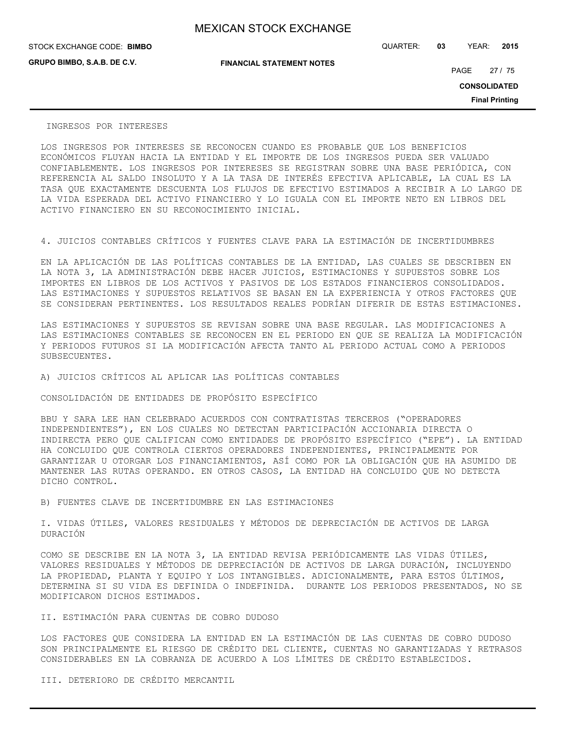INGRESOS POR INTERESES

LOS INGRESOS POR INTERESES SE RECONOCEN CUANDO ES PROBABLE QUE LOS BENEFICIOS ECONÓMICOS FLUYAN HACIA LA ENTIDAD Y EL IMPORTE DE LOS INGRESOS PUEDA SER VALUADO CONFIABLEMENTE. LOS INGRESOS POR INTERESES SE REGISTRAN SOBRE UNA BASE PERIÓDICA, CON REFERENCIA AL SALDO INSOLUTO Y A LA TASA DE INTERÉS EFECTIVA APLICABLE, LA CUAL ES LA TASA QUE EXACTAMENTE DESCUENTA LOS FLUJOS DE EFECTIVO ESTIMADOS A RECIBIR A LO LARGO DE LA VIDA ESPERADA DEL ACTIVO FINANCIERO Y LO IGUALA CON EL IMPORTE NETO EN LIBROS DEL ACTIVO FINANCIERO EN SU RECONOCIMIENTO INICIAL.

## 4. JUICIOS CONTABLES CRÍTICOS Y FUENTES CLAVE PARA LA ESTIMACIÓN DE INCERTIDUMBRES

EN LA APLICACIÓN DE LAS POLÍTICAS CONTABLES DE LA ENTIDAD, LAS CUALES SE DESCRIBEN EN LA NOTA 3, LA ADMINISTRACIÓN DEBE HACER JUICIOS, ESTIMACIONES Y SUPUESTOS SOBRE LOS IMPORTES EN LIBROS DE LOS ACTIVOS Y PASIVOS DE LOS ESTADOS FINANCIEROS CONSOLIDADOS. LAS ESTIMACIONES Y SUPUESTOS RELATIVOS SE BASAN EN LA EXPERIENCIA Y OTROS FACTORES QUE SE CONSIDERAN PERTINENTES. LOS RESULTADOS REALES PODRÍAN DIFERIR DE ESTAS ESTIMACIONES.

LAS ESTIMACIONES Y SUPUESTOS SE REVISAN SOBRE UNA BASE REGULAR. LAS MODIFICACIONES A LAS ESTIMACIONES CONTABLES SE RECONOCEN EN EL PERIODO EN QUE SE REALIZA LA MODIFICACIÓN Y PERIODOS FUTUROS SI LA MODIFICACIÓN AFECTA TANTO AL PERIODO ACTUAL COMO A PERIODOS SUBSECUENTES.

### A) JUICIOS CRÍTICOS AL APLICAR LAS POLÍTICAS CONTABLES

CONSOLIDACIÓN DE ENTIDADES DE PROPÓSITO ESPECÍFICO

BBU Y SARA LEE HAN CELEBRADO ACUERDOS CON CONTRATISTAS TERCEROS ("OPERADORES INDEPENDIENTES"), EN LOS CUALES NO DETECTAN PARTICIPACIÓN ACCIONARIA DIRECTA O INDIRECTA PERO QUE CALIFICAN COMO ENTIDADES DE PROPÓSITO ESPECÍFICO ("EPE"). LA ENTIDAD HA CONCLUIDO QUE CONTROLA CIERTOS OPERADORES INDEPENDIENTES, PRINCIPALMENTE POR GARANTIZAR U OTORGAR LOS FINANCIAMIENTOS, ASÍ COMO POR LA OBLIGACIÓN QUE HA ASUMIDO DE MANTENER LAS RUTAS OPERANDO. EN OTROS CASOS, LA ENTIDAD HA CONCLUIDO QUE NO DETECTA DICHO CONTROL.

### B) FUENTES CLAVE DE INCERTIDUMBRE EN LAS ESTIMACIONES

I. VIDAS ÚTILES, VALORES RESIDUALES Y MÉTODOS DE DEPRECIACIÓN DE ACTIVOS DE LARGA DURACIÓN

COMO SE DESCRIBE EN LA NOTA 3, LA ENTIDAD REVISA PERIÓDICAMENTE LAS VIDAS ÚTILES, VALORES RESIDUALES Y MÉTODOS DE DEPRECIACIÓN DE ACTIVOS DE LARGA DURACIÓN, INCLUYENDO LA PROPIEDAD, PLANTA Y EQUIPO Y LOS INTANGIBLES. ADICIONALMENTE, PARA ESTOS ÚLTIMOS, DETERMINA SI SU VIDA ES DEFINIDA O INDEFINIDA. DURANTE LOS PERIODOS PRESENTADOS, NO SE MODIFICARON DICHOS ESTIMADOS.

II. ESTIMACIÓN PARA CUENTAS DE COBRO DUDOSO

LOS FACTORES QUE CONSIDERA LA ENTIDAD EN LA ESTIMACIÓN DE LAS CUENTAS DE COBRO DUDOSO SON PRINCIPALMENTE EL RIESGO DE CRÉDITO DEL CLIENTE, CUENTAS NO GARANTIZADAS Y RETRASOS CONSIDERABLES EN LA COBRANZA DE ACUERDO A LOS LÍMITES DE CRÉDITO ESTABLECIDOS.

III. DETERIORO DE CRÉDITO MERCANTIL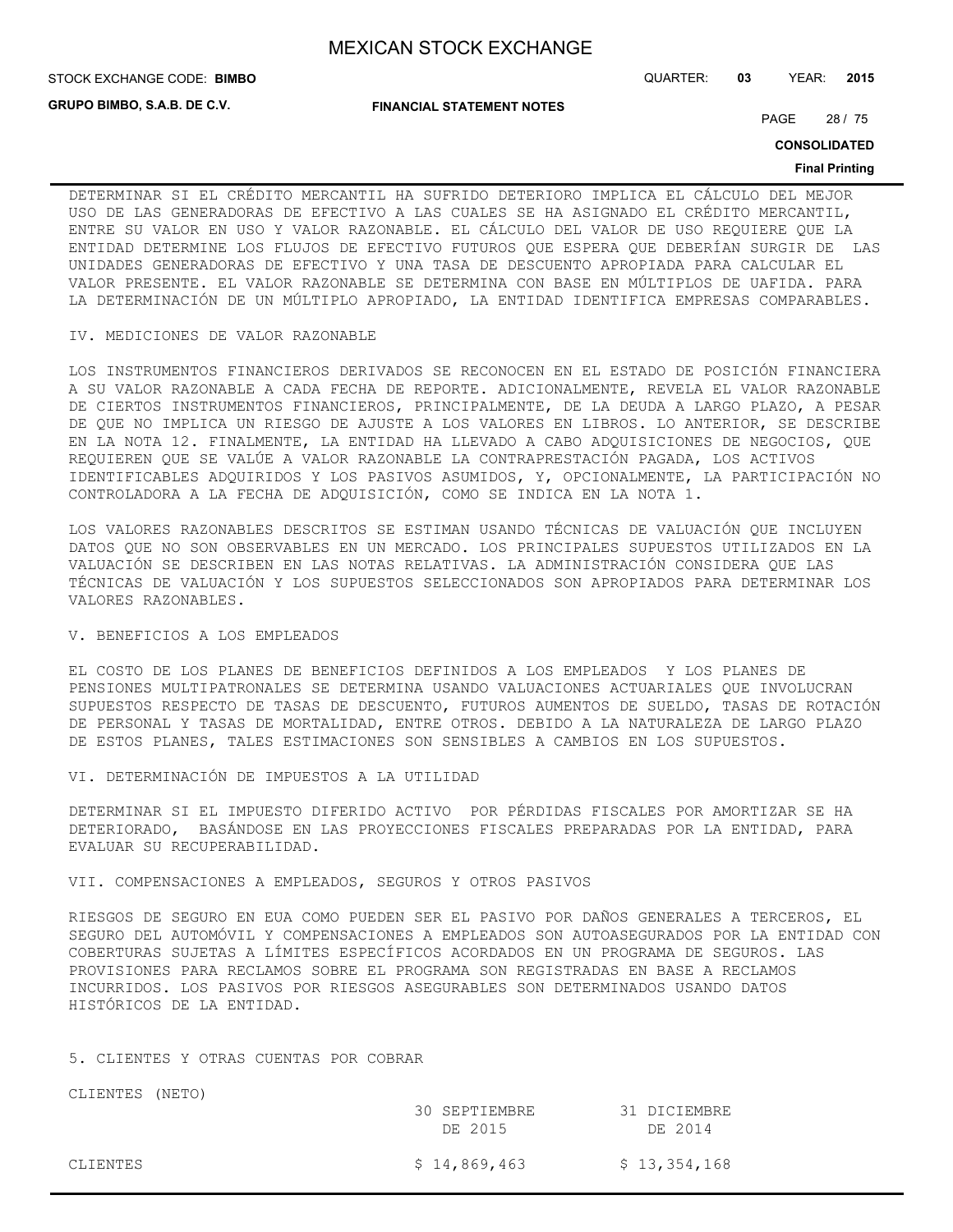DETERMINAR SI EL CRÉDITO MERCANTIL HA SUFRIDO DETERIORO IMPLICA EL CÁLCULO DEL MEJOR USO DE LAS GENERADORAS DE EFECTIVO A LAS CUALES SE HA ASIGNADO EL CRÉDITO MERCANTIL, ENTRE SU VALOR EN USO Y VALOR RAZONABLE. EL CÁLCULO DEL VALOR DE USO REQUIERE QUE LA ENTIDAD DETERMINE LOS FLUJOS DE EFECTIVO FUTUROS QUE ESPERA QUE DEBERÍAN SURGIR DE LAS UNIDADES GENERADORAS DE EFECTIVO Y UNA TASA DE DESCUENTO APROPIADA PARA CALCULAR EL VALOR PRESENTE. EL VALOR RAZONABLE SE DETERMINA CON BASE EN MÚLTIPLOS DE UAFIDA. PARA LA DETERMINACIÓN DE UN MÚLTIPLO APROPIADO, LA ENTIDAD IDENTIFICA EMPRESAS COMPARABLES.

IV. MEDICIONES DE VALOR RAZONABLE

LOS INSTRUMENTOS FINANCIEROS DERIVADOS SE RECONOCEN EN EL ESTADO DE POSICIÓN FINANCIERA A SU VALOR RAZONABLE A CADA FECHA DE REPORTE. ADICIONALMENTE, REVELA EL VALOR RAZONABLE DE CIERTOS INSTRUMENTOS FINANCIEROS, PRINCIPALMENTE, DE LA DEUDA A LARGO PLAZO, A PESAR DE QUE NO IMPLICA UN RIESGO DE AJUSTE A LOS VALORES EN LIBROS. LO ANTERIOR, SE DESCRIBE EN LA NOTA 12. FINALMENTE, LA ENTIDAD HA LLEVADO A CABO ADQUISICIONES DE NEGOCIOS, QUE REQUIEREN QUE SE VALÚE A VALOR RAZONABLE LA CONTRAPRESTACIÓN PAGADA, LOS ACTIVOS IDENTIFICABLES ADQUIRIDOS Y LOS PASIVOS ASUMIDOS, Y, OPCIONALMENTE, LA PARTICIPACIÓN NO CONTROLADORA A LA FECHA DE ADQUISICIÓN, COMO SE INDICA EN LA NOTA 1.

LOS VALORES RAZONABLES DESCRITOS SE ESTIMAN USANDO TÉCNICAS DE VALUACIÓN QUE INCLUYEN DATOS QUE NO SON OBSERVABLES EN UN MERCADO. LOS PRINCIPALES SUPUESTOS UTILIZADOS EN LA VALUACIÓN SE DESCRIBEN EN LAS NOTAS RELATIVAS. LA ADMINISTRACIÓN CONSIDERA QUE LAS TÉCNICAS DE VALUACIÓN Y LOS SUPUESTOS SELECCIONADOS SON APROPIADOS PARA DETERMINAR LOS VALORES RAZONABLES.

V. BENEFICIOS A LOS EMPLEADOS

EL COSTO DE LOS PLANES DE BENEFICIOS DEFINIDOS A LOS EMPLEADOS Y LOS PLANES DE PENSIONES MULTIPATRONALES SE DETERMINA USANDO VALUACIONES ACTUARIALES QUE INVOLUCRAN SUPUESTOS RESPECTO DE TASAS DE DESCUENTO, FUTUROS AUMENTOS DE SUELDO, TASAS DE ROTACIÓN DE PERSONAL Y TASAS DE MORTALIDAD, ENTRE OTROS. DEBIDO A LA NATURALEZA DE LARGO PLAZO DE ESTOS PLANES, TALES ESTIMACIONES SON SENSIBLES A CAMBIOS EN LOS SUPUESTOS.

VI. DETERMINACIÓN DE IMPUESTOS A LA UTILIDAD

DETERMINAR SI EL IMPUESTO DIFERIDO ACTIVO POR PÉRDIDAS FISCALES POR AMORTIZAR SE HA DETERIORADO, BASÁNDOSE EN LAS PROYECCIONES FISCALES PREPARADAS POR LA ENTIDAD, PARA EVALUAR SU RECUPERABILIDAD.

VII. COMPENSACIONES A EMPLEADOS, SEGUROS Y OTROS PASIVOS

RIESGOS DE SEGURO EN EUA COMO PUEDEN SER EL PASIVO POR DAÑOS GENERALES A TERCEROS, EL SEGURO DEL AUTOMÓVIL Y COMPENSACIONES A EMPLEADOS SON AUTOASEGURADOS POR LA ENTIDAD CON COBERTURAS SUJETAS A LÍMITES ESPECÍFICOS ACORDADOS EN UN PROGRAMA DE SEGUROS. LAS PROVISIONES PARA RECLAMOS SOBRE EL PROGRAMA SON REGISTRADAS EN BASE A RECLAMOS INCURRIDOS. LOS PASIVOS POR RIESGOS ASEGURABLES SON DETERMINADOS USANDO DATOS HISTÓRICOS DE LA ENTIDAD.

5. CLIENTES Y OTRAS CUENTAS POR COBRAR

CLIENTES (NETO)

| | 30 SEPTIEMBRE DE 2015 | 31 DICIEMBRE DE 2014 |
|---|---|---|
| CLIENTES | $ 14,869,463 | $ 13,354,168 |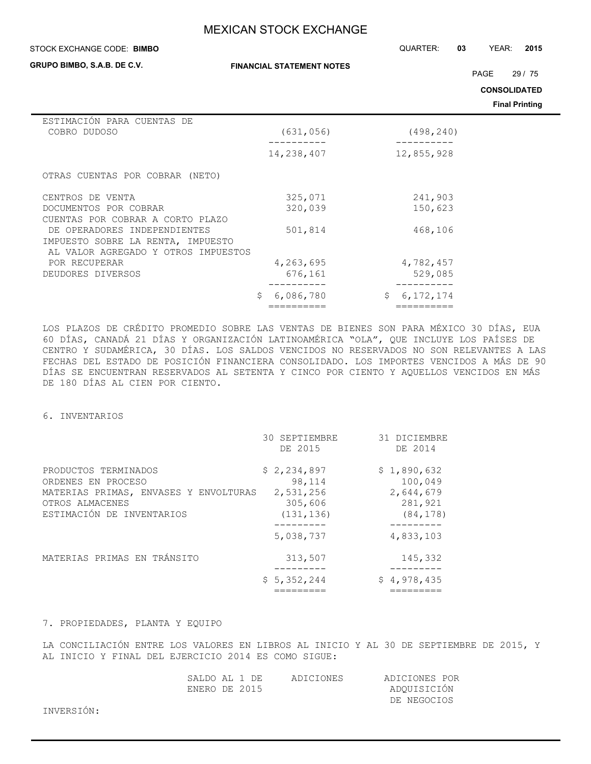| | | |
|---|---|---|
| ESTIMACIÓN PARA CUENTAS DE COBRO DUDOSO | (631,056) | (498,240) |
| | 14,238,407 | 12,855,928 |
| OTRAS CUENTAS POR COBRAR (NETO) | | |
| CENTROS DE VENTA | 325,071 | 241,903 |
| DOCUMENTOS POR COBRAR | 320,039 | 150,623 |
| CUENTAS POR COBRAR A CORTO PLAZO DE OPERADORES INDEPENDIENTES | 501,814 | 468,106 |
| IMPUESTO SOBRE LA RENTA, IMPUESTO AL VALOR AGREGADO Y OTROS IMPUESTOS POR RECUPERAR | 4,263,695 | 4,782,457 |
| DEUDORES DIVERSOS | 676,161 | 529,085 |
| | $ 6,086,780 | $ 6,172,174 |

LOS PLAZOS DE CRÉDITO PROMEDIO SOBRE LAS VENTAS DE BIENES SON PARA MÉXICO 30 DÍAS, EUA 60 DÍAS, CANADÁ 21 DÍAS Y ORGANIZACIÓN LATINOAMÉRICA "OLA", QUE INCLUYE LOS PAÍSES DE CENTRO Y SUDAMÉRICA, 30 DÍAS. LOS SALDOS VENCIDOS NO RESERVADOS NO SON RELEVANTES A LAS FECHAS DEL ESTADO DE POSICIÓN FINANCIERA CONSOLIDADO. LOS IMPORTES VENCIDOS A MÁS DE 90 DÍAS SE ENCUENTRAN RESERVADOS AL SETENTA Y CINCO POR CIENTO Y AQUELLOS VENCIDOS EN MÁS DE 180 DÍAS AL CIEN POR CIENTO.

## 6. INVENTARIOS

| | 30 SEPTIEMBRE DE 2015 | 31 DICIEMBRE DE 2014 |
|---|---|---|
| PRODUCTOS TERMINADOS | $ 2,234,897 | $ 1,890,632 |
| ORDENES EN PROCESO | 98,114 | 100,049 |
| MATERIAS PRIMAS, ENVASES Y ENVOLTURAS | 2,531,256 | 2,644,679 |
| OTROS ALMACENES | 305,606 | 281,921 |
| ESTIMACIÓN DE INVENTARIOS | (131,136) | (84,178) |
| | 5,038,737 | 4,833,103 |
| MATERIAS PRIMAS EN TRÁNSITO | 313,507 | 145,332 |
| | $ 5,352,244 | $ 4,978,435 |

## 7. PROPIEDADES, PLANTA Y EQUIPO

LA CONCILIACIÓN ENTRE LOS VALORES EN LIBROS AL INICIO Y AL 30 DE SEPTIEMBRE DE 2015, Y AL INICIO Y FINAL DEL EJERCICIO 2014 ES COMO SIGUE:

| | SALDO AL 1 DE ENERO DE 2015 | ADICIONES | ADICIONES POR ADQUISICIÓN DE NEGOCIOS |
|---|---|---|---|
| INVERSIÓN: | | | |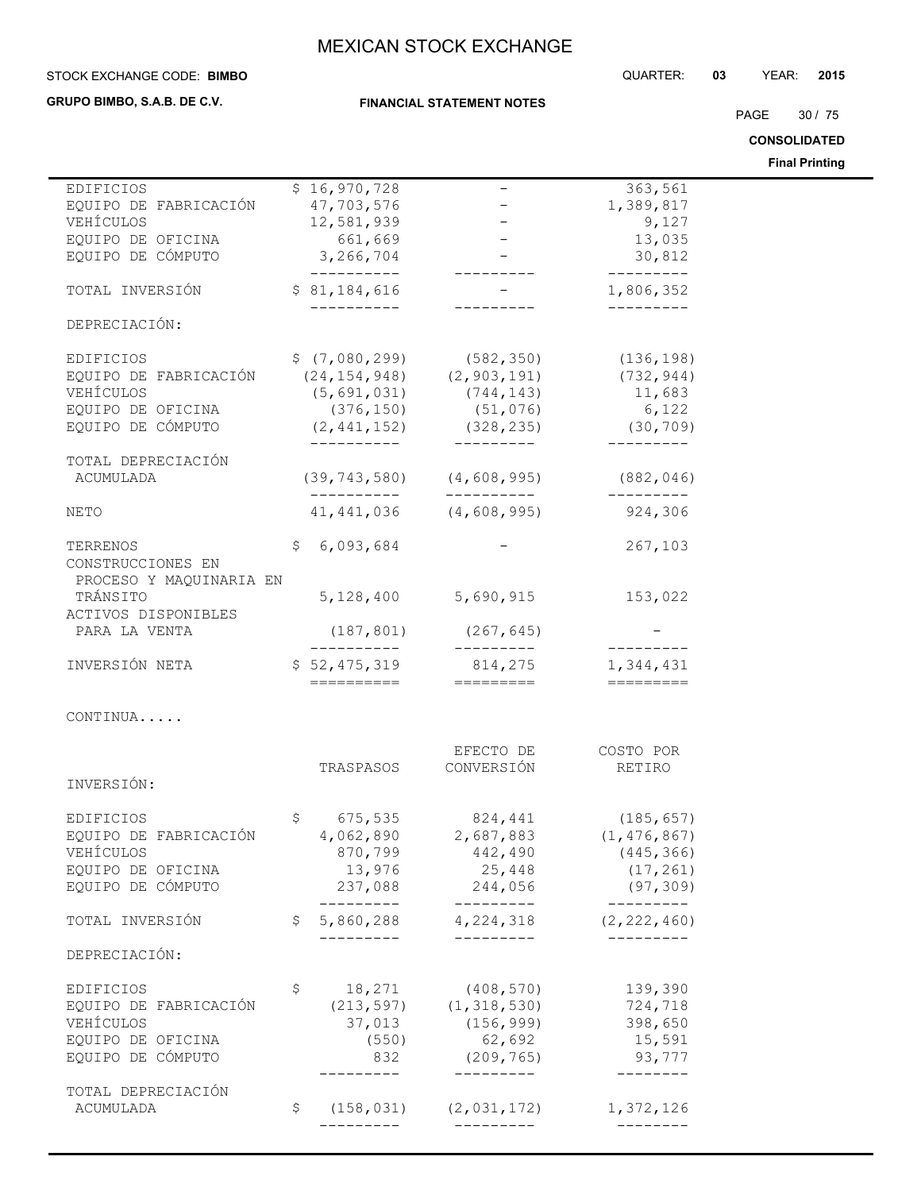| | | | |
|---|---|---|---|
| EDIFICIOS | $ 16,970,728 | - | 363,561 |
| EQUIPO DE FABRICACIÓN | 47,703,576 | - | 1,389,817 |
| VEHÍCULOS | 12,581,939 | - | 9,127 |
| EQUIPO DE OFICINA | 661,669 | - | 13,035 |
| EQUIPO DE CÓMPUTO | 3,266,704 | - | 30,812 |
| TOTAL INVERSIÓN | $ 81,184,616 | - | 1,806,352 |
| DEPRECIACIÓN: | | | |
| EDIFICIOS | $ (7,080,299) | (582,350) | (136,198) |
| EQUIPO DE FABRICACIÓN | (24,154,948) | (2,903,191) | (732,944) |
| VEHÍCULOS | (5,691,031) | (744,143) | 11,683 |
| EQUIPO DE OFICINA | (376,150) | (51,076) | 6,122 |
| EQUIPO DE CÓMPUTO | (2,441,152) | (328,235) | (30,709) |
| TOTAL DEPRECIACIÓN ACUMULADA | (39,743,580) | (4,608,995) | (882,046) |
| NETO | 41,441,036 | (4,608,995) | 924,306 |
| TERRENOS | $ 6,093,684 | - | 267,103 |
| CONSTRUCCIONES EN PROCESO Y MAQUINARIA EN TRÁNSITO | 5,128,400 | 5,690,915 | 153,022 |
| ACTIVOS DISPONIBLES PARA LA VENTA | (187,801) | (267,645) | - |
| INVERSIÓN NETA | $ 52,475,319 | 814,275 | 1,344,431 |

CONTINUA.....

| | TRASPASOS | EFECTO DE CONVERSIÓN | COSTO POR RETIRO |
|---|---|---|---|
| INVERSIÓN: | | | |
| EDIFICIOS | $ 675,535 | 824,441 | (185,657) |
| EQUIPO DE FABRICACIÓN | 4,062,890 | 2,687,883 | (1,476,867) |
| VEHÍCULOS | 870,799 | 442,490 | (445,366) |
| EQUIPO DE OFICINA | 13,976 | 25,448 | (17,261) |
| EQUIPO DE CÓMPUTO | 237,088 | 244,056 | (97,309) |
| TOTAL INVERSIÓN | $ 5,860,288 | 4,224,318 | (2,222,460) |
| DEPRECIACIÓN: | | | |
| EDIFICIOS | $ 18,271 | (408,570) | 139,390 |
| EQUIPO DE FABRICACIÓN | (213,597) | (1,318,530) | 724,718 |
| VEHÍCULOS | 37,013 | (156,999) | 398,650 |
| EQUIPO DE OFICINA | (550) | 62,692 | 15,591 |
| EQUIPO DE CÓMPUTO | 832 | (209,765) | 93,777 |
| TOTAL DEPRECIACIÓN ACUMULADA | $ (158,031) | (2,031,172) | 1,372,126 |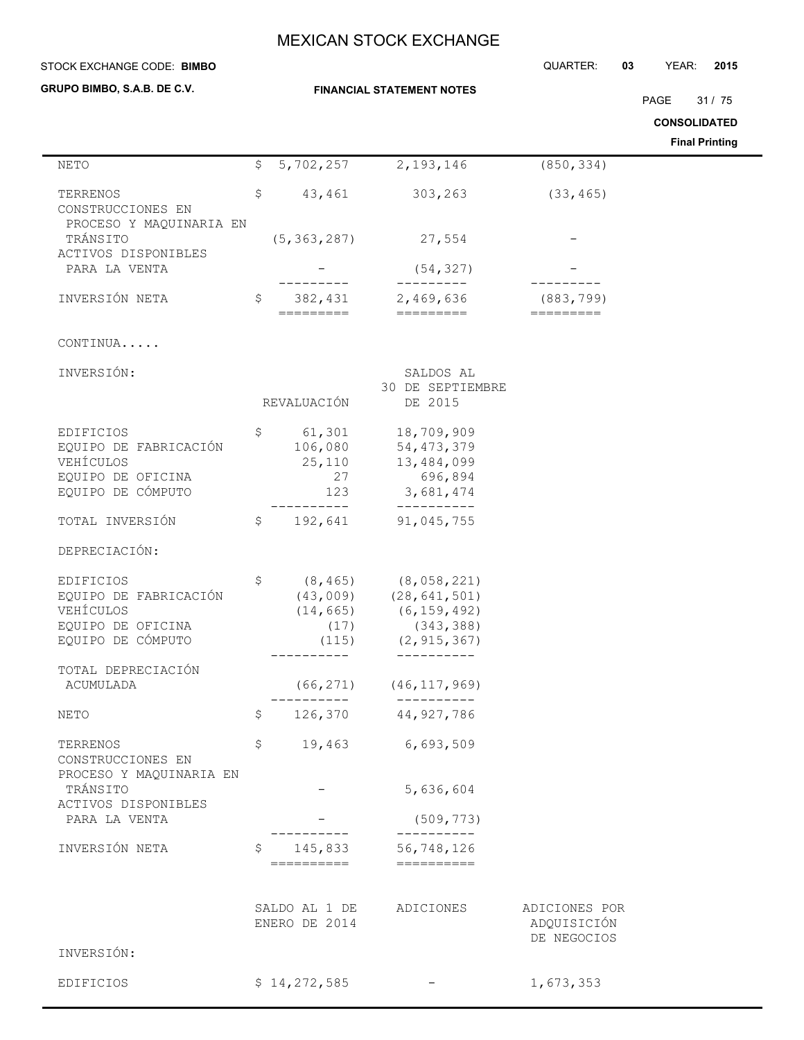| | | | | |
|---|---|---|---|---|
| NETO | $ | 5,702,257 | 2,193,146 | (850,334) |
| TERRENOS | $ | 43,461 | 303,263 | (33,465) |
| CONSTRUCCIONES EN PROCESO Y MAQUINARIA EN TRÁNSITO | | (5,363,287) | 27,554 | - |
| ACTIVOS DISPONIBLES PARA LA VENTA | | - | (54,327) | - |
| INVERSIÓN NETA | $ | 382,431 | 2,469,636 | (883,799) |

CONTINUA.....

| INVERSIÓN: | | REVALUACIÓN | SALDOS AL 30 DE SEPTIEMBRE DE 2015 |
|---|---|---|---|
| EDIFICIOS | $ | 61,301 | 18,709,909 |
| EQUIPO DE FABRICACIÓN | | 106,080 | 54,473,379 |
| VEHÍCULOS | | 25,110 | 13,484,099 |
| EQUIPO DE OFICINA | | 27 | 696,894 |
| EQUIPO DE CÓMPUTO | | 123 | 3,681,474 |
| TOTAL INVERSIÓN | $ | 192,641 | 91,045,755 |
| DEPRECIACIÓN: | | | |
| EDIFICIOS | $ | (8,465) | (8,058,221) |
| EQUIPO DE FABRICACIÓN | | (43,009) | (28,641,501) |
| VEHÍCULOS | | (14,665) | (6,159,492) |
| EQUIPO DE OFICINA | | (17) | (343,388) |
| EQUIPO DE CÓMPUTO | | (115) | (2,915,367) |
| TOTAL DEPRECIACIÓN ACUMULADA | | (66,271) | (46,117,969) |
| NETO | $ | 126,370 | 44,927,786 |
| TERRENOS | $ | 19,463 | 6,693,509 |
| CONSTRUCCIONES EN PROCESO Y MAQUINARIA EN TRÁNSITO | | - | 5,636,604 |
| ACTIVOS DISPONIBLES PARA LA VENTA | | - | (509,773) |
| INVERSIÓN NETA | $ | 145,833 | 56,748,126 |

| | SALDO AL 1 DE ENERO DE 2014 | ADICIONES | ADICIONES POR ADQUISICIÓN DE NEGOCIOS |
|---|---|---|---|
| INVERSIÓN: | | | |
| EDIFICIOS | $ 14,272,585 | - | 1,673,353 |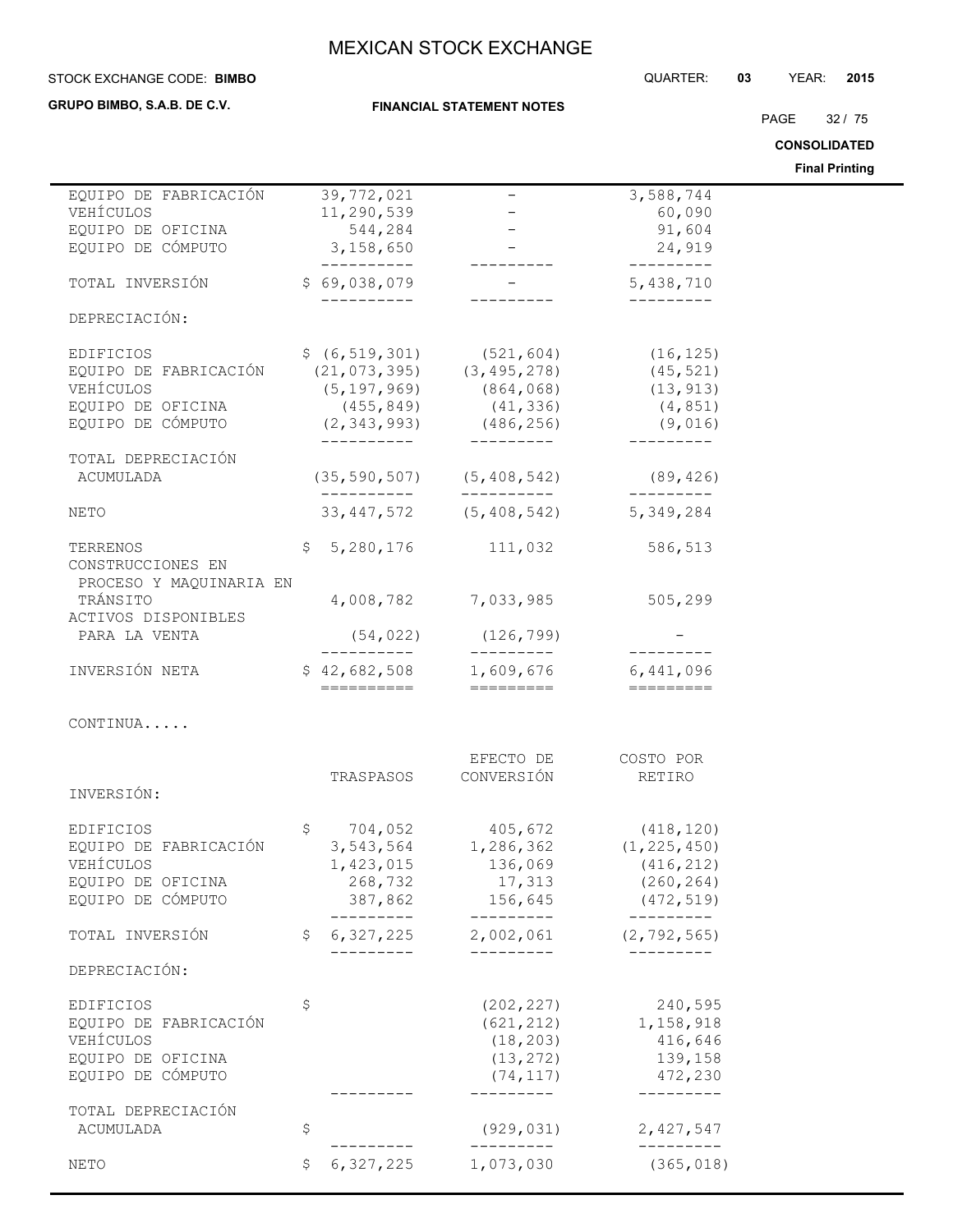| | | | |
|---|---|---|---|
| EQUIPO DE FABRICACIÓN | 39,772,021 | - | 3,588,744 |
| VEHÍCULOS | 11,290,539 | - | 60,090 |
| EQUIPO DE OFICINA | 544,284 | - | 91,604 |
| EQUIPO DE CÓMPUTO | 3,158,650 | - | 24,919 |
| TOTAL INVERSIÓN | $ 69,038,079 | - | 5,438,710 |
| DEPRECIACIÓN: | | | |
| EDIFICIOS | $ (6,519,301) | (521,604) | (16,125) |
| EQUIPO DE FABRICACIÓN | (21,073,395) | (3,495,278) | (45,521) |
| VEHÍCULOS | (5,197,969) | (864,068) | (13,913) |
| EQUIPO DE OFICINA | (455,849) | (41,336) | (4,851) |
| EQUIPO DE CÓMPUTO | (2,343,993) | (486,256) | (9,016) |
| TOTAL DEPRECIACIÓN ACUMULADA | (35,590,507) | (5,408,542) | (89,426) |
| NETO | 33,447,572 | (5,408,542) | 5,349,284 |
| TERRENOS | $ 5,280,176 | 111,032 | 586,513 |
| CONSTRUCCIONES EN PROCESO Y MAQUINARIA EN TRÁNSITO | 4,008,782 | 7,033,985 | 505,299 |
| ACTIVOS DISPONIBLES PARA LA VENTA | (54,022) | (126,799) | - |
| INVERSIÓN NETA | $ 42,682,508 | 1,609,676 | 6,441,096 |

CONTINUA.....

| | TRASPASOS | EFECTO DE CONVERSIÓN | COSTO POR RETIRO |
|---|---|---|---|
| INVERSIÓN: | | | |
| EDIFICIOS | $ 704,052 | 405,672 | (418,120) |
| EQUIPO DE FABRICACIÓN | 3,543,564 | 1,286,362 | (1,225,450) |
| VEHÍCULOS | 1,423,015 | 136,069 | (416,212) |
| EQUIPO DE OFICINA | 268,732 | 17,313 | (260,264) |
| EQUIPO DE CÓMPUTO | 387,862 | 156,645 | (472,519) |
| TOTAL INVERSIÓN | $ 6,327,225 | 2,002,061 | (2,792,565) |
| DEPRECIACIÓN: | | | |
| EDIFICIOS | $ | (202,227) | 240,595 |
| EQUIPO DE FABRICACIÓN | | (621,212) | 1,158,918 |
| VEHÍCULOS | | (18,203) | 416,646 |
| EQUIPO DE OFICINA | | (13,272) | 139,158 |
| EQUIPO DE CÓMPUTO | | (74,117) | 472,230 |
| TOTAL DEPRECIACIÓN ACUMULADA | $ | (929,031) | 2,427,547 |
| NETO | $ 6,327,225 | 1,073,030 | (365,018) |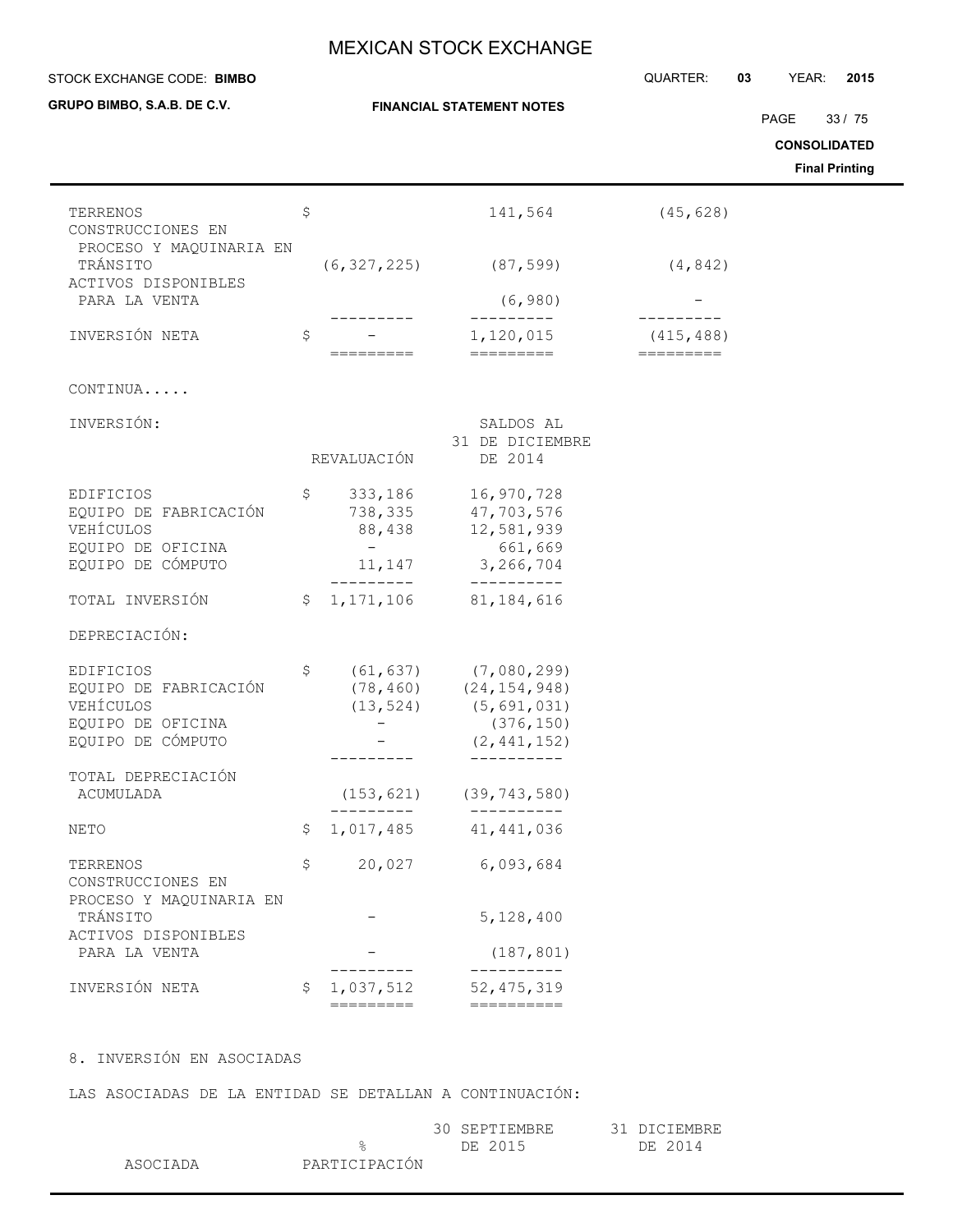| | | | | |
|---|---|---|---|---|
| TERRENOS | $ | | 141,564 | (45,628) |
| CONSTRUCCIONES EN PROCESO Y MAQUINARIA EN TRÁNSITO | | (6,327,225) | (87,599) | (4,842) |
| ACTIVOS DISPONIBLES PARA LA VENTA | | | (6,980) | - |
| INVERSIÓN NETA | $ | - | 1,120,015 | (415,488) |

CONTINUA.....

| INVERSIÓN: | | REVALUACIÓN | SALDOS AL 31 DE DICIEMBRE DE 2014 |
|---|---|---|---|
| EDIFICIOS | $ | 333,186 | 16,970,728 |
| EQUIPO DE FABRICACIÓN | | 738,335 | 47,703,576 |
| VEHÍCULOS | | 88,438 | 12,581,939 |
| EQUIPO DE OFICINA | | - | 661,669 |
| EQUIPO DE CÓMPUTO | | 11,147 | 3,266,704 |
| TOTAL INVERSIÓN | $ | 1,171,106 | 81,184,616 |
| DEPRECIACIÓN: | | | |
| EDIFICIOS | $ | (61,637) | (7,080,299) |
| EQUIPO DE FABRICACIÓN | | (78,460) | (24,154,948) |
| VEHÍCULOS | | (13,524) | (5,691,031) |
| EQUIPO DE OFICINA | | - | (376,150) |
| EQUIPO DE CÓMPUTO | | - | (2,441,152) |
| TOTAL DEPRECIACIÓN ACUMULADA | | (153,621) | (39,743,580) |
| NETO | $ | 1,017,485 | 41,441,036 |
| TERRENOS | $ | 20,027 | 6,093,684 |
| CONSTRUCCIONES EN PROCESO Y MAQUINARIA EN TRÁNSITO | | - | 5,128,400 |
| ACTIVOS DISPONIBLES PARA LA VENTA | | - | (187,801) |
| INVERSIÓN NETA | $ | 1,037,512 | 52,475,319 |

## 8. INVERSIÓN EN ASOCIADAS

LAS ASOCIADAS DE LA ENTIDAD SE DETALLAN A CONTINUACIÓN:

| ASOCIADA | % PARTICIPACIÓN | 30 SEPTIEMBRE DE 2015 | 31 DICIEMBRE DE 2014 |
|---|---|---|---|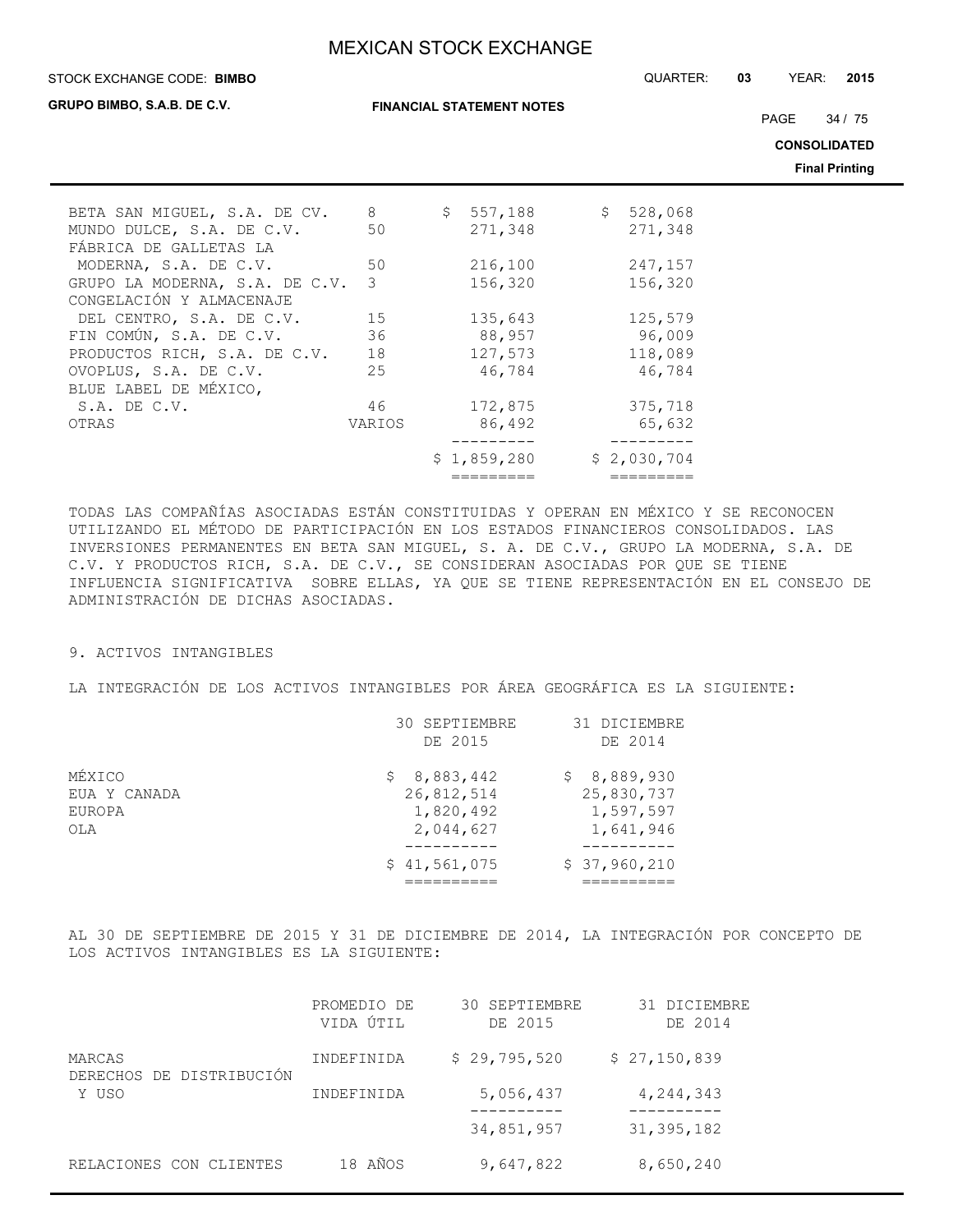| | | | |
|---|---|---|---|
| BETA SAN MIGUEL, S.A. DE CV. | 8 | $ 557,188 | $ 528,068 |
| MUNDO DULCE, S.A. DE C.V. | 50 | 271,348 | 271,348 |
| FÁBRICA DE GALLETAS LA MODERNA, S.A. DE C.V. | 50 | 216,100 | 247,157 |
| GRUPO LA MODERNA, S.A. DE C.V. | 3 | 156,320 | 156,320 |
| CONGELACIÓN Y ALMACENAJE DEL CENTRO, S.A. DE C.V. | 15 | 135,643 | 125,579 |
| FIN COMÚN, S.A. DE C.V. | 36 | 88,957 | 96,009 |
| PRODUCTOS RICH, S.A. DE C.V. | 18 | 127,573 | 118,089 |
| OVOPLUS, S.A. DE C.V. | 25 | 46,784 | 46,784 |
| BLUE LABEL DE MÉXICO, S.A. DE C.V. | 46 | 172,875 | 375,718 |
| OTRAS | VARIOS | 86,492 | 65,632 |
| | | $ 1,859,280 | $ 2,030,704 |

TODAS LAS COMPAÑÍAS ASOCIADAS ESTÁN CONSTITUIDAS Y OPERAN EN MÉXICO Y SE RECONOCEN UTILIZANDO EL MÉTODO DE PARTICIPACIÓN EN LOS ESTADOS FINANCIEROS CONSOLIDADOS. LAS INVERSIONES PERMANENTES EN BETA SAN MIGUEL, S. A. DE C.V., GRUPO LA MODERNA, S.A. DE C.V. Y PRODUCTOS RICH, S.A. DE C.V., SE CONSIDERAN ASOCIADAS POR QUE SE TIENE INFLUENCIA SIGNIFICATIVA SOBRE ELLAS, YA QUE SE TIENE REPRESENTACIÓN EN EL CONSEJO DE ADMINISTRACIÓN DE DICHAS ASOCIADAS.

## 9. ACTIVOS INTANGIBLES

LA INTEGRACIÓN DE LOS ACTIVOS INTANGIBLES POR ÁREA GEOGRÁFICA ES LA SIGUIENTE:

| | 30 SEPTIEMBRE DE 2015 | 31 DICIEMBRE DE 2014 |
|---|---|---|
| MÉXICO | $ 8,883,442 | $ 8,889,930 |
| EUA Y CANADA | 26,812,514 | 25,830,737 |
| EUROPA | 1,820,492 | 1,597,597 |
| OLA | 2,044,627 | 1,641,946 |
| | $ 41,561,075 | $ 37,960,210 |

AL 30 DE SEPTIEMBRE DE 2015 Y 31 DE DICIEMBRE DE 2014, LA INTEGRACIÓN POR CONCEPTO DE LOS ACTIVOS INTANGIBLES ES LA SIGUIENTE:

| | PROMEDIO DE VIDA ÚTIL | 30 SEPTIEMBRE DE 2015 | 31 DICIEMBRE DE 2014 |
|---|---|---|---|
| MARCAS | INDEFINIDA | $ 29,795,520 | $ 27,150,839 |
| DERECHOS DE DISTRIBUCIÓN Y USO | INDEFINIDA | 5,056,437 | 4,244,343 |
| | | 34,851,957 | 31,395,182 |
| RELACIONES CON CLIENTES | 18 AÑOS | 9,647,822 | 8,650,240 |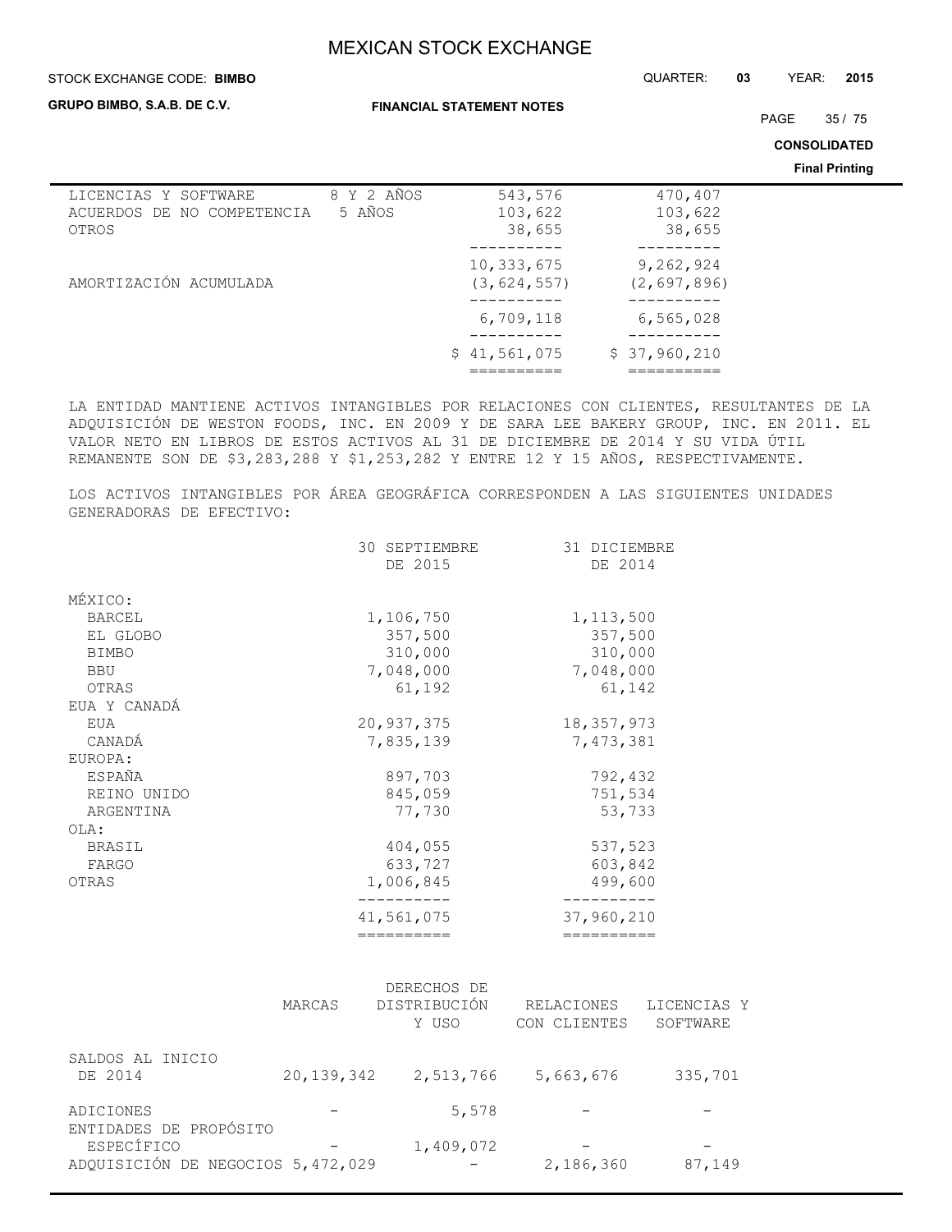| | | | |
|---|---|---|---|
| LICENCIAS Y SOFTWARE | 8 Y 2 AÑOS | 543,576 | 470,407 |
| ACUERDOS DE NO COMPETENCIA | 5 AÑOS | 103,622 | 103,622 |
| OTROS | | 38,655 | 38,655 |
| | | 10,333,675 | 9,262,924 |
| AMORTIZACIÓN ACUMULADA | | (3,624,557) | (2,697,896) |
| | | 6,709,118 | 6,565,028 |
| | | $ 41,561,075 | $ 37,960,210 |

LA ENTIDAD MANTIENE ACTIVOS INTANGIBLES POR RELACIONES CON CLIENTES, RESULTANTES DE LA ADQUISICIÓN DE WESTON FOODS, INC. EN 2009 Y DE SARA LEE BAKERY GROUP, INC. EN 2011. EL VALOR NETO EN LIBROS DE ESTOS ACTIVOS AL 31 DE DICIEMBRE DE 2014 Y SU VIDA ÚTIL REMANENTE SON DE $3,283,288 Y $1,253,282 Y ENTRE 12 Y 15 AÑOS, RESPECTIVAMENTE.

LOS ACTIVOS INTANGIBLES POR ÁREA GEOGRÁFICA CORRESPONDEN A LAS SIGUIENTES UNIDADES GENERADORAS DE EFECTIVO:

| | 30 SEPTIEMBRE DE 2015 | 31 DICIEMBRE DE 2014 |
|---|---|---|
| MÉXICO: | | |
| BARCEL | 1,106,750 | 1,113,500 |
| EL GLOBO | 357,500 | 357,500 |
| BIMBO | 310,000 | 310,000 |
| BBU | 7,048,000 | 7,048,000 |
| OTRAS | 61,192 | 61,142 |
| EUA Y CANADÁ | | |
| EUA | 20,937,375 | 18,357,973 |
| CANADÁ | 7,835,139 | 7,473,381 |
| EUROPA: | | |
| ESPAÑA | 897,703 | 792,432 |
| REINO UNIDO | 845,059 | 751,534 |
| ARGENTINA | 77,730 | 53,733 |
| OLA: | | |
| BRASIL | 404,055 | 537,523 |
| FARGO | 633,727 | 603,842 |
| OTRAS | 1,006,845 | 499,600 |
| | 41,561,075 | 37,960,210 |

| | MARCAS | DERECHOS DE DISTRIBUCIÓN Y USO | RELACIONES CON CLIENTES | LICENCIAS Y SOFTWARE |
|---|---|---|---|---|
| SALDOS AL INICIO DE 2014 | 20,139,342 | 2,513,766 | 5,663,676 | 335,701 |
| ADICIONES | - | 5,578 | - | - |
| ENTIDADES DE PROPÓSITO ESPECÍFICO | - | 1,409,072 | - | - |
| ADQUISICIÓN DE NEGOCIOS | 5,472,029 | - | 2,186,360 | 87,149 |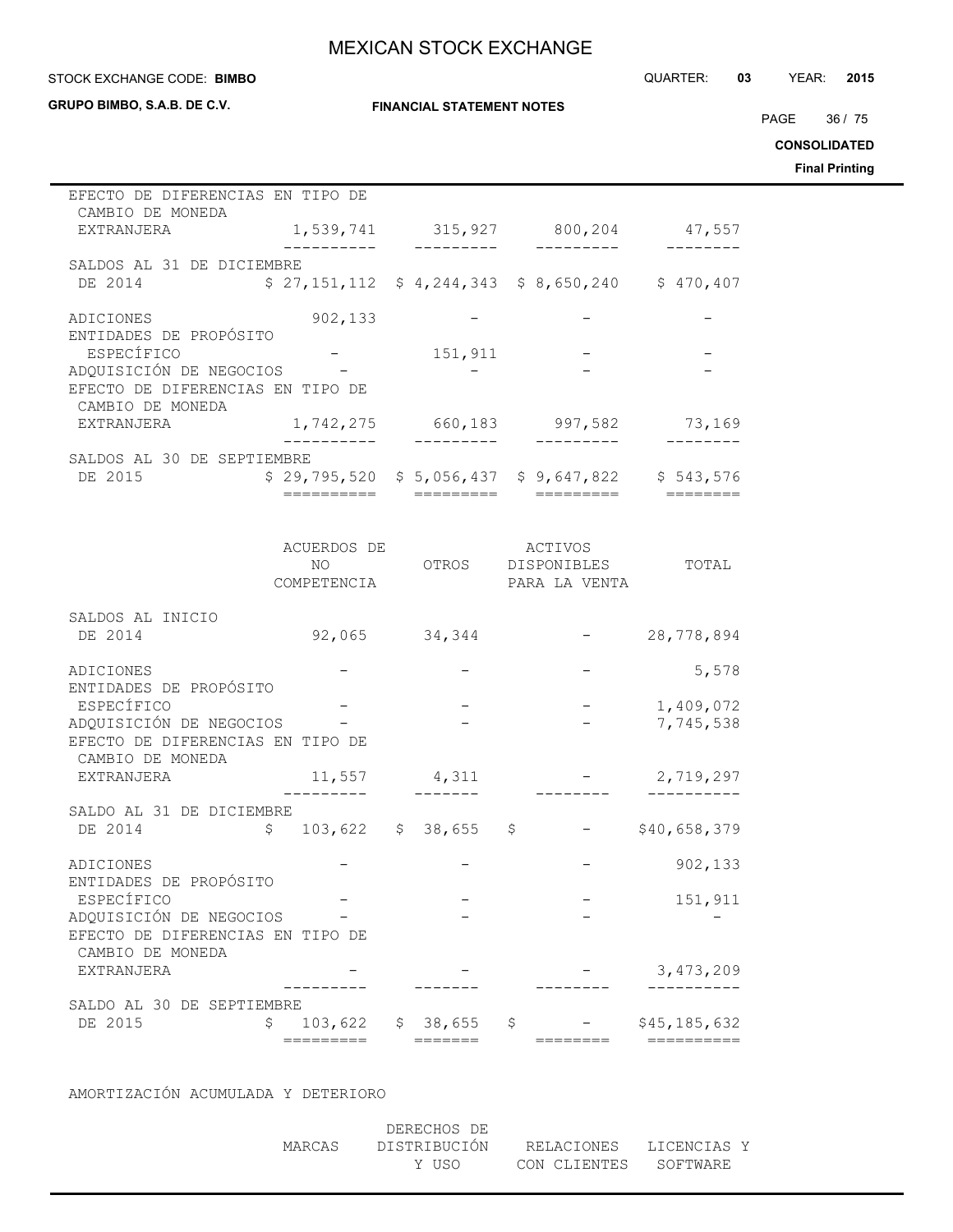| | | | | |
|---|---|---|---|---|
| EFECTO DE DIFERENCIAS EN TIPO DE CAMBIO DE MONEDA EXTRANJERA | 1,539,741 | 315,927 | 800,204 | 47,557 |
| SALDOS AL 31 DE DICIEMBRE DE 2014 | $ 27,151,112 | $ 4,244,343 | $ 8,650,240 | $ 470,407 |
| ADICIONES | 902,133 | - | - | - |
| ENTIDADES DE PROPÓSITO ESPECÍFICO | - | 151,911 | - | - |
| ADQUISICIÓN DE NEGOCIOS | - | - | - | - |
| EFECTO DE DIFERENCIAS EN TIPO DE CAMBIO DE MONEDA EXTRANJERA | 1,742,275 | 660,183 | 997,582 | 73,169 |
| SALDOS AL 30 DE SEPTIEMBRE DE 2015 | $ 29,795,520 | $ 5,056,437 | $ 9,647,822 | $ 543,576 |

| | ACUERDOS DE NO COMPETENCIA | OTROS | ACTIVOS DISPONIBLES PARA LA VENTA | TOTAL |
|---|---|---|---|---|
| SALDOS AL INICIO DE 2014 | 92,065 | 34,344 | - | 28,778,894 |
| ADICIONES | - | - | - | 5,578 |
| ENTIDADES DE PROPÓSITO ESPECÍFICO | - | - | - | 1,409,072 |
| ADQUISICIÓN DE NEGOCIOS | - | - | - | 7,745,538 |
| EFECTO DE DIFERENCIAS EN TIPO DE CAMBIO DE MONEDA EXTRANJERA | 11,557 | 4,311 | - | 2,719,297 |
| SALDO AL 31 DE DICIEMBRE DE 2014 | $ 103,622 | $ 38,655 | $ - | $40,658,379 |
| ADICIONES | - | - | - | 902,133 |
| ENTIDADES DE PROPÓSITO ESPECÍFICO | - | - | - | 151,911 |
| ADQUISICIÓN DE NEGOCIOS | - | - | - | - |
| EFECTO DE DIFERENCIAS EN TIPO DE CAMBIO DE MONEDA EXTRANJERA | - | - | - | 3,473,209 |
| SALDO AL 30 DE SEPTIEMBRE DE 2015 | $ 103,622 | $ 38,655 | $ - | $45,185,632 |

AMORTIZACIÓN ACUMULADA Y DETERIORO

| | MARCAS | DERECHOS DE DISTRIBUCIÓN Y USO | RELACIONES CON CLIENTES | LICENCIAS Y SOFTWARE |
|---|---|---|---|---|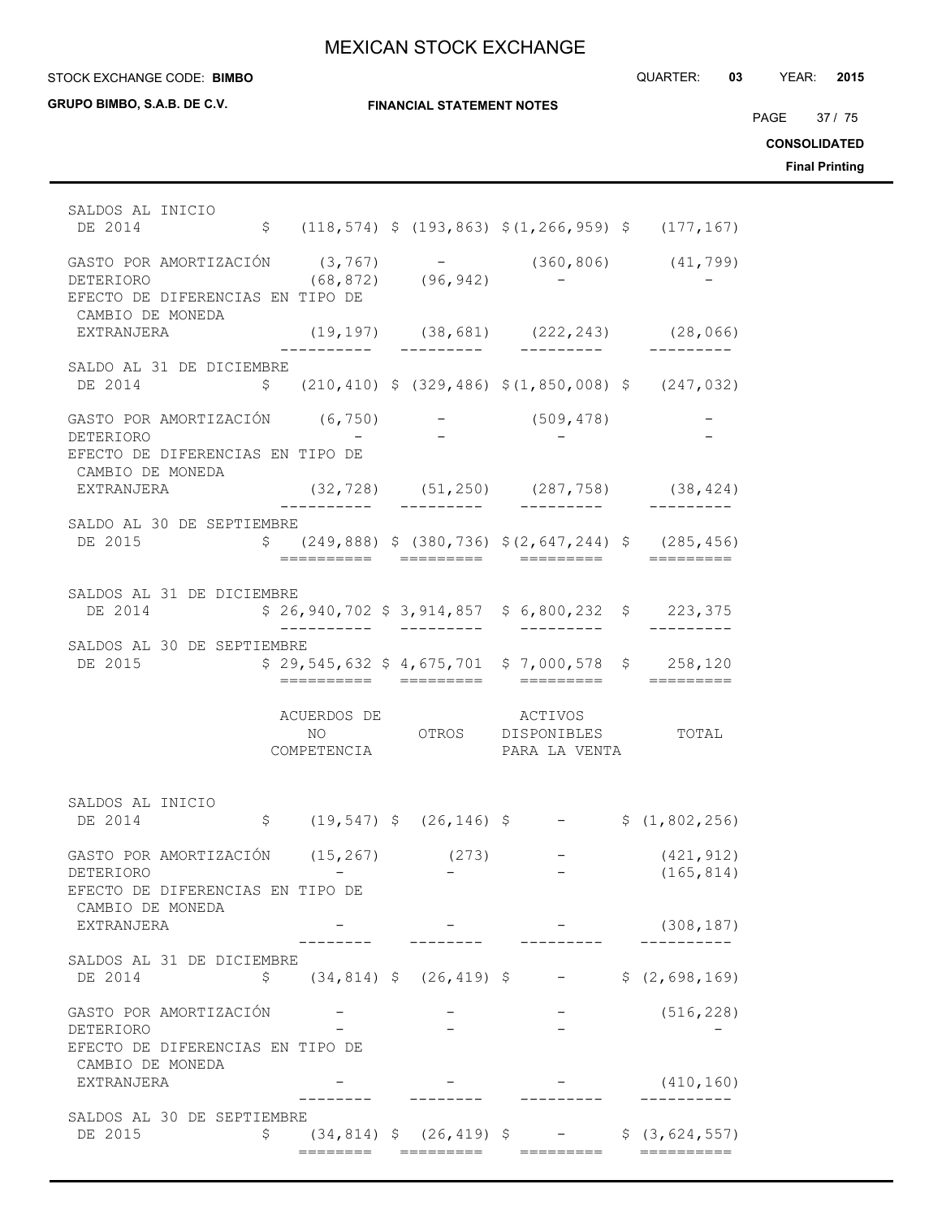| | | | | |
|---|---|---|---|---|
| SALDOS AL INICIO DE 2014 | $ (118,574) | $ (193,863) | $(1,266,959) | $ (177,167) |
| GASTO POR AMORTIZACIÓN | (3,767) | - | (360,806) | (41,799) |
| DETERIORO | (68,872) | (96,942) | - | - |
| EFECTO DE DIFERENCIAS EN TIPO DE CAMBIO DE MONEDA EXTRANJERA | (19,197) | (38,681) | (222,243) | (28,066) |
| SALDO AL 31 DE DICIEMBRE DE 2014 | $ (210,410) | $ (329,486) | $(1,850,008) | $ (247,032) |
| GASTO POR AMORTIZACIÓN | (6,750) | - | (509,478) | - |
| DETERIORO | - | - | - | - |
| EFECTO DE DIFERENCIAS EN TIPO DE CAMBIO DE MONEDA EXTRANJERA | (32,728) | (51,250) | (287,758) | (38,424) |
| SALDO AL 30 DE SEPTIEMBRE DE 2015 | $ (249,888) | $ (380,736) | $(2,647,244) | $ (285,456) |
| SALDOS AL 31 DE DICIEMBRE DE 2014 | $ 26,940,702 | $ 3,914,857 | $ 6,800,232 | $ 223,375 |
| SALDOS AL 30 DE SEPTIEMBRE DE 2015 | $ 29,545,632 | $ 4,675,701 | $ 7,000,578 | $ 258,120 |

| | ACUERDOS DE NO COMPETENCIA | OTROS | ACTIVOS DISPONIBLES PARA LA VENTA | TOTAL |
|---|---|---|---|---|
| SALDOS AL INICIO DE 2014 | $ (19,547) | $ (26,146) | $ - | $ (1,802,256) |
| GASTO POR AMORTIZACIÓN | (15,267) | (273) | - | (421,912) |
| DETERIORO | - | - | - | (165,814) |
| EFECTO DE DIFERENCIAS EN TIPO DE CAMBIO DE MONEDA EXTRANJERA | - | - | - | (308,187) |
| SALDOS AL 31 DE DICIEMBRE DE 2014 | $ (34,814) | $ (26,419) | $ - | $ (2,698,169) |
| GASTO POR AMORTIZACIÓN | - | - | - | (516,228) |
| DETERIORO | - | - | - | - |
| EFECTO DE DIFERENCIAS EN TIPO DE CAMBIO DE MONEDA EXTRANJERA | - | - | - | (410,160) |
| SALDOS AL 30 DE SEPTIEMBRE DE 2015 | $ (34,814) | $ (26,419) | $ - | $ (3,624,557) |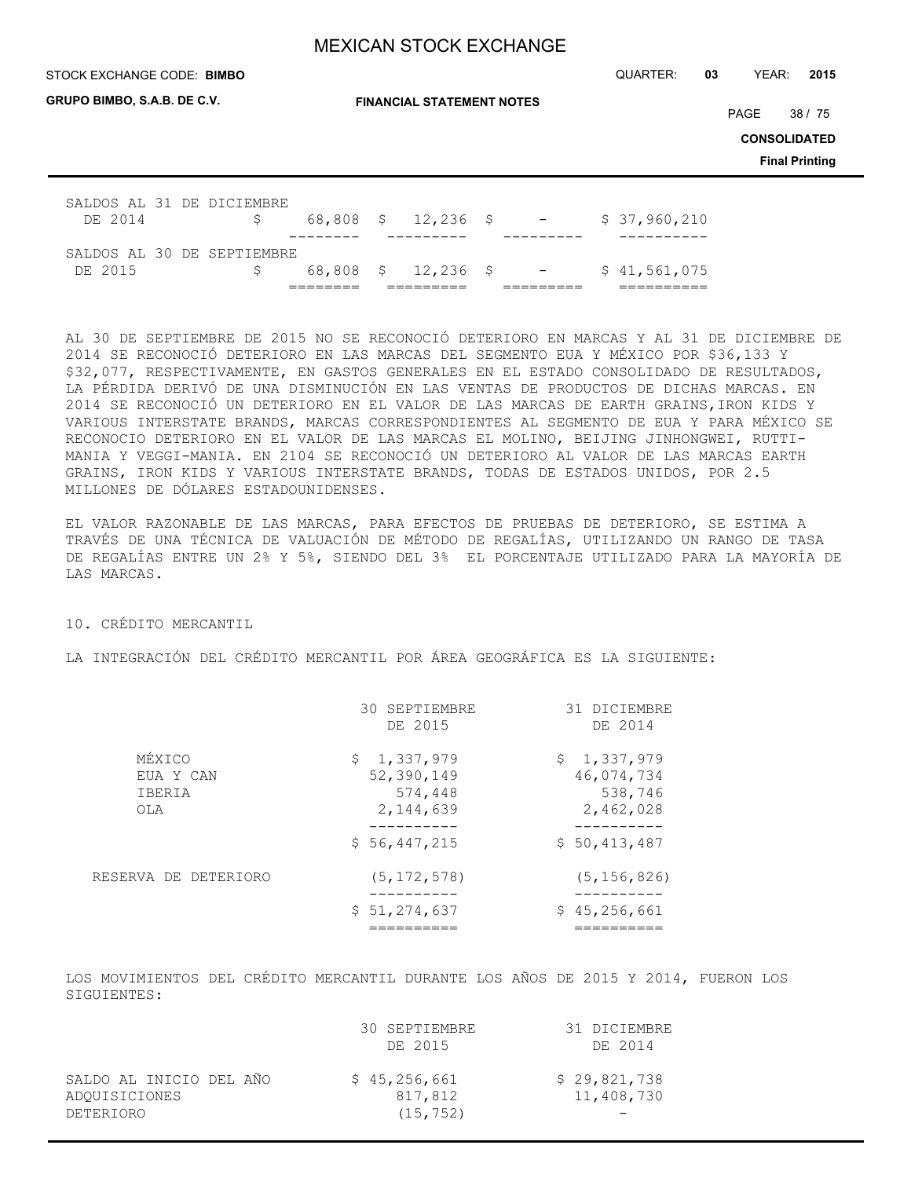| | | | | |
|---|---|---|---|---|
| SALDOS AL 31 DE DICIEMBRE DE 2014 | $ 68,808 | $ 12,236 | $ - | $ 37,960,210 |
| SALDOS AL 30 DE SEPTIEMBRE DE 2015 | $ 68,808 | $ 12,236 | $ - | $ 41,561,075 |

AL 30 DE SEPTIEMBRE DE 2015 NO SE RECONOCIÓ DETERIORO EN MARCAS Y AL 31 DE DICIEMBRE DE 2014 SE RECONOCIÓ DETERIORO EN LAS MARCAS DEL SEGMENTO EUA Y MÉXICO POR $36,133 Y $32,077, RESPECTIVAMENTE, EN GASTOS GENERALES EN EL ESTADO CONSOLIDADO DE RESULTADOS, LA PÉRDIDA DERIVÓ DE UNA DISMINUCIÓN EN LAS VENTAS DE PRODUCTOS DE DICHAS MARCAS. EN 2014 SE RECONOCIÓ UN DETERIORO EN EL VALOR DE LAS MARCAS DE EARTH GRAINS,IRON KIDS Y VARIOUS INTERSTATE BRANDS, MARCAS CORRESPONDIENTES AL SEGMENTO DE EUA Y PARA MÉXICO SE RECONOCIO DETERIORO EN EL VALOR DE LAS MARCAS EL MOLINO, BEIJING JINHONGWEI, RUTTI-MANIA Y VEGGI-MANIA. EN 2104 SE RECONOCIÓ UN DETERIORO AL VALOR DE LAS MARCAS EARTH GRAINS, IRON KIDS Y VARIOUS INTERSTATE BRANDS, TODAS DE ESTADOS UNIDOS, POR 2.5 MILLONES DE DÓLARES ESTADOUNIDENSES.

EL VALOR RAZONABLE DE LAS MARCAS, PARA EFECTOS DE PRUEBAS DE DETERIORO, SE ESTIMA A TRAVÉS DE UNA TÉCNICA DE VALUACIÓN DE MÉTODO DE REGALÍAS, UTILIZANDO UN RANGO DE TASA DE REGALÍAS ENTRE UN 2% Y 5%, SIENDO DEL 3% EL PORCENTAJE UTILIZADO PARA LA MAYORÍA DE LAS MARCAS.

## 10. CRÉDITO MERCANTIL

LA INTEGRACIÓN DEL CRÉDITO MERCANTIL POR ÁREA GEOGRÁFICA ES LA SIGUIENTE:

| | 30 SEPTIEMBRE DE 2015 | 31 DICIEMBRE DE 2014 |
|---|---|---|
| MÉXICO | $ 1,337,979 | $ 1,337,979 |
| EUA Y CAN | 52,390,149 | 46,074,734 |
| IBERIA | 574,448 | 538,746 |
| OLA | 2,144,639 | 2,462,028 |
| | $ 56,447,215 | $ 50,413,487 |
| RESERVA DE DETERIORO | (5,172,578) | (5,156,826) |
| | $ 51,274,637 | $ 45,256,661 |

LOS MOVIMIENTOS DEL CRÉDITO MERCANTIL DURANTE LOS AÑOS DE 2015 Y 2014, FUERON LOS SIGUIENTES:

| | 30 SEPTIEMBRE DE 2015 | 31 DICIEMBRE DE 2014 |
|---|---|---|
| SALDO AL INICIO DEL AÑO | $ 45,256,661 | $ 29,821,738 |
| ADQUISICIONES | 817,812 | 11,408,730 |
| DETERIORO | (15,752) | - |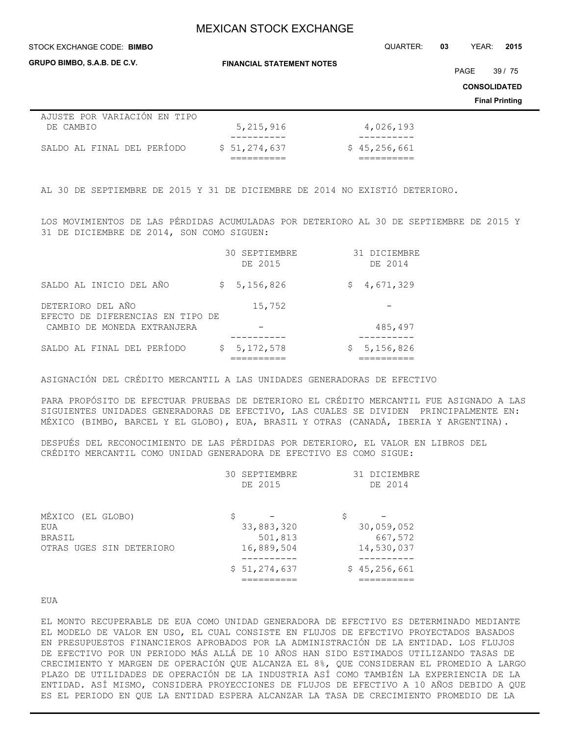| | | |
|---|---|---|
| AJUSTE POR VARIACIÓN EN TIPO DE CAMBIO | 5,215,916 | 4,026,193 |
| SALDO AL FINAL DEL PERÍODO | $ 51,274,637 | $ 45,256,661 |

AL 30 DE SEPTIEMBRE DE 2015 Y 31 DE DICIEMBRE DE 2014 NO EXISTIÓ DETERIORO.

LOS MOVIMIENTOS DE LAS PÉRDIDAS ACUMULADAS POR DETERIORO AL 30 DE SEPTIEMBRE DE 2015 Y 31 DE DICIEMBRE DE 2014, SON COMO SIGUEN:

| | 30 SEPTIEMBRE DE 2015 | 31 DICIEMBRE DE 2014 |
|---|---|---|
| SALDO AL INICIO DEL AÑO | $ 5,156,826 | $ 4,671,329 |
| DETERIORO DEL AÑO | 15,752 | - |
| EFECTO DE DIFERENCIAS EN TIPO DE CAMBIO DE MONEDA EXTRANJERA | - | 485,497 |
| SALDO AL FINAL DEL PERÍODO | $ 5,172,578 | $ 5,156,826 |

ASIGNACIÓN DEL CRÉDITO MERCANTIL A LAS UNIDADES GENERADORAS DE EFECTIVO

PARA PROPÓSITO DE EFECTUAR PRUEBAS DE DETERIORO EL CRÉDITO MERCANTIL FUE ASIGNADO A LAS SIGUIENTES UNIDADES GENERADORAS DE EFECTIVO, LAS CUALES SE DIVIDEN PRINCIPALMENTE EN: MÉXICO (BIMBO, BARCEL Y EL GLOBO), EUA, BRASIL Y OTRAS (CANADÁ, IBERIA Y ARGENTINA).

DESPUÉS DEL RECONOCIMIENTO DE LAS PÉRDIDAS POR DETERIORO, EL VALOR EN LIBROS DEL CRÉDITO MERCANTIL COMO UNIDAD GENERADORA DE EFECTIVO ES COMO SIGUE:

| | 30 SEPTIEMBRE DE 2015 | 31 DICIEMBRE DE 2014 |
|---|---|---|
| MÉXICO (EL GLOBO) | $ - | $ - |
| EUA | 33,883,320 | 30,059,052 |
| BRASIL | 501,813 | 667,572 |
| OTRAS UGES SIN DETERIORO | 16,889,504 | 14,530,037 |
| | $ 51,274,637 | $ 45,256,661 |

EUA

EL MONTO RECUPERABLE DE EUA COMO UNIDAD GENERADORA DE EFECTIVO ES DETERMINADO MEDIANTE EL MODELO DE VALOR EN USO, EL CUAL CONSISTE EN FLUJOS DE EFECTIVO PROYECTADOS BASADOS EN PRESUPUESTOS FINANCIEROS APROBADOS POR LA ADMINISTRACIÓN DE LA ENTIDAD. LOS FLUJOS DE EFECTIVO POR UN PERIODO MÁS ALLÁ DE 10 AÑOS HAN SIDO ESTIMADOS UTILIZANDO TASAS DE CRECIMIENTO Y MARGEN DE OPERACIÓN QUE ALCANZA EL 8%, QUE CONSIDERAN EL PROMEDIO A LARGO PLAZO DE UTILIDADES DE OPERACIÓN DE LA INDUSTRIA ASÍ COMO TAMBIÉN LA EXPERIENCIA DE LA ENTIDAD. ASÍ MISMO, CONSIDERA PROYECCIONES DE FLUJOS DE EFECTIVO A 10 AÑOS DEBIDO A QUE ES EL PERIODO EN QUE LA ENTIDAD ESPERA ALCANZAR LA TASA DE CRECIMIENTO PROMEDIO DE LA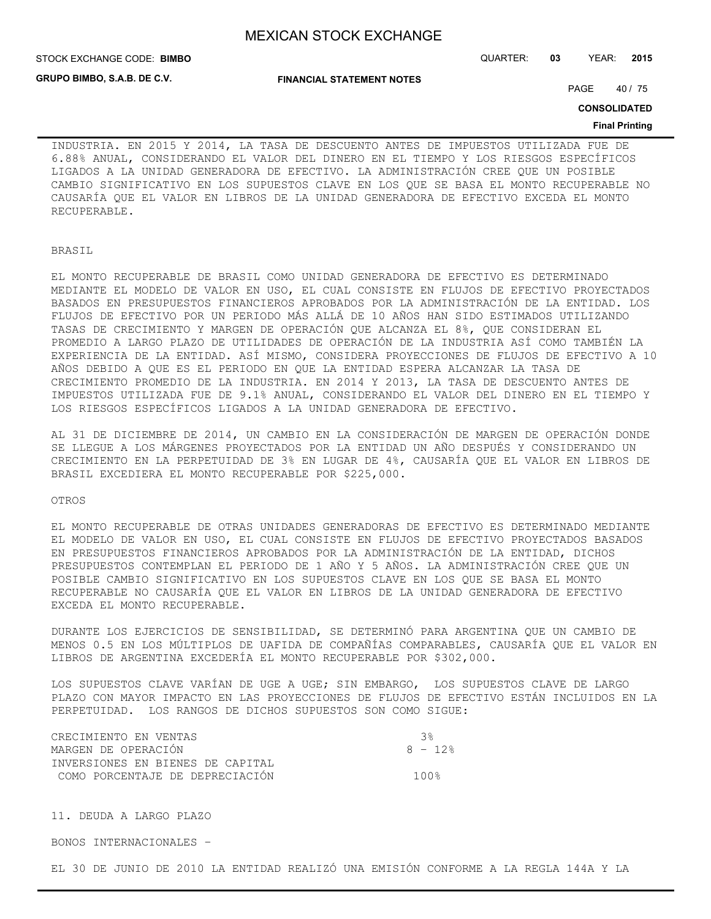INDUSTRIA. EN 2015 Y 2014, LA TASA DE DESCUENTO ANTES DE IMPUESTOS UTILIZADA FUE DE 6.88% ANUAL, CONSIDERANDO EL VALOR DEL DINERO EN EL TIEMPO Y LOS RIESGOS ESPECÍFICOS LIGADOS A LA UNIDAD GENERADORA DE EFECTIVO. LA ADMINISTRACIÓN CREE QUE UN POSIBLE CAMBIO SIGNIFICATIVO EN LOS SUPUESTOS CLAVE EN LOS QUE SE BASA EL MONTO RECUPERABLE NO CAUSARÍA QUE EL VALOR EN LIBROS DE LA UNIDAD GENERADORA DE EFECTIVO EXCEDA EL MONTO RECUPERABLE.

BRASIL

EL MONTO RECUPERABLE DE BRASIL COMO UNIDAD GENERADORA DE EFECTIVO ES DETERMINADO MEDIANTE EL MODELO DE VALOR EN USO, EL CUAL CONSISTE EN FLUJOS DE EFECTIVO PROYECTADOS BASADOS EN PRESUPUESTOS FINANCIEROS APROBADOS POR LA ADMINISTRACIÓN DE LA ENTIDAD. LOS FLUJOS DE EFECTIVO POR UN PERIODO MÁS ALLÁ DE 10 AÑOS HAN SIDO ESTIMADOS UTILIZANDO TASAS DE CRECIMIENTO Y MARGEN DE OPERACIÓN QUE ALCANZA EL 8%, QUE CONSIDERAN EL PROMEDIO A LARGO PLAZO DE UTILIDADES DE OPERACIÓN DE LA INDUSTRIA ASÍ COMO TAMBIÉN LA EXPERIENCIA DE LA ENTIDAD. ASÍ MISMO, CONSIDERA PROYECCIONES DE FLUJOS DE EFECTIVO A 10 AÑOS DEBIDO A QUE ES EL PERIODO EN QUE LA ENTIDAD ESPERA ALCANZAR LA TASA DE CRECIMIENTO PROMEDIO DE LA INDUSTRIA. EN 2014 Y 2013, LA TASA DE DESCUENTO ANTES DE IMPUESTOS UTILIZADA FUE DE 9.1% ANUAL, CONSIDERANDO EL VALOR DEL DINERO EN EL TIEMPO Y LOS RIESGOS ESPECÍFICOS LIGADOS A LA UNIDAD GENERADORA DE EFECTIVO.

AL 31 DE DICIEMBRE DE 2014, UN CAMBIO EN LA CONSIDERACIÓN DE MARGEN DE OPERACIÓN DONDE SE LLEGUE A LOS MÁRGENES PROYECTADOS POR LA ENTIDAD UN AÑO DESPUÉS Y CONSIDERANDO UN CRECIMIENTO EN LA PERPETUIDAD DE 3% EN LUGAR DE 4%, CAUSARÍA QUE EL VALOR EN LIBROS DE BRASIL EXCEDIERA EL MONTO RECUPERABLE POR $225,000.

OTROS

EL MONTO RECUPERABLE DE OTRAS UNIDADES GENERADORAS DE EFECTIVO ES DETERMINADO MEDIANTE EL MODELO DE VALOR EN USO, EL CUAL CONSISTE EN FLUJOS DE EFECTIVO PROYECTADOS BASADOS EN PRESUPUESTOS FINANCIEROS APROBADOS POR LA ADMINISTRACIÓN DE LA ENTIDAD, DICHOS PRESUPUESTOS CONTEMPLAN EL PERIODO DE 1 AÑO Y 5 AÑOS. LA ADMINISTRACIÓN CREE QUE UN POSIBLE CAMBIO SIGNIFICATIVO EN LOS SUPUESTOS CLAVE EN LOS QUE SE BASA EL MONTO RECUPERABLE NO CAUSARÍA QUE EL VALOR EN LIBROS DE LA UNIDAD GENERADORA DE EFECTIVO EXCEDA EL MONTO RECUPERABLE.

DURANTE LOS EJERCICIOS DE SENSIBILIDAD, SE DETERMINÓ PARA ARGENTINA QUE UN CAMBIO DE MENOS 0.5 EN LOS MÚLTIPLOS DE UAFIDA DE COMPAÑÍAS COMPARABLES, CAUSARÍA QUE EL VALOR EN LIBROS DE ARGENTINA EXCEDERÍA EL MONTO RECUPERABLE POR $302,000.

LOS SUPUESTOS CLAVE VARÍAN DE UGE A UGE; SIN EMBARGO, LOS SUPUESTOS CLAVE DE LARGO PLAZO CON MAYOR IMPACTO EN LAS PROYECCIONES DE FLUJOS DE EFECTIVO ESTÁN INCLUIDOS EN LA PERPETUIDAD. LOS RANGOS DE DICHOS SUPUESTOS SON COMO SIGUE:

| | |
|---|---|
| CRECIMIENTO EN VENTAS | 3% |
| MARGEN DE OPERACIÓN | 8 - 12% |
| INVERSIONES EN BIENES DE CAPITAL COMO PORCENTAJE DE DEPRECIACIÓN | 100% |

11. DEUDA A LARGO PLAZO

BONOS INTERNACIONALES -

EL 30 DE JUNIO DE 2010 LA ENTIDAD REALIZÓ UNA EMISIÓN CONFORME A LA REGLA 144A Y LA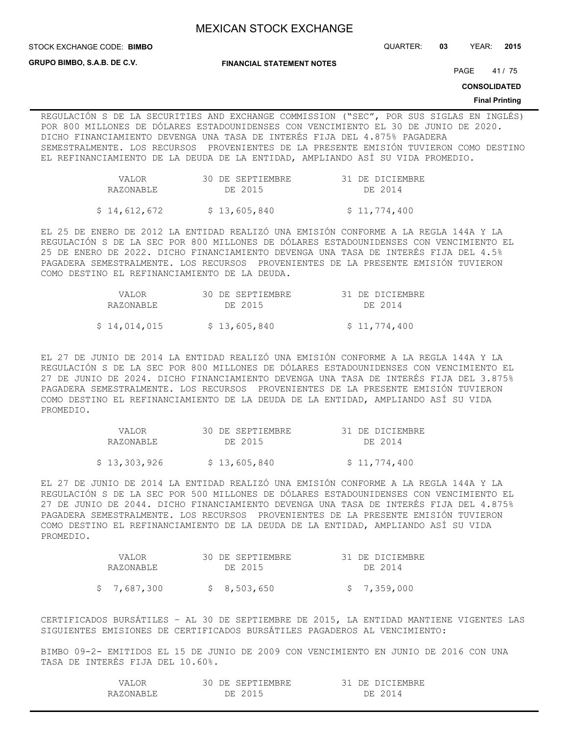REGULACIÓN S DE LA SECURITIES AND EXCHANGE COMMISSION ("SEC", POR SUS SIGLAS EN INGLÉS) POR 800 MILLONES DE DÓLARES ESTADOUNIDENSES CON VENCIMIENTO EL 30 DE JUNIO DE 2020. DICHO FINANCIAMIENTO DEVENGA UNA TASA DE INTERÉS FIJA DEL 4.875% PAGADERA SEMESTRALMENTE. LOS RECURSOS PROVENIENTES DE LA PRESENTE EMISIÓN TUVIERON COMO DESTINO EL REFINANCIAMIENTO DE LA DEUDA DE LA ENTIDAD, AMPLIANDO ASÍ SU VIDA PROMEDIO.

| VALOR RAZONABLE | 30 DE SEPTIEMBRE DE 2015 | 31 DE DICIEMBRE DE 2014 |
|---|---|---|
| $ 14,612,672 | $ 13,605,840 | $ 11,774,400 |

EL 25 DE ENERO DE 2012 LA ENTIDAD REALIZÓ UNA EMISIÓN CONFORME A LA REGLA 144A Y LA REGULACIÓN S DE LA SEC POR 800 MILLONES DE DÓLARES ESTADOUNIDENSES CON VENCIMIENTO EL 25 DE ENERO DE 2022. DICHO FINANCIAMIENTO DEVENGA UNA TASA DE INTERÉS FIJA DEL 4.5% PAGADERA SEMESTRALMENTE. LOS RECURSOS PROVENIENTES DE LA PRESENTE EMISIÓN TUVIERON COMO DESTINO EL REFINANCIAMIENTO DE LA DEUDA.

| VALOR RAZONABLE | 30 DE SEPTIEMBRE DE 2015 | 31 DE DICIEMBRE DE 2014 |
|---|---|---|
| $ 14,014,015 | $ 13,605,840 | $ 11,774,400 |

EL 27 DE JUNIO DE 2014 LA ENTIDAD REALIZÓ UNA EMISIÓN CONFORME A LA REGLA 144A Y LA REGULACIÓN S DE LA SEC POR 800 MILLONES DE DÓLARES ESTADOUNIDENSES CON VENCIMIENTO EL 27 DE JUNIO DE 2024. DICHO FINANCIAMIENTO DEVENGA UNA TASA DE INTERÉS FIJA DEL 3.875% PAGADERA SEMESTRALMENTE. LOS RECURSOS PROVENIENTES DE LA PRESENTE EMISIÓN TUVIERON COMO DESTINO EL REFINANCIAMIENTO DE LA DEUDA DE LA ENTIDAD, AMPLIANDO ASÍ SU VIDA PROMEDIO.

| VALOR RAZONABLE | 30 DE SEPTIEMBRE DE 2015 | 31 DE DICIEMBRE DE 2014 |
|---|---|---|
| $ 13,303,926 | $ 13,605,840 | $ 11,774,400 |

EL 27 DE JUNIO DE 2014 LA ENTIDAD REALIZÓ UNA EMISIÓN CONFORME A LA REGLA 144A Y LA REGULACIÓN S DE LA SEC POR 500 MILLONES DE DÓLARES ESTADOUNIDENSES CON VENCIMIENTO EL 27 DE JUNIO DE 2044. DICHO FINANCIAMIENTO DEVENGA UNA TASA DE INTERÉS FIJA DEL 4.875% PAGADERA SEMESTRALMENTE. LOS RECURSOS PROVENIENTES DE LA PRESENTE EMISIÓN TUVIERON COMO DESTINO EL REFINANCIAMIENTO DE LA DEUDA DE LA ENTIDAD, AMPLIANDO ASÍ SU VIDA PROMEDIO.

| VALOR RAZONABLE | 30 DE SEPTIEMBRE DE 2015 | 31 DE DICIEMBRE DE 2014 |
|---|---|---|
| $ 7,687,300 | $ 8,503,650 | $ 7,359,000 |

CERTIFICADOS BURSÁTILES – AL 30 DE SEPTIEMBRE DE 2015, LA ENTIDAD MANTIENE VIGENTES LAS SIGUIENTES EMISIONES DE CERTIFICADOS BURSÁTILES PAGADEROS AL VENCIMIENTO:

BIMBO 09-2- EMITIDOS EL 15 DE JUNIO DE 2009 CON VENCIMIENTO EN JUNIO DE 2016 CON UNA TASA DE INTERÉS FIJA DEL 10.60%.

| VALOR RAZONABLE | 30 DE SEPTIEMBRE DE 2015 | 31 DE DICIEMBRE DE 2014 |
|---|---|---|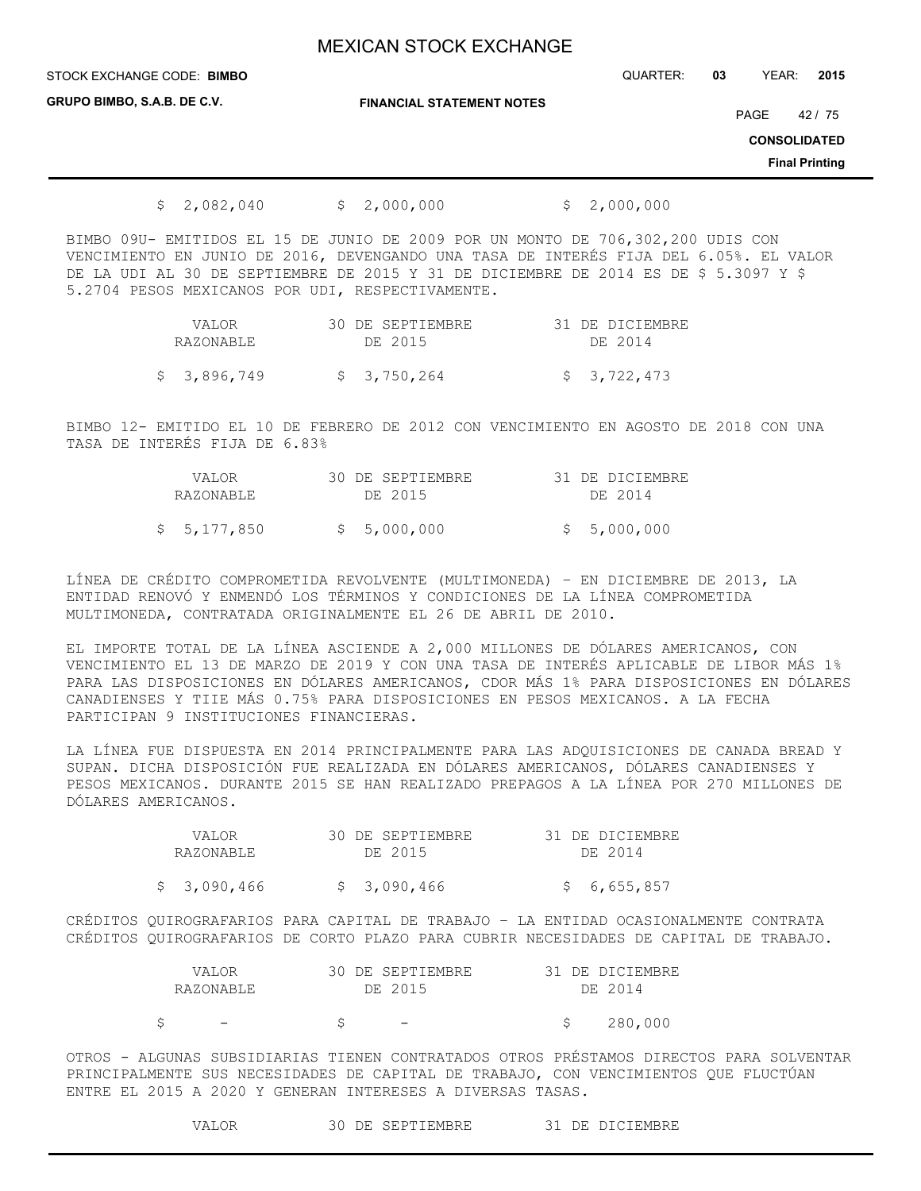| | | |
|---|---|---|
| $ 2,082,040 | $ 2,000,000 | $ 2,000,000 |

BIMBO 09U- EMITIDOS EL 15 DE JUNIO DE 2009 POR UN MONTO DE 706,302,200 UDIS CON VENCIMIENTO EN JUNIO DE 2016, DEVENGANDO UNA TASA DE INTERÉS FIJA DEL 6.05%. EL VALOR DE LA UDI AL 30 DE SEPTIEMBRE DE 2015 Y 31 DE DICIEMBRE DE 2014 ES DE $ 5.3097 Y $ 5.2704 PESOS MEXICANOS POR UDI, RESPECTIVAMENTE.

| VALOR RAZONABLE | 30 DE SEPTIEMBRE DE 2015 | 31 DE DICIEMBRE DE 2014 |
|---|---|---|
| $ 3,896,749 | $ 3,750,264 | $ 3,722,473 |

BIMBO 12- EMITIDO EL 10 DE FEBRERO DE 2012 CON VENCIMIENTO EN AGOSTO DE 2018 CON UNA TASA DE INTERÉS FIJA DE 6.83%

| VALOR RAZONABLE | 30 DE SEPTIEMBRE DE 2015 | 31 DE DICIEMBRE DE 2014 |
|---|---|---|
| $ 5,177,850 | $ 5,000,000 | $ 5,000,000 |

LÍNEA DE CRÉDITO COMPROMETIDA REVOLVENTE (MULTIMONEDA) – EN DICIEMBRE DE 2013, LA ENTIDAD RENOVÓ Y ENMENDÓ LOS TÉRMINOS Y CONDICIONES DE LA LÍNEA COMPROMETIDA MULTIMONEDA, CONTRATADA ORIGINALMENTE EL 26 DE ABRIL DE 2010.

EL IMPORTE TOTAL DE LA LÍNEA ASCIENDE A 2,000 MILLONES DE DÓLARES AMERICANOS, CON VENCIMIENTO EL 13 DE MARZO DE 2019 Y CON UNA TASA DE INTERÉS APLICABLE DE LIBOR MÁS 1% PARA LAS DISPOSICIONES EN DÓLARES AMERICANOS, CDOR MÁS 1% PARA DISPOSICIONES EN DÓLARES CANADIENSES Y TIIE MÁS 0.75% PARA DISPOSICIONES EN PESOS MEXICANOS. A LA FECHA PARTICIPAN 9 INSTITUCIONES FINANCIERAS.

LA LÍNEA FUE DISPUESTA EN 2014 PRINCIPALMENTE PARA LAS ADQUISICIONES DE CANADA BREAD Y SUPAN. DICHA DISPOSICIÓN FUE REALIZADA EN DÓLARES AMERICANOS, DÓLARES CANADIENSES Y PESOS MEXICANOS. DURANTE 2015 SE HAN REALIZADO PREPAGOS A LA LÍNEA POR 270 MILLONES DE DÓLARES AMERICANOS.

| VALOR RAZONABLE | 30 DE SEPTIEMBRE DE 2015 | 31 DE DICIEMBRE DE 2014 |
|---|---|---|
| $ 3,090,466 | $ 3,090,466 | $ 6,655,857 |

CRÉDITOS QUIROGRAFARIOS PARA CAPITAL DE TRABAJO – LA ENTIDAD OCASIONALMENTE CONTRATA CRÉDITOS QUIROGRAFARIOS DE CORTO PLAZO PARA CUBRIR NECESIDADES DE CAPITAL DE TRABAJO.

| VALOR RAZONABLE | 30 DE SEPTIEMBRE DE 2015 | 31 DE DICIEMBRE DE 2014 |
|---|---|---|
| $ - | $ - | $ 280,000 |

OTROS - ALGUNAS SUBSIDIARIAS TIENEN CONTRATADOS OTROS PRÉSTAMOS DIRECTOS PARA SOLVENTAR PRINCIPALMENTE SUS NECESIDADES DE CAPITAL DE TRABAJO, CON VENCIMIENTOS QUE FLUCTÚAN ENTRE EL 2015 A 2020 Y GENERAN INTERESES A DIVERSAS TASAS.

| VALOR | 30 DE SEPTIEMBRE | 31 DE DICIEMBRE |
|---|---|---|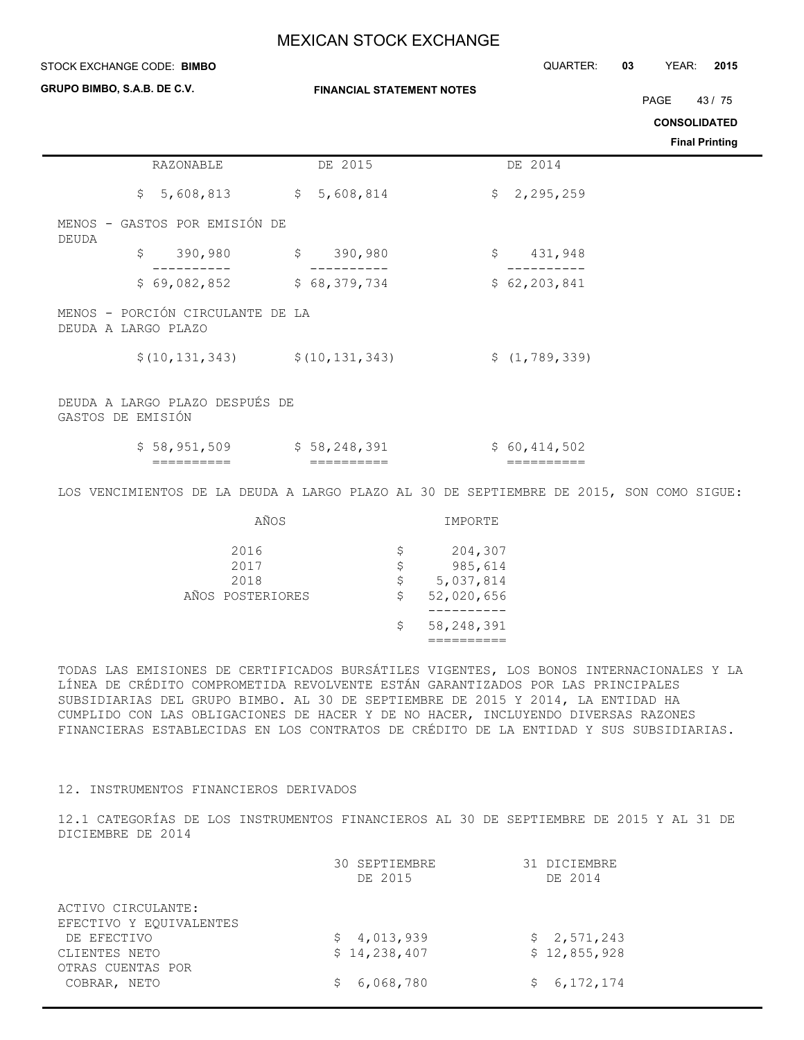| RAZONABLE | DE 2015 | DE 2014 |
|---|---|---|
| $ 5,608,813 | $ 5,608,814 | $ 2,295,259 |
| MENOS - GASTOS POR EMISIÓN DE DEUDA | | |
| $ 390,980 | $ 390,980 | $ 431,948 |
| $ 69,082,852 | $ 68,379,734 | $ 62,203,841 |
| MENOS - PORCIÓN CIRCULANTE DE LA DEUDA A LARGO PLAZO | | |
| $(10,131,343) | $(10,131,343) | $ (1,789,339) |
| DEUDA A LARGO PLAZO DESPUÉS DE GASTOS DE EMISIÓN | | |
| $ 58,951,509 | $ 58,248,391 | $ 60,414,502 |

LOS VENCIMIENTOS DE LA DEUDA A LARGO PLAZO AL 30 DE SEPTIEMBRE DE 2015, SON COMO SIGUE:

| AÑOS | IMPORTE |
|---|---|
| 2016 | $ 204,307 |
| 2017 | $ 985,614 |
| 2018 | $ 5,037,814 |
| AÑOS POSTERIORES | $ 52,020,656 |
| | $ 58,248,391 |

TODAS LAS EMISIONES DE CERTIFICADOS BURSÁTILES VIGENTES, LOS BONOS INTERNACIONALES Y LA LÍNEA DE CRÉDITO COMPROMETIDA REVOLVENTE ESTÁN GARANTIZADOS POR LAS PRINCIPALES SUBSIDIARIAS DEL GRUPO BIMBO. AL 30 DE SEPTIEMBRE DE 2015 Y 2014, LA ENTIDAD HA CUMPLIDO CON LAS OBLIGACIONES DE HACER Y DE NO HACER, INCLUYENDO DIVERSAS RAZONES FINANCIERAS ESTABLECIDAS EN LOS CONTRATOS DE CRÉDITO DE LA ENTIDAD Y SUS SUBSIDIARIAS.

## 12. INSTRUMENTOS FINANCIEROS DERIVADOS

### 12.1 CATEGORÍAS DE LOS INSTRUMENTOS FINANCIEROS AL 30 DE SEPTIEMBRE DE 2015 Y AL 31 DE DICIEMBRE DE 2014

| | 30 SEPTIEMBRE DE 2015 | 31 DICIEMBRE DE 2014 |
|---|---|---|
| ACTIVO CIRCULANTE: | | |
| EFECTIVO Y EQUIVALENTES DE EFECTIVO | $ 4,013,939 | $ 2,571,243 |
| CLIENTES NETO | $ 14,238,407 | $ 12,855,928 |
| OTRAS CUENTAS POR COBRAR, NETO | $ 6,068,780 | $ 6,172,174 |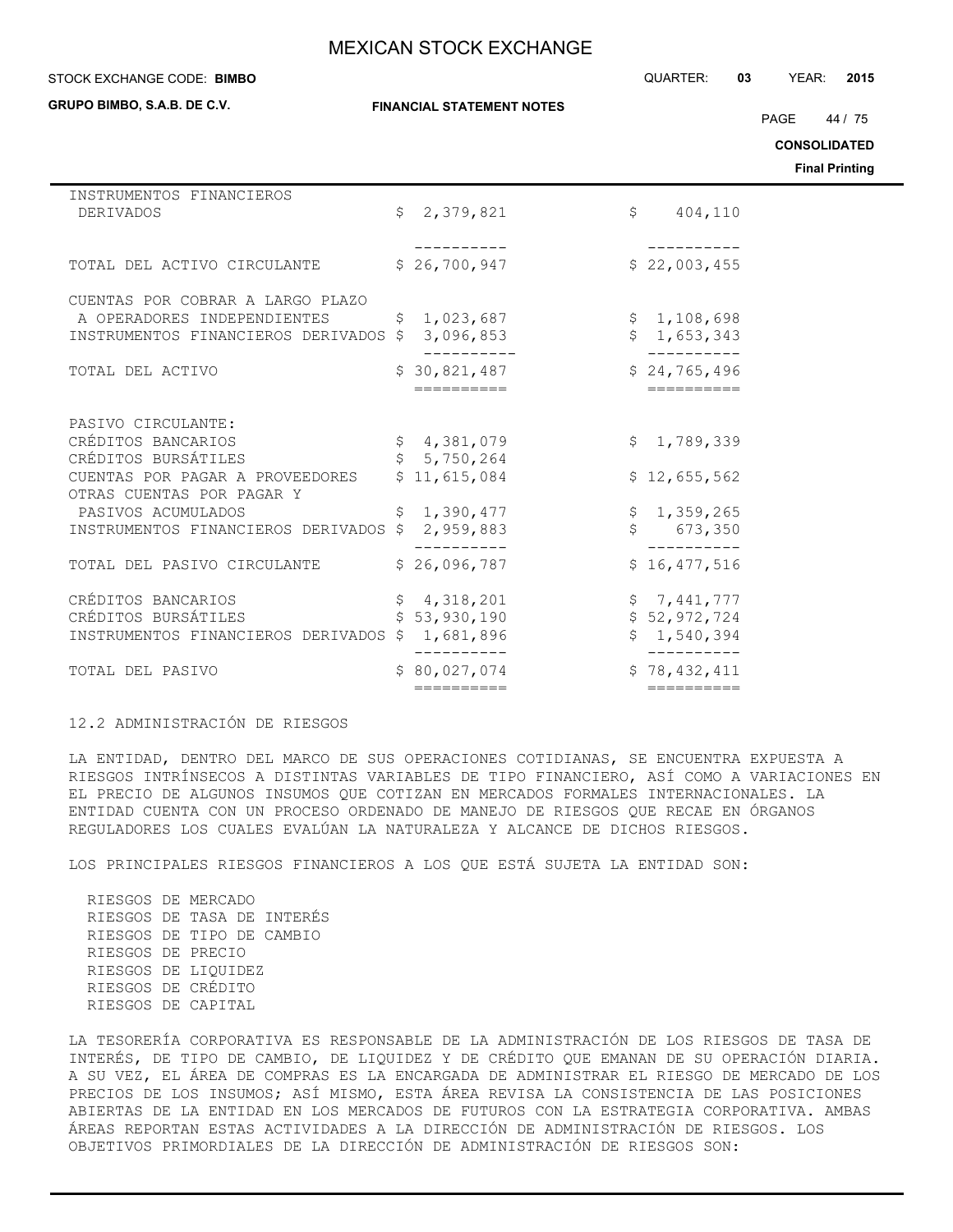| | | |
|---|---|---|
| INSTRUMENTOS FINANCIEROS DERIVADOS | $ 2,379,821 | $ 404,110 |
| TOTAL DEL ACTIVO CIRCULANTE | $ 26,700,947 | $ 22,003,455 |
| CUENTAS POR COBRAR A LARGO PLAZO A OPERADORES INDEPENDIENTES | $ 1,023,687 | $ 1,108,698 |
| INSTRUMENTOS FINANCIEROS DERIVADOS | $ 3,096,853 | $ 1,653,343 |
| TOTAL DEL ACTIVO | $ 30,821,487 | $ 24,765,496 |
| PASIVO CIRCULANTE: | | |
| CRÉDITOS BANCARIOS | $ 4,381,079 | $ 1,789,339 |
| CRÉDITOS BURSÁTILES | $ 5,750,264 | |
| CUENTAS POR PAGAR A PROVEEDORES | $ 11,615,084 | $ 12,655,562 |
| OTRAS CUENTAS POR PAGAR Y PASIVOS ACUMULADOS | $ 1,390,477 | $ 1,359,265 |
| INSTRUMENTOS FINANCIEROS DERIVADOS | $ 2,959,883 | $ 673,350 |
| TOTAL DEL PASIVO CIRCULANTE | $ 26,096,787 | $ 16,477,516 |
| CRÉDITOS BANCARIOS | $ 4,318,201 | $ 7,441,777 |
| CRÉDITOS BURSÁTILES | $ 53,930,190 | $ 52,972,724 |
| INSTRUMENTOS FINANCIEROS DERIVADOS | $ 1,681,896 | $ 1,540,394 |
| TOTAL DEL PASIVO | $ 80,027,074 | $ 78,432,411 |

12.2 ADMINISTRACIÓN DE RIESGOS

LA ENTIDAD, DENTRO DEL MARCO DE SUS OPERACIONES COTIDIANAS, SE ENCUENTRA EXPUESTA A RIESGOS INTRÍNSECOS A DISTINTAS VARIABLES DE TIPO FINANCIERO, ASÍ COMO A VARIACIONES EN EL PRECIO DE ALGUNOS INSUMOS QUE COTIZAN EN MERCADOS FORMALES INTERNACIONALES. LA ENTIDAD CUENTA CON UN PROCESO ORDENADO DE MANEJO DE RIESGOS QUE RECAE EN ÓRGANOS REGULADORES LOS CUALES EVALÚAN LA NATURALEZA Y ALCANCE DE DICHOS RIESGOS.

LOS PRINCIPALES RIESGOS FINANCIEROS A LOS QUE ESTÁ SUJETA LA ENTIDAD SON:

- RIESGOS DE MERCADO
- RIESGOS DE TASA DE INTERÉS
- RIESGOS DE TIPO DE CAMBIO
- RIESGOS DE PRECIO
- RIESGOS DE LIQUIDEZ
- RIESGOS DE CRÉDITO
- RIESGOS DE CAPITAL

LA TESORERÍA CORPORATIVA ES RESPONSABLE DE LA ADMINISTRACIÓN DE LOS RIESGOS DE TASA DE INTERÉS, DE TIPO DE CAMBIO, DE LIQUIDEZ Y DE CRÉDITO QUE EMANAN DE SU OPERACIÓN DIARIA. A SU VEZ, EL ÁREA DE COMPRAS ES LA ENCARGADA DE ADMINISTRAR EL RIESGO DE MERCADO DE LOS PRECIOS DE LOS INSUMOS; ASÍ MISMO, ESTA ÁREA REVISA LA CONSISTENCIA DE LAS POSICIONES ABIERTAS DE LA ENTIDAD EN LOS MERCADOS DE FUTUROS CON LA ESTRATEGIA CORPORATIVA. AMBAS ÁREAS REPORTAN ESTAS ACTIVIDADES A LA DIRECCIÓN DE ADMINISTRACIÓN DE RIESGOS. LOS OBJETIVOS PRIMORDIALES DE LA DIRECCIÓN DE ADMINISTRACIÓN DE RIESGOS SON: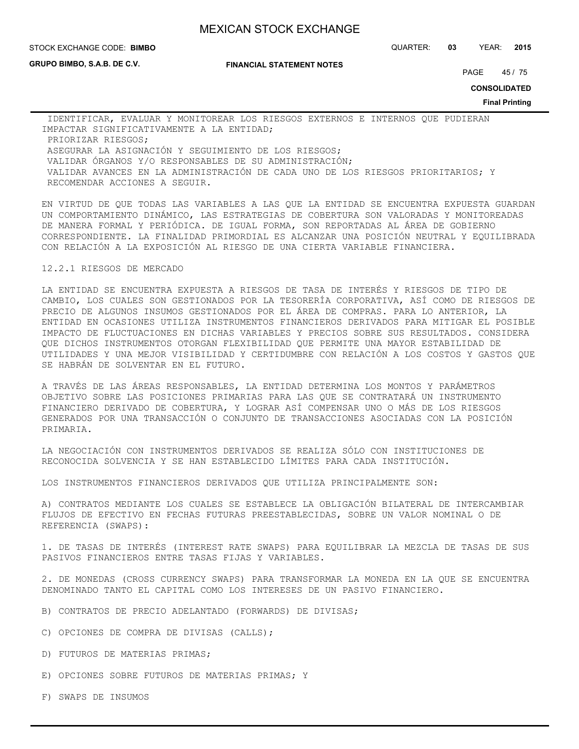IDENTIFICAR, EVALUAR Y MONITOREAR LOS RIESGOS EXTERNOS E INTERNOS QUE PUDIERAN IMPACTAR SIGNIFICATIVAMENTE A LA ENTIDAD;
PRIORIZAR RIESGOS;
ASEGURAR LA ASIGNACIÓN Y SEGUIMIENTO DE LOS RIESGOS;
VALIDAR ÓRGANOS Y/O RESPONSABLES DE SU ADMINISTRACIÓN;
VALIDAR AVANCES EN LA ADMINISTRACIÓN DE CADA UNO DE LOS RIESGOS PRIORITARIOS; Y
RECOMENDAR ACCIONES A SEGUIR.

EN VIRTUD DE QUE TODAS LAS VARIABLES A LAS QUE LA ENTIDAD SE ENCUENTRA EXPUESTA GUARDAN UN COMPORTAMIENTO DINÁMICO, LAS ESTRATEGIAS DE COBERTURA SON VALORADAS Y MONITOREADAS DE MANERA FORMAL Y PERIÓDICA. DE IGUAL FORMA, SON REPORTADAS AL ÁREA DE GOBIERNO CORRESPONDIENTE. LA FINALIDAD PRIMORDIAL ES ALCANZAR UNA POSICIÓN NEUTRAL Y EQUILIBRADA CON RELACIÓN A LA EXPOSICIÓN AL RIESGO DE UNA CIERTA VARIABLE FINANCIERA.

12.2.1 RIESGOS DE MERCADO

LA ENTIDAD SE ENCUENTRA EXPUESTA A RIESGOS DE TASA DE INTERÉS Y RIESGOS DE TIPO DE CAMBIO, LOS CUALES SON GESTIONADOS POR LA TESORERÍA CORPORATIVA, ASÍ COMO DE RIESGOS DE PRECIO DE ALGUNOS INSUMOS GESTIONADOS POR EL ÁREA DE COMPRAS. PARA LO ANTERIOR, LA ENTIDAD EN OCASIONES UTILIZA INSTRUMENTOS FINANCIEROS DERIVADOS PARA MITIGAR EL POSIBLE IMPACTO DE FLUCTUACIONES EN DICHAS VARIABLES Y PRECIOS SOBRE SUS RESULTADOS. CONSIDERA QUE DICHOS INSTRUMENTOS OTORGAN FLEXIBILIDAD QUE PERMITE UNA MAYOR ESTABILIDAD DE UTILIDADES Y UNA MEJOR VISIBILIDAD Y CERTIDUMBRE CON RELACIÓN A LOS COSTOS Y GASTOS QUE SE HABRÁN DE SOLVENTAR EN EL FUTURO.

A TRAVÉS DE LAS ÁREAS RESPONSABLES, LA ENTIDAD DETERMINA LOS MONTOS Y PARÁMETROS OBJETIVO SOBRE LAS POSICIONES PRIMARIAS PARA LAS QUE SE CONTRATARÁ UN INSTRUMENTO FINANCIERO DERIVADO DE COBERTURA, Y LOGRAR ASÍ COMPENSAR UNO O MÁS DE LOS RIESGOS GENERADOS POR UNA TRANSACCIÓN O CONJUNTO DE TRANSACCIONES ASOCIADAS CON LA POSICIÓN PRIMARIA.

LA NEGOCIACIÓN CON INSTRUMENTOS DERIVADOS SE REALIZA SÓLO CON INSTITUCIONES DE RECONOCIDA SOLVENCIA Y SE HAN ESTABLECIDO LÍMITES PARA CADA INSTITUCIÓN.

LOS INSTRUMENTOS FINANCIEROS DERIVADOS QUE UTILIZA PRINCIPALMENTE SON:

A) CONTRATOS MEDIANTE LOS CUALES SE ESTABLECE LA OBLIGACIÓN BILATERAL DE INTERCAMBIAR FLUJOS DE EFECTIVO EN FECHAS FUTURAS PREESTABLECIDAS, SOBRE UN VALOR NOMINAL O DE REFERENCIA (SWAPS):

1. DE TASAS DE INTERÉS (INTEREST RATE SWAPS) PARA EQUILIBRAR LA MEZCLA DE TASAS DE SUS PASIVOS FINANCIEROS ENTRE TASAS FIJAS Y VARIABLES.

2. DE MONEDAS (CROSS CURRENCY SWAPS) PARA TRANSFORMAR LA MONEDA EN LA QUE SE ENCUENTRA DENOMINADO TANTO EL CAPITAL COMO LOS INTERESES DE UN PASIVO FINANCIERO.

B) CONTRATOS DE PRECIO ADELANTADO (FORWARDS) DE DIVISAS;

C) OPCIONES DE COMPRA DE DIVISAS (CALLS);

D) FUTUROS DE MATERIAS PRIMAS;

E) OPCIONES SOBRE FUTUROS DE MATERIAS PRIMAS; Y

F) SWAPS DE INSUMOS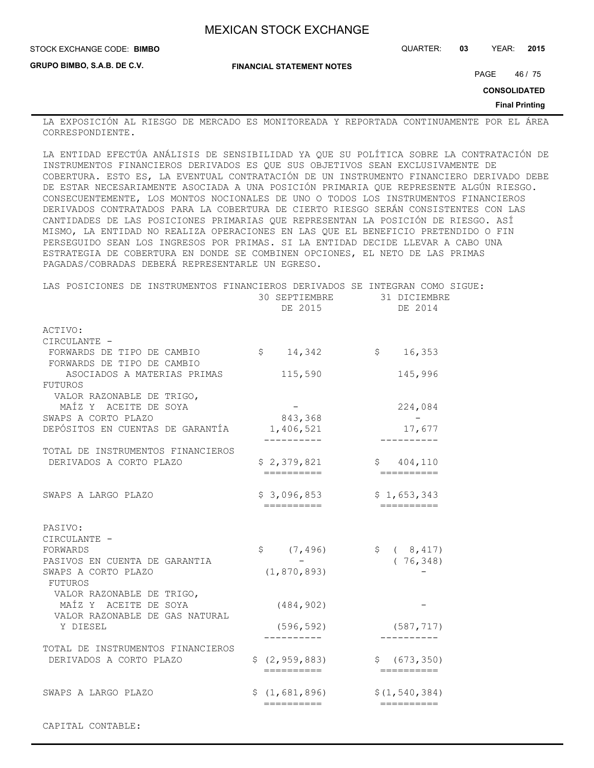LA EXPOSICIÓN AL RIESGO DE MERCADO ES MONITOREADA Y REPORTADA CONTINUAMENTE POR EL ÁREA CORRESPONDIENTE.

LA ENTIDAD EFECTÚA ANÁLISIS DE SENSIBILIDAD YA QUE SU POLÍTICA SOBRE LA CONTRATACIÓN DE INSTRUMENTOS FINANCIEROS DERIVADOS ES QUE SUS OBJETIVOS SEAN EXCLUSIVAMENTE DE COBERTURA. ESTO ES, LA EVENTUAL CONTRATACIÓN DE UN INSTRUMENTO FINANCIERO DERIVADO DEBE DE ESTAR NECESARIAMENTE ASOCIADA A UNA POSICIÓN PRIMARIA QUE REPRESENTE ALGÚN RIESGO. CONSECUENTEMENTE, LOS MONTOS NOCIONALES DE UNO O TODOS LOS INSTRUMENTOS FINANCIEROS DERIVADOS CONTRATADOS PARA LA COBERTURA DE CIERTO RIESGO SERÁN CONSISTENTES CON LAS CANTIDADES DE LAS POSICIONES PRIMARIAS QUE REPRESENTAN LA POSICIÓN DE RIESGO. ASÍ MISMO, LA ENTIDAD NO REALIZA OPERACIONES EN LAS QUE EL BENEFICIO PRETENDIDO O FIN PERSEGUIDO SEAN LOS INGRESOS POR PRIMAS. SI LA ENTIDAD DECIDE LLEVAR A CABO UNA ESTRATEGIA DE COBERTURA EN DONDE SE COMBINEN OPCIONES, EL NETO DE LAS PRIMAS PAGADAS/COBRADAS DEBERÁ REPRESENTARLE UN EGRESO.

LAS POSICIONES DE INSTRUMENTOS FINANCIEROS DERIVADOS SE INTEGRAN COMO SIGUE:

| | 30 SEPTIEMBRE DE 2015 | 31 DICIEMBRE DE 2014 |
|---|---|---|
| ACTIVO: | | |
| CIRCULANTE - | | |
| FORWARDS DE TIPO DE CAMBIO | $ 14,342 | $ 16,353 |
| FORWARDS DE TIPO DE CAMBIO ASOCIADOS A MATERIAS PRIMAS | 115,590 | 145,996 |
| FUTUROS | | |
| VALOR RAZONABLE DE TRIGO, MAÍZ Y ACEITE DE SOYA | - | 224,084 |
| SWAPS A CORTO PLAZO | 843,368 | - |
| DEPÓSITOS EN CUENTAS DE GARANTÍA | 1,406,521 | 17,677 |
| TOTAL DE INSTRUMENTOS FINANCIEROS DERIVADOS A CORTO PLAZO | $ 2,379,821 | $ 404,110 |
| SWAPS A LARGO PLAZO | $ 3,096,853 | $ 1,653,343 |
| PASIVO: | | |
| CIRCULANTE - | | |
| FORWARDS | $ (7,496) | $ ( 8,417) |
| PASIVOS EN CUENTA DE GARANTIA | - | ( 76,348) |
| SWAPS A CORTO PLAZO | (1,870,893) | - |
| FUTUROS | | |
| VALOR RAZONABLE DE TRIGO, MAÍZ Y ACEITE DE SOYA | (484,902) | - |
| VALOR RAZONABLE DE GAS NATURAL Y DIESEL | (596,592) | (587,717) |
| TOTAL DE INSTRUMENTOS FINANCIEROS DERIVADOS A CORTO PLAZO | $ (2,959,883) | $ (673,350) |
| SWAPS A LARGO PLAZO | $ (1,681,896) | $(1,540,384) |

CAPITAL CONTABLE: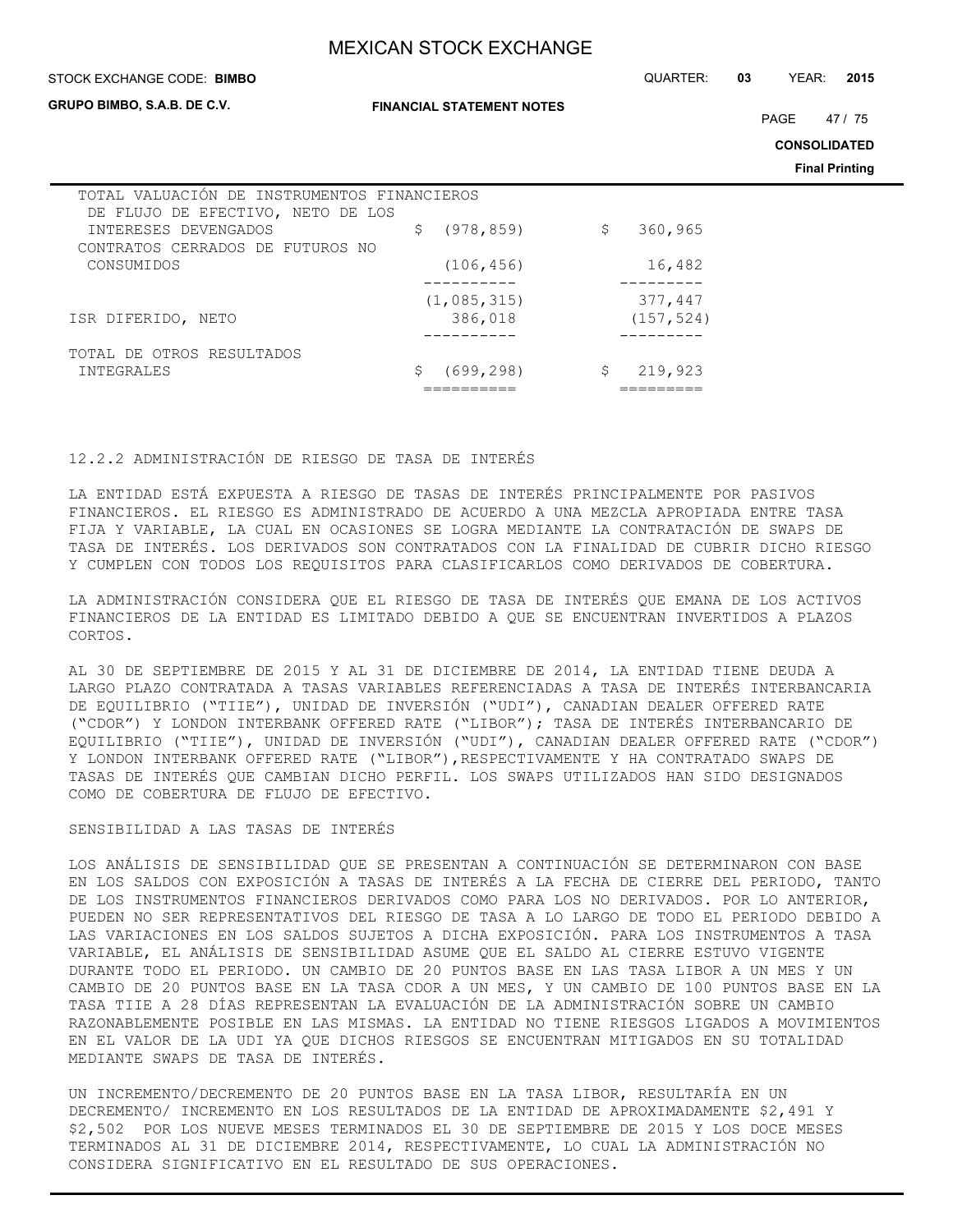| | | |
|---|---|---|
| TOTAL VALUACIÓN DE INSTRUMENTOS FINANCIEROS DE FLUJO DE EFECTIVO, NETO DE LOS INTERESES DEVENGADOS | $ (978,859) | $ 360,965 |
| CONTRATOS CERRADOS DE FUTUROS NO CONSUMIDOS | (106,456) | 16,482 |
| | (1,085,315) | 377,447 |
| ISR DIFERIDO, NETO | 386,018 | (157,524) |
| TOTAL DE OTROS RESULTADOS INTEGRALES | $ (699,298) | $ 219,923 |

12.2.2 ADMINISTRACIÓN DE RIESGO DE TASA DE INTERÉS

LA ENTIDAD ESTÁ EXPUESTA A RIESGO DE TASAS DE INTERÉS PRINCIPALMENTE POR PASIVOS FINANCIEROS. EL RIESGO ES ADMINISTRADO DE ACUERDO A UNA MEZCLA APROPIADA ENTRE TASA FIJA Y VARIABLE, LA CUAL EN OCASIONES SE LOGRA MEDIANTE LA CONTRATACIÓN DE SWAPS DE TASA DE INTERÉS. LOS DERIVADOS SON CONTRATADOS CON LA FINALIDAD DE CUBRIR DICHO RIESGO Y CUMPLEN CON TODOS LOS REQUISITOS PARA CLASIFICARLOS COMO DERIVADOS DE COBERTURA.

LA ADMINISTRACIÓN CONSIDERA QUE EL RIESGO DE TASA DE INTERÉS QUE EMANA DE LOS ACTIVOS FINANCIEROS DE LA ENTIDAD ES LIMITADO DEBIDO A QUE SE ENCUENTRAN INVERTIDOS A PLAZOS CORTOS.

AL 30 DE SEPTIEMBRE DE 2015 Y AL 31 DE DICIEMBRE DE 2014, LA ENTIDAD TIENE DEUDA A LARGO PLAZO CONTRATADA A TASAS VARIABLES REFERENCIADAS A TASA DE INTERÉS INTERBANCARIA DE EQUILIBRIO ("TIIE"), UNIDAD DE INVERSIÓN ("UDI"), CANADIAN DEALER OFFERED RATE ("CDOR") Y LONDON INTERBANK OFFERED RATE ("LIBOR"); TASA DE INTERÉS INTERBANCARIO DE EQUILIBRIO ("TIIE"), UNIDAD DE INVERSIÓN ("UDI"), CANADIAN DEALER OFFERED RATE ("CDOR") Y LONDON INTERBANK OFFERED RATE ("LIBOR"),RESPECTIVAMENTE Y HA CONTRATADO SWAPS DE TASAS DE INTERÉS QUE CAMBIAN DICHO PERFIL. LOS SWAPS UTILIZADOS HAN SIDO DESIGNADOS COMO DE COBERTURA DE FLUJO DE EFECTIVO.

SENSIBILIDAD A LAS TASAS DE INTERÉS

LOS ANÁLISIS DE SENSIBILIDAD QUE SE PRESENTAN A CONTINUACIÓN SE DETERMINARON CON BASE EN LOS SALDOS CON EXPOSICIÓN A TASAS DE INTERÉS A LA FECHA DE CIERRE DEL PERIODO, TANTO DE LOS INSTRUMENTOS FINANCIEROS DERIVADOS COMO PARA LOS NO DERIVADOS. POR LO ANTERIOR, PUEDEN NO SER REPRESENTATIVOS DEL RIESGO DE TASA A LO LARGO DE TODO EL PERIODO DEBIDO A LAS VARIACIONES EN LOS SALDOS SUJETOS A DICHA EXPOSICIÓN. PARA LOS INSTRUMENTOS A TASA VARIABLE, EL ANÁLISIS DE SENSIBILIDAD ASUME QUE EL SALDO AL CIERRE ESTUVO VIGENTE DURANTE TODO EL PERIODO. UN CAMBIO DE 20 PUNTOS BASE EN LAS TASA LIBOR A UN MES Y UN CAMBIO DE 20 PUNTOS BASE EN LA TASA CDOR A UN MES, Y UN CAMBIO DE 100 PUNTOS BASE EN LA TASA TIIE A 28 DÍAS REPRESENTAN LA EVALUACIÓN DE LA ADMINISTRACIÓN SOBRE UN CAMBIO RAZONABLEMENTE POSIBLE EN LAS MISMAS. LA ENTIDAD NO TIENE RIESGOS LIGADOS A MOVIMIENTOS EN EL VALOR DE LA UDI YA QUE DICHOS RIESGOS SE ENCUENTRAN MITIGADOS EN SU TOTALIDAD MEDIANTE SWAPS DE TASA DE INTERÉS.

UN INCREMENTO/DECREMENTO DE 20 PUNTOS BASE EN LA TASA LIBOR, RESULTARÍA EN UN DECREMENTO/ INCREMENTO EN LOS RESULTADOS DE LA ENTIDAD DE APROXIMADAMENTE $2,491 Y $2,502 POR LOS NUEVE MESES TERMINADOS EL 30 DE SEPTIEMBRE DE 2015 Y LOS DOCE MESES TERMINADOS AL 31 DE DICIEMBRE 2014, RESPECTIVAMENTE, LO CUAL LA ADMINISTRACIÓN NO CONSIDERA SIGNIFICATIVO EN EL RESULTADO DE SUS OPERACIONES.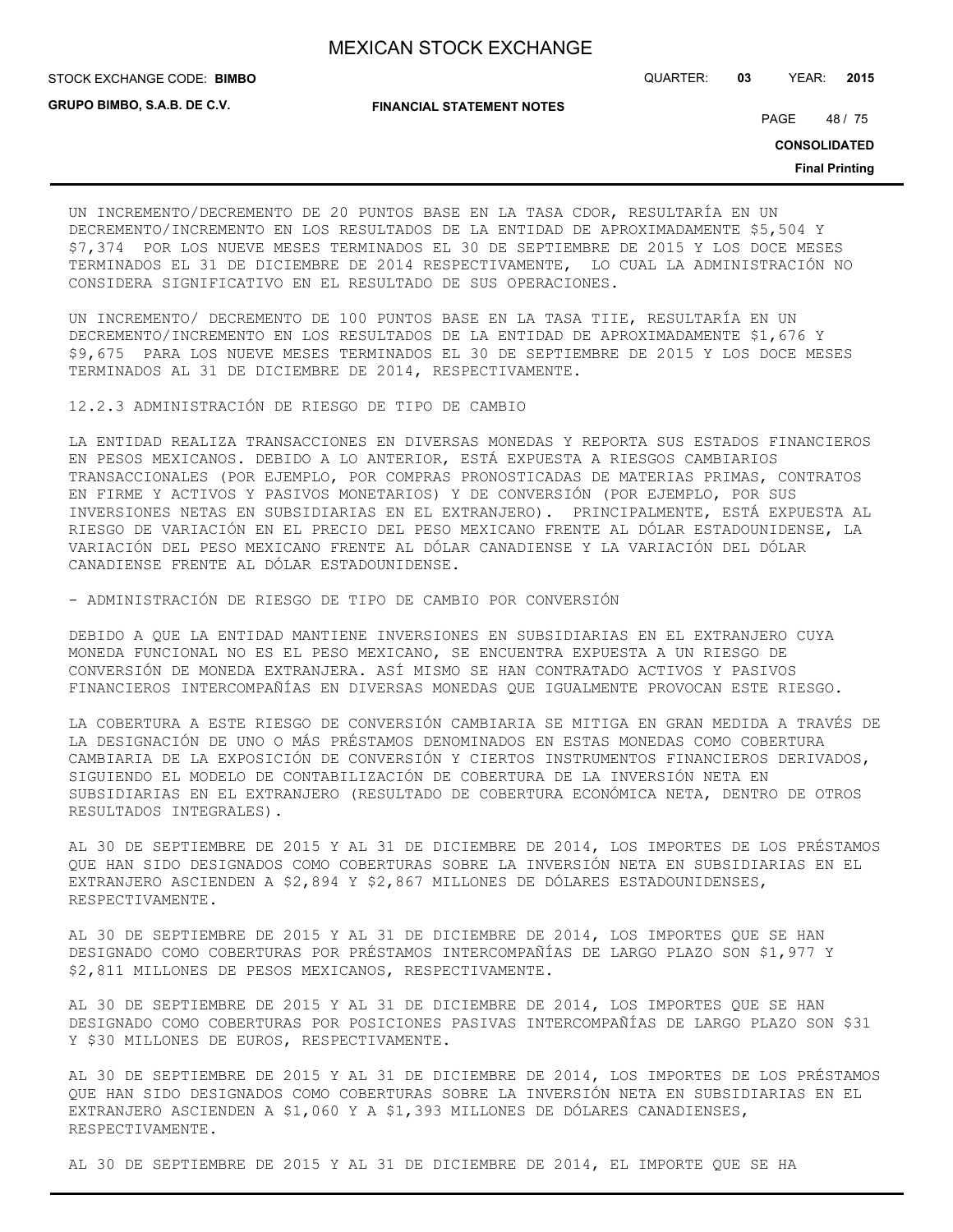UN INCREMENTO/DECREMENTO DE 20 PUNTOS BASE EN LA TASA CDOR, RESULTARÍA EN UN DECREMENTO/INCREMENTO EN LOS RESULTADOS DE LA ENTIDAD DE APROXIMADAMENTE $5,504 Y $7,374 POR LOS NUEVE MESES TERMINADOS EL 30 DE SEPTIEMBRE DE 2015 Y LOS DOCE MESES TERMINADOS EL 31 DE DICIEMBRE DE 2014 RESPECTIVAMENTE, LO CUAL LA ADMINISTRACIÓN NO CONSIDERA SIGNIFICATIVO EN EL RESULTADO DE SUS OPERACIONES.

UN INCREMENTO/ DECREMENTO DE 100 PUNTOS BASE EN LA TASA TIIE, RESULTARÍA EN UN DECREMENTO/INCREMENTO EN LOS RESULTADOS DE LA ENTIDAD DE APROXIMADAMENTE $1,676 Y $9,675 PARA LOS NUEVE MESES TERMINADOS EL 30 DE SEPTIEMBRE DE 2015 Y LOS DOCE MESES TERMINADOS AL 31 DE DICIEMBRE DE 2014, RESPECTIVAMENTE.

12.2.3 ADMINISTRACIÓN DE RIESGO DE TIPO DE CAMBIO

LA ENTIDAD REALIZA TRANSACCIONES EN DIVERSAS MONEDAS Y REPORTA SUS ESTADOS FINANCIEROS EN PESOS MEXICANOS. DEBIDO A LO ANTERIOR, ESTÁ EXPUESTA A RIESGOS CAMBIARIOS TRANSACCIONALES (POR EJEMPLO, POR COMPRAS PRONOSTICADAS DE MATERIAS PRIMAS, CONTRATOS EN FIRME Y ACTIVOS Y PASIVOS MONETARIOS) Y DE CONVERSIÓN (POR EJEMPLO, POR SUS INVERSIONES NETAS EN SUBSIDIARIAS EN EL EXTRANJERO). PRINCIPALMENTE, ESTÁ EXPUESTA AL RIESGO DE VARIACIÓN EN EL PRECIO DEL PESO MEXICANO FRENTE AL DÓLAR ESTADOUNIDENSE, LA VARIACIÓN DEL PESO MEXICANO FRENTE AL DÓLAR CANADIENSE Y LA VARIACIÓN DEL DÓLAR CANADIENSE FRENTE AL DÓLAR ESTADOUNIDENSE.

- ADMINISTRACIÓN DE RIESGO DE TIPO DE CAMBIO POR CONVERSIÓN

DEBIDO A QUE LA ENTIDAD MANTIENE INVERSIONES EN SUBSIDIARIAS EN EL EXTRANJERO CUYA MONEDA FUNCIONAL NO ES EL PESO MEXICANO, SE ENCUENTRA EXPUESTA A UN RIESGO DE CONVERSIÓN DE MONEDA EXTRANJERA. ASÍ MISMO SE HAN CONTRATADO ACTIVOS Y PASIVOS FINANCIEROS INTERCOMPAÑÍAS EN DIVERSAS MONEDAS QUE IGUALMENTE PROVOCAN ESTE RIESGO.

LA COBERTURA A ESTE RIESGO DE CONVERSIÓN CAMBIARIA SE MITIGA EN GRAN MEDIDA A TRAVÉS DE LA DESIGNACIÓN DE UNO O MÁS PRÉSTAMOS DENOMINADOS EN ESTAS MONEDAS COMO COBERTURA CAMBIARIA DE LA EXPOSICIÓN DE CONVERSIÓN Y CIERTOS INSTRUMENTOS FINANCIEROS DERIVADOS, SIGUIENDO EL MODELO DE CONTABILIZACIÓN DE COBERTURA DE LA INVERSIÓN NETA EN SUBSIDIARIAS EN EL EXTRANJERO (RESULTADO DE COBERTURA ECONÓMICA NETA, DENTRO DE OTROS RESULTADOS INTEGRALES).

AL 30 DE SEPTIEMBRE DE 2015 Y AL 31 DE DICIEMBRE DE 2014, LOS IMPORTES DE LOS PRÉSTAMOS QUE HAN SIDO DESIGNADOS COMO COBERTURAS SOBRE LA INVERSIÓN NETA EN SUBSIDIARIAS EN EL EXTRANJERO ASCIENDEN A $2,894 Y $2,867 MILLONES DE DÓLARES ESTADOUNIDENSES, RESPECTIVAMENTE.

AL 30 DE SEPTIEMBRE DE 2015 Y AL 31 DE DICIEMBRE DE 2014, LOS IMPORTES QUE SE HAN DESIGNADO COMO COBERTURAS POR PRÉSTAMOS INTERCOMPAÑÍAS DE LARGO PLAZO SON $1,977 Y $2,811 MILLONES DE PESOS MEXICANOS, RESPECTIVAMENTE.

AL 30 DE SEPTIEMBRE DE 2015 Y AL 31 DE DICIEMBRE DE 2014, LOS IMPORTES QUE SE HAN DESIGNADO COMO COBERTURAS POR POSICIONES PASIVAS INTERCOMPAÑÍAS DE LARGO PLAZO SON $31 Y $30 MILLONES DE EUROS, RESPECTIVAMENTE.

AL 30 DE SEPTIEMBRE DE 2015 Y AL 31 DE DICIEMBRE DE 2014, LOS IMPORTES DE LOS PRÉSTAMOS QUE HAN SIDO DESIGNADOS COMO COBERTURAS SOBRE LA INVERSIÓN NETA EN SUBSIDIARIAS EN EL EXTRANJERO ASCIENDEN A $1,060 Y A $1,393 MILLONES DE DÓLARES CANADIENSES, RESPECTIVAMENTE.

AL 30 DE SEPTIEMBRE DE 2015 Y AL 31 DE DICIEMBRE DE 2014, EL IMPORTE QUE SE HA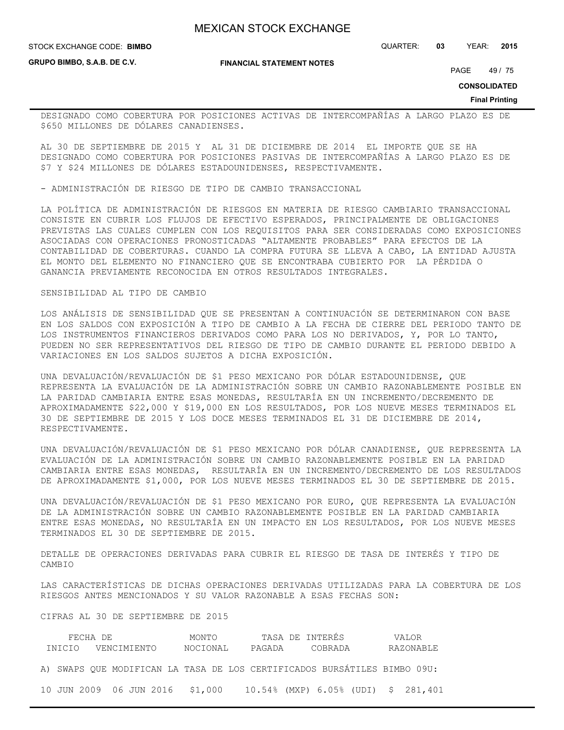DESIGNADO COMO COBERTURA POR POSICIONES ACTIVAS DE INTERCOMPAÑÍAS A LARGO PLAZO ES DE $650 MILLONES DE DÓLARES CANADIENSES.

AL 30 DE SEPTIEMBRE DE 2015 Y AL 31 DE DICIEMBRE DE 2014 EL IMPORTE QUE SE HA DESIGNADO COMO COBERTURA POR POSICIONES PASIVAS DE INTERCOMPAÑÍAS A LARGO PLAZO ES DE $7 Y $24 MILLONES DE DÓLARES ESTADOUNIDENSES, RESPECTIVAMENTE.

- ADMINISTRACIÓN DE RIESGO DE TIPO DE CAMBIO TRANSACCIONAL

LA POLÍTICA DE ADMINISTRACIÓN DE RIESGOS EN MATERIA DE RIESGO CAMBIARIO TRANSACCIONAL CONSISTE EN CUBRIR LOS FLUJOS DE EFECTIVO ESPERADOS, PRINCIPALMENTE DE OBLIGACIONES PREVISTAS LAS CUALES CUMPLEN CON LOS REQUISITOS PARA SER CONSIDERADAS COMO EXPOSICIONES ASOCIADAS CON OPERACIONES PRONOSTICADAS "ALTAMENTE PROBABLES" PARA EFECTOS DE LA CONTABILIDAD DE COBERTURAS. CUANDO LA COMPRA FUTURA SE LLEVA A CABO, LA ENTIDAD AJUSTA EL MONTO DEL ELEMENTO NO FINANCIERO QUE SE ENCONTRABA CUBIERTO POR LA PÉRDIDA O GANANCIA PREVIAMENTE RECONOCIDA EN OTROS RESULTADOS INTEGRALES.

SENSIBILIDAD AL TIPO DE CAMBIO

LOS ANÁLISIS DE SENSIBILIDAD QUE SE PRESENTAN A CONTINUACIÓN SE DETERMINARON CON BASE EN LOS SALDOS CON EXPOSICIÓN A TIPO DE CAMBIO A LA FECHA DE CIERRE DEL PERIODO TANTO DE LOS INSTRUMENTOS FINANCIEROS DERIVADOS COMO PARA LOS NO DERIVADOS, Y, POR LO TANTO, PUEDEN NO SER REPRESENTATIVOS DEL RIESGO DE TIPO DE CAMBIO DURANTE EL PERIODO DEBIDO A VARIACIONES EN LOS SALDOS SUJETOS A DICHA EXPOSICIÓN.

UNA DEVALUACIÓN/REVALUACIÓN DE $1 PESO MEXICANO POR DÓLAR ESTADOUNIDENSE, QUE REPRESENTA LA EVALUACIÓN DE LA ADMINISTRACIÓN SOBRE UN CAMBIO RAZONABLEMENTE POSIBLE EN LA PARIDAD CAMBIARIA ENTRE ESAS MONEDAS, RESULTARÍA EN UN INCREMENTO/DECREMENTO DE APROXIMADAMENTE $22,000 Y $19,000 EN LOS RESULTADOS, POR LOS NUEVE MESES TERMINADOS EL 30 DE SEPTIEMBRE DE 2015 Y LOS DOCE MESES TERMINADOS EL 31 DE DICIEMBRE DE 2014, RESPECTIVAMENTE.

UNA DEVALUACIÓN/REVALUACIÓN DE $1 PESO MEXICANO POR DÓLAR CANADIENSE, QUE REPRESENTA LA EVALUACIÓN DE LA ADMINISTRACIÓN SOBRE UN CAMBIO RAZONABLEMENTE POSIBLE EN LA PARIDAD CAMBIARIA ENTRE ESAS MONEDAS, RESULTARÍA EN UN INCREMENTO/DECREMENTO DE LOS RESULTADOS DE APROXIMADAMENTE $1,000, POR LOS NUEVE MESES TERMINADOS EL 30 DE SEPTIEMBRE DE 2015.

UNA DEVALUACIÓN/REVALUACIÓN DE $1 PESO MEXICANO POR EURO, QUE REPRESENTA LA EVALUACIÓN DE LA ADMINISTRACIÓN SOBRE UN CAMBIO RAZONABLEMENTE POSIBLE EN LA PARIDAD CAMBIARIA ENTRE ESAS MONEDAS, NO RESULTARÍA EN UN IMPACTO EN LOS RESULTADOS, POR LOS NUEVE MESES TERMINADOS EL 30 DE SEPTIEMBRE DE 2015.

DETALLE DE OPERACIONES DERIVADAS PARA CUBRIR EL RIESGO DE TASA DE INTERÉS Y TIPO DE CAMBIO

LAS CARACTERÍSTICAS DE DICHAS OPERACIONES DERIVADAS UTILIZADAS PARA LA COBERTURA DE LOS RIESGOS ANTES MENCIONADOS Y SU VALOR RAZONABLE A ESAS FECHAS SON:

CIFRAS AL 30 DE SEPTIEMBRE DE 2015

| FECHA DE INICIO | FECHA DE VENCIMIENTO | MONTO NOCIONAL | TASA DE INTERÉS PAGADA | TASA DE INTERÉS COBRADA | VALOR RAZONABLE |
|---|---|---|---|---|---|
| A) SWAPS QUE MODIFICAN LA TASA DE LOS CERTIFICADOS BURSÁTILES BIMBO 09U: | | | | | |
| 10 JUN 2009 | 06 JUN 2016 | $1,000 | 10.54% (MXP) | 6.05% (UDI) | $ 281,401 |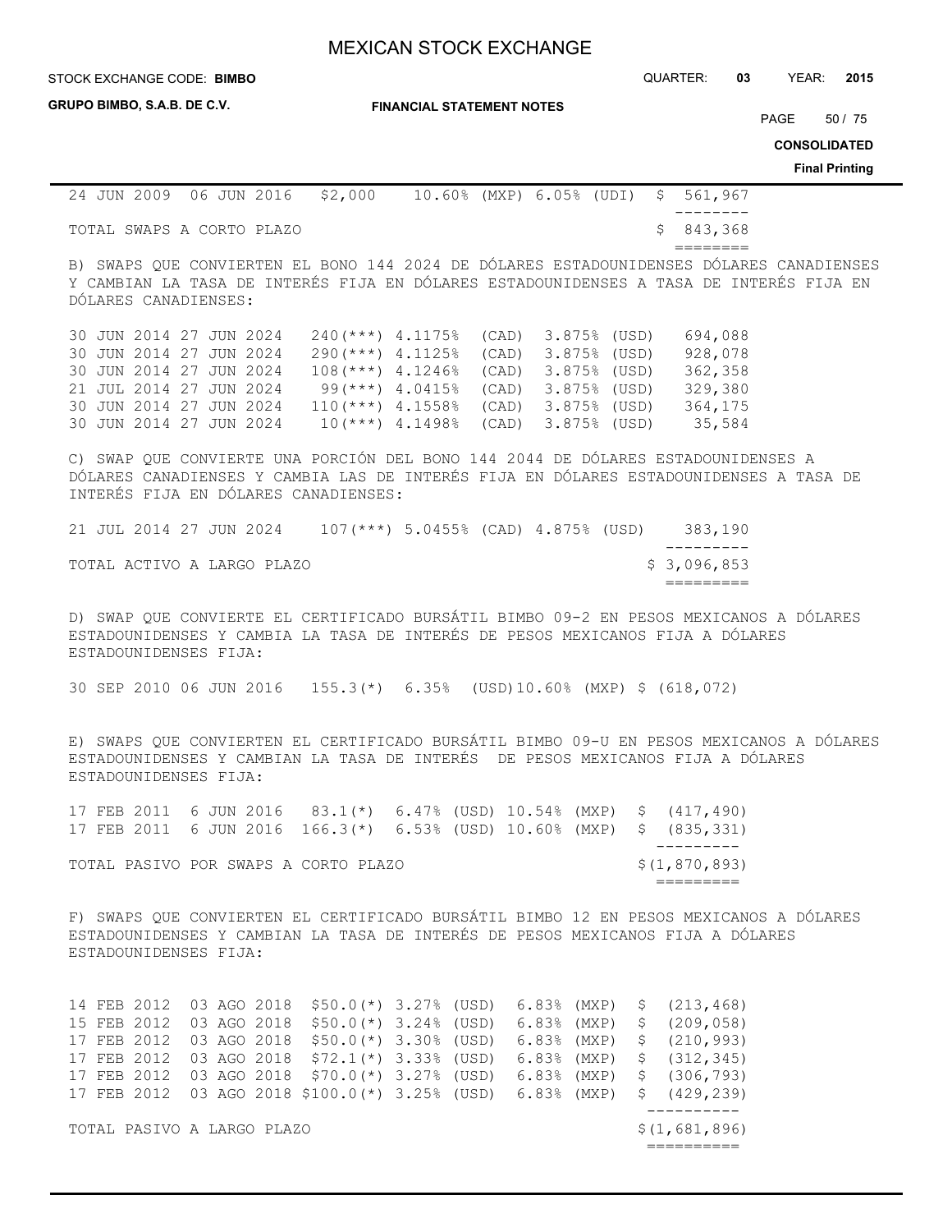| | | | | | |
|---|---|---|---|---|---|
| 24 JUN 2009 | 06 JUN 2016 | $2,000 | 10.60% (MXP) | 6.05% (UDI) | $ 561,967 |
| TOTAL SWAPS A CORTO PLAZO | | | | | $ 843,368 |

B) SWAPS QUE CONVIERTEN EL BONO 144 2024 DE DÓLARES ESTADOUNIDENSES DÓLARES CANADIENSES Y CAMBIA LA TASA DE INTERÉS FIJA EN DÓLARES ESTADOUNIDENSES A TASA DE INTERÉS FIJA EN DÓLARES CANADIENSES:

| | | | | | |
|---|---|---|---|---|---|
| 30 JUN 2014 | 27 JUN 2024 | 240(***) | 4.1175% (CAD) | 3.875% (USD) | 694,088 |
| 30 JUN 2014 | 27 JUN 2024 | 290(***) | 4.1125% (CAD) | 3.875% (USD) | 928,078 |
| 30 JUN 2014 | 27 JUN 2024 | 108(***) | 4.1246% (CAD) | 3.875% (USD) | 362,358 |
| 21 JUL 2014 | 27 JUN 2024 | 99(***) | 4.0415% (CAD) | 3.875% (USD) | 329,380 |
| 30 JUN 2014 | 27 JUN 2024 | 110(***) | 4.1558% (CAD) | 3.875% (USD) | 364,175 |
| 30 JUN 2014 | 27 JUN 2024 | 10(***) | 4.1498% (CAD) | 3.875% (USD) | 35,584 |

C) SWAP QUE CONVIERTE UNA PORCIÓN DEL BONO 144 2044 DE DÓLARES ESTADOUNIDENSES A DÓLARES CANADIENSES Y CAMBIA LAS DE INTERÉS FIJA EN DÓLARES ESTADOUNIDENSES A TASA DE INTERÉS FIJA EN DÓLARES CANADIENSES:

| | | | | | |
|---|---|---|---|---|---|
| 21 JUL 2014 | 27 JUN 2024 | 107(***) | 5.0455% (CAD) | 4.875% (USD) | 383,190 |
| TOTAL ACTIVO A LARGO PLAZO | | | | | $ 3,096,853 |

D) SWAP QUE CONVIERTE EL CERTIFICADO BURSÁTIL BIMBO 09-2 EN PESOS MEXICANOS A DÓLARES ESTADOUNIDENSES Y CAMBIA LA TASA DE INTERÉS DE PESOS MEXICANOS FIJA A DÓLARES ESTADOUNIDENSES FIJA:

| | | | | | |
|---|---|---|---|---|---|
| 30 SEP 2010 | 06 JUN 2016 | 155.3(*) | 6.35% (USD) | 10.60% (MXP) | $ (618,072) |

E) SWAPS QUE CONVIERTEN EL CERTIFICADO BURSÁTIL BIMBO 09-U EN PESOS MEXICANOS A DÓLARES ESTADOUNIDENSES Y CAMBIAN LA TASA DE INTERÉS DE PESOS MEXICANOS FIJA A DÓLARES ESTADOUNIDENSES FIJA:

| | | | | | |
|---|---|---|---|---|---|
| 17 FEB 2011 | 6 JUN 2016 | 83.1(*) | 6.47% (USD) | 10.54% (MXP) | $ (417,490) |
| 17 FEB 2011 | 6 JUN 2016 | 166.3(*) | 6.53% (USD) | 10.60% (MXP) | $ (835,331) |
| TOTAL PASIVO POR SWAPS A CORTO PLAZO | | | | | $(1,870,893) |

F) SWAPS QUE CONVIERTEN EL CERTIFICADO BURSÁTIL BIMBO 12 EN PESOS MEXICANOS A DÓLARES ESTADOUNIDENSES Y CAMBIAN LA TASA DE INTERÉS DE PESOS MEXICANOS FIJA A DÓLARES ESTADOUNIDENSES FIJA:

| | | | | | |
|---|---|---|---|---|---|
| 14 FEB 2012 | 03 AGO 2018 | $50.0(*) | 3.27% (USD) | 6.83% (MXP) | $ (213,468) |
| 15 FEB 2012 | 03 AGO 2018 | $50.0(*) | 3.24% (USD) | 6.83% (MXP) | $ (209,058) |
| 17 FEB 2012 | 03 AGO 2018 | $50.0(*) | 3.30% (USD) | 6.83% (MXP) | $ (210,993) |
| 17 FEB 2012 | 03 AGO 2018 | $72.1(*) | 3.33% (USD) | 6.83% (MXP) | $ (312,345) |
| 17 FEB 2012 | 03 AGO 2018 | $70.0(*) | 3.27% (USD) | 6.83% (MXP) | $ (306,793) |
| 17 FEB 2012 | 03 AGO 2018 | $100.0(*) | 3.25% (USD) | 6.83% (MXP) | $ (429,239) |
| TOTAL PASIVO A LARGO PLAZO | | | | | $(1,681,896) |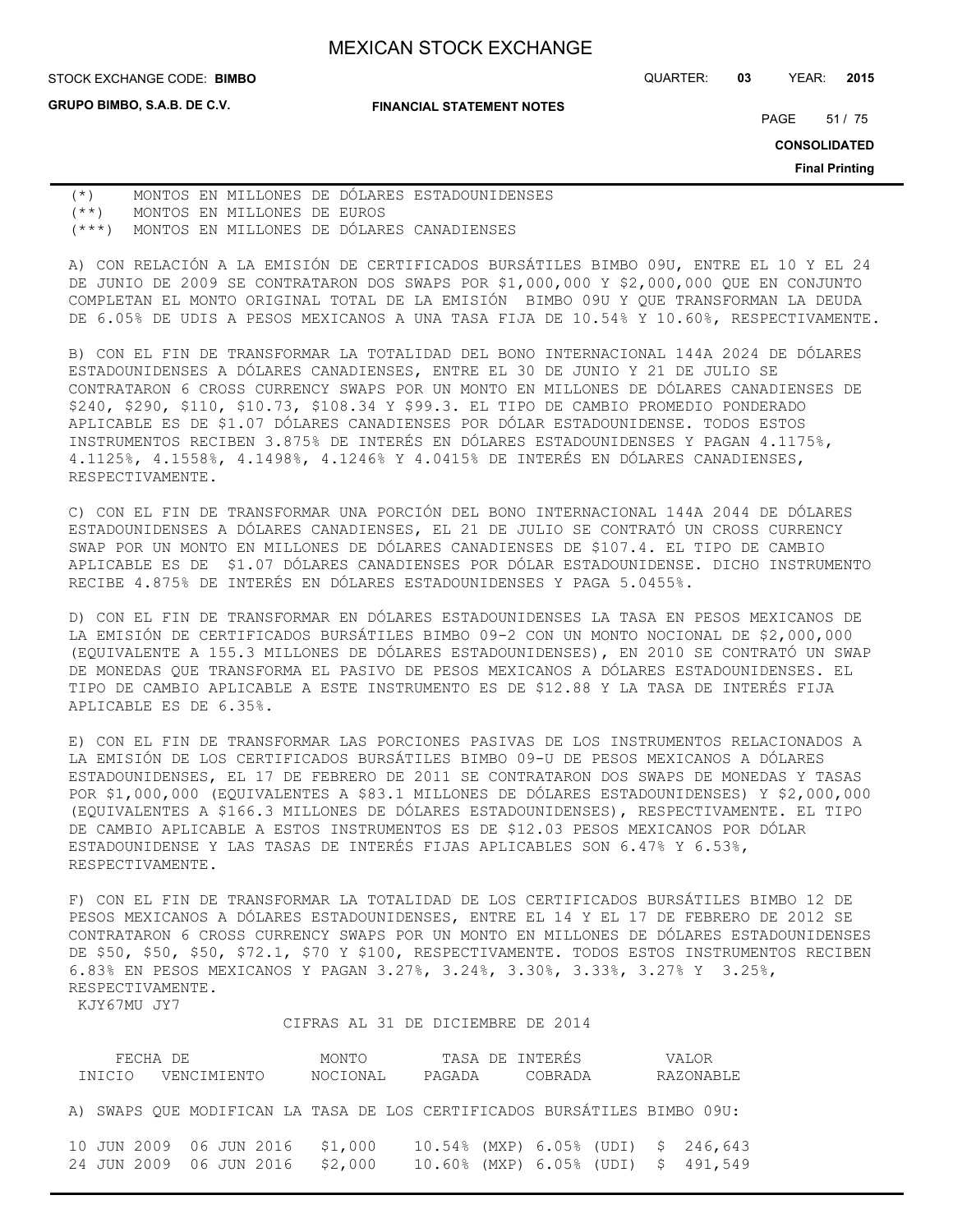(*) MONTOS EN MILLONES DE DÓLARES ESTADOUNIDENSES
(**) MONTOS EN MILLONES DE EUROS
(***) MONTOS EN MILLONES DE DÓLARES CANADIENSES

A) CON RELACIÓN A LA EMISIÓN DE CERTIFICADOS BURSÁTILES BIMBO 09U, ENTRE EL 10 Y EL 24 DE JUNIO DE 2009 SE CONTRATARON DOS SWAPS POR $1,000,000 Y $2,000,000 QUE EN CONJUNTO COMPLETAN EL MONTO ORIGINAL TOTAL DE LA EMISIÓN BIMBO 09U Y QUE TRANSFORMAN LA DEUDA DE 6.05% DE UDIS A PESOS MEXICANOS A UNA TASA FIJA DE 10.54% Y 10.60%, RESPECTIVAMENTE.

B) CON EL FIN DE TRANSFORMAR LA TOTALIDAD DEL BONO INTERNACIONAL 144A 2024 DE DÓLARES ESTADOUNIDENSES A DÓLARES CANADIENSES, ENTRE EL 30 DE JUNIO Y 21 DE JULIO SE CONTRATARON 6 CROSS CURRENCY SWAPS POR UN MONTO EN MILLONES DE DÓLARES CANADIENSES DE $240, $290, $110, $10.73, $108.34 Y $99.3. EL TIPO DE CAMBIO PROMEDIO PONDERADO APLICABLE ES DE $1.07 DÓLARES CANADIENSES POR DÓLAR ESTADOUNIDENSE. TODOS ESTOS INSTRUMENTOS RECIBEN 3.875% DE INTERÉS EN DÓLARES ESTADOUNIDENSES Y PAGAN 4.1175%, 4.1125%, 4.1558%, 4.1498%, 4.1246% Y 4.0415% DE INTERÉS EN DÓLARES CANADIENSES, RESPECTIVAMENTE.

C) CON EL FIN DE TRANSFORMAR UNA PORCIÓN DEL BONO INTERNACIONAL 144A 2044 DE DÓLARES ESTADOUNIDENSES A DÓLARES CANADIENSES, EL 21 DE JULIO SE CONTRATÓ UN CROSS CURRENCY SWAP POR UN MONTO EN MILLONES DE DÓLARES CANADIENSES DE $107.4. EL TIPO DE CAMBIO APLICABLE ES DE $1.07 DÓLARES CANADIENSES POR DÓLAR ESTADOUNIDENSE. DICHO INSTRUMENTO RECIBE 4.875% DE INTERÉS EN DÓLARES ESTADOUNIDENSES Y PAGA 5.0455%.

D) CON EL FIN DE TRANSFORMAR EN DÓLARES ESTADOUNIDENSES LA TASA EN PESOS MEXICANOS DE LA EMISIÓN DE CERTIFICADOS BURSÁTILES BIMBO 09-2 CON UN MONTO NOCIONAL DE $2,000,000 (EQUIVALENTE A 155.3 MILLONES DE DÓLARES ESTADOUNIDENSES), EN 2010 SE CONTRATÓ UN SWAP DE MONEDAS QUE TRANSFORMA EL PASIVO DE PESOS MEXICANOS A DÓLARES ESTADOUNIDENSES. EL TIPO DE CAMBIO APLICABLE A ESTE INSTRUMENTO ES DE $12.88 Y LA TASA DE INTERÉS FIJA APLICABLE ES DE 6.35%.

E) CON EL FIN DE TRANSFORMAR LAS PORCIONES PASIVAS DE LOS INSTRUMENTOS RELACIONADOS A LA EMISIÓN DE LOS CERTIFICADOS BURSÁTILES BIMBO 09-U DE PESOS MEXICANOS A DÓLARES ESTADOUNIDENSES, EL 17 DE FEBRERO DE 2011 SE CONTRATARON DOS SWAPS DE MONEDAS Y TASAS POR $1,000,000 (EQUIVALENTES A $83.1 MILLONES DE DÓLARES ESTADOUNIDENSES) Y $2,000,000 (EQUIVALENTES A $166.3 MILLONES DE DÓLARES ESTADOUNIDENSES), RESPECTIVAMENTE. EL TIPO DE CAMBIO APLICABLE A ESTOS INSTRUMENTOS ES DE $12.03 PESOS MEXICANOS POR DÓLAR ESTADOUNIDENSE Y LAS TASAS DE INTERÉS FIJAS APLICABLES SON 6.47% Y 6.53%, RESPECTIVAMENTE.

F) CON EL FIN DE TRANSFORMAR LA TOTALIDAD DE LOS CERTIFICADOS BURSÁTILES BIMBO 12 DE PESOS MEXICANOS A DÓLARES ESTADOUNIDENSES, ENTRE EL 14 Y EL 17 DE FEBRERO DE 2012 SE CONTRATARON 6 CROSS CURRENCY SWAPS POR UN MONTO EN MILLONES DE DÓLARES ESTADOUNIDENSES DE $50, $50, $50, $72.1, $70 Y $100, RESPECTIVAMENTE. TODOS ESTOS INSTRUMENTOS RECIBEN 6.83% EN PESOS MEXICANOS Y PAGAN 3.27%, 3.24%, 3.30%, 3.33%, 3.27% Y 3.25%, RESPECTIVAMENTE.

KJY67MU JY7

CIFRAS AL 31 DE DICIEMBRE DE 2014

| FECHA DE INICIO | FECHA DE VENCIMIENTO | MONTO NOCIONAL | TASA DE INTERÉS PAGADA | TASA DE INTERÉS COBRADA | VALOR RAZONABLE |
|---|---|---|---|---|---|
| A) SWAPS QUE MODIFICAN LA TASA DE LOS CERTIFICADOS BURSÁTILES BIMBO 09U: | | | | | |
| 10 JUN 2009 | 06 JUN 2016 | $1,000 | 10.54% (MXP) | 6.05% (UDI) | $ 246,643 |
| 24 JUN 2009 | 06 JUN 2016 | $2,000 | 10.60% (MXP) | 6.05% (UDI) | $ 491,549 |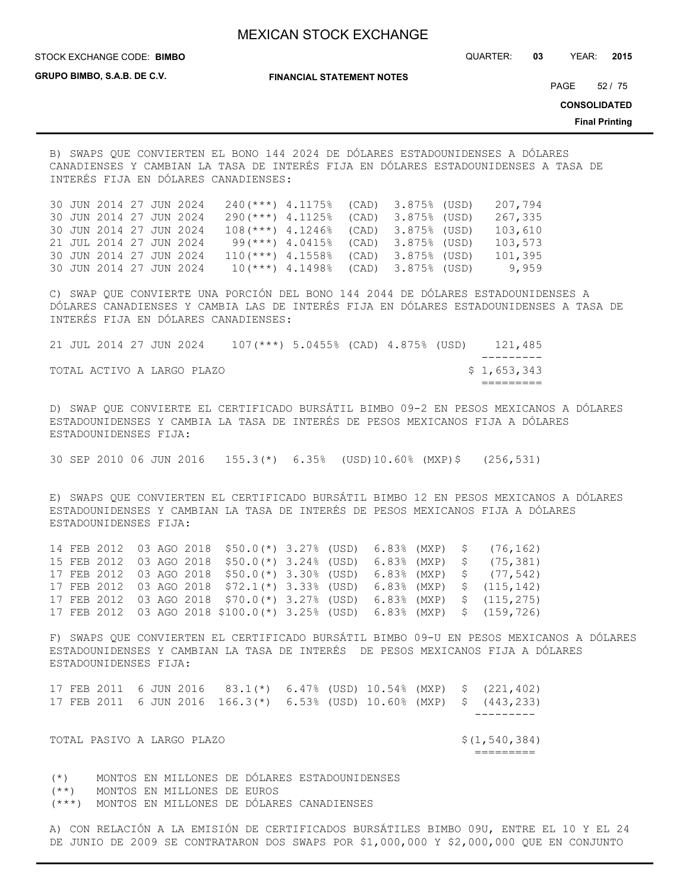B) SWAPS QUE CONVIERTEN EL BONO 144 2024 DE DÓLARES ESTADOUNIDENSES A DÓLARES CANADIENSES Y CAMBIAN LA TASA DE INTERÉS FIJA EN DÓLARES ESTADOUNIDENSES A TASA DE INTERÉS FIJA EN DÓLARES CANADIENSES:

| | | | | | |
|---|---|---|---|---|---|
| 30 JUN 2014 | 27 JUN 2024 | 240(***) | 4.1175% (CAD) | 3.875% (USD) | 207,794 |
| 30 JUN 2014 | 27 JUN 2024 | 290(***) | 4.1125% (CAD) | 3.875% (USD) | 267,335 |
| 30 JUN 2014 | 27 JUN 2024 | 108(***) | 4.1246% (CAD) | 3.875% (USD) | 103,610 |
| 21 JUL 2014 | 27 JUN 2024 | 99(***) | 4.0415% (CAD) | 3.875% (USD) | 103,573 |
| 30 JUN 2014 | 27 JUN 2024 | 110(***) | 4.1558% (CAD) | 3.875% (USD) | 101,395 |
| 30 JUN 2014 | 27 JUN 2024 | 10(***) | 4.1498% (CAD) | 3.875% (USD) | 9,959 |

C) SWAP QUE CONVIERTE UNA PORCIÓN DEL BONO 144 2044 DE DÓLARES ESTADOUNIDENSES A DÓLARES CANADIENSES Y CAMBIA LAS DE INTERÉS FIJA EN DÓLARES ESTADOUNIDENSES A TASA DE INTERÉS FIJA EN DÓLARES CANADIENSES:

| | | | | | |
|---|---|---|---|---|---|
| 21 JUL 2014 | 27 JUN 2024 | 107(***) | 5.0455% (CAD) | 4.875% (USD) | 121,485 |
| TOTAL ACTIVO A LARGO PLAZO | | | | | $ 1,653,343 |

D) SWAP QUE CONVIERTE EL CERTIFICADO BURSÁTIL BIMBO 09-2 EN PESOS MEXICANOS A DÓLARES ESTADOUNIDENSES Y CAMBIA LA TASA DE INTERÉS DE PESOS MEXICANOS FIJA A DÓLARES ESTADOUNIDENSES FIJA:

| | | | | | |
|---|---|---|---|---|---|
| 30 SEP 2010 | 06 JUN 2016 | 155.3(*) | 6.35% (USD) | 10.60% (MXP) | $ (256,531) |

E) SWAPS QUE CONVIERTEN EL CERTIFICADO BURSÁTIL BIMBO 12 EN PESOS MEXICANOS A DÓLARES ESTADOUNIDENSES Y CAMBIAN LA TASA DE INTERÉS DE PESOS MEXICANOS FIJA A DÓLARES ESTADOUNIDENSES FIJA:

| | | | | | |
|---|---|---|---|---|---|
| 14 FEB 2012 | 03 AGO 2018 | $50.0(*) | 3.27% (USD) | 6.83% (MXP) | $ (76,162) |
| 15 FEB 2012 | 03 AGO 2018 | $50.0(*) | 3.24% (USD) | 6.83% (MXP) | $ (75,381) |
| 17 FEB 2012 | 03 AGO 2018 | $50.0(*) | 3.30% (USD) | 6.83% (MXP) | $ (77,542) |
| 17 FEB 2012 | 03 AGO 2018 | $72.1(*) | 3.33% (USD) | 6.83% (MXP) | $ (115,142) |
| 17 FEB 2012 | 03 AGO 2018 | $70.0(*) | 3.27% (USD) | 6.83% (MXP) | $ (115,275) |
| 17 FEB 2012 | 03 AGO 2018 | $100.0(*) | 3.25% (USD) | 6.83% (MXP) | $ (159,726) |

F) SWAPS QUE CONVIERTEN EL CERTIFICADO BURSÁTIL BIMBO 09-U EN PESOS MEXICANOS A DÓLARES ESTADOUNIDENSES Y CAMBIAN LA TASA DE INTERÉS DE PESOS MEXICANOS FIJA A DÓLARES ESTADOUNIDENSES FIJA:

| | | | | | |
|---|---|---|---|---|---|
| 17 FEB 2011 | 6 JUN 2016 | 83.1(*) | 6.47% (USD) | 10.54% (MXP) | $ (221,402) |
| 17 FEB 2011 | 6 JUN 2016 | 166.3(*) | 6.53% (USD) | 10.60% (MXP) | $ (443,233) |
| TOTAL PASIVO A LARGO PLAZO | | | | | $(1,540,384) |

(*) MONTOS EN MILLONES DE DÓLARES ESTADOUNIDENSES
(**) MONTOS EN MILLONES DE EUROS
(***) MONTOS EN MILLONES DE DÓLARES CANADIENSES

A) CON RELACIÓN A LA EMISIÓN DE CERTIFICADOS BURSÁTILES BIMBO 09U, ENTRE EL 10 Y EL 24 DE JUNIO DE 2009 SE CONTRATARON DOS SWAPS POR $1,000,000 Y $2,000,000 QUE EN CONJUNTO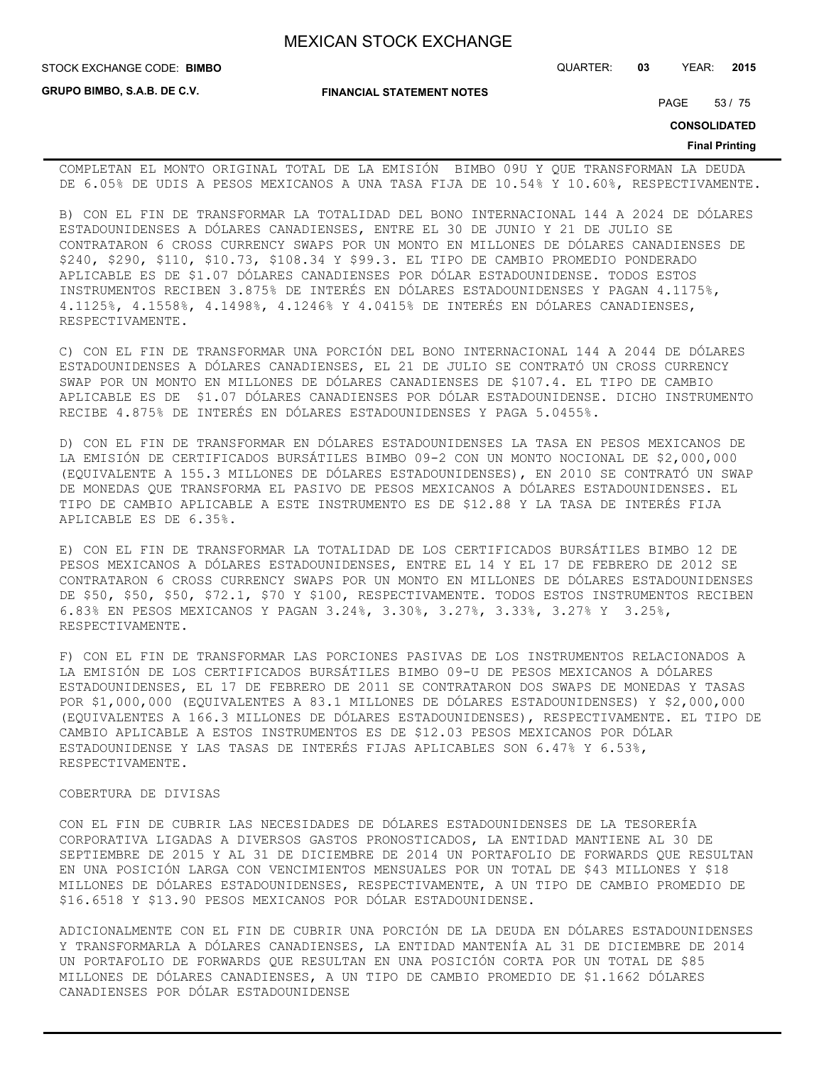COMPLETAN EL MONTO ORIGINAL TOTAL DE LA EMISIÓN BIMBO 09U Y QUE TRANSFORMAN LA DEUDA DE 6.05% DE UDIS A PESOS MEXICANOS A UNA TASA FIJA DE 10.54% Y 10.60%, RESPECTIVAMENTE.

B) CON EL FIN DE TRANSFORMAR LA TOTALIDAD DEL BONO INTERNACIONAL 144 A 2024 DE DÓLARES ESTADOUNIDENSES A DÓLARES CANADIENSES, ENTRE EL 30 DE JUNIO Y 21 DE JULIO SE CONTRATARON 6 CROSS CURRENCY SWAPS POR UN MONTO EN MILLONES DE DÓLARES CANADIENSES DE $240, $290, $110, $10.73, $108.34 Y $99.3. EL TIPO DE CAMBIO PROMEDIO PONDERADO APLICABLE ES DE $1.07 DÓLARES CANADIENSES POR DÓLAR ESTADOUNIDENSE. TODOS ESTOS INSTRUMENTOS RECIBEN 3.875% DE INTERÉS EN DÓLARES ESTADOUNIDENSES Y PAGAN 4.1175%, 4.1125%, 4.1558%, 4.1498%, 4.1246% Y 4.0415% DE INTERÉS EN DÓLARES CANADIENSES, RESPECTIVAMENTE.

C) CON EL FIN DE TRANSFORMAR UNA PORCIÓN DEL BONO INTERNACIONAL 144 A 2044 DE DÓLARES ESTADOUNIDENSES A DÓLARES CANADIENSES, EL 21 DE JULIO SE CONTRATÓ UN CROSS CURRENCY SWAP POR UN MONTO EN MILLONES DE DÓLARES CANADIENSES DE $107.4. EL TIPO DE CAMBIO APLICABLE ES DE $1.07 DÓLARES CANADIENSES POR DÓLAR ESTADOUNIDENSE. DICHO INSTRUMENTO RECIBE 4.875% DE INTERÉS EN DÓLARES ESTADOUNIDENSES Y PAGA 5.0455%.

D) CON EL FIN DE TRANSFORMAR EN DÓLARES ESTADOUNIDENSES LA TASA EN PESOS MEXICANOS DE LA EMISIÓN DE CERTIFICADOS BURSÁTILES BIMBO 09-2 CON UN MONTO NOCIONAL DE $2,000,000 (EQUIVALENTE A 155.3 MILLONES DE DÓLARES ESTADOUNIDENSES), EN 2010 SE CONTRATÓ UN SWAP DE MONEDAS QUE TRANSFORMA EL PASIVO DE PESOS MEXICANOS A DÓLARES ESTADOUNIDENSES. EL TIPO DE CAMBIO APLICABLE A ESTE INSTRUMENTO ES DE $12.88 Y LA TASA DE INTERÉS FIJA APLICABLE ES DE 6.35%.

E) CON EL FIN DE TRANSFORMAR LA TOTALIDAD DE LOS CERTIFICADOS BURSÁTILES BIMBO 12 DE PESOS MEXICANOS A DÓLARES ESTADOUNIDENSES, ENTRE EL 14 Y EL 17 DE FEBRERO DE 2012 SE CONTRATARON 6 CROSS CURRENCY SWAPS POR UN MONTO EN MILLONES DE DÓLARES ESTADOUNIDENSES DE $50, $50, $50, $72.1, $70 Y $100, RESPECTIVAMENTE. TODOS ESTOS INSTRUMENTOS RECIBEN 6.83% EN PESOS MEXICANOS Y PAGAN 3.24%, 3.30%, 3.27%, 3.33%, 3.27% Y 3.25%, RESPECTIVAMENTE.

F) CON EL FIN DE TRANSFORMAR LAS PORCIONES PASIVAS DE LOS INSTRUMENTOS RELACIONADOS A LA EMISIÓN DE LOS CERTIFICADOS BURSÁTILES BIMBO 09-U DE PESOS MEXICANOS A DÓLARES ESTADOUNIDENSES, EL 17 DE FEBRERO DE 2011 SE CONTRATARON DOS SWAPS DE MONEDAS Y TASAS POR $1,000,000 (EQUIVALENTES A 83.1 MILLONES DE DÓLARES ESTADOUNIDENSES) Y $2,000,000 (EQUIVALENTES A 166.3 MILLONES DE DÓLARES ESTADOUNIDENSES), RESPECTIVAMENTE. EL TIPO DE CAMBIO APLICABLE A ESTOS INSTRUMENTOS ES DE $12.03 PESOS MEXICANOS POR DÓLAR ESTADOUNIDENSE Y LAS TASAS DE INTERÉS FIJAS APLICABLES SON 6.47% Y 6.53%, RESPECTIVAMENTE.

COBERTURA DE DIVISAS

CON EL FIN DE CUBRIR LAS NECESIDADES DE DÓLARES ESTADOUNIDENSES DE LA TESORERÍA CORPORATIVA LIGADAS A DIVERSOS GASTOS PRONOSTICADOS, LA ENTIDAD MANTIENE AL 30 DE SEPTIEMBRE DE 2015 Y AL 31 DE DICIEMBRE DE 2014 UN PORTAFOLIO DE FORWARDS QUE RESULTAN EN UNA POSICIÓN LARGA CON VENCIMIENTOS MENSUALES POR UN TOTAL DE $43 MILLONES Y $18 MILLONES DE DÓLARES ESTADOUNIDENSES, RESPECTIVAMENTE, A UN TIPO DE CAMBIO PROMEDIO DE $16.6518 Y $13.90 PESOS MEXICANOS POR DÓLAR ESTADOUNIDENSE.

ADICIONALMENTE CON EL FIN DE CUBRIR UNA PORCIÓN DE LA DEUDA EN DÓLARES ESTADOUNIDENSES Y TRANSFORMARLA A DÓLARES CANADIENSES, LA ENTIDAD MANTENÍA AL 31 DE DICIEMBRE DE 2014 UN PORTAFOLIO DE FORWARDS QUE RESULTAN EN UNA POSICIÓN CORTA POR UN TOTAL DE $85 MILLONES DE DÓLARES CANADIENSES, A UN TIPO DE CAMBIO PROMEDIO DE $1.1662 DÓLARES CANADIENSES POR DÓLAR ESTADOUNIDENSE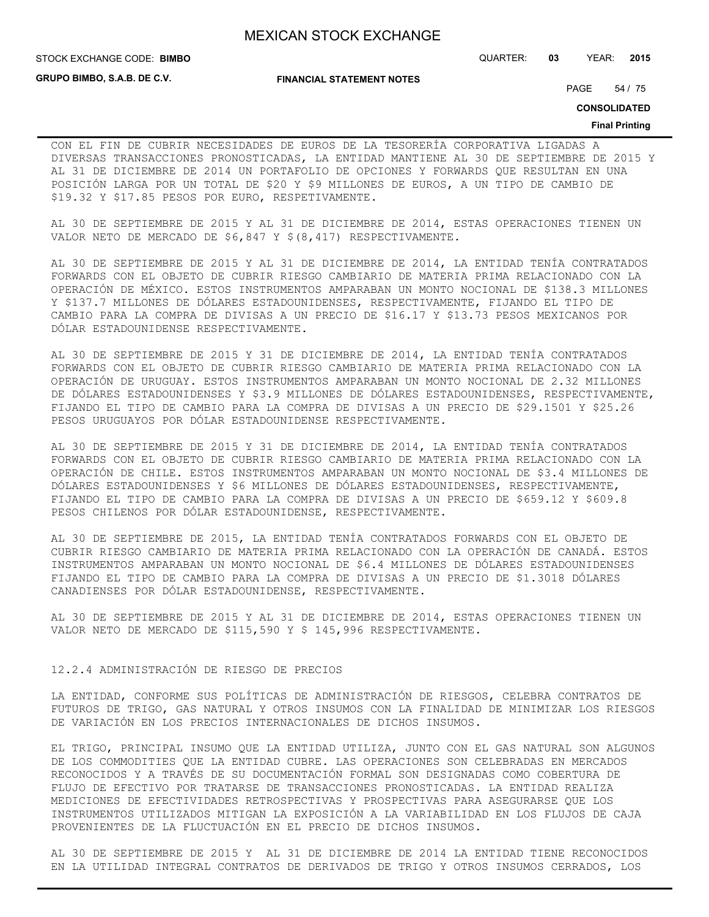CON EL FIN DE CUBRIR NECESIDADES DE EUROS DE LA TESORERÍA CORPORATIVA LIGADAS A DIVERSAS TRANSACCIONES PRONOSTICADAS, LA ENTIDAD MANTIENE AL 30 DE SEPTIEMBRE DE 2015 Y AL 31 DE DICIEMBRE DE 2014 UN PORTAFOLIO DE OPCIONES Y FORWARDS QUE RESULTAN EN UNA POSICIÓN LARGA POR UN TOTAL DE $20 Y $9 MILLONES DE EUROS, A UN TIPO DE CAMBIO DE $19.32 Y $17.85 PESOS POR EURO, RESPETIVAMENTE.

AL 30 DE SEPTIEMBRE DE 2015 Y AL 31 DE DICIEMBRE DE 2014, ESTAS OPERACIONES TIENEN UN VALOR NETO DE MERCADO DE $6,847 Y $(8,417) RESPECTIVAMENTE.

AL 30 DE SEPTIEMBRE DE 2015 Y AL 31 DE DICIEMBRE DE 2014, LA ENTIDAD TENÍA CONTRATADOS FORWARDS CON EL OBJETO DE CUBRIR RIESGO CAMBIARIO DE MATERIA PRIMA RELACIONADO CON LA OPERACIÓN DE MÉXICO. ESTOS INSTRUMENTOS AMPARABAN UN MONTO NOCIONAL DE $138.3 MILLONES Y $137.7 MILLONES DE DÓLARES ESTADOUNIDENSES, RESPECTIVAMENTE, FIJANDO EL TIPO DE CAMBIO PARA LA COMPRA DE DIVISAS A UN PRECIO DE $16.17 Y $13.73 PESOS MEXICANOS POR DÓLAR ESTADOUNIDENSE RESPECTIVAMENTE.

AL 30 DE SEPTIEMBRE DE 2015 Y 31 DE DICIEMBRE DE 2014, LA ENTIDAD TENÍA CONTRATADOS FORWARDS CON EL OBJETO DE CUBRIR RIESGO CAMBIARIO DE MATERIA PRIMA RELACIONADO CON LA OPERACIÓN DE URUGUAY. ESTOS INSTRUMENTOS AMPARABAN UN MONTO NOCIONAL DE 2.32 MILLONES DE DÓLARES ESTADOUNIDENSES Y $3.9 MILLONES DE DÓLARES ESTADOUNIDENSES, RESPECTIVAMENTE, FIJANDO EL TIPO DE CAMBIO PARA LA COMPRA DE DIVISAS A UN PRECIO DE $29.1501 Y $25.26 PESOS URUGUAYOS POR DÓLAR ESTADOUNIDENSE RESPECTIVAMENTE.

AL 30 DE SEPTIEMBRE DE 2015 Y 31 DE DICIEMBRE DE 2014, LA ENTIDAD TENÍA CONTRATADOS FORWARDS CON EL OBJETO DE CUBRIR RIESGO CAMBIARIO DE MATERIA PRIMA RELACIONADO CON LA OPERACIÓN DE CHILE. ESTOS INSTRUMENTOS AMPARABAN UN MONTO NOCIONAL DE $3.4 MILLONES DE DÓLARES ESTADOUNIDENSES Y $6 MILLONES DE DÓLARES ESTADOUNIDENSES, RESPECTIVAMENTE, FIJANDO EL TIPO DE CAMBIO PARA LA COMPRA DE DIVISAS A UN PRECIO DE $659.12 Y $609.8 PESOS CHILENOS POR DÓLAR ESTADOUNIDENSE, RESPECTIVAMENTE.

AL 30 DE SEPTIEMBRE DE 2015, LA ENTIDAD TENÍA CONTRATADOS FORWARDS CON EL OBJETO DE CUBRIR RIESGO CAMBIARIO DE MATERIA PRIMA RELACIONADO CON LA OPERACIÓN DE CANADÁ. ESTOS INSTRUMENTOS AMPARABAN UN MONTO NOCIONAL DE $6.4 MILLONES DE DÓLARES ESTADOUNIDENSES FIJANDO EL TIPO DE CAMBIO PARA LA COMPRA DE DIVISAS A UN PRECIO DE $1.3018 DÓLARES CANADIENSES POR DÓLAR ESTADOUNIDENSE, RESPECTIVAMENTE.

AL 30 DE SEPTIEMBRE DE 2015 Y AL 31 DE DICIEMBRE DE 2014, ESTAS OPERACIONES TIENEN UN VALOR NETO DE MERCADO DE $115,590 Y $ 145,996 RESPECTIVAMENTE.

### 12.2.4 ADMINISTRACIÓN DE RIESGO DE PRECIOS

LA ENTIDAD, CONFORME SUS POLÍTICAS DE ADMINISTRACIÓN DE RIESGOS, CELEBRA CONTRATOS DE FUTUROS DE TRIGO, GAS NATURAL Y OTROS INSUMOS CON LA FINALIDAD DE MINIMIZAR LOS RIESGOS DE VARIACIÓN EN LOS PRECIOS INTERNACIONALES DE DICHOS INSUMOS.

EL TRIGO, PRINCIPAL INSUMO QUE LA ENTIDAD UTILIZA, JUNTO CON EL GAS NATURAL SON ALGUNOS DE LOS COMMODITIES QUE LA ENTIDAD CUBRE. LAS OPERACIONES SON CELEBRADAS EN MERCADOS RECONOCIDOS Y A TRAVÉS DE SU DOCUMENTACIÓN FORMAL SON DESIGNADAS COMO COBERTURA DE FLUJO DE EFECTIVO POR TRATARSE DE TRANSACCIONES PRONOSTICADAS. LA ENTIDAD REALIZA MEDICIONES DE EFECTIVIDADES RETROSPECTIVAS Y PROSPECTIVAS PARA ASEGURARSE QUE LOS INSTRUMENTOS UTILIZADOS MITIGAN LA EXPOSICIÓN A LA VARIABILIDAD EN LOS FLUJOS DE CAJA PROVENIENTES DE LA FLUCTUACIÓN EN EL PRECIO DE DICHOS INSUMOS.

AL 30 DE SEPTIEMBRE DE 2015 Y AL 31 DE DICIEMBRE DE 2014 LA ENTIDAD TIENE RECONOCIDOS EN LA UTILIDAD INTEGRAL CONTRATOS DE DERIVADOS DE TRIGO Y OTROS INSUMOS CERRADOS, LOS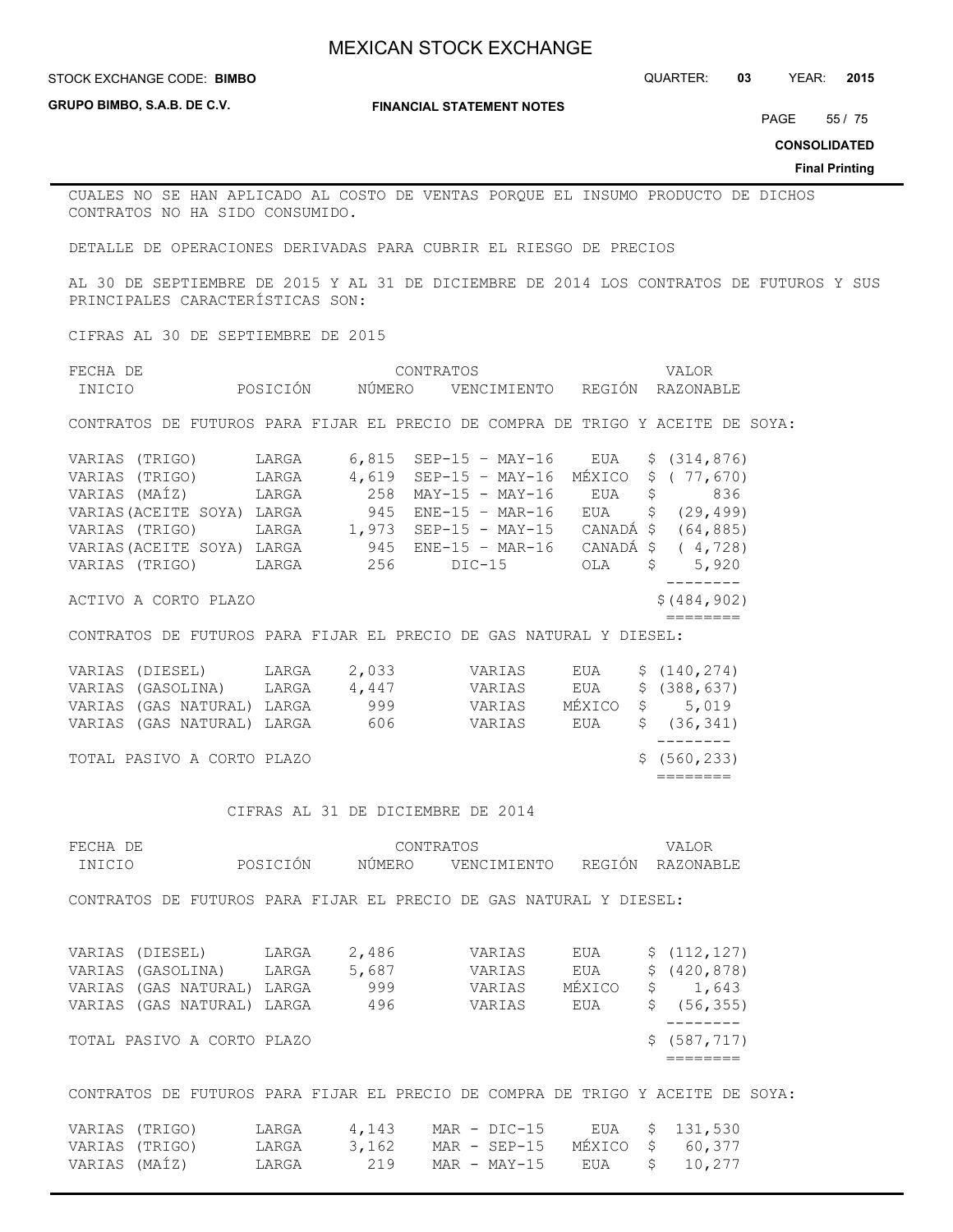CUALES NO SE HAN APLICADO AL COSTO DE VENTAS PORQUE EL INSUMO PRODUCTO DE DICHOS CONTRATOS NO HA SIDO CONSUMIDO.

DETALLE DE OPERACIONES DERIVADAS PARA CUBRIR EL RIESGO DE PRECIOS

AL 30 DE SEPTIEMBRE DE 2015 Y AL 31 DE DICIEMBRE DE 2014 LOS CONTRATOS DE FUTUROS Y SUS PRINCIPALES CARACTERÍSTICAS SON:

CIFRAS AL 30 DE SEPTIEMBRE DE 2015

| FECHA DE INICIO | POSICIÓN | CONTRATOS NÚMERO | VENCIMIENTO | REGIÓN | VALOR RAZONABLE |
|---|---|---|---|---|---|
| CONTRATOS DE FUTUROS PARA FIJAR EL PRECIO DE COMPRA DE TRIGO Y ACEITE DE SOYA: | | | | | |
| VARIAS (TRIGO) | LARGA | 6,815 | SEP-15 - MAY-16 | EUA | $ (314,876) |
| VARIAS (TRIGO) | LARGA | 4,619 | SEP-15 - MAY-16 | MÉXICO | $ ( 77,670) |
| VARIAS (MAÍZ) | LARGA | 258 | MAY-15 - MAY-16 | EUA | $ 836 |
| VARIAS(ACEITE SOYA) | LARGA | 945 | ENE-15 - MAR-16 | EUA | $ (29,499) |
| VARIAS (TRIGO) | LARGA | 1,973 | SEP-15 - MAY-15 | CANADÁ | $ (64,885) |
| VARIAS(ACEITE SOYA) | LARGA | 945 | ENE-15 - MAR-16 | CANADÁ | $ ( 4,728) |
| VARIAS (TRIGO) | LARGA | 256 | DIC-15 | OLA | $ 5,920 |
| ACTIVO A CORTO PLAZO | | | | | $(484,902) |
| CONTRATOS DE FUTUROS PARA FIJAR EL PRECIO DE GAS NATURAL Y DIESEL: | | | | | |
| VARIAS (DIESEL) | LARGA | 2,033 | VARIAS | EUA | $ (140,274) |
| VARIAS (GASOLINA) | LARGA | 4,447 | VARIAS | EUA | $ (388,637) |
| VARIAS (GAS NATURAL) | LARGA | 999 | VARIAS | MÉXICO | $ 5,019 |
| VARIAS (GAS NATURAL) | LARGA | 606 | VARIAS | EUA | $ (36,341) |
| TOTAL PASIVO A CORTO PLAZO | | | | | $ (560,233) |

CIFRAS AL 31 DE DICIEMBRE DE 2014

| FECHA DE INICIO | POSICIÓN | CONTRATOS NÚMERO | VENCIMIENTO | REGIÓN | VALOR RAZONABLE |
|---|---|---|---|---|---|
| CONTRATOS DE FUTUROS PARA FIJAR EL PRECIO DE GAS NATURAL Y DIESEL: | | | | | |
| VARIAS (DIESEL) | LARGA | 2,486 | VARIAS | EUA | $ (112,127) |
| VARIAS (GASOLINA) | LARGA | 5,687 | VARIAS | EUA | $ (420,878) |
| VARIAS (GAS NATURAL) | LARGA | 999 | VARIAS | MÉXICO | $ 1,643 |
| VARIAS (GAS NATURAL) | LARGA | 496 | VARIAS | EUA | $ (56,355) |
| TOTAL PASIVO A CORTO PLAZO | | | | | $ (587,717) |
| CONTRATOS DE FUTUROS PARA FIJAR EL PRECIO DE COMPRA DE TRIGO Y ACEITE DE SOYA: | | | | | |
| VARIAS (TRIGO) | LARGA | 4,143 | MAR - DIC-15 | EUA | $ 131,530 |
| VARIAS (TRIGO) | LARGA | 3,162 | MAR - SEP-15 | MÉXICO | $ 60,377 |
| VARIAS (MAÍZ) | LARGA | 219 | MAR - MAY-15 | EUA | $ 10,277 |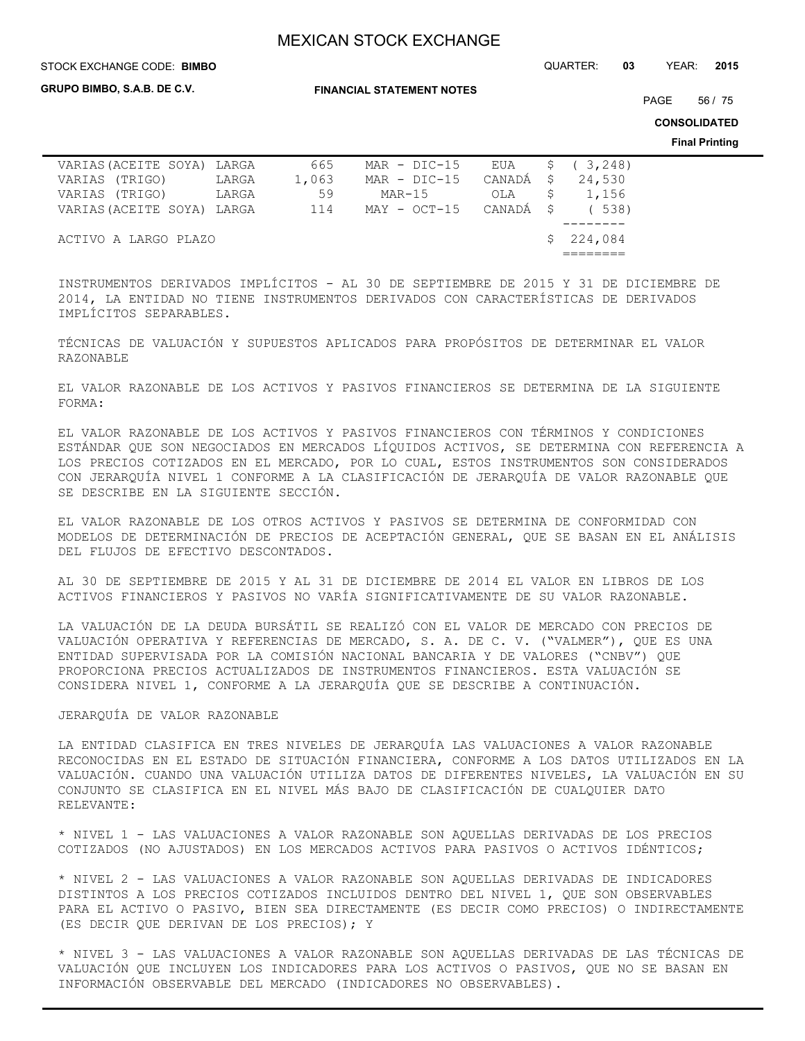| | | | | | |
|---|---|---|---|---|---|
| VARIAS (ACEITE SOYA) | LARGA | 665 | MAR - DIC-15 | EUA | $ ( 3,248) |
| VARIAS (TRIGO) | LARGA | 1,063 | MAR - DIC-15 | CANADÁ | $ 24,530 |
| VARIAS (TRIGO) | LARGA | 59 | MAR-15 | OLA | $ 1,156 |
| VARIAS (ACEITE SOYA) | LARGA | 114 | MAY - OCT-15 | CANADÁ | $ ( 538) |
| ACTIVO A LARGO PLAZO | | | | | $ 224,084 |

INSTRUMENTOS DERIVADOS IMPLÍCITOS - AL 30 DE SEPTIEMBRE DE 2015 Y 31 DE DICIEMBRE DE 2014, LA ENTIDAD NO TIENE INSTRUMENTOS DERIVADOS CON CARACTERÍSTICAS DE DERIVADOS IMPLÍCITOS SEPARABLES.

TÉCNICAS DE VALUACIÓN Y SUPUESTOS APLICADOS PARA PROPÓSITOS DE DETERMINAR EL VALOR RAZONABLE

EL VALOR RAZONABLE DE LOS ACTIVOS Y PASIVOS FINANCIEROS SE DETERMINA DE LA SIGUIENTE FORMA:

EL VALOR RAZONABLE DE LOS ACTIVOS Y PASIVOS FINANCIEROS CON TÉRMINOS Y CONDICIONES ESTÁNDAR QUE SON NEGOCIADOS EN MERCADOS LÍQUIDOS ACTIVOS, SE DETERMINA CON REFERENCIA A LOS PRECIOS COTIZADOS EN EL MERCADO, POR LO CUAL, ESTOS INSTRUMENTOS SON CONSIDERADOS CON JERARQUÍA NIVEL 1 CONFORME A LA CLASIFICACIÓN DE JERARQUÍA DE VALOR RAZONABLE QUE SE DESCRIBE EN LA SIGUIENTE SECCIÓN.

EL VALOR RAZONABLE DE LOS OTROS ACTIVOS Y PASIVOS SE DETERMINA DE CONFORMIDAD CON MODELOS DE DETERMINACIÓN DE PRECIOS DE ACEPTACIÓN GENERAL, QUE SE BASAN EN EL ANÁLISIS DEL FLUJOS DE EFECTIVO DESCONTADOS.

AL 30 DE SEPTIEMBRE DE 2015 Y AL 31 DE DICIEMBRE DE 2014 EL VALOR EN LIBROS DE LOS ACTIVOS FINANCIEROS Y PASIVOS NO VARÍA SIGNIFICATIVAMENTE DE SU VALOR RAZONABLE.

LA VALUACIÓN DE LA DEUDA BURSÁTIL SE REALIZÓ CON EL VALOR DE MERCADO CON PRECIOS DE VALUACIÓN OPERATIVA Y REFERENCIAS DE MERCADO, S. A. DE C. V. ("VALMER"), QUE ES UNA ENTIDAD SUPERVISADA POR LA COMISIÓN NACIONAL BANCARIA Y DE VALORES ("CNBV") QUE PROPORCIONA PRECIOS ACTUALIZADOS DE INSTRUMENTOS FINANCIEROS. ESTA VALUACIÓN SE CONSIDERA NIVEL 1, CONFORME A LA JERARQUÍA QUE SE DESCRIBE A CONTINUACIÓN.

JERARQUÍA DE VALOR RAZONABLE

LA ENTIDAD CLASIFICA EN TRES NIVELES DE JERARQUÍA LAS VALUACIONES A VALOR RAZONABLE RECONOCIDAS EN EL ESTADO DE SITUACIÓN FINANCIERA, CONFORME A LOS DATOS UTILIZADOS EN LA VALUACIÓN. CUANDO UNA VALUACIÓN UTILIZA DATOS DE DIFERENTES NIVELES, LA VALUACIÓN EN SU CONJUNTO SE CLASIFICA EN EL NIVEL MÁS BAJO DE CLASIFICACIÓN DE CUALQUIER DATO RELEVANTE:

* NIVEL 1 - LAS VALUACIONES A VALOR RAZONABLE SON AQUELLAS DERIVADAS DE LOS PRECIOS COTIZADOS (NO AJUSTADOS) EN LOS MERCADOS ACTIVOS PARA PASIVOS O ACTIVOS IDÉNTICOS;

* NIVEL 2 - LAS VALUACIONES A VALOR RAZONABLE SON AQUELLAS DERIVADAS DE INDICADORES DISTINTOS A LOS PRECIOS COTIZADOS INCLUIDOS DENTRO DEL NIVEL 1, QUE SON OBSERVABLES PARA EL ACTIVO O PASIVO, BIEN SEA DIRECTAMENTE (ES DECIR COMO PRECIOS) O INDIRECTAMENTE (ES DECIR QUE DERIVAN DE LOS PRECIOS); Y

* NIVEL 3 - LAS VALUACIONES A VALOR RAZONABLE SON AQUELLAS DERIVADAS DE LAS TÉCNICAS DE VALUACIÓN QUE INCLUYEN LOS INDICADORES PARA LOS ACTIVOS O PASIVOS, QUE NO SE BASAN EN INFORMACIÓN OBSERVABLE DEL MERCADO (INDICADORES NO OBSERVABLES).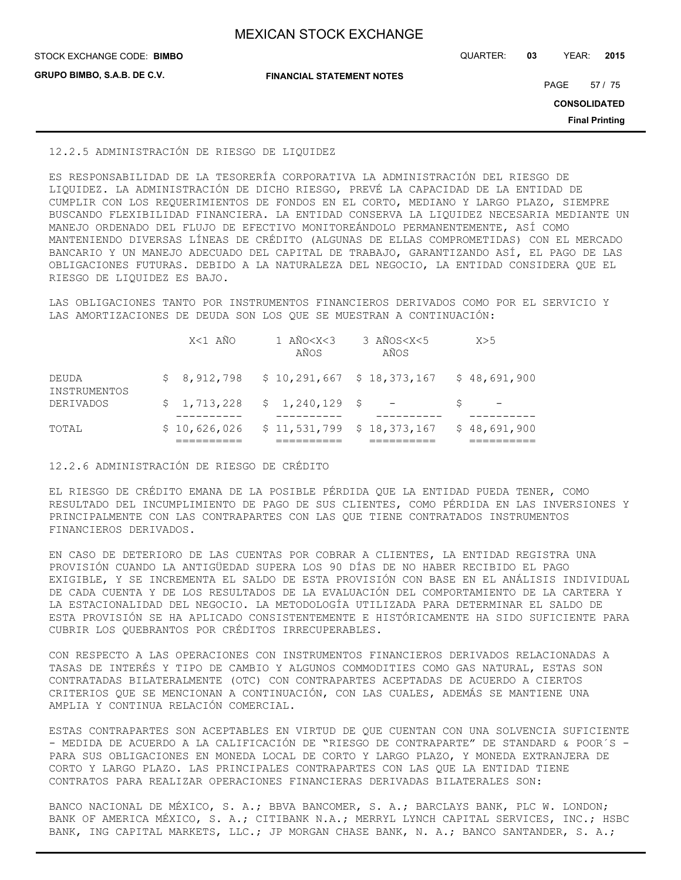### 12.2.5 ADMINISTRACIÓN DE RIESGO DE LIQUIDEZ

ES RESPONSABILIDAD DE LA TESORERÍA CORPORATIVA LA ADMINISTRACIÓN DEL RIESGO DE LIQUIDEZ. LA ADMINISTRACIÓN DE DICHO RIESGO, PREVÉ LA CAPACIDAD DE LA ENTIDAD DE CUMPLIR CON LOS REQUERIMIENTOS DE FONDOS EN EL CORTO, MEDIANO Y LARGO PLAZO, SIEMPRE BUSCANDO FLEXIBILIDAD FINANCIERA. LA ENTIDAD CONSERVA LA LIQUIDEZ NECESARIA MEDIANTE UN MANEJO ORDENADO DEL FLUJO DE EFECTIVO MONITOREÁNDOLO PERMANENTEMENTE, ASÍ COMO MANTENIENDO DIVERSAS LÍNEAS DE CRÉDITO (ALGUNAS DE ELLAS COMPROMETIDAS) CON EL MERCADO BANCARIO Y UN MANEJO ADECUADO DEL CAPITAL DE TRABAJO, GARANTIZANDO ASÍ, EL PAGO DE LAS OBLIGACIONES FUTURAS. DEBIDO A LA NATURALEZA DEL NEGOCIO, LA ENTIDAD CONSIDERA QUE EL RIESGO DE LIQUIDEZ ES BAJO.

LAS OBLIGACIONES TANTO POR INSTRUMENTOS FINANCIEROS DERIVADOS COMO POR EL SERVICIO Y LAS AMORTIZACIONES DE DEUDA SON LOS QUE SE MUESTRAN A CONTINUACIÓN:

| | X<1 AÑO | 1 AÑO<X<3 AÑOS | 3 AÑOS<X<5 AÑOS | X>5 |
|---|---|---|---|---|
| DEUDA | $ 8,912,798 | $ 10,291,667 | $ 18,373,167 | $ 48,691,900 |
| INSTRUMENTOS DERIVADOS | $ 1,713,228 | $ 1,240,129 | $ - | $ - |
| TOTAL | $ 10,626,026 | $ 11,531,799 | $ 18,373,167 | $ 48,691,900 |

### 12.2.6 ADMINISTRACIÓN DE RIESGO DE CRÉDITO

EL RIESGO DE CRÉDITO EMANA DE LA POSIBLE PÉRDIDA QUE LA ENTIDAD PUEDA TENER, COMO RESULTADO DEL INCUMPLIMIENTO DE PAGO DE SUS CLIENTES, COMO PÉRDIDA EN LAS INVERSIONES Y PRINCIPALMENTE CON LAS CONTRAPARTES CON LAS QUE TIENE CONTRATADOS INSTRUMENTOS FINANCIEROS DERIVADOS.

EN CASO DE DETERIORO DE LAS CUENTAS POR COBRAR A CLIENTES, LA ENTIDAD REGISTRA UNA PROVISIÓN CUANDO LA ANTIGÜEDAD SUPERA LOS 90 DÍAS DE NO HABER RECIBIDO EL PAGO EXIGIBLE, Y SE INCREMENTA EL SALDO DE ESTA PROVISIÓN CON BASE EN EL ANÁLISIS INDIVIDUAL DE CADA CUENTA Y DE LOS RESULTADOS DE LA EVALUACIÓN DEL COMPORTAMIENTO DE LA CARTERA Y LA ESTACIONALIDAD DEL NEGOCIO. LA METODOLOGÍA UTILIZADA PARA DETERMINAR EL SALDO DE ESTA PROVISIÓN SE HA APLICADO CONSISTENTEMENTE E HISTÓRICAMENTE HA SIDO SUFICIENTE PARA CUBRIR LOS QUEBRANTOS POR CRÉDITOS IRRECUPERABLES.

CON RESPECTO A LAS OPERACIONES CON INSTRUMENTOS FINANCIEROS DERIVADOS RELACIONADAS A TASAS DE INTERÉS Y TIPO DE CAMBIO Y ALGUNOS COMMODITIES COMO GAS NATURAL, ESTAS SON CONTRATADAS BILATERALMENTE (OTC) CON CONTRAPARTES ACEPTADAS DE ACUERDO A CIERTOS CRITERIOS QUE SE MENCIONAN A CONTINUACIÓN, CON LAS CUALES, ADEMÁS SE MANTIENE UNA AMPLIA Y CONTINUA RELACIÓN COMERCIAL.

ESTAS CONTRAPARTES SON ACEPTABLES EN VIRTUD DE QUE CUENTAN CON UNA SOLVENCIA SUFICIENTE - MEDIDA DE ACUERDO A LA CALIFICACIÓN DE "RIESGO DE CONTRAPARTE" DE STANDARD & POOR´S - PARA SUS OBLIGACIONES EN MONEDA LOCAL DE CORTO Y LARGO PLAZO, Y MONEDA EXTRANJERA DE CORTO Y LARGO PLAZO. LAS PRINCIPALES CONTRAPARTES CON LAS QUE LA ENTIDAD TIENE CONTRATOS PARA REALIZAR OPERACIONES FINANCIERAS DERIVADAS BILATERALES SON:

BANCO NACIONAL DE MÉXICO, S. A.; BBVA BANCOMER, S. A.; BARCLAYS BANK, PLC W. LONDON; BANK OF AMERICA MÉXICO, S. A.; CITIBANK N.A.; MERRYL LYNCH CAPITAL SERVICES, INC.; HSBC BANK, ING CAPITAL MARKETS, LLC.; JP MORGAN CHASE BANK, N. A.; BANCO SANTANDER, S. A.;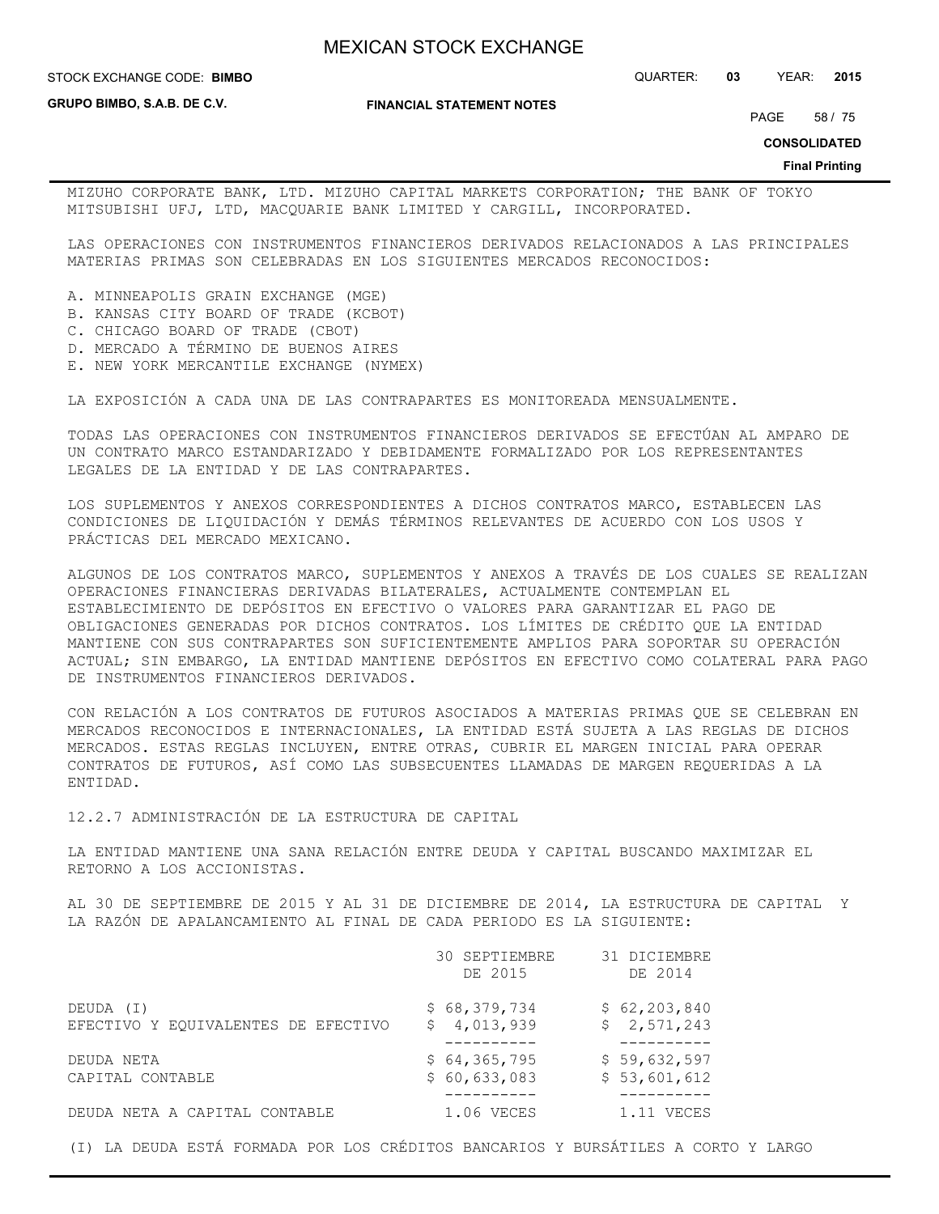MIZUHO CORPORATE BANK, LTD. MIZUHO CAPITAL MARKETS CORPORATION; THE BANK OF TOKYO MITSUBISHI UFJ, LTD, MACQUARIE BANK LIMITED Y CARGILL, INCORPORATED.

LAS OPERACIONES CON INSTRUMENTOS FINANCIEROS DERIVADOS RELACIONADOS A LAS PRINCIPALES MATERIAS PRIMAS SON CELEBRADAS EN LOS SIGUIENTES MERCADOS RECONOCIDOS:

A. MINNEAPOLIS GRAIN EXCHANGE (MGE)
B. KANSAS CITY BOARD OF TRADE (KCBOT)
C. CHICAGO BOARD OF TRADE (CBOT)
D. MERCADO A TÉRMINO DE BUENOS AIRES
E. NEW YORK MERCANTILE EXCHANGE (NYMEX)

LA EXPOSICIÓN A CADA UNA DE LAS CONTRAPARTES ES MONITOREADA MENSUALMENTE.

TODAS LAS OPERACIONES CON INSTRUMENTOS FINANCIEROS DERIVADOS SE EFECTÚAN AL AMPARO DE UN CONTRATO MARCO ESTANDARIZADO Y DEBIDAMENTE FORMALIZADO POR LOS REPRESENTANTES LEGALES DE LA ENTIDAD Y DE LAS CONTRAPARTES.

LOS SUPLEMENTOS Y ANEXOS CORRESPONDIENTES A DICHOS CONTRATOS MARCO, ESTABLECEN LAS CONDICIONES DE LIQUIDACIÓN Y DEMÁS TÉRMINOS RELEVANTES DE ACUERDO CON LOS USOS Y PRÁCTICAS DEL MERCADO MEXICANO.

ALGUNOS DE LOS CONTRATOS MARCO, SUPLEMENTOS Y ANEXOS A TRAVÉS DE LOS CUALES SE REALIZAN OPERACIONES FINANCIERAS DERIVADAS BILATERALES, ACTUALMENTE CONTEMPLAN EL ESTABLECIMIENTO DE DEPÓSITOS EN EFECTIVO O VALORES PARA GARANTIZAR EL PAGO DE OBLIGACIONES GENERADAS POR DICHOS CONTRATOS. LOS LÍMITES DE CRÉDITO QUE LA ENTIDAD MANTIENE CON SUS CONTRAPARTES SON SUFICIENTEMENTE AMPLIOS PARA SOPORTAR SU OPERACIÓN ACTUAL; SIN EMBARGO, LA ENTIDAD MANTIENE DEPÓSITOS EN EFECTIVO COMO COLATERAL PARA PAGO DE INSTRUMENTOS FINANCIEROS DERIVADOS.

CON RELACIÓN A LOS CONTRATOS DE FUTUROS ASOCIADOS A MATERIAS PRIMAS QUE SE CELEBRAN EN MERCADOS RECONOCIDOS E INTERNACIONALES, LA ENTIDAD ESTÁ SUJETA A LAS REGLAS DE DICHOS MERCADOS. ESTAS REGLAS INCLUYEN, ENTRE OTRAS, CUBRIR EL MARGEN INICIAL PARA OPERAR CONTRATOS DE FUTUROS, ASÍ COMO LAS SUBSECUENTES LLAMADAS DE MARGEN REQUERIDAS A LA ENTIDAD.

12.2.7 ADMINISTRACIÓN DE LA ESTRUCTURA DE CAPITAL

LA ENTIDAD MANTIENE UNA SANA RELACIÓN ENTRE DEUDA Y CAPITAL BUSCANDO MAXIMIZAR EL RETORNO A LOS ACCIONISTAS.

AL 30 DE SEPTIEMBRE DE 2015 Y AL 31 DE DICIEMBRE DE 2014, LA ESTRUCTURA DE CAPITAL Y LA RAZÓN DE APALANCAMIENTO AL FINAL DE CADA PERIODO ES LA SIGUIENTE:

| | 30 SEPTIEMBRE DE 2015 | 31 DICIEMBRE DE 2014 |
|---|---|---|
| DEUDA (I) | $ 68,379,734 | $ 62,203,840 |
| EFECTIVO Y EQUIVALENTES DE EFECTIVO | $ 4,013,939 | $ 2,571,243 |
| DEUDA NETA | $ 64,365,795 | $ 59,632,597 |
| CAPITAL CONTABLE | $ 60,633,083 | $ 53,601,612 |
| DEUDA NETA A CAPITAL CONTABLE | 1.06 VECES | 1.11 VECES |

(I) LA DEUDA ESTÁ FORMADA POR LOS CRÉDITOS BANCARIOS Y BURSÁTILES A CORTO Y LARGO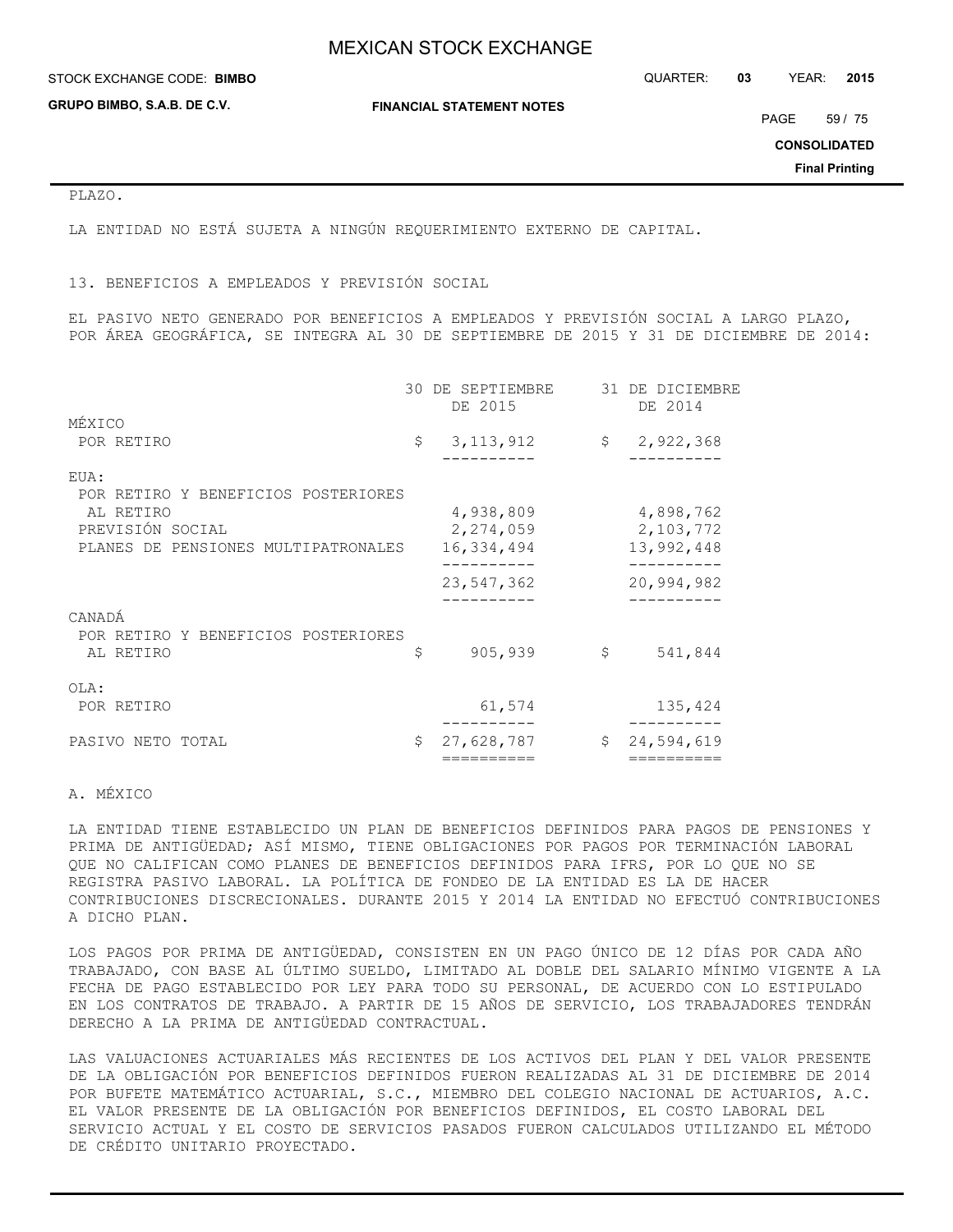PLAZO.

LA ENTIDAD NO ESTÁ SUJETA A NINGÚN REQUERIMIENTO EXTERNO DE CAPITAL.

## 13. BENEFICIOS A EMPLEADOS Y PREVISIÓN SOCIAL

EL PASIVO NETO GENERADO POR BENEFICIOS A EMPLEADOS Y PREVISIÓN SOCIAL A LARGO PLAZO, POR ÁREA GEOGRÁFICA, SE INTEGRA AL 30 DE SEPTIEMBRE DE 2015 Y 31 DE DICIEMBRE DE 2014:

| | 30 DE SEPTIEMBRE DE 2015 | 31 DE DICIEMBRE DE 2014 |
|---|---|---|
| MÉXICO | | |
| POR RETIRO | $ 3,113,912 | $ 2,922,368 |
| EUA: | | |
| POR RETIRO Y BENEFICIOS POSTERIORES AL RETIRO | 4,938,809 | 4,898,762 |
| PREVISIÓN SOCIAL | 2,274,059 | 2,103,772 |
| PLANES DE PENSIONES MULTIPATRONALES | 16,334,494 | 13,992,448 |
| | 23,547,362 | 20,994,982 |
| CANADÁ | | |
| POR RETIRO Y BENEFICIOS POSTERIORES AL RETIRO | $ 905,939 | $ 541,844 |
| OLA: | | |
| POR RETIRO | 61,574 | 135,424 |
| PASIVO NETO TOTAL | $ 27,628,787 | $ 24,594,619 |

A. MÉXICO

LA ENTIDAD TIENE ESTABLECIDO UN PLAN DE BENEFICIOS DEFINIDOS PARA PAGOS DE PENSIONES Y PRIMA DE ANTIGÜEDAD; ASÍ MISMO, TIENE OBLIGACIONES POR PAGOS POR TERMINACIÓN LABORAL QUE NO CALIFICAN COMO PLANES DE BENEFICIOS DEFINIDOS PARA IFRS, POR LO QUE NO SE REGISTRA PASIVO LABORAL. LA POLÍTICA DE FONDEO DE LA ENTIDAD ES LA DE HACER CONTRIBUCIONES DISCRECIONALES. DURANTE 2015 Y 2014 LA ENTIDAD NO EFECTUÓ CONTRIBUCIONES A DICHO PLAN.

LOS PAGOS POR PRIMA DE ANTIGÜEDAD, CONSISTEN EN UN PAGO ÚNICO DE 12 DÍAS POR CADA AÑO TRABAJADO, CON BASE AL ÚLTIMO SUELDO, LIMITADO AL DOBLE DEL SALARIO MÍNIMO VIGENTE A LA FECHA DE PAGO ESTABLECIDO POR LEY PARA TODO SU PERSONAL, DE ACUERDO CON LO ESTIPULADO EN LOS CONTRATOS DE TRABAJO. A PARTIR DE 15 AÑOS DE SERVICIO, LOS TRABAJADORES TENDRÁN DERECHO A LA PRIMA DE ANTIGÜEDAD CONTRACTUAL.

LAS VALUACIONES ACTUARIALES MÁS RECIENTES DE LOS ACTIVOS DEL PLAN Y DEL VALOR PRESENTE DE LA OBLIGACIÓN POR BENEFICIOS DEFINIDOS FUERON REALIZADAS AL 31 DE DICIEMBRE DE 2014 POR BUFETE MATEMÁTICO ACTUARIAL, S.C., MIEMBRO DEL COLEGIO NACIONAL DE ACTUARIOS, A.C. EL VALOR PRESENTE DE LA OBLIGACIÓN POR BENEFICIOS DEFINIDOS, EL COSTO LABORAL DEL SERVICIO ACTUAL Y EL COSTO DE SERVICIOS PASADOS FUERON CALCULADOS UTILIZANDO EL MÉTODO DE CRÉDITO UNITARIO PROYECTADO.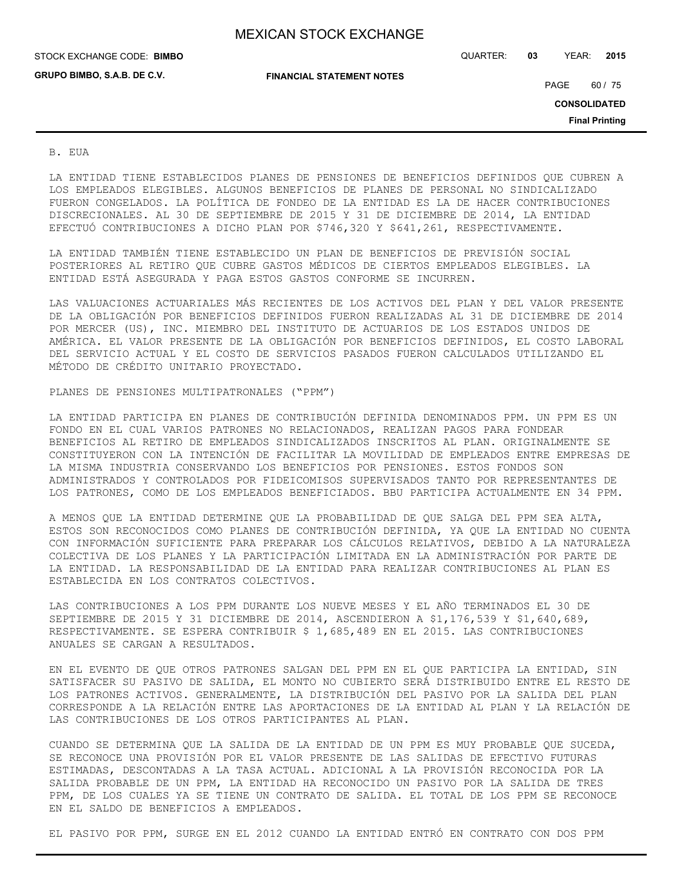B. EUA

LA ENTIDAD TIENE ESTABLECIDOS PLANES DE PENSIONES DE BENEFICIOS DEFINIDOS QUE CUBREN A LOS EMPLEADOS ELEGIBLES. ALGUNOS BENEFICIOS DE PLANES DE PERSONAL NO SINDICALIZADO FUERON CONGELADOS. LA POLÍTICA DE FONDEO DE LA ENTIDAD ES LA DE HACER CONTRIBUCIONES DISCRECIONALES. AL 30 DE SEPTIEMBRE DE 2015 Y 31 DE DICIEMBRE DE 2014, LA ENTIDAD EFECTUÓ CONTRIBUCIONES A DICHO PLAN POR $746,320 Y $641,261, RESPECTIVAMENTE.

LA ENTIDAD TAMBIÉN TIENE ESTABLECIDO UN PLAN DE BENEFICIOS DE PREVISIÓN SOCIAL POSTERIORES AL RETIRO QUE CUBRE GASTOS MÉDICOS DE CIERTOS EMPLEADOS ELEGIBLES. LA ENTIDAD ESTÁ ASEGURADA Y PAGA ESTOS GASTOS CONFORME SE INCURREN.

LAS VALUACIONES ACTUARIALES MÁS RECIENTES DE LOS ACTIVOS DEL PLAN Y DEL VALOR PRESENTE DE LA OBLIGACIÓN POR BENEFICIOS DEFINIDOS FUERON REALIZADAS AL 31 DE DICIEMBRE DE 2014 POR MERCER (US), INC. MIEMBRO DEL INSTITUTO DE ACTUARIOS DE LOS ESTADOS UNIDOS DE AMÉRICA. EL VALOR PRESENTE DE LA OBLIGACIÓN POR BENEFICIOS DEFINIDOS, EL COSTO LABORAL DEL SERVICIO ACTUAL Y EL COSTO DE SERVICIOS PASADOS FUERON CALCULADOS UTILIZANDO EL MÉTODO DE CRÉDITO UNITARIO PROYECTADO.

PLANES DE PENSIONES MULTIPATRONALES ("PPM")

LA ENTIDAD PARTICIPA EN PLANES DE CONTRIBUCIÓN DEFINIDA DENOMINADOS PPM. UN PPM ES UN FONDO EN EL CUAL VARIOS PATRONES NO RELACIONADOS, REALIZAN PAGOS PARA FONDEAR BENEFICIOS AL RETIRO DE EMPLEADOS SINDICALIZADOS INSCRITOS AL PLAN. ORIGINALMENTE SE CONSTITUYERON CON LA INTENCIÓN DE FACILITAR LA MOVILIDAD DE EMPLEADOS ENTRE EMPRESAS DE LA MISMA INDUSTRIA CONSERVANDO LOS BENEFICIOS POR PENSIONES. ESTOS FONDOS SON ADMINISTRADOS Y CONTROLADOS POR FIDEICOMISOS SUPERVISADOS TANTO POR REPRESENTANTES DE LOS PATRONES, COMO DE LOS EMPLEADOS BENEFICIADOS. BBU PARTICIPA ACTUALMENTE EN 34 PPM.

A MENOS QUE LA ENTIDAD DETERMINE QUE LA PROBABILIDAD DE QUE SALGA DEL PPM SEA ALTA, ESTOS SON RECONOCIDOS COMO PLANES DE CONTRIBUCIÓN DEFINIDA, YA QUE LA ENTIDAD NO CUENTA CON INFORMACIÓN SUFICIENTE PARA PREPARAR LOS CÁLCULOS RELATIVOS, DEBIDO A LA NATURALEZA COLECTIVA DE LOS PLANES Y LA PARTICIPACIÓN LIMITADA EN LA ADMINISTRACIÓN POR PARTE DE LA ENTIDAD. LA RESPONSABILIDAD DE LA ENTIDAD PARA REALIZAR CONTRIBUCIONES AL PLAN ES ESTABLECIDA EN LOS CONTRATOS COLECTIVOS.

LAS CONTRIBUCIONES A LOS PPM DURANTE LOS NUEVE MESES Y EL AÑO TERMINADOS EL 30 DE SEPTIEMBRE DE 2015 Y 31 DICIEMBRE DE 2014, ASCENDIERON A $1,176,539 Y $1,640,689, RESPECTIVAMENTE. SE ESPERA CONTRIBUIR $ 1,685,489 EN EL 2015. LAS CONTRIBUCIONES ANUALES SE CARGAN A RESULTADOS.

EN EL EVENTO DE QUE OTROS PATRONES SALGAN DEL PPM EN EL QUE PARTICIPA LA ENTIDAD, SIN SATISFACER SU PASIVO DE SALIDA, EL MONTO NO CUBIERTO SERÁ DISTRIBUIDO ENTRE EL RESTO DE LOS PATRONES ACTIVOS. GENERALMENTE, LA DISTRIBUCIÓN DEL PASIVO POR LA SALIDA DEL PLAN CORRESPONDE A LA RELACIÓN ENTRE LAS APORTACIONES DE LA ENTIDAD AL PLAN Y LA RELACIÓN DE LAS CONTRIBUCIONES DE LOS OTROS PARTICIPANTES AL PLAN.

CUANDO SE DETERMINA QUE LA SALIDA DE LA ENTIDAD DE UN PPM ES MUY PROBABLE QUE SUCEDA, SE RECONOCE UNA PROVISIÓN POR EL VALOR PRESENTE DE LAS SALIDAS DE EFECTIVO FUTURAS ESTIMADAS, DESCONTADAS A LA TASA ACTUAL. ADICIONAL A LA PROVISIÓN RECONOCIDA POR LA SALIDA PROBABLE DE UN PPM, LA ENTIDAD HA RECONOCIDO UN PASIVO POR LA SALIDA DE TRES PPM, DE LOS CUALES YA SE TIENE UN CONTRATO DE SALIDA. EL TOTAL DE LOS PPM SE RECONOCE EN EL SALDO DE BENEFICIOS A EMPLEADOS.

EL PASIVO POR PPM, SURGE EN EL 2012 CUANDO LA ENTIDAD ENTRÓ EN CONTRATO CON DOS PPM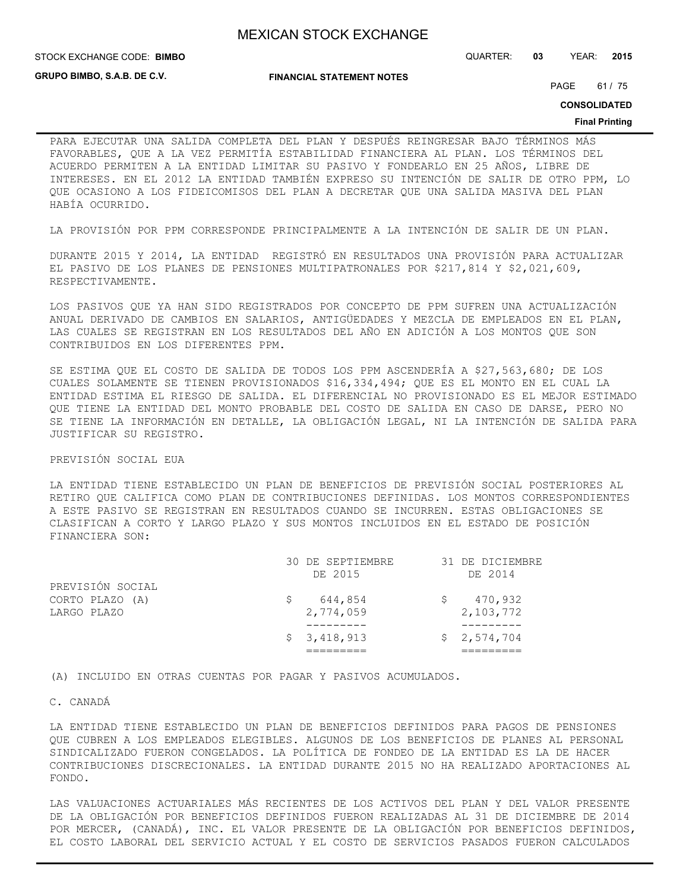PARA EJECUTAR UNA SALIDA COMPLETA DEL PLAN Y DESPUÉS REINGRESAR BAJO TÉRMINOS MÁS FAVORABLES, QUE A LA VEZ PERMITÍA ESTABILIDAD FINANCIERA AL PLAN. LOS TÉRMINOS DEL ACUERDO PERMITEN A LA ENTIDAD LIMITAR SU PASIVO Y FONDEARLO EN 25 AÑOS, LIBRE DE INTERESES. EN EL 2012 LA ENTIDAD TAMBIÉN EXPRESO SU INTENCIÓN DE SALIR DE OTRO PPM, LO QUE OCASIONO A LOS FIDEICOMISOS DEL PLAN A DECRETAR QUE UNA SALIDA MASIVA DEL PLAN HABÍA OCURRIDO.

LA PROVISIÓN POR PPM CORRESPONDE PRINCIPALMENTE A LA INTENCIÓN DE SALIR DE UN PLAN.

DURANTE 2015 Y 2014, LA ENTIDAD REGISTRÓ EN RESULTADOS UNA PROVISIÓN PARA ACTUALIZAR EL PASIVO DE LOS PLANES DE PENSIONES MULTIPATRONALES POR $217,814 Y $2,021,609, RESPECTIVAMENTE.

LOS PASIVOS QUE YA HAN SIDO REGISTRADOS POR CONCEPTO DE PPM SUFREN UNA ACTUALIZACIÓN ANUAL DERIVADO DE CAMBIOS EN SALARIOS, ANTIGÜEDADES Y MEZCLA DE EMPLEADOS EN EL PLAN, LAS CUALES SE REGISTRAN EN LOS RESULTADOS DEL AÑO EN ADICIÓN A LOS MONTOS QUE SON CONTRIBUIDOS EN LOS DIFERENTES PPM.

SE ESTIMA QUE EL COSTO DE SALIDA DE TODOS LOS PPM ASCENDERÍA A $27,563,680; DE LOS CUALES SOLAMENTE SE TIENEN PROVISIONADOS $16,334,494; QUE ES EL MONTO EN EL CUAL LA ENTIDAD ESTIMA EL RIESGO DE SALIDA. EL DIFERENCIAL NO PROVISIONADO ES EL MEJOR ESTIMADO QUE TIENE LA ENTIDAD DEL MONTO PROBABLE DEL COSTO DE SALIDA EN CASO DE DARSE, PERO NO SE TIENE LA INFORMACIÓN EN DETALLE, LA OBLIGACIÓN LEGAL, NI LA INTENCIÓN DE SALIDA PARA JUSTIFICAR SU REGISTRO.

PREVISIÓN SOCIAL EUA

LA ENTIDAD TIENE ESTABLECIDO UN PLAN DE BENEFICIOS DE PREVISIÓN SOCIAL POSTERIORES AL RETIRO QUE CALIFICA COMO PLAN DE CONTRIBUCIONES DEFINIDAS. LOS MONTOS CORRESPONDIENTES A ESTE PASIVO SE REGISTRAN EN RESULTADOS CUANDO SE INCURREN. ESTAS OBLIGACIONES SE CLASIFICAN A CORTO Y LARGO PLAZO Y SUS MONTOS INCLUIDOS EN EL ESTADO DE POSICIÓN FINANCIERA SON:

| | 30 DE SEPTIEMBRE DE 2015 | 31 DE DICIEMBRE DE 2014 |
|---|---|---|
| PREVISIÓN SOCIAL | | |
| CORTO PLAZO (A) | $ 644,854 | $ 470,932 |
| LARGO PLAZO | 2,774,059 | 2,103,772 |
| | $ 3,418,913 | $ 2,574,704 |

(A) INCLUIDO EN OTRAS CUENTAS POR PAGAR Y PASIVOS ACUMULADOS.

C. CANADÁ

LA ENTIDAD TIENE ESTABLECIDO UN PLAN DE BENEFICIOS DEFINIDOS PARA PAGOS DE PENSIONES QUE CUBREN A LOS EMPLEADOS ELEGIBLES. ALGUNOS DE LOS BENEFICIOS DE PLANES AL PERSONAL SINDICALIZADO FUERON CONGELADOS. LA POLÍTICA DE FONDEO DE LA ENTIDAD ES LA DE HACER CONTRIBUCIONES DISCRECIONALES. LA ENTIDAD DURANTE 2015 NO HA REALIZADO APORTACIONES AL FONDO.

LAS VALUACIONES ACTUARIALES MÁS RECIENTES DE LOS ACTIVOS DEL PLAN Y DEL VALOR PRESENTE DE LA OBLIGACIÓN POR BENEFICIOS DEFINIDOS FUERON REALIZADAS AL 31 DE DICIEMBRE DE 2014 POR MERCER, (CANADÁ), INC. EL VALOR PRESENTE DE LA OBLIGACIÓN POR BENEFICIOS DEFINIDOS, EL COSTO LABORAL DEL SERVICIO ACTUAL Y EL COSTO DE SERVICIOS PASADOS FUERON CALCULADOS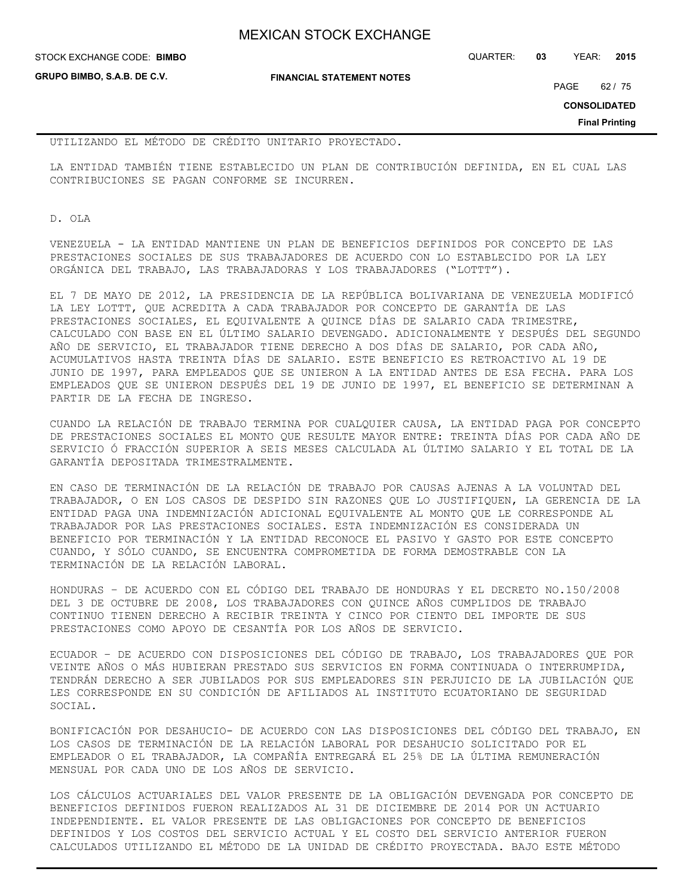UTILIZANDO EL MÉTODO DE CRÉDITO UNITARIO PROYECTADO.

LA ENTIDAD TAMBIÉN TIENE ESTABLECIDO UN PLAN DE CONTRIBUCIÓN DEFINIDA, EN EL CUAL LAS CONTRIBUCIONES SE PAGAN CONFORME SE INCURREN.

D. OLA

VENEZUELA - LA ENTIDAD MANTIENE UN PLAN DE BENEFICIOS DEFINIDOS POR CONCEPTO DE LAS PRESTACIONES SOCIALES DE SUS TRABAJADORES DE ACUERDO CON LO ESTABLECIDO POR LA LEY ORGÁNICA DEL TRABAJO, LAS TRABAJADORAS Y LOS TRABAJADORES ("LOTTT").

EL 7 DE MAYO DE 2012, LA PRESIDENCIA DE LA REPÚBLICA BOLIVARIANA DE VENEZUELA MODIFICÓ LA LEY LOTTT, QUE ACREDITA A CADA TRABAJADOR POR CONCEPTO DE GARANTÍA DE LAS PRESTACIONES SOCIALES, EL EQUIVALENTE A QUINCE DÍAS DE SALARIO CADA TRIMESTRE, CALCULADO CON BASE EN EL ÚLTIMO SALARIO DEVENGADO. ADICIONALMENTE Y DESPUÉS DEL SEGUNDO AÑO DE SERVICIO, EL TRABAJADOR TIENE DERECHO A DOS DÍAS DE SALARIO, POR CADA AÑO, ACUMULATIVOS HASTA TREINTA DÍAS DE SALARIO. ESTE BENEFICIO ES RETROACTIVO AL 19 DE JUNIO DE 1997, PARA EMPLEADOS QUE SE UNIERON A LA ENTIDAD ANTES DE ESA FECHA. PARA LOS EMPLEADOS QUE SE UNIERON DESPUÉS DEL 19 DE JUNIO DE 1997, EL BENEFICIO SE DETERMINAN A PARTIR DE LA FECHA DE INGRESO.

CUANDO LA RELACIÓN DE TRABAJO TERMINA POR CUALQUIER CAUSA, LA ENTIDAD PAGA POR CONCEPTO DE PRESTACIONES SOCIALES EL MONTO QUE RESULTE MAYOR ENTRE: TREINTA DÍAS POR CADA AÑO DE SERVICIO Ó FRACCIÓN SUPERIOR A SEIS MESES CALCULADA AL ÚLTIMO SALARIO Y EL TOTAL DE LA GARANTÍA DEPOSITADA TRIMESTRALMENTE.

EN CASO DE TERMINACIÓN DE LA RELACIÓN DE TRABAJO POR CAUSAS AJENAS A LA VOLUNTAD DEL TRABAJADOR, O EN LOS CASOS DE DESPIDO SIN RAZONES QUE LO JUSTIFIQUEN, LA GERENCIA DE LA ENTIDAD PAGA UNA INDEMNIZACIÓN ADICIONAL EQUIVALENTE AL MONTO QUE LE CORRESPONDE AL TRABAJADOR POR LAS PRESTACIONES SOCIALES. ESTA INDEMNIZACIÓN ES CONSIDERADA UN BENEFICIO POR TERMINACIÓN Y LA ENTIDAD RECONOCE EL PASIVO Y GASTO POR ESTE CONCEPTO CUANDO, Y SÓLO CUANDO, SE ENCUENTRA COMPROMETIDA DE FORMA DEMOSTRABLE CON LA TERMINACIÓN DE LA RELACIÓN LABORAL.

HONDURAS – DE ACUERDO CON EL CÓDIGO DEL TRABAJO DE HONDURAS Y EL DECRETO NO.150/2008 DEL 3 DE OCTUBRE DE 2008, LOS TRABAJADORES CON QUINCE AÑOS CUMPLIDOS DE TRABAJO CONTINUO TIENEN DERECHO A RECIBIR TREINTA Y CINCO POR CIENTO DEL IMPORTE DE SUS PRESTACIONES COMO APOYO DE CESANTÍA POR LOS AÑOS DE SERVICIO.

ECUADOR – DE ACUERDO CON DISPOSICIONES DEL CÓDIGO DE TRABAJO, LOS TRABAJADORES QUE POR VEINTE AÑOS O MÁS HUBIERAN PRESTADO SUS SERVICIOS EN FORMA CONTINUADA O INTERRUMPIDA, TENDRÁN DERECHO A SER JUBILADOS POR SUS EMPLEADORES SIN PERJUICIO DE LA JUBILACIÓN QUE LES CORRESPONDE EN SU CONDICIÓN DE AFILIADOS AL INSTITUTO ECUATORIANO DE SEGURIDAD SOCIAL.

BONIFICACIÓN POR DESAHUCIO- DE ACUERDO CON LAS DISPOSICIONES DEL CÓDIGO DEL TRABAJO, EN LOS CASOS DE TERMINACIÓN DE LA RELACIÓN LABORAL POR DESAHUCIO SOLICITADO POR EL EMPLEADOR O EL TRABAJADOR, LA COMPAÑÍA ENTREGARÁ EL 25% DE LA ÚLTIMA REMUNERACIÓN MENSUAL POR CADA UNO DE LOS AÑOS DE SERVICIO.

LOS CÁLCULOS ACTUARIALES DEL VALOR PRESENTE DE LA OBLIGACIÓN DEVENGADA POR CONCEPTO DE BENEFICIOS DEFINIDOS FUERON REALIZADOS AL 31 DE DICIEMBRE DE 2014 POR UN ACTUARIO INDEPENDIENTE. EL VALOR PRESENTE DE LAS OBLIGACIONES POR CONCEPTO DE BENEFICIOS DEFINIDOS Y LOS COSTOS DEL SERVICIO ACTUAL Y EL COSTO DEL SERVICIO ANTERIOR FUERON CALCULADOS UTILIZANDO EL MÉTODO DE LA UNIDAD DE CRÉDITO PROYECTADA. BAJO ESTE MÉTODO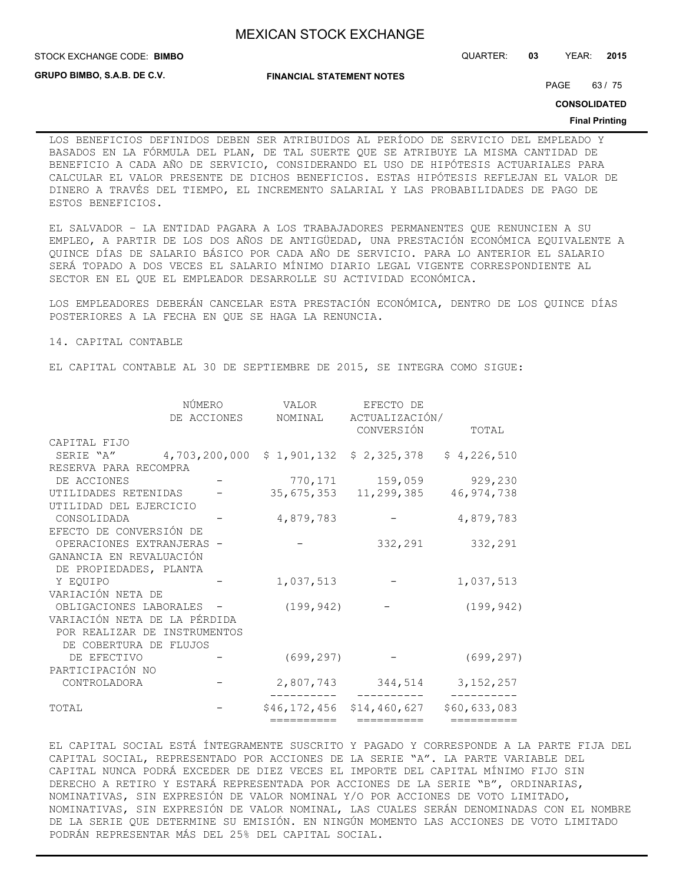LOS BENEFICIOS DEFINIDOS DEBEN SER ATRIBUIDOS AL PERÍODO DE SERVICIO DEL EMPLEADO Y BASADOS EN LA FÓRMULA DEL PLAN, DE TAL SUERTE QUE SE ATRIBUYE LA MISMA CANTIDAD DE BENEFICIO A CADA AÑO DE SERVICIO, CONSIDERANDO EL USO DE HIPÓTESIS ACTUARIALES PARA CALCULAR EL VALOR PRESENTE DE DICHOS BENEFICIOS. ESTAS HIPÓTESIS REFLEJAN EL VALOR DE DINERO A TRAVÉS DEL TIEMPO, EL INCREMENTO SALARIAL Y LAS PROBABILIDADES DE PAGO DE ESTOS BENEFICIOS.

EL SALVADOR – LA ENTIDAD PAGARA A LOS TRABAJADORES PERMANENTES QUE RENUNCIEN A SU EMPLEO, A PARTIR DE LOS DOS AÑOS DE ANTIGÜEDAD, UNA PRESTACIÓN ECONÓMICA EQUIVALENTE A QUINCE DÍAS DE SALARIO BÁSICO POR CADA AÑO DE SERVICIO. PARA LO ANTERIOR EL SALARIO SERÁ TOPADO A DOS VECES EL SALARIO MÍNIMO DIARIO LEGAL VIGENTE CORRESPONDIENTE AL SECTOR EN EL QUE EL EMPLEADOR DESARROLLE SU ACTIVIDAD ECONÓMICA.

LOS EMPLEADORES DEBERÁN CANCELAR ESTA PRESTACIÓN ECONÓMICA, DENTRO DE LOS QUINCE DÍAS POSTERIORES A LA FECHA EN QUE SE HAGA LA RENUNCIA.

## 14. CAPITAL CONTABLE

EL CAPITAL CONTABLE AL 30 DE SEPTIEMBRE DE 2015, SE INTEGRA COMO SIGUE:

| | NÚMERO DE ACCIONES | VALOR NOMINAL | EFECTO DE ACTUALIZACIÓN/ CONVERSIÓN | TOTAL |
|---|---|---|---|---|
| CAPITAL FIJO | | | | |
| SERIE "A" | 4,703,200,000 | $ 1,901,132 | $ 2,325,378 | $ 4,226,510 |
| RESERVA PARA RECOMPRA DE ACCIONES | - | 770,171 | 159,059 | 929,230 |
| UTILIDADES RETENIDAS | - | 35,675,353 | 11,299,385 | 46,974,738 |
| UTILIDAD DEL EJERCICIO CONSOLIDADA | - | 4,879,783 | - | 4,879,783 |
| EFECTO DE CONVERSIÓN DE OPERACIONES EXTRANJERAS | - | - | 332,291 | 332,291 |
| GANANCIA EN REVALUACIÓN DE PROPIEDADES, PLANTA Y EQUIPO | - | 1,037,513 | - | 1,037,513 |
| VARIACIÓN NETA DE OBLIGACIONES LABORALES | - | (199,942) | - | (199,942) |
| VARIACIÓN NETA DE LA PÉRDIDA POR REALIZAR DE INSTRUMENTOS DE COBERTURA DE FLUJOS DE EFECTIVO | - | (699,297) | - | (699,297) |
| PARTICIPACIÓN NO CONTROLADORA | - | 2,807,743 | 344,514 | 3,152,257 |
| TOTAL | - | $46,172,456 | $14,460,627 | $60,633,083 |

EL CAPITAL SOCIAL ESTÁ ÍNTEGRAMENTE SUSCRITO Y PAGADO Y CORRESPONDE A LA PARTE FIJA DEL CAPITAL SOCIAL, REPRESENTADO POR ACCIONES DE LA SERIE "A". LA PARTE VARIABLE DEL CAPITAL NUNCA PODRÁ EXCEDER DE DIEZ VECES EL IMPORTE DEL CAPITAL MÍNIMO FIJO SIN DERECHO A RETIRO Y ESTARÁ REPRESENTADA POR ACCIONES DE LA SERIE "B", ORDINARIAS, NOMINATIVAS, SIN EXPRESIÓN DE VALOR NOMINAL Y/O POR ACCIONES DE VOTO LIMITADO, NOMINATIVAS, SIN EXPRESIÓN DE VALOR NOMINAL, LAS CUALES SERÁN DENOMINADAS CON EL NOMBRE DE LA SERIE QUE DETERMINE SU EMISIÓN. EN NINGÚN MOMENTO LAS ACCIONES DE VOTO LIMITADO PODRÁN REPRESENTAR MÁS DEL 25% DEL CAPITAL SOCIAL.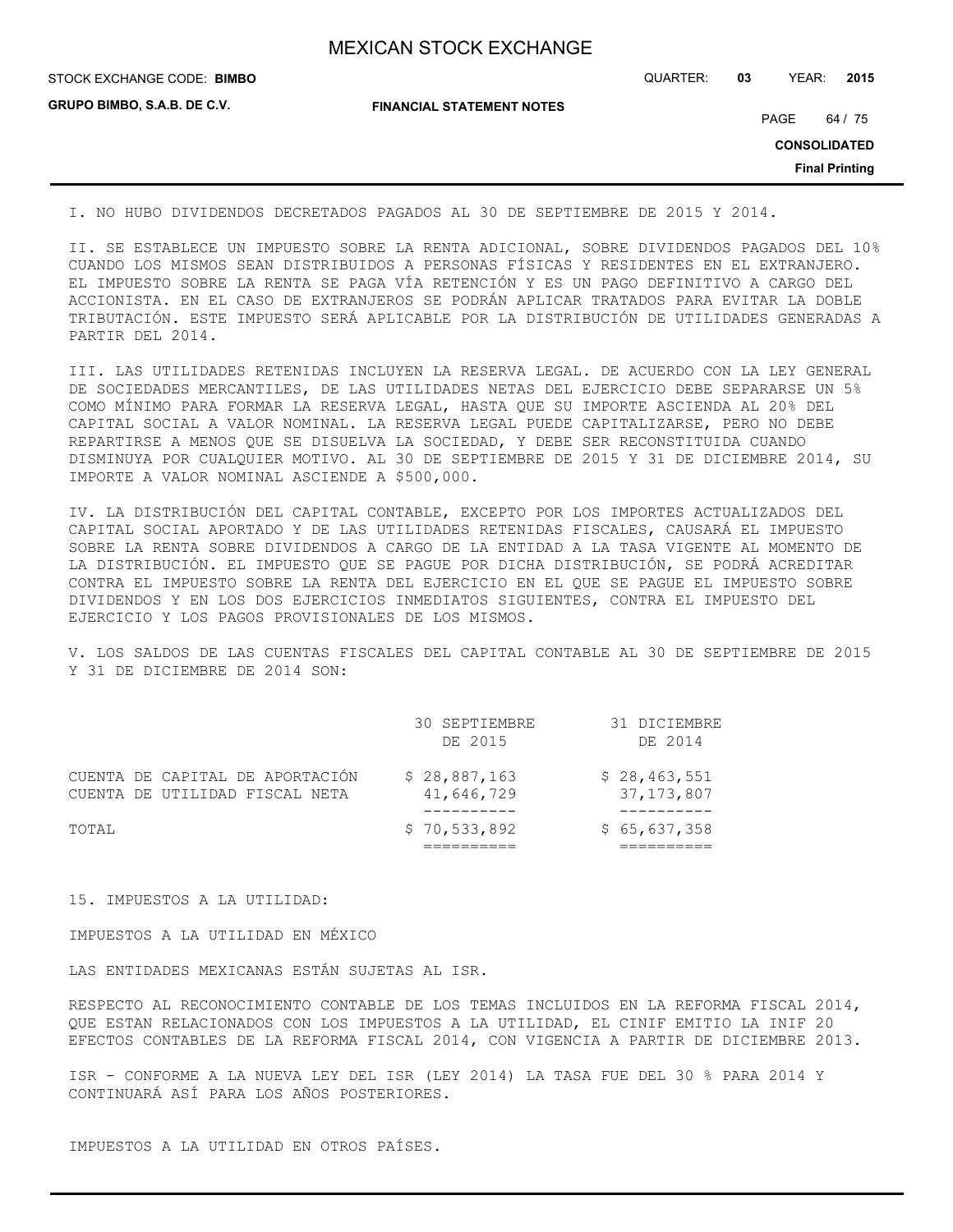I. NO HUBO DIVIDENDOS DECRETADOS PAGADOS AL 30 DE SEPTIEMBRE DE 2015 Y 2014.

II. SE ESTABLECE UN IMPUESTO SOBRE LA RENTA ADICIONAL, SOBRE DIVIDENDOS PAGADOS DEL 10% CUANDO LOS MISMOS SEAN DISTRIBUIDOS A PERSONAS FÍSICAS Y RESIDENTES EN EL EXTRANJERO. EL IMPUESTO SOBRE LA RENTA SE PAGA VÍA RETENCIÓN Y ES UN PAGO DEFINITIVO A CARGO DEL ACCIONISTA. EN EL CASO DE EXTRANJEROS SE PODRÁN APLICAR TRATADOS PARA EVITAR LA DOBLE TRIBUTACIÓN. ESTE IMPUESTO SERÁ APLICABLE POR LA DISTRIBUCIÓN DE UTILIDADES GENERADAS A PARTIR DEL 2014.

III. LAS UTILIDADES RETENIDAS INCLUYEN LA RESERVA LEGAL. DE ACUERDO CON LA LEY GENERAL DE SOCIEDADES MERCANTILES, DE LAS UTILIDADES NETAS DEL EJERCICIO DEBE SEPARARSE UN 5% COMO MÍNIMO PARA FORMAR LA RESERVA LEGAL, HASTA QUE SU IMPORTE ASCIENDA AL 20% DEL CAPITAL SOCIAL A VALOR NOMINAL. LA RESERVA LEGAL PUEDE CAPITALIZARSE, PERO NO DEBE REPARTIRSE A MENOS QUE SE DISUELVA LA SOCIEDAD, Y DEBE SER RECONSTITUIDA CUANDO DISMINUYA POR CUALQUIER MOTIVO. AL 30 DE SEPTIEMBRE DE 2015 Y 31 DE DICIEMBRE 2014, SU IMPORTE A VALOR NOMINAL ASCIENDE A $500,000.

IV. LA DISTRIBUCIÓN DEL CAPITAL CONTABLE, EXCEPTO POR LOS IMPORTES ACTUALIZADOS DEL CAPITAL SOCIAL APORTADO Y DE LAS UTILIDADES RETENIDAS FISCALES, CAUSARÁ EL IMPUESTO SOBRE LA RENTA SOBRE DIVIDENDOS A CARGO DE LA ENTIDAD A LA TASA VIGENTE AL MOMENTO DE LA DISTRIBUCIÓN. EL IMPUESTO QUE SE PAGUE POR DICHA DISTRIBUCIÓN, SE PODRÁ ACREDITAR CONTRA EL IMPUESTO SOBRE LA RENTA DEL EJERCICIO EN EL QUE SE PAGUE EL IMPUESTO SOBRE DIVIDENDOS Y EN LOS DOS EJERCICIOS INMEDIATOS SIGUIENTES, CONTRA EL IMPUESTO DEL EJERCICIO Y LOS PAGOS PROVISIONALES DE LOS MISMOS.

V. LOS SALDOS DE LAS CUENTAS FISCALES DEL CAPITAL CONTABLE AL 30 DE SEPTIEMBRE DE 2015 Y 31 DE DICIEMBRE DE 2014 SON:

| | 30 SEPTIEMBRE DE 2015 | 31 DICIEMBRE DE 2014 |
|---|---|---|
| CUENTA DE CAPITAL DE APORTACIÓN | $ 28,887,163 | $ 28,463,551 |
| CUENTA DE UTILIDAD FISCAL NETA | 41,646,729 | 37,173,807 |
| TOTAL | $ 70,533,892 | $ 65,637,358 |

15. IMPUESTOS A LA UTILIDAD:

IMPUESTOS A LA UTILIDAD EN MÉXICO

LAS ENTIDADES MEXICANAS ESTÁN SUJETAS AL ISR.

RESPECTO AL RECONOCIMIENTO CONTABLE DE LOS TEMAS INCLUIDOS EN LA REFORMA FISCAL 2014, QUE ESTAN RELACIONADOS CON LOS IMPUESTOS A LA UTILIDAD, EL CINIF EMITIO LA INIF 20 EFECTOS CONTABLES DE LA REFORMA FISCAL 2014, CON VIGENCIA A PARTIR DE DICIEMBRE 2013.

ISR - CONFORME A LA NUEVA LEY DEL ISR (LEY 2014) LA TASA FUE DEL 30 % PARA 2014 Y CONTINUARÁ ASÍ PARA LOS AÑOS POSTERIORES.

IMPUESTOS A LA UTILIDAD EN OTROS PAÍSES.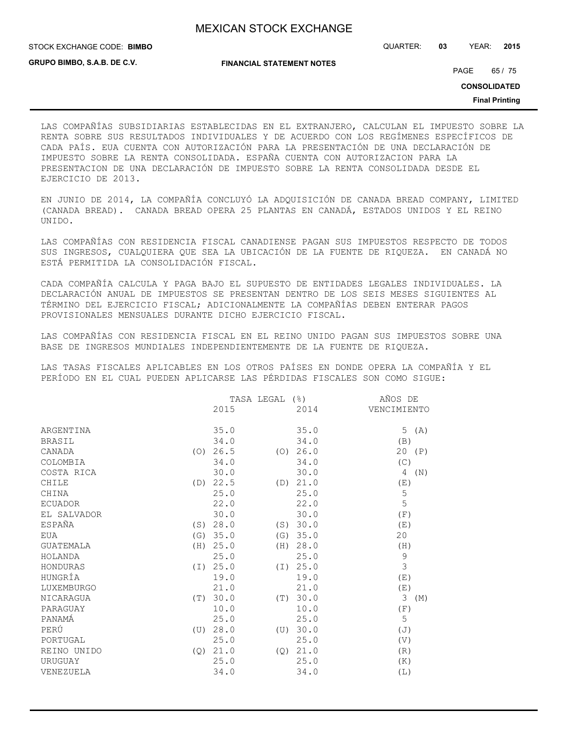LAS COMPAÑÍAS SUBSIDIARIAS ESTABLECIDAS EN EL EXTRANJERO, CALCULAN EL IMPUESTO SOBRE LA RENTA SOBRE SUS RESULTADOS INDIVIDUALES Y DE ACUERDO CON LOS REGÍMENES ESPECÍFICOS DE CADA PAÍS. EUA CUENTA CON AUTORIZACIÓN PARA LA PRESENTACIÓN DE UNA DECLARACIÓN DE IMPUESTO SOBRE LA RENTA CONSOLIDADA. ESPAÑA CUENTA CON AUTORIZACION PARA LA PRESENTACION DE UNA DECLARACIÓN DE IMPUESTO SOBRE LA RENTA CONSOLIDADA DESDE EL EJERCICIO DE 2013.

EN JUNIO DE 2014, LA COMPAÑÍA CONCLUYÓ LA ADQUISICIÓN DE CANADA BREAD COMPANY, LIMITED (CANADA BREAD). CANADA BREAD OPERA 25 PLANTAS EN CANADÁ, ESTADOS UNIDOS Y EL REINO UNIDO.

LAS COMPAÑÍAS CON RESIDENCIA FISCAL CANADIENSE PAGAN SUS IMPUESTOS RESPECTO DE TODOS SUS INGRESOS, CUALQUIERA QUE SEA LA UBICACIÓN DE LA FUENTE DE RIQUEZA. EN CANADÁ NO ESTÁ PERMITIDA LA CONSOLIDACIÓN FISCAL.

CADA COMPAÑÍA CALCULA Y PAGA BAJO EL SUPUESTO DE ENTIDADES LEGALES INDIVIDUALES. LA DECLARACIÓN ANUAL DE IMPUESTOS SE PRESENTAN DENTRO DE LOS SEIS MESES SIGUIENTES AL TÉRMINO DEL EJERCICIO FISCAL; ADICIONALMENTE LA COMPAÑÍAS DEBEN ENTERAR PAGOS PROVISIONALES MENSUALES DURANTE DICHO EJERCICIO FISCAL.

LAS COMPAÑÍAS CON RESIDENCIA FISCAL EN EL REINO UNIDO PAGAN SUS IMPUESTOS SOBRE UNA BASE DE INGRESOS MUNDIALES INDEPENDIENTEMENTE DE LA FUENTE DE RIQUEZA.

LAS TASAS FISCALES APLICABLES EN LOS OTROS PAÍSES EN DONDE OPERA LA COMPAÑÍA Y EL PERÍODO EN EL CUAL PUEDEN APLICARSE LAS PÉRDIDAS FISCALES SON COMO SIGUE:

| | TASA LEGAL (%) | | AÑOS DE |
|---|---|---|---|
| | 2015 | 2014 | VENCIMIENTO |
| ARGENTINA | 35.0 | 35.0 | 5 (A) |
| BRASIL | 34.0 | 34.0 | (B) |
| CANADA | (O) 26.5 | (O) 26.0 | 20 (P) |
| COLOMBIA | 34.0 | 34.0 | (C) |
| COSTA RICA | 30.0 | 30.0 | 4 (N) |
| CHILE | (D) 22.5 | (D) 21.0 | (E) |
| CHINA | 25.0 | 25.0 | 5 |
| ECUADOR | 22.0 | 22.0 | 5 |
| EL SALVADOR | 30.0 | 30.0 | (F) |
| ESPAÑA | (S) 28.0 | (S) 30.0 | (E) |
| EUA | (G) 35.0 | (G) 35.0 | 20 |
| GUATEMALA | (H) 25.0 | (H) 28.0 | (H) |
| HOLANDA | 25.0 | 25.0 | 9 |
| HONDURAS | (I) 25.0 | (I) 25.0 | 3 |
| HUNGRÍA | 19.0 | 19.0 | (E) |
| LUXEMBURGO | 21.0 | 21.0 | (E) |
| NICARAGUA | (T) 30.0 | (T) 30.0 | 3 (M) |
| PARAGUAY | 10.0 | 10.0 | (F) |
| PANAMÁ | 25.0 | 25.0 | 5 |
| PERÚ | (U) 28.0 | (U) 30.0 | (J) |
| PORTUGAL | 25.0 | 25.0 | (V) |
| REINO UNIDO | (Q) 21.0 | (Q) 21.0 | (R) |
| URUGUAY | 25.0 | 25.0 | (K) |
| VENEZUELA | 34.0 | 34.0 | (L) |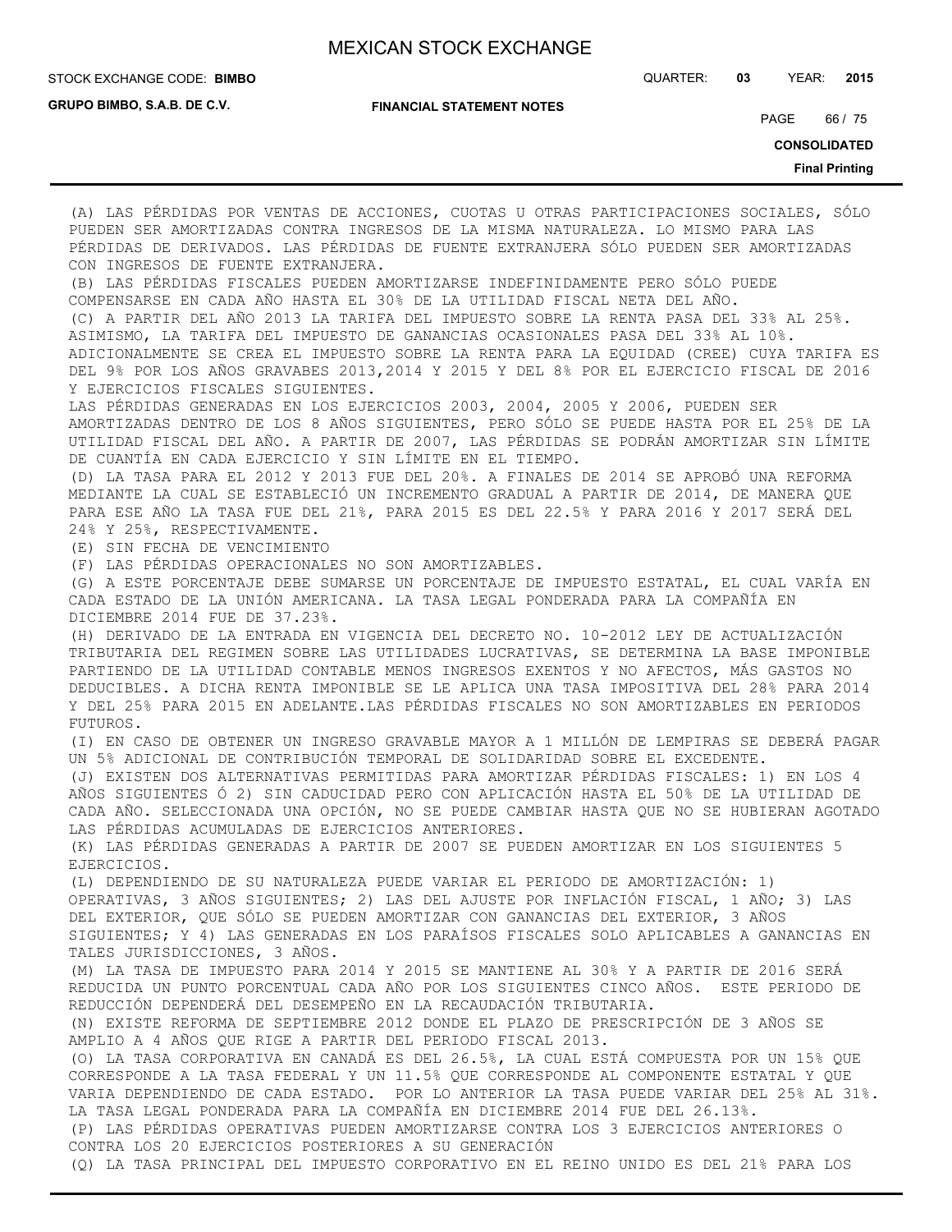(A) LAS PÉRDIDAS POR VENTAS DE ACCIONES, CUOTAS U OTRAS PARTICIPACIONES SOCIALES, SÓLO PUEDEN SER AMORTIZADAS CONTRA INGRESOS DE LA MISMA NATURALEZA. LO MISMO PARA LAS PÉRDIDAS DE DERIVADOS. LAS PÉRDIDAS DE FUENTE EXTRANJERA SÓLO PUEDEN SER AMORTIZADAS CON INGRESOS DE FUENTE EXTRANJERA.

(B) LAS PÉRDIDAS FISCALES PUEDEN AMORTIZARSE INDEFINIDAMENTE PERO SÓLO PUEDE COMPENSARSE EN CADA AÑO HASTA EL 30% DE LA UTILIDAD FISCAL NETA DEL AÑO.

(C) A PARTIR DEL AÑO 2013 LA TARIFA DEL IMPUESTO SOBRE LA RENTA PASA DEL 33% AL 25%. ASIMISMO, LA TARIFA DEL IMPUESTO DE GANANCIAS OCASIONALES PASA DEL 33% AL 10%. ADICIONALMENTE SE CREA EL IMPUESTO SOBRE LA RENTA PARA LA EQUIDAD (CREE) CUYA TARIFA ES DEL 9% POR LOS AÑOS GRAVABES 2013,2014 Y 2015 Y DEL 8% POR EL EJERCICIO FISCAL DE 2016 Y EJERCICIOS FISCALES SIGUIENTES.

LAS PÉRDIDAS GENERADAS EN LOS EJERCICIOS 2003, 2004, 2005 Y 2006, PUEDEN SER AMORTIZADAS DENTRO DE LOS 8 AÑOS SIGUIENTES, PERO SÓLO SE PUEDE HASTA POR EL 25% DE LA UTILIDAD FISCAL DEL AÑO. A PARTIR DE 2007, LAS PÉRDIDAS SE PODRÁN AMORTIZAR SIN LÍMITE DE CUANTÍA EN CADA EJERCICIO Y SIN LÍMITE EN EL TIEMPO.

(D) LA TASA PARA EL 2012 Y 2013 FUE DEL 20%. A FINALES DE 2014 SE APROBÓ UNA REFORMA MEDIANTE LA CUAL SE ESTABLECIÓ UN INCREMENTO GRADUAL A PARTIR DE 2014, DE MANERA QUE PARA ESE AÑO LA TASA FUE DEL 21%, PARA 2015 ES DEL 22.5% Y PARA 2016 Y 2017 SERÁ DEL 24% Y 25%, RESPECTIVAMENTE.

(E) SIN FECHA DE VENCIMIENTO

(F) LAS PÉRDIDAS OPERACIONALES NO SON AMORTIZABLES.

(G) A ESTE PORCENTAJE DEBE SUMARSE UN PORCENTAJE DE IMPUESTO ESTATAL, EL CUAL VARÍA EN CADA ESTADO DE LA UNIÓN AMERICANA. LA TASA LEGAL PONDERADA PARA LA COMPAÑÍA EN DICIEMBRE 2014 FUE DE 37.23%.

(H) DERIVADO DE LA ENTRADA EN VIGENCIA DEL DECRETO NO. 10-2012 LEY DE ACTUALIZACIÓN TRIBUTARIA DEL REGIMEN SOBRE LAS UTILIDADES LUCRATIVAS, SE DETERMINA LA BASE IMPONIBLE PARTIENDO DE LA UTILIDAD CONTABLE MENOS INGRESOS EXENTOS Y NO AFECTOS, MÁS GASTOS NO DEDUCIBLES. A DICHA RENTA IMPONIBLE SE LE APLICA UNA TASA IMPOSITIVA DEL 28% PARA 2014 Y DEL 25% PARA 2015 EN ADELANTE.LAS PÉRDIDAS FISCALES NO SON AMORTIZABLES EN PERIODOS FUTUROS.

(I) EN CASO DE OBTENER UN INGRESO GRAVABLE MAYOR A 1 MILLÓN DE LEMPIRAS SE DEBERÁ PAGAR UN 5% ADICIONAL DE CONTRIBUCIÓN TEMPORAL DE SOLIDARIDAD SOBRE EL EXCEDENTE.

(J) EXISTEN DOS ALTERNATIVAS PERMITIDAS PARA AMORTIZAR PÉRDIDAS FISCALES: 1) EN LOS 4 AÑOS SIGUIENTES Ó 2) SIN CADUCIDAD PERO CON APLICACIÓN HASTA EL 50% DE LA UTILIDAD DE CADA AÑO. SELECCIONADA UNA OPCIÓN, NO SE PUEDE CAMBIAR HASTA QUE NO SE HUBIERAN AGOTADO LAS PÉRDIDAS ACUMULADAS DE EJERCICIOS ANTERIORES.

(K) LAS PÉRDIDAS GENERADAS A PARTIR DE 2007 SE PUEDEN AMORTIZAR EN LOS SIGUIENTES 5 EJERCICIOS.

(L) DEPENDIENDO DE SU NATURALEZA PUEDE VARIAR EL PERIODO DE AMORTIZACIÓN: 1) OPERATIVAS, 3 AÑOS SIGUIENTES; 2) LAS DEL AJUSTE POR INFLACIÓN FISCAL, 1 AÑO; 3) LAS DEL EXTERIOR, QUE SÓLO SE PUEDEN AMORTIZAR CON GANANCIAS DEL EXTERIOR, 3 AÑOS SIGUIENTES; Y 4) LAS GENERADAS EN LOS PARAÍSOS FISCALES SOLO APLICABLES A GANANCIAS EN TALES JURISDICCIONES, 3 AÑOS.

(M) LA TASA DE IMPUESTO PARA 2014 Y 2015 SE MANTIENE AL 30% Y A PARTIR DE 2016 SERÁ REDUCIDA UN PUNTO PORCENTUAL CADA AÑO POR LOS SIGUIENTES CINCO AÑOS. ESTE PERIODO DE REDUCCIÓN DEPENDERÁ DEL DESEMPEÑO EN LA RECAUDACIÓN TRIBUTARIA.

(N) EXISTE REFORMA DE SEPTIEMBRE 2012 DONDE EL PLAZO DE PRESCRIPCIÓN DE 3 AÑOS SE AMPLIO A 4 AÑOS QUE RIGE A PARTIR DEL PERIODO FISCAL 2013.

(O) LA TASA CORPORATIVA EN CANADÁ ES DEL 26.5%, LA CUAL ESTÁ COMPUESTA POR UN 15% QUE CORRESPONDE A LA TASA FEDERAL Y UN 11.5% QUE CORRESPONDE AL COMPONENTE ESTATAL Y QUE VARIA DEPENDIENDO DE CADA ESTADO. POR LO ANTERIOR LA TASA PUEDE VARIAR DEL 25% AL 31%. LA TASA LEGAL PONDERADA PARA LA COMPAÑÍA EN DICIEMBRE 2014 FUE DEL 26.13%.

(P) LAS PÉRDIDAS OPERATIVAS PUEDEN AMORTIZARSE CONTRA LOS 3 EJERCICIOS ANTERIORES O CONTRA LOS 20 EJERCICIOS POSTERIORES A SU GENERACIÓN

(Q) LA TASA PRINCIPAL DEL IMPUESTO CORPORATIVO EN EL REINO UNIDO ES DEL 21% PARA LOS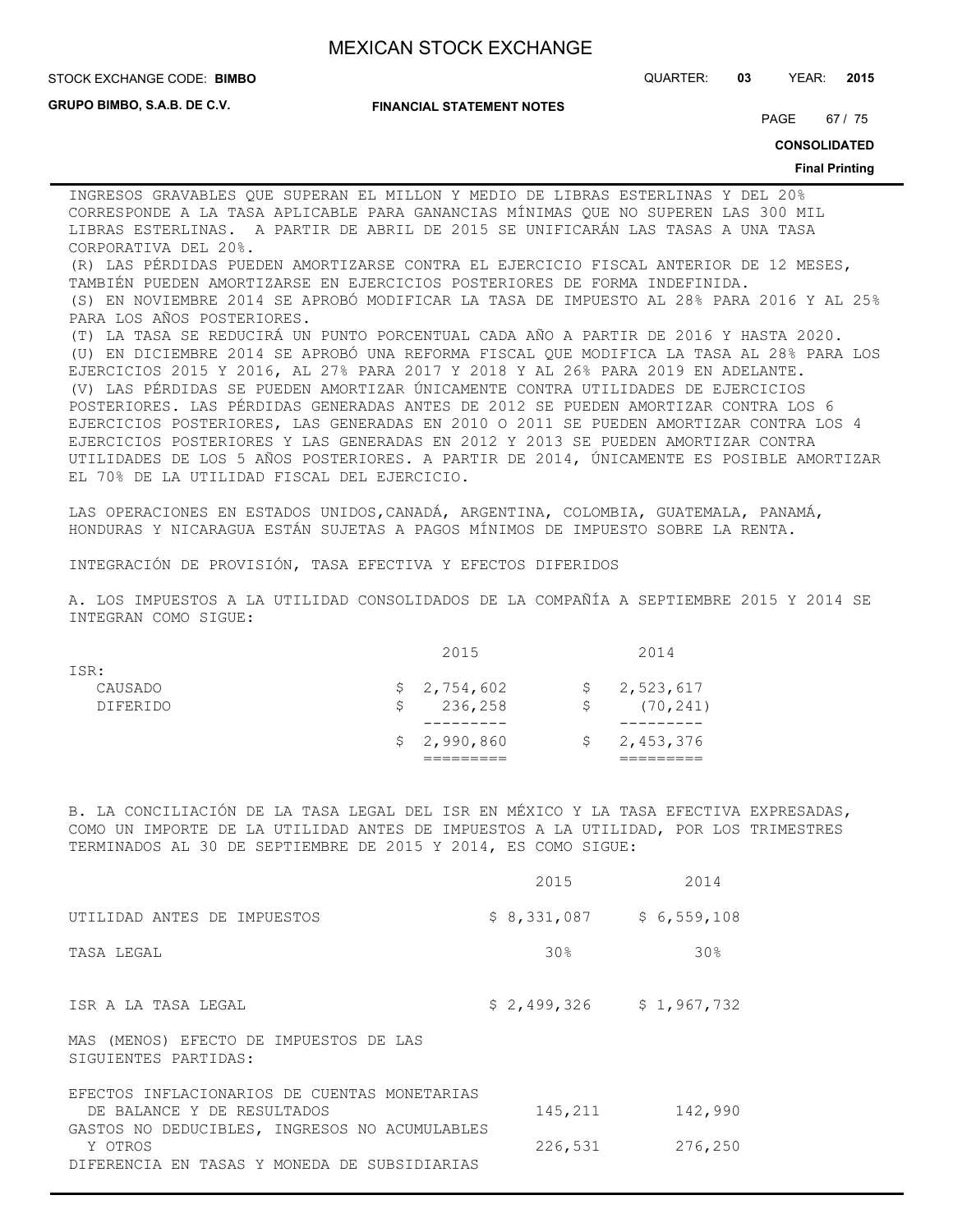INGRESOS GRAVABLES QUE SUPERAN EL MILLON Y MEDIO DE LIBRAS ESTERLINAS Y DEL 20% CORRESPONDE A LA TASA APLICABLE PARA GANANCIAS MÍNIMAS QUE NO SUPEREN LAS 300 MIL LIBRAS ESTERLINAS. A PARTIR DE ABRIL DE 2015 SE UNIFICARÁN LAS TASAS A UNA TASA CORPORATIVA DEL 20%.
(R) LAS PÉRDIDAS PUEDEN AMORTIZARSE CONTRA EL EJERCICIO FISCAL ANTERIOR DE 12 MESES, TAMBIÉN PUEDEN AMORTIZARSE EN EJERCICIOS POSTERIORES DE FORMA INDEFINIDA.
(S) EN NOVIEMBRE 2014 SE APROBÓ MODIFICAR LA TASA DE IMPUESTO AL 28% PARA 2016 Y AL 25% PARA LOS AÑOS POSTERIORES.
(T) LA TASA SE REDUCIRÁ UN PUNTO PORCENTUAL CADA AÑO A PARTIR DE 2016 Y HASTA 2020.
(U) EN DICIEMBRE 2014 SE APROBÓ UNA REFORMA FISCAL QUE MODIFICA LA TASA AL 28% PARA LOS EJERCICIOS 2015 Y 2016, AL 27% PARA 2017 Y 2018 Y AL 26% PARA 2019 EN ADELANTE.
(V) LAS PÉRDIDAS SE PUEDEN AMORTIZAR ÚNICAMENTE CONTRA UTILIDADES DE EJERCICIOS POSTERIORES. LAS PÉRDIDAS GENERADAS ANTES DE 2012 SE PUEDEN AMORTIZAR CONTRA LOS 6 EJERCICIOS POSTERIORES, LAS GENERADAS EN 2010 O 2011 SE PUEDEN AMORTIZAR CONTRA LOS 4 EJERCICIOS POSTERIORES Y LAS GENERADAS EN 2012 Y 2013 SE PUEDEN AMORTIZAR CONTRA UTILIDADES DE LOS 5 AÑOS POSTERIORES. A PARTIR DE 2014, ÚNICAMENTE ES POSIBLE AMORTIZAR EL 70% DE LA UTILIDAD FISCAL DEL EJERCICIO.

LAS OPERACIONES EN ESTADOS UNIDOS,CANADÁ, ARGENTINA, COLOMBIA, GUATEMALA, PANAMÁ, HONDURAS Y NICARAGUA ESTÁN SUJETAS A PAGOS MÍNIMOS DE IMPUESTO SOBRE LA RENTA.

INTEGRACIÓN DE PROVISIÓN, TASA EFECTIVA Y EFECTOS DIFERIDOS

A. LOS IMPUESTOS A LA UTILIDAD CONSOLIDADOS DE LA COMPAÑÍA A SEPTIEMBRE 2015 Y 2014 SE INTEGRAN COMO SIGUE:

| | 2015 | 2014 |
|---|---|---|
| ISR: | | |
| CAUSADO | $ 2,754,602 | $ 2,523,617 |
| DIFERIDO | $ 236,258 | $ (70,241) |
| | $ 2,990,860 | $ 2,453,376 |

B. LA CONCILIACIÓN DE LA TASA LEGAL DEL ISR EN MÉXICO Y LA TASA EFECTIVA EXPRESADAS, COMO UN IMPORTE DE LA UTILIDAD ANTES DE IMPUESTOS A LA UTILIDAD, POR LOS TRIMESTRES TERMINADOS AL 30 DE SEPTIEMBRE DE 2015 Y 2014, ES COMO SIGUE:

| | 2015 | 2014 |
|---|---|---|
| UTILIDAD ANTES DE IMPUESTOS | $ 8,331,087 | $ 6,559,108 |
| TASA LEGAL | 30% | 30% |
| ISR A LA TASA LEGAL | $ 2,499,326 | $ 1,967,732 |
| MAS (MENOS) EFECTO DE IMPUESTOS DE LAS SIGUIENTES PARTIDAS: | | |
| EFECTOS INFLACIONARIOS DE CUENTAS MONETARIAS DE BALANCE Y DE RESULTADOS | 145,211 | 142,990 |
| GASTOS NO DEDUCIBLES, INGRESOS NO ACUMULABLES Y OTROS | 226,531 | 276,250 |
| DIFERENCIA EN TASAS Y MONEDA DE SUBSIDIARIAS | | |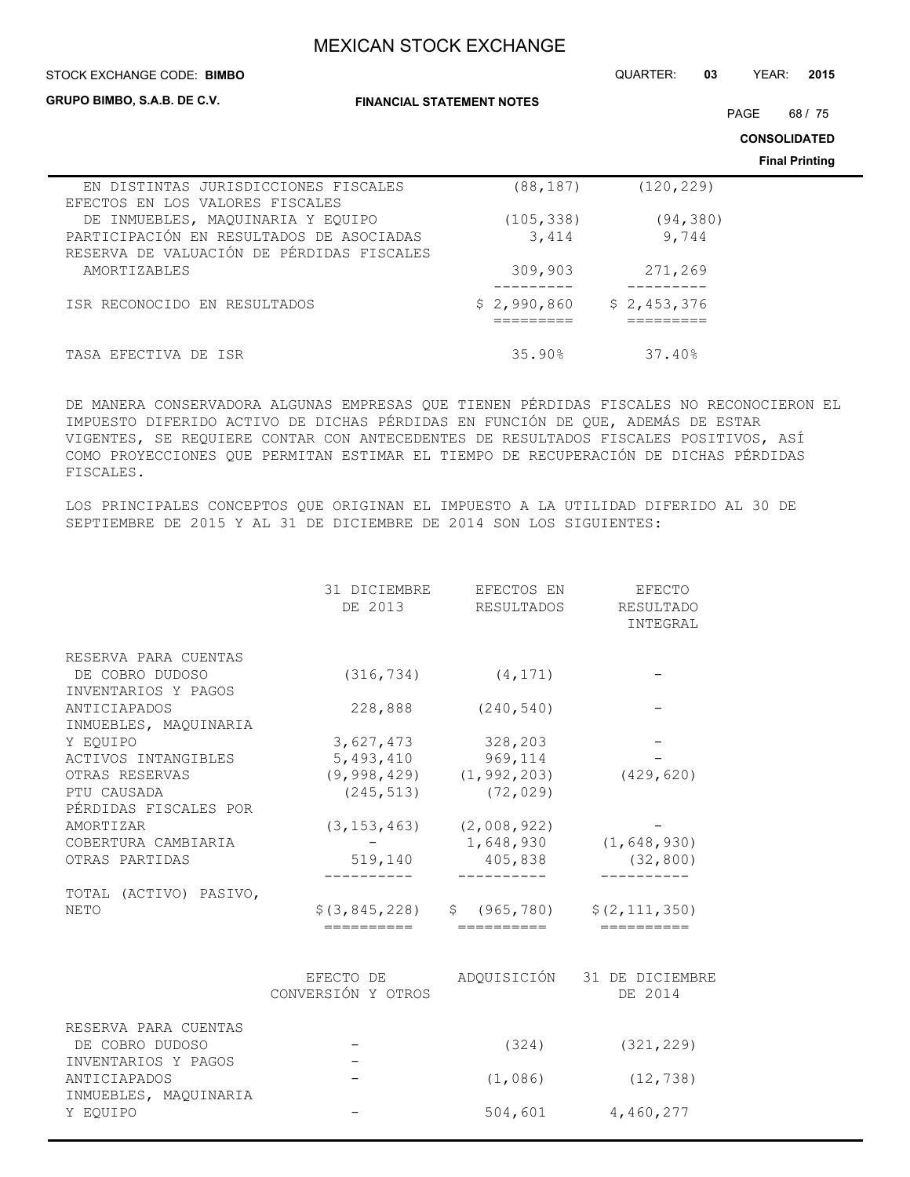| | | |
|---|---|---|
| EN DISTINTAS JURISDICCIONES FISCALES | (88,187) | (120,229) |
| EFECTOS EN LOS VALORES FISCALES DE INMUEBLES, MAQUINARIA Y EQUIPO | (105,338) | (94,380) |
| PARTICIPACIÓN EN RESULTADOS DE ASOCIADAS | 3,414 | 9,744 |
| RESERVA DE VALUACIÓN DE PÉRDIDAS FISCALES AMORTIZABLES | 309,903 | 271,269 |
| ISR RECONOCIDO EN RESULTADOS | $ 2,990,860 | $ 2,453,376 |
| TASA EFECTIVA DE ISR | 35.90% | 37.40% |

DE MANERA CONSERVADORA ALGUNAS EMPRESAS QUE TIENEN PÉRDIDAS FISCALES NO RECONOCIERON EL IMPUESTO DIFERIDO ACTIVO DE DICHAS PÉRDIDAS EN FUNCIÓN DE QUE, ADEMÁS DE ESTAR VIGENTES, SE REQUIERE CONTAR CON ANTECEDENTES DE RESULTADOS FISCALES POSITIVOS, ASÍ COMO PROYECCIONES QUE PERMITAN ESTIMAR EL TIEMPO DE RECUPERACIÓN DE DICHAS PÉRDIDAS FISCALES.

LOS PRINCIPALES CONCEPTOS QUE ORIGINAN EL IMPUESTO A LA UTILIDAD DIFERIDO AL 30 DE SEPTIEMBRE DE 2015 Y AL 31 DE DICIEMBRE DE 2014 SON LOS SIGUIENTES:

| | 31 DICIEMBRE DE 2013 | EFECTOS EN RESULTADOS | EFECTO RESULTADO INTEGRAL |
|---|---|---|---|
| RESERVA PARA CUENTAS DE COBRO DUDOSO | (316,734) | (4,171) | - |
| INVENTARIOS Y PAGOS ANTICIAPADOS | 228,888 | (240,540) | - |
| INMUEBLES, MAQUINARIA Y EQUIPO | 3,627,473 | 328,203 | - |
| ACTIVOS INTANGIBLES | 5,493,410 | 969,114 | - |
| OTRAS RESERVAS | (9,998,429) | (1,992,203) | (429,620) |
| PTU CAUSADA | (245,513) | (72,029) | |
| PÉRDIDAS FISCALES POR AMORTIZAR | (3,153,463) | (2,008,922) | - |
| COBERTURA CAMBIARIA | - | 1,648,930 | (1,648,930) |
| OTRAS PARTIDAS | 519,140 | 405,838 | (32,800) |
| TOTAL (ACTIVO) PASIVO, NETO | $(3,845,228) | $ (965,780) | $(2,111,350) |

| | EFECTO DE CONVERSIÓN Y OTROS | ADQUISICIÓN | 31 DE DICIEMBRE DE 2014 |
|---|---|---|---|
| RESERVA PARA CUENTAS DE COBRO DUDOSO | - | (324) | (321,229) |
| INVENTARIOS Y PAGOS ANTICIAPADOS | - | (1,086) | (12,738) |
| INMUEBLES, MAQUINARIA Y EQUIPO | - | 504,601 | 4,460,277 |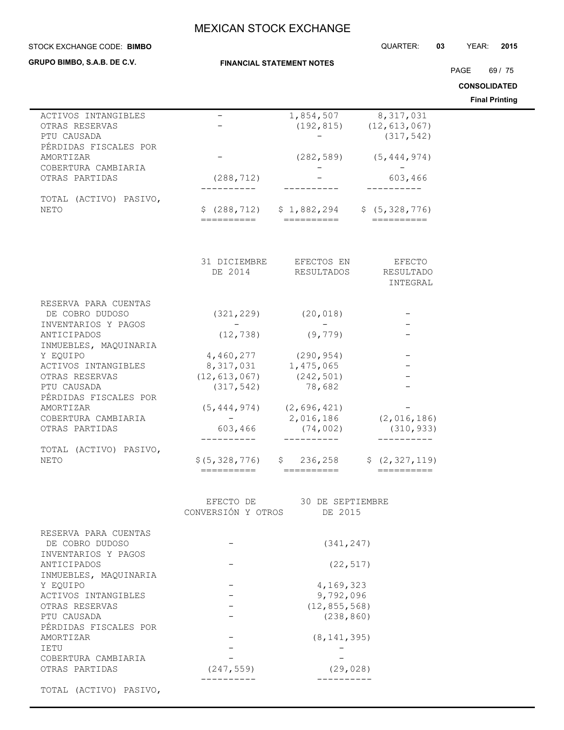| | | | |
|---|---|---|---|
| ACTIVOS INTANGIBLES | - | 1,854,507 | 8,317,031 |
| OTRAS RESERVAS | - | (192,815) | (12,613,067) |
| PTU CAUSADA | | - | (317,542) |
| PÉRDIDAS FISCALES POR AMORTIZAR | - | (282,589) | (5,444,974) |
| COBERTURA CAMBIARIA | | - | - |
| OTRAS PARTIDAS | (288,712) | - | 603,466 |
| TOTAL (ACTIVO) PASIVO, NETO | $ (288,712) | $ 1,882,294 | $ (5,328,776) |

| | 31 DICIEMBRE DE 2014 | EFECTOS EN RESULTADOS | EFECTO RESULTADO INTEGRAL |
|---|---|---|---|
| RESERVA PARA CUENTAS DE COBRO DUDOSO | (321,229) | (20,018) | - |
| INVENTARIOS Y PAGOS ANTICIPADOS | - (12,738) | - (9,779) | - |
| INMUEBLES, MAQUINARIA Y EQUIPO | 4,460,277 | (290,954) | - |
| ACTIVOS INTANGIBLES | 8,317,031 | 1,475,065 | - |
| OTRAS RESERVAS | (12,613,067) | (242,501) | - |
| PTU CAUSADA | (317,542) | 78,682 | - |
| PÉRDIDAS FISCALES POR AMORTIZAR | (5,444,974) | (2,696,421) | - |
| COBERTURA CAMBIARIA | - | 2,016,186 | (2,016,186) |
| OTRAS PARTIDAS | 603,466 | (74,002) | (310,933) |
| TOTAL (ACTIVO) PASIVO, NETO | $(5,328,776) | $ 236,258 | $ (2,327,119) |

| | EFECTO DE CONVERSIÓN Y OTROS | 30 DE SEPTIEMBRE DE 2015 |
|---|---|---|
| RESERVA PARA CUENTAS DE COBRO DUDOSO | - | (341,247) |
| INVENTARIOS Y PAGOS ANTICIPADOS | - | (22,517) |
| INMUEBLES, MAQUINARIA Y EQUIPO | - | 4,169,323 |
| ACTIVOS INTANGIBLES | - | 9,792,096 |
| OTRAS RESERVAS | - | (12,855,568) |
| PTU CAUSADA | - | (238,860) |
| PÉRDIDAS FISCALES POR AMORTIZAR | - | (8,141,395) |
| IETU | - | - |
| COBERTURA CAMBIARIA | - | - |
| OTRAS PARTIDAS | (247,559) | (29,028) |
| TOTAL (ACTIVO) PASIVO, | | |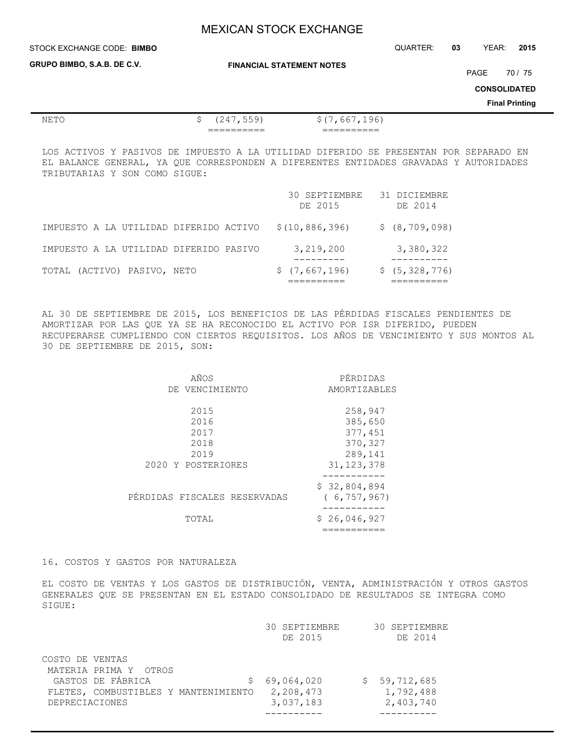| | | |
|---|---|---|
| NETO | $ (247,559) | $(7,667,196) |

LOS ACTIVOS Y PASIVOS DE IMPUESTO A LA UTILIDAD DIFERIDO SE PRESENTAN POR SEPARADO EN EL BALANCE GENERAL, YA QUE CORRESPONDEN A DIFERENTES ENTIDADES GRAVADAS Y AUTORIDADES TRIBUTARIAS Y SON COMO SIGUE:

| | 30 SEPTIEMBRE DE 2015 | 31 DICIEMBRE DE 2014 |
|---|---|---|
| IMPUESTO A LA UTILIDAD DIFERIDO ACTIVO | $(10,886,396) | $ (8,709,098) |
| IMPUESTO A LA UTILIDAD DIFERIDO PASIVO | 3,219,200 | 3,380,322 |
| TOTAL (ACTIVO) PASIVO, NETO | $ (7,667,196) | $ (5,328,776) |

AL 30 DE SEPTIEMBRE DE 2015, LOS BENEFICIOS DE LAS PÉRDIDAS FISCALES PENDIENTES DE AMORTIZAR POR LAS QUE YA SE HA RECONOCIDO EL ACTIVO POR ISR DIFERIDO, PUEDEN RECUPERARSE CUMPLIENDO CON CIERTOS REQUISITOS. LOS AÑOS DE VENCIMIENTO Y SUS MONTOS AL 30 DE SEPTIEMBRE DE 2015, SON:

| AÑOS DE VENCIMIENTO | PÉRDIDAS AMORTIZABLES |
|---|---|
| 2015 | 258,947 |
| 2016 | 385,650 |
| 2017 | 377,451 |
| 2018 | 370,327 |
| 2019 | 289,141 |
| 2020 Y POSTERIORES | 31,123,378 |
| | $ 32,804,894 |
| PÉRDIDAS FISCALES RESERVADAS | ( 6,757,967) |
| TOTAL | $ 26,046,927 |

16. COSTOS Y GASTOS POR NATURALEZA

EL COSTO DE VENTAS Y LOS GASTOS DE DISTRIBUCIÓN, VENTA, ADMINISTRACIÓN Y OTROS GASTOS GENERALES QUE SE PRESENTAN EN EL ESTADO CONSOLIDADO DE RESULTADOS SE INTEGRA COMO SIGUE:

| | 30 SEPTIEMBRE DE 2015 | 30 SEPTIEMBRE DE 2014 |
|---|---|---|
| COSTO DE VENTAS | | |
| MATERIA PRIMA Y OTROS GASTOS DE FÁBRICA | $ 69,064,020 | $ 59,712,685 |
| FLETES, COMBUSTIBLES Y MANTENIMIENTO | 2,208,473 | 1,792,488 |
| DEPRECIACIONES | 3,037,183 | 2,403,740 |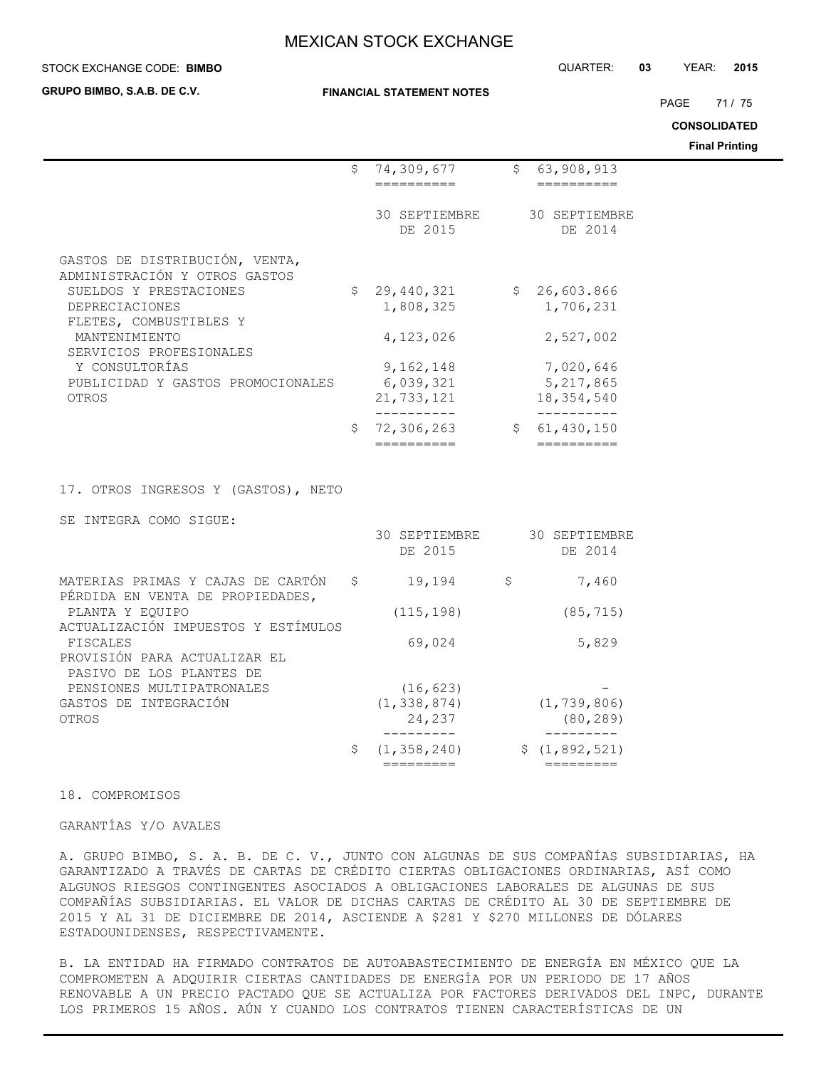| | | |
|---|---|---|
| | $ 74,309,677 | $ 63,908,913 |

| | 30 SEPTIEMBRE DE 2015 | 30 SEPTIEMBRE DE 2014 |
|---|---|---|
| GASTOS DE DISTRIBUCIÓN, VENTA, ADMINISTRACIÓN Y OTROS GASTOS | | |
| SUELDOS Y PRESTACIONES | $ 29,440,321 | $ 26,603.866 |
| DEPRECIACIONES | 1,808,325 | 1,706,231 |
| FLETES, COMBUSTIBLES Y MANTENIMIENTO | 4,123,026 | 2,527,002 |
| SERVICIOS PROFESIONALES Y CONSULTORÍAS | 9,162,148 | 7,020,646 |
| PUBLICIDAD Y GASTOS PROMOCIONALES | 6,039,321 | 5,217,865 |
| OTROS | 21,733,121 | 18,354,540 |
| | $ 72,306,263 | $ 61,430,150 |

17. OTROS INGRESOS Y (GASTOS), NETO

SE INTEGRA COMO SIGUE:

| | 30 SEPTIEMBRE DE 2015 | 30 SEPTIEMBRE DE 2014 |
|---|---|---|
| MATERIAS PRIMAS Y CAJAS DE CARTÓN | $ 19,194 | $ 7,460 |
| PÉRDIDA EN VENTA DE PROPIEDADES, PLANTA Y EQUIPO | (115,198) | (85,715) |
| ACTUALIZACIÓN IMPUESTOS Y ESTÍMULOS FISCALES | 69,024 | 5,829 |
| PROVISIÓN PARA ACTUALIZAR EL PASIVO DE LOS PLANTES DE PENSIONES MULTIPATRONALES | (16,623) | - |
| GASTOS DE INTEGRACIÓN | (1,338,874) | (1,739,806) |
| OTROS | 24,237 | (80,289) |
| | $ (1,358,240) | $ (1,892,521) |

18. COMPROMISOS

GARANTÍAS Y/O AVALES

A. GRUPO BIMBO, S. A. B. DE C. V., JUNTO CON ALGUNAS DE SUS COMPAÑÍAS SUBSIDIARIAS, HA GARANTIZADO A TRAVÉS DE CARTAS DE CRÉDITO CIERTAS OBLIGACIONES ORDINARIAS, ASÍ COMO ALGUNOS RIESGOS CONTINGENTES ASOCIADOS A OBLIGACIONES LABORALES DE ALGUNAS DE SUS COMPAÑÍAS SUBSIDIARIAS. EL VALOR DE DICHAS CARTAS DE CRÉDITO AL 30 DE SEPTIEMBRE DE 2015 Y AL 31 DE DICIEMBRE DE 2014, ASCIENDE A $281 Y $270 MILLONES DE DÓLARES ESTADOUNIDENSES, RESPECTIVAMENTE.

B. LA ENTIDAD HA FIRMADO CONTRATOS DE AUTOABASTECIMIENTO DE ENERGÍA EN MÉXICO QUE LA COMPROMETEN A ADQUIRIR CIERTAS CANTIDADES DE ENERGÍA POR UN PERIODO DE 17 AÑOS RENOVABLE A UN PRECIO PACTADO QUE SE ACTUALIZA POR FACTORES DERIVADOS DEL INPC, DURANTE LOS PRIMEROS 15 AÑOS. AÚN Y CUANDO LOS CONTRATOS TIENEN CARACTERÍSTICAS DE UN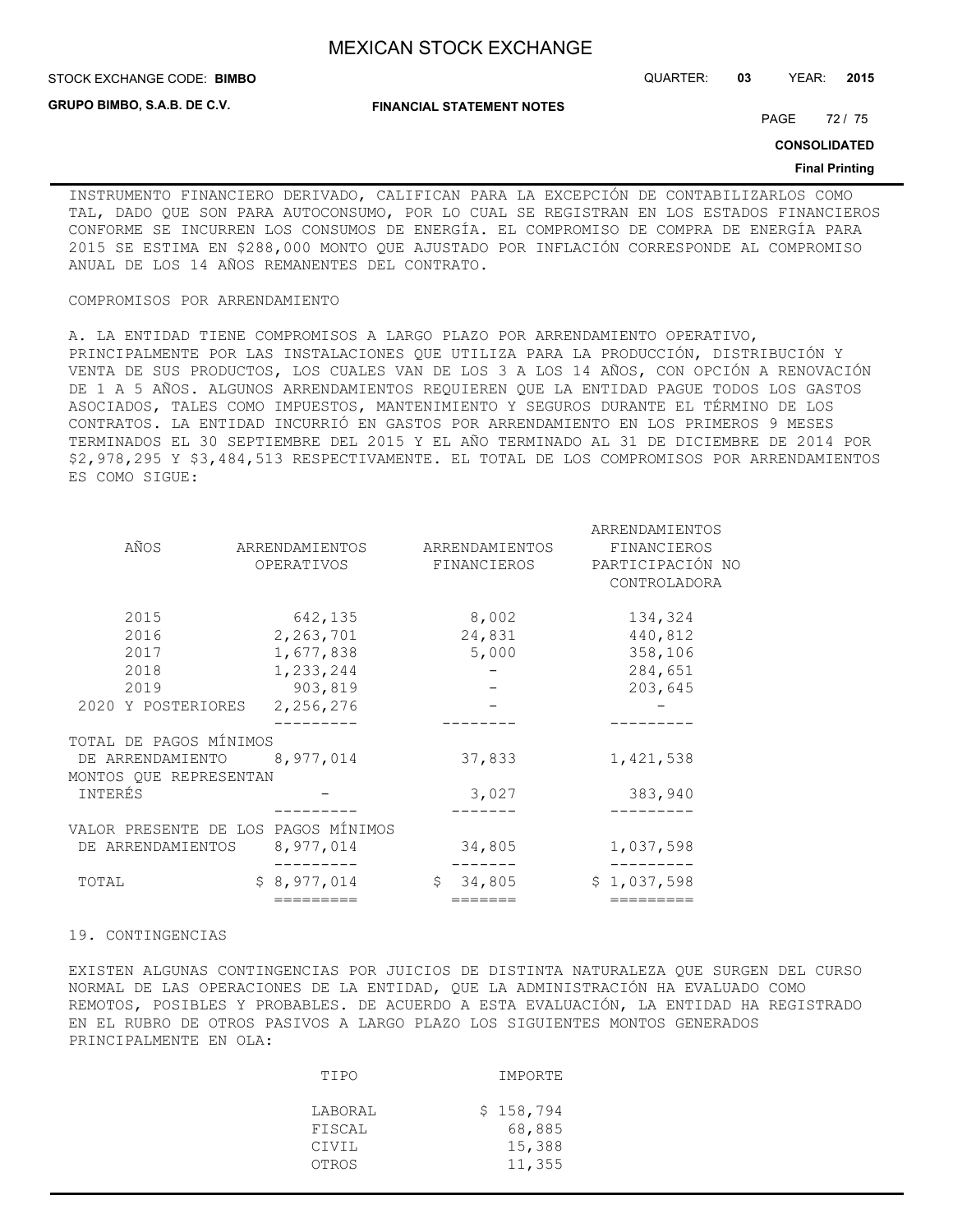INSTRUMENTO FINANCIERO DERIVADO, CALIFICAN PARA LA EXCEPCIÓN DE CONTABILIZARLOS COMO TAL, DADO QUE SON PARA AUTOCONSUMO, POR LO CUAL SE REGISTRAN EN LOS ESTADOS FINANCIEROS CONFORME SE INCURREN LOS CONSUMOS DE ENERGÍA. EL COMPROMISO DE COMPRA DE ENERGÍA PARA 2015 SE ESTIMA EN $288,000 MONTO QUE AJUSTADO POR INFLACIÓN CORRESPONDE AL COMPROMISO ANUAL DE LOS 14 AÑOS REMANENTES DEL CONTRATO.

COMPROMISOS POR ARRENDAMIENTO

A. LA ENTIDAD TIENE COMPROMISOS A LARGO PLAZO POR ARRENDAMIENTO OPERATIVO, PRINCIPALMENTE POR LAS INSTALACIONES QUE UTILIZA PARA LA PRODUCCIÓN, DISTRIBUCIÓN Y VENTA DE SUS PRODUCTOS, LOS CUALES VAN DE LOS 3 A LOS 14 AÑOS, CON OPCIÓN A RENOVACIÓN DE 1 A 5 AÑOS. ALGUNOS ARRENDAMIENTOS REQUIEREN QUE LA ENTIDAD PAGUE TODOS LOS GASTOS ASOCIADOS, TALES COMO IMPUESTOS, MANTENIMIENTO Y SEGUROS DURANTE EL TÉRMINO DE LOS CONTRATOS. LA ENTIDAD INCURRIÓ EN GASTOS POR ARRENDAMIENTO EN LOS PRIMEROS 9 MESES TERMINADOS EL 30 SEPTIEMBRE DEL 2015 Y EL AÑO TERMINADO AL 31 DE DICIEMBRE DE 2014 POR $2,978,295 Y $3,484,513 RESPECTIVAMENTE. EL TOTAL DE LOS COMPROMISOS POR ARRENDAMIENTOS ES COMO SIGUE:

| AÑOS | ARRENDAMIENTOS OPERATIVOS | ARRENDAMIENTOS FINANCIEROS | ARRENDAMIENTOS FINANCIEROS PARTICIPACIÓN NO CONTROLADORA |
|---|---|---|---|
| 2015 | 642,135 | 8,002 | 134,324 |
| 2016 | 2,263,701 | 24,831 | 440,812 |
| 2017 | 1,677,838 | 5,000 | 358,106 |
| 2018 | 1,233,244 | - | 284,651 |
| 2019 | 903,819 | - | 203,645 |
| 2020 Y POSTERIORES | 2,256,276 | - | - |
| TOTAL DE PAGOS MÍNIMOS DE ARRENDAMIENTO | 8,977,014 | 37,833 | 1,421,538 |
| MONTOS QUE REPRESENTAN INTERÉS | - | 3,027 | 383,940 |
| VALOR PRESENTE DE LOS PAGOS MÍNIMOS DE ARRENDAMIENTOS | 8,977,014 | 34,805 | 1,037,598 |
| TOTAL | $ 8,977,014 | $ 34,805 | $ 1,037,598 |

19. CONTINGENCIAS

EXISTEN ALGUNAS CONTINGENCIAS POR JUICIOS DE DISTINTA NATURALEZA QUE SURGEN DEL CURSO NORMAL DE LAS OPERACIONES DE LA ENTIDAD, QUE LA ADMINISTRACIÓN HA EVALUADO COMO REMOTOS, POSIBLES Y PROBABLES. DE ACUERDO A ESTA EVALUACIÓN, LA ENTIDAD HA REGISTRADO EN EL RUBRO DE OTROS PASIVOS A LARGO PLAZO LOS SIGUIENTES MONTOS GENERADOS PRINCIPALMENTE EN OLA:

| TIPO | IMPORTE |
|---|---|
| LABORAL | $ 158,794 |
| FISCAL | 68,885 |
| CIVIL | 15,388 |
| OTROS | 11,355 |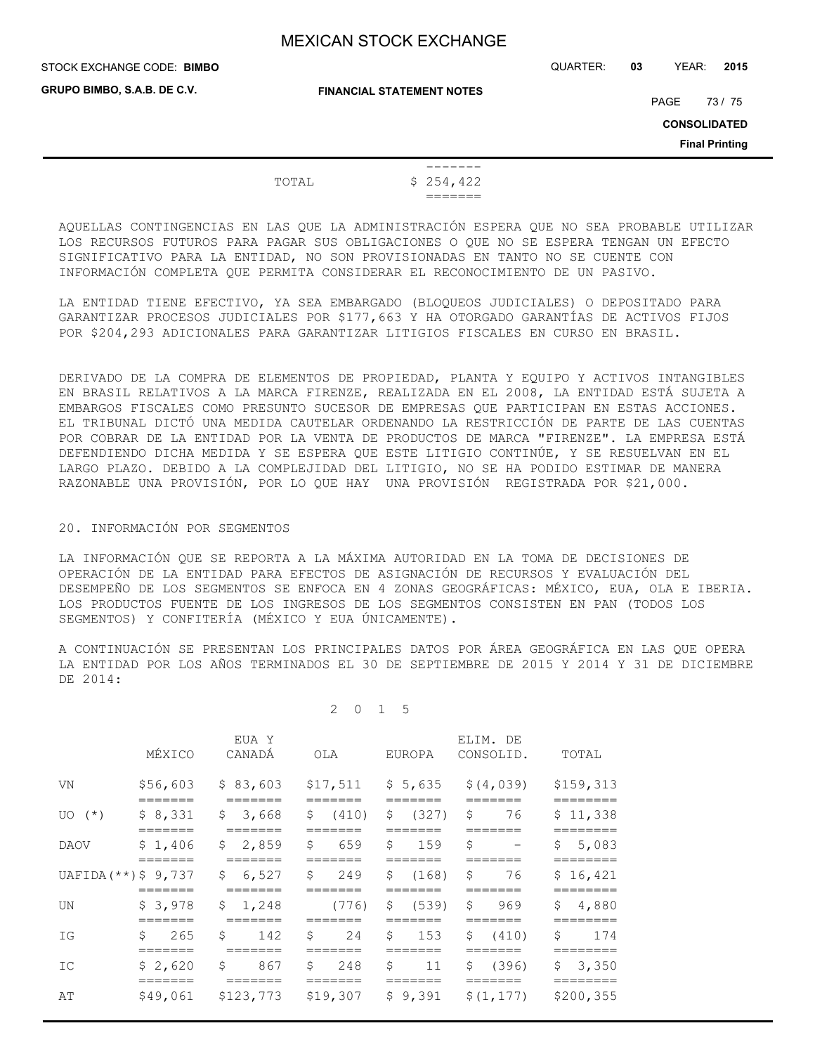| | |
|---|---|
| TOTAL | $ 254,422 |

AQUELLAS CONTINGENCIAS EN LAS QUE LA ADMINISTRACIÓN ESPERA QUE NO SEA PROBABLE UTILIZAR LOS RECURSOS FUTUROS PARA PAGAR SUS OBLIGACIONES O QUE NO SE ESPERA TENGAN UN EFECTO SIGNIFICATIVO PARA LA ENTIDAD, NO SON PROVISIONADAS EN TANTO NO SE CUENTE CON INFORMACIÓN COMPLETA QUE PERMITA CONSIDERAR EL RECONOCIMIENTO DE UN PASIVO.

LA ENTIDAD TIENE EFECTIVO, YA SEA EMBARGADO (BLOQUEOS JUDICIALES) O DEPOSITADO PARA GARANTIZAR PROCESOS JUDICIALES POR $177,663 Y HA OTORGADO GARANTÍAS DE ACTIVOS FIJOS POR $204,293 ADICIONALES PARA GARANTIZAR LITIGIOS FISCALES EN CURSO EN BRASIL.

DERIVADO DE LA COMPRA DE ELEMENTOS DE PROPIEDAD, PLANTA Y EQUIPO Y ACTIVOS INTANGIBLES EN BRASIL RELATIVOS A LA MARCA FIRENZE, REALIZADA EN EL 2008, LA ENTIDAD ESTÁ SUJETA A EMBARGOS FISCALES COMO PRESUNTO SUCESOR DE EMPRESAS QUE PARTICIPAN EN ESTAS ACCIONES. EL TRIBUNAL DICTÓ UNA MEDIDA CAUTELAR ORDENANDO LA RESTRICCIÓN DE PARTE DE LAS CUENTAS POR COBRAR DE LA ENTIDAD POR LA VENTA DE PRODUCTOS DE MARCA "FIRENZE". LA EMPRESA ESTÁ DEFENDIENDO DICHA MEDIDA Y SE ESPERA QUE ESTE LITIGIO CONTINÚE, Y SE RESUELVAN EN EL LARGO PLAZO. DEBIDO A LA COMPLEJIDAD DEL LITIGIO, NO SE HA PODIDO ESTIMAR DE MANERA RAZONABLE UNA PROVISIÓN, POR LO QUE HAY UNA PROVISIÓN REGISTRADA POR $21,000.

## 20. INFORMACIÓN POR SEGMENTOS

LA INFORMACIÓN QUE SE REPORTA A LA MÁXIMA AUTORIDAD EN LA TOMA DE DECISIONES DE OPERACIÓN DE LA ENTIDAD PARA EFECTOS DE ASIGNACIÓN DE RECURSOS Y EVALUACIÓN DEL DESEMPEÑO DE LOS SEGMENTOS SE ENFOCA EN 4 ZONAS GEOGRÁFICAS: MÉXICO, EUA, OLA E IBERIA. LOS PRODUCTOS FUENTE DE LOS INGRESOS DE LOS SEGMENTOS CONSISTEN EN PAN (TODOS LOS SEGMENTOS) Y CONFITERÍA (MÉXICO Y EUA ÚNICAMENTE).

A CONTINUACIÓN SE PRESENTAN LOS PRINCIPALES DATOS POR ÁREA GEOGRÁFICA EN LAS QUE OPERA LA ENTIDAD POR LOS AÑOS TERMINADOS EL 30 DE SEPTIEMBRE DE 2015 Y 2014 Y 31 DE DICIEMBRE DE 2014:

2 0 1 5

| | MÉXICO | EUA Y CANADÁ | OLA | EUROPA | ELIM. DE CONSOLID. | TOTAL |
|---|---|---|---|---|---|---|
| VN | $56,603 | $ 83,603 | $17,511 | $ 5,635 | $(4,039) | $159,313 |
| UO (*) | $ 8,331 | $ 3,668 | $ (410) | $ (327) | $ 76 | $ 11,338 |
| DAOV | $ 1,406 | $ 2,859 | $ 659 | $ 159 | $ - | $ 5,083 |
| UAFIDA(**) | $ 9,737 | $ 6,527 | $ 249 | $ (168) | $ 76 | $ 16,421 |
| UN | $ 3,978 | $ 1,248 | (776) | $ (539) | $ 969 | $ 4,880 |
| IG | $ 265 | $ 142 | $ 24 | $ 153 | $ (410) | $ 174 |
| IC | $ 2,620 | $ 867 | $ 248 | $ 11 | $ (396) | $ 3,350 |
| AT | $49,061 | $123,773 | $19,307 | $ 9,391 | $(1,177) | $200,355 |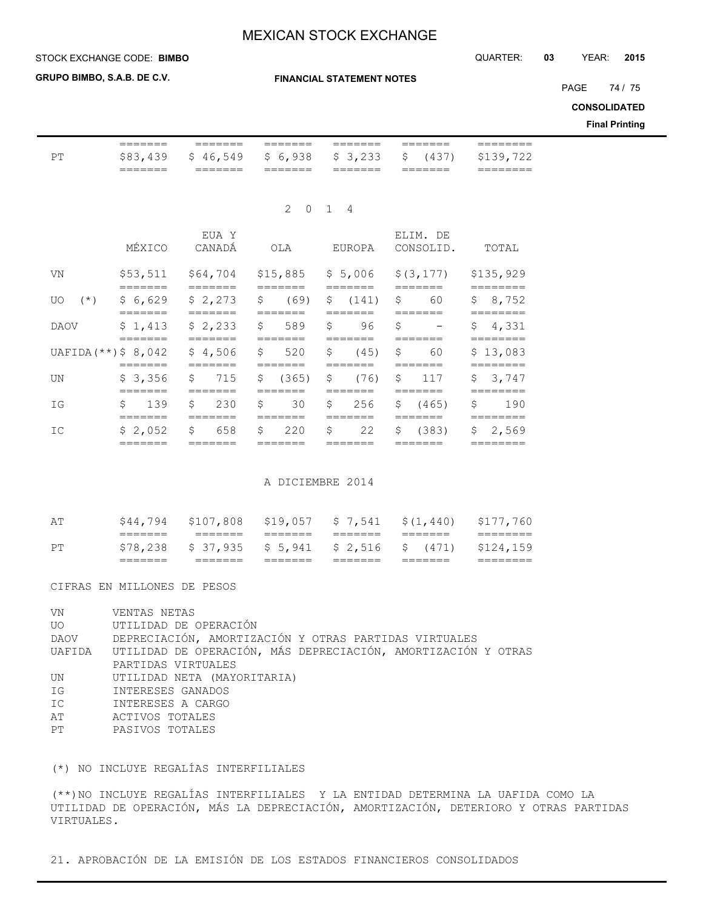| | | | | | | |
|---|---|---|---|---|---|---|
| PT | $83,439 | $ 46,549 | $ 6,938 | $ 3,233 | $ (437) | $139,722 |

2 0 1 4

| | MÉXICO | EUA Y CANADÁ | OLA | EUROPA | ELIM. DE CONSOLID. | TOTAL |
|---|---|---|---|---|---|---|
| VN | $53,511 | $64,704 | $15,885 | $ 5,006 | $(3,177) | $135,929 |
| UO (*) | $ 6,629 | $ 2,273 | $ (69) | $ (141) | $ 60 | $ 8,752 |
| DAOV | $ 1,413 | $ 2,233 | $ 589 | $ 96 | $ - | $ 4,331 |
| UAFIDA(**) | $ 8,042 | $ 4,506 | $ 520 | $ (45) | $ 60 | $ 13,083 |
| UN | $ 3,356 | $ 715 | $ (365) | $ (76) | $ 117 | $ 3,747 |
| IG | $ 139 | $ 230 | $ 30 | $ 256 | $ (465) | $ 190 |
| IC | $ 2,052 | $ 658 | $ 220 | $ 22 | $ (383) | $ 2,569 |

A DICIEMBRE 2014

| | | | | | | |
|---|---|---|---|---|---|---|
| AT | $44,794 | $107,808 | $19,057 | $ 7,541 | $(1,440) | $177,760 |
| PT | $78,238 | $ 37,935 | $ 5,941 | $ 2,516 | $ (471) | $124,159 |

CIFRAS EN MILLONES DE PESOS

VN VENTAS NETAS
UO UTILIDAD DE OPERACIÓN
DAOV DEPRECIACIÓN, AMORTIZACIÓN Y OTRAS PARTIDAS VIRTUALES
UAFIDA UTILIDAD DE OPERACIÓN, MÁS DEPRECIACIÓN, AMORTIZACIÓN Y OTRAS PARTIDAS VIRTUALES
UN UTILIDAD NETA (MAYORITARIA)
IG INTERESES GANADOS
IC INTERESES A CARGO
AT ACTIVOS TOTALES
PT PASIVOS TOTALES

(*) NO INCLUYE REGALÍAS INTERFILIALES

(**)NO INCLUYE REGALÍAS INTERFILIALES Y LA ENTIDAD DETERMINA LA UAFIDA COMO LA UTILIDAD DE OPERACIÓN, MÁS LA DEPRECIACIÓN, AMORTIZACIÓN, DETERIORO Y OTRAS PARTIDAS VIRTUALES.

21. APROBACIÓN DE LA EMISIÓN DE LOS ESTADOS FINANCIEROS CONSOLIDADOS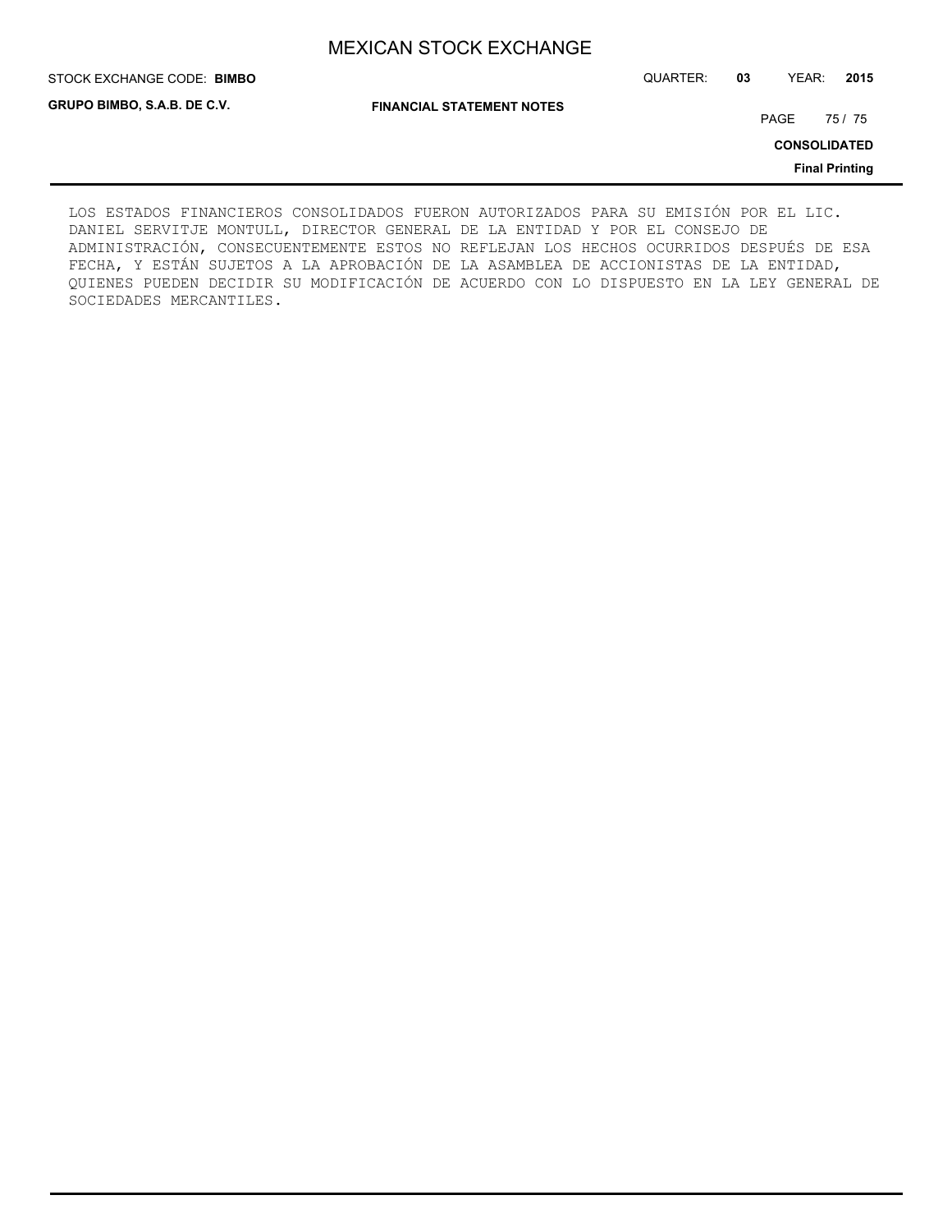LOS ESTADOS FINANCIEROS CONSOLIDADOS FUERON AUTORIZADOS PARA SU EMISIÓN POR EL LIC. DANIEL SERVITJE MONTULL, DIRECTOR GENERAL DE LA ENTIDAD Y POR EL CONSEJO DE ADMINISTRACIÓN, CONSECUENTEMENTE ESTOS NO REFLEJAN LOS HECHOS OCURRIDOS DESPUÉS DE ESA FECHA, Y ESTÁN SUJETOS A LA APROBACIÓN DE LA ASAMBLEA DE ACCIONISTAS DE LA ENTIDAD, QUIENES PUEDEN DECIDIR SU MODIFICACIÓN DE ACUERDO CON LO DISPUESTO EN LA LEY GENERAL DE SOCIEDADES MERCANTILES.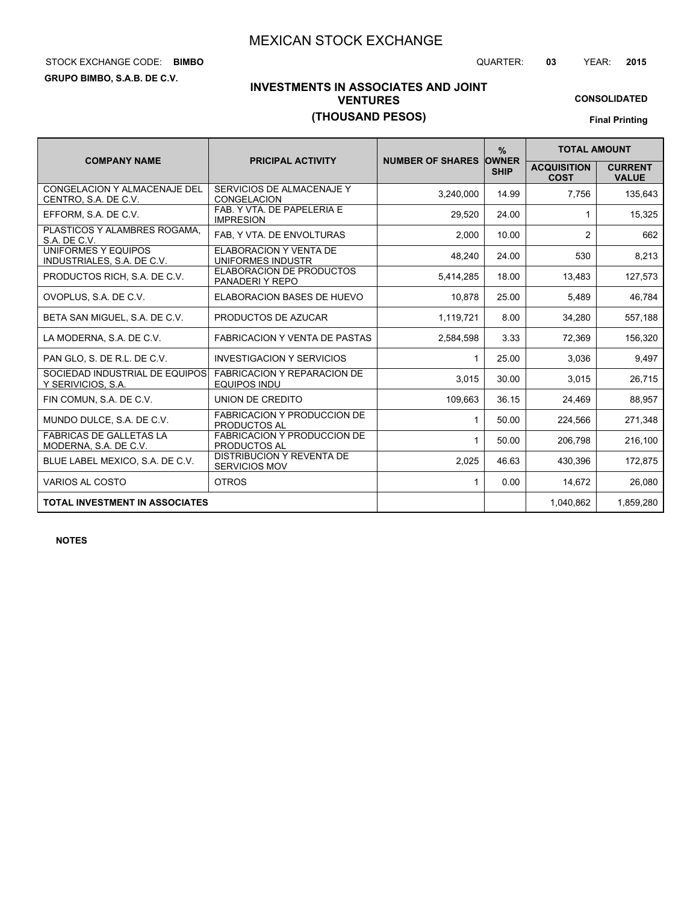# MEXICAN STOCK EXCHANGE

STOCK EXCHANGE CODE: **BIMBO** QUARTER: **03** YEAR: **2015**

**GRUPO BIMBO, S.A.B. DE C.V.**

## INVESTMENTS IN ASSOCIATES AND JOINT VENTURES
## (THOUSAND PESOS)

**CONSOLIDATED**

**Final Printing**

| COMPANY NAME | PRICIPAL ACTIVITY | NUMBER OF SHARES | % OWNER SHIP | TOTAL AMOUNT | |
|---|---|---|---|---|---|
| | | | | ACQUISITION COST | CURRENT VALUE |
| CONGELACION Y ALMACENAJE DEL CENTRO, S.A. DE C.V. | SERVICIOS DE ALMACENAJE Y CONGELACION | 3,240,000 | 14.99 | 7,756 | 135,643 |
| EFFORM, S.A. DE C.V. | FAB. Y VTA. DE PAPELERIA E IMPRESION | 29,520 | 24.00 | 1 | 15,325 |
| PLASTICOS Y ALAMBRES ROGAMA, S.A. DE C.V. | FAB, Y VTA. DE ENVOLTURAS | 2,000 | 10.00 | 2 | 662 |
| UNIFORMES Y EQUIPOS INDUSTRIALES, S.A. DE C.V. | ELABORACION Y VENTA DE UNIFORMES INDUSTR | 48,240 | 24.00 | 530 | 8,213 |
| PRODUCTOS RICH, S.A. DE C.V. | ELABORACION DE PRODUCTOS PANADERI Y REPO | 5,414,285 | 18.00 | 13,483 | 127,573 |
| OVOPLUS, S.A. DE C.V. | ELABORACION BASES DE HUEVO | 10,878 | 25.00 | 5,489 | 46,784 |
| BETA SAN MIGUEL, S.A. DE C.V. | PRODUCTOS DE AZUCAR | 1,119,721 | 8.00 | 34,280 | 557,188 |
| LA MODERNA, S.A. DE C.V. | FABRICACION Y VENTA DE PASTAS | 2,584,598 | 3.33 | 72,369 | 156,320 |
| PAN GLO, S. DE R.L. DE C.V. | INVESTIGACION Y SERVICIOS | 1 | 25.00 | 3,036 | 9,497 |
| SOCIEDAD INDUSTRIAL DE EQUIPOS Y SERIVICIOS, S.A. | FABRICACION Y REPARACION DE EQUIPOS INDU | 3,015 | 30.00 | 3,015 | 26,715 |
| FIN COMUN, S.A. DE C.V. | UNION DE CREDITO | 109,663 | 36.15 | 24,469 | 88,957 |
| MUNDO DULCE, S.A. DE C.V. | FABRICACION Y PRODUCCION DE PRODUCTOS AL | 1 | 50.00 | 224,566 | 271,348 |
| FABRICAS DE GALLETAS LA MODERNA, S.A. DE C.V. | FABRICACION Y PRODUCCION DE PRODUCTOS AL | 1 | 50.00 | 206,798 | 216,100 |
| BLUE LABEL MEXICO, S.A. DE C.V. | DISTRIBUCION Y REVENTA DE SERVICIOS MOV | 2,025 | 46.63 | 430,396 | 172,875 |
| VARIOS AL COSTO | OTROS | 1 | 0.00 | 14,672 | 26,080 |
| **TOTAL INVESTMENT IN ASSOCIATES** | | | | 1,040,862 | 1,859,280 |

**NOTES**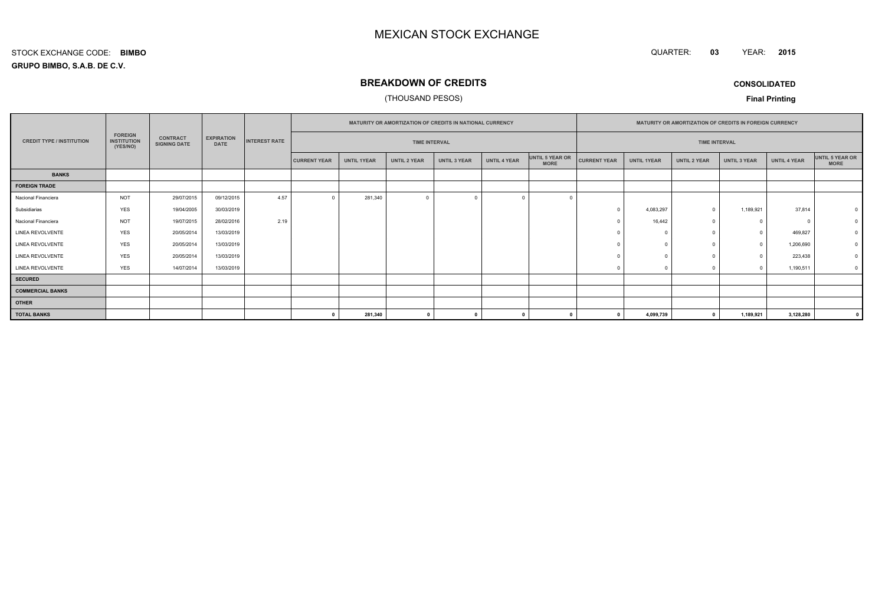# MEXICAN STOCK EXCHANGE

STOCK EXCHANGE CODE: **BIMBO**

**GRUPO BIMBO, S.A.B. DE C.V.**

QUARTER: **03** YEAR: **2015**

## BREAKDOWN OF CREDITS

(THOUSAND PESOS)

**CONSOLIDATED**

**Final Printing**

| CREDIT TYPE / INSTITUTION | FOREIGN INSTITUTION (YES/NO) | CONTRACT SIGNING DATE | EXPIRATION DATE | INTEREST RATE | MATURITY OR AMORTIZATION OF CREDITS IN NATIONAL CURRENCY | | | | | | MATURITY OR AMORTIZATION OF CREDITS IN FOREIGN CURRENCY | | | | | |
|---|---|---|---|---|---|---|---|---|---|---|---|---|---|---|---|---|
| | | | | | TIME INTERVAL | | | | | | TIME INTERVAL | | | | | |
| | | | | | CURRENT YEAR | UNTIL 1YEAR | UNTIL 2 YEAR | UNTIL 3 YEAR | UNTIL 4 YEAR | UNTIL 5 YEAR OR MORE | CURRENT YEAR | UNTIL 1YEAR | UNTIL 2 YEAR | UNTIL 3 YEAR | UNTIL 4 YEAR | UNTIL 5 YEAR OR MORE |
| **BANKS** | | | | | | | | | | | | | | | | |
| **FOREIGN TRADE** | | | | | | | | | | | | | | | | |
| Nacional Financiera | NOT | 29/07/2015 | 09/12/2015 | 4.57 | 0 | 281,340 | 0 | 0 | 0 | 0 | | | | | | |
| Subsidiarias | YES | 19/04/2005 | 30/03/2019 | | | | | | | | 0 | 4,083,297 | 0 | 1,189,921 | 37,814 | 0 |
| Nacional Financiera | NOT | 19/07/2015 | 28/02/2016 | 2.19 | | | | | | | 0 | 16,442 | 0 | 0 | 0 | 0 |
| LINEA REVOLVENTE | YES | 20/05/2014 | 13/03/2019 | | | | | | | | 0 | 0 | 0 | 0 | 469,827 | 0 |
| LINEA REVOLVENTE | YES | 20/05/2014 | 13/03/2019 | | | | | | | | 0 | 0 | 0 | 0 | 1,206,690 | 0 |
| LINEA REVOLVENTE | YES | 20/05/2014 | 13/03/2019 | | | | | | | | 0 | 0 | 0 | 0 | 223,438 | 0 |
| LINEA REVOLVENTE | YES | 14/07/2014 | 13/03/2019 | | | | | | | | 0 | 0 | 0 | 0 | 1,190,511 | 0 |
| **SECURED** | | | | | | | | | | | | | | | | |
| **COMMERCIAL BANKS** | | | | | | | | | | | | | | | | |
| **OTHER** | | | | | | | | | | | | | | | | |
| **TOTAL BANKS** | | | | | **0** | **281,340** | **0** | **0** | **0** | **0** | **0** | **4,099,739** | **0** | **1,189,921** | **3,128,280** | **0** |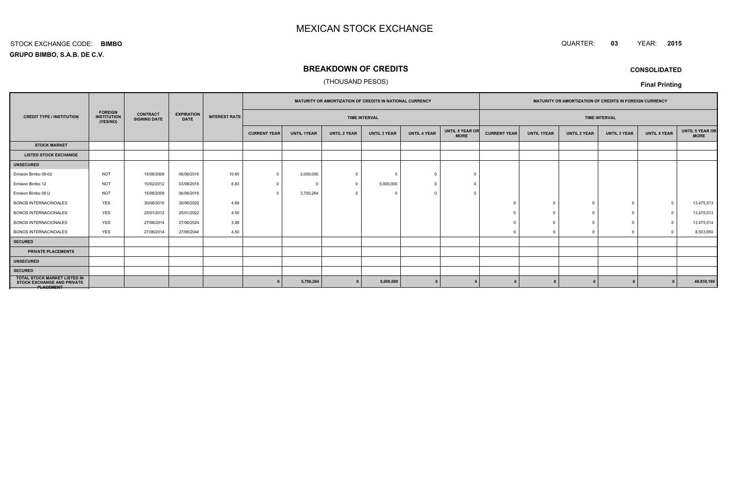# MEXICAN STOCK EXCHANGE

STOCK EXCHANGE CODE: **BIMBO**

QUARTER: **03** YEAR: **2015**

**GRUPO BIMBO, S.A.B. DE C.V.**

## BREAKDOWN OF CREDITS

(THOUSAND PESOS)

**CONSOLIDATED**

**Final Printing**

| CREDIT TYPE / INSTITUTION | FOREIGN INSTITUTION (YES/NO) | CONTRACT SIGNING DATE | EXPIRATION DATE | INTEREST RATE | MATURITY OR AMORTIZATION OF CREDITS IN NATIONAL CURRENCY | | | | | | MATURITY OR AMORTIZATION OF CREDITS IN FOREIGN CURRENCY | | | | | |
|---|---|---|---|---|---|---|---|---|---|---|---|---|---|---|---|---|
| | | | | | TIME INTERVAL | | | | | | TIME INTERVAL | | | | | |
| | | | | | CURRENT YEAR | UNTIL 1YEAR | UNTIL 2 YEAR | UNTIL 3 YEAR | UNTIL 4 YEAR | UNTIL 5 YEAR OR MORE | CURRENT YEAR | UNTIL 1YEAR | UNTIL 2 YEAR | UNTIL 3 YEAR | UNTIL 4 YEAR | UNTIL 5 YEAR OR MORE |
| **STOCK MARKET** | | | | | | | | | | | | | | | | |
| **LISTED STOCK EXCHANGE** | | | | | | | | | | | | | | | | |
| **UNSECURED** | | | | | | | | | | | | | | | | |
| Emision Bimbo 09-02 | NOT | 15/06/2009 | 06/06/2016 | 10.60 | 0 | 2,000,000 | 0 | 0 | 0 | 0 | | | | | | |
| Emision Bimbo 12 | NOT | 10/02/2012 | 03/08/2018 | 6.83 | 0 | 0 | 0 | 5,000,000 | 0 | 0 | | | | | | |
| Emision Bimbo 09 U | NOT | 15/06/2009 | 06/06/2016 | | 0 | 3,750,264 | 0 | 0 | 0 | 0 | | | | | | |
| BONOS INTERNACINOALES | YES | 30/06/2010 | 30/06/2020 | 4.88 | | | | | | | 0 | 0 | 0 | 0 | 0 | 13,475,513 |
| BONOS INTERNACIONALES | YES | 25/01/2012 | 25/01/2022 | 4.50 | | | | | | | 0 | 0 | 0 | 0 | 0 | 13,475,513 |
| BONOS INTERNACIONALES | YES | 27/06/2014 | 27/06/2024 | 3.88 | | | | | | | 0 | 0 | 0 | 0 | 0 | 13,475,514 |
| BONOS INTERNACINOALES | YES | 27/06/2014 | 27/06/2044 | 4.50 | | | | | | | 0 | 0 | 0 | 0 | 0 | 8,503,650 |
| **SECURED** | | | | | | | | | | | | | | | | |
| **PRIVATE PLACEMENTS** | | | | | | | | | | | | | | | | |
| **UNSECURED** | | | | | | | | | | | | | | | | |
| **SECURED** | | | | | | | | | | | | | | | | |
| **TOTAL STOCK MARKET LISTED IN STOCK EXCHANGE AND PRIVATE PLACEMENT** | | | | | **0** | **5,750,264** | **0** | **5,000,000** | **0** | **0** | **0** | **0** | **0** | **0** | **0** | **48,930,190** |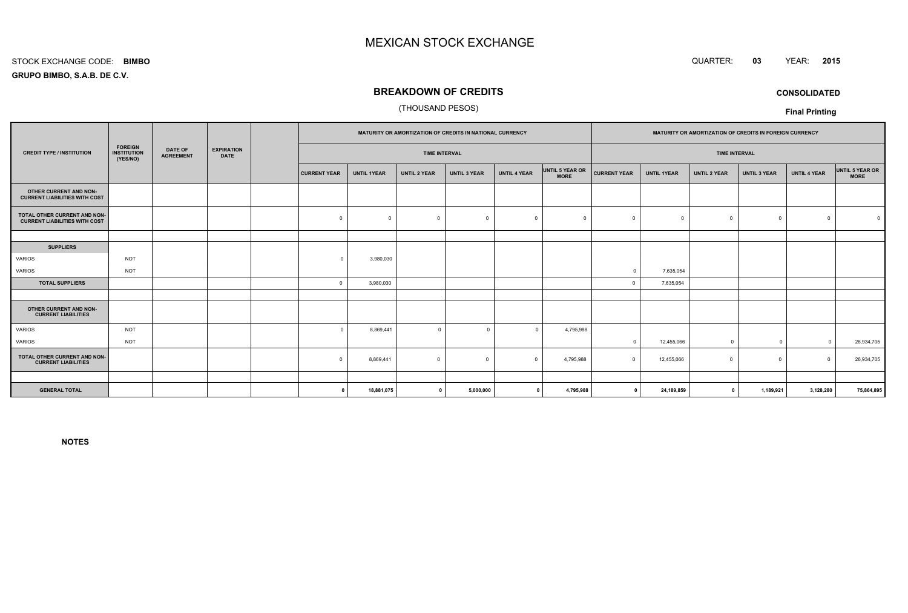# MEXICAN STOCK EXCHANGE

STOCK EXCHANGE CODE: **BIMBO**

QUARTER: **03** YEAR: **2015**

**GRUPO BIMBO, S.A.B. DE C.V.**

## BREAKDOWN OF CREDITS

(THOUSAND PESOS)

**CONSOLIDATED**

**Final Printing**

| CREDIT TYPE / INSTITUTION | FOREIGN INSTITUTION (YES/NO) | DATE OF AGREEMENT | EXPIRATION DATE | | MATURITY OR AMORTIZATION OF CREDITS IN NATIONAL CURRENCY | | | | | | MATURITY OR AMORTIZATION OF CREDITS IN FOREIGN CURRENCY | | | | | |
|---|---|---|---|---|---|---|---|---|---|---|---|---|---|---|---|---|
| | | | | | TIME INTERVAL | | | | | | TIME INTERVAL | | | | | |
| | | | | | CURRENT YEAR | UNTIL 1YEAR | UNTIL 2 YEAR | UNTIL 3 YEAR | UNTIL 4 YEAR | UNTIL 5 YEAR OR MORE | CURRENT YEAR | UNTIL 1YEAR | UNTIL 2 YEAR | UNTIL 3 YEAR | UNTIL 4 YEAR | UNTIL 5 YEAR OR MORE |
| **OTHER CURRENT AND NON-CURRENT LIABILITIES WITH COST** | | | | | | | | | | | | | | | | |
| **TOTAL OTHER CURRENT AND NON-CURRENT LIABILITIES WITH COST** | | | | | 0 | 0 | 0 | 0 | 0 | 0 | 0 | 0 | 0 | 0 | 0 | 0 |
| | | | | | | | | | | | | | | | | |
| **SUPPLIERS** | | | | | | | | | | | | | | | | |
| VARIOS | NOT | | | | 0 | 3,980,030 | | | | | | | | | | |
| VARIOS | NOT | | | | | | | | | | 0 | 7,635,054 | | | | |
| **TOTAL SUPPLIERS** | | | | | 0 | 3,980,030 | | | | | 0 | 7,635,054 | | | | |
| | | | | | | | | | | | | | | | | |
| **OTHER CURRENT AND NON-CURRENT LIABILITIES** | | | | | | | | | | | | | | | | |
| VARIOS | NOT | | | | 0 | 8,869,441 | 0 | 0 | 0 | 4,795,988 | | | | | | |
| VARIOS | NOT | | | | | | | | | | 0 | 12,455,066 | 0 | 0 | 0 | 26,934,705 |
| **TOTAL OTHER CURRENT AND NON-CURRENT LIABILITIES** | | | | | 0 | 8,869,441 | 0 | 0 | 0 | 4,795,988 | 0 | 12,455,066 | 0 | 0 | 0 | 26,934,705 |
| | | | | | | | | | | | | | | | | |
| **GENERAL TOTAL** | | | | | **0** | **18,881,075** | **0** | **5,000,000** | **0** | **4,795,988** | **0** | **24,189,859** | **0** | **1,189,921** | **3,128,280** | **75,864,895** |

**NOTES**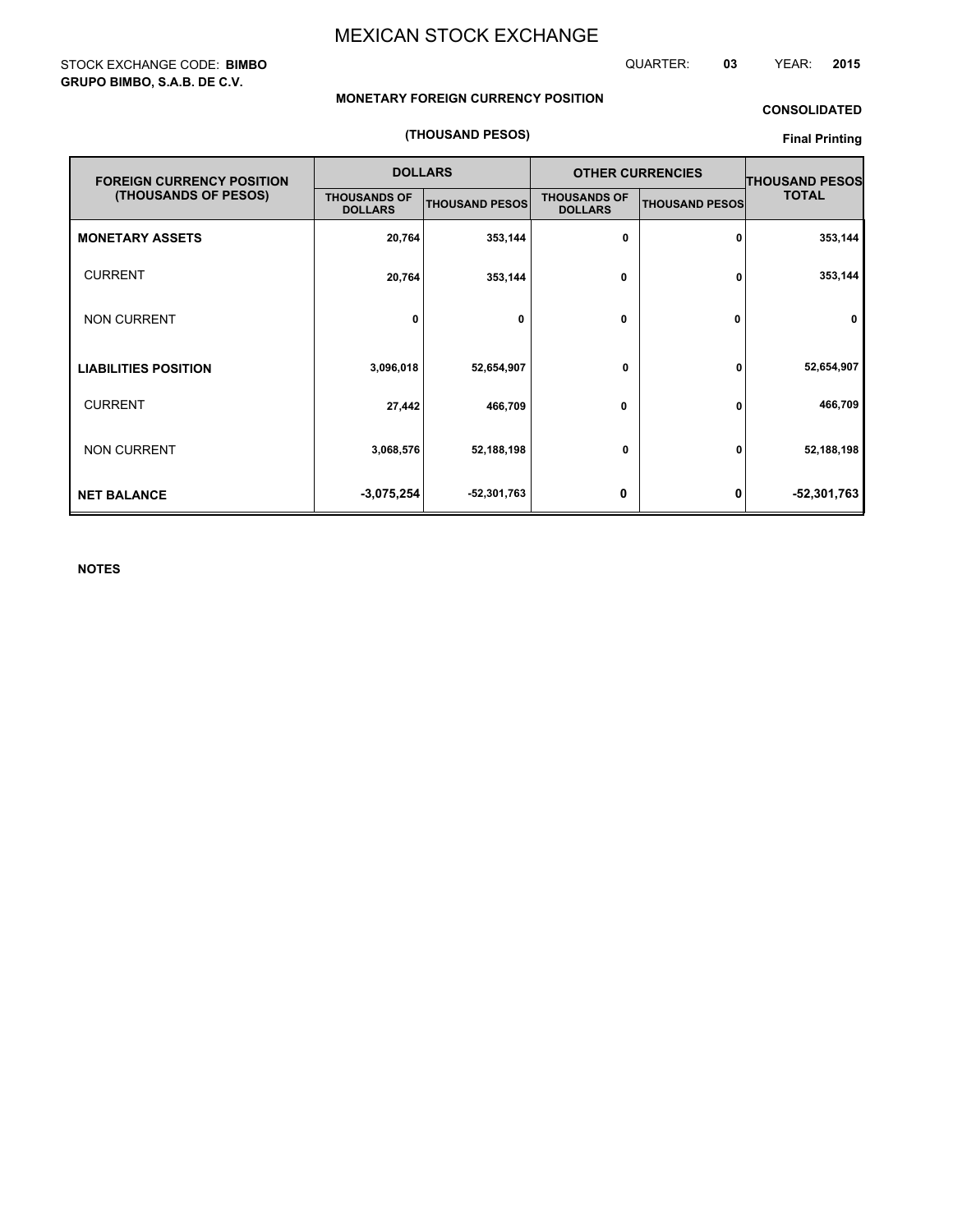# MEXICAN STOCK EXCHANGE

STOCK EXCHANGE CODE: **BIMBO**
**GRUPO BIMBO, S.A.B. DE C.V.**

QUARTER: **03** YEAR: **2015**

**MONETARY FOREIGN CURRENCY POSITION**

**(THOUSAND PESOS)**

**CONSOLIDATED**

**Final Printing**

| FOREIGN CURRENCY POSITION (THOUSANDS OF PESOS) | DOLLARS | | OTHER CURRENCIES | | THOUSAND PESOS TOTAL |
|---|---|---|---|---|---|
| | THOUSANDS OF DOLLARS | THOUSAND PESOS | THOUSANDS OF DOLLARS | THOUSAND PESOS | |
| **MONETARY ASSETS** | 20,764 | 353,144 | 0 | 0 | 353,144 |
| CURRENT | 20,764 | 353,144 | 0 | 0 | 353,144 |
| NON CURRENT | 0 | 0 | 0 | 0 | 0 |
| **LIABILITIES POSITION** | 3,096,018 | 52,654,907 | 0 | 0 | 52,654,907 |
| CURRENT | 27,442 | 466,709 | 0 | 0 | 466,709 |
| NON CURRENT | 3,068,576 | 52,188,198 | 0 | 0 | 52,188,198 |
| **NET BALANCE** | -3,075,254 | -52,301,763 | 0 | 0 | -52,301,763 |

**NOTES**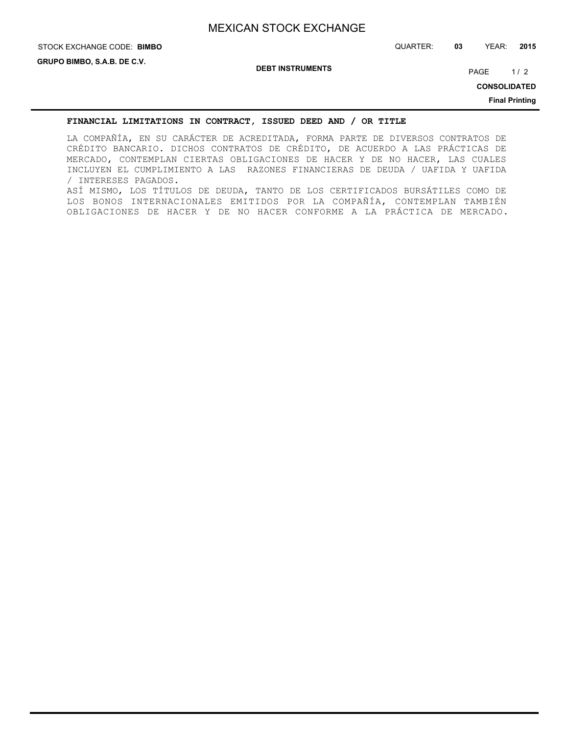## FINANCIAL LIMITATIONS IN CONTRACT, ISSUED DEED AND / OR TITLE

LA COMPAÑÍA, EN SU CARÁCTER DE ACREDITADA, FORMA PARTE DE DIVERSOS CONTRATOS DE CRÉDITO BANCARIO. DICHOS CONTRATOS DE CRÉDITO, DE ACUERDO A LAS PRÁCTICAS DE MERCADO, CONTEMPLAN CIERTAS OBLIGACIONES DE HACER Y DE NO HACER, LAS CUALES INCLUYEN EL CUMPLIMIENTO A LAS RAZONES FINANCIERAS DE DEUDA / UAFIDA Y UAFIDA / INTERESES PAGADOS.

ASÍ MISMO, LOS TÍTULOS DE DEUDA, TANTO DE LOS CERTIFICADOS BURSÁTILES COMO DE LOS BONOS INTERNACIONALES EMITIDOS POR LA COMPAÑÍA, CONTEMPLAN TAMBIÉN OBLIGACIONES DE HACER Y DE NO HACER CONFORME A LA PRÁCTICA DE MERCADO.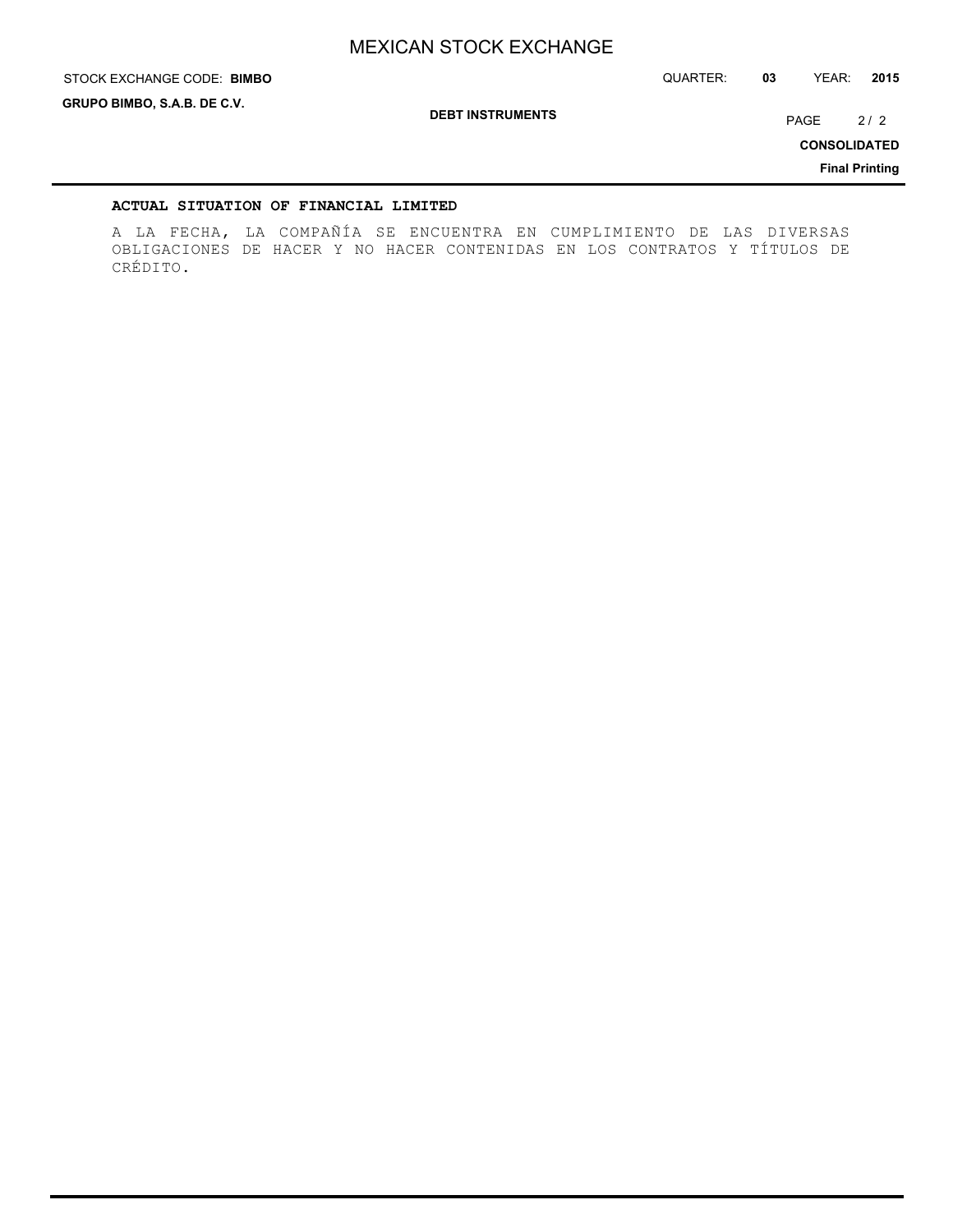**ACTUAL SITUATION OF FINANCIAL LIMITED**

A LA FECHA, LA COMPAÑÍA SE ENCUENTRA EN CUMPLIMIENTO DE LAS DIVERSAS OBLIGACIONES DE HACER Y NO HACER CONTENIDAS EN LOS CONTRATOS Y TÍTULOS DE CRÉDITO.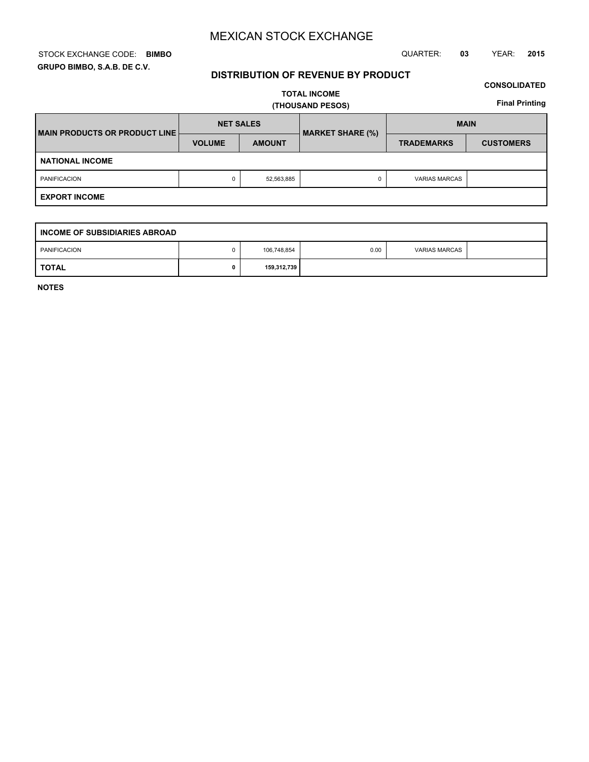# MEXICAN STOCK EXCHANGE

STOCK EXCHANGE CODE: **BIMBO**

QUARTER: **03** YEAR: **2015**

**GRUPO BIMBO, S.A.B. DE C.V.**

## DISTRIBUTION OF REVENUE BY PRODUCT

**CONSOLIDATED**

**TOTAL INCOME**

**(THOUSAND PESOS)**

**Final Printing**

| MAIN PRODUCTS OR PRODUCT LINE | NET SALES | | MARKET SHARE (%) | MAIN | |
|---|---|---|---|---|---|
| | VOLUME | AMOUNT | | TRADEMARKS | CUSTOMERS |
| **NATIONAL INCOME** | | | | | |
| PANIFICACION | 0 | 52,563,885 | 0 | VARIAS MARCAS | |
| **EXPORT INCOME** | | | | | |

| INCOME OF SUBSIDIARIES ABROAD | | | | | |
|---|---|---|---|---|---|
| PANIFICACION | 0 | 106,748,854 | 0.00 | VARIAS MARCAS | |
| **TOTAL** | **0** | **159,312,739** | | | |

**NOTES**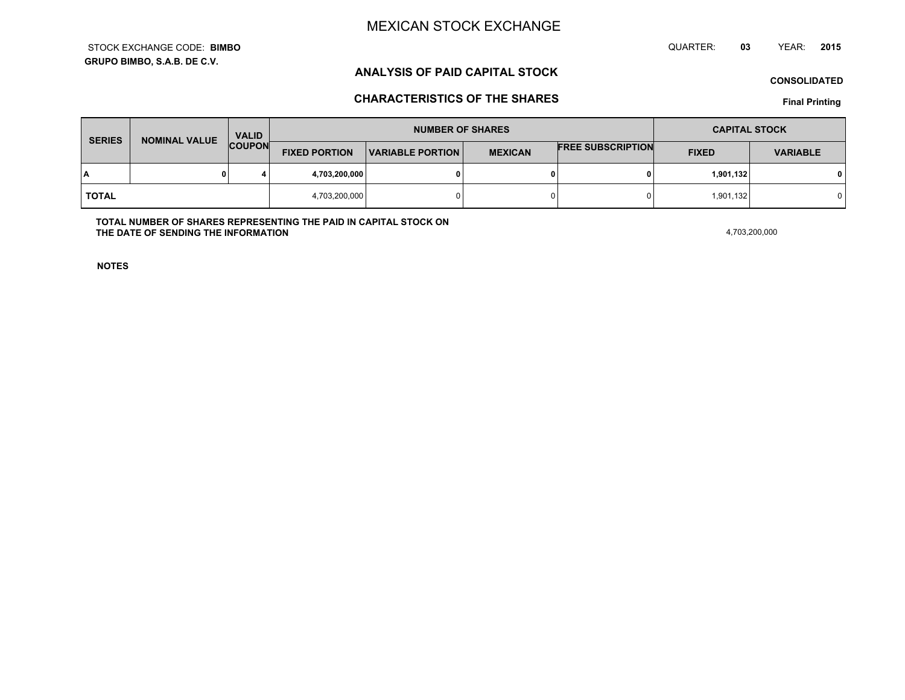# MEXICAN STOCK EXCHANGE

STOCK EXCHANGE CODE: **BIMBO**

**GRUPO BIMBO, S.A.B. DE C.V.**

QUARTER: **03** YEAR: **2015**

## ANALYSIS OF PAID CAPITAL STOCK

**CONSOLIDATED**

## CHARACTERISTICS OF THE SHARES

**Final Printing**

| SERIES | NOMINAL VALUE | VALID COUPON | NUMBER OF SHARES | | | | CAPITAL STOCK | |
|---|---|---|---|---|---|---|---|---|
| | | | FIXED PORTION | VARIABLE PORTION | MEXICAN | FREE SUBSCRIPTION | FIXED | VARIABLE |
| **A** | **0** | **4** | **4,703,200,000** | **0** | **0** | **0** | **1,901,132** | **0** |
| **TOTAL** | | | 4,703,200,000 | 0 | 0 | 0 | 1,901,132 | 0 |

**TOTAL NUMBER OF SHARES REPRESENTING THE PAID IN CAPITAL STOCK ON THE DATE OF SENDING THE INFORMATION** 4,703,200,000

**NOTES**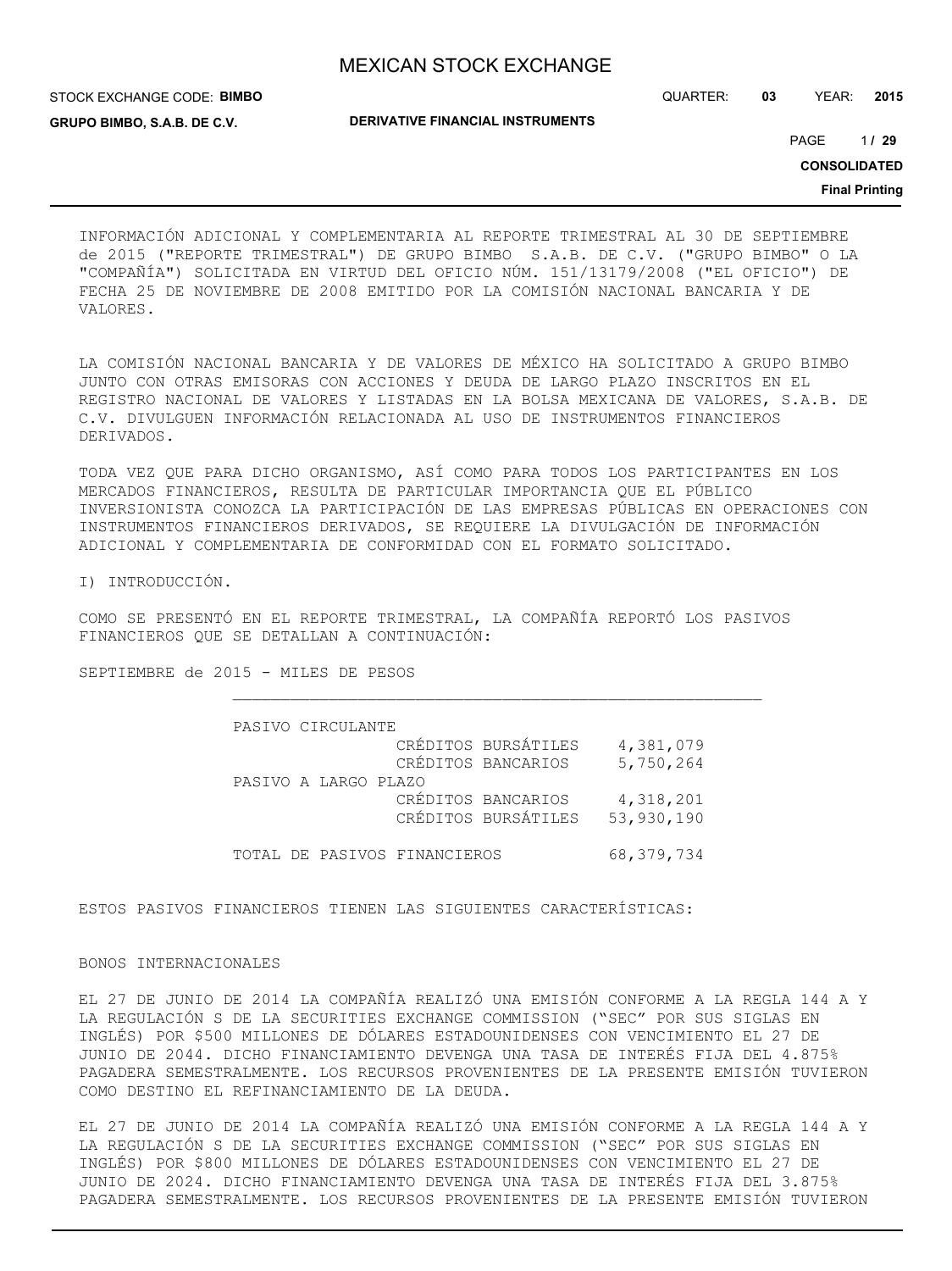INFORMACIÓN ADICIONAL Y COMPLEMENTARIA AL REPORTE TRIMESTRAL AL 30 DE SEPTIEMBRE de 2015 ("REPORTE TRIMESTRAL") DE GRUPO BIMBO S.A.B. DE C.V. ("GRUPO BIMBO" O LA "COMPAÑÍA") SOLICITADA EN VIRTUD DEL OFICIO NÚM. 151/13179/2008 ("EL OFICIO") DE FECHA 25 DE NOVIEMBRE DE 2008 EMITIDO POR LA COMISIÓN NACIONAL BANCARIA Y DE VALORES.

LA COMISIÓN NACIONAL BANCARIA Y DE VALORES DE MÉXICO HA SOLICITADO A GRUPO BIMBO JUNTO CON OTRAS EMISORAS CON ACCIONES Y DEUDA DE LARGO PLAZO INSCRITOS EN EL REGISTRO NACIONAL DE VALORES Y LISTADAS EN LA BOLSA MEXICANA DE VALORES, S.A.B. DE C.V. DIVULGUEN INFORMACIÓN RELACIONADA AL USO DE INSTRUMENTOS FINANCIEROS DERIVADOS.

TODA VEZ QUE PARA DICHO ORGANISMO, ASÍ COMO PARA TODOS LOS PARTICIPANTES EN LOS MERCADOS FINANCIEROS, RESULTA DE PARTICULAR IMPORTANCIA QUE EL PÚBLICO INVERSIONISTA CONOZCA LA PARTICIPACIÓN DE LAS EMPRESAS PÚBLICAS EN OPERACIONES CON INSTRUMENTOS FINANCIEROS DERIVADOS, SE REQUIERE LA DIVULGACIÓN DE INFORMACIÓN ADICIONAL Y COMPLEMENTARIA DE CONFORMIDAD CON EL FORMATO SOLICITADO.

I) INTRODUCCIÓN.

COMO SE PRESENTÓ EN EL REPORTE TRIMESTRAL, LA COMPAÑÍA REPORTÓ LOS PASIVOS FINANCIEROS QUE SE DETALLAN A CONTINUACIÓN:

SEPTIEMBRE de 2015 - MILES DE PESOS

| | | |
|---|---|---|
| PASIVO CIRCULANTE | | |
| | CRÉDITOS BURSÁTILES | 4,381,079 |
| | CRÉDITOS BANCARIOS | 5,750,264 |
| PASIVO A LARGO PLAZO | | |
| | CRÉDITOS BANCARIOS | 4,318,201 |
| | CRÉDITOS BURSÁTILES | 53,930,190 |
| TOTAL DE PASIVOS FINANCIEROS | | 68,379,734 |

ESTOS PASIVOS FINANCIEROS TIENEN LAS SIGUIENTES CARACTERÍSTICAS:

BONOS INTERNACIONALES

EL 27 DE JUNIO DE 2014 LA COMPAÑÍA REALIZÓ UNA EMISIÓN CONFORME A LA REGLA 144 A Y LA REGULACIÓN S DE LA SECURITIES EXCHANGE COMMISSION ("SEC" POR SUS SIGLAS EN INGLÉS) POR $500 MILLONES DE DÓLARES ESTADOUNIDENSES CON VENCIMIENTO EL 27 DE JUNIO DE 2044. DICHO FINANCIAMIENTO DEVENGA UNA TASA DE INTERÉS FIJA DEL 4.875% PAGADERA SEMESTRALMENTE. LOS RECURSOS PROVENIENTES DE LA PRESENTE EMISIÓN TUVIERON COMO DESTINO EL REFINANCIAMIENTO DE LA DEUDA.

EL 27 DE JUNIO DE 2014 LA COMPAÑÍA REALIZÓ UNA EMISIÓN CONFORME A LA REGLA 144 A Y LA REGULACIÓN S DE LA SECURITIES EXCHANGE COMMISSION ("SEC" POR SUS SIGLAS EN INGLÉS) POR $800 MILLONES DE DÓLARES ESTADOUNIDENSES CON VENCIMIENTO EL 27 DE JUNIO DE 2024. DICHO FINANCIAMIENTO DEVENGA UNA TASA DE INTERÉS FIJA DEL 3.875% PAGADERA SEMESTRALMENTE. LOS RECURSOS PROVENIENTES DE LA PRESENTE EMISIÓN TUVIERON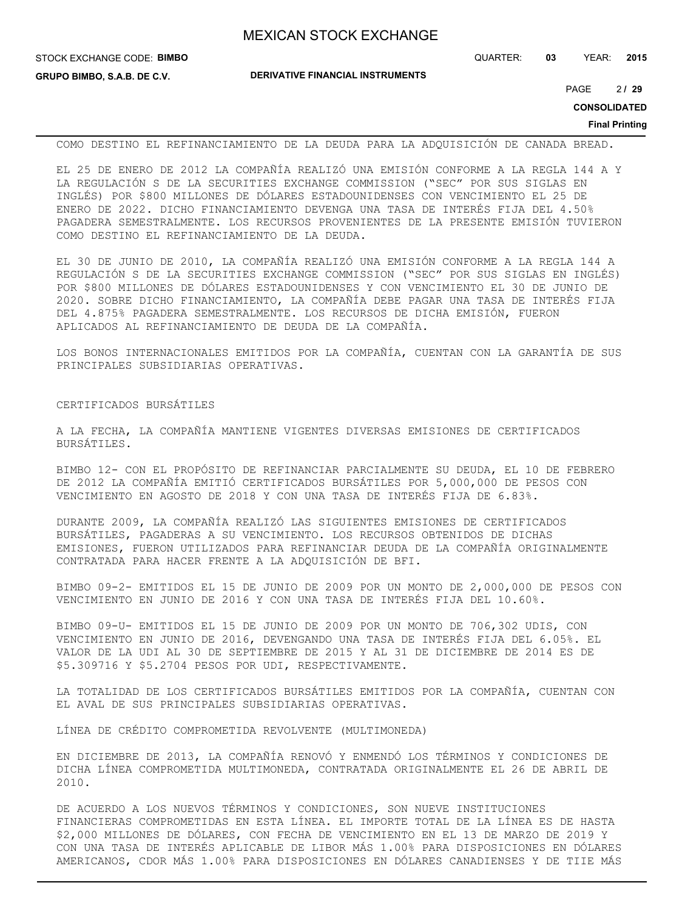COMO DESTINO EL REFINANCIAMIENTO DE LA DEUDA PARA LA ADQUISICIÓN DE CANADA BREAD.

EL 25 DE ENERO DE 2012 LA COMPAÑÍA REALIZÓ UNA EMISIÓN CONFORME A LA REGLA 144 A Y LA REGULACIÓN S DE LA SECURITIES EXCHANGE COMMISSION ("SEC" POR SUS SIGLAS EN INGLÉS) POR $800 MILLONES DE DÓLARES ESTADOUNIDENSES CON VENCIMIENTO EL 25 DE ENERO DE 2022. DICHO FINANCIAMIENTO DEVENGA UNA TASA DE INTERÉS FIJA DEL 4.50% PAGADERA SEMESTRALMENTE. LOS RECURSOS PROVENIENTES DE LA PRESENTE EMISIÓN TUVIERON COMO DESTINO EL REFINANCIAMIENTO DE LA DEUDA.

EL 30 DE JUNIO DE 2010, LA COMPAÑÍA REALIZÓ UNA EMISIÓN CONFORME A LA REGLA 144 A REGULACIÓN S DE LA SECURITIES EXCHANGE COMMISSION ("SEC" POR SUS SIGLAS EN INGLÉS) POR $800 MILLONES DE DÓLARES ESTADOUNIDENSES Y CON VENCIMIENTO EL 30 DE JUNIO DE 2020. SOBRE DICHO FINANCIAMIENTO, LA COMPAÑÍA DEBE PAGAR UNA TASA DE INTERÉS FIJA DEL 4.875% PAGADERA SEMESTRALMENTE. LOS RECURSOS DE DICHA EMISIÓN, FUERON APLICADOS AL REFINANCIAMIENTO DE DEUDA DE LA COMPAÑÍA.

LOS BONOS INTERNACIONALES EMITIDOS POR LA COMPAÑÍA, CUENTAN CON LA GARANTÍA DE SUS PRINCIPALES SUBSIDIARIAS OPERATIVAS.

CERTIFICADOS BURSÁTILES

A LA FECHA, LA COMPAÑÍA MANTIENE VIGENTES DIVERSAS EMISIONES DE CERTIFICADOS BURSÁTILES.

BIMBO 12- CON EL PROPÓSITO DE REFINANCIAR PARCIALMENTE SU DEUDA, EL 10 DE FEBRERO DE 2012 LA COMPAÑÍA EMITIÓ CERTIFICADOS BURSÁTILES POR 5,000,000 DE PESOS CON VENCIMIENTO EN AGOSTO DE 2018 Y CON UNA TASA DE INTERÉS FIJA DE 6.83%.

DURANTE 2009, LA COMPAÑÍA REALIZÓ LAS SIGUIENTES EMISIONES DE CERTIFICADOS BURSÁTILES, PAGADERAS A SU VENCIMIENTO. LOS RECURSOS OBTENIDOS DE DICHAS EMISIONES, FUERON UTILIZADOS PARA REFINANCIAR DEUDA DE LA COMPAÑÍA ORIGINALMENTE CONTRATADA PARA HACER FRENTE A LA ADQUISICIÓN DE BFI.

BIMBO 09-2- EMITIDOS EL 15 DE JUNIO DE 2009 POR UN MONTO DE 2,000,000 DE PESOS CON VENCIMIENTO EN JUNIO DE 2016 Y CON UNA TASA DE INTERÉS FIJA DEL 10.60%.

BIMBO 09-U- EMITIDOS EL 15 DE JUNIO DE 2009 POR UN MONTO DE 706,302 UDIS, CON VENCIMIENTO EN JUNIO DE 2016, DEVENGANDO UNA TASA DE INTERÉS FIJA DEL 6.05%. EL VALOR DE LA UDI AL 30 DE SEPTIEMBRE DE 2015 Y AL 31 DE DICIEMBRE DE 2014 ES DE $5.309716 Y $5.2704 PESOS POR UDI, RESPECTIVAMENTE.

LA TOTALIDAD DE LOS CERTIFICADOS BURSÁTILES EMITIDOS POR LA COMPAÑÍA, CUENTAN CON EL AVAL DE SUS PRINCIPALES SUBSIDIARIAS OPERATIVAS.

LÍNEA DE CRÉDITO COMPROMETIDA REVOLVENTE (MULTIMONEDA)

EN DICIEMBRE DE 2013, LA COMPAÑÍA RENOVÓ Y ENMENDÓ LOS TÉRMINOS Y CONDICIONES DE DICHA LÍNEA COMPROMETIDA MULTIMONEDA, CONTRATADA ORIGINALMENTE EL 26 DE ABRIL DE 2010.

DE ACUERDO A LOS NUEVOS TÉRMINOS Y CONDICIONES, SON NUEVE INSTITUCIONES FINANCIERAS COMPROMETIDAS EN ESTA LÍNEA. EL IMPORTE TOTAL DE LA LÍNEA ES DE HASTA $2,000 MILLONES DE DÓLARES, CON FECHA DE VENCIMIENTO EN EL 13 DE MARZO DE 2019 Y CON UNA TASA DE INTERÉS APLICABLE DE LIBOR MÁS 1.00% PARA DISPOSICIONES EN DÓLARES AMERICANOS, CDOR MÁS 1.00% PARA DISPOSICIONES EN DÓLARES CANADIENSES Y DE TIIE MÁS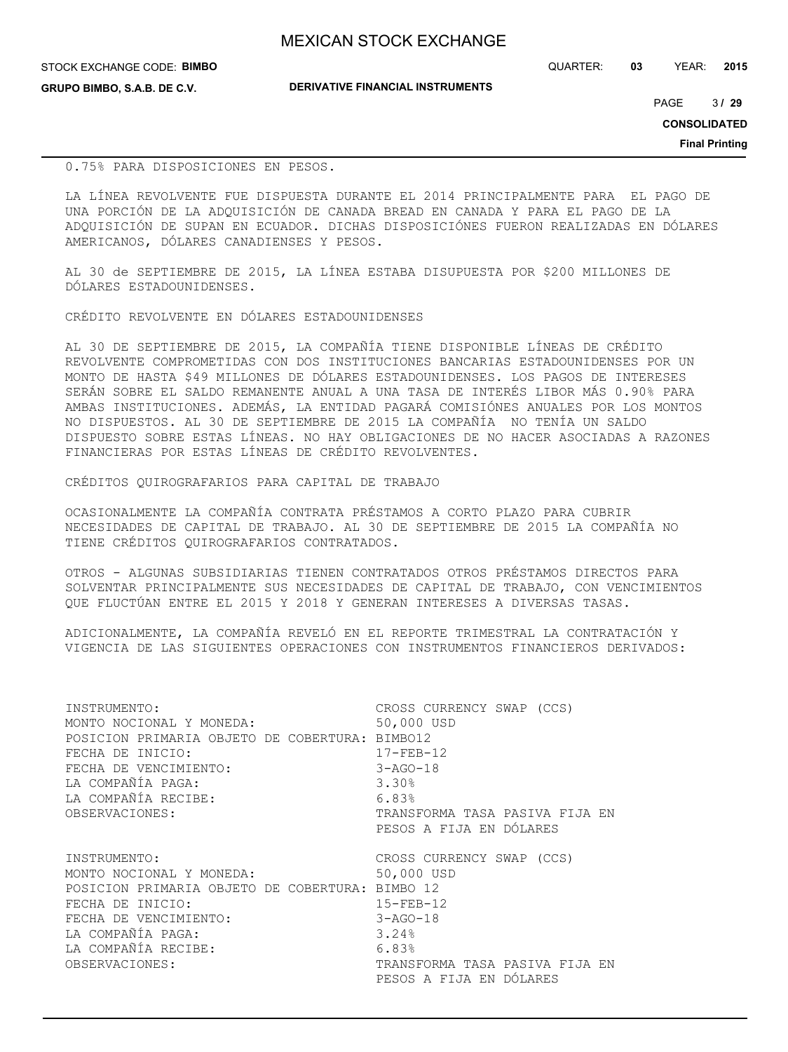0.75% PARA DISPOSICIONES EN PESOS.

LA LÍNEA REVOLVENTE FUE DISPUESTA DURANTE EL 2014 PRINCIPALMENTE PARA EL PAGO DE UNA PORCIÓN DE LA ADQUISICIÓN DE CANADA BREAD EN CANADA Y PARA EL PAGO DE LA ADQUISICIÓN DE SUPAN EN ECUADOR. DICHAS DISPOSICIÓNES FUERON REALIZADAS EN DÓLARES AMERICANOS, DÓLARES CANADIENSES Y PESOS.

AL 30 de SEPTIEMBRE DE 2015, LA LÍNEA ESTABA DISUPUESTA POR $200 MILLONES DE DÓLARES ESTADOUNIDENSES.

CRÉDITO REVOLVENTE EN DÓLARES ESTADOUNIDENSES

AL 30 DE SEPTIEMBRE DE 2015, LA COMPAÑÍA TIENE DISPONIBLE LÍNEAS DE CRÉDITO REVOLVENTE COMPROMETIDAS CON DOS INSTITUCIONES BANCARIAS ESTADOUNIDENSES POR UN MONTO DE HASTA $49 MILLONES DE DÓLARES ESTADOUNIDENSES. LOS PAGOS DE INTERESES SERÁN SOBRE EL SALDO REMANENTE ANUAL A UNA TASA DE INTERÉS LIBOR MÁS 0.90% PARA AMBAS INSTITUCIONES. ADEMÁS, LA ENTIDAD PAGARÁ COMISIÓNES ANUALES POR LOS MONTOS NO DISPUESTOS. AL 30 DE SEPTIEMBRE DE 2015 LA COMPAÑÍA NO TENÍA UN SALDO DISPUESTO SOBRE ESTAS LÍNEAS. NO HAY OBLIGACIONES DE NO HACER ASOCIADAS A RAZONES FINANCIERAS POR ESTAS LÍNEAS DE CRÉDITO REVOLVENTES.

CRÉDITOS QUIROGRAFARIOS PARA CAPITAL DE TRABAJO

OCASIONALMENTE LA COMPAÑÍA CONTRATA PRÉSTAMOS A CORTO PLAZO PARA CUBRIR NECESIDADES DE CAPITAL DE TRABAJO. AL 30 DE SEPTIEMBRE DE 2015 LA COMPAÑÍA NO TIENE CRÉDITOS QUIROGRAFARIOS CONTRATADOS.

OTROS - ALGUNAS SUBSIDIARIAS TIENEN CONTRATADOS OTROS PRÉSTAMOS DIRECTOS PARA SOLVENTAR PRINCIPALMENTE SUS NECESIDADES DE CAPITAL DE TRABAJO, CON VENCIMIENTOS QUE FLUCTÚAN ENTRE EL 2015 Y 2018 Y GENERAN INTERESES A DIVERSAS TASAS.

ADICIONALMENTE, LA COMPAÑÍA REVELÓ EN EL REPORTE TRIMESTRAL LA CONTRATACIÓN Y VIGENCIA DE LAS SIGUIENTES OPERACIONES CON INSTRUMENTOS FINANCIEROS DERIVADOS:

INSTRUMENTO: CROSS CURRENCY SWAP (CCS)
MONTO NOCIONAL Y MONEDA: 50,000 USD
POSICION PRIMARIA OBJETO DE COBERTURA: BIMBO12
FECHA DE INICIO: 17-FEB-12
FECHA DE VENCIMIENTO: 3-AGO-18
LA COMPAÑÍA PAGA: 3.30%
LA COMPAÑÍA RECIBE: 6.83%
OBSERVACIONES: TRANSFORMA TASA PASIVA FIJA EN PESOS A FIJA EN DÓLARES

INSTRUMENTO: CROSS CURRENCY SWAP (CCS)
MONTO NOCIONAL Y MONEDA: 50,000 USD
POSICION PRIMARIA OBJETO DE COBERTURA: BIMBO 12
FECHA DE INICIO: 15-FEB-12
FECHA DE VENCIMIENTO: 3-AGO-18
LA COMPAÑÍA PAGA: 3.24%
LA COMPAÑÍA RECIBE: 6.83%
OBSERVACIONES: TRANSFORMA TASA PASIVA FIJA EN PESOS A FIJA EN DÓLARES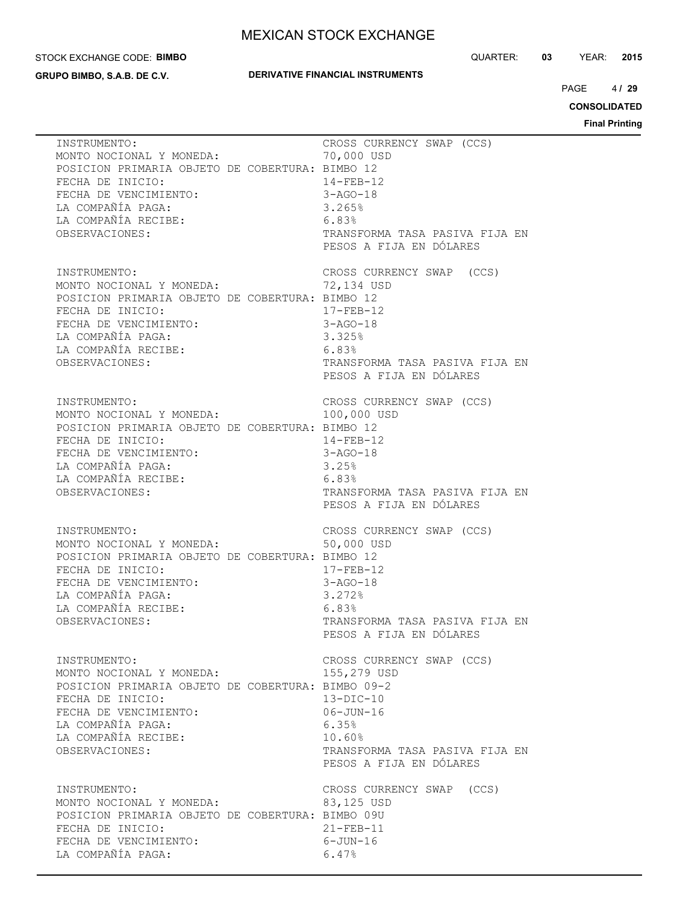| | |
|---|---|
| INSTRUMENTO: | CROSS CURRENCY SWAP (CCS) |
| MONTO NOCIONAL Y MONEDA: | 70,000 USD |
| POSICION PRIMARIA OBJETO DE COBERTURA: | BIMBO 12 |
| FECHA DE INICIO: | 14-FEB-12 |
| FECHA DE VENCIMIENTO: | 3-AGO-18 |
| LA COMPAÑÍA PAGA: | 3.265% |
| LA COMPAÑÍA RECIBE: | 6.83% |
| OBSERVACIONES: | TRANSFORMA TASA PASIVA FIJA EN PESOS A FIJA EN DÓLARES |

| | |
|---|---|
| INSTRUMENTO: | CROSS CURRENCY SWAP (CCS) |
| MONTO NOCIONAL Y MONEDA: | 72,134 USD |
| POSICION PRIMARIA OBJETO DE COBERTURA: | BIMBO 12 |
| FECHA DE INICIO: | 17-FEB-12 |
| FECHA DE VENCIMIENTO: | 3-AGO-18 |
| LA COMPAÑÍA PAGA: | 3.325% |
| LA COMPAÑÍA RECIBE: | 6.83% |
| OBSERVACIONES: | TRANSFORMA TASA PASIVA FIJA EN PESOS A FIJA EN DÓLARES |

| | |
|---|---|
| INSTRUMENTO: | CROSS CURRENCY SWAP (CCS) |
| MONTO NOCIONAL Y MONEDA: | 100,000 USD |
| POSICION PRIMARIA OBJETO DE COBERTURA: | BIMBO 12 |
| FECHA DE INICIO: | 14-FEB-12 |
| FECHA DE VENCIMIENTO: | 3-AGO-18 |
| LA COMPAÑÍA PAGA: | 3.25% |
| LA COMPAÑÍA RECIBE: | 6.83% |
| OBSERVACIONES: | TRANSFORMA TASA PASIVA FIJA EN PESOS A FIJA EN DÓLARES |

| | |
|---|---|
| INSTRUMENTO: | CROSS CURRENCY SWAP (CCS) |
| MONTO NOCIONAL Y MONEDA: | 50,000 USD |
| POSICION PRIMARIA OBJETO DE COBERTURA: | BIMBO 12 |
| FECHA DE INICIO: | 17-FEB-12 |
| FECHA DE VENCIMIENTO: | 3-AGO-18 |
| LA COMPAÑÍA PAGA: | 3.272% |
| LA COMPAÑÍA RECIBE: | 6.83% |
| OBSERVACIONES: | TRANSFORMA TASA PASIVA FIJA EN PESOS A FIJA EN DÓLARES |

| | |
|---|---|
| INSTRUMENTO: | CROSS CURRENCY SWAP (CCS) |
| MONTO NOCIONAL Y MONEDA: | 155,279 USD |
| POSICION PRIMARIA OBJETO DE COBERTURA: | BIMBO 09-2 |
| FECHA DE INICIO: | 13-DIC-10 |
| FECHA DE VENCIMIENTO: | 06-JUN-16 |
| LA COMPAÑÍA PAGA: | 6.35% |
| LA COMPAÑÍA RECIBE: | 10.60% |
| OBSERVACIONES: | TRANSFORMA TASA PASIVA FIJA EN PESOS A FIJA EN DÓLARES |

| | |
|---|---|
| INSTRUMENTO: | CROSS CURRENCY SWAP (CCS) |
| MONTO NOCIONAL Y MONEDA: | 83,125 USD |
| POSICION PRIMARIA OBJETO DE COBERTURA: | BIMBO 09U |
| FECHA DE INICIO: | 21-FEB-11 |
| FECHA DE VENCIMIENTO: | 6-JUN-16 |
| LA COMPAÑÍA PAGA: | 6.47% |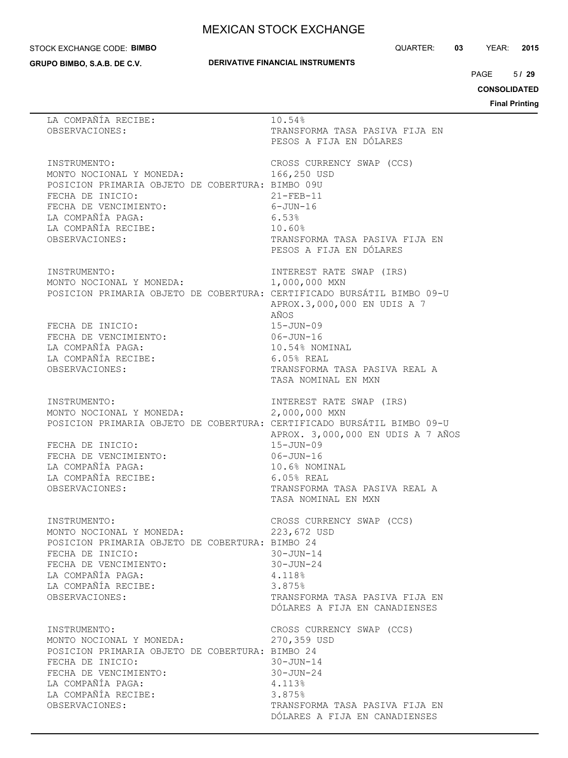| | |
|---|---|
| LA COMPAÑÍA RECIBE: | 10.54% |
| OBSERVACIONES: | TRANSFORMA TASA PASIVA FIJA EN PESOS A FIJA EN DÓLARES |

| | |
|---|---|
| INSTRUMENTO: | CROSS CURRENCY SWAP (CCS) |
| MONTO NOCIONAL Y MONEDA: | 166,250 USD |
| POSICION PRIMARIA OBJETO DE COBERTURA: | BIMBO 09U |
| FECHA DE INICIO: | 21-FEB-11 |
| FECHA DE VENCIMIENTO: | 6-JUN-16 |
| LA COMPAÑÍA PAGA: | 6.53% |
| LA COMPAÑÍA RECIBE: | 10.60% |
| OBSERVACIONES: | TRANSFORMA TASA PASIVA FIJA EN PESOS A FIJA EN DÓLARES |

| | |
|---|---|
| INSTRUMENTO: | INTEREST RATE SWAP (IRS) |
| MONTO NOCIONAL Y MONEDA: | 1,000,000 MXN |
| POSICION PRIMARIA OBJETO DE COBERTURA: | CERTIFICADO BURSÁTIL BIMBO 09-U APROX.3,000,000 EN UDIS A 7 AÑOS |
| FECHA DE INICIO: | 15-JUN-09 |
| FECHA DE VENCIMIENTO: | 06-JUN-16 |
| LA COMPAÑÍA PAGA: | 10.54% NOMINAL |
| LA COMPAÑÍA RECIBE: | 6.05% REAL |
| OBSERVACIONES: | TRANSFORMA TASA PASIVA REAL A TASA NOMINAL EN MXN |

| | |
|---|---|
| INSTRUMENTO: | INTEREST RATE SWAP (IRS) |
| MONTO NOCIONAL Y MONEDA: | 2,000,000 MXN |
| POSICION PRIMARIA OBJETO DE COBERTURA: | CERTIFICADO BURSÁTIL BIMBO 09-U APROX. 3,000,000 EN UDIS A 7 AÑOS |
| FECHA DE INICIO: | 15-JUN-09 |
| FECHA DE VENCIMIENTO: | 06-JUN-16 |
| LA COMPAÑÍA PAGA: | 10.6% NOMINAL |
| LA COMPAÑÍA RECIBE: | 6.05% REAL |
| OBSERVACIONES: | TRANSFORMA TASA PASIVA REAL A TASA NOMINAL EN MXN |

| | |
|---|---|
| INSTRUMENTO: | CROSS CURRENCY SWAP (CCS) |
| MONTO NOCIONAL Y MONEDA: | 223,672 USD |
| POSICION PRIMARIA OBJETO DE COBERTURA: | BIMBO 24 |
| FECHA DE INICIO: | 30-JUN-14 |
| FECHA DE VENCIMIENTO: | 30-JUN-24 |
| LA COMPAÑÍA PAGA: | 4.118% |
| LA COMPAÑÍA RECIBE: | 3.875% |
| OBSERVACIONES: | TRANSFORMA TASA PASIVA FIJA EN DÓLARES A FIJA EN CANADIENSES |

| | |
|---|---|
| INSTRUMENTO: | CROSS CURRENCY SWAP (CCS) |
| MONTO NOCIONAL Y MONEDA: | 270,359 USD |
| POSICION PRIMARIA OBJETO DE COBERTURA: | BIMBO 24 |
| FECHA DE INICIO: | 30-JUN-14 |
| FECHA DE VENCIMIENTO: | 30-JUN-24 |
| LA COMPAÑÍA PAGA: | 4.113% |
| LA COMPAÑÍA RECIBE: | 3.875% |
| OBSERVACIONES: | TRANSFORMA TASA PASIVA FIJA EN DÓLARES A FIJA EN CANADIENSES |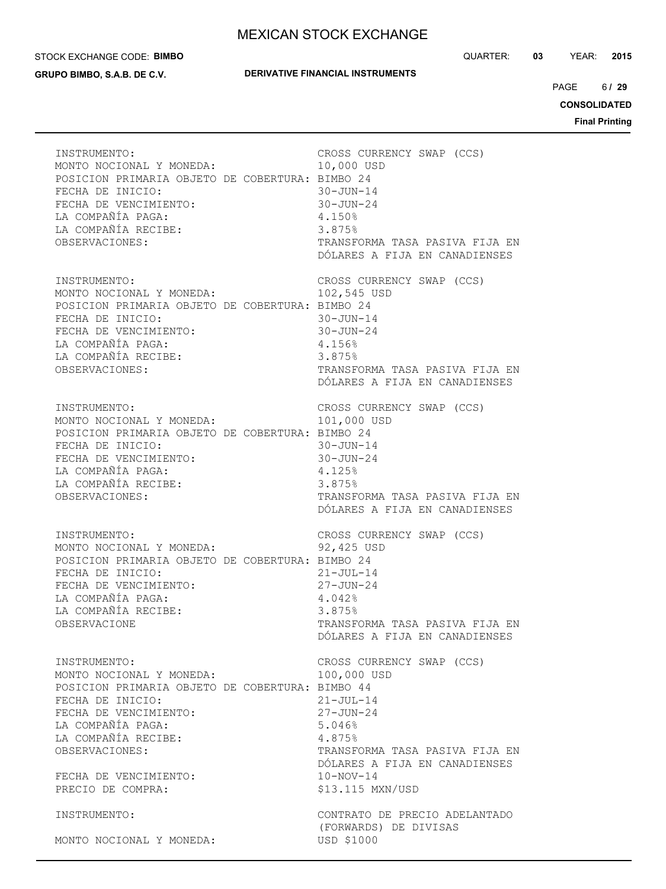| | |
|---|---|
| INSTRUMENTO: | CROSS CURRENCY SWAP (CCS) |
| MONTO NOCIONAL Y MONEDA: | 10,000 USD |
| POSICION PRIMARIA OBJETO DE COBERTURA: | BIMBO 24 |
| FECHA DE INICIO: | 30-JUN-14 |
| FECHA DE VENCIMIENTO: | 30-JUN-24 |
| LA COMPAÑÍA PAGA: | 4.150% |
| LA COMPAÑÍA RECIBE: | 3.875% |
| OBSERVACIONES: | TRANSFORMA TASA PASIVA FIJA EN DÓLARES A FIJA EN CANADIENSES |

| | |
|---|---|
| INSTRUMENTO: | CROSS CURRENCY SWAP (CCS) |
| MONTO NOCIONAL Y MONEDA: | 102,545 USD |
| POSICION PRIMARIA OBJETO DE COBERTURA: | BIMBO 24 |
| FECHA DE INICIO: | 30-JUN-14 |
| FECHA DE VENCIMIENTO: | 30-JUN-24 |
| LA COMPAÑÍA PAGA: | 4.156% |
| LA COMPAÑÍA RECIBE: | 3.875% |
| OBSERVACIONES: | TRANSFORMA TASA PASIVA FIJA EN DÓLARES A FIJA EN CANADIENSES |

| | |
|---|---|
| INSTRUMENTO: | CROSS CURRENCY SWAP (CCS) |
| MONTO NOCIONAL Y MONEDA: | 101,000 USD |
| POSICION PRIMARIA OBJETO DE COBERTURA: | BIMBO 24 |
| FECHA DE INICIO: | 30-JUN-14 |
| FECHA DE VENCIMIENTO: | 30-JUN-24 |
| LA COMPAÑÍA PAGA: | 4.125% |
| LA COMPAÑÍA RECIBE: | 3.875% |
| OBSERVACIONES: | TRANSFORMA TASA PASIVA FIJA EN DÓLARES A FIJA EN CANADIENSES |

| | |
|---|---|
| INSTRUMENTO: | CROSS CURRENCY SWAP (CCS) |
| MONTO NOCIONAL Y MONEDA: | 92,425 USD |
| POSICION PRIMARIA OBJETO DE COBERTURA: | BIMBO 24 |
| FECHA DE INICIO: | 21-JUL-14 |
| FECHA DE VENCIMIENTO: | 27-JUN-24 |
| LA COMPAÑÍA PAGA: | 4.042% |
| LA COMPAÑÍA RECIBE: | 3.875% |
| OBSERVACIONE | TRANSFORMA TASA PASIVA FIJA EN DÓLARES A FIJA EN CANADIENSES |

| | |
|---|---|
| INSTRUMENTO: | CROSS CURRENCY SWAP (CCS) |
| MONTO NOCIONAL Y MONEDA: | 100,000 USD |
| POSICION PRIMARIA OBJETO DE COBERTURA: | BIMBO 44 |
| FECHA DE INICIO: | 21-JUL-14 |
| FECHA DE VENCIMIENTO: | 27-JUN-24 |
| LA COMPAÑÍA PAGA: | 5.046% |
| LA COMPAÑÍA RECIBE: | 4.875% |
| OBSERVACIONES: | TRANSFORMA TASA PASIVA FIJA EN DÓLARES A FIJA EN CANADIENSES |
| FECHA DE VENCIMIENTO: | 10-NOV-14 |
| PRECIO DE COMPRA: | $13.115 MXN/USD |

| | |
|---|---|
| INSTRUMENTO: | CONTRATO DE PRECIO ADELANTADO (FORWARDS) DE DIVISAS |
| MONTO NOCIONAL Y MONEDA: | USD $1000 |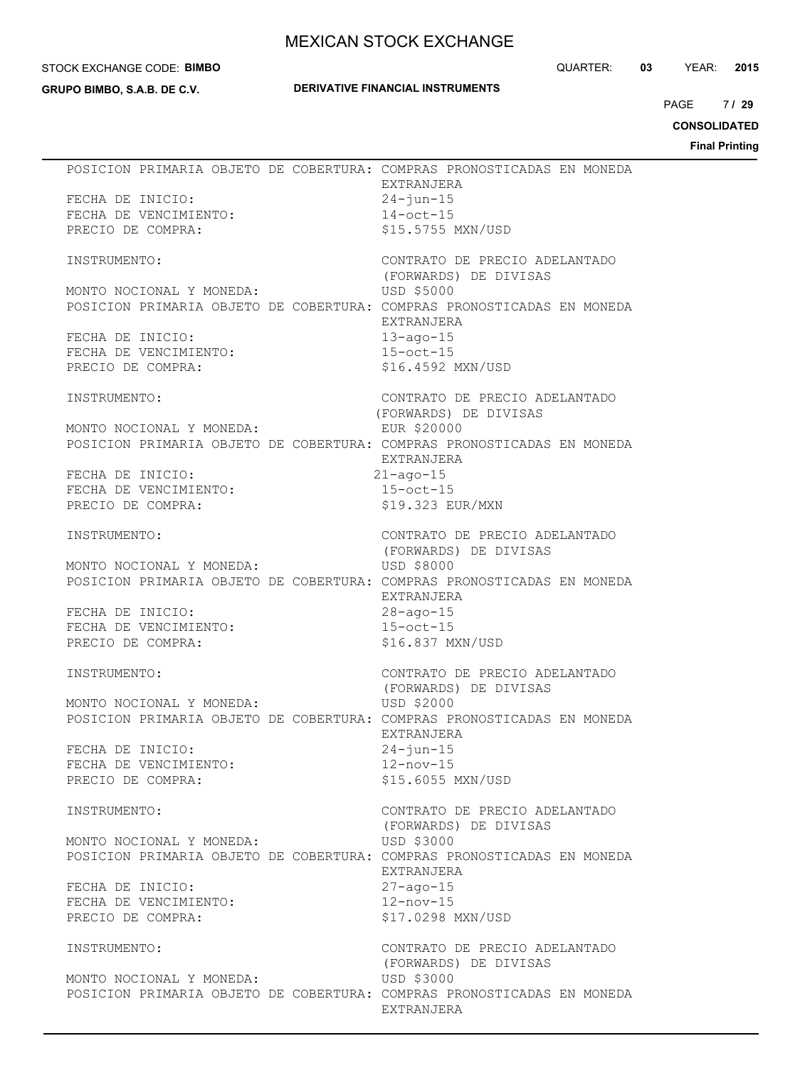POSICION PRIMARIA OBJETO DE COBERTURA: COMPRAS PRONOSTICADAS EN MONEDA EXTRANJERA
FECHA DE INICIO: 24-jun-15
FECHA DE VENCIMIENTO: 14-oct-15
PRECIO DE COMPRA: $15.5755 MXN/USD

INSTRUMENTO: CONTRATO DE PRECIO ADELANTADO (FORWARDS) DE DIVISAS
MONTO NOCIONAL Y MONEDA: USD $5000
POSICION PRIMARIA OBJETO DE COBERTURA: COMPRAS PRONOSTICADAS EN MONEDA EXTRANJERA
FECHA DE INICIO: 13-ago-15
FECHA DE VENCIMIENTO: 15-oct-15
PRECIO DE COMPRA: $16.4592 MXN/USD

INSTRUMENTO: CONTRATO DE PRECIO ADELANTADO (FORWARDS) DE DIVISAS
MONTO NOCIONAL Y MONEDA: EUR $20000
POSICION PRIMARIA OBJETO DE COBERTURA: COMPRAS PRONOSTICADAS EN MONEDA EXTRANJERA
FECHA DE INICIO: 21-ago-15
FECHA DE VENCIMIENTO: 15-oct-15
PRECIO DE COMPRA: $19.323 EUR/MXN

INSTRUMENTO: CONTRATO DE PRECIO ADELANTADO (FORWARDS) DE DIVISAS
MONTO NOCIONAL Y MONEDA: USD $8000
POSICION PRIMARIA OBJETO DE COBERTURA: COMPRAS PRONOSTICADAS EN MONEDA EXTRANJERA
FECHA DE INICIO: 28-ago-15
FECHA DE VENCIMIENTO: 15-oct-15
PRECIO DE COMPRA: $16.837 MXN/USD

INSTRUMENTO: CONTRATO DE PRECIO ADELANTADO (FORWARDS) DE DIVISAS
MONTO NOCIONAL Y MONEDA: USD $2000
POSICION PRIMARIA OBJETO DE COBERTURA: COMPRAS PRONOSTICADAS EN MONEDA EXTRANJERA
FECHA DE INICIO: 24-jun-15
FECHA DE VENCIMIENTO: 12-nov-15
PRECIO DE COMPRA: $15.6055 MXN/USD

INSTRUMENTO: CONTRATO DE PRECIO ADELANTADO (FORWARDS) DE DIVISAS
MONTO NOCIONAL Y MONEDA: USD $3000
POSICION PRIMARIA OBJETO DE COBERTURA: COMPRAS PRONOSTICADAS EN MONEDA EXTRANJERA
FECHA DE INICIO: 27-ago-15
FECHA DE VENCIMIENTO: 12-nov-15
PRECIO DE COMPRA: $17.0298 MXN/USD

INSTRUMENTO: CONTRATO DE PRECIO ADELANTADO (FORWARDS) DE DIVISAS
MONTO NOCIONAL Y MONEDA: USD $3000
POSICION PRIMARIA OBJETO DE COBERTURA: COMPRAS PRONOSTICADAS EN MONEDA EXTRANJERA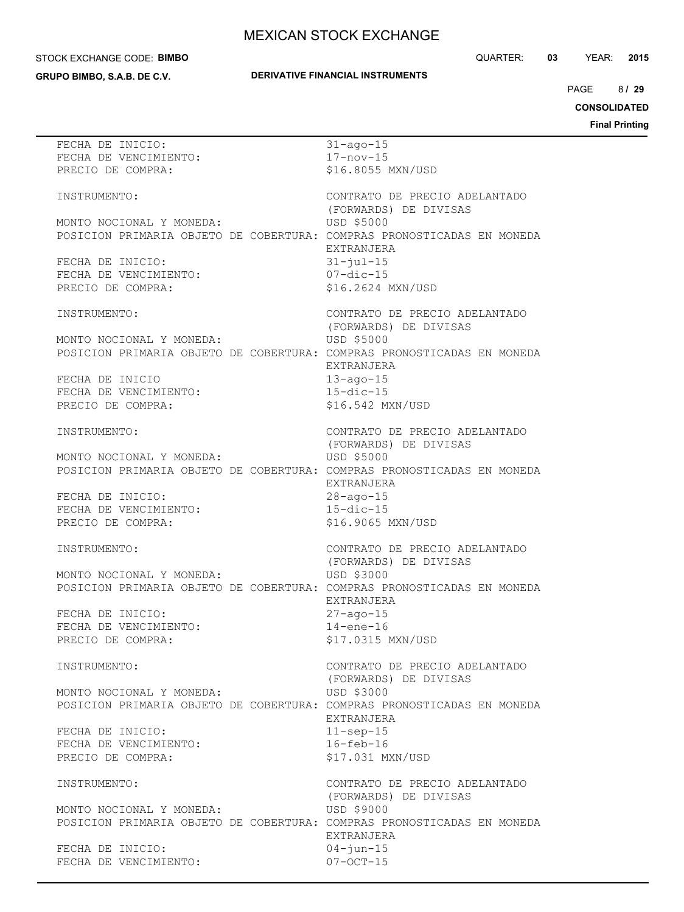FECHA DE INICIO: 31-ago-15
FECHA DE VENCIMIENTO: 17-nov-15
PRECIO DE COMPRA: $16.8055 MXN/USD

INSTRUMENTO: CONTRATO DE PRECIO ADELANTADO (FORWARDS) DE DIVISAS
MONTO NOCIONAL Y MONEDA: USD $5000
POSICION PRIMARIA OBJETO DE COBERTURA: COMPRAS PRONOSTICADAS EN MONEDA EXTRANJERA
FECHA DE INICIO: 31-jul-15
FECHA DE VENCIMIENTO: 07-dic-15
PRECIO DE COMPRA: $16.2624 MXN/USD

INSTRUMENTO: CONTRATO DE PRECIO ADELANTADO (FORWARDS) DE DIVISAS
MONTO NOCIONAL Y MONEDA: USD $5000
POSICION PRIMARIA OBJETO DE COBERTURA: COMPRAS PRONOSTICADAS EN MONEDA EXTRANJERA
FECHA DE INICIO 13-ago-15
FECHA DE VENCIMIENTO: 15-dic-15
PRECIO DE COMPRA: $16.542 MXN/USD

INSTRUMENTO: CONTRATO DE PRECIO ADELANTADO (FORWARDS) DE DIVISAS
MONTO NOCIONAL Y MONEDA: USD $5000
POSICION PRIMARIA OBJETO DE COBERTURA: COMPRAS PRONOSTICADAS EN MONEDA EXTRANJERA
FECHA DE INICIO: 28-ago-15
FECHA DE VENCIMIENTO: 15-dic-15
PRECIO DE COMPRA: $16.9065 MXN/USD

INSTRUMENTO: CONTRATO DE PRECIO ADELANTADO (FORWARDS) DE DIVISAS
MONTO NOCIONAL Y MONEDA: USD $3000
POSICION PRIMARIA OBJETO DE COBERTURA: COMPRAS PRONOSTICADAS EN MONEDA EXTRANJERA
FECHA DE INICIO: 27-ago-15
FECHA DE VENCIMIENTO: 14-ene-16
PRECIO DE COMPRA: $17.0315 MXN/USD

INSTRUMENTO: CONTRATO DE PRECIO ADELANTADO (FORWARDS) DE DIVISAS
MONTO NOCIONAL Y MONEDA: USD $3000
POSICION PRIMARIA OBJETO DE COBERTURA: COMPRAS PRONOSTICADAS EN MONEDA EXTRANJERA
FECHA DE INICIO: 11-sep-15
FECHA DE VENCIMIENTO: 16-feb-16
PRECIO DE COMPRA: $17.031 MXN/USD

INSTRUMENTO: CONTRATO DE PRECIO ADELANTADO (FORWARDS) DE DIVISAS
MONTO NOCIONAL Y MONEDA: USD $9000
POSICION PRIMARIA OBJETO DE COBERTURA: COMPRAS PRONOSTICADAS EN MONEDA EXTRANJERA
FECHA DE INICIO: 04-jun-15
FECHA DE VENCIMIENTO: 07-OCT-15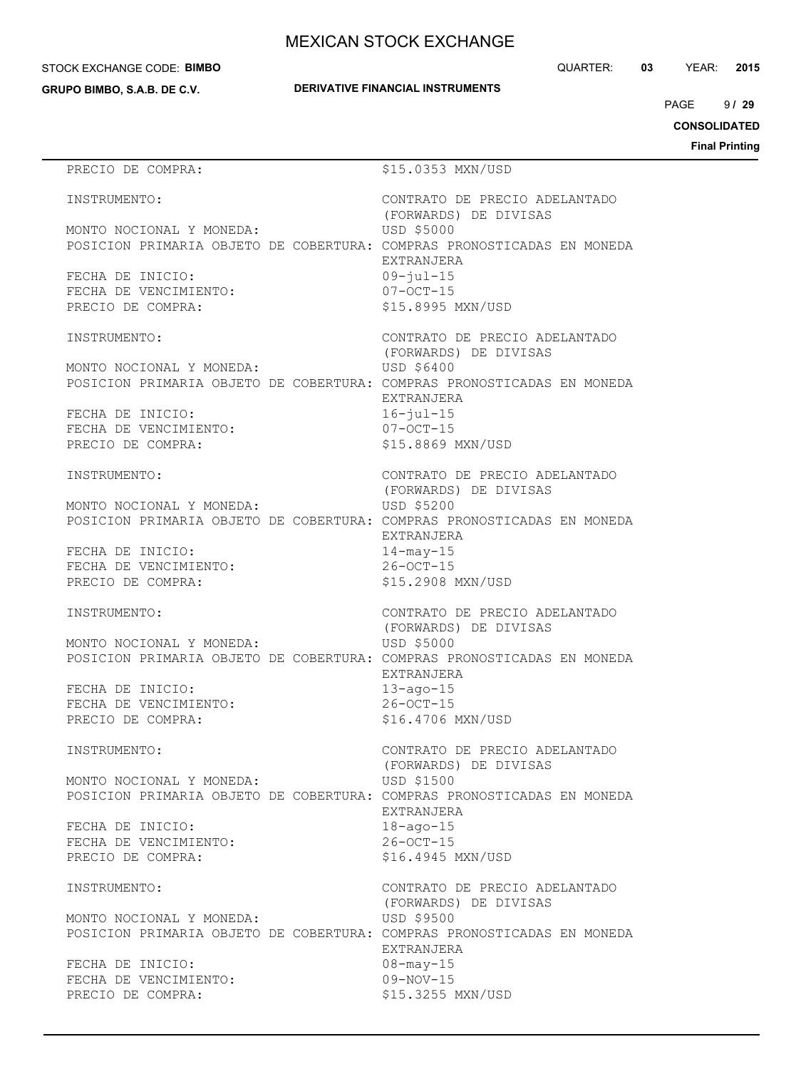PRECIO DE COMPRA: $15.0353 MXN/USD

INSTRUMENTO: CONTRATO DE PRECIO ADELANTADO (FORWARDS) DE DIVISAS
MONTO NOCIONAL Y MONEDA: USD $5000
POSICION PRIMARIA OBJETO DE COBERTURA: COMPRAS PRONOSTICADAS EN MONEDA EXTRANJERA
FECHA DE INICIO: 09-jul-15
FECHA DE VENCIMIENTO: 07-OCT-15
PRECIO DE COMPRA: $15.8995 MXN/USD

INSTRUMENTO: CONTRATO DE PRECIO ADELANTADO (FORWARDS) DE DIVISAS
MONTO NOCIONAL Y MONEDA: USD $6400
POSICION PRIMARIA OBJETO DE COBERTURA: COMPRAS PRONOSTICADAS EN MONEDA EXTRANJERA
FECHA DE INICIO: 16-jul-15
FECHA DE VENCIMIENTO: 07-OCT-15
PRECIO DE COMPRA: $15.8869 MXN/USD

INSTRUMENTO: CONTRATO DE PRECIO ADELANTADO (FORWARDS) DE DIVISAS
MONTO NOCIONAL Y MONEDA: USD $5200
POSICION PRIMARIA OBJETO DE COBERTURA: COMPRAS PRONOSTICADAS EN MONEDA EXTRANJERA
FECHA DE INICIO: 14-may-15
FECHA DE VENCIMIENTO: 26-OCT-15
PRECIO DE COMPRA: $15.2908 MXN/USD

INSTRUMENTO: CONTRATO DE PRECIO ADELANTADO (FORWARDS) DE DIVISAS
MONTO NOCIONAL Y MONEDA: USD $5000
POSICION PRIMARIA OBJETO DE COBERTURA: COMPRAS PRONOSTICADAS EN MONEDA EXTRANJERA
FECHA DE INICIO: 13-ago-15
FECHA DE VENCIMIENTO: 26-OCT-15
PRECIO DE COMPRA: $16.4706 MXN/USD

INSTRUMENTO: CONTRATO DE PRECIO ADELANTADO (FORWARDS) DE DIVISAS
MONTO NOCIONAL Y MONEDA: USD $1500
POSICION PRIMARIA OBJETO DE COBERTURA: COMPRAS PRONOSTICADAS EN MONEDA EXTRANJERA
FECHA DE INICIO: 18-ago-15
FECHA DE VENCIMIENTO: 26-OCT-15
PRECIO DE COMPRA: $16.4945 MXN/USD

INSTRUMENTO: CONTRATO DE PRECIO ADELANTADO (FORWARDS) DE DIVISAS
MONTO NOCIONAL Y MONEDA: USD $9500
POSICION PRIMARIA OBJETO DE COBERTURA: COMPRAS PRONOSTICADAS EN MONEDA EXTRANJERA
FECHA DE INICIO: 08-may-15
FECHA DE VENCIMIENTO: 09-NOV-15
PRECIO DE COMPRA: $15.3255 MXN/USD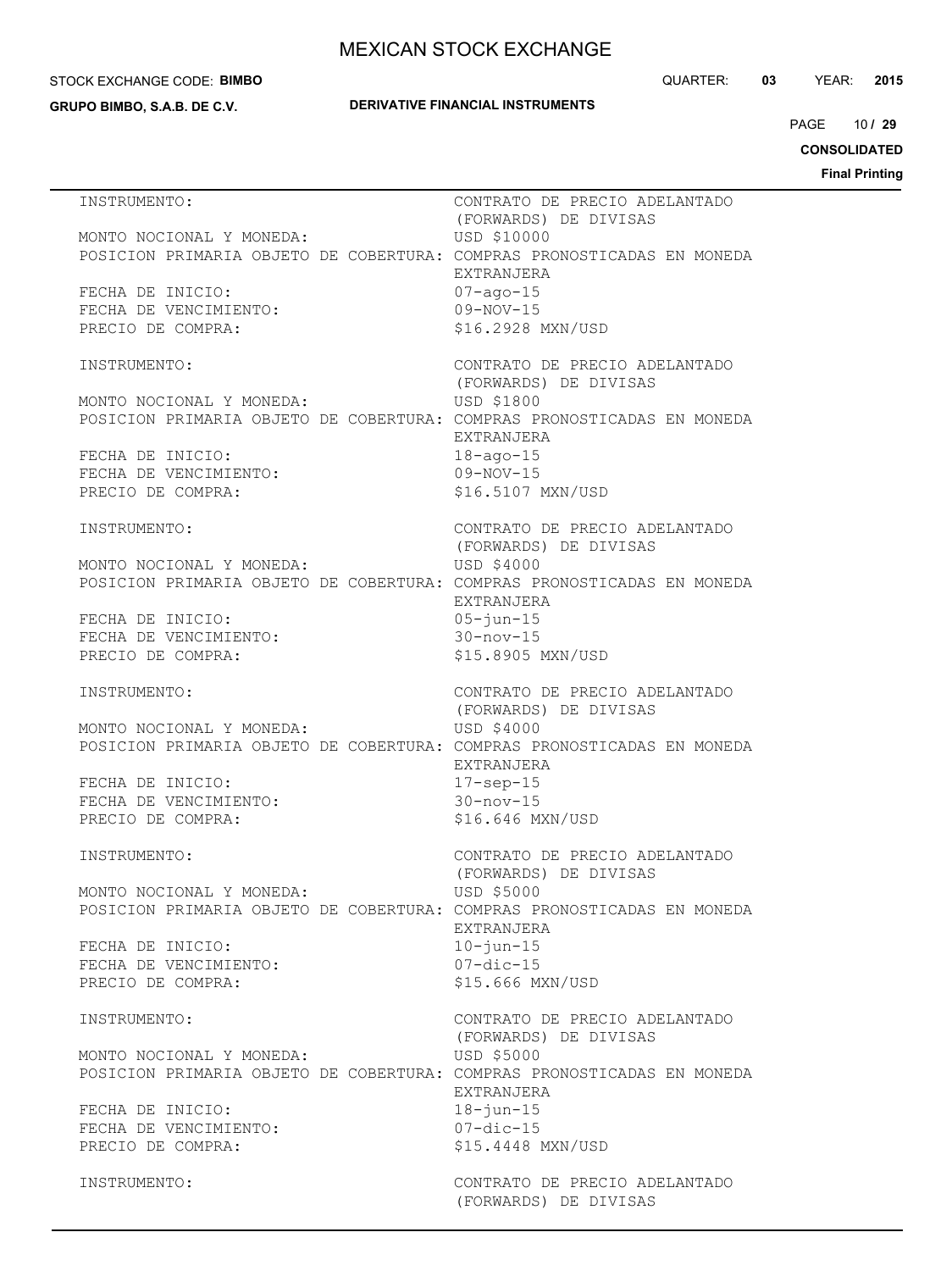INSTRUMENTO: CONTRATO DE PRECIO ADELANTADO (FORWARDS) DE DIVISAS
MONTO NOCIONAL Y MONEDA: USD $10000
POSICION PRIMARIA OBJETO DE COBERTURA: COMPRAS PRONOSTICADAS EN MONEDA EXTRANJERA
FECHA DE INICIO: 07-ago-15
FECHA DE VENCIMIENTO: 09-NOV-15
PRECIO DE COMPRA: $16.2928 MXN/USD

INSTRUMENTO: CONTRATO DE PRECIO ADELANTADO (FORWARDS) DE DIVISAS
MONTO NOCIONAL Y MONEDA: USD $1800
POSICION PRIMARIA OBJETO DE COBERTURA: COMPRAS PRONOSTICADAS EN MONEDA EXTRANJERA
FECHA DE INICIO: 18-ago-15
FECHA DE VENCIMIENTO: 09-NOV-15
PRECIO DE COMPRA: $16.5107 MXN/USD

INSTRUMENTO: CONTRATO DE PRECIO ADELANTADO (FORWARDS) DE DIVISAS
MONTO NOCIONAL Y MONEDA: USD $4000
POSICION PRIMARIA OBJETO DE COBERTURA: COMPRAS PRONOSTICADAS EN MONEDA EXTRANJERA
FECHA DE INICIO: 05-jun-15
FECHA DE VENCIMIENTO: 30-nov-15
PRECIO DE COMPRA: $15.8905 MXN/USD

INSTRUMENTO: CONTRATO DE PRECIO ADELANTADO (FORWARDS) DE DIVISAS
MONTO NOCIONAL Y MONEDA: USD $4000
POSICION PRIMARIA OBJETO DE COBERTURA: COMPRAS PRONOSTICADAS EN MONEDA EXTRANJERA
FECHA DE INICIO: 17-sep-15
FECHA DE VENCIMIENTO: 30-nov-15
PRECIO DE COMPRA: $16.646 MXN/USD

INSTRUMENTO: CONTRATO DE PRECIO ADELANTADO (FORWARDS) DE DIVISAS
MONTO NOCIONAL Y MONEDA: USD $5000
POSICION PRIMARIA OBJETO DE COBERTURA: COMPRAS PRONOSTICADAS EN MONEDA EXTRANJERA
FECHA DE INICIO: 10-jun-15
FECHA DE VENCIMIENTO: 07-dic-15
PRECIO DE COMPRA: $15.666 MXN/USD

INSTRUMENTO: CONTRATO DE PRECIO ADELANTADO (FORWARDS) DE DIVISAS
MONTO NOCIONAL Y MONEDA: USD $5000
POSICION PRIMARIA OBJETO DE COBERTURA: COMPRAS PRONOSTICADAS EN MONEDA EXTRANJERA
FECHA DE INICIO: 18-jun-15
FECHA DE VENCIMIENTO: 07-dic-15
PRECIO DE COMPRA: $15.4448 MXN/USD

INSTRUMENTO: CONTRATO DE PRECIO ADELANTADO (FORWARDS) DE DIVISAS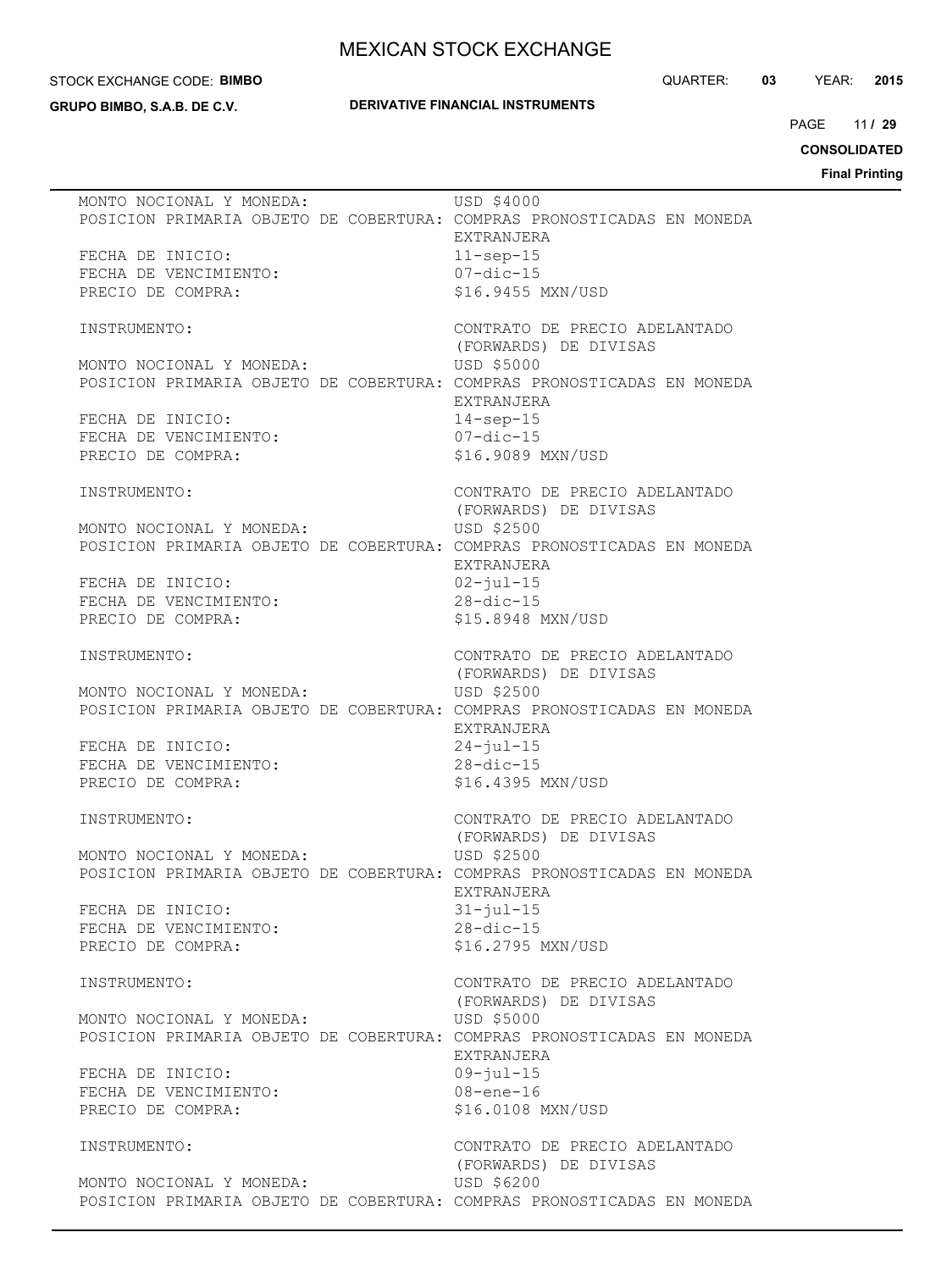MONTO NOCIONAL Y MONEDA: USD $4000
POSICION PRIMARIA OBJETO DE COBERTURA: COMPRAS PRONOSTICADAS EN MONEDA EXTRANJERA
FECHA DE INICIO: 11-sep-15
FECHA DE VENCIMIENTO: 07-dic-15
PRECIO DE COMPRA: $16.9455 MXN/USD

INSTRUMENTO: CONTRATO DE PRECIO ADELANTADO (FORWARDS) DE DIVISAS
MONTO NOCIONAL Y MONEDA: USD $5000
POSICION PRIMARIA OBJETO DE COBERTURA: COMPRAS PRONOSTICADAS EN MONEDA EXTRANJERA
FECHA DE INICIO: 14-sep-15
FECHA DE VENCIMIENTO: 07-dic-15
PRECIO DE COMPRA: $16.9089 MXN/USD

INSTRUMENTO: CONTRATO DE PRECIO ADELANTADO (FORWARDS) DE DIVISAS
MONTO NOCIONAL Y MONEDA: USD $2500
POSICION PRIMARIA OBJETO DE COBERTURA: COMPRAS PRONOSTICADAS EN MONEDA EXTRANJERA
FECHA DE INICIO: 02-jul-15
FECHA DE VENCIMIENTO: 28-dic-15
PRECIO DE COMPRA: $15.8948 MXN/USD

INSTRUMENTO: CONTRATO DE PRECIO ADELANTADO (FORWARDS) DE DIVISAS
MONTO NOCIONAL Y MONEDA: USD $2500
POSICION PRIMARIA OBJETO DE COBERTURA: COMPRAS PRONOSTICADAS EN MONEDA EXTRANJERA
FECHA DE INICIO: 24-jul-15
FECHA DE VENCIMIENTO: 28-dic-15
PRECIO DE COMPRA: $16.4395 MXN/USD

INSTRUMENTO: CONTRATO DE PRECIO ADELANTADO (FORWARDS) DE DIVISAS
MONTO NOCIONAL Y MONEDA: USD $2500
POSICION PRIMARIA OBJETO DE COBERTURA: COMPRAS PRONOSTICADAS EN MONEDA EXTRANJERA
FECHA DE INICIO: 31-jul-15
FECHA DE VENCIMIENTO: 28-dic-15
PRECIO DE COMPRA: $16.2795 MXN/USD

INSTRUMENTO: CONTRATO DE PRECIO ADELANTADO (FORWARDS) DE DIVISAS
MONTO NOCIONAL Y MONEDA: USD $5000
POSICION PRIMARIA OBJETO DE COBERTURA: COMPRAS PRONOSTICADAS EN MONEDA EXTRANJERA
FECHA DE INICIO: 09-jul-15
FECHA DE VENCIMIENTO: 08-ene-16
PRECIO DE COMPRA: $16.0108 MXN/USD

INSTRUMENTO: CONTRATO DE PRECIO ADELANTADO (FORWARDS) DE DIVISAS
MONTO NOCIONAL Y MONEDA: USD $6200
POSICION PRIMARIA OBJETO DE COBERTURA: COMPRAS PRONOSTICADAS EN MONEDA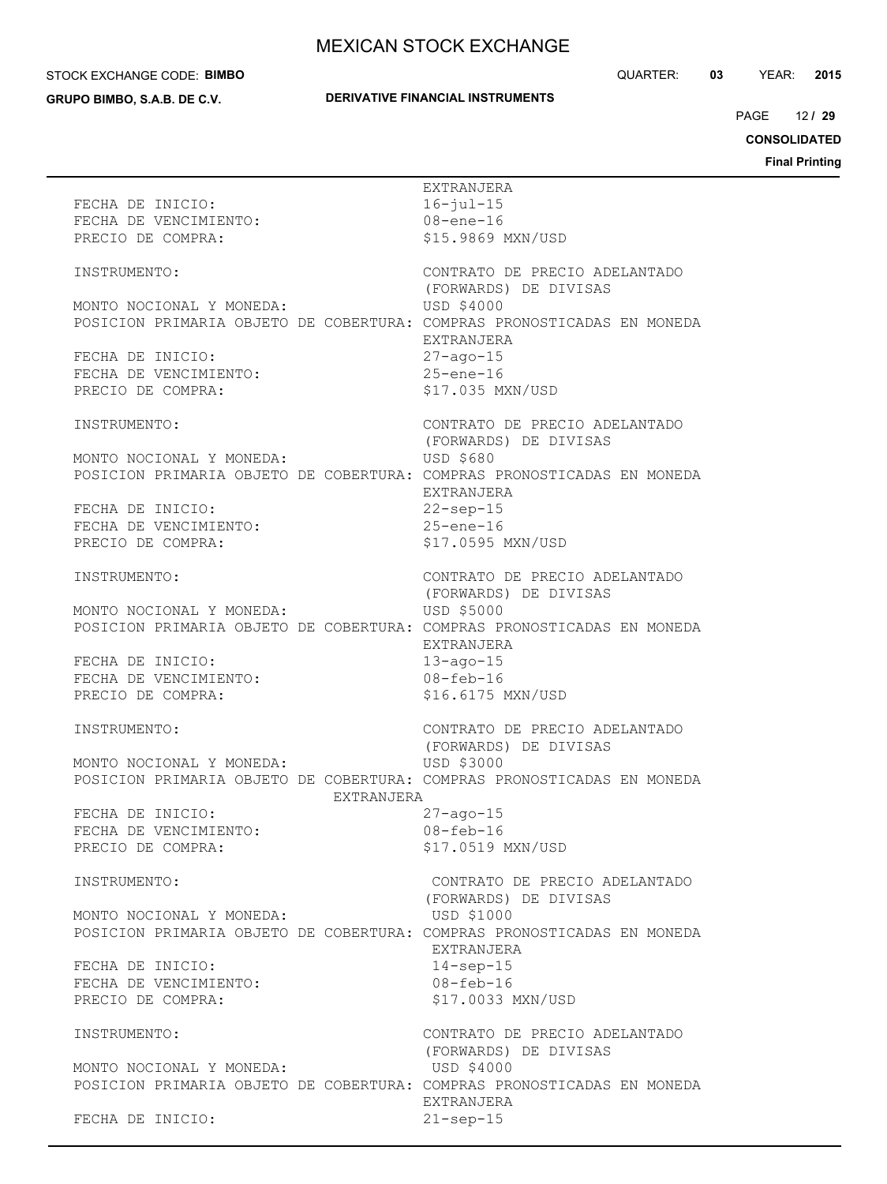| | |
|---|---|
| | EXTRANJERA |
| FECHA DE INICIO: | 16-jul-15 |
| FECHA DE VENCIMIENTO: | 08-ene-16 |
| PRECIO DE COMPRA: | $15.9869 MXN/USD |

| | |
|---|---|
| INSTRUMENTO: | CONTRATO DE PRECIO ADELANTADO (FORWARDS) DE DIVISAS |
| MONTO NOCIONAL Y MONEDA: | USD $4000 |
| POSICION PRIMARIA OBJETO DE COBERTURA: | COMPRAS PRONOSTICADAS EN MONEDA EXTRANJERA |
| FECHA DE INICIO: | 27-ago-15 |
| FECHA DE VENCIMIENTO: | 25-ene-16 |
| PRECIO DE COMPRA: | $17.035 MXN/USD |

| | |
|---|---|
| INSTRUMENTO: | CONTRATO DE PRECIO ADELANTADO (FORWARDS) DE DIVISAS |
| MONTO NOCIONAL Y MONEDA: | USD $680 |
| POSICION PRIMARIA OBJETO DE COBERTURA: | COMPRAS PRONOSTICADAS EN MONEDA EXTRANJERA |
| FECHA DE INICIO: | 22-sep-15 |
| FECHA DE VENCIMIENTO: | 25-ene-16 |
| PRECIO DE COMPRA: | $17.0595 MXN/USD |

| | |
|---|---|
| INSTRUMENTO: | CONTRATO DE PRECIO ADELANTADO (FORWARDS) DE DIVISAS |
| MONTO NOCIONAL Y MONEDA: | USD $5000 |
| POSICION PRIMARIA OBJETO DE COBERTURA: | COMPRAS PRONOSTICADAS EN MONEDA EXTRANJERA |
| FECHA DE INICIO: | 13-ago-15 |
| FECHA DE VENCIMIENTO: | 08-feb-16 |
| PRECIO DE COMPRA: | $16.6175 MXN/USD |

| | |
|---|---|
| INSTRUMENTO: | CONTRATO DE PRECIO ADELANTADO (FORWARDS) DE DIVISAS |
| MONTO NOCIONAL Y MONEDA: | USD $3000 |
| POSICION PRIMARIA OBJETO DE COBERTURA: | COMPRAS PRONOSTICADAS EN MONEDA EXTRANJERA |
| FECHA DE INICIO: | 27-ago-15 |
| FECHA DE VENCIMIENTO: | 08-feb-16 |
| PRECIO DE COMPRA: | $17.0519 MXN/USD |

| | |
|---|---|
| INSTRUMENTO: | CONTRATO DE PRECIO ADELANTADO (FORWARDS) DE DIVISAS |
| MONTO NOCIONAL Y MONEDA: | USD $1000 |
| POSICION PRIMARIA OBJETO DE COBERTURA: | COMPRAS PRONOSTICADAS EN MONEDA EXTRANJERA |
| FECHA DE INICIO: | 14-sep-15 |
| FECHA DE VENCIMIENTO: | 08-feb-16 |
| PRECIO DE COMPRA: | $17.0033 MXN/USD |

| | |
|---|---|
| INSTRUMENTO: | CONTRATO DE PRECIO ADELANTADO (FORWARDS) DE DIVISAS |
| MONTO NOCIONAL Y MONEDA: | USD $4000 |
| POSICION PRIMARIA OBJETO DE COBERTURA: | COMPRAS PRONOSTICADAS EN MONEDA EXTRANJERA |
| FECHA DE INICIO: | 21-sep-15 |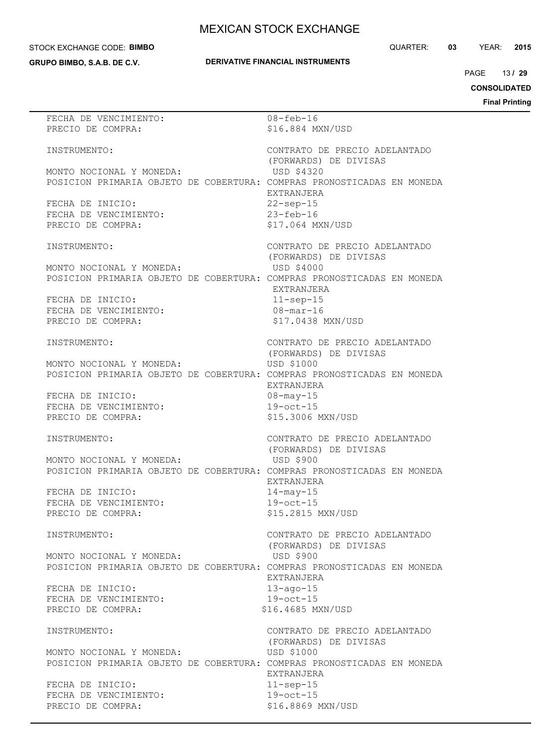FECHA DE VENCIMIENTO: 08-feb-16
PRECIO DE COMPRA: $16.884 MXN/USD

INSTRUMENTO: CONTRATO DE PRECIO ADELANTADO (FORWARDS) DE DIVISAS
MONTO NOCIONAL Y MONEDA: USD $4320
POSICION PRIMARIA OBJETO DE COBERTURA: COMPRAS PRONOSTICADAS EN MONEDA EXTRANJERA
FECHA DE INICIO: 22-sep-15
FECHA DE VENCIMIENTO: 23-feb-16
PRECIO DE COMPRA: $17.064 MXN/USD

INSTRUMENTO: CONTRATO DE PRECIO ADELANTADO (FORWARDS) DE DIVISAS
MONTO NOCIONAL Y MONEDA: USD $4000
POSICION PRIMARIA OBJETO DE COBERTURA: COMPRAS PRONOSTICADAS EN MONEDA EXTRANJERA
FECHA DE INICIO: 11-sep-15
FECHA DE VENCIMIENTO: 08-mar-16
PRECIO DE COMPRA: $17.0438 MXN/USD

INSTRUMENTO: CONTRATO DE PRECIO ADELANTADO (FORWARDS) DE DIVISAS
MONTO NOCIONAL Y MONEDA: USD $1000
POSICION PRIMARIA OBJETO DE COBERTURA: COMPRAS PRONOSTICADAS EN MONEDA EXTRANJERA
FECHA DE INICIO: 08-may-15
FECHA DE VENCIMIENTO: 19-oct-15
PRECIO DE COMPRA: $15.3006 MXN/USD

INSTRUMENTO: CONTRATO DE PRECIO ADELANTADO (FORWARDS) DE DIVISAS
MONTO NOCIONAL Y MONEDA: USD $900
POSICION PRIMARIA OBJETO DE COBERTURA: COMPRAS PRONOSTICADAS EN MONEDA EXTRANJERA
FECHA DE INICIO: 14-may-15
FECHA DE VENCIMIENTO: 19-oct-15
PRECIO DE COMPRA: $15.2815 MXN/USD

INSTRUMENTO: CONTRATO DE PRECIO ADELANTADO (FORWARDS) DE DIVISAS
MONTO NOCIONAL Y MONEDA: USD $900
POSICION PRIMARIA OBJETO DE COBERTURA: COMPRAS PRONOSTICADAS EN MONEDA EXTRANJERA
FECHA DE INICIO: 13-ago-15
FECHA DE VENCIMIENTO: 19-oct-15
PRECIO DE COMPRA: $16.4685 MXN/USD

INSTRUMENTO: CONTRATO DE PRECIO ADELANTADO (FORWARDS) DE DIVISAS
MONTO NOCIONAL Y MONEDA: USD $1000
POSICION PRIMARIA OBJETO DE COBERTURA: COMPRAS PRONOSTICADAS EN MONEDA EXTRANJERA
FECHA DE INICIO: 11-sep-15
FECHA DE VENCIMIENTO: 19-oct-15
PRECIO DE COMPRA: $16.8869 MXN/USD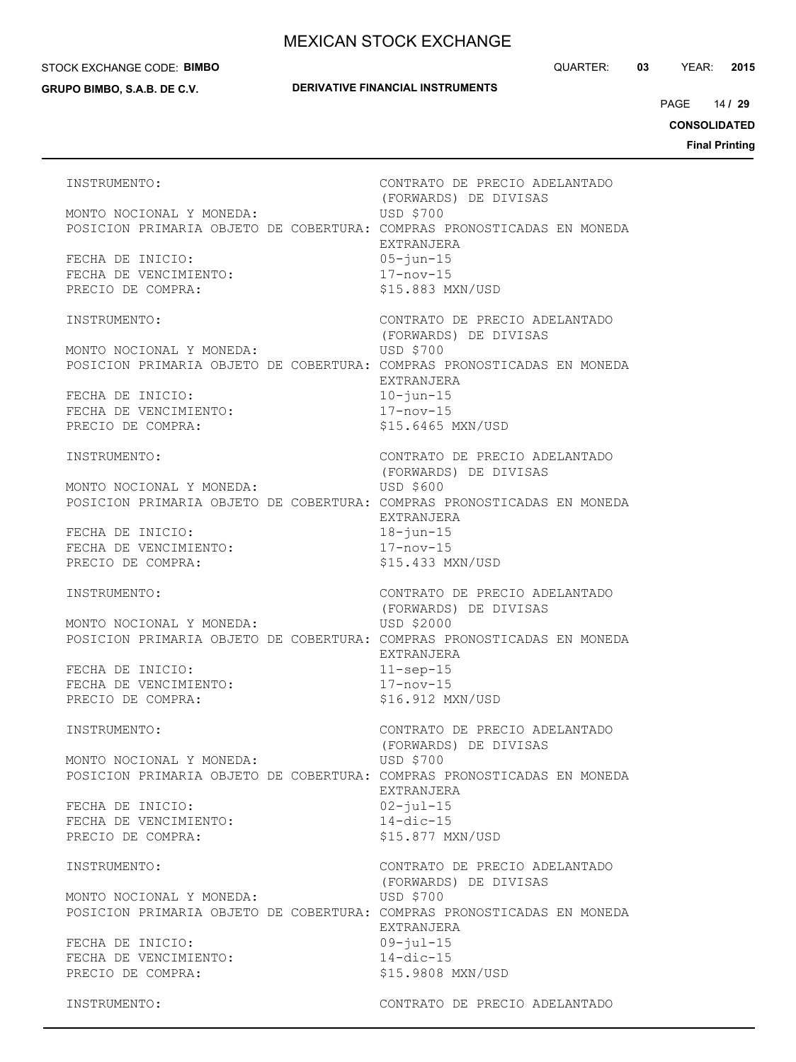INSTRUMENTO: CONTRATO DE PRECIO ADELANTADO (FORWARDS) DE DIVISAS
MONTO NOCIONAL Y MONEDA: USD $700
POSICION PRIMARIA OBJETO DE COBERTURA: COMPRAS PRONOSTICADAS EN MONEDA EXTRANJERA
FECHA DE INICIO: 05-jun-15
FECHA DE VENCIMIENTO: 17-nov-15
PRECIO DE COMPRA: $15.883 MXN/USD

INSTRUMENTO: CONTRATO DE PRECIO ADELANTADO (FORWARDS) DE DIVISAS
MONTO NOCIONAL Y MONEDA: USD $700
POSICION PRIMARIA OBJETO DE COBERTURA: COMPRAS PRONOSTICADAS EN MONEDA EXTRANJERA
FECHA DE INICIO: 10-jun-15
FECHA DE VENCIMIENTO: 17-nov-15
PRECIO DE COMPRA: $15.6465 MXN/USD

INSTRUMENTO: CONTRATO DE PRECIO ADELANTADO (FORWARDS) DE DIVISAS
MONTO NOCIONAL Y MONEDA: USD $600
POSICION PRIMARIA OBJETO DE COBERTURA: COMPRAS PRONOSTICADAS EN MONEDA EXTRANJERA
FECHA DE INICIO: 18-jun-15
FECHA DE VENCIMIENTO: 17-nov-15
PRECIO DE COMPRA: $15.433 MXN/USD

INSTRUMENTO: CONTRATO DE PRECIO ADELANTADO (FORWARDS) DE DIVISAS
MONTO NOCIONAL Y MONEDA: USD $2000
POSICION PRIMARIA OBJETO DE COBERTURA: COMPRAS PRONOSTICADAS EN MONEDA EXTRANJERA
FECHA DE INICIO: 11-sep-15
FECHA DE VENCIMIENTO: 17-nov-15
PRECIO DE COMPRA: $16.912 MXN/USD

INSTRUMENTO: CONTRATO DE PRECIO ADELANTADO (FORWARDS) DE DIVISAS
MONTO NOCIONAL Y MONEDA: USD $700
POSICION PRIMARIA OBJETO DE COBERTURA: COMPRAS PRONOSTICADAS EN MONEDA EXTRANJERA
FECHA DE INICIO: 02-jul-15
FECHA DE VENCIMIENTO: 14-dic-15
PRECIO DE COMPRA: $15.877 MXN/USD

INSTRUMENTO: CONTRATO DE PRECIO ADELANTADO (FORWARDS) DE DIVISAS
MONTO NOCIONAL Y MONEDA: USD $700
POSICION PRIMARIA OBJETO DE COBERTURA: COMPRAS PRONOSTICADAS EN MONEDA EXTRANJERA
FECHA DE INICIO: 09-jul-15
FECHA DE VENCIMIENTO: 14-dic-15
PRECIO DE COMPRA: $15.9808 MXN/USD

INSTRUMENTO: CONTRATO DE PRECIO ADELANTADO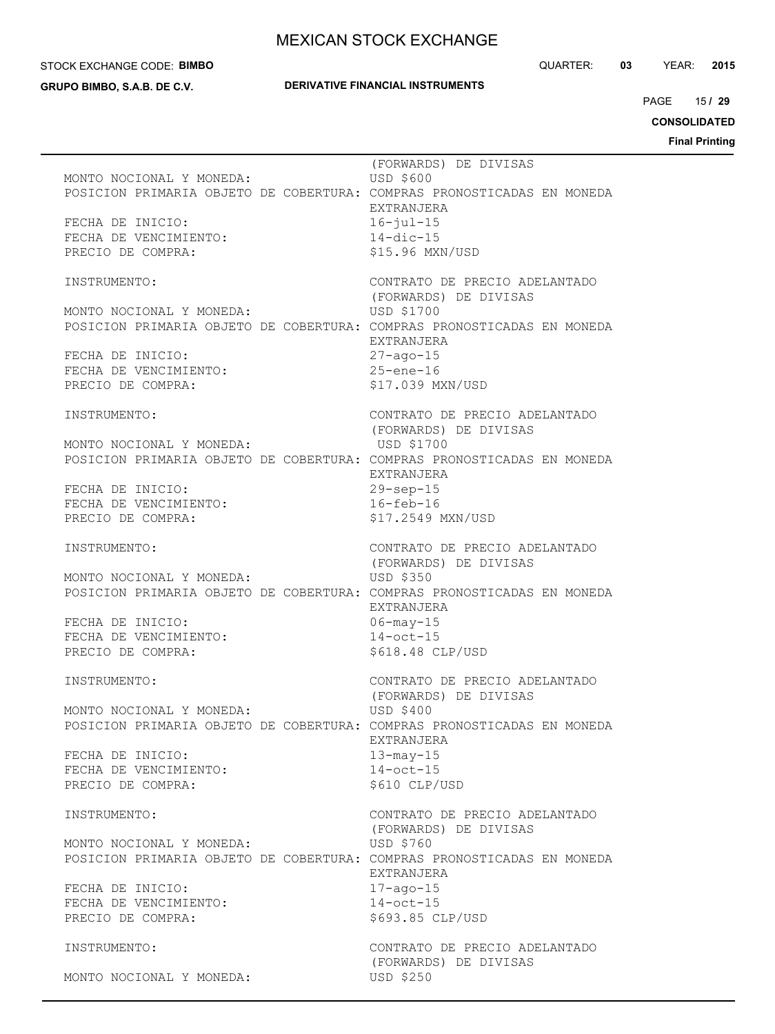(FORWARDS) DE DIVISAS

MONTO NOCIONAL Y MONEDA: USD $600
POSICION PRIMARIA OBJETO DE COBERTURA: COMPRAS PRONOSTICADAS EN MONEDA EXTRANJERA
FECHA DE INICIO: 16-jul-15
FECHA DE VENCIMIENTO: 14-dic-15
PRECIO DE COMPRA: $15.96 MXN/USD

INSTRUMENTO: CONTRATO DE PRECIO ADELANTADO (FORWARDS) DE DIVISAS
MONTO NOCIONAL Y MONEDA: USD $1700
POSICION PRIMARIA OBJETO DE COBERTURA: COMPRAS PRONOSTICADAS EN MONEDA EXTRANJERA
FECHA DE INICIO: 27-ago-15
FECHA DE VENCIMIENTO: 25-ene-16
PRECIO DE COMPRA: $17.039 MXN/USD

INSTRUMENTO: CONTRATO DE PRECIO ADELANTADO (FORWARDS) DE DIVISAS
MONTO NOCIONAL Y MONEDA: USD $1700
POSICION PRIMARIA OBJETO DE COBERTURA: COMPRAS PRONOSTICADAS EN MONEDA EXTRANJERA
FECHA DE INICIO: 29-sep-15
FECHA DE VENCIMIENTO: 16-feb-16
PRECIO DE COMPRA: $17.2549 MXN/USD

INSTRUMENTO: CONTRATO DE PRECIO ADELANTADO (FORWARDS) DE DIVISAS
MONTO NOCIONAL Y MONEDA: USD $350
POSICION PRIMARIA OBJETO DE COBERTURA: COMPRAS PRONOSTICADAS EN MONEDA EXTRANJERA
FECHA DE INICIO: 06-may-15
FECHA DE VENCIMIENTO: 14-oct-15
PRECIO DE COMPRA: $618.48 CLP/USD

INSTRUMENTO: CONTRATO DE PRECIO ADELANTADO (FORWARDS) DE DIVISAS
MONTO NOCIONAL Y MONEDA: USD $400
POSICION PRIMARIA OBJETO DE COBERTURA: COMPRAS PRONOSTICADAS EN MONEDA EXTRANJERA
FECHA DE INICIO: 13-may-15
FECHA DE VENCIMIENTO: 14-oct-15
PRECIO DE COMPRA: $610 CLP/USD

INSTRUMENTO: CONTRATO DE PRECIO ADELANTADO (FORWARDS) DE DIVISAS
MONTO NOCIONAL Y MONEDA: USD $760
POSICION PRIMARIA OBJETO DE COBERTURA: COMPRAS PRONOSTICADAS EN MONEDA EXTRANJERA
FECHA DE INICIO: 17-ago-15
FECHA DE VENCIMIENTO: 14-oct-15
PRECIO DE COMPRA: $693.85 CLP/USD

INSTRUMENTO: CONTRATO DE PRECIO ADELANTADO (FORWARDS) DE DIVISAS
MONTO NOCIONAL Y MONEDA: USD $250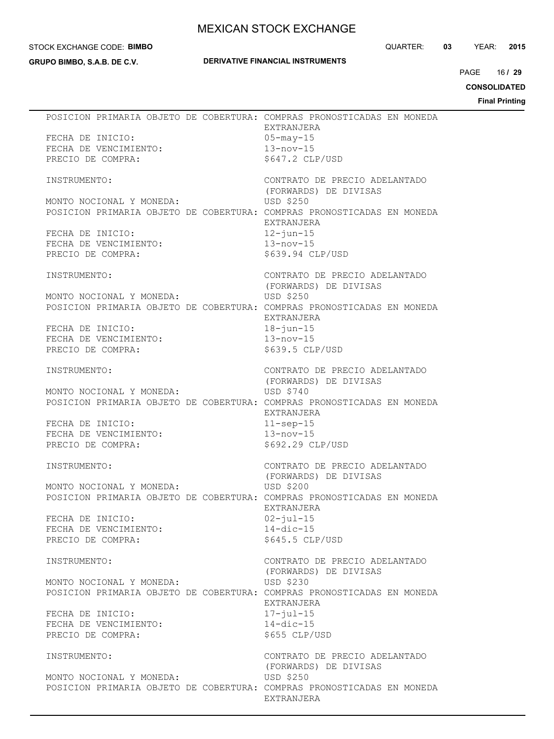| | |
|---|---|
| POSICION PRIMARIA OBJETO DE COBERTURA: | COMPRAS PRONOSTICADAS EN MONEDA EXTRANJERA |
| FECHA DE INICIO: | 05-may-15 |
| FECHA DE VENCIMIENTO: | 13-nov-15 |
| PRECIO DE COMPRA: | $647.2 CLP/USD |

| | |
|---|---|
| INSTRUMENTO: | CONTRATO DE PRECIO ADELANTADO (FORWARDS) DE DIVISAS |
| MONTO NOCIONAL Y MONEDA: | USD $250 |
| POSICION PRIMARIA OBJETO DE COBERTURA: | COMPRAS PRONOSTICADAS EN MONEDA EXTRANJERA |
| FECHA DE INICIO: | 12-jun-15 |
| FECHA DE VENCIMIENTO: | 13-nov-15 |
| PRECIO DE COMPRA: | $639.94 CLP/USD |

| | |
|---|---|
| INSTRUMENTO: | CONTRATO DE PRECIO ADELANTADO (FORWARDS) DE DIVISAS |
| MONTO NOCIONAL Y MONEDA: | USD $250 |
| POSICION PRIMARIA OBJETO DE COBERTURA: | COMPRAS PRONOSTICADAS EN MONEDA EXTRANJERA |
| FECHA DE INICIO: | 18-jun-15 |
| FECHA DE VENCIMIENTO: | 13-nov-15 |
| PRECIO DE COMPRA: | $639.5 CLP/USD |

| | |
|---|---|
| INSTRUMENTO: | CONTRATO DE PRECIO ADELANTADO (FORWARDS) DE DIVISAS |
| MONTO NOCIONAL Y MONEDA: | USD $740 |
| POSICION PRIMARIA OBJETO DE COBERTURA: | COMPRAS PRONOSTICADAS EN MONEDA EXTRANJERA |
| FECHA DE INICIO: | 11-sep-15 |
| FECHA DE VENCIMIENTO: | 13-nov-15 |
| PRECIO DE COMPRA: | $692.29 CLP/USD |

| | |
|---|---|
| INSTRUMENTO: | CONTRATO DE PRECIO ADELANTADO (FORWARDS) DE DIVISAS |
| MONTO NOCIONAL Y MONEDA: | USD $200 |
| POSICION PRIMARIA OBJETO DE COBERTURA: | COMPRAS PRONOSTICADAS EN MONEDA EXTRANJERA |
| FECHA DE INICIO: | 02-jul-15 |
| FECHA DE VENCIMIENTO: | 14-dic-15 |
| PRECIO DE COMPRA: | $645.5 CLP/USD |

| | |
|---|---|
| INSTRUMENTO: | CONTRATO DE PRECIO ADELANTADO (FORWARDS) DE DIVISAS |
| MONTO NOCIONAL Y MONEDA: | USD $230 |
| POSICION PRIMARIA OBJETO DE COBERTURA: | COMPRAS PRONOSTICADAS EN MONEDA EXTRANJERA |
| FECHA DE INICIO: | 17-jul-15 |
| FECHA DE VENCIMIENTO: | 14-dic-15 |
| PRECIO DE COMPRA: | $655 CLP/USD |

| | |
|---|---|
| INSTRUMENTO: | CONTRATO DE PRECIO ADELANTADO (FORWARDS) DE DIVISAS |
| MONTO NOCIONAL Y MONEDA: | USD $250 |
| POSICION PRIMARIA OBJETO DE COBERTURA: | COMPRAS PRONOSTICADAS EN MONEDA EXTRANJERA |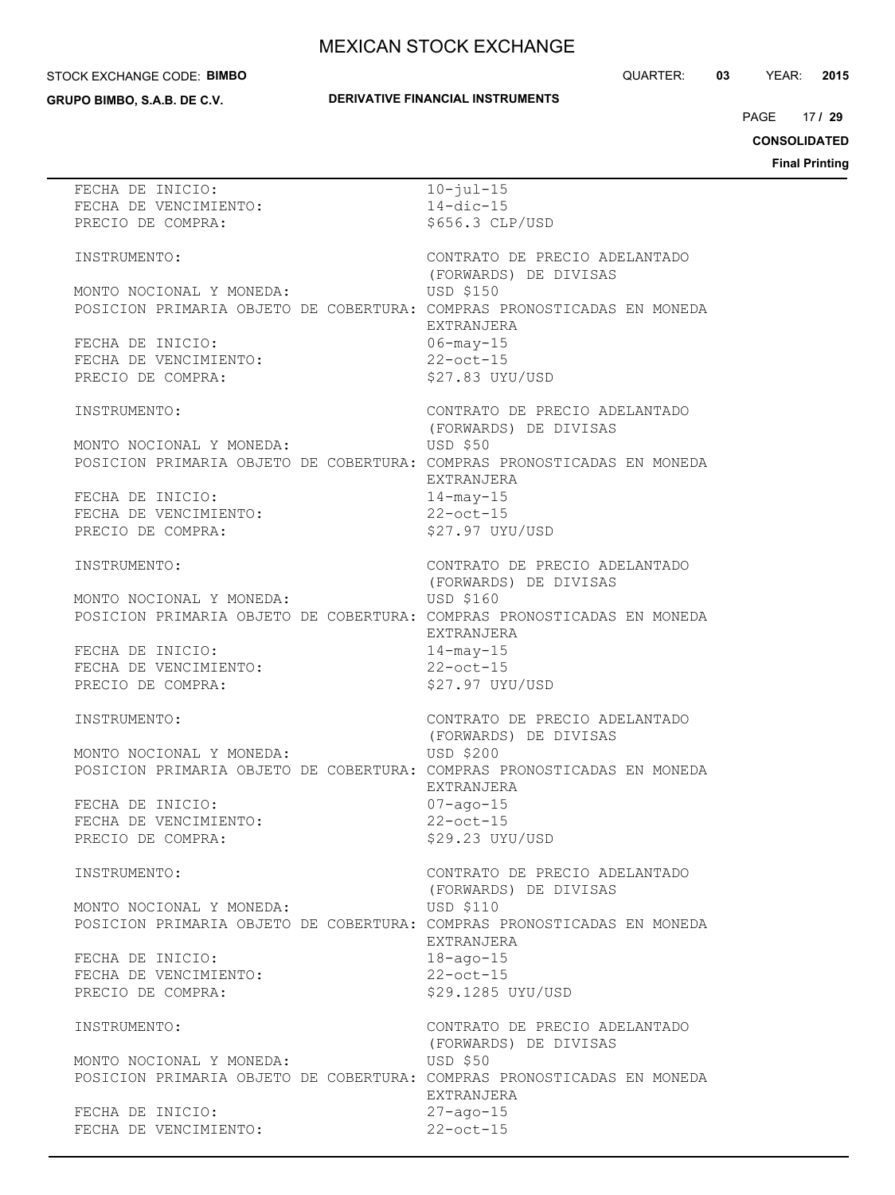FECHA DE INICIO: 10-jul-15
FECHA DE VENCIMIENTO: 14-dic-15
PRECIO DE COMPRA: $656.3 CLP/USD

INSTRUMENTO: CONTRATO DE PRECIO ADELANTADO (FORWARDS) DE DIVISAS
MONTO NOCIONAL Y MONEDA: USD $150
POSICION PRIMARIA OBJETO DE COBERTURA: COMPRAS PRONOSTICADAS EN MONEDA EXTRANJERA
FECHA DE INICIO: 06-may-15
FECHA DE VENCIMIENTO: 22-oct-15
PRECIO DE COMPRA: $27.83 UYU/USD

INSTRUMENTO: CONTRATO DE PRECIO ADELANTADO (FORWARDS) DE DIVISAS
MONTO NOCIONAL Y MONEDA: USD $50
POSICION PRIMARIA OBJETO DE COBERTURA: COMPRAS PRONOSTICADAS EN MONEDA EXTRANJERA
FECHA DE INICIO: 14-may-15
FECHA DE VENCIMIENTO: 22-oct-15
PRECIO DE COMPRA: $27.97 UYU/USD

INSTRUMENTO: CONTRATO DE PRECIO ADELANTADO (FORWARDS) DE DIVISAS
MONTO NOCIONAL Y MONEDA: USD $160
POSICION PRIMARIA OBJETO DE COBERTURA: COMPRAS PRONOSTICADAS EN MONEDA EXTRANJERA
FECHA DE INICIO: 14-may-15
FECHA DE VENCIMIENTO: 22-oct-15
PRECIO DE COMPRA: $27.97 UYU/USD

INSTRUMENTO: CONTRATO DE PRECIO ADELANTADO (FORWARDS) DE DIVISAS
MONTO NOCIONAL Y MONEDA: USD $200
POSICION PRIMARIA OBJETO DE COBERTURA: COMPRAS PRONOSTICADAS EN MONEDA EXTRANJERA
FECHA DE INICIO: 07-ago-15
FECHA DE VENCIMIENTO: 22-oct-15
PRECIO DE COMPRA: $29.23 UYU/USD

INSTRUMENTO: CONTRATO DE PRECIO ADELANTADO (FORWARDS) DE DIVISAS
MONTO NOCIONAL Y MONEDA: USD $110
POSICION PRIMARIA OBJETO DE COBERTURA: COMPRAS PRONOSTICADAS EN MONEDA EXTRANJERA
FECHA DE INICIO: 18-ago-15
FECHA DE VENCIMIENTO: 22-oct-15
PRECIO DE COMPRA: $29.1285 UYU/USD

INSTRUMENTO: CONTRATO DE PRECIO ADELANTADO (FORWARDS) DE DIVISAS
MONTO NOCIONAL Y MONEDA: USD $50
POSICION PRIMARIA OBJETO DE COBERTURA: COMPRAS PRONOSTICADAS EN MONEDA EXTRANJERA
FECHA DE INICIO: 27-ago-15
FECHA DE VENCIMIENTO: 22-oct-15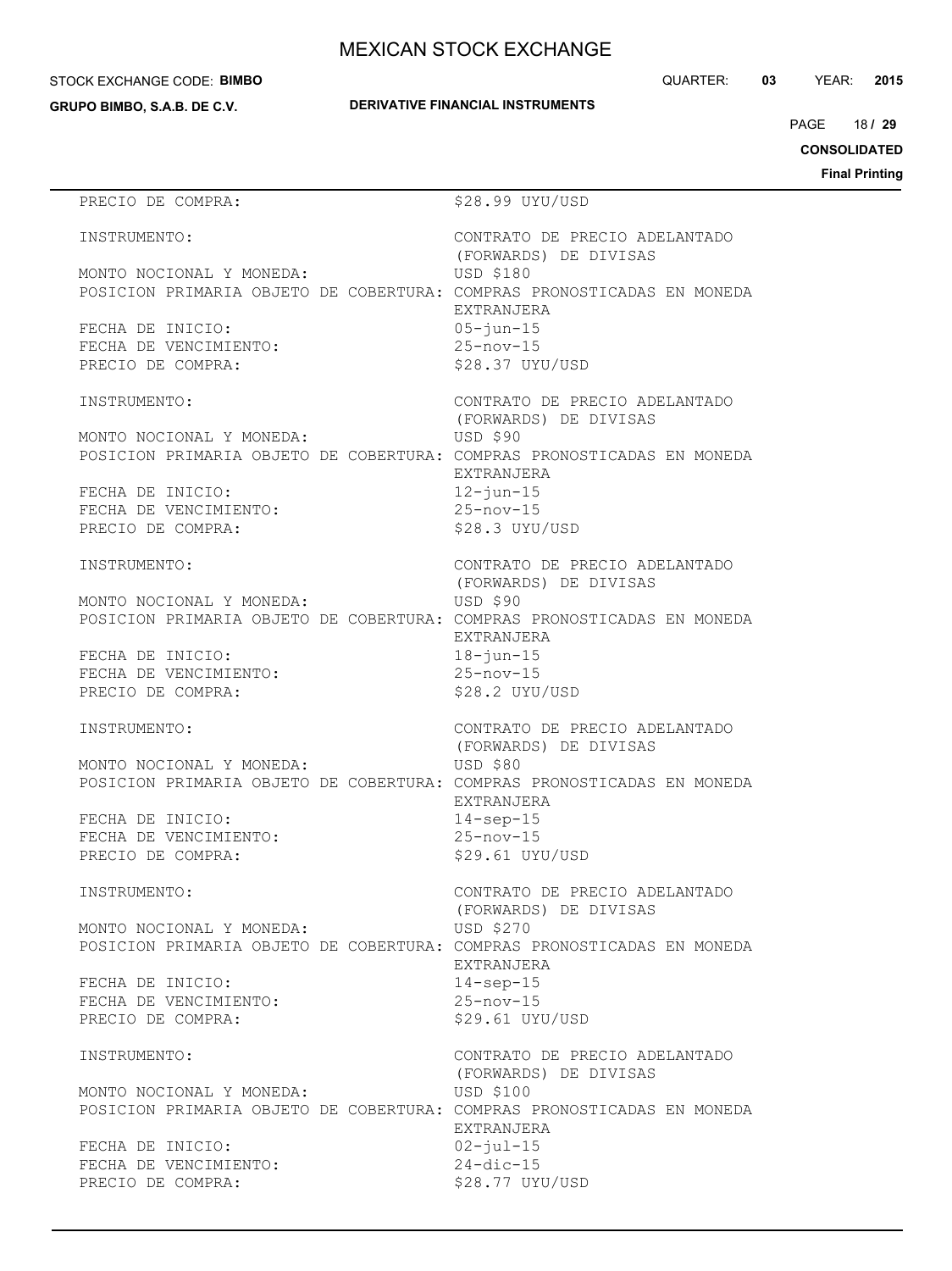PRECIO DE COMPRA: $28.99 UYU/USD

INSTRUMENTO: CONTRATO DE PRECIO ADELANTADO (FORWARDS) DE DIVISAS
MONTO NOCIONAL Y MONEDA: USD $180
POSICION PRIMARIA OBJETO DE COBERTURA: COMPRAS PRONOSTICADAS EN MONEDA EXTRANJERA
FECHA DE INICIO: 05-jun-15
FECHA DE VENCIMIENTO: 25-nov-15
PRECIO DE COMPRA: $28.37 UYU/USD

INSTRUMENTO: CONTRATO DE PRECIO ADELANTADO (FORWARDS) DE DIVISAS
MONTO NOCIONAL Y MONEDA: USD $90
POSICION PRIMARIA OBJETO DE COBERTURA: COMPRAS PRONOSTICADAS EN MONEDA EXTRANJERA
FECHA DE INICIO: 12-jun-15
FECHA DE VENCIMIENTO: 25-nov-15
PRECIO DE COMPRA: $28.3 UYU/USD

INSTRUMENTO: CONTRATO DE PRECIO ADELANTADO (FORWARDS) DE DIVISAS
MONTO NOCIONAL Y MONEDA: USD $90
POSICION PRIMARIA OBJETO DE COBERTURA: COMPRAS PRONOSTICADAS EN MONEDA EXTRANJERA
FECHA DE INICIO: 18-jun-15
FECHA DE VENCIMIENTO: 25-nov-15
PRECIO DE COMPRA: $28.2 UYU/USD

INSTRUMENTO: CONTRATO DE PRECIO ADELANTADO (FORWARDS) DE DIVISAS
MONTO NOCIONAL Y MONEDA: USD $80
POSICION PRIMARIA OBJETO DE COBERTURA: COMPRAS PRONOSTICADAS EN MONEDA EXTRANJERA
FECHA DE INICIO: 14-sep-15
FECHA DE VENCIMIENTO: 25-nov-15
PRECIO DE COMPRA: $29.61 UYU/USD

INSTRUMENTO: CONTRATO DE PRECIO ADELANTADO (FORWARDS) DE DIVISAS
MONTO NOCIONAL Y MONEDA: USD $270
POSICION PRIMARIA OBJETO DE COBERTURA: COMPRAS PRONOSTICADAS EN MONEDA EXTRANJERA
FECHA DE INICIO: 14-sep-15
FECHA DE VENCIMIENTO: 25-nov-15
PRECIO DE COMPRA: $29.61 UYU/USD

INSTRUMENTO: CONTRATO DE PRECIO ADELANTADO (FORWARDS) DE DIVISAS
MONTO NOCIONAL Y MONEDA: USD $100
POSICION PRIMARIA OBJETO DE COBERTURA: COMPRAS PRONOSTICADAS EN MONEDA EXTRANJERA
FECHA DE INICIO: 02-jul-15
FECHA DE VENCIMIENTO: 24-dic-15
PRECIO DE COMPRA: $28.77 UYU/USD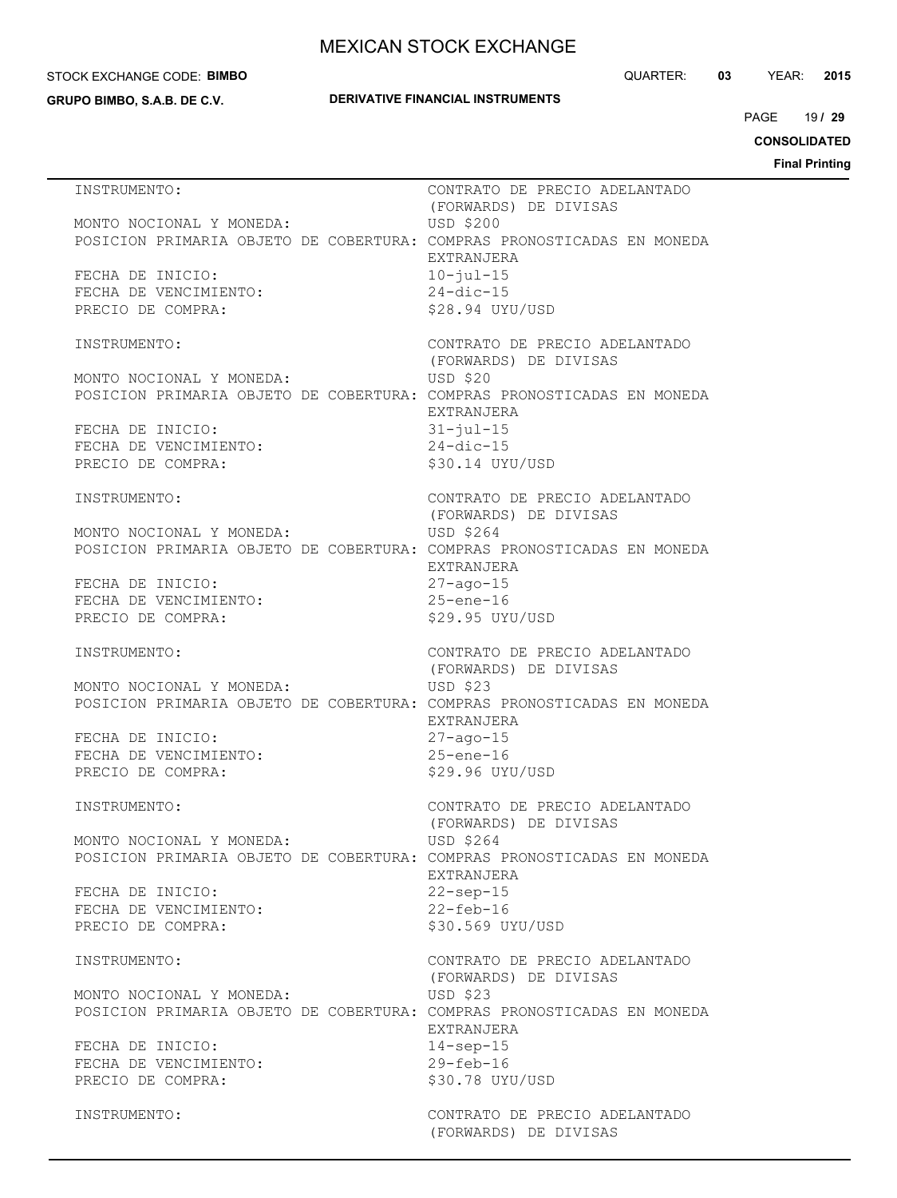INSTRUMENTO: CONTRATO DE PRECIO ADELANTADO (FORWARDS) DE DIVISAS
MONTO NOCIONAL Y MONEDA: USD $200
POSICION PRIMARIA OBJETO DE COBERTURA: COMPRAS PRONOSTICADAS EN MONEDA EXTRANJERA
FECHA DE INICIO: 10-jul-15
FECHA DE VENCIMIENTO: 24-dic-15
PRECIO DE COMPRA: $28.94 UYU/USD

INSTRUMENTO: CONTRATO DE PRECIO ADELANTADO (FORWARDS) DE DIVISAS
MONTO NOCIONAL Y MONEDA: USD $20
POSICION PRIMARIA OBJETO DE COBERTURA: COMPRAS PRONOSTICADAS EN MONEDA EXTRANJERA
FECHA DE INICIO: 31-jul-15
FECHA DE VENCIMIENTO: 24-dic-15
PRECIO DE COMPRA: $30.14 UYU/USD

INSTRUMENTO: CONTRATO DE PRECIO ADELANTADO (FORWARDS) DE DIVISAS
MONTO NOCIONAL Y MONEDA: USD $264
POSICION PRIMARIA OBJETO DE COBERTURA: COMPRAS PRONOSTICADAS EN MONEDA EXTRANJERA
FECHA DE INICIO: 27-ago-15
FECHA DE VENCIMIENTO: 25-ene-16
PRECIO DE COMPRA: $29.95 UYU/USD

INSTRUMENTO: CONTRATO DE PRECIO ADELANTADO (FORWARDS) DE DIVISAS
MONTO NOCIONAL Y MONEDA: USD $23
POSICION PRIMARIA OBJETO DE COBERTURA: COMPRAS PRONOSTICADAS EN MONEDA EXTRANJERA
FECHA DE INICIO: 27-ago-15
FECHA DE VENCIMIENTO: 25-ene-16
PRECIO DE COMPRA: $29.96 UYU/USD

INSTRUMENTO: CONTRATO DE PRECIO ADELANTADO (FORWARDS) DE DIVISAS
MONTO NOCIONAL Y MONEDA: USD $264
POSICION PRIMARIA OBJETO DE COBERTURA: COMPRAS PRONOSTICADAS EN MONEDA EXTRANJERA
FECHA DE INICIO: 22-sep-15
FECHA DE VENCIMIENTO: 22-feb-16
PRECIO DE COMPRA: $30.569 UYU/USD

INSTRUMENTO: CONTRATO DE PRECIO ADELANTADO (FORWARDS) DE DIVISAS
MONTO NOCIONAL Y MONEDA: USD $23
POSICION PRIMARIA OBJETO DE COBERTURA: COMPRAS PRONOSTICADAS EN MONEDA EXTRANJERA
FECHA DE INICIO: 14-sep-15
FECHA DE VENCIMIENTO: 29-feb-16
PRECIO DE COMPRA: $30.78 UYU/USD

INSTRUMENTO: CONTRATO DE PRECIO ADELANTADO (FORWARDS) DE DIVISAS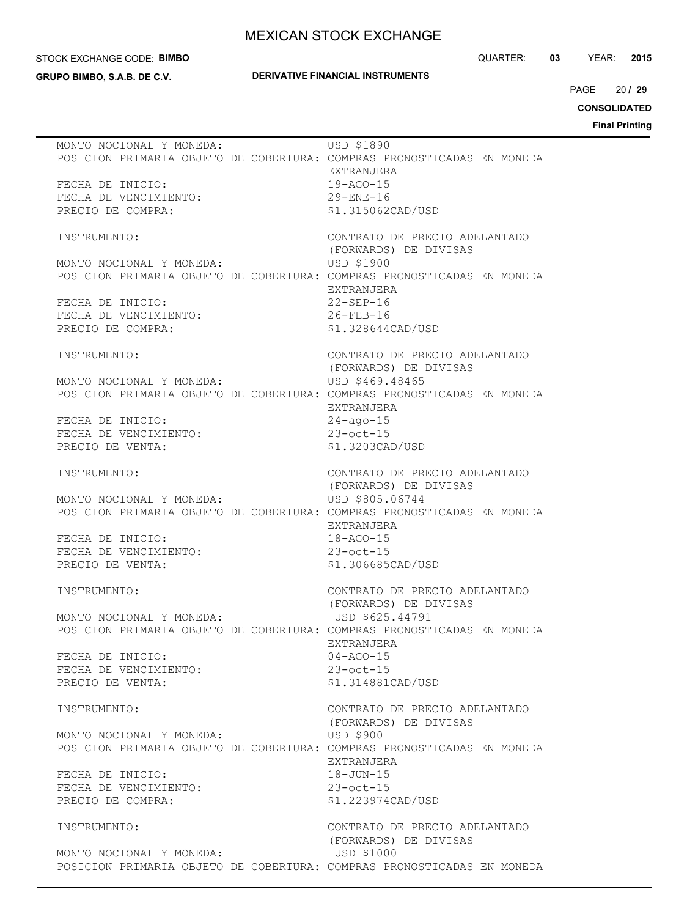MONTO NOCIONAL Y MONEDA: USD $1890
POSICION PRIMARIA OBJETO DE COBERTURA: COMPRAS PRONOSTICADAS EN MONEDA EXTRANJERA
FECHA DE INICIO: 19-AGO-15
FECHA DE VENCIMIENTO: 29-ENE-16
PRECIO DE COMPRA: $1.315062CAD/USD

INSTRUMENTO: CONTRATO DE PRECIO ADELANTADO (FORWARDS) DE DIVISAS
MONTO NOCIONAL Y MONEDA: USD $1900
POSICION PRIMARIA OBJETO DE COBERTURA: COMPRAS PRONOSTICADAS EN MONEDA EXTRANJERA
FECHA DE INICIO: 22-SEP-16
FECHA DE VENCIMIENTO: 26-FEB-16
PRECIO DE COMPRA: $1.328644CAD/USD

INSTRUMENTO: CONTRATO DE PRECIO ADELANTADO (FORWARDS) DE DIVISAS
MONTO NOCIONAL Y MONEDA: USD $469.48465
POSICION PRIMARIA OBJETO DE COBERTURA: COMPRAS PRONOSTICADAS EN MONEDA EXTRANJERA
FECHA DE INICIO: 24-ago-15
FECHA DE VENCIMIENTO: 23-oct-15
PRECIO DE VENTA: $1.3203CAD/USD

INSTRUMENTO: CONTRATO DE PRECIO ADELANTADO (FORWARDS) DE DIVISAS
MONTO NOCIONAL Y MONEDA: USD $805.06744
POSICION PRIMARIA OBJETO DE COBERTURA: COMPRAS PRONOSTICADAS EN MONEDA EXTRANJERA
FECHA DE INICIO: 18-AGO-15
FECHA DE VENCIMIENTO: 23-oct-15
PRECIO DE VENTA: $1.306685CAD/USD

INSTRUMENTO: CONTRATO DE PRECIO ADELANTADO (FORWARDS) DE DIVISAS
MONTO NOCIONAL Y MONEDA: USD $625.44791
POSICION PRIMARIA OBJETO DE COBERTURA: COMPRAS PRONOSTICADAS EN MONEDA EXTRANJERA
FECHA DE INICIO: 04-AGO-15
FECHA DE VENCIMIENTO: 23-oct-15
PRECIO DE VENTA: $1.314881CAD/USD

INSTRUMENTO: CONTRATO DE PRECIO ADELANTADO (FORWARDS) DE DIVISAS
MONTO NOCIONAL Y MONEDA: USD $900
POSICION PRIMARIA OBJETO DE COBERTURA: COMPRAS PRONOSTICADAS EN MONEDA EXTRANJERA
FECHA DE INICIO: 18-JUN-15
FECHA DE VENCIMIENTO: 23-oct-15
PRECIO DE COMPRA: $1.223974CAD/USD

INSTRUMENTO: CONTRATO DE PRECIO ADELANTADO (FORWARDS) DE DIVISAS
MONTO NOCIONAL Y MONEDA: USD $1000
POSICION PRIMARIA OBJETO DE COBERTURA: COMPRAS PRONOSTICADAS EN MONEDA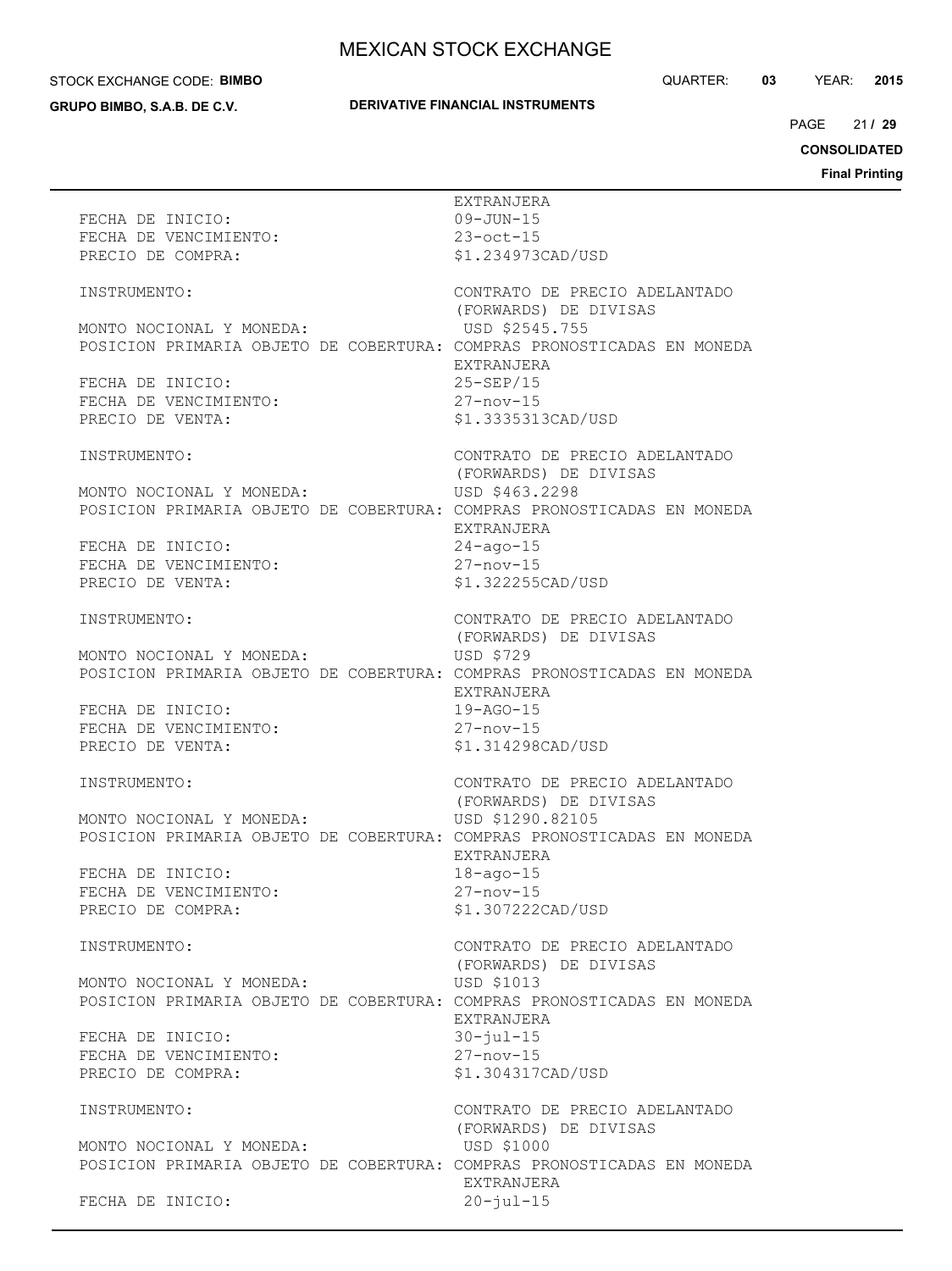EXTRANJERA

FECHA DE INICIO: 09-JUN-15
FECHA DE VENCIMIENTO: 23-oct-15
PRECIO DE COMPRA: $1.234973CAD/USD

INSTRUMENTO: CONTRATO DE PRECIO ADELANTADO (FORWARDS) DE DIVISAS
MONTO NOCIONAL Y MONEDA: USD $2545.755
POSICION PRIMARIA OBJETO DE COBERTURA: COMPRAS PRONOSTICADAS EN MONEDA EXTRANJERA
FECHA DE INICIO: 25-SEP/15
FECHA DE VENCIMIENTO: 27-nov-15
PRECIO DE VENTA: $1.3335313CAD/USD

INSTRUMENTO: CONTRATO DE PRECIO ADELANTADO (FORWARDS) DE DIVISAS
MONTO NOCIONAL Y MONEDA: USD $463.2298
POSICION PRIMARIA OBJETO DE COBERTURA: COMPRAS PRONOSTICADAS EN MONEDA EXTRANJERA
FECHA DE INICIO: 24-ago-15
FECHA DE VENCIMIENTO: 27-nov-15
PRECIO DE VENTA: $1.322255CAD/USD

INSTRUMENTO: CONTRATO DE PRECIO ADELANTADO (FORWARDS) DE DIVISAS
MONTO NOCIONAL Y MONEDA: USD $729
POSICION PRIMARIA OBJETO DE COBERTURA: COMPRAS PRONOSTICADAS EN MONEDA EXTRANJERA
FECHA DE INICIO: 19-AGO-15
FECHA DE VENCIMIENTO: 27-nov-15
PRECIO DE VENTA: $1.314298CAD/USD

INSTRUMENTO: CONTRATO DE PRECIO ADELANTADO (FORWARDS) DE DIVISAS
MONTO NOCIONAL Y MONEDA: USD $1290.82105
POSICION PRIMARIA OBJETO DE COBERTURA: COMPRAS PRONOSTICADAS EN MONEDA EXTRANJERA
FECHA DE INICIO: 18-ago-15
FECHA DE VENCIMIENTO: 27-nov-15
PRECIO DE COMPRA: $1.307222CAD/USD

INSTRUMENTO: CONTRATO DE PRECIO ADELANTADO (FORWARDS) DE DIVISAS
MONTO NOCIONAL Y MONEDA: USD $1013
POSICION PRIMARIA OBJETO DE COBERTURA: COMPRAS PRONOSTICADAS EN MONEDA EXTRANJERA
FECHA DE INICIO: 30-jul-15
FECHA DE VENCIMIENTO: 27-nov-15
PRECIO DE COMPRA: $1.304317CAD/USD

INSTRUMENTO: CONTRATO DE PRECIO ADELANTADO (FORWARDS) DE DIVISAS
MONTO NOCIONAL Y MONEDA: USD $1000
POSICION PRIMARIA OBJETO DE COBERTURA: COMPRAS PRONOSTICADAS EN MONEDA EXTRANJERA
FECHA DE INICIO: 20-jul-15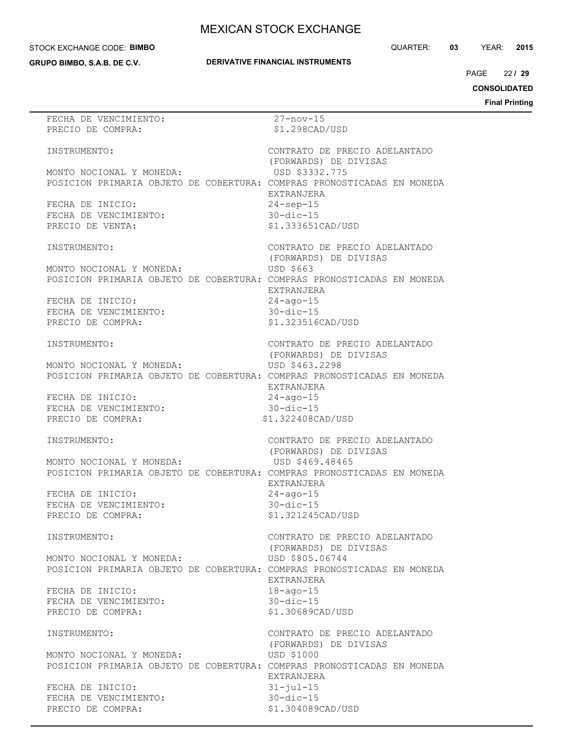FECHA DE VENCIMIENTO: 27-nov-15
PRECIO DE COMPRA: $1.298CAD/USD

INSTRUMENTO: CONTRATO DE PRECIO ADELANTADO (FORWARDS) DE DIVISAS
MONTO NOCIONAL Y MONEDA: USD $3332.775
POSICION PRIMARIA OBJETO DE COBERTURA: COMPRAS PRONOSTICADAS EN MONEDA EXTRANJERA
FECHA DE INICIO: 24-sep-15
FECHA DE VENCIMIENTO: 30-dic-15
PRECIO DE VENTA: $1.333651CAD/USD

INSTRUMENTO: CONTRATO DE PRECIO ADELANTADO (FORWARDS) DE DIVISAS
MONTO NOCIONAL Y MONEDA: USD $663
POSICION PRIMARIA OBJETO DE COBERTURA: COMPRAS PRONOSTICADAS EN MONEDA EXTRANJERA
FECHA DE INICIO: 24-ago-15
FECHA DE VENCIMIENTO: 30-dic-15
PRECIO DE COMPRA: $1.323516CAD/USD

INSTRUMENTO: CONTRATO DE PRECIO ADELANTADO (FORWARDS) DE DIVISAS
MONTO NOCIONAL Y MONEDA: USD $463.2298
POSICION PRIMARIA OBJETO DE COBERTURA: COMPRAS PRONOSTICADAS EN MONEDA EXTRANJERA
FECHA DE INICIO: 24-ago-15
FECHA DE VENCIMIENTO: 30-dic-15
PRECIO DE COMPRA: $1.322408CAD/USD

INSTRUMENTO: CONTRATO DE PRECIO ADELANTADO (FORWARDS) DE DIVISAS
MONTO NOCIONAL Y MONEDA: USD $469.48465
POSICION PRIMARIA OBJETO DE COBERTURA: COMPRAS PRONOSTICADAS EN MONEDA EXTRANJERA
FECHA DE INICIO: 24-ago-15
FECHA DE VENCIMIENTO: 30-dic-15
PRECIO DE COMPRA: $1.321245CAD/USD

INSTRUMENTO: CONTRATO DE PRECIO ADELANTADO (FORWARDS) DE DIVISAS
MONTO NOCIONAL Y MONEDA: USD $805.06744
POSICION PRIMARIA OBJETO DE COBERTURA: COMPRAS PRONOSTICADAS EN MONEDA EXTRANJERA
FECHA DE INICIO: 18-ago-15
FECHA DE VENCIMIENTO: 30-dic-15
PRECIO DE COMPRA: $1.30689CAD/USD

INSTRUMENTO: CONTRATO DE PRECIO ADELANTADO (FORWARDS) DE DIVISAS
MONTO NOCIONAL Y MONEDA: USD $1000
POSICION PRIMARIA OBJETO DE COBERTURA: COMPRAS PRONOSTICADAS EN MONEDA EXTRANJERA
FECHA DE INICIO: 31-jul-15
FECHA DE VENCIMIENTO: 30-dic-15
PRECIO DE COMPRA: $1.304089CAD/USD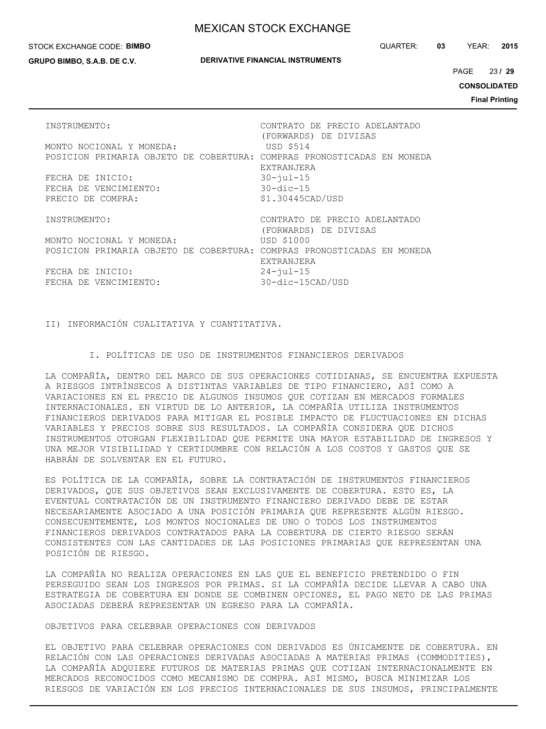| | |
|---|---|
| INSTRUMENTO: | CONTRATO DE PRECIO ADELANTADO (FORWARDS) DE DIVISAS |
| MONTO NOCIONAL Y MONEDA: | USD $514 |
| POSICION PRIMARIA OBJETO DE COBERTURA: | COMPRAS PRONOSTICADAS EN MONEDA EXTRANJERA |
| FECHA DE INICIO: | 30-jul-15 |
| FECHA DE VENCIMIENTO: | 30-dic-15 |
| PRECIO DE COMPRA: | $1.30445CAD/USD |

| | |
|---|---|
| INSTRUMENTO: | CONTRATO DE PRECIO ADELANTADO (FORWARDS) DE DIVISAS |
| MONTO NOCIONAL Y MONEDA: | USD $1000 |
| POSICION PRIMARIA OBJETO DE COBERTURA: | COMPRAS PRONOSTICADAS EN MONEDA EXTRANJERA |
| FECHA DE INICIO: | 24-jul-15 |
| FECHA DE VENCIMIENTO: | 30-dic-15CAD/USD |

## II) INFORMACIÓN CUALITATIVA Y CUANTITATIVA.

### I. POLÍTICAS DE USO DE INSTRUMENTOS FINANCIEROS DERIVADOS

LA COMPAÑÍA, DENTRO DEL MARCO DE SUS OPERACIONES COTIDIANAS, SE ENCUENTRA EXPUESTA A RIESGOS INTRÍNSECOS A DISTINTAS VARIABLES DE TIPO FINANCIERO, ASÍ COMO A VARIACIONES EN EL PRECIO DE ALGUNOS INSUMOS QUE COTIZAN EN MERCADOS FORMALES INTERNACIONALES. EN VIRTUD DE LO ANTERIOR, LA COMPAÑÍA UTILIZA INSTRUMENTOS FINANCIEROS DERIVADOS PARA MITIGAR EL POSIBLE IMPACTO DE FLUCTUACIONES EN DICHAS VARIABLES Y PRECIOS SOBRE SUS RESULTADOS. LA COMPAÑÍA CONSIDERA QUE DICHOS INSTRUMENTOS OTORGAN FLEXIBILIDAD QUE PERMITE UNA MAYOR ESTABILIDAD DE INGRESOS Y UNA MEJOR VISIBILIDAD Y CERTIDUMBRE CON RELACIÓN A LOS COSTOS Y GASTOS QUE SE HABRÁN DE SOLVENTAR EN EL FUTURO.

ES POLÍTICA DE LA COMPAÑÍA, SOBRE LA CONTRATACIÓN DE INSTRUMENTOS FINANCIEROS DERIVADOS, QUE SUS OBJETIVOS SEAN EXCLUSIVAMENTE DE COBERTURA. ESTO ES, LA EVENTUAL CONTRATACIÓN DE UN INSTRUMENTO FINANCIERO DERIVADO DEBE DE ESTAR NECESARIAMENTE ASOCIADO A UNA POSICIÓN PRIMARIA QUE REPRESENTE ALGÚN RIESGO. CONSECUENTEMENTE, LOS MONTOS NOCIONALES DE UNO O TODOS LOS INSTRUMENTOS FINANCIEROS DERIVADOS CONTRATADOS PARA LA COBERTURA DE CIERTO RIESGO SERÁN CONSISTENTES CON LAS CANTIDADES DE LAS POSICIONES PRIMARIAS QUE REPRESENTAN UNA POSICIÓN DE RIESGO.

LA COMPAÑÍA NO REALIZA OPERACIONES EN LAS QUE EL BENEFICIO PRETENDIDO O FIN PERSEGUIDO SEAN LOS INGRESOS POR PRIMAS. SI LA COMPAÑÍA DECIDE LLEVAR A CABO UNA ESTRATEGIA DE COBERTURA EN DONDE SE COMBINEN OPCIONES, EL PAGO NETO DE LAS PRIMAS ASOCIADAS DEBERÁ REPRESENTAR UN EGRESO PARA LA COMPAÑÍA.

OBJETIVOS PARA CELEBRAR OPERACIONES CON DERIVADOS

EL OBJETIVO PARA CELEBRAR OPERACIONES CON DERIVADOS ES ÚNICAMENTE DE COBERTURA. EN RELACIÓN CON LAS OPERACIONES DERIVADAS ASOCIADAS A MATERIAS PRIMAS (COMMODITIES), LA COMPAÑÍA ADQUIERE FUTUROS DE MATERIAS PRIMAS QUE COTIZAN INTERNACIONALMENTE EN MERCADOS RECONOCIDOS COMO MECANISMO DE COMPRA. ASÍ MISMO, BUSCA MINIMIZAR LOS RIESGOS DE VARIACIÓN EN LOS PRECIOS INTERNACIONALES DE SUS INSUMOS, PRINCIPALMENTE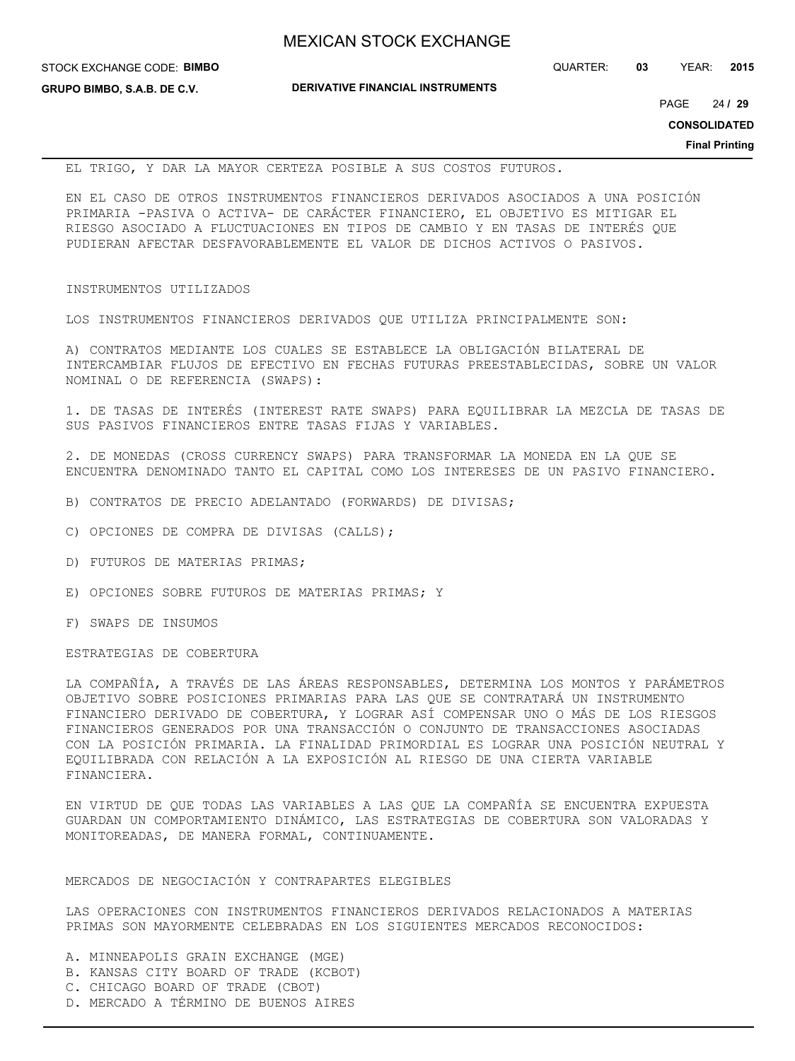EL TRIGO, Y DAR LA MAYOR CERTEZA POSIBLE A SUS COSTOS FUTUROS.

EN EL CASO DE OTROS INSTRUMENTOS FINANCIEROS DERIVADOS ASOCIADOS A UNA POSICIÓN PRIMARIA -PASIVA O ACTIVA- DE CARÁCTER FINANCIERO, EL OBJETIVO ES MITIGAR EL RIESGO ASOCIADO A FLUCTUACIONES EN TIPOS DE CAMBIO Y EN TASAS DE INTERÉS QUE PUDIERAN AFECTAR DESFAVORABLEMENTE EL VALOR DE DICHOS ACTIVOS O PASIVOS.

INSTRUMENTOS UTILIZADOS

LOS INSTRUMENTOS FINANCIEROS DERIVADOS QUE UTILIZA PRINCIPALMENTE SON:

A) CONTRATOS MEDIANTE LOS CUALES SE ESTABLECE LA OBLIGACIÓN BILATERAL DE INTERCAMBIAR FLUJOS DE EFECTIVO EN FECHAS FUTURAS PREESTABLECIDAS, SOBRE UN VALOR NOMINAL O DE REFERENCIA (SWAPS):

1. DE TASAS DE INTERÉS (INTEREST RATE SWAPS) PARA EQUILIBRAR LA MEZCLA DE TASAS DE SUS PASIVOS FINANCIEROS ENTRE TASAS FIJAS Y VARIABLES.

2. DE MONEDAS (CROSS CURRENCY SWAPS) PARA TRANSFORMAR LA MONEDA EN LA QUE SE ENCUENTRA DENOMINADO TANTO EL CAPITAL COMO LOS INTERESES DE UN PASIVO FINANCIERO.

B) CONTRATOS DE PRECIO ADELANTADO (FORWARDS) DE DIVISAS;

C) OPCIONES DE COMPRA DE DIVISAS (CALLS);

D) FUTUROS DE MATERIAS PRIMAS;

E) OPCIONES SOBRE FUTUROS DE MATERIAS PRIMAS; Y

F) SWAPS DE INSUMOS

ESTRATEGIAS DE COBERTURA

LA COMPAÑÍA, A TRAVÉS DE LAS ÁREAS RESPONSABLES, DETERMINA LOS MONTOS Y PARÁMETROS OBJETIVO SOBRE POSICIONES PRIMARIAS PARA LAS QUE SE CONTRATARÁ UN INSTRUMENTO FINANCIERO DERIVADO DE COBERTURA, Y LOGRAR ASÍ COMPENSAR UNO O MÁS DE LOS RIESGOS FINANCIEROS GENERADOS POR UNA TRANSACCIÓN O CONJUNTO DE TRANSACCIONES ASOCIADAS CON LA POSICIÓN PRIMARIA. LA FINALIDAD PRIMORDIAL ES LOGRAR UNA POSICIÓN NEUTRAL Y EQUILIBRADA CON RELACIÓN A LA EXPOSICIÓN AL RIESGO DE UNA CIERTA VARIABLE FINANCIERA.

EN VIRTUD DE QUE TODAS LAS VARIABLES A LAS QUE LA COMPAÑÍA SE ENCUENTRA EXPUESTA GUARDAN UN COMPORTAMIENTO DINÁMICO, LAS ESTRATEGIAS DE COBERTURA SON VALORADAS Y MONITOREADAS, DE MANERA FORMAL, CONTINUAMENTE.

MERCADOS DE NEGOCIACIÓN Y CONTRAPARTES ELEGIBLES

LAS OPERACIONES CON INSTRUMENTOS FINANCIEROS DERIVADOS RELACIONADOS A MATERIAS PRIMAS SON MAYORMENTE CELEBRADAS EN LOS SIGUIENTES MERCADOS RECONOCIDOS:

A. MINNEAPOLIS GRAIN EXCHANGE (MGE)
B. KANSAS CITY BOARD OF TRADE (KCBOT)
C. CHICAGO BOARD OF TRADE (CBOT)
D. MERCADO A TÉRMINO DE BUENOS AIRES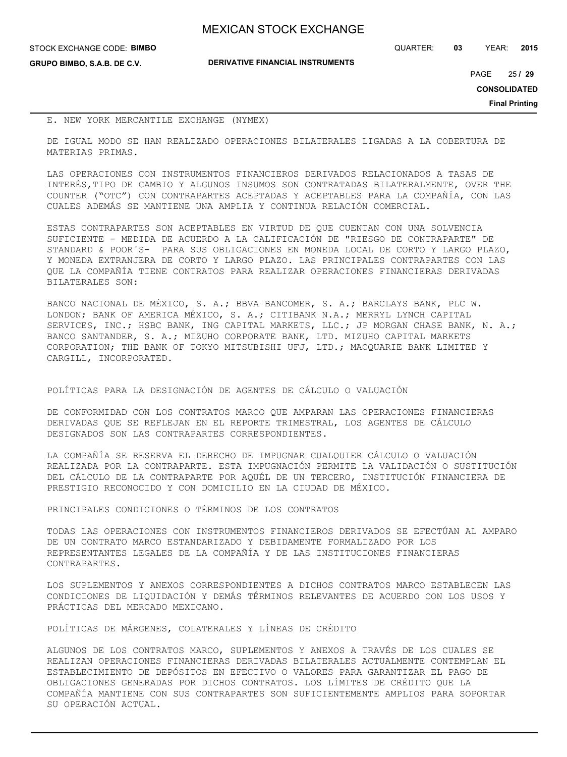E. NEW YORK MERCANTILE EXCHANGE (NYMEX)

DE IGUAL MODO SE HAN REALIZADO OPERACIONES BILATERALES LIGADAS A LA COBERTURA DE MATERIAS PRIMAS.

LAS OPERACIONES CON INSTRUMENTOS FINANCIEROS DERIVADOS RELACIONADOS A TASAS DE INTERÉS,TIPO DE CAMBIO Y ALGUNOS INSUMOS SON CONTRATADAS BILATERALMENTE, OVER THE COUNTER ("OTC") CON CONTRAPARTES ACEPTADAS Y ACEPTABLES PARA LA COMPAÑÍA, CON LAS CUALES ADEMÁS SE MANTIENE UNA AMPLIA Y CONTINUA RELACIÓN COMERCIAL.

ESTAS CONTRAPARTES SON ACEPTABLES EN VIRTUD DE QUE CUENTAN CON UNA SOLVENCIA SUFICIENTE - MEDIDA DE ACUERDO A LA CALIFICACIÓN DE "RIESGO DE CONTRAPARTE" DE STANDARD & POOR´S- PARA SUS OBLIGACIONES EN MONEDA LOCAL DE CORTO Y LARGO PLAZO, Y MONEDA EXTRANJERA DE CORTO Y LARGO PLAZO. LAS PRINCIPALES CONTRAPARTES CON LAS QUE LA COMPAÑÍA TIENE CONTRATOS PARA REALIZAR OPERACIONES FINANCIERAS DERIVADAS BILATERALES SON:

BANCO NACIONAL DE MÉXICO, S. A.; BBVA BANCOMER, S. A.; BARCLAYS BANK, PLC W. LONDON; BANK OF AMERICA MÉXICO, S. A.; CITIBANK N.A.; MERRYL LYNCH CAPITAL SERVICES, INC.; HSBC BANK, ING CAPITAL MARKETS, LLC.; JP MORGAN CHASE BANK, N. A.; BANCO SANTANDER, S. A.; MIZUHO CORPORATE BANK, LTD. MIZUHO CAPITAL MARKETS CORPORATION; THE BANK OF TOKYO MITSUBISHI UFJ, LTD.; MACQUARIE BANK LIMITED Y CARGILL, INCORPORATED.

POLÍTICAS PARA LA DESIGNACIÓN DE AGENTES DE CÁLCULO O VALUACIÓN

DE CONFORMIDAD CON LOS CONTRATOS MARCO QUE AMPARAN LAS OPERACIONES FINANCIERAS DERIVADAS QUE SE REFLEJAN EN EL REPORTE TRIMESTRAL, LOS AGENTES DE CÁLCULO DESIGNADOS SON LAS CONTRAPARTES CORRESPONDIENTES.

LA COMPAÑÍA SE RESERVA EL DERECHO DE IMPUGNAR CUALQUIER CÁLCULO O VALUACIÓN REALIZADA POR LA CONTRAPARTE. ESTA IMPUGNACIÓN PERMITE LA VALIDACIÓN O SUSTITUCIÓN DEL CÁLCULO DE LA CONTRAPARTE POR AQUÉL DE UN TERCERO, INSTITUCIÓN FINANCIERA DE PRESTIGIO RECONOCIDO Y CON DOMICILIO EN LA CIUDAD DE MÉXICO.

PRINCIPALES CONDICIONES O TÉRMINOS DE LOS CONTRATOS

TODAS LAS OPERACIONES CON INSTRUMENTOS FINANCIEROS DERIVADOS SE EFECTÚAN AL AMPARO DE UN CONTRATO MARCO ESTANDARIZADO Y DEBIDAMENTE FORMALIZADO POR LOS REPRESENTANTES LEGALES DE LA COMPAÑÍA Y DE LAS INSTITUCIONES FINANCIERAS CONTRAPARTES.

LOS SUPLEMENTOS Y ANEXOS CORRESPONDIENTES A DICHOS CONTRATOS MARCO ESTABLECEN LAS CONDICIONES DE LIQUIDACIÓN Y DEMÁS TÉRMINOS RELEVANTES DE ACUERDO CON LOS USOS Y PRÁCTICAS DEL MERCADO MEXICANO.

POLÍTICAS DE MÁRGENES, COLATERALES Y LÍNEAS DE CRÉDITO

ALGUNOS DE LOS CONTRATOS MARCO, SUPLEMENTOS Y ANEXOS A TRAVÉS DE LOS CUALES SE REALIZAN OPERACIONES FINANCIERAS DERIVADAS BILATERALES ACTUALMENTE CONTEMPLAN EL ESTABLECIMIENTO DE DEPÓSITOS EN EFECTIVO O VALORES PARA GARANTIZAR EL PAGO DE OBLIGACIONES GENERADAS POR DICHOS CONTRATOS. LOS LÍMITES DE CRÉDITO QUE LA COMPAÑÍA MANTIENE CON SUS CONTRAPARTES SON SUFICIENTEMENTE AMPLIOS PARA SOPORTAR SU OPERACIÓN ACTUAL.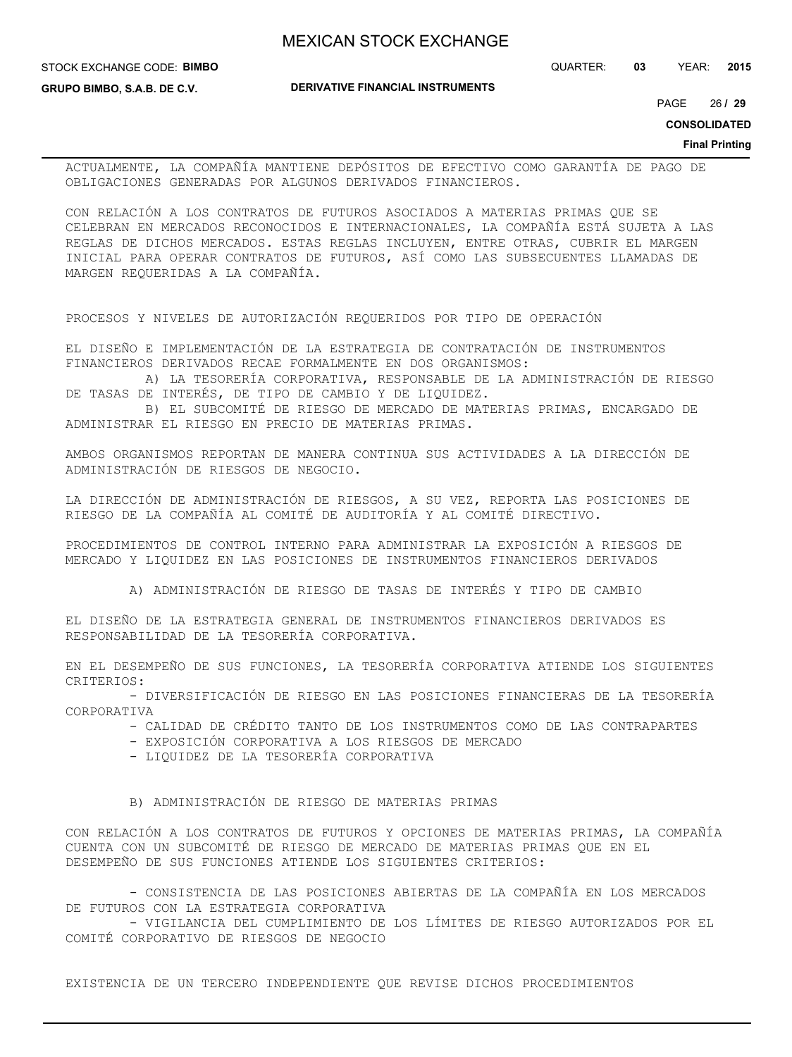ACTUALMENTE, LA COMPAÑÍA MANTIENE DEPÓSITOS DE EFECTIVO COMO GARANTÍA DE PAGO DE OBLIGACIONES GENERADAS POR ALGUNOS DERIVADOS FINANCIEROS.

CON RELACIÓN A LOS CONTRATOS DE FUTUROS ASOCIADOS A MATERIAS PRIMAS QUE SE CELEBRAN EN MERCADOS RECONOCIDOS E INTERNACIONALES, LA COMPAÑÍA ESTÁ SUJETA A LAS REGLAS DE DICHOS MERCADOS. ESTAS REGLAS INCLUYEN, ENTRE OTRAS, CUBRIR EL MARGEN INICIAL PARA OPERAR CONTRATOS DE FUTUROS, ASÍ COMO LAS SUBSECUENTES LLAMADAS DE MARGEN REQUERIDAS A LA COMPAÑÍA.

PROCESOS Y NIVELES DE AUTORIZACIÓN REQUERIDOS POR TIPO DE OPERACIÓN

EL DISEÑO E IMPLEMENTACIÓN DE LA ESTRATEGIA DE CONTRATACIÓN DE INSTRUMENTOS FINANCIEROS DERIVADOS RECAE FORMALMENTE EN DOS ORGANISMOS:

A) LA TESORERÍA CORPORATIVA, RESPONSABLE DE LA ADMINISTRACIÓN DE RIESGO DE TASAS DE INTERÉS, DE TIPO DE CAMBIO Y DE LIQUIDEZ.

B) EL SUBCOMITÉ DE RIESGO DE MERCADO DE MATERIAS PRIMAS, ENCARGADO DE ADMINISTRAR EL RIESGO EN PRECIO DE MATERIAS PRIMAS.

AMBOS ORGANISMOS REPORTAN DE MANERA CONTINUA SUS ACTIVIDADES A LA DIRECCIÓN DE ADMINISTRACIÓN DE RIESGOS DE NEGOCIO.

LA DIRECCIÓN DE ADMINISTRACIÓN DE RIESGOS, A SU VEZ, REPORTA LAS POSICIONES DE RIESGO DE LA COMPAÑÍA AL COMITÉ DE AUDITORÍA Y AL COMITÉ DIRECTIVO.

PROCEDIMIENTOS DE CONTROL INTERNO PARA ADMINISTRAR LA EXPOSICIÓN A RIESGOS DE MERCADO Y LIQUIDEZ EN LAS POSICIONES DE INSTRUMENTOS FINANCIEROS DERIVADOS

A) ADMINISTRACIÓN DE RIESGO DE TASAS DE INTERÉS Y TIPO DE CAMBIO

EL DISEÑO DE LA ESTRATEGIA GENERAL DE INSTRUMENTOS FINANCIEROS DERIVADOS ES RESPONSABILIDAD DE LA TESORERÍA CORPORATIVA.

EN EL DESEMPEÑO DE SUS FUNCIONES, LA TESORERÍA CORPORATIVA ATIENDE LOS SIGUIENTES CRITERIOS:

- DIVERSIFICACIÓN DE RIESGO EN LAS POSICIONES FINANCIERAS DE LA TESORERÍA CORPORATIVA
- CALIDAD DE CRÉDITO TANTO DE LOS INSTRUMENTOS COMO DE LAS CONTRAPARTES
- EXPOSICIÓN CORPORATIVA A LOS RIESGOS DE MERCADO
- LIQUIDEZ DE LA TESORERÍA CORPORATIVA

B) ADMINISTRACIÓN DE RIESGO DE MATERIAS PRIMAS

CON RELACIÓN A LOS CONTRATOS DE FUTUROS Y OPCIONES DE MATERIAS PRIMAS, LA COMPAÑÍA CUENTA CON UN SUBCOMITÉ DE RIESGO DE MERCADO DE MATERIAS PRIMAS QUE EN EL DESEMPEÑO DE SUS FUNCIONES ATIENDE LOS SIGUIENTES CRITERIOS:

- CONSISTENCIA DE LAS POSICIONES ABIERTAS DE LA COMPAÑÍA EN LOS MERCADOS DE FUTUROS CON LA ESTRATEGIA CORPORATIVA
- VIGILANCIA DEL CUMPLIMIENTO DE LOS LÍMITES DE RIESGO AUTORIZADOS POR EL COMITÉ CORPORATIVO DE RIESGOS DE NEGOCIO

EXISTENCIA DE UN TERCERO INDEPENDIENTE QUE REVISE DICHOS PROCEDIMIENTOS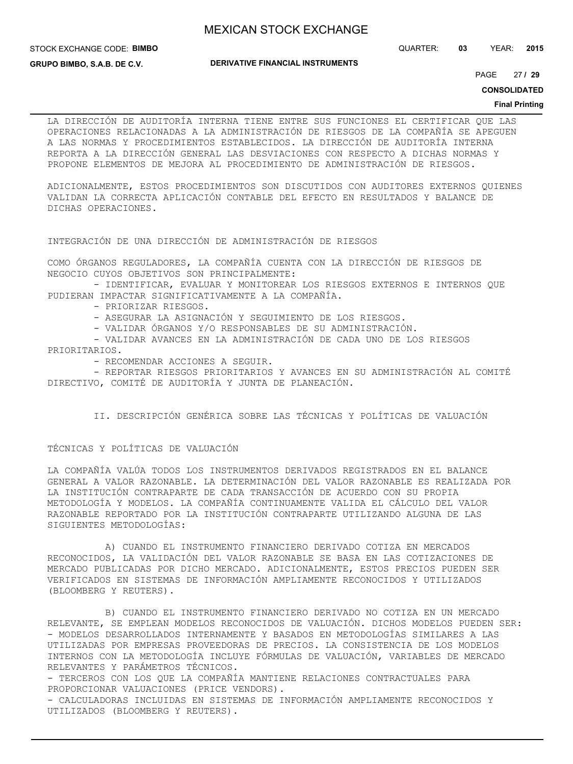LA DIRECCIÓN DE AUDITORÍA INTERNA TIENE ENTRE SUS FUNCIONES EL CERTIFICAR QUE LAS OPERACIONES RELACIONADAS A LA ADMINISTRACIÓN DE RIESGOS DE LA COMPAÑÍA SE APEGUEN A LAS NORMAS Y PROCEDIMIENTOS ESTABLECIDOS. LA DIRECCIÓN DE AUDITORÍA INTERNA REPORTA A LA DIRECCIÓN GENERAL LAS DESVIACIONES CON RESPECTO A DICHAS NORMAS Y PROPONE ELEMENTOS DE MEJORA AL PROCEDIMIENTO DE ADMINISTRACIÓN DE RIESGOS.

ADICIONALMENTE, ESTOS PROCEDIMIENTOS SON DISCUTIDOS CON AUDITORES EXTERNOS QUIENES VALIDAN LA CORRECTA APLICACIÓN CONTABLE DEL EFECTO EN RESULTADOS Y BALANCE DE DICHAS OPERACIONES.

INTEGRACIÓN DE UNA DIRECCIÓN DE ADMINISTRACIÓN DE RIESGOS

COMO ÓRGANOS REGULADORES, LA COMPAÑÍA CUENTA CON LA DIRECCIÓN DE RIESGOS DE NEGOCIO CUYOS OBJETIVOS SON PRINCIPALMENTE:

- IDENTIFICAR, EVALUAR Y MONITOREAR LOS RIESGOS EXTERNOS E INTERNOS QUE PUDIERAN IMPACTAR SIGNIFICATIVAMENTE A LA COMPAÑÍA.
- PRIORIZAR RIESGOS.
- ASEGURAR LA ASIGNACIÓN Y SEGUIMIENTO DE LOS RIESGOS.
- VALIDAR ÓRGANOS Y/O RESPONSABLES DE SU ADMINISTRACIÓN.
- VALIDAR AVANCES EN LA ADMINISTRACIÓN DE CADA UNO DE LOS RIESGOS PRIORITARIOS.
- RECOMENDAR ACCIONES A SEGUIR.
- REPORTAR RIESGOS PRIORITARIOS Y AVANCES EN SU ADMINISTRACIÓN AL COMITÉ DIRECTIVO, COMITÉ DE AUDITORÍA Y JUNTA DE PLANEACIÓN.

## II. DESCRIPCIÓN GENÉRICA SOBRE LAS TÉCNICAS Y POLÍTICAS DE VALUACIÓN

TÉCNICAS Y POLÍTICAS DE VALUACIÓN

LA COMPAÑÍA VALÚA TODOS LOS INSTRUMENTOS DERIVADOS REGISTRADOS EN EL BALANCE GENERAL A VALOR RAZONABLE. LA DETERMINACIÓN DEL VALOR RAZONABLE ES REALIZADA POR LA INSTITUCIÓN CONTRAPARTE DE CADA TRANSACCIÓN DE ACUERDO CON SU PROPIA METODOLOGÍA Y MODELOS. LA COMPAÑÍA CONTINUAMENTE VALIDA EL CÁLCULO DEL VALOR RAZONABLE REPORTADO POR LA INSTITUCIÓN CONTRAPARTE UTILIZANDO ALGUNA DE LAS SIGUIENTES METODOLOGÍAS:

A) CUANDO EL INSTRUMENTO FINANCIERO DERIVADO COTIZA EN MERCADOS RECONOCIDOS, LA VALIDACIÓN DEL VALOR RAZONABLE SE BASA EN LAS COTIZACIONES DE MERCADO PUBLICADAS POR DICHO MERCADO. ADICIONALMENTE, ESTOS PRECIOS PUEDEN SER VERIFICADOS EN SISTEMAS DE INFORMACIÓN AMPLIAMENTE RECONOCIDOS Y UTILIZADOS (BLOOMBERG Y REUTERS).

B) CUANDO EL INSTRUMENTO FINANCIERO DERIVADO NO COTIZA EN UN MERCADO RELEVANTE, SE EMPLEAN MODELOS RECONOCIDOS DE VALUACIÓN. DICHOS MODELOS PUEDEN SER:

- MODELOS DESARROLLADOS INTERNAMENTE Y BASADOS EN METODOLOGÍAS SIMILARES A LAS UTILIZADAS POR EMPRESAS PROVEEDORAS DE PRECIOS. LA CONSISTENCIA DE LOS MODELOS INTERNOS CON LA METODOLOGÍA INCLUYE FÓRMULAS DE VALUACIÓN, VARIABLES DE MERCADO RELEVANTES Y PARÁMETROS TÉCNICOS.
- TERCEROS CON LOS QUE LA COMPAÑÍA MANTIENE RELACIONES CONTRACTUALES PARA PROPORCIONAR VALUACIONES (PRICE VENDORS).
- CALCULADORAS INCLUIDAS EN SISTEMAS DE INFORMACIÓN AMPLIAMENTE RECONOCIDOS Y UTILIZADOS (BLOOMBERG Y REUTERS).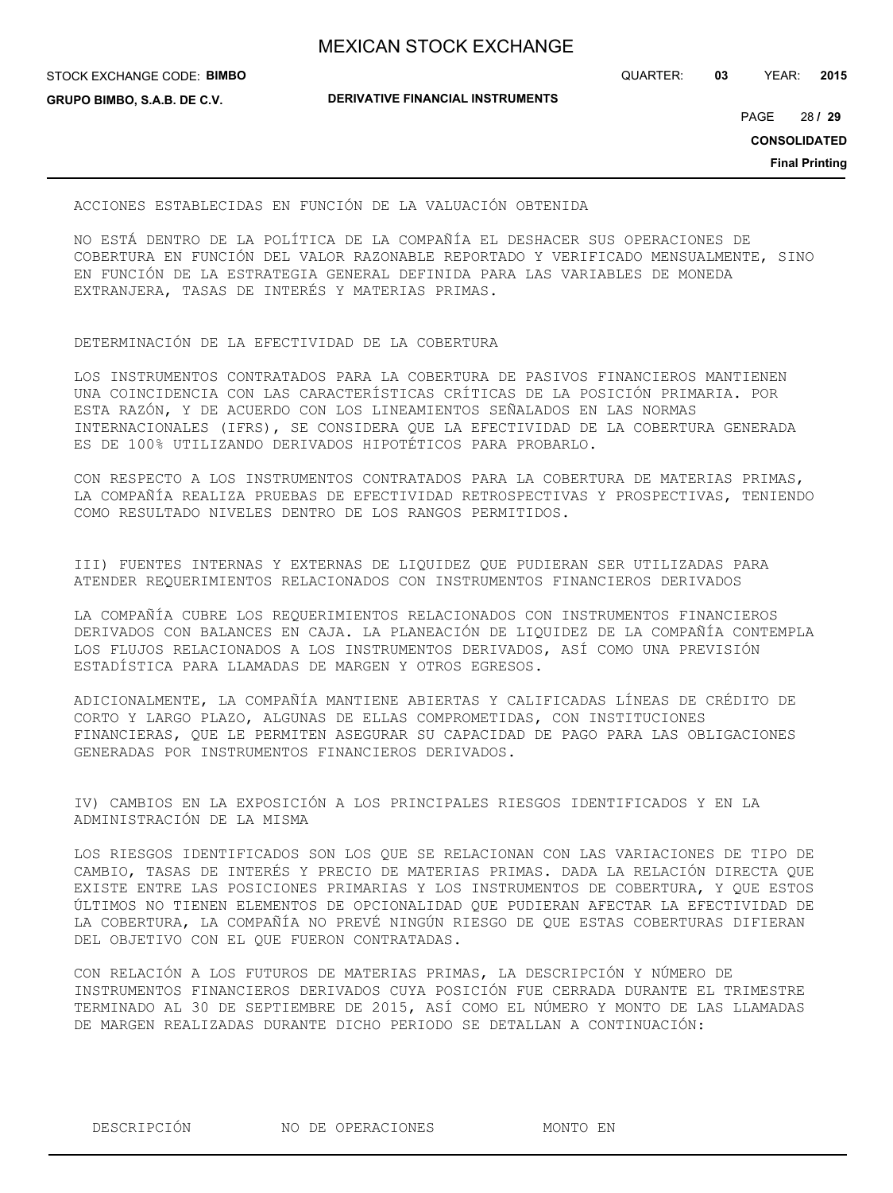ACCIONES ESTABLECIDAS EN FUNCIÓN DE LA VALUACIÓN OBTENIDA

NO ESTÁ DENTRO DE LA POLÍTICA DE LA COMPAÑÍA EL DESHACER SUS OPERACIONES DE COBERTURA EN FUNCIÓN DEL VALOR RAZONABLE REPORTADO Y VERIFICADO MENSUALMENTE, SINO EN FUNCIÓN DE LA ESTRATEGIA GENERAL DEFINIDA PARA LAS VARIABLES DE MONEDA EXTRANJERA, TASAS DE INTERÉS Y MATERIAS PRIMAS.

DETERMINACIÓN DE LA EFECTIVIDAD DE LA COBERTURA

LOS INSTRUMENTOS CONTRATADOS PARA LA COBERTURA DE PASIVOS FINANCIEROS MANTIENEN UNA COINCIDENCIA CON LAS CARACTERÍSTICAS CRÍTICAS DE LA POSICIÓN PRIMARIA. POR ESTA RAZÓN, Y DE ACUERDO CON LOS LINEAMIENTOS SEÑALADOS EN LAS NORMAS INTERNACIONALES (IFRS), SE CONSIDERA QUE LA EFECTIVIDAD DE LA COBERTURA GENERADA ES DE 100% UTILIZANDO DERIVADOS HIPOTÉTICOS PARA PROBARLO.

CON RESPECTO A LOS INSTRUMENTOS CONTRATADOS PARA LA COBERTURA DE MATERIAS PRIMAS, LA COMPAÑÍA REALIZA PRUEBAS DE EFECTIVIDAD RETROSPECTIVAS Y PROSPECTIVAS, TENIENDO COMO RESULTADO NIVELES DENTRO DE LOS RANGOS PERMITIDOS.

III) FUENTES INTERNAS Y EXTERNAS DE LIQUIDEZ QUE PUDIERAN SER UTILIZADAS PARA ATENDER REQUERIMIENTOS RELACIONADOS CON INSTRUMENTOS FINANCIEROS DERIVADOS

LA COMPAÑÍA CUBRE LOS REQUERIMIENTOS RELACIONADOS CON INSTRUMENTOS FINANCIEROS DERIVADOS CON BALANCES EN CAJA. LA PLANEACIÓN DE LIQUIDEZ DE LA COMPAÑÍA CONTEMPLA LOS FLUJOS RELACIONADOS A LOS INSTRUMENTOS DERIVADOS, ASÍ COMO UNA PREVISIÓN ESTADÍSTICA PARA LLAMADAS DE MARGEN Y OTROS EGRESOS.

ADICIONALMENTE, LA COMPAÑÍA MANTIENE ABIERTAS Y CALIFICADAS LÍNEAS DE CRÉDITO DE CORTO Y LARGO PLAZO, ALGUNAS DE ELLAS COMPROMETIDAS, CON INSTITUCIONES FINANCIERAS, QUE LE PERMITEN ASEGURAR SU CAPACIDAD DE PAGO PARA LAS OBLIGACIONES GENERADAS POR INSTRUMENTOS FINANCIEROS DERIVADOS.

IV) CAMBIOS EN LA EXPOSICIÓN A LOS PRINCIPALES RIESGOS IDENTIFICADOS Y EN LA ADMINISTRACIÓN DE LA MISMA

LOS RIESGOS IDENTIFICADOS SON LOS QUE SE RELACIONAN CON LAS VARIACIONES DE TIPO DE CAMBIO, TASAS DE INTERÉS Y PRECIO DE MATERIAS PRIMAS. DADA LA RELACIÓN DIRECTA QUE EXISTE ENTRE LAS POSICIONES PRIMARIAS Y LOS INSTRUMENTOS DE COBERTURA, Y QUE ESTOS ÚLTIMOS NO TIENEN ELEMENTOS DE OPCIONALIDAD QUE PUDIERAN AFECTAR LA EFECTIVIDAD DE LA COBERTURA, LA COMPAÑÍA NO PREVÉ NINGÚN RIESGO DE QUE ESTAS COBERTURAS DIFIERAN DEL OBJETIVO CON EL QUE FUERON CONTRATADAS.

CON RELACIÓN A LOS FUTUROS DE MATERIAS PRIMAS, LA DESCRIPCIÓN Y NÚMERO DE INSTRUMENTOS FINANCIEROS DERIVADOS CUYA POSICIÓN FUE CERRADA DURANTE EL TRIMESTRE TERMINADO AL 30 DE SEPTIEMBRE DE 2015, ASÍ COMO EL NÚMERO Y MONTO DE LAS LLAMADAS DE MARGEN REALIZADAS DURANTE DICHO PERIODO SE DETALLAN A CONTINUACIÓN:

| DESCRIPCIÓN | NO DE OPERACIONES | MONTO EN |
|---|---|---|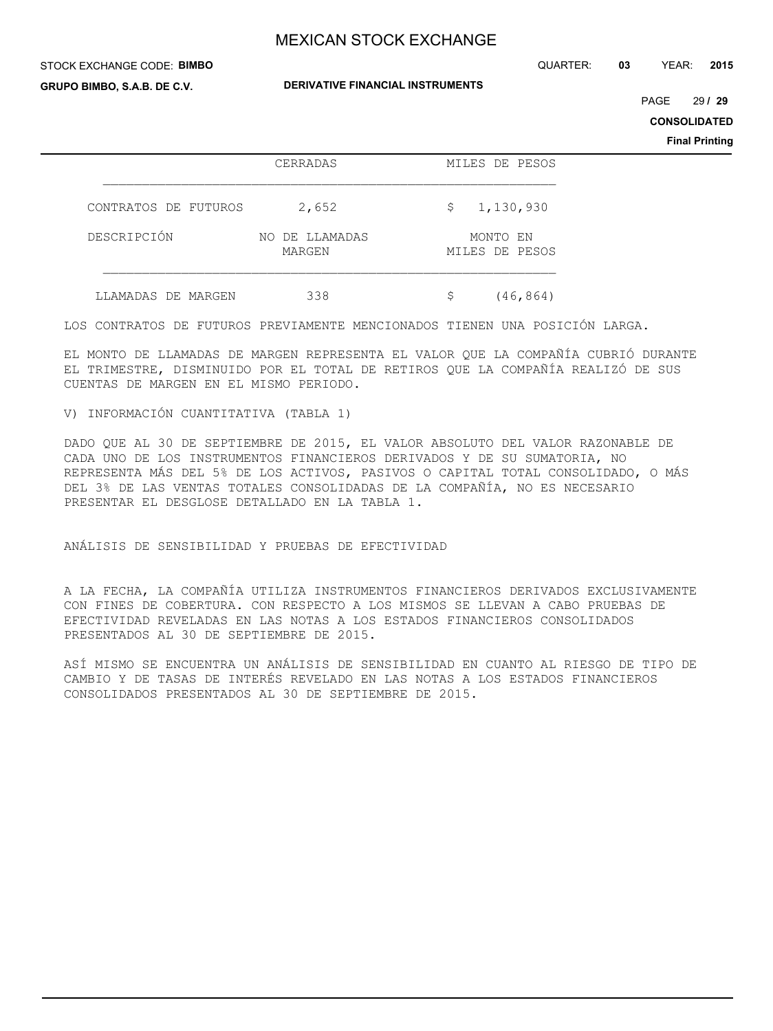| | CERRADAS | MILES DE PESOS |
|---|---|---|
| CONTRATOS DE FUTUROS | 2,652 | $ 1,130,930 |

| DESCRIPCIÓN | NO DE LLAMADAS MARGEN | MONTO EN MILES DE PESOS |
|---|---|---|
| LLAMADAS DE MARGEN | 338 | $ (46,864) |

LOS CONTRATOS DE FUTUROS PREVIAMENTE MENCIONADOS TIENEN UNA POSICIÓN LARGA.

EL MONTO DE LLAMADAS DE MARGEN REPRESENTA EL VALOR QUE LA COMPAÑÍA CUBRIÓ DURANTE EL TRIMESTRE, DISMINUIDO POR EL TOTAL DE RETIROS QUE LA COMPAÑÍA REALIZÓ DE SUS CUENTAS DE MARGEN EN EL MISMO PERIODO.

V) INFORMACIÓN CUANTITATIVA (TABLA 1)

DADO QUE AL 30 DE SEPTIEMBRE DE 2015, EL VALOR ABSOLUTO DEL VALOR RAZONABLE DE CADA UNO DE LOS INSTRUMENTOS FINANCIEROS DERIVADOS Y DE SU SUMATORIA, NO REPRESENTA MÁS DEL 5% DE LOS ACTIVOS, PASIVOS O CAPITAL TOTAL CONSOLIDADO, O MÁS DEL 3% DE LAS VENTAS TOTALES CONSOLIDADAS DE LA COMPAÑÍA, NO ES NECESARIO PRESENTAR EL DESGLOSE DETALLADO EN LA TABLA 1.

ANÁLISIS DE SENSIBILIDAD Y PRUEBAS DE EFECTIVIDAD

A LA FECHA, LA COMPAÑÍA UTILIZA INSTRUMENTOS FINANCIEROS DERIVADOS EXCLUSIVAMENTE CON FINES DE COBERTURA. CON RESPECTO A LOS MISMOS SE LLEVAN A CABO PRUEBAS DE EFECTIVIDAD REVELADAS EN LAS NOTAS A LOS ESTADOS FINANCIEROS CONSOLIDADOS PRESENTADOS AL 30 DE SEPTIEMBRE DE 2015.

ASÍ MISMO SE ENCUENTRA UN ANÁLISIS DE SENSIBILIDAD EN CUANTO AL RIESGO DE TIPO DE CAMBIO Y DE TASAS DE INTERÉS REVELADO EN LAS NOTAS A LOS ESTADOS FINANCIEROS CONSOLIDADOS PRESENTADOS AL 30 DE SEPTIEMBRE DE 2015.